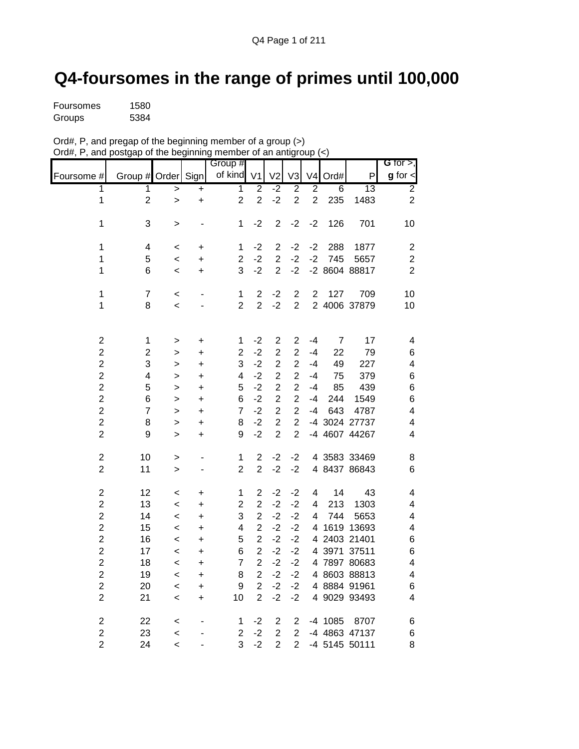# Q4-foursomes in the range of primes until 100,000

Foursomes 1580
Groups 5384

Ord#, P, and pregap of the beginning member of a group (>)
Ord#, P, and postgap of the beginning member of an antigroup (<)

| Foursome # | Group # | Order | Sign | Group # of kind | V1 | V2 | V3 | V4 | Ord# | P | **G** for >, **g** for < |
|---|---|---|---|---|---|---|---|---|---|---|---|
| 1 | 1 | > | + | 1 | 2 | -2 | 2 | 2 | 6 | 13 | 2 |
| 1 | 2 | > | + | 2 | 2 | -2 | 2 | 2 | 235 | 1483 | 2 |
| | | | | | | | | | | | |
| 1 | 3 | > | - | 1 | -2 | 2 | -2 | -2 | 126 | 701 | 10 |
| | | | | | | | | | | | |
| 1 | 4 | < | + | 1 | -2 | 2 | -2 | -2 | 288 | 1877 | 2 |
| 1 | 5 | < | + | 2 | -2 | 2 | -2 | -2 | 745 | 5657 | 2 |
| 1 | 6 | < | + | 3 | -2 | 2 | -2 | -2 | 8604 | 88817 | 2 |
| | | | | | | | | | | | |
| 1 | 7 | < | - | 1 | 2 | -2 | 2 | 2 | 127 | 709 | 10 |
| 1 | 8 | < | - | 2 | 2 | -2 | 2 | 2 | 4006 | 37879 | 10 |
| | | | | | | | | | | | |
| 2 | 1 | > | + | 1 | -2 | 2 | 2 | -4 | 7 | 17 | 4 |
| 2 | 2 | > | + | 2 | -2 | 2 | 2 | -4 | 22 | 79 | 6 |
| 2 | 3 | > | + | 3 | -2 | 2 | 2 | -4 | 49 | 227 | 4 |
| 2 | 4 | > | + | 4 | -2 | 2 | 2 | -4 | 75 | 379 | 6 |
| 2 | 5 | > | + | 5 | -2 | 2 | 2 | -4 | 85 | 439 | 6 |
| 2 | 6 | > | + | 6 | -2 | 2 | 2 | -4 | 244 | 1549 | 6 |
| 2 | 7 | > | + | 7 | -2 | 2 | 2 | -4 | 643 | 4787 | 4 |
| 2 | 8 | > | + | 8 | -2 | 2 | 2 | -4 | 3024 | 27737 | 4 |
| 2 | 9 | > | + | 9 | -2 | 2 | 2 | -4 | 4607 | 44267 | 4 |
| | | | | | | | | | | | |
| 2 | 10 | > | - | 1 | 2 | -2 | -2 | 4 | 3583 | 33469 | 8 |
| 2 | 11 | > | - | 2 | 2 | -2 | -2 | 4 | 8437 | 86843 | 6 |
| | | | | | | | | | | | |
| 2 | 12 | < | + | 1 | 2 | -2 | -2 | 4 | 14 | 43 | 4 |
| 2 | 13 | < | + | 2 | 2 | -2 | -2 | 4 | 213 | 1303 | 4 |
| 2 | 14 | < | + | 3 | 2 | -2 | -2 | 4 | 744 | 5653 | 4 |
| 2 | 15 | < | + | 4 | 2 | -2 | -2 | 4 | 1619 | 13693 | 4 |
| 2 | 16 | < | + | 5 | 2 | -2 | -2 | 4 | 2403 | 21401 | 6 |
| 2 | 17 | < | + | 6 | 2 | -2 | -2 | 4 | 3971 | 37511 | 6 |
| 2 | 18 | < | + | 7 | 2 | -2 | -2 | 4 | 7897 | 80683 | 4 |
| 2 | 19 | < | + | 8 | 2 | -2 | -2 | 4 | 8603 | 88813 | 4 |
| 2 | 20 | < | + | 9 | 2 | -2 | -2 | 4 | 8884 | 91961 | 6 |
| 2 | 21 | < | + | 10 | 2 | -2 | -2 | 4 | 9029 | 93493 | 4 |
| | | | | | | | | | | | |
| 2 | 22 | < | - | 1 | -2 | 2 | 2 | -4 | 1085 | 8707 | 6 |
| 2 | 23 | < | - | 2 | -2 | 2 | 2 | -4 | 4863 | 47137 | 6 |
| 2 | 24 | < | - | 3 | -2 | 2 | 2 | -4 | 5145 | 50111 | 8 |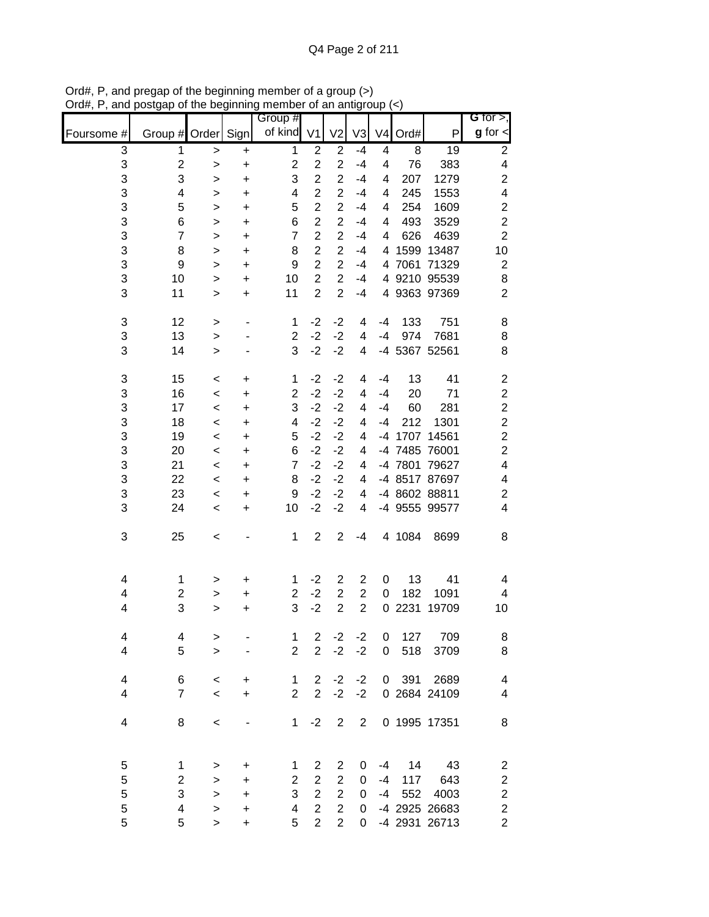Ord#, P, and pregap of the beginning member of a group (>)
Ord#, P, and postgap of the beginning member of an antigroup (<)

| Foursome # | Group # | Order | Sign | Group # of kind | V1 | V2 | V3 | V4 | Ord# | P | G for >, g for < |
|---|---|---|---|---|---|---|---|---|---|---|---|
| 3 | 1 | > | + | 1 | 2 | 2 | -4 | 4 | 8 | 19 | 2 |
| 3 | 2 | > | + | 2 | 2 | 2 | -4 | 4 | 76 | 383 | 4 |
| 3 | 3 | > | + | 3 | 2 | 2 | -4 | 4 | 207 | 1279 | 2 |
| 3 | 4 | > | + | 4 | 2 | 2 | -4 | 4 | 245 | 1553 | 4 |
| 3 | 5 | > | + | 5 | 2 | 2 | -4 | 4 | 254 | 1609 | 2 |
| 3 | 6 | > | + | 6 | 2 | 2 | -4 | 4 | 493 | 3529 | 2 |
| 3 | 7 | > | + | 7 | 2 | 2 | -4 | 4 | 626 | 4639 | 2 |
| 3 | 8 | > | + | 8 | 2 | 2 | -4 | 4 | 1599 | 13487 | 10 |
| 3 | 9 | > | + | 9 | 2 | 2 | -4 | 4 | 7061 | 71329 | 2 |
| 3 | 10 | > | + | 10 | 2 | 2 | -4 | 4 | 9210 | 95539 | 8 |
| 3 | 11 | > | + | 11 | 2 | 2 | -4 | 4 | 9363 | 97369 | 2 |
| | | | | | | | | | | | |
| 3 | 12 | > | - | 1 | -2 | -2 | 4 | -4 | 133 | 751 | 8 |
| 3 | 13 | > | - | 2 | -2 | -2 | 4 | -4 | 974 | 7681 | 8 |
| 3 | 14 | > | - | 3 | -2 | -2 | 4 | -4 | 5367 | 52561 | 8 |
| | | | | | | | | | | | |
| 3 | 15 | < | + | 1 | -2 | -2 | 4 | -4 | 13 | 41 | 2 |
| 3 | 16 | < | + | 2 | -2 | -2 | 4 | -4 | 20 | 71 | 2 |
| 3 | 17 | < | + | 3 | -2 | -2 | 4 | -4 | 60 | 281 | 2 |
| 3 | 18 | < | + | 4 | -2 | -2 | 4 | -4 | 212 | 1301 | 2 |
| 3 | 19 | < | + | 5 | -2 | -2 | 4 | -4 | 1707 | 14561 | 2 |
| 3 | 20 | < | + | 6 | -2 | -2 | 4 | -4 | 7485 | 76001 | 2 |
| 3 | 21 | < | + | 7 | -2 | -2 | 4 | -4 | 7801 | 79627 | 4 |
| 3 | 22 | < | + | 8 | -2 | -2 | 4 | -4 | 8517 | 87697 | 4 |
| 3 | 23 | < | + | 9 | -2 | -2 | 4 | -4 | 8602 | 88811 | 2 |
| 3 | 24 | < | + | 10 | -2 | -2 | 4 | -4 | 9555 | 99577 | 4 |
| | | | | | | | | | | | |
| 3 | 25 | < | - | 1 | 2 | 2 | -4 | 4 | 1084 | 8699 | 8 |
| | | | | | | | | | | | |
| 4 | 1 | > | + | 1 | -2 | 2 | 2 | 0 | 13 | 41 | 4 |
| 4 | 2 | > | + | 2 | -2 | 2 | 2 | 0 | 182 | 1091 | 4 |
| 4 | 3 | > | + | 3 | -2 | 2 | 2 | 0 | 2231 | 19709 | 10 |
| | | | | | | | | | | | |
| 4 | 4 | > | - | 1 | 2 | -2 | -2 | 0 | 127 | 709 | 8 |
| 4 | 5 | > | - | 2 | 2 | -2 | -2 | 0 | 518 | 3709 | 8 |
| | | | | | | | | | | | |
| 4 | 6 | < | + | 1 | 2 | -2 | -2 | 0 | 391 | 2689 | 4 |
| 4 | 7 | < | + | 2 | 2 | -2 | -2 | 0 | 2684 | 24109 | 4 |
| | | | | | | | | | | | |
| 4 | 8 | < | - | 1 | -2 | 2 | 2 | 0 | 1995 | 17351 | 8 |
| | | | | | | | | | | | |
| 5 | 1 | > | + | 1 | 2 | 2 | 0 | -4 | 14 | 43 | 2 |
| 5 | 2 | > | + | 2 | 2 | 2 | 0 | -4 | 117 | 643 | 2 |
| 5 | 3 | > | + | 3 | 2 | 2 | 0 | -4 | 552 | 4003 | 2 |
| 5 | 4 | > | + | 4 | 2 | 2 | 0 | -4 | 2925 | 26683 | 2 |
| 5 | 5 | > | + | 5 | 2 | 2 | 0 | -4 | 2931 | 26713 | 2 |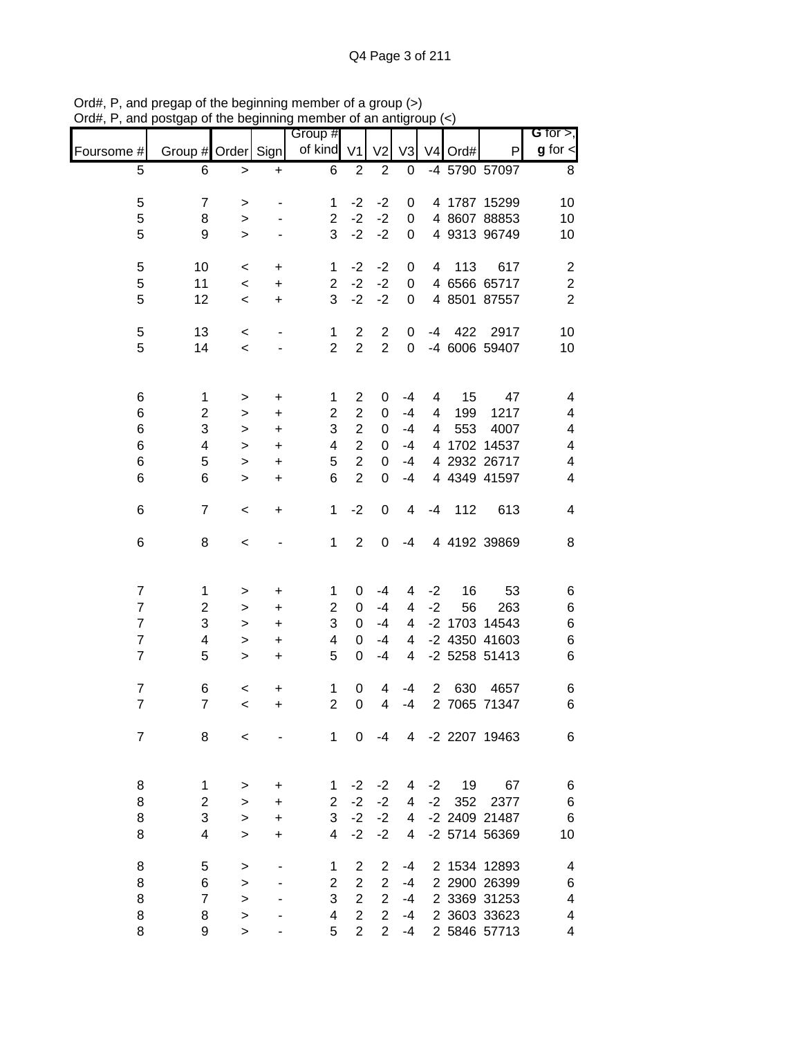Ord#, P, and pregap of the beginning member of a group (>)
Ord#, P, and postgap of the beginning member of an antigroup (<)

| Foursome # | Group # | Order | Sign | Group # of kind | V1 | V2 | V3 | V4 | Ord# | P | G for >, g for < |
|---|---|---|---|---|---|---|---|---|---|---|---|
| 5 | 6 | > | + | 6 | 2 | 2 | 0 | -4 | 5790 | 57097 | 8 |
| | | | | | | | | | | | |
| 5 | 7 | > | - | 1 | -2 | -2 | 0 | 4 | 1787 | 15299 | 10 |
| 5 | 8 | > | - | 2 | -2 | -2 | 0 | 4 | 8607 | 88853 | 10 |
| 5 | 9 | > | - | 3 | -2 | -2 | 0 | 4 | 9313 | 96749 | 10 |
| | | | | | | | | | | | |
| 5 | 10 | < | + | 1 | -2 | -2 | 0 | 4 | 113 | 617 | 2 |
| 5 | 11 | < | + | 2 | -2 | -2 | 0 | 4 | 6566 | 65717 | 2 |
| 5 | 12 | < | + | 3 | -2 | -2 | 0 | 4 | 8501 | 87557 | 2 |
| | | | | | | | | | | | |
| 5 | 13 | < | - | 1 | 2 | 2 | 0 | -4 | 422 | 2917 | 10 |
| 5 | 14 | < | - | 2 | 2 | 2 | 0 | -4 | 6006 | 59407 | 10 |
| | | | | | | | | | | | |
| 6 | 1 | > | + | 1 | 2 | 0 | -4 | 4 | 15 | 47 | 4 |
| 6 | 2 | > | + | 2 | 2 | 0 | -4 | 4 | 199 | 1217 | 4 |
| 6 | 3 | > | + | 3 | 2 | 0 | -4 | 4 | 553 | 4007 | 4 |
| 6 | 4 | > | + | 4 | 2 | 0 | -4 | 4 | 1702 | 14537 | 4 |
| 6 | 5 | > | + | 5 | 2 | 0 | -4 | 4 | 2932 | 26717 | 4 |
| 6 | 6 | > | + | 6 | 2 | 0 | -4 | 4 | 4349 | 41597 | 4 |
| | | | | | | | | | | | |
| 6 | 7 | < | + | 1 | -2 | 0 | 4 | -4 | 112 | 613 | 4 |
| | | | | | | | | | | | |
| 6 | 8 | < | - | 1 | 2 | 0 | -4 | 4 | 4192 | 39869 | 8 |
| | | | | | | | | | | | |
| 7 | 1 | > | + | 1 | 0 | -4 | 4 | -2 | 16 | 53 | 6 |
| 7 | 2 | > | + | 2 | 0 | -4 | 4 | -2 | 56 | 263 | 6 |
| 7 | 3 | > | + | 3 | 0 | -4 | 4 | -2 | 1703 | 14543 | 6 |
| 7 | 4 | > | + | 4 | 0 | -4 | 4 | -2 | 4350 | 41603 | 6 |
| 7 | 5 | > | + | 5 | 0 | -4 | 4 | -2 | 5258 | 51413 | 6 |
| | | | | | | | | | | | |
| 7 | 6 | < | + | 1 | 0 | 4 | -4 | 2 | 630 | 4657 | 6 |
| 7 | 7 | < | + | 2 | 0 | 4 | -4 | 2 | 7065 | 71347 | 6 |
| | | | | | | | | | | | |
| 7 | 8 | < | - | 1 | 0 | -4 | 4 | -2 | 2207 | 19463 | 6 |
| | | | | | | | | | | | |
| 8 | 1 | > | + | 1 | -2 | -2 | 4 | -2 | 19 | 67 | 6 |
| 8 | 2 | > | + | 2 | -2 | -2 | 4 | -2 | 352 | 2377 | 6 |
| 8 | 3 | > | + | 3 | -2 | -2 | 4 | -2 | 2409 | 21487 | 6 |
| 8 | 4 | > | + | 4 | -2 | -2 | 4 | -2 | 5714 | 56369 | 10 |
| | | | | | | | | | | | |
| 8 | 5 | > | - | 1 | 2 | 2 | -4 | 2 | 1534 | 12893 | 4 |
| 8 | 6 | > | - | 2 | 2 | 2 | -4 | 2 | 2900 | 26399 | 6 |
| 8 | 7 | > | - | 3 | 2 | 2 | -4 | 2 | 3369 | 31253 | 4 |
| 8 | 8 | > | - | 4 | 2 | 2 | -4 | 2 | 3603 | 33623 | 4 |
| 8 | 9 | > | - | 5 | 2 | 2 | -4 | 2 | 5846 | 57713 | 4 |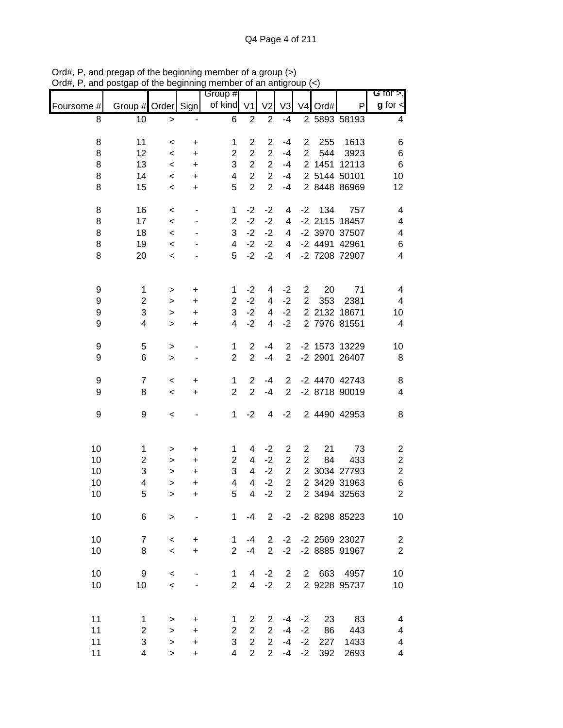Ord#, P, and pregap of the beginning member of a group (>)
Ord#, P, and postgap of the beginning member of an antigroup (<)

| Foursome # | Group # | Order | Sign | Group # of kind | V1 | V2 | V3 | V4 | Ord# | P | G for >, g for < |
|---|---|---|---|---|---|---|---|---|---|---|---|
| 8 | 10 | > | - | 6 | 2 | 2 | -4 | 2 | 5893 | 58193 | 4 |
| | | | | | | | | | | | |
| 8 | 11 | < | + | 1 | 2 | 2 | -4 | 2 | 255 | 1613 | 6 |
| 8 | 12 | < | + | 2 | 2 | 2 | -4 | 2 | 544 | 3923 | 6 |
| 8 | 13 | < | + | 3 | 2 | 2 | -4 | 2 | 1451 | 12113 | 6 |
| 8 | 14 | < | + | 4 | 2 | 2 | -4 | 2 | 5144 | 50101 | 10 |
| 8 | 15 | < | + | 5 | 2 | 2 | -4 | 2 | 8448 | 86969 | 12 |
| | | | | | | | | | | | |
| 8 | 16 | < | - | 1 | -2 | -2 | 4 | -2 | 134 | 757 | 4 |
| 8 | 17 | < | - | 2 | -2 | -2 | 4 | -2 | 2115 | 18457 | 4 |
| 8 | 18 | < | - | 3 | -2 | -2 | 4 | -2 | 3970 | 37507 | 4 |
| 8 | 19 | < | - | 4 | -2 | -2 | 4 | -2 | 4491 | 42961 | 6 |
| 8 | 20 | < | - | 5 | -2 | -2 | 4 | -2 | 7208 | 72907 | 4 |
| | | | | | | | | | | | |
| 9 | 1 | > | + | 1 | -2 | 4 | -2 | 2 | 20 | 71 | 4 |
| 9 | 2 | > | + | 2 | -2 | 4 | -2 | 2 | 353 | 2381 | 4 |
| 9 | 3 | > | + | 3 | -2 | 4 | -2 | 2 | 2132 | 18671 | 10 |
| 9 | 4 | > | + | 4 | -2 | 4 | -2 | 2 | 7976 | 81551 | 4 |
| | | | | | | | | | | | |
| 9 | 5 | > | - | 1 | 2 | -4 | 2 | -2 | 1573 | 13229 | 10 |
| 9 | 6 | > | - | 2 | 2 | -4 | 2 | -2 | 2901 | 26407 | 8 |
| | | | | | | | | | | | |
| 9 | 7 | < | + | 1 | 2 | -4 | 2 | -2 | 4470 | 42743 | 8 |
| 9 | 8 | < | + | 2 | 2 | -4 | 2 | -2 | 8718 | 90019 | 4 |
| | | | | | | | | | | | |
| 9 | 9 | < | - | 1 | -2 | 4 | -2 | 2 | 4490 | 42953 | 8 |
| | | | | | | | | | | | |
| 10 | 1 | > | + | 1 | 4 | -2 | 2 | 2 | 21 | 73 | 2 |
| 10 | 2 | > | + | 2 | 4 | -2 | 2 | 2 | 84 | 433 | 2 |
| 10 | 3 | > | + | 3 | 4 | -2 | 2 | 2 | 3034 | 27793 | 2 |
| 10 | 4 | > | + | 4 | 4 | -2 | 2 | 2 | 3429 | 31963 | 6 |
| 10 | 5 | > | + | 5 | 4 | -2 | 2 | 2 | 3494 | 32563 | 2 |
| | | | | | | | | | | | |
| 10 | 6 | > | - | 1 | -4 | 2 | -2 | -2 | 8298 | 85223 | 10 |
| | | | | | | | | | | | |
| 10 | 7 | < | + | 1 | -4 | 2 | -2 | -2 | 2569 | 23027 | 2 |
| 10 | 8 | < | + | 2 | -4 | 2 | -2 | -2 | 8885 | 91967 | 2 |
| | | | | | | | | | | | |
| 10 | 9 | < | - | 1 | 4 | -2 | 2 | 2 | 663 | 4957 | 10 |
| 10 | 10 | < | - | 2 | 4 | -2 | 2 | 2 | 9228 | 95737 | 10 |
| | | | | | | | | | | | |
| 11 | 1 | > | + | 1 | 2 | 2 | -4 | -2 | 23 | 83 | 4 |
| 11 | 2 | > | + | 2 | 2 | 2 | -4 | -2 | 86 | 443 | 4 |
| 11 | 3 | > | + | 3 | 2 | 2 | -4 | -2 | 227 | 1433 | 4 |
| 11 | 4 | > | + | 4 | 2 | 2 | -4 | -2 | 392 | 2693 | 4 |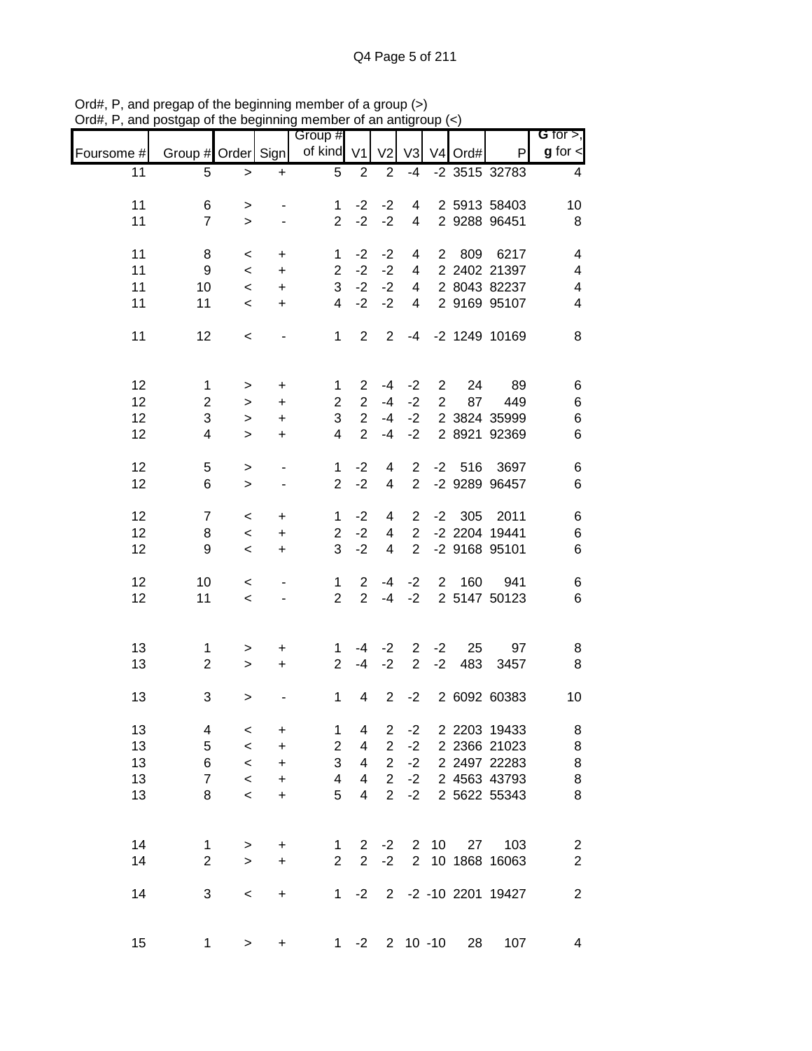Ord#, P, and pregap of the beginning member of a group (>)
Ord#, P, and postgap of the beginning member of an antigroup (<)

| Foursome # | Group # | Order | Sign | Group # of kind | V1 | V2 | V3 | V4 | Ord# | P | G for >, g for < |
|---|---|---|---|---|---|---|---|---|---|---|---|
| 11 | 5 | > | + | 5 | 2 | 2 | -4 | -2 | 3515 | 32783 | 4 |
| | | | | | | | | | | | |
| 11 | 6 | > | - | 1 | -2 | -2 | 4 | 2 | 5913 | 58403 | 10 |
| 11 | 7 | > | - | 2 | -2 | -2 | 4 | 2 | 9288 | 96451 | 8 |
| | | | | | | | | | | | |
| 11 | 8 | < | + | 1 | -2 | -2 | 4 | 2 | 809 | 6217 | 4 |
| 11 | 9 | < | + | 2 | -2 | -2 | 4 | 2 | 2402 | 21397 | 4 |
| 11 | 10 | < | + | 3 | -2 | -2 | 4 | 2 | 8043 | 82237 | 4 |
| 11 | 11 | < | + | 4 | -2 | -2 | 4 | 2 | 9169 | 95107 | 4 |
| | | | | | | | | | | | |
| 11 | 12 | < | - | 1 | 2 | 2 | -4 | -2 | 1249 | 10169 | 8 |
| | | | | | | | | | | | |
| 12 | 1 | > | + | 1 | 2 | -4 | -2 | 2 | 24 | 89 | 6 |
| 12 | 2 | > | + | 2 | 2 | -4 | -2 | 2 | 87 | 449 | 6 |
| 12 | 3 | > | + | 3 | 2 | -4 | -2 | 2 | 3824 | 35999 | 6 |
| 12 | 4 | > | + | 4 | 2 | -4 | -2 | 2 | 8921 | 92369 | 6 |
| | | | | | | | | | | | |
| 12 | 5 | > | - | 1 | -2 | 4 | 2 | -2 | 516 | 3697 | 6 |
| 12 | 6 | > | - | 2 | -2 | 4 | 2 | -2 | 9289 | 96457 | 6 |
| | | | | | | | | | | | |
| 12 | 7 | < | + | 1 | -2 | 4 | 2 | -2 | 305 | 2011 | 6 |
| 12 | 8 | < | + | 2 | -2 | 4 | 2 | -2 | 2204 | 19441 | 6 |
| 12 | 9 | < | + | 3 | -2 | 4 | 2 | -2 | 9168 | 95101 | 6 |
| | | | | | | | | | | | |
| 12 | 10 | < | - | 1 | 2 | -4 | -2 | 2 | 160 | 941 | 6 |
| 12 | 11 | < | - | 2 | 2 | -4 | -2 | 2 | 5147 | 50123 | 6 |
| | | | | | | | | | | | |
| 13 | 1 | > | + | 1 | -4 | -2 | 2 | -2 | 25 | 97 | 8 |
| 13 | 2 | > | + | 2 | -4 | -2 | 2 | -2 | 483 | 3457 | 8 |
| | | | | | | | | | | | |
| 13 | 3 | > | - | 1 | 4 | 2 | -2 | 2 | 6092 | 60383 | 10 |
| | | | | | | | | | | | |
| 13 | 4 | < | + | 1 | 4 | 2 | -2 | 2 | 2203 | 19433 | 8 |
| 13 | 5 | < | + | 2 | 4 | 2 | -2 | 2 | 2366 | 21023 | 8 |
| 13 | 6 | < | + | 3 | 4 | 2 | -2 | 2 | 2497 | 22283 | 8 |
| 13 | 7 | < | + | 4 | 4 | 2 | -2 | 2 | 4563 | 43793 | 8 |
| 13 | 8 | < | + | 5 | 4 | 2 | -2 | 2 | 5622 | 55343 | 8 |
| | | | | | | | | | | | |
| 14 | 1 | > | + | 1 | 2 | -2 | 2 | 10 | 27 | 103 | 2 |
| 14 | 2 | > | + | 2 | 2 | -2 | 2 | 10 | 1868 | 16063 | 2 |
| | | | | | | | | | | | |
| 14 | 3 | < | + | 1 | -2 | 2 | -2 | -10 | 2201 | 19427 | 2 |
| | | | | | | | | | | | |
| 15 | 1 | > | + | 1 | -2 | 2 | 10 | -10 | 28 | 107 | 4 |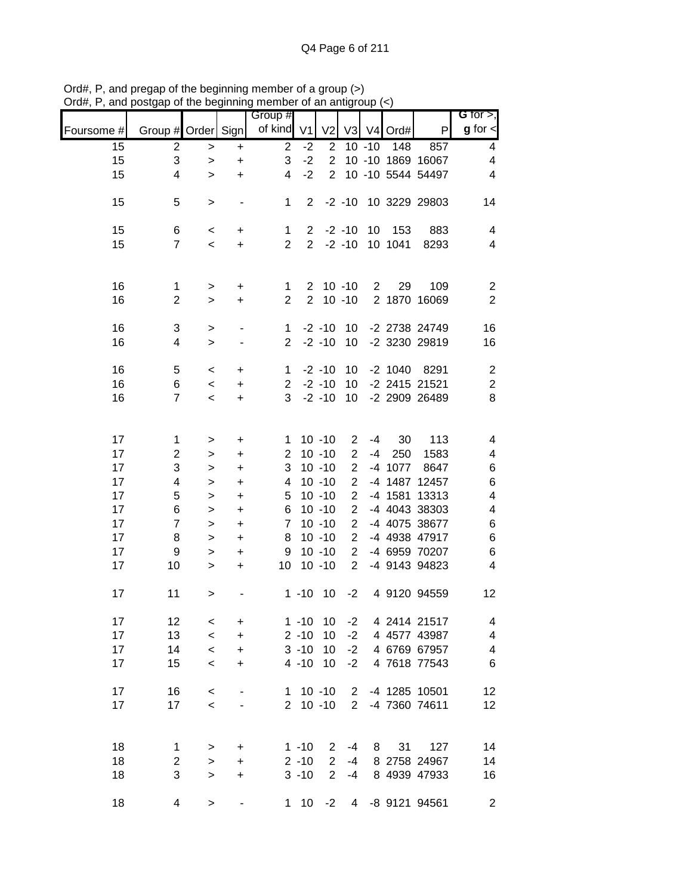Ord#, P, and pregap of the beginning member of a group (>)
Ord#, P, and postgap of the beginning member of an antigroup (<)

| Foursome # | Group # | Order | Sign | Group # of kind | V1 | V2 | V3 | V4 | Ord# | P | G for >, g for < |
|---|---|---|---|---|---|---|---|---|---|---|---|
| 15 | 2 | > | + | 2 | -2 | 2 | 10 | -10 | 148 | 857 | 4 |
| 15 | 3 | > | + | 3 | -2 | 2 | 10 | -10 | 1869 | 16067 | 4 |
| 15 | 4 | > | + | 4 | -2 | 2 | 10 | -10 | 5544 | 54497 | 4 |
| | | | | | | | | | | | |
| 15 | 5 | > | - | 1 | 2 | -2 | -10 | 10 | 3229 | 29803 | 14 |
| | | | | | | | | | | | |
| 15 | 6 | < | + | 1 | 2 | -2 | -10 | 10 | 153 | 883 | 4 |
| 15 | 7 | < | + | 2 | 2 | -2 | -10 | 10 | 1041 | 8293 | 4 |
| | | | | | | | | | | | |
| 16 | 1 | > | + | 1 | 2 | 10 | -10 | 2 | 29 | 109 | 2 |
| 16 | 2 | > | + | 2 | 2 | 10 | -10 | 2 | 1870 | 16069 | 2 |
| | | | | | | | | | | | |
| 16 | 3 | > | - | 1 | -2 | -10 | 10 | -2 | 2738 | 24749 | 16 |
| 16 | 4 | > | - | 2 | -2 | -10 | 10 | -2 | 3230 | 29819 | 16 |
| | | | | | | | | | | | |
| 16 | 5 | < | + | 1 | -2 | -10 | 10 | -2 | 1040 | 8291 | 2 |
| 16 | 6 | < | + | 2 | -2 | -10 | 10 | -2 | 2415 | 21521 | 2 |
| 16 | 7 | < | + | 3 | -2 | -10 | 10 | -2 | 2909 | 26489 | 8 |
| | | | | | | | | | | | |
| 17 | 1 | > | + | 1 | 10 | -10 | 2 | -4 | 30 | 113 | 4 |
| 17 | 2 | > | + | 2 | 10 | -10 | 2 | -4 | 250 | 1583 | 4 |
| 17 | 3 | > | + | 3 | 10 | -10 | 2 | -4 | 1077 | 8647 | 6 |
| 17 | 4 | > | + | 4 | 10 | -10 | 2 | -4 | 1487 | 12457 | 6 |
| 17 | 5 | > | + | 5 | 10 | -10 | 2 | -4 | 1581 | 13313 | 4 |
| 17 | 6 | > | + | 6 | 10 | -10 | 2 | -4 | 4043 | 38303 | 4 |
| 17 | 7 | > | + | 7 | 10 | -10 | 2 | -4 | 4075 | 38677 | 6 |
| 17 | 8 | > | + | 8 | 10 | -10 | 2 | -4 | 4938 | 47917 | 6 |
| 17 | 9 | > | + | 9 | 10 | -10 | 2 | -4 | 6959 | 70207 | 6 |
| 17 | 10 | > | + | 10 | 10 | -10 | 2 | -4 | 9143 | 94823 | 4 |
| | | | | | | | | | | | |
| 17 | 11 | > | - | 1 | -10 | 10 | -2 | 4 | 9120 | 94559 | 12 |
| | | | | | | | | | | | |
| 17 | 12 | < | + | 1 | -10 | 10 | -2 | 4 | 2414 | 21517 | 4 |
| 17 | 13 | < | + | 2 | -10 | 10 | -2 | 4 | 4577 | 43987 | 4 |
| 17 | 14 | < | + | 3 | -10 | 10 | -2 | 4 | 6769 | 67957 | 4 |
| 17 | 15 | < | + | 4 | -10 | 10 | -2 | 4 | 7618 | 77543 | 6 |
| | | | | | | | | | | | |
| 17 | 16 | < | - | 1 | 10 | -10 | 2 | -4 | 1285 | 10501 | 12 |
| 17 | 17 | < | - | 2 | 10 | -10 | 2 | -4 | 7360 | 74611 | 12 |
| | | | | | | | | | | | |
| 18 | 1 | > | + | 1 | -10 | 2 | -4 | 8 | 31 | 127 | 14 |
| 18 | 2 | > | + | 2 | -10 | 2 | -4 | 8 | 2758 | 24967 | 14 |
| 18 | 3 | > | + | 3 | -10 | 2 | -4 | 8 | 4939 | 47933 | 16 |
| | | | | | | | | | | | |
| 18 | 4 | > | - | 1 | 10 | -2 | 4 | -8 | 9121 | 94561 | 2 |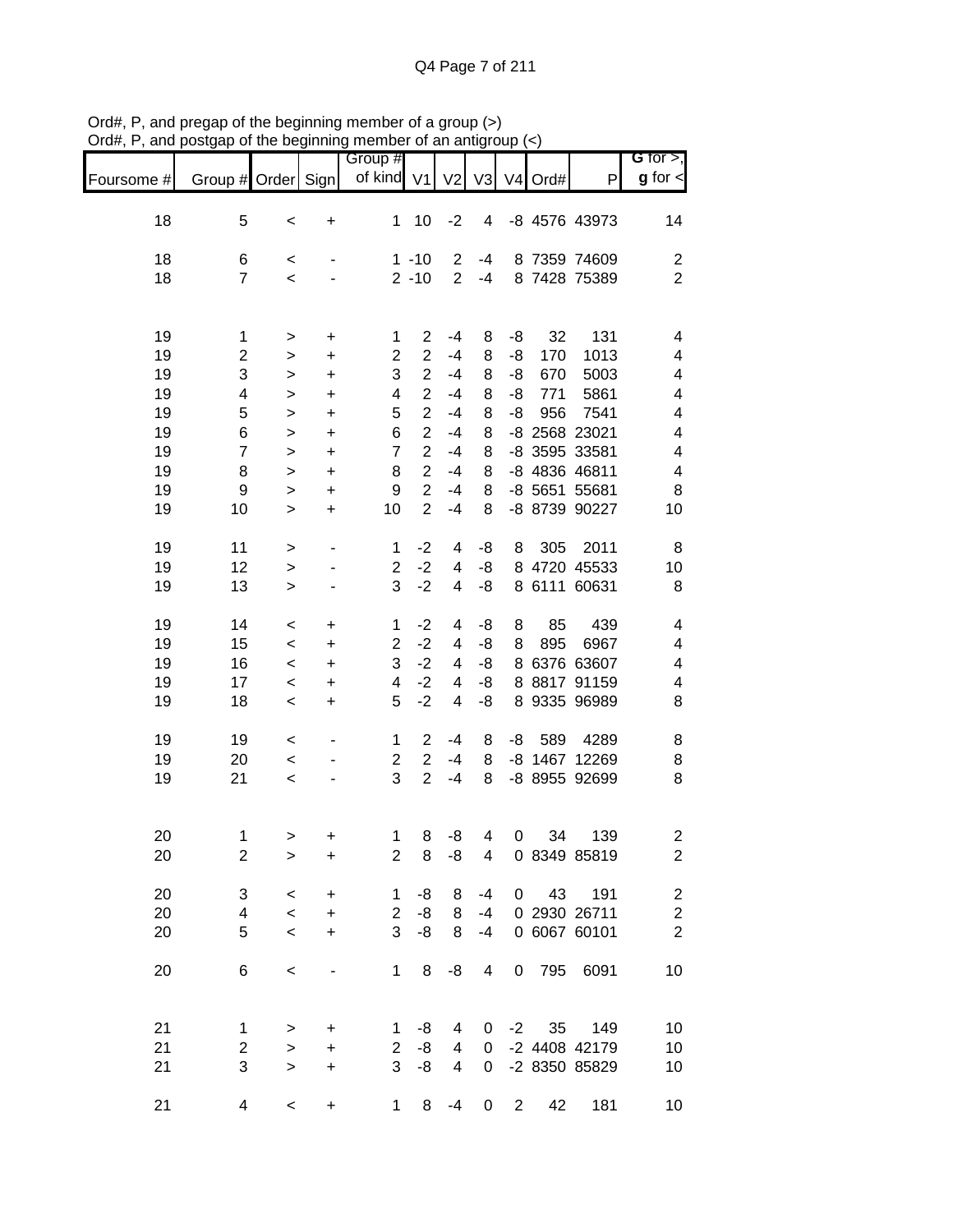Ord#, P, and pregap of the beginning member of a group (>)
Ord#, P, and postgap of the beginning member of an antigroup (<)

| Foursome # | Group # | Order | Sign | Group # of kind | V1 | V2 | V3 | V4 | Ord# | P | **G** for >, **g** for < |
|---|---|---|---|---|---|---|---|---|---|---|---|
| 18 | 5 | < | + | 1 | 10 | -2 | 4 | -8 | 4576 | 43973 | 14 |
| | | | | | | | | | | | |
| 18 | 6 | < | - | 1 | -10 | 2 | -4 | 8 | 7359 | 74609 | 2 |
| 18 | 7 | < | - | 2 | -10 | 2 | -4 | 8 | 7428 | 75389 | 2 |
| | | | | | | | | | | | |
| 19 | 1 | > | + | 1 | 2 | -4 | 8 | -8 | 32 | 131 | 4 |
| 19 | 2 | > | + | 2 | 2 | -4 | 8 | -8 | 170 | 1013 | 4 |
| 19 | 3 | > | + | 3 | 2 | -4 | 8 | -8 | 670 | 5003 | 4 |
| 19 | 4 | > | + | 4 | 2 | -4 | 8 | -8 | 771 | 5861 | 4 |
| 19 | 5 | > | + | 5 | 2 | -4 | 8 | -8 | 956 | 7541 | 4 |
| 19 | 6 | > | + | 6 | 2 | -4 | 8 | -8 | 2568 | 23021 | 4 |
| 19 | 7 | > | + | 7 | 2 | -4 | 8 | -8 | 3595 | 33581 | 4 |
| 19 | 8 | > | + | 8 | 2 | -4 | 8 | -8 | 4836 | 46811 | 4 |
| 19 | 9 | > | + | 9 | 2 | -4 | 8 | -8 | 5651 | 55681 | 8 |
| 19 | 10 | > | + | 10 | 2 | -4 | 8 | -8 | 8739 | 90227 | 10 |
| | | | | | | | | | | | |
| 19 | 11 | > | - | 1 | -2 | 4 | -8 | 8 | 305 | 2011 | 8 |
| 19 | 12 | > | - | 2 | -2 | 4 | -8 | 8 | 4720 | 45533 | 10 |
| 19 | 13 | > | - | 3 | -2 | 4 | -8 | 8 | 6111 | 60631 | 8 |
| | | | | | | | | | | | |
| 19 | 14 | < | + | 1 | -2 | 4 | -8 | 8 | 85 | 439 | 4 |
| 19 | 15 | < | + | 2 | -2 | 4 | -8 | 8 | 895 | 6967 | 4 |
| 19 | 16 | < | + | 3 | -2 | 4 | -8 | 8 | 6376 | 63607 | 4 |
| 19 | 17 | < | + | 4 | -2 | 4 | -8 | 8 | 8817 | 91159 | 4 |
| 19 | 18 | < | + | 5 | -2 | 4 | -8 | 8 | 9335 | 96989 | 8 |
| | | | | | | | | | | | |
| 19 | 19 | < | - | 1 | 2 | -4 | 8 | -8 | 589 | 4289 | 8 |
| 19 | 20 | < | - | 2 | 2 | -4 | 8 | -8 | 1467 | 12269 | 8 |
| 19 | 21 | < | - | 3 | 2 | -4 | 8 | -8 | 8955 | 92699 | 8 |
| | | | | | | | | | | | |
| 20 | 1 | > | + | 1 | 8 | -8 | 4 | 0 | 34 | 139 | 2 |
| 20 | 2 | > | + | 2 | 8 | -8 | 4 | 0 | 8349 | 85819 | 2 |
| | | | | | | | | | | | |
| 20 | 3 | < | + | 1 | -8 | 8 | -4 | 0 | 43 | 191 | 2 |
| 20 | 4 | < | + | 2 | -8 | 8 | -4 | 0 | 2930 | 26711 | 2 |
| 20 | 5 | < | + | 3 | -8 | 8 | -4 | 0 | 6067 | 60101 | 2 |
| | | | | | | | | | | | |
| 20 | 6 | < | - | 1 | 8 | -8 | 4 | 0 | 795 | 6091 | 10 |
| | | | | | | | | | | | |
| 21 | 1 | > | + | 1 | -8 | 4 | 0 | -2 | 35 | 149 | 10 |
| 21 | 2 | > | + | 2 | -8 | 4 | 0 | -2 | 4408 | 42179 | 10 |
| 21 | 3 | > | + | 3 | -8 | 4 | 0 | -2 | 8350 | 85829 | 10 |
| | | | | | | | | | | | |
| 21 | 4 | < | + | 1 | 8 | -4 | 0 | 2 | 42 | 181 | 10 |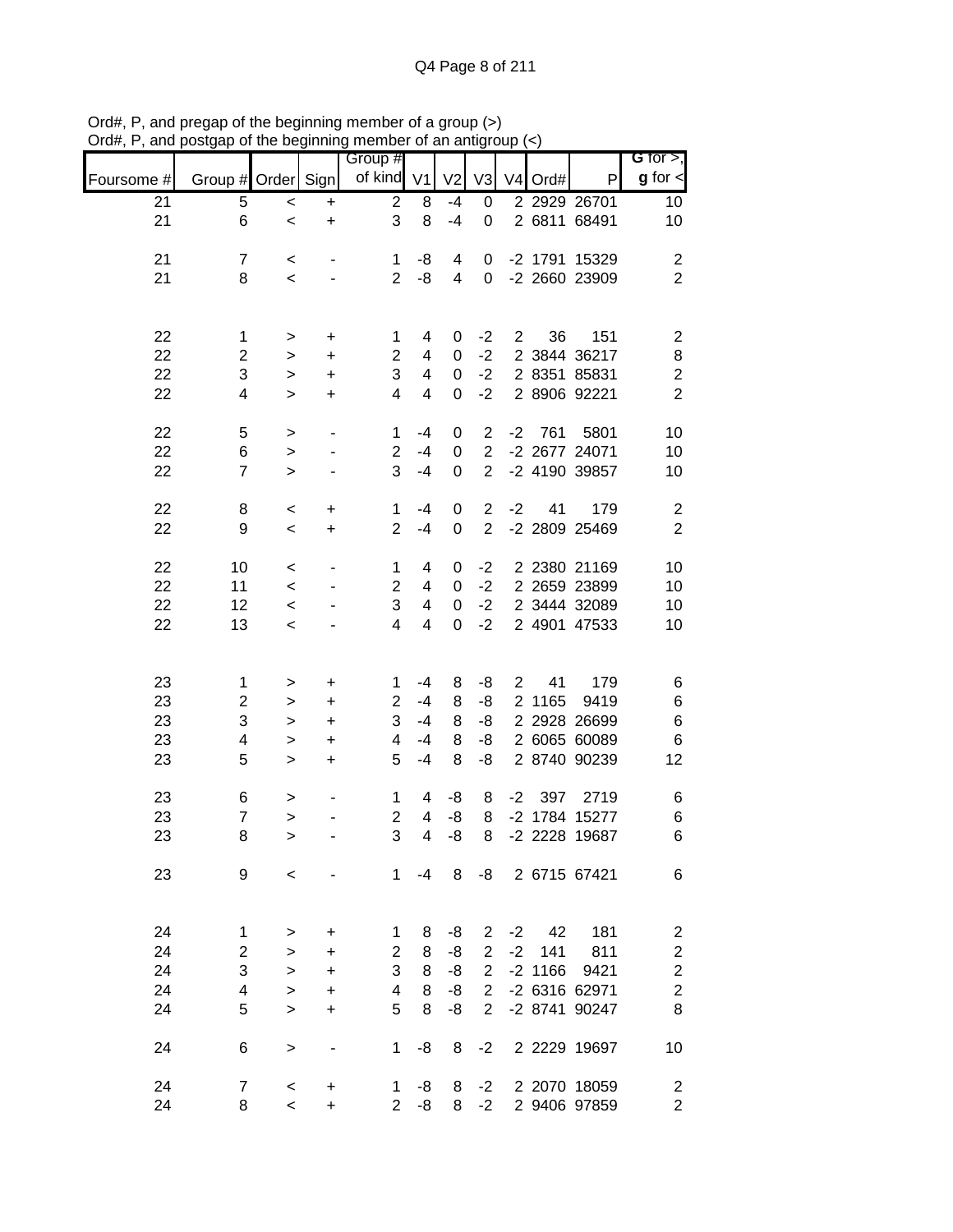Ord#, P, and pregap of the beginning member of a group (>)
Ord#, P, and postgap of the beginning member of an antigroup (<)

| Foursome # | Group # | Order | Sign | Group # of kind | V1 | V2 | V3 | V4 | Ord# | P | G for >, g for < |
|---|---|---|---|---|---|---|---|---|---|---|---|
| 21 | 5 | < | + | 2 | 8 | -4 | 0 | 2 | 2929 | 26701 | 10 |
| 21 | 6 | < | + | 3 | 8 | -4 | 0 | 2 | 6811 | 68491 | 10 |
| | | | | | | | | | | | |
| 21 | 7 | < | - | 1 | -8 | 4 | 0 | -2 | 1791 | 15329 | 2 |
| 21 | 8 | < | - | 2 | -8 | 4 | 0 | -2 | 2660 | 23909 | 2 |
| | | | | | | | | | | | |
| 22 | 1 | > | + | 1 | 4 | 0 | -2 | 2 | 36 | 151 | 2 |
| 22 | 2 | > | + | 2 | 4 | 0 | -2 | 2 | 3844 | 36217 | 8 |
| 22 | 3 | > | + | 3 | 4 | 0 | -2 | 2 | 8351 | 85831 | 2 |
| 22 | 4 | > | + | 4 | 4 | 0 | -2 | 2 | 8906 | 92221 | 2 |
| | | | | | | | | | | | |
| 22 | 5 | > | - | 1 | -4 | 0 | 2 | -2 | 761 | 5801 | 10 |
| 22 | 6 | > | - | 2 | -4 | 0 | 2 | -2 | 2677 | 24071 | 10 |
| 22 | 7 | > | - | 3 | -4 | 0 | 2 | -2 | 4190 | 39857 | 10 |
| | | | | | | | | | | | |
| 22 | 8 | < | + | 1 | -4 | 0 | 2 | -2 | 41 | 179 | 2 |
| 22 | 9 | < | + | 2 | -4 | 0 | 2 | -2 | 2809 | 25469 | 2 |
| | | | | | | | | | | | |
| 22 | 10 | < | - | 1 | 4 | 0 | -2 | 2 | 2380 | 21169 | 10 |
| 22 | 11 | < | - | 2 | 4 | 0 | -2 | 2 | 2659 | 23899 | 10 |
| 22 | 12 | < | - | 3 | 4 | 0 | -2 | 2 | 3444 | 32089 | 10 |
| 22 | 13 | < | - | 4 | 4 | 0 | -2 | 2 | 4901 | 47533 | 10 |
| | | | | | | | | | | | |
| 23 | 1 | > | + | 1 | -4 | 8 | -8 | 2 | 41 | 179 | 6 |
| 23 | 2 | > | + | 2 | -4 | 8 | -8 | 2 | 1165 | 9419 | 6 |
| 23 | 3 | > | + | 3 | -4 | 8 | -8 | 2 | 2928 | 26699 | 6 |
| 23 | 4 | > | + | 4 | -4 | 8 | -8 | 2 | 6065 | 60089 | 6 |
| 23 | 5 | > | + | 5 | -4 | 8 | -8 | 2 | 8740 | 90239 | 12 |
| | | | | | | | | | | | |
| 23 | 6 | > | - | 1 | 4 | -8 | 8 | -2 | 397 | 2719 | 6 |
| 23 | 7 | > | - | 2 | 4 | -8 | 8 | -2 | 1784 | 15277 | 6 |
| 23 | 8 | > | - | 3 | 4 | -8 | 8 | -2 | 2228 | 19687 | 6 |
| | | | | | | | | | | | |
| 23 | 9 | < | - | 1 | -4 | 8 | -8 | 2 | 6715 | 67421 | 6 |
| | | | | | | | | | | | |
| 24 | 1 | > | + | 1 | 8 | -8 | 2 | -2 | 42 | 181 | 2 |
| 24 | 2 | > | + | 2 | 8 | -8 | 2 | -2 | 141 | 811 | 2 |
| 24 | 3 | > | + | 3 | 8 | -8 | 2 | -2 | 1166 | 9421 | 2 |
| 24 | 4 | > | + | 4 | 8 | -8 | 2 | -2 | 6316 | 62971 | 2 |
| 24 | 5 | > | + | 5 | 8 | -8 | 2 | -2 | 8741 | 90247 | 8 |
| | | | | | | | | | | | |
| 24 | 6 | > | - | 1 | -8 | 8 | -2 | 2 | 2229 | 19697 | 10 |
| | | | | | | | | | | | |
| 24 | 7 | < | + | 1 | -8 | 8 | -2 | 2 | 2070 | 18059 | 2 |
| 24 | 8 | < | + | 2 | -8 | 8 | -2 | 2 | 9406 | 97859 | 2 |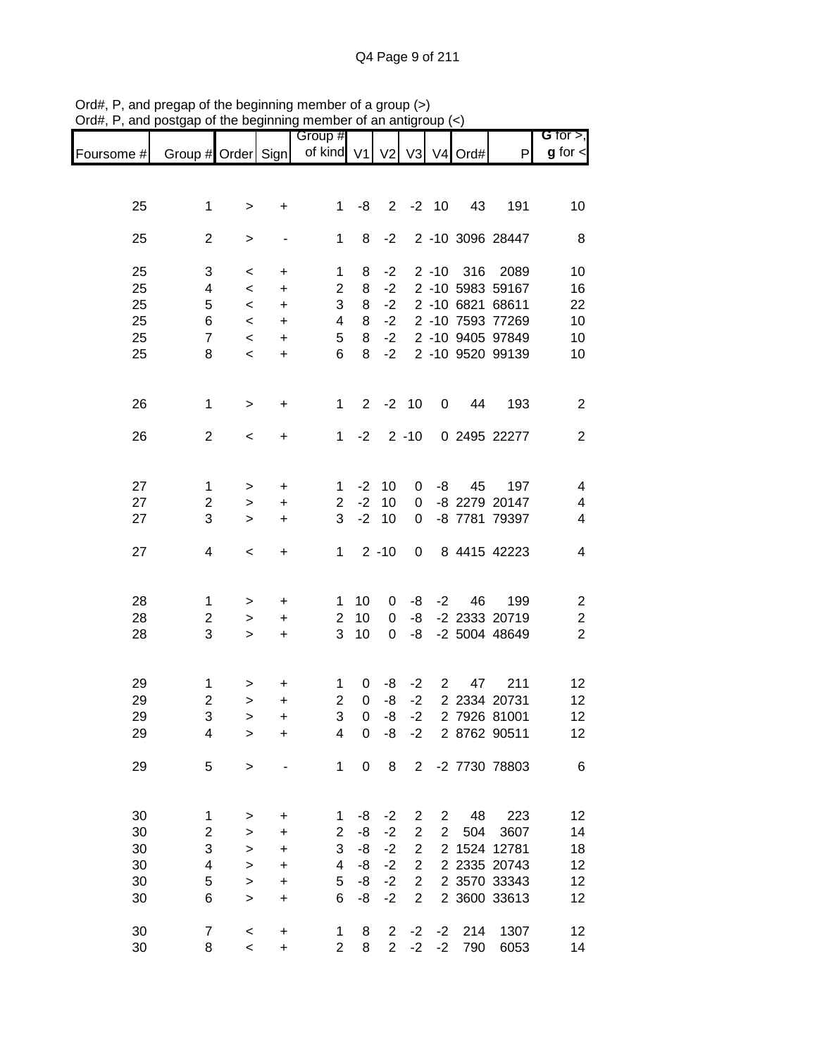Ord#, P, and pregap of the beginning member of a group (>)
Ord#, P, and postgap of the beginning member of an antigroup (<)

| Foursome # | Group # | Order | Sign | Group # of kind | V1 | V2 | V3 | V4 | Ord# | P | G for >, g for < |
|---|---|---|---|---|---|---|---|---|---|---|---|
| 25 | 1 | > | + | 1 | -8 | 2 | -2 | 10 | 43 | 191 | 10 |
| 25 | 2 | > | - | 1 | 8 | -2 | 2 | -10 | 3096 | 28447 | 8 |
| 25 | 3 | < | + | 1 | 8 | -2 | 2 | -10 | 316 | 2089 | 10 |
| 25 | 4 | < | + | 2 | 8 | -2 | 2 | -10 | 5983 | 59167 | 16 |
| 25 | 5 | < | + | 3 | 8 | -2 | 2 | -10 | 6821 | 68611 | 22 |
| 25 | 6 | < | + | 4 | 8 | -2 | 2 | -10 | 7593 | 77269 | 10 |
| 25 | 7 | < | + | 5 | 8 | -2 | 2 | -10 | 9405 | 97849 | 10 |
| 25 | 8 | < | + | 6 | 8 | -2 | 2 | -10 | 9520 | 99139 | 10 |
| 26 | 1 | > | + | 1 | 2 | -2 | 10 | 0 | 44 | 193 | 2 |
| 26 | 2 | < | + | 1 | -2 | 2 | -10 | 0 | 2495 | 22277 | 2 |
| 27 | 1 | > | + | 1 | -2 | 10 | 0 | -8 | 45 | 197 | 4 |
| 27 | 2 | > | + | 2 | -2 | 10 | 0 | -8 | 2279 | 20147 | 4 |
| 27 | 3 | > | + | 3 | -2 | 10 | 0 | -8 | 7781 | 79397 | 4 |
| 27 | 4 | < | + | 1 | 2 | -10 | 0 | 8 | 4415 | 42223 | 4 |
| 28 | 1 | > | + | 1 | 10 | 0 | -8 | -2 | 46 | 199 | 2 |
| 28 | 2 | > | + | 2 | 10 | 0 | -8 | -2 | 2333 | 20719 | 2 |
| 28 | 3 | > | + | 3 | 10 | 0 | -8 | -2 | 5004 | 48649 | 2 |
| 29 | 1 | > | + | 1 | 0 | -8 | -2 | 2 | 47 | 211 | 12 |
| 29 | 2 | > | + | 2 | 0 | -8 | -2 | 2 | 2334 | 20731 | 12 |
| 29 | 3 | > | + | 3 | 0 | -8 | -2 | 2 | 7926 | 81001 | 12 |
| 29 | 4 | > | + | 4 | 0 | -8 | -2 | 2 | 8762 | 90511 | 12 |
| 29 | 5 | > | - | 1 | 0 | 8 | 2 | -2 | 7730 | 78803 | 6 |
| 30 | 1 | > | + | 1 | -8 | -2 | 2 | 2 | 48 | 223 | 12 |
| 30 | 2 | > | + | 2 | -8 | -2 | 2 | 2 | 504 | 3607 | 14 |
| 30 | 3 | > | + | 3 | -8 | -2 | 2 | 2 | 1524 | 12781 | 18 |
| 30 | 4 | > | + | 4 | -8 | -2 | 2 | 2 | 2335 | 20743 | 12 |
| 30 | 5 | > | + | 5 | -8 | -2 | 2 | 2 | 3570 | 33343 | 12 |
| 30 | 6 | > | + | 6 | -8 | -2 | 2 | 2 | 3600 | 33613 | 12 |
| 30 | 7 | < | + | 1 | 8 | 2 | -2 | -2 | 214 | 1307 | 12 |
| 30 | 8 | < | + | 2 | 8 | 2 | -2 | -2 | 790 | 6053 | 14 |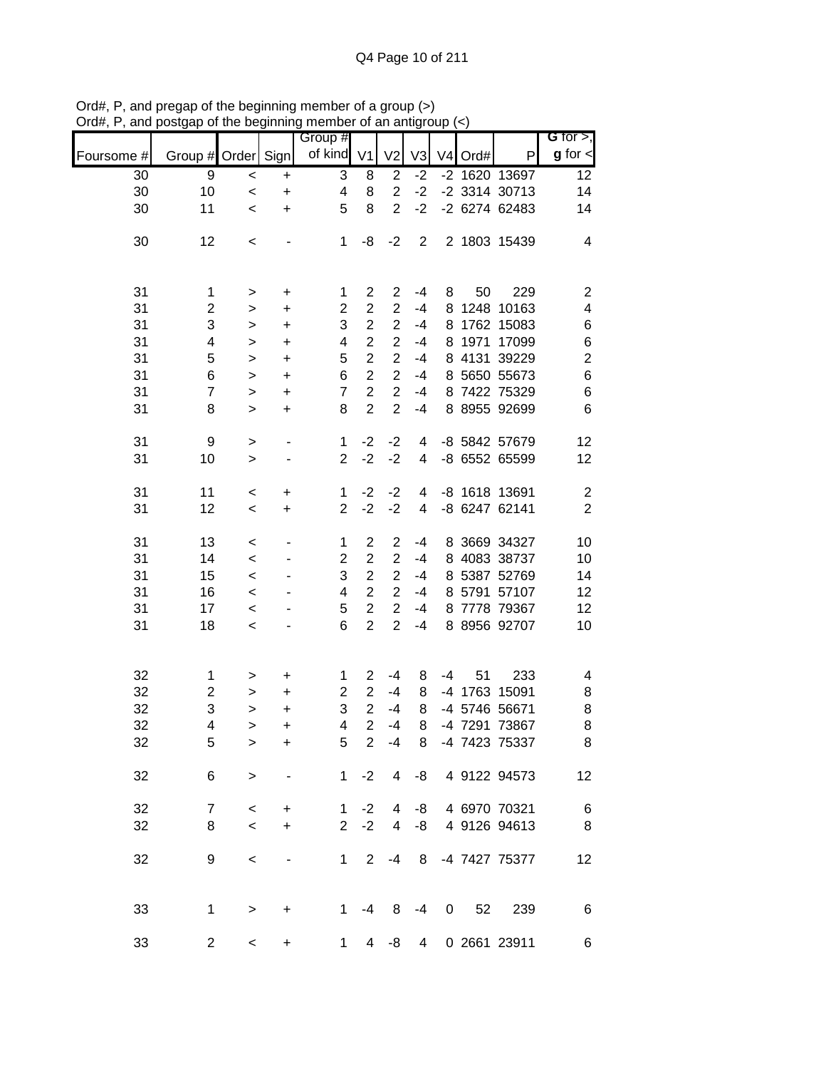Ord#, P, and pregap of the beginning member of a group (>)
Ord#, P, and postgap of the beginning member of an antigroup (<)

| Foursome # | Group # | Order | Sign | Group # of kind | V1 | V2 | V3 | V4 | Ord# | P | G for >, g for < |
|---|---|---|---|---|---|---|---|---|---|---|---|
| 30 | 9 | < | + | 3 | 8 | 2 | -2 | -2 | 1620 | 13697 | 12 |
| 30 | 10 | < | + | 4 | 8 | 2 | -2 | -2 | 3314 | 30713 | 14 |
| 30 | 11 | < | + | 5 | 8 | 2 | -2 | -2 | 6274 | 62483 | 14 |
| | | | | | | | | | | | |
| 30 | 12 | < | - | 1 | -8 | -2 | 2 | 2 | 1803 | 15439 | 4 |
| | | | | | | | | | | | |
| 31 | 1 | > | + | 1 | 2 | 2 | -4 | 8 | 50 | 229 | 2 |
| 31 | 2 | > | + | 2 | 2 | 2 | -4 | 8 | 1248 | 10163 | 4 |
| 31 | 3 | > | + | 3 | 2 | 2 | -4 | 8 | 1762 | 15083 | 6 |
| 31 | 4 | > | + | 4 | 2 | 2 | -4 | 8 | 1971 | 17099 | 6 |
| 31 | 5 | > | + | 5 | 2 | 2 | -4 | 8 | 4131 | 39229 | 2 |
| 31 | 6 | > | + | 6 | 2 | 2 | -4 | 8 | 5650 | 55673 | 6 |
| 31 | 7 | > | + | 7 | 2 | 2 | -4 | 8 | 7422 | 75329 | 6 |
| 31 | 8 | > | + | 8 | 2 | 2 | -4 | 8 | 8955 | 92699 | 6 |
| | | | | | | | | | | | |
| 31 | 9 | > | - | 1 | -2 | -2 | 4 | -8 | 5842 | 57679 | 12 |
| 31 | 10 | > | - | 2 | -2 | -2 | 4 | -8 | 6552 | 65599 | 12 |
| | | | | | | | | | | | |
| 31 | 11 | < | + | 1 | -2 | -2 | 4 | -8 | 1618 | 13691 | 2 |
| 31 | 12 | < | + | 2 | -2 | -2 | 4 | -8 | 6247 | 62141 | 2 |
| | | | | | | | | | | | |
| 31 | 13 | < | - | 1 | 2 | 2 | -4 | 8 | 3669 | 34327 | 10 |
| 31 | 14 | < | - | 2 | 2 | 2 | -4 | 8 | 4083 | 38737 | 10 |
| 31 | 15 | < | - | 3 | 2 | 2 | -4 | 8 | 5387 | 52769 | 14 |
| 31 | 16 | < | - | 4 | 2 | 2 | -4 | 8 | 5791 | 57107 | 12 |
| 31 | 17 | < | - | 5 | 2 | 2 | -4 | 8 | 7778 | 79367 | 12 |
| 31 | 18 | < | - | 6 | 2 | 2 | -4 | 8 | 8956 | 92707 | 10 |
| | | | | | | | | | | | |
| 32 | 1 | > | + | 1 | 2 | -4 | 8 | -4 | 51 | 233 | 4 |
| 32 | 2 | > | + | 2 | 2 | -4 | 8 | -4 | 1763 | 15091 | 8 |
| 32 | 3 | > | + | 3 | 2 | -4 | 8 | -4 | 5746 | 56671 | 8 |
| 32 | 4 | > | + | 4 | 2 | -4 | 8 | -4 | 7291 | 73867 | 8 |
| 32 | 5 | > | + | 5 | 2 | -4 | 8 | -4 | 7423 | 75337 | 8 |
| | | | | | | | | | | | |
| 32 | 6 | > | - | 1 | -2 | 4 | -8 | 4 | 9122 | 94573 | 12 |
| | | | | | | | | | | | |
| 32 | 7 | < | + | 1 | -2 | 4 | -8 | 4 | 6970 | 70321 | 6 |
| 32 | 8 | < | + | 2 | -2 | 4 | -8 | 4 | 9126 | 94613 | 8 |
| | | | | | | | | | | | |
| 32 | 9 | < | - | 1 | 2 | -4 | 8 | -4 | 7427 | 75377 | 12 |
| | | | | | | | | | | | |
| 33 | 1 | > | + | 1 | -4 | 8 | -4 | 0 | 52 | 239 | 6 |
| | | | | | | | | | | | |
| 33 | 2 | < | + | 1 | 4 | -8 | 4 | 0 | 2661 | 23911 | 6 |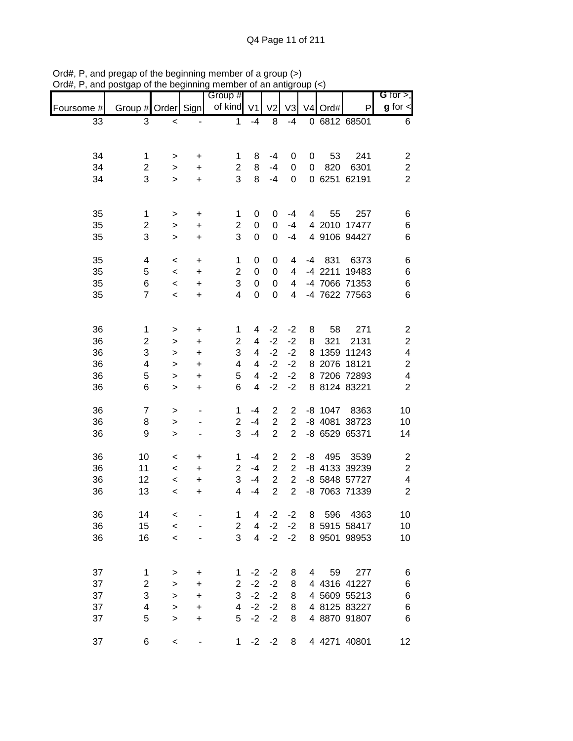Ord#, P, and pregap of the beginning member of a group (>)
Ord#, P, and postgap of the beginning member of an antigroup (<)

| Foursome # | Group # | Order | Sign | Group # of kind | V1 | V2 | V3 | V4 | Ord# | P | **G** for >, **g** for < |
|---|---|---|---|---|---|---|---|---|---|---|---|
| 33 | 3 | < | - | 1 | -4 | 8 | -4 | 0 | 6812 | 68501 | 6 |
| | | | | | | | | | | | |
| 34 | 1 | > | + | 1 | 8 | -4 | 0 | 0 | 53 | 241 | 2 |
| 34 | 2 | > | + | 2 | 8 | -4 | 0 | 0 | 820 | 6301 | 2 |
| 34 | 3 | > | + | 3 | 8 | -4 | 0 | 0 | 6251 | 62191 | 2 |
| | | | | | | | | | | | |
| 35 | 1 | > | + | 1 | 0 | 0 | -4 | 4 | 55 | 257 | 6 |
| 35 | 2 | > | + | 2 | 0 | 0 | -4 | 4 | 2010 | 17477 | 6 |
| 35 | 3 | > | + | 3 | 0 | 0 | -4 | 4 | 9106 | 94427 | 6 |
| | | | | | | | | | | | |
| 35 | 4 | < | + | 1 | 0 | 0 | 4 | -4 | 831 | 6373 | 6 |
| 35 | 5 | < | + | 2 | 0 | 0 | 4 | -4 | 2211 | 19483 | 6 |
| 35 | 6 | < | + | 3 | 0 | 0 | 4 | -4 | 7066 | 71353 | 6 |
| 35 | 7 | < | + | 4 | 0 | 0 | 4 | -4 | 7622 | 77563 | 6 |
| | | | | | | | | | | | |
| 36 | 1 | > | + | 1 | 4 | -2 | -2 | 8 | 58 | 271 | 2 |
| 36 | 2 | > | + | 2 | 4 | -2 | -2 | 8 | 321 | 2131 | 2 |
| 36 | 3 | > | + | 3 | 4 | -2 | -2 | 8 | 1359 | 11243 | 4 |
| 36 | 4 | > | + | 4 | 4 | -2 | -2 | 8 | 2076 | 18121 | 2 |
| 36 | 5 | > | + | 5 | 4 | -2 | -2 | 8 | 7206 | 72893 | 4 |
| 36 | 6 | > | + | 6 | 4 | -2 | -2 | 8 | 8124 | 83221 | 2 |
| | | | | | | | | | | | |
| 36 | 7 | > | - | 1 | -4 | 2 | 2 | -8 | 1047 | 8363 | 10 |
| 36 | 8 | > | - | 2 | -4 | 2 | 2 | -8 | 4081 | 38723 | 10 |
| 36 | 9 | > | - | 3 | -4 | 2 | 2 | -8 | 6529 | 65371 | 14 |
| | | | | | | | | | | | |
| 36 | 10 | < | + | 1 | -4 | 2 | 2 | -8 | 495 | 3539 | 2 |
| 36 | 11 | < | + | 2 | -4 | 2 | 2 | -8 | 4133 | 39239 | 2 |
| 36 | 12 | < | + | 3 | -4 | 2 | 2 | -8 | 5848 | 57727 | 4 |
| 36 | 13 | < | + | 4 | -4 | 2 | 2 | -8 | 7063 | 71339 | 2 |
| | | | | | | | | | | | |
| 36 | 14 | < | - | 1 | 4 | -2 | -2 | 8 | 596 | 4363 | 10 |
| 36 | 15 | < | - | 2 | 4 | -2 | -2 | 8 | 5915 | 58417 | 10 |
| 36 | 16 | < | - | 3 | 4 | -2 | -2 | 8 | 9501 | 98953 | 10 |
| | | | | | | | | | | | |
| 37 | 1 | > | + | 1 | -2 | -2 | 8 | 4 | 59 | 277 | 6 |
| 37 | 2 | > | + | 2 | -2 | -2 | 8 | 4 | 4316 | 41227 | 6 |
| 37 | 3 | > | + | 3 | -2 | -2 | 8 | 4 | 5609 | 55213 | 6 |
| 37 | 4 | > | + | 4 | -2 | -2 | 8 | 4 | 8125 | 83227 | 6 |
| 37 | 5 | > | + | 5 | -2 | -2 | 8 | 4 | 8870 | 91807 | 6 |
| | | | | | | | | | | | |
| 37 | 6 | < | - | 1 | -2 | -2 | 8 | 4 | 4271 | 40801 | 12 |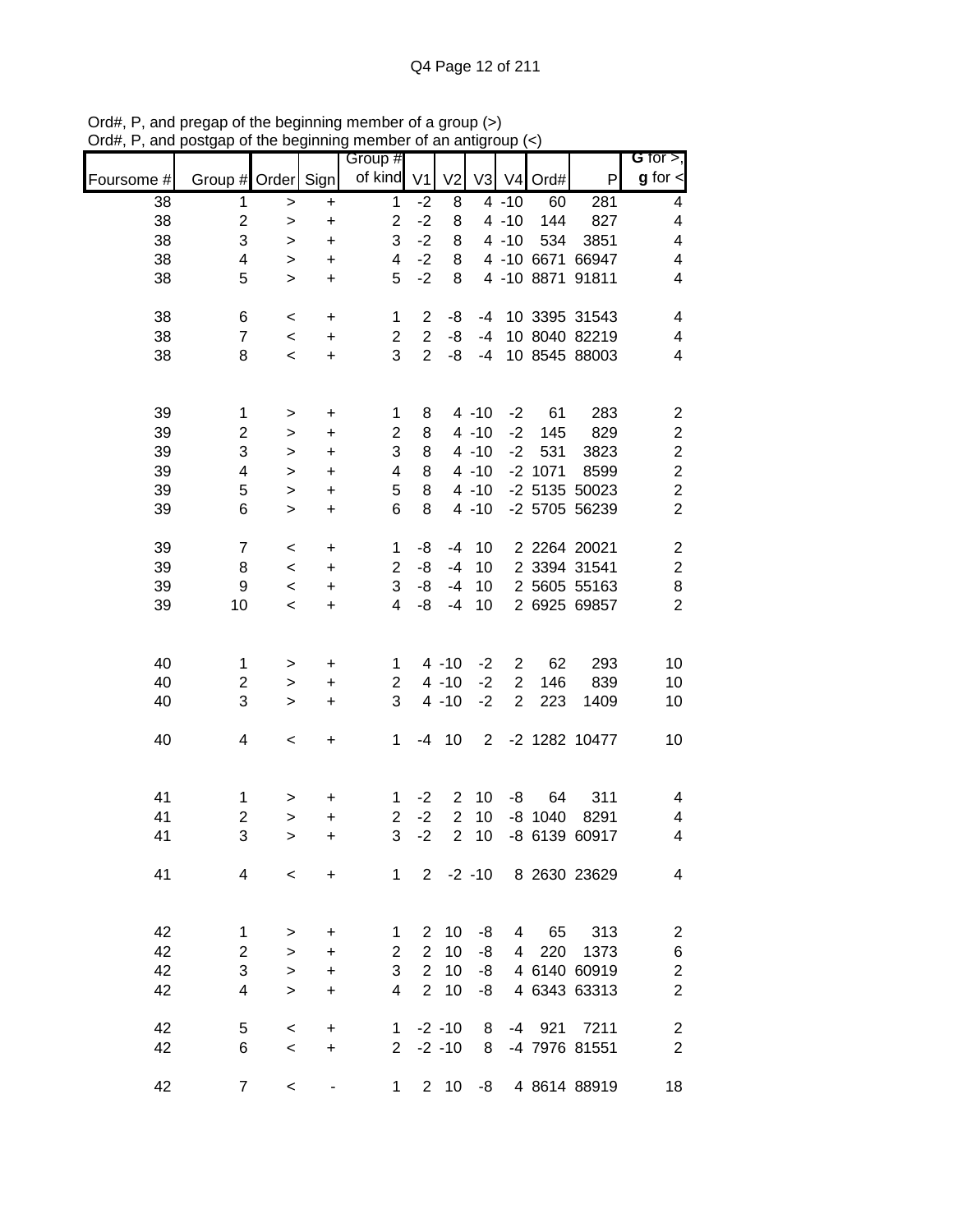Ord#, P, and pregap of the beginning member of a group (>)
Ord#, P, and postgap of the beginning member of an antigroup (<)

| Foursome # | Group # | Order | Sign | Group # of kind | V1 | V2 | V3 | V4 | Ord# | P | G for >, g for < |
|---|---|---|---|---|---|---|---|---|---|---|---|
| 38 | 1 | > | + | 1 | -2 | 8 | 4 | -10 | 60 | 281 | 4 |
| 38 | 2 | > | + | 2 | -2 | 8 | 4 | -10 | 144 | 827 | 4 |
| 38 | 3 | > | + | 3 | -2 | 8 | 4 | -10 | 534 | 3851 | 4 |
| 38 | 4 | > | + | 4 | -2 | 8 | 4 | -10 | 6671 | 66947 | 4 |
| 38 | 5 | > | + | 5 | -2 | 8 | 4 | -10 | 8871 | 91811 | 4 |
| | | | | | | | | | | | |
| 38 | 6 | < | + | 1 | 2 | -8 | -4 | 10 | 3395 | 31543 | 4 |
| 38 | 7 | < | + | 2 | 2 | -8 | -4 | 10 | 8040 | 82219 | 4 |
| 38 | 8 | < | + | 3 | 2 | -8 | -4 | 10 | 8545 | 88003 | 4 |
| | | | | | | | | | | | |
| 39 | 1 | > | + | 1 | 8 | 4 | -10 | -2 | 61 | 283 | 2 |
| 39 | 2 | > | + | 2 | 8 | 4 | -10 | -2 | 145 | 829 | 2 |
| 39 | 3 | > | + | 3 | 8 | 4 | -10 | -2 | 531 | 3823 | 2 |
| 39 | 4 | > | + | 4 | 8 | 4 | -10 | -2 | 1071 | 8599 | 2 |
| 39 | 5 | > | + | 5 | 8 | 4 | -10 | -2 | 5135 | 50023 | 2 |
| 39 | 6 | > | + | 6 | 8 | 4 | -10 | -2 | 5705 | 56239 | 2 |
| | | | | | | | | | | | |
| 39 | 7 | < | + | 1 | -8 | -4 | 10 | 2 | 2264 | 20021 | 2 |
| 39 | 8 | < | + | 2 | -8 | -4 | 10 | 2 | 3394 | 31541 | 2 |
| 39 | 9 | < | + | 3 | -8 | -4 | 10 | 2 | 5605 | 55163 | 8 |
| 39 | 10 | < | + | 4 | -8 | -4 | 10 | 2 | 6925 | 69857 | 2 |
| | | | | | | | | | | | |
| 40 | 1 | > | + | 1 | 4 | -10 | -2 | 2 | 62 | 293 | 10 |
| 40 | 2 | > | + | 2 | 4 | -10 | -2 | 2 | 146 | 839 | 10 |
| 40 | 3 | > | + | 3 | 4 | -10 | -2 | 2 | 223 | 1409 | 10 |
| | | | | | | | | | | | |
| 40 | 4 | < | + | 1 | -4 | 10 | 2 | -2 | 1282 | 10477 | 10 |
| | | | | | | | | | | | |
| 41 | 1 | > | + | 1 | -2 | 2 | 10 | -8 | 64 | 311 | 4 |
| 41 | 2 | > | + | 2 | -2 | 2 | 10 | -8 | 1040 | 8291 | 4 |
| 41 | 3 | > | + | 3 | -2 | 2 | 10 | -8 | 6139 | 60917 | 4 |
| | | | | | | | | | | | |
| 41 | 4 | < | + | 1 | 2 | -2 | -10 | 8 | 2630 | 23629 | 4 |
| | | | | | | | | | | | |
| 42 | 1 | > | + | 1 | 2 | 10 | -8 | 4 | 65 | 313 | 2 |
| 42 | 2 | > | + | 2 | 2 | 10 | -8 | 4 | 220 | 1373 | 6 |
| 42 | 3 | > | + | 3 | 2 | 10 | -8 | 4 | 6140 | 60919 | 2 |
| 42 | 4 | > | + | 4 | 2 | 10 | -8 | 4 | 6343 | 63313 | 2 |
| | | | | | | | | | | | |
| 42 | 5 | < | + | 1 | -2 | -10 | 8 | -4 | 921 | 7211 | 2 |
| 42 | 6 | < | + | 2 | -2 | -10 | 8 | -4 | 7976 | 81551 | 2 |
| | | | | | | | | | | | |
| 42 | 7 | < | - | 1 | 2 | 10 | -8 | 4 | 8614 | 88919 | 18 |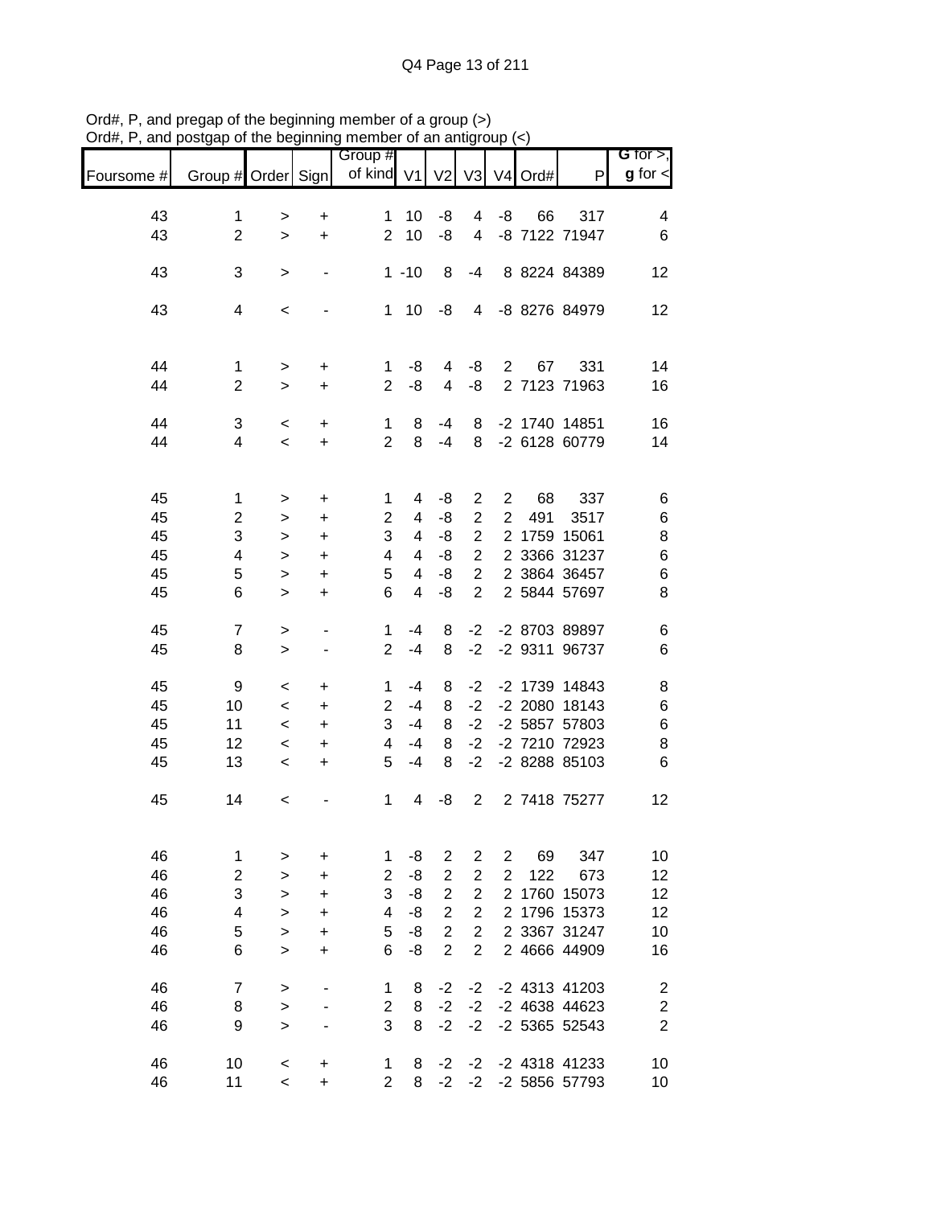Ord#, P, and pregap of the beginning member of a group (>)
Ord#, P, and postgap of the beginning member of an antigroup (<)

| Foursome # | Group # | Order | Sign | Group # of kind | V1 | V2 | V3 | V4 | Ord# | P | G for >, g for < |
|---|---|---|---|---|---|---|---|---|---|---|---|
| 43 | 1 | > | + | 1 | 10 | -8 | 4 | -8 | 66 | 317 | 4 |
| 43 | 2 | > | + | 2 | 10 | -8 | 4 | -8 | 7122 | 71947 | 6 |
| 43 | 3 | > | - | 1 | -10 | 8 | -4 | 8 | 8224 | 84389 | 12 |
| 43 | 4 | < | - | 1 | 10 | -8 | 4 | -8 | 8276 | 84979 | 12 |
| 44 | 1 | > | + | 1 | -8 | 4 | -8 | 2 | 67 | 331 | 14 |
| 44 | 2 | > | + | 2 | -8 | 4 | -8 | 2 | 7123 | 71963 | 16 |
| 44 | 3 | < | + | 1 | 8 | -4 | 8 | -2 | 1740 | 14851 | 16 |
| 44 | 4 | < | + | 2 | 8 | -4 | 8 | -2 | 6128 | 60779 | 14 |
| 45 | 1 | > | + | 1 | 4 | -8 | 2 | 2 | 68 | 337 | 6 |
| 45 | 2 | > | + | 2 | 4 | -8 | 2 | 2 | 491 | 3517 | 6 |
| 45 | 3 | > | + | 3 | 4 | -8 | 2 | 2 | 1759 | 15061 | 8 |
| 45 | 4 | > | + | 4 | 4 | -8 | 2 | 2 | 3366 | 31237 | 6 |
| 45 | 5 | > | + | 5 | 4 | -8 | 2 | 2 | 3864 | 36457 | 6 |
| 45 | 6 | > | + | 6 | 4 | -8 | 2 | 2 | 5844 | 57697 | 8 |
| 45 | 7 | > | - | 1 | -4 | 8 | -2 | -2 | 8703 | 89897 | 6 |
| 45 | 8 | > | - | 2 | -4 | 8 | -2 | -2 | 9311 | 96737 | 6 |
| 45 | 9 | < | + | 1 | -4 | 8 | -2 | -2 | 1739 | 14843 | 8 |
| 45 | 10 | < | + | 2 | -4 | 8 | -2 | -2 | 2080 | 18143 | 6 |
| 45 | 11 | < | + | 3 | -4 | 8 | -2 | -2 | 5857 | 57803 | 6 |
| 45 | 12 | < | + | 4 | -4 | 8 | -2 | -2 | 7210 | 72923 | 8 |
| 45 | 13 | < | + | 5 | -4 | 8 | -2 | -2 | 8288 | 85103 | 6 |
| 45 | 14 | < | - | 1 | 4 | -8 | 2 | 2 | 7418 | 75277 | 12 |
| 46 | 1 | > | + | 1 | -8 | 2 | 2 | 2 | 69 | 347 | 10 |
| 46 | 2 | > | + | 2 | -8 | 2 | 2 | 2 | 122 | 673 | 12 |
| 46 | 3 | > | + | 3 | -8 | 2 | 2 | 2 | 1760 | 15073 | 12 |
| 46 | 4 | > | + | 4 | -8 | 2 | 2 | 2 | 1796 | 15373 | 12 |
| 46 | 5 | > | + | 5 | -8 | 2 | 2 | 2 | 3367 | 31247 | 10 |
| 46 | 6 | > | + | 6 | -8 | 2 | 2 | 2 | 4666 | 44909 | 16 |
| 46 | 7 | > | - | 1 | 8 | -2 | -2 | -2 | 4313 | 41203 | 2 |
| 46 | 8 | > | - | 2 | 8 | -2 | -2 | -2 | 4638 | 44623 | 2 |
| 46 | 9 | > | - | 3 | 8 | -2 | -2 | -2 | 5365 | 52543 | 2 |
| 46 | 10 | < | + | 1 | 8 | -2 | -2 | -2 | 4318 | 41233 | 10 |
| 46 | 11 | < | + | 2 | 8 | -2 | -2 | -2 | 5856 | 57793 | 10 |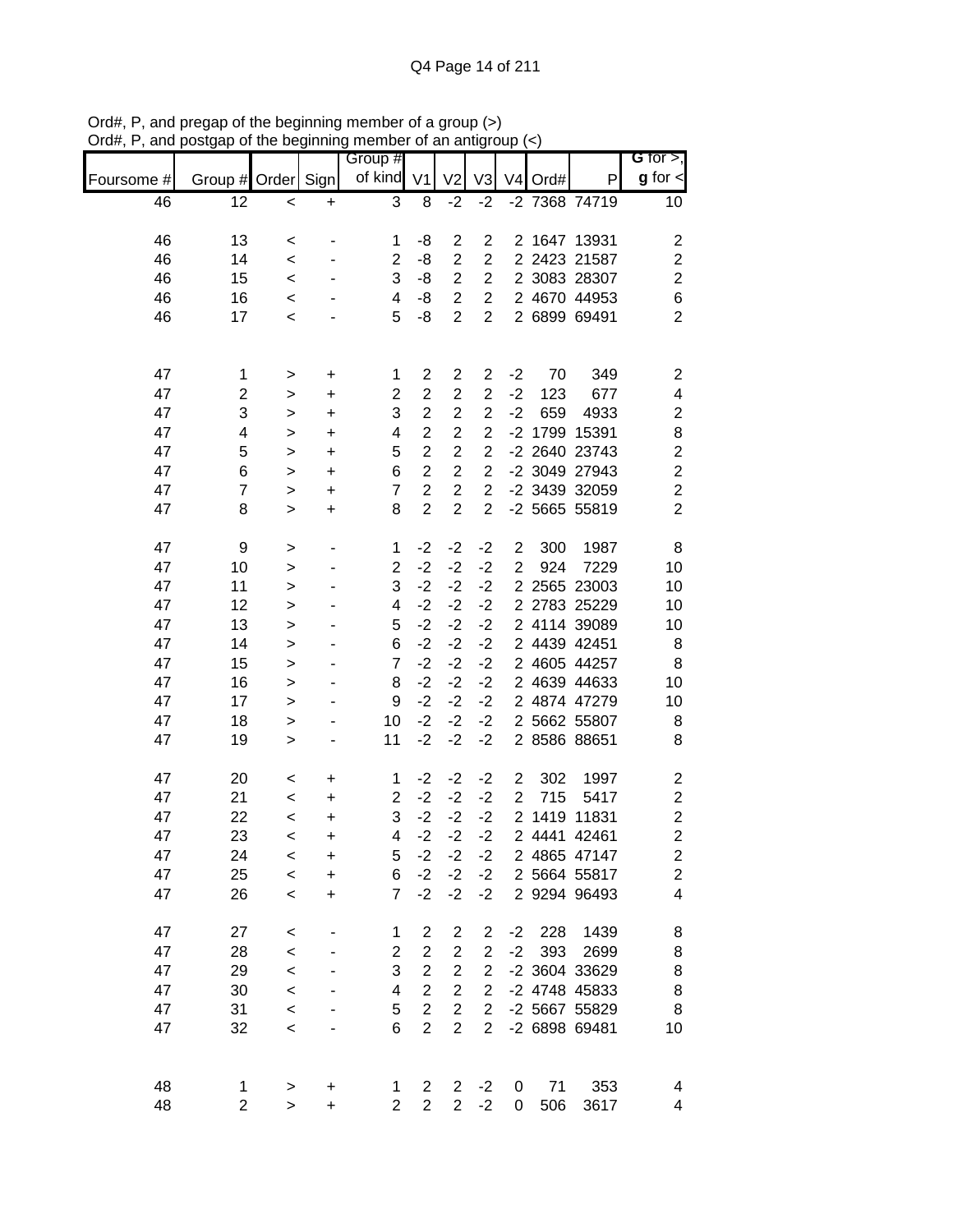Ord#, P, and pregap of the beginning member of a group (>)
Ord#, P, and postgap of the beginning member of an antigroup (<)

| Foursome # | Group # | Order | Sign | Group # of kind | V1 | V2 | V3 | V4 | Ord# | P | G for >, g for < |
|---|---|---|---|---|---|---|---|---|---|---|---|
| 46 | 12 | < | + | 3 | 8 | -2 | -2 | -2 | 7368 | 74719 | 10 |
| | | | | | | | | | | | |
| 46 | 13 | < | - | 1 | -8 | 2 | 2 | 2 | 1647 | 13931 | 2 |
| 46 | 14 | < | - | 2 | -8 | 2 | 2 | 2 | 2423 | 21587 | 2 |
| 46 | 15 | < | - | 3 | -8 | 2 | 2 | 2 | 3083 | 28307 | 2 |
| 46 | 16 | < | - | 4 | -8 | 2 | 2 | 2 | 4670 | 44953 | 6 |
| 46 | 17 | < | - | 5 | -8 | 2 | 2 | 2 | 6899 | 69491 | 2 |
| | | | | | | | | | | | |
| 47 | 1 | > | + | 1 | 2 | 2 | 2 | -2 | 70 | 349 | 2 |
| 47 | 2 | > | + | 2 | 2 | 2 | 2 | -2 | 123 | 677 | 4 |
| 47 | 3 | > | + | 3 | 2 | 2 | 2 | -2 | 659 | 4933 | 2 |
| 47 | 4 | > | + | 4 | 2 | 2 | 2 | -2 | 1799 | 15391 | 8 |
| 47 | 5 | > | + | 5 | 2 | 2 | 2 | -2 | 2640 | 23743 | 2 |
| 47 | 6 | > | + | 6 | 2 | 2 | 2 | -2 | 3049 | 27943 | 2 |
| 47 | 7 | > | + | 7 | 2 | 2 | 2 | -2 | 3439 | 32059 | 2 |
| 47 | 8 | > | + | 8 | 2 | 2 | 2 | -2 | 5665 | 55819 | 2 |
| | | | | | | | | | | | |
| 47 | 9 | > | - | 1 | -2 | -2 | -2 | 2 | 300 | 1987 | 8 |
| 47 | 10 | > | - | 2 | -2 | -2 | -2 | 2 | 924 | 7229 | 10 |
| 47 | 11 | > | - | 3 | -2 | -2 | -2 | 2 | 2565 | 23003 | 10 |
| 47 | 12 | > | - | 4 | -2 | -2 | -2 | 2 | 2783 | 25229 | 10 |
| 47 | 13 | > | - | 5 | -2 | -2 | -2 | 2 | 4114 | 39089 | 10 |
| 47 | 14 | > | - | 6 | -2 | -2 | -2 | 2 | 4439 | 42451 | 8 |
| 47 | 15 | > | - | 7 | -2 | -2 | -2 | 2 | 4605 | 44257 | 8 |
| 47 | 16 | > | - | 8 | -2 | -2 | -2 | 2 | 4639 | 44633 | 10 |
| 47 | 17 | > | - | 9 | -2 | -2 | -2 | 2 | 4874 | 47279 | 10 |
| 47 | 18 | > | - | 10 | -2 | -2 | -2 | 2 | 5662 | 55807 | 8 |
| 47 | 19 | > | - | 11 | -2 | -2 | -2 | 2 | 8586 | 88651 | 8 |
| | | | | | | | | | | | |
| 47 | 20 | < | + | 1 | -2 | -2 | -2 | 2 | 302 | 1997 | 2 |
| 47 | 21 | < | + | 2 | -2 | -2 | -2 | 2 | 715 | 5417 | 2 |
| 47 | 22 | < | + | 3 | -2 | -2 | -2 | 2 | 1419 | 11831 | 2 |
| 47 | 23 | < | + | 4 | -2 | -2 | -2 | 2 | 4441 | 42461 | 2 |
| 47 | 24 | < | + | 5 | -2 | -2 | -2 | 2 | 4865 | 47147 | 2 |
| 47 | 25 | < | + | 6 | -2 | -2 | -2 | 2 | 5664 | 55817 | 2 |
| 47 | 26 | < | + | 7 | -2 | -2 | -2 | 2 | 9294 | 96493 | 4 |
| | | | | | | | | | | | |
| 47 | 27 | < | - | 1 | 2 | 2 | 2 | -2 | 228 | 1439 | 8 |
| 47 | 28 | < | - | 2 | 2 | 2 | 2 | -2 | 393 | 2699 | 8 |
| 47 | 29 | < | - | 3 | 2 | 2 | 2 | -2 | 3604 | 33629 | 8 |
| 47 | 30 | < | - | 4 | 2 | 2 | 2 | -2 | 4748 | 45833 | 8 |
| 47 | 31 | < | - | 5 | 2 | 2 | 2 | -2 | 5667 | 55829 | 8 |
| 47 | 32 | < | - | 6 | 2 | 2 | 2 | -2 | 6898 | 69481 | 10 |
| | | | | | | | | | | | |
| 48 | 1 | > | + | 1 | 2 | 2 | -2 | 0 | 71 | 353 | 4 |
| 48 | 2 | > | + | 2 | 2 | 2 | -2 | 0 | 506 | 3617 | 4 |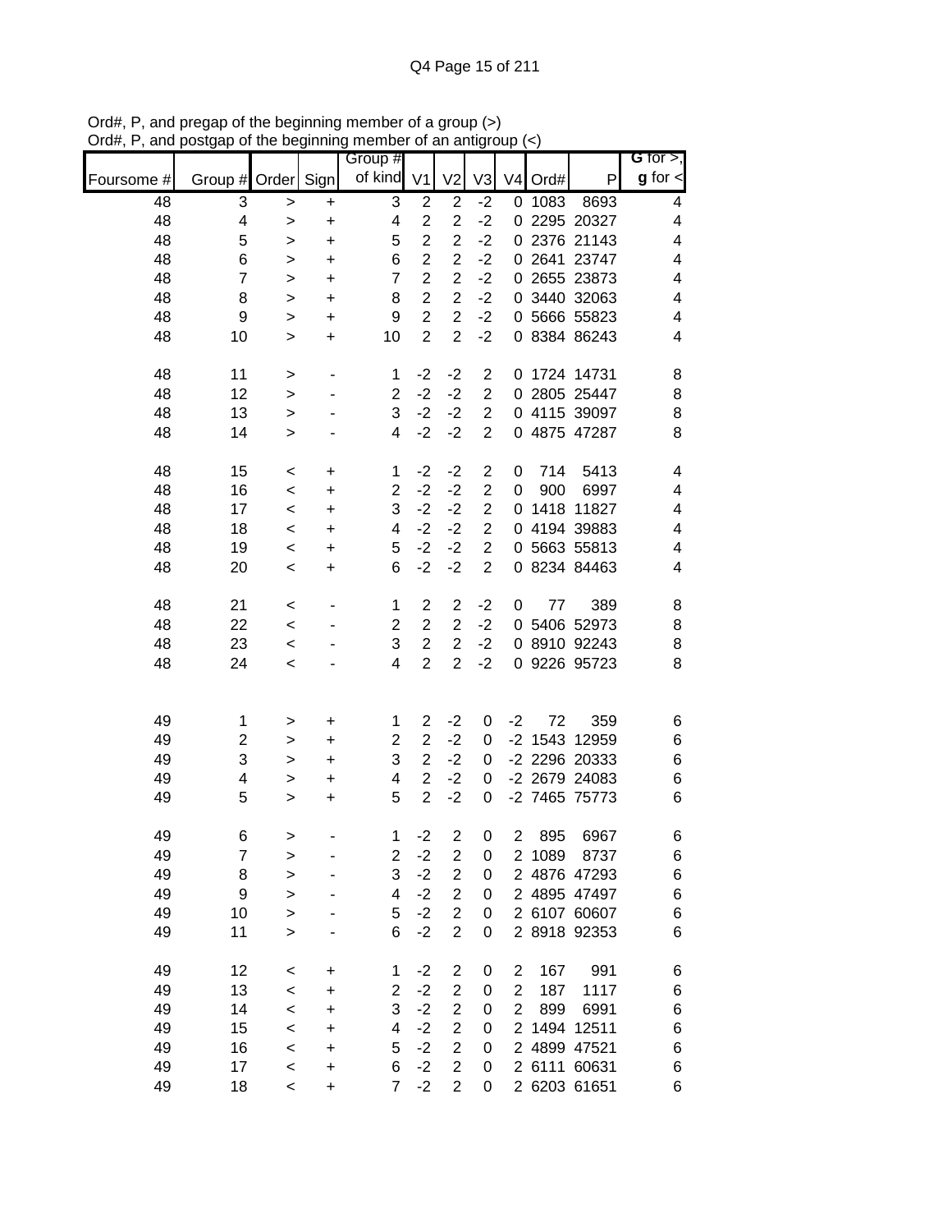Ord#, P, and pregap of the beginning member of a group (>)
Ord#, P, and postgap of the beginning member of an antigroup (<)

| Foursome # | Group # | Order | Sign | Group # of kind | V1 | V2 | V3 | V4 | Ord# | P | G for >, g for < |
|---|---|---|---|---|---|---|---|---|---|---|---|
| 48 | 3 | > | + | 3 | 2 | 2 | -2 | 0 | 1083 | 8693 | 4 |
| 48 | 4 | > | + | 4 | 2 | 2 | -2 | 0 | 2295 | 20327 | 4 |
| 48 | 5 | > | + | 5 | 2 | 2 | -2 | 0 | 2376 | 21143 | 4 |
| 48 | 6 | > | + | 6 | 2 | 2 | -2 | 0 | 2641 | 23747 | 4 |
| 48 | 7 | > | + | 7 | 2 | 2 | -2 | 0 | 2655 | 23873 | 4 |
| 48 | 8 | > | + | 8 | 2 | 2 | -2 | 0 | 3440 | 32063 | 4 |
| 48 | 9 | > | + | 9 | 2 | 2 | -2 | 0 | 5666 | 55823 | 4 |
| 48 | 10 | > | + | 10 | 2 | 2 | -2 | 0 | 8384 | 86243 | 4 |
| | | | | | | | | | | | |
| 48 | 11 | > | - | 1 | -2 | -2 | 2 | 0 | 1724 | 14731 | 8 |
| 48 | 12 | > | - | 2 | -2 | -2 | 2 | 0 | 2805 | 25447 | 8 |
| 48 | 13 | > | - | 3 | -2 | -2 | 2 | 0 | 4115 | 39097 | 8 |
| 48 | 14 | > | - | 4 | -2 | -2 | 2 | 0 | 4875 | 47287 | 8 |
| | | | | | | | | | | | |
| 48 | 15 | < | + | 1 | -2 | -2 | 2 | 0 | 714 | 5413 | 4 |
| 48 | 16 | < | + | 2 | -2 | -2 | 2 | 0 | 900 | 6997 | 4 |
| 48 | 17 | < | + | 3 | -2 | -2 | 2 | 0 | 1418 | 11827 | 4 |
| 48 | 18 | < | + | 4 | -2 | -2 | 2 | 0 | 4194 | 39883 | 4 |
| 48 | 19 | < | + | 5 | -2 | -2 | 2 | 0 | 5663 | 55813 | 4 |
| 48 | 20 | < | + | 6 | -2 | -2 | 2 | 0 | 8234 | 84463 | 4 |
| | | | | | | | | | | | |
| 48 | 21 | < | - | 1 | 2 | 2 | -2 | 0 | 77 | 389 | 8 |
| 48 | 22 | < | - | 2 | 2 | 2 | -2 | 0 | 5406 | 52973 | 8 |
| 48 | 23 | < | - | 3 | 2 | 2 | -2 | 0 | 8910 | 92243 | 8 |
| 48 | 24 | < | - | 4 | 2 | 2 | -2 | 0 | 9226 | 95723 | 8 |
| | | | | | | | | | | | |
| 49 | 1 | > | + | 1 | 2 | -2 | 0 | -2 | 72 | 359 | 6 |
| 49 | 2 | > | + | 2 | 2 | -2 | 0 | -2 | 1543 | 12959 | 6 |
| 49 | 3 | > | + | 3 | 2 | -2 | 0 | -2 | 2296 | 20333 | 6 |
| 49 | 4 | > | + | 4 | 2 | -2 | 0 | -2 | 2679 | 24083 | 6 |
| 49 | 5 | > | + | 5 | 2 | -2 | 0 | -2 | 7465 | 75773 | 6 |
| | | | | | | | | | | | |
| 49 | 6 | > | - | 1 | -2 | 2 | 0 | 2 | 895 | 6967 | 6 |
| 49 | 7 | > | - | 2 | -2 | 2 | 0 | 2 | 1089 | 8737 | 6 |
| 49 | 8 | > | - | 3 | -2 | 2 | 0 | 2 | 4876 | 47293 | 6 |
| 49 | 9 | > | - | 4 | -2 | 2 | 0 | 2 | 4895 | 47497 | 6 |
| 49 | 10 | > | - | 5 | -2 | 2 | 0 | 2 | 6107 | 60607 | 6 |
| 49 | 11 | > | - | 6 | -2 | 2 | 0 | 2 | 8918 | 92353 | 6 |
| | | | | | | | | | | | |
| 49 | 12 | < | + | 1 | -2 | 2 | 0 | 2 | 167 | 991 | 6 |
| 49 | 13 | < | + | 2 | -2 | 2 | 0 | 2 | 187 | 1117 | 6 |
| 49 | 14 | < | + | 3 | -2 | 2 | 0 | 2 | 899 | 6991 | 6 |
| 49 | 15 | < | + | 4 | -2 | 2 | 0 | 2 | 1494 | 12511 | 6 |
| 49 | 16 | < | + | 5 | -2 | 2 | 0 | 2 | 4899 | 47521 | 6 |
| 49 | 17 | < | + | 6 | -2 | 2 | 0 | 2 | 6111 | 60631 | 6 |
| 49 | 18 | < | + | 7 | -2 | 2 | 0 | 2 | 6203 | 61651 | 6 |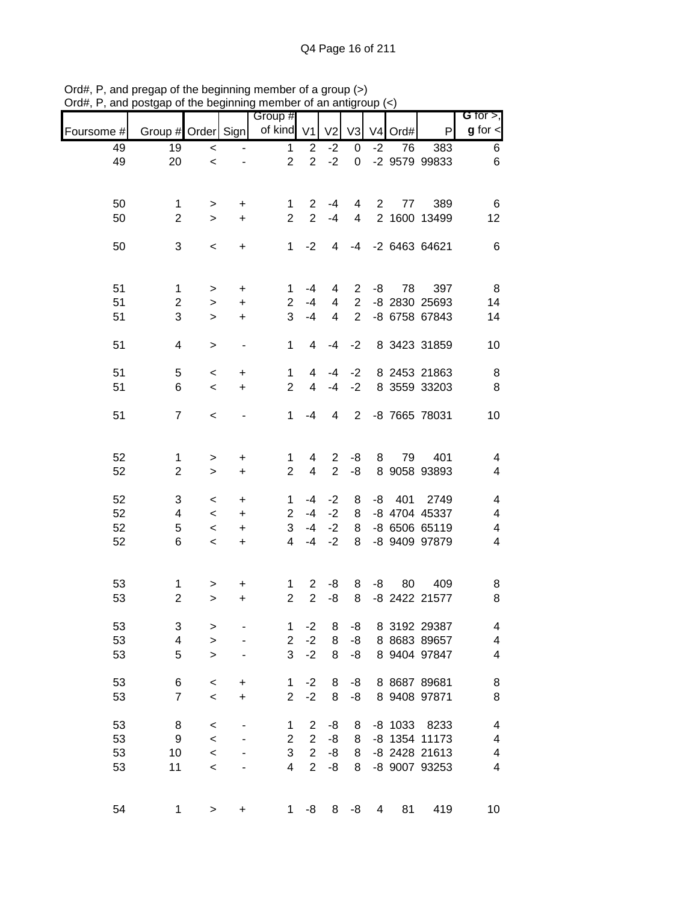Ord#, P, and pregap of the beginning member of a group (>)
Ord#, P, and postgap of the beginning member of an antigroup (<)

| Foursome # | Group # | Order | Sign | Group # of kind | V1 | V2 | V3 | V4 | Ord# | P | G for >, g for < |
|---|---|---|---|---|---|---|---|---|---|---|---|
| 49 | 19 | < | - | 1 | 2 | -2 | 0 | -2 | 76 | 383 | 6 |
| 49 | 20 | < | - | 2 | 2 | -2 | 0 | -2 | 9579 | 99833 | 6 |
| | | | | | | | | | | | |
| 50 | 1 | > | + | 1 | 2 | -4 | 4 | 2 | 77 | 389 | 6 |
| 50 | 2 | > | + | 2 | 2 | -4 | 4 | 2 | 1600 | 13499 | 12 |
| | | | | | | | | | | | |
| 50 | 3 | < | + | 1 | -2 | 4 | -4 | -2 | 6463 | 64621 | 6 |
| | | | | | | | | | | | |
| 51 | 1 | > | + | 1 | -4 | 4 | 2 | -8 | 78 | 397 | 8 |
| 51 | 2 | > | + | 2 | -4 | 4 | 2 | -8 | 2830 | 25693 | 14 |
| 51 | 3 | > | + | 3 | -4 | 4 | 2 | -8 | 6758 | 67843 | 14 |
| | | | | | | | | | | | |
| 51 | 4 | > | - | 1 | 4 | -4 | -2 | 8 | 3423 | 31859 | 10 |
| | | | | | | | | | | | |
| 51 | 5 | < | + | 1 | 4 | -4 | -2 | 8 | 2453 | 21863 | 8 |
| 51 | 6 | < | + | 2 | 4 | -4 | -2 | 8 | 3559 | 33203 | 8 |
| | | | | | | | | | | | |
| 51 | 7 | < | - | 1 | -4 | 4 | 2 | -8 | 7665 | 78031 | 10 |
| | | | | | | | | | | | |
| 52 | 1 | > | + | 1 | 4 | 2 | -8 | 8 | 79 | 401 | 4 |
| 52 | 2 | > | + | 2 | 4 | 2 | -8 | 8 | 9058 | 93893 | 4 |
| | | | | | | | | | | | |
| 52 | 3 | < | + | 1 | -4 | -2 | 8 | -8 | 401 | 2749 | 4 |
| 52 | 4 | < | + | 2 | -4 | -2 | 8 | -8 | 4704 | 45337 | 4 |
| 52 | 5 | < | + | 3 | -4 | -2 | 8 | -8 | 6506 | 65119 | 4 |
| 52 | 6 | < | + | 4 | -4 | -2 | 8 | -8 | 9409 | 97879 | 4 |
| | | | | | | | | | | | |
| 53 | 1 | > | + | 1 | 2 | -8 | 8 | -8 | 80 | 409 | 8 |
| 53 | 2 | > | + | 2 | 2 | -8 | 8 | -8 | 2422 | 21577 | 8 |
| | | | | | | | | | | | |
| 53 | 3 | > | - | 1 | -2 | 8 | -8 | 8 | 3192 | 29387 | 4 |
| 53 | 4 | > | - | 2 | -2 | 8 | -8 | 8 | 8683 | 89657 | 4 |
| 53 | 5 | > | - | 3 | -2 | 8 | -8 | 8 | 9404 | 97847 | 4 |
| | | | | | | | | | | | |
| 53 | 6 | < | + | 1 | -2 | 8 | -8 | 8 | 8687 | 89681 | 8 |
| 53 | 7 | < | + | 2 | -2 | 8 | -8 | 8 | 9408 | 97871 | 8 |
| | | | | | | | | | | | |
| 53 | 8 | < | - | 1 | 2 | -8 | 8 | -8 | 1033 | 8233 | 4 |
| 53 | 9 | < | - | 2 | 2 | -8 | 8 | -8 | 1354 | 11173 | 4 |
| 53 | 10 | < | - | 3 | 2 | -8 | 8 | -8 | 2428 | 21613 | 4 |
| 53 | 11 | < | - | 4 | 2 | -8 | 8 | -8 | 9007 | 93253 | 4 |
| | | | | | | | | | | | |
| 54 | 1 | > | + | 1 | -8 | 8 | -8 | 4 | 81 | 419 | 10 |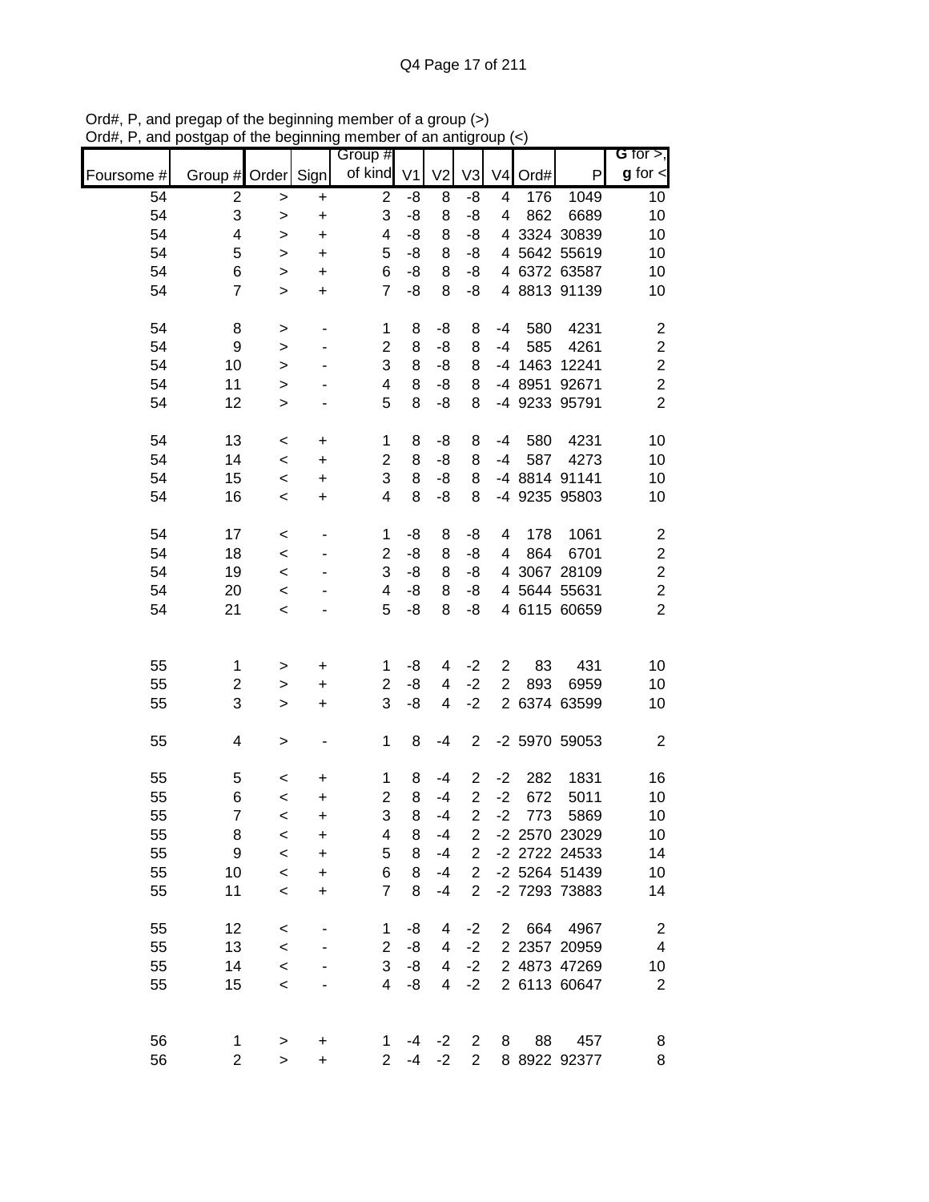Ord#, P, and pregap of the beginning member of a group (>)
Ord#, P, and postgap of the beginning member of an antigroup (<)

| Foursome # | Group # | Order | Sign | Group # of kind | V1 | V2 | V3 | V4 | Ord# | P | G for >, g for < |
|---|---|---|---|---|---|---|---|---|---|---|---|
| 54 | 2 | > | + | 2 | -8 | 8 | -8 | 4 | 176 | 1049 | 10 |
| 54 | 3 | > | + | 3 | -8 | 8 | -8 | 4 | 862 | 6689 | 10 |
| 54 | 4 | > | + | 4 | -8 | 8 | -8 | 4 | 3324 | 30839 | 10 |
| 54 | 5 | > | + | 5 | -8 | 8 | -8 | 4 | 5642 | 55619 | 10 |
| 54 | 6 | > | + | 6 | -8 | 8 | -8 | 4 | 6372 | 63587 | 10 |
| 54 | 7 | > | + | 7 | -8 | 8 | -8 | 4 | 8813 | 91139 | 10 |
| | | | | | | | | | | | |
| 54 | 8 | > | - | 1 | 8 | -8 | 8 | -4 | 580 | 4231 | 2 |
| 54 | 9 | > | - | 2 | 8 | -8 | 8 | -4 | 585 | 4261 | 2 |
| 54 | 10 | > | - | 3 | 8 | -8 | 8 | -4 | 1463 | 12241 | 2 |
| 54 | 11 | > | - | 4 | 8 | -8 | 8 | -4 | 8951 | 92671 | 2 |
| 54 | 12 | > | - | 5 | 8 | -8 | 8 | -4 | 9233 | 95791 | 2 |
| | | | | | | | | | | | |
| 54 | 13 | < | + | 1 | 8 | -8 | 8 | -4 | 580 | 4231 | 10 |
| 54 | 14 | < | + | 2 | 8 | -8 | 8 | -4 | 587 | 4273 | 10 |
| 54 | 15 | < | + | 3 | 8 | -8 | 8 | -4 | 8814 | 91141 | 10 |
| 54 | 16 | < | + | 4 | 8 | -8 | 8 | -4 | 9235 | 95803 | 10 |
| | | | | | | | | | | | |
| 54 | 17 | < | - | 1 | -8 | 8 | -8 | 4 | 178 | 1061 | 2 |
| 54 | 18 | < | - | 2 | -8 | 8 | -8 | 4 | 864 | 6701 | 2 |
| 54 | 19 | < | - | 3 | -8 | 8 | -8 | 4 | 3067 | 28109 | 2 |
| 54 | 20 | < | - | 4 | -8 | 8 | -8 | 4 | 5644 | 55631 | 2 |
| 54 | 21 | < | - | 5 | -8 | 8 | -8 | 4 | 6115 | 60659 | 2 |
| | | | | | | | | | | | |
| 55 | 1 | > | + | 1 | -8 | 4 | -2 | 2 | 83 | 431 | 10 |
| 55 | 2 | > | + | 2 | -8 | 4 | -2 | 2 | 893 | 6959 | 10 |
| 55 | 3 | > | + | 3 | -8 | 4 | -2 | 2 | 6374 | 63599 | 10 |
| | | | | | | | | | | | |
| 55 | 4 | > | - | 1 | 8 | -4 | 2 | -2 | 5970 | 59053 | 2 |
| | | | | | | | | | | | |
| 55 | 5 | < | + | 1 | 8 | -4 | 2 | -2 | 282 | 1831 | 16 |
| 55 | 6 | < | + | 2 | 8 | -4 | 2 | -2 | 672 | 5011 | 10 |
| 55 | 7 | < | + | 3 | 8 | -4 | 2 | -2 | 773 | 5869 | 10 |
| 55 | 8 | < | + | 4 | 8 | -4 | 2 | -2 | 2570 | 23029 | 10 |
| 55 | 9 | < | + | 5 | 8 | -4 | 2 | -2 | 2722 | 24533 | 14 |
| 55 | 10 | < | + | 6 | 8 | -4 | 2 | -2 | 5264 | 51439 | 10 |
| 55 | 11 | < | + | 7 | 8 | -4 | 2 | -2 | 7293 | 73883 | 14 |
| | | | | | | | | | | | |
| 55 | 12 | < | - | 1 | -8 | 4 | -2 | 2 | 664 | 4967 | 2 |
| 55 | 13 | < | - | 2 | -8 | 4 | -2 | 2 | 2357 | 20959 | 4 |
| 55 | 14 | < | - | 3 | -8 | 4 | -2 | 2 | 4873 | 47269 | 10 |
| 55 | 15 | < | - | 4 | -8 | 4 | -2 | 2 | 6113 | 60647 | 2 |
| | | | | | | | | | | | |
| 56 | 1 | > | + | 1 | -4 | -2 | 2 | 8 | 88 | 457 | 8 |
| 56 | 2 | > | + | 2 | -4 | -2 | 2 | 8 | 8922 | 92377 | 8 |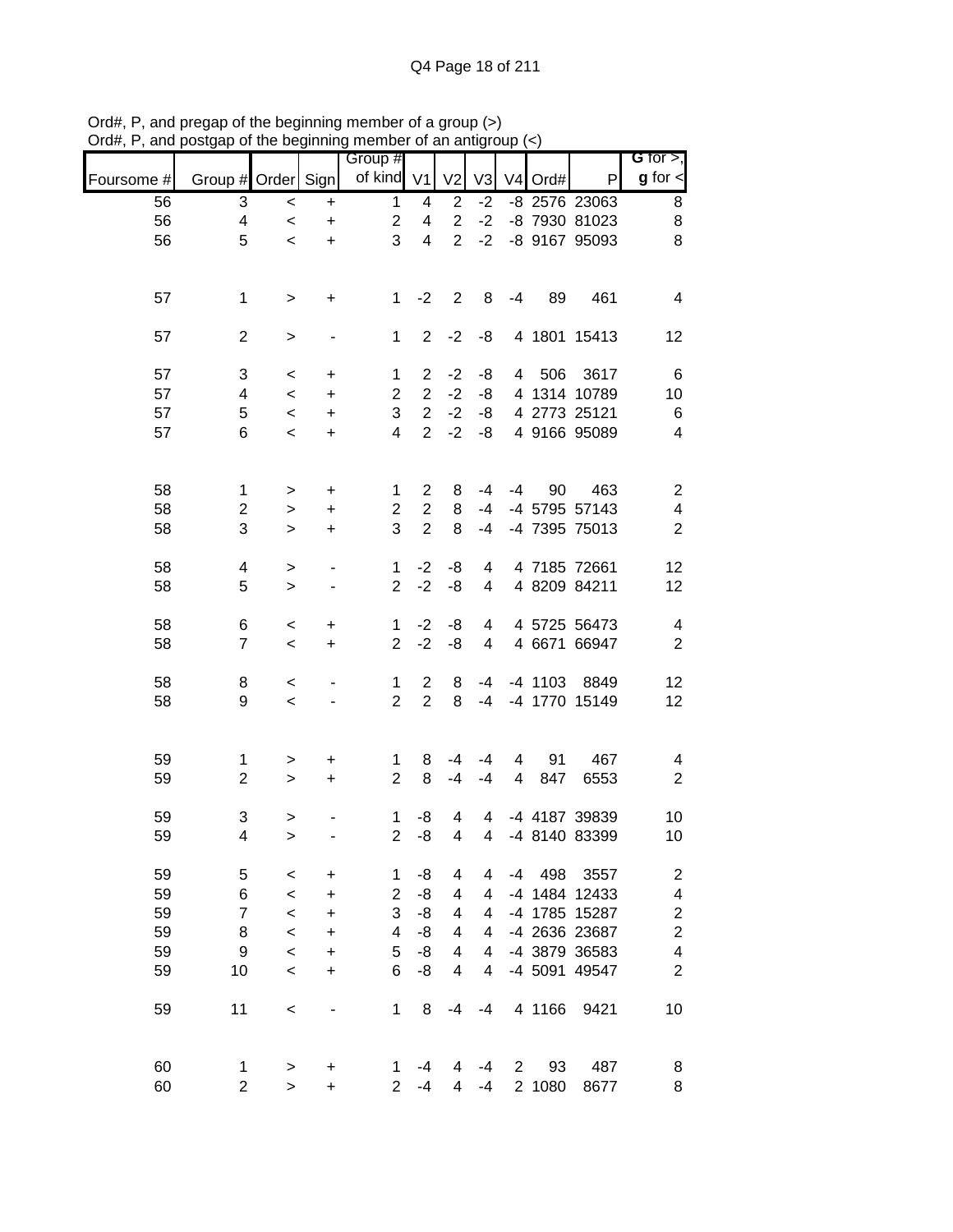Ord#, P, and pregap of the beginning member of a group (>)
Ord#, P, and postgap of the beginning member of an antigroup (<)

| Foursome # | Group # | Order | Sign | Group # of kind | V1 | V2 | V3 | V4 | Ord# | P | G for >, g for < |
|---|---|---|---|---|---|---|---|---|---|---|---|
| 56 | 3 | < | + | 1 | 4 | 2 | -2 | -8 | 2576 | 23063 | 8 |
| 56 | 4 | < | + | 2 | 4 | 2 | -2 | -8 | 7930 | 81023 | 8 |
| 56 | 5 | < | + | 3 | 4 | 2 | -2 | -8 | 9167 | 95093 | 8 |
| | | | | | | | | | | | |
| 57 | 1 | > | + | 1 | -2 | 2 | 8 | -4 | 89 | 461 | 4 |
| | | | | | | | | | | | |
| 57 | 2 | > | - | 1 | 2 | -2 | -8 | 4 | 1801 | 15413 | 12 |
| | | | | | | | | | | | |
| 57 | 3 | < | + | 1 | 2 | -2 | -8 | 4 | 506 | 3617 | 6 |
| 57 | 4 | < | + | 2 | 2 | -2 | -8 | 4 | 1314 | 10789 | 10 |
| 57 | 5 | < | + | 3 | 2 | -2 | -8 | 4 | 2773 | 25121 | 6 |
| 57 | 6 | < | + | 4 | 2 | -2 | -8 | 4 | 9166 | 95089 | 4 |
| | | | | | | | | | | | |
| 58 | 1 | > | + | 1 | 2 | 8 | -4 | -4 | 90 | 463 | 2 |
| 58 | 2 | > | + | 2 | 2 | 8 | -4 | -4 | 5795 | 57143 | 4 |
| 58 | 3 | > | + | 3 | 2 | 8 | -4 | -4 | 7395 | 75013 | 2 |
| | | | | | | | | | | | |
| 58 | 4 | > | - | 1 | -2 | -8 | 4 | 4 | 7185 | 72661 | 12 |
| 58 | 5 | > | - | 2 | -2 | -8 | 4 | 4 | 8209 | 84211 | 12 |
| | | | | | | | | | | | |
| 58 | 6 | < | + | 1 | -2 | -8 | 4 | 4 | 5725 | 56473 | 4 |
| 58 | 7 | < | + | 2 | -2 | -8 | 4 | 4 | 6671 | 66947 | 2 |
| | | | | | | | | | | | |
| 58 | 8 | < | - | 1 | 2 | 8 | -4 | -4 | 1103 | 8849 | 12 |
| 58 | 9 | < | - | 2 | 2 | 8 | -4 | -4 | 1770 | 15149 | 12 |
| | | | | | | | | | | | |
| 59 | 1 | > | + | 1 | 8 | -4 | -4 | 4 | 91 | 467 | 4 |
| 59 | 2 | > | + | 2 | 8 | -4 | -4 | 4 | 847 | 6553 | 2 |
| | | | | | | | | | | | |
| 59 | 3 | > | - | 1 | -8 | 4 | 4 | -4 | 4187 | 39839 | 10 |
| 59 | 4 | > | - | 2 | -8 | 4 | 4 | -4 | 8140 | 83399 | 10 |
| | | | | | | | | | | | |
| 59 | 5 | < | + | 1 | -8 | 4 | 4 | -4 | 498 | 3557 | 2 |
| 59 | 6 | < | + | 2 | -8 | 4 | 4 | -4 | 1484 | 12433 | 4 |
| 59 | 7 | < | + | 3 | -8 | 4 | 4 | -4 | 1785 | 15287 | 2 |
| 59 | 8 | < | + | 4 | -8 | 4 | 4 | -4 | 2636 | 23687 | 2 |
| 59 | 9 | < | + | 5 | -8 | 4 | 4 | -4 | 3879 | 36583 | 4 |
| 59 | 10 | < | + | 6 | -8 | 4 | 4 | -4 | 5091 | 49547 | 2 |
| | | | | | | | | | | | |
| 59 | 11 | < | - | 1 | 8 | -4 | -4 | 4 | 1166 | 9421 | 10 |
| | | | | | | | | | | | |
| 60 | 1 | > | + | 1 | -4 | 4 | -4 | 2 | 93 | 487 | 8 |
| 60 | 2 | > | + | 2 | -4 | 4 | -4 | 2 | 1080 | 8677 | 8 |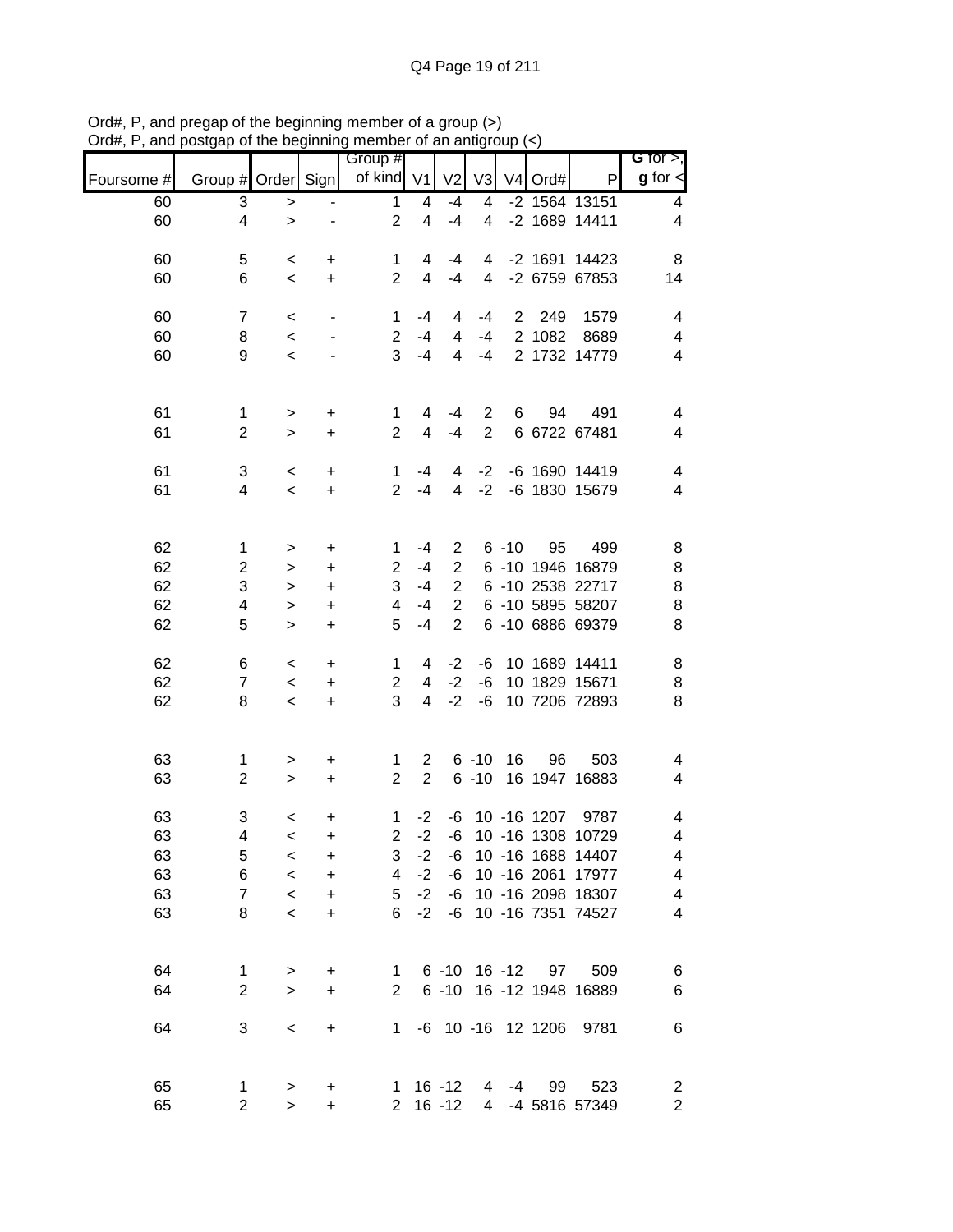Ord#, P, and pregap of the beginning member of a group (>)
Ord#, P, and postgap of the beginning member of an antigroup (<)

| Foursome # | Group # | Order | Sign | Group # of kind | V1 | V2 | V3 | V4 | Ord# | P | G for >, g for < |
|---|---|---|---|---|---|---|---|---|---|---|---|
| 60 | 3 | > | - | 1 | 4 | -4 | 4 | -2 | 1564 | 13151 | 4 |
| 60 | 4 | > | - | 2 | 4 | -4 | 4 | -2 | 1689 | 14411 | 4 |
| | | | | | | | | | | | |
| 60 | 5 | < | + | 1 | 4 | -4 | 4 | -2 | 1691 | 14423 | 8 |
| 60 | 6 | < | + | 2 | 4 | -4 | 4 | -2 | 6759 | 67853 | 14 |
| | | | | | | | | | | | |
| 60 | 7 | < | - | 1 | -4 | 4 | -4 | 2 | 249 | 1579 | 4 |
| 60 | 8 | < | - | 2 | -4 | 4 | -4 | 2 | 1082 | 8689 | 4 |
| 60 | 9 | < | - | 3 | -4 | 4 | -4 | 2 | 1732 | 14779 | 4 |
| | | | | | | | | | | | |
| 61 | 1 | > | + | 1 | 4 | -4 | 2 | 6 | 94 | 491 | 4 |
| 61 | 2 | > | + | 2 | 4 | -4 | 2 | 6 | 6722 | 67481 | 4 |
| | | | | | | | | | | | |
| 61 | 3 | < | + | 1 | -4 | 4 | -2 | -6 | 1690 | 14419 | 4 |
| 61 | 4 | < | + | 2 | -4 | 4 | -2 | -6 | 1830 | 15679 | 4 |
| | | | | | | | | | | | |
| 62 | 1 | > | + | 1 | -4 | 2 | 6 | -10 | 95 | 499 | 8 |
| 62 | 2 | > | + | 2 | -4 | 2 | 6 | -10 | 1946 | 16879 | 8 |
| 62 | 3 | > | + | 3 | -4 | 2 | 6 | -10 | 2538 | 22717 | 8 |
| 62 | 4 | > | + | 4 | -4 | 2 | 6 | -10 | 5895 | 58207 | 8 |
| 62 | 5 | > | + | 5 | -4 | 2 | 6 | -10 | 6886 | 69379 | 8 |
| | | | | | | | | | | | |
| 62 | 6 | < | + | 1 | 4 | -2 | -6 | 10 | 1689 | 14411 | 8 |
| 62 | 7 | < | + | 2 | 4 | -2 | -6 | 10 | 1829 | 15671 | 8 |
| 62 | 8 | < | + | 3 | 4 | -2 | -6 | 10 | 7206 | 72893 | 8 |
| | | | | | | | | | | | |
| 63 | 1 | > | + | 1 | 2 | 6 | -10 | 16 | 96 | 503 | 4 |
| 63 | 2 | > | + | 2 | 2 | 6 | -10 | 16 | 1947 | 16883 | 4 |
| | | | | | | | | | | | |
| 63 | 3 | < | + | 1 | -2 | -6 | 10 | -16 | 1207 | 9787 | 4 |
| 63 | 4 | < | + | 2 | -2 | -6 | 10 | -16 | 1308 | 10729 | 4 |
| 63 | 5 | < | + | 3 | -2 | -6 | 10 | -16 | 1688 | 14407 | 4 |
| 63 | 6 | < | + | 4 | -2 | -6 | 10 | -16 | 2061 | 17977 | 4 |
| 63 | 7 | < | + | 5 | -2 | -6 | 10 | -16 | 2098 | 18307 | 4 |
| 63 | 8 | < | + | 6 | -2 | -6 | 10 | -16 | 7351 | 74527 | 4 |
| | | | | | | | | | | | |
| 64 | 1 | > | + | 1 | 6 | -10 | 16 | -12 | 97 | 509 | 6 |
| 64 | 2 | > | + | 2 | 6 | -10 | 16 | -12 | 1948 | 16889 | 6 |
| | | | | | | | | | | | |
| 64 | 3 | < | + | 1 | -6 | 10 | -16 | 12 | 1206 | 9781 | 6 |
| | | | | | | | | | | | |
| 65 | 1 | > | + | 1 | 16 | -12 | 4 | -4 | 99 | 523 | 2 |
| 65 | 2 | > | + | 2 | 16 | -12 | 4 | -4 | 5816 | 57349 | 2 |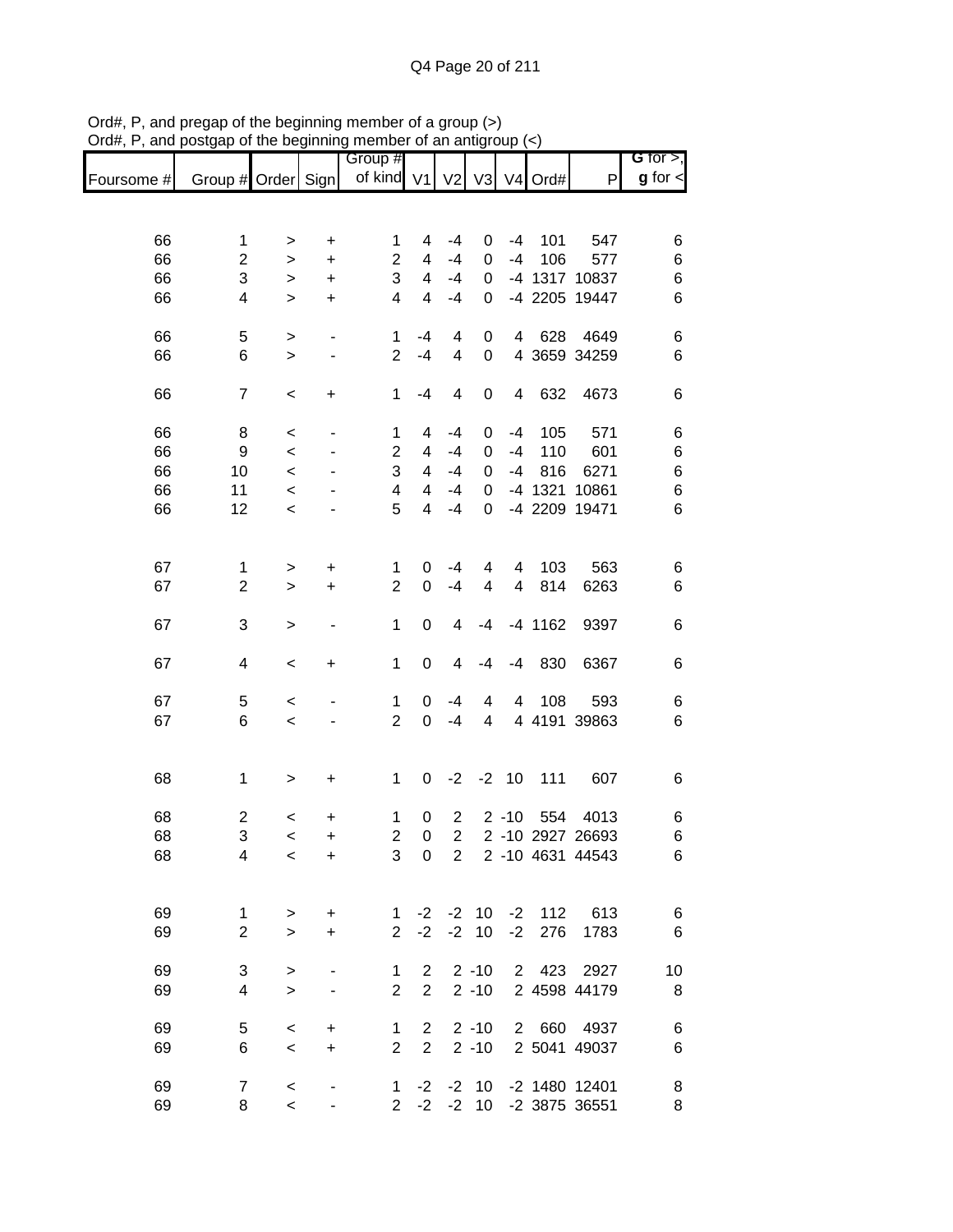Ord#, P, and pregap of the beginning member of a group (>)
Ord#, P, and postgap of the beginning member of an antigroup (<)

| Foursome # | Group # | Order | Sign | Group # of kind | V1 | V2 | V3 | V4 | Ord# | P | G for >, g for < |
|---|---|---|---|---|---|---|---|---|---|---|---|
| 66 | 1 | > | + | 1 | 4 | -4 | 0 | -4 | 101 | 547 | 6 |
| 66 | 2 | > | + | 2 | 4 | -4 | 0 | -4 | 106 | 577 | 6 |
| 66 | 3 | > | + | 3 | 4 | -4 | 0 | -4 | 1317 | 10837 | 6 |
| 66 | 4 | > | + | 4 | 4 | -4 | 0 | -4 | 2205 | 19447 | 6 |
| 66 | 5 | > | - | 1 | -4 | 4 | 0 | 4 | 628 | 4649 | 6 |
| 66 | 6 | > | - | 2 | -4 | 4 | 0 | 4 | 3659 | 34259 | 6 |
| 66 | 7 | < | + | 1 | -4 | 4 | 0 | 4 | 632 | 4673 | 6 |
| 66 | 8 | < | - | 1 | 4 | -4 | 0 | -4 | 105 | 571 | 6 |
| 66 | 9 | < | - | 2 | 4 | -4 | 0 | -4 | 110 | 601 | 6 |
| 66 | 10 | < | - | 3 | 4 | -4 | 0 | -4 | 816 | 6271 | 6 |
| 66 | 11 | < | - | 4 | 4 | -4 | 0 | -4 | 1321 | 10861 | 6 |
| 66 | 12 | < | - | 5 | 4 | -4 | 0 | -4 | 2209 | 19471 | 6 |
| 67 | 1 | > | + | 1 | 0 | -4 | 4 | 4 | 103 | 563 | 6 |
| 67 | 2 | > | + | 2 | 0 | -4 | 4 | 4 | 814 | 6263 | 6 |
| 67 | 3 | > | - | 1 | 0 | 4 | -4 | -4 | 1162 | 9397 | 6 |
| 67 | 4 | < | + | 1 | 0 | 4 | -4 | -4 | 830 | 6367 | 6 |
| 67 | 5 | < | - | 1 | 0 | -4 | 4 | 4 | 108 | 593 | 6 |
| 67 | 6 | < | - | 2 | 0 | -4 | 4 | 4 | 4191 | 39863 | 6 |
| 68 | 1 | > | + | 1 | 0 | -2 | -2 | 10 | 111 | 607 | 6 |
| 68 | 2 | < | + | 1 | 0 | 2 | 2 | -10 | 554 | 4013 | 6 |
| 68 | 3 | < | + | 2 | 0 | 2 | 2 | -10 | 2927 | 26693 | 6 |
| 68 | 4 | < | + | 3 | 0 | 2 | 2 | -10 | 4631 | 44543 | 6 |
| 69 | 1 | > | + | 1 | -2 | -2 | 10 | -2 | 112 | 613 | 6 |
| 69 | 2 | > | + | 2 | -2 | -2 | 10 | -2 | 276 | 1783 | 6 |
| 69 | 3 | > | - | 1 | 2 | 2 | -10 | 2 | 423 | 2927 | 10 |
| 69 | 4 | > | - | 2 | 2 | 2 | -10 | 2 | 4598 | 44179 | 8 |
| 69 | 5 | < | + | 1 | 2 | 2 | -10 | 2 | 660 | 4937 | 6 |
| 69 | 6 | < | + | 2 | 2 | 2 | -10 | 2 | 5041 | 49037 | 6 |
| 69 | 7 | < | - | 1 | -2 | -2 | 10 | -2 | 1480 | 12401 | 8 |
| 69 | 8 | < | - | 2 | -2 | -2 | 10 | -2 | 3875 | 36551 | 8 |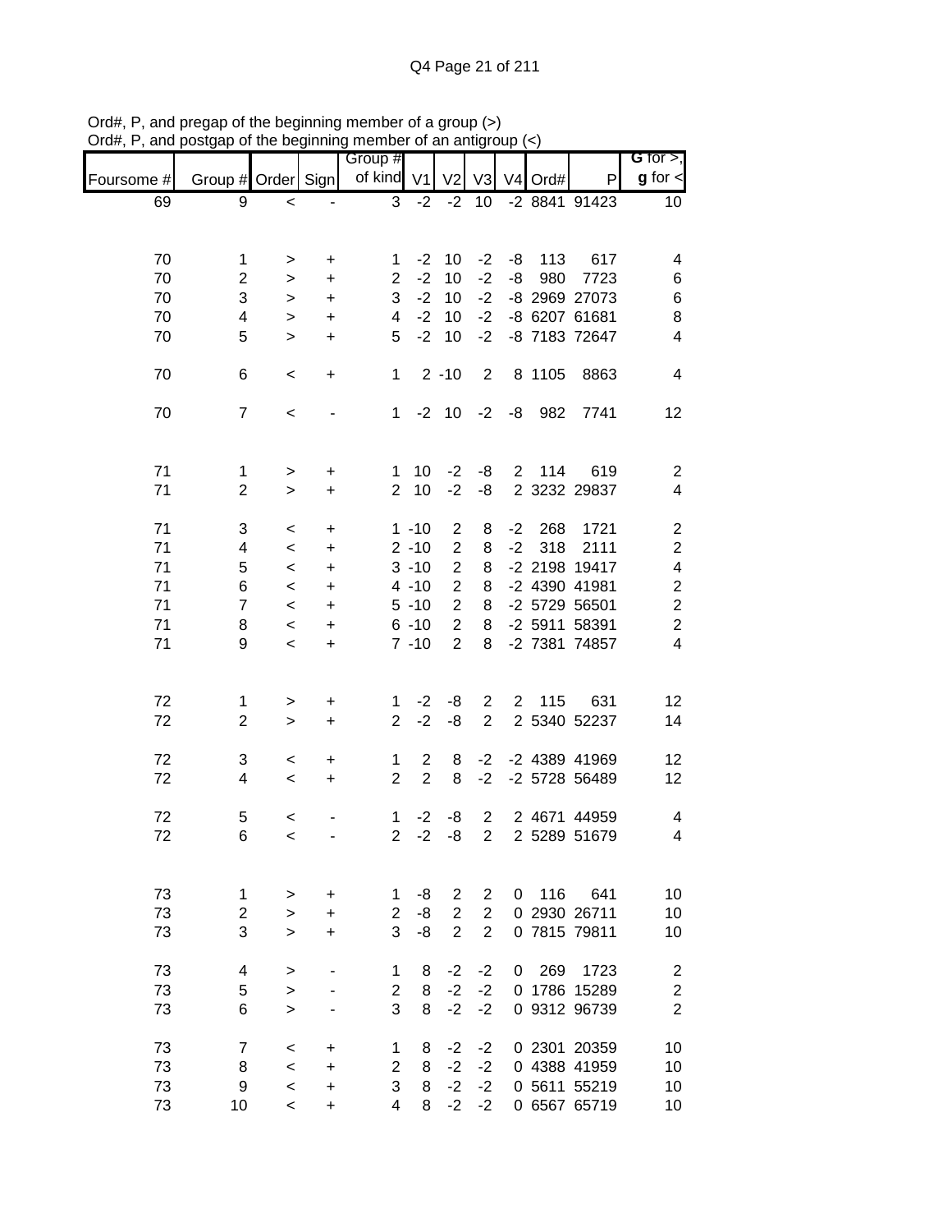Ord#, P, and pregap of the beginning member of a group (>)
Ord#, P, and postgap of the beginning member of an antigroup (<)

| Foursome # | Group # | Order | Sign | Group # of kind | V1 | V2 | V3 | V4 | Ord# | P | G for >, g for < |
|---|---|---|---|---|---|---|---|---|---|---|---|
| 69 | 9 | < | - | 3 | -2 | -2 | 10 | -2 | 8841 | 91423 | 10 |
| | | | | | | | | | | | |
| 70 | 1 | > | + | 1 | -2 | 10 | -2 | -8 | 113 | 617 | 4 |
| 70 | 2 | > | + | 2 | -2 | 10 | -2 | -8 | 980 | 7723 | 6 |
| 70 | 3 | > | + | 3 | -2 | 10 | -2 | -8 | 2969 | 27073 | 6 |
| 70 | 4 | > | + | 4 | -2 | 10 | -2 | -8 | 6207 | 61681 | 8 |
| 70 | 5 | > | + | 5 | -2 | 10 | -2 | -8 | 7183 | 72647 | 4 |
| | | | | | | | | | | | |
| 70 | 6 | < | + | 1 | 2 | -10 | 2 | 8 | 1105 | 8863 | 4 |
| | | | | | | | | | | | |
| 70 | 7 | < | - | 1 | -2 | 10 | -2 | -8 | 982 | 7741 | 12 |
| | | | | | | | | | | | |
| 71 | 1 | > | + | 1 | 10 | -2 | -8 | 2 | 114 | 619 | 2 |
| 71 | 2 | > | + | 2 | 10 | -2 | -8 | 2 | 3232 | 29837 | 4 |
| | | | | | | | | | | | |
| 71 | 3 | < | + | 1 | -10 | 2 | 8 | -2 | 268 | 1721 | 2 |
| 71 | 4 | < | + | 2 | -10 | 2 | 8 | -2 | 318 | 2111 | 2 |
| 71 | 5 | < | + | 3 | -10 | 2 | 8 | -2 | 2198 | 19417 | 4 |
| 71 | 6 | < | + | 4 | -10 | 2 | 8 | -2 | 4390 | 41981 | 2 |
| 71 | 7 | < | + | 5 | -10 | 2 | 8 | -2 | 5729 | 56501 | 2 |
| 71 | 8 | < | + | 6 | -10 | 2 | 8 | -2 | 5911 | 58391 | 2 |
| 71 | 9 | < | + | 7 | -10 | 2 | 8 | -2 | 7381 | 74857 | 4 |
| | | | | | | | | | | | |
| 72 | 1 | > | + | 1 | -2 | -8 | 2 | 2 | 115 | 631 | 12 |
| 72 | 2 | > | + | 2 | -2 | -8 | 2 | 2 | 5340 | 52237 | 14 |
| | | | | | | | | | | | |
| 72 | 3 | < | + | 1 | 2 | 8 | -2 | -2 | 4389 | 41969 | 12 |
| 72 | 4 | < | + | 2 | 2 | 8 | -2 | -2 | 5728 | 56489 | 12 |
| | | | | | | | | | | | |
| 72 | 5 | < | - | 1 | -2 | -8 | 2 | 2 | 4671 | 44959 | 4 |
| 72 | 6 | < | - | 2 | -2 | -8 | 2 | 2 | 5289 | 51679 | 4 |
| | | | | | | | | | | | |
| 73 | 1 | > | + | 1 | -8 | 2 | 2 | 0 | 116 | 641 | 10 |
| 73 | 2 | > | + | 2 | -8 | 2 | 2 | 0 | 2930 | 26711 | 10 |
| 73 | 3 | > | + | 3 | -8 | 2 | 2 | 0 | 7815 | 79811 | 10 |
| | | | | | | | | | | | |
| 73 | 4 | > | - | 1 | 8 | -2 | -2 | 0 | 269 | 1723 | 2 |
| 73 | 5 | > | - | 2 | 8 | -2 | -2 | 0 | 1786 | 15289 | 2 |
| 73 | 6 | > | - | 3 | 8 | -2 | -2 | 0 | 9312 | 96739 | 2 |
| | | | | | | | | | | | |
| 73 | 7 | < | + | 1 | 8 | -2 | -2 | 0 | 2301 | 20359 | 10 |
| 73 | 8 | < | + | 2 | 8 | -2 | -2 | 0 | 4388 | 41959 | 10 |
| 73 | 9 | < | + | 3 | 8 | -2 | -2 | 0 | 5611 | 55219 | 10 |
| 73 | 10 | < | + | 4 | 8 | -2 | -2 | 0 | 6567 | 65719 | 10 |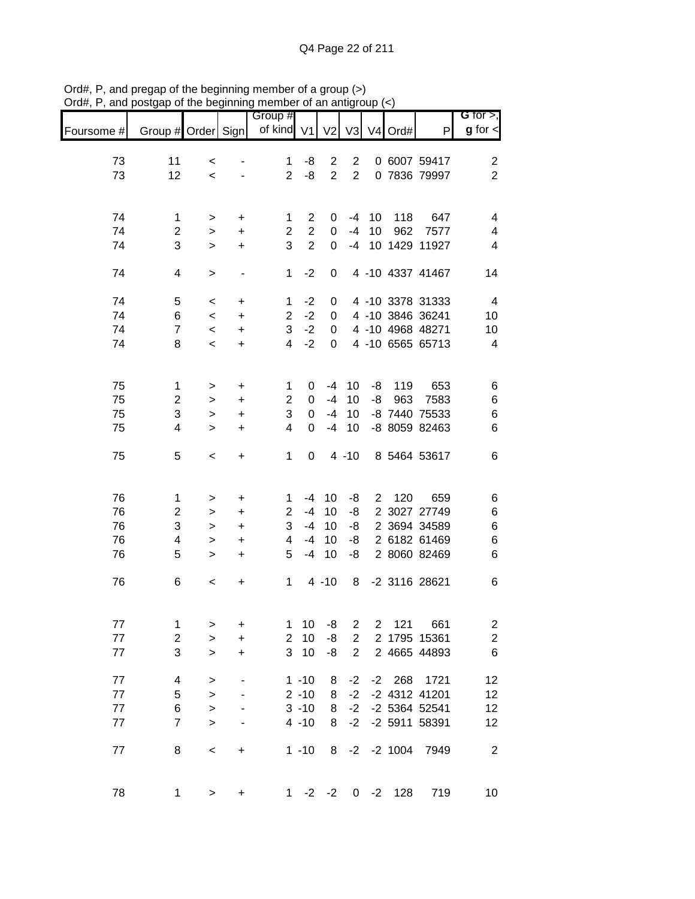Ord#, P, and pregap of the beginning member of a group (>)
Ord#, P, and postgap of the beginning member of an antigroup (<)

| Foursome # | Group # | Order | Sign | Group # of kind | V1 | V2 | V3 | V4 | Ord# | P | G for >, g for < |
|---|---|---|---|---|---|---|---|---|---|---|---|
| 73 | 11 | < | - | 1 | -8 | 2 | 2 | 0 | 6007 | 59417 | 2 |
| 73 | 12 | < | - | 2 | -8 | 2 | 2 | 0 | 7836 | 79997 | 2 |
| | | | | | | | | | | | |
| 74 | 1 | > | + | 1 | 2 | 0 | -4 | 10 | 118 | 647 | 4 |
| 74 | 2 | > | + | 2 | 2 | 0 | -4 | 10 | 962 | 7577 | 4 |
| 74 | 3 | > | + | 3 | 2 | 0 | -4 | 10 | 1429 | 11927 | 4 |
| | | | | | | | | | | | |
| 74 | 4 | > | - | 1 | -2 | 0 | 4 | -10 | 4337 | 41467 | 14 |
| | | | | | | | | | | | |
| 74 | 5 | < | + | 1 | -2 | 0 | 4 | -10 | 3378 | 31333 | 4 |
| 74 | 6 | < | + | 2 | -2 | 0 | 4 | -10 | 3846 | 36241 | 10 |
| 74 | 7 | < | + | 3 | -2 | 0 | 4 | -10 | 4968 | 48271 | 10 |
| 74 | 8 | < | + | 4 | -2 | 0 | 4 | -10 | 6565 | 65713 | 4 |
| | | | | | | | | | | | |
| 75 | 1 | > | + | 1 | 0 | -4 | 10 | -8 | 119 | 653 | 6 |
| 75 | 2 | > | + | 2 | 0 | -4 | 10 | -8 | 963 | 7583 | 6 |
| 75 | 3 | > | + | 3 | 0 | -4 | 10 | -8 | 7440 | 75533 | 6 |
| 75 | 4 | > | + | 4 | 0 | -4 | 10 | -8 | 8059 | 82463 | 6 |
| | | | | | | | | | | | |
| 75 | 5 | < | + | 1 | 0 | 4 | -10 | 8 | 5464 | 53617 | 6 |
| | | | | | | | | | | | |
| 76 | 1 | > | + | 1 | -4 | 10 | -8 | 2 | 120 | 659 | 6 |
| 76 | 2 | > | + | 2 | -4 | 10 | -8 | 2 | 3027 | 27749 | 6 |
| 76 | 3 | > | + | 3 | -4 | 10 | -8 | 2 | 3694 | 34589 | 6 |
| 76 | 4 | > | + | 4 | -4 | 10 | -8 | 2 | 6182 | 61469 | 6 |
| 76 | 5 | > | + | 5 | -4 | 10 | -8 | 2 | 8060 | 82469 | 6 |
| | | | | | | | | | | | |
| 76 | 6 | < | + | 1 | 4 | -10 | 8 | -2 | 3116 | 28621 | 6 |
| | | | | | | | | | | | |
| 77 | 1 | > | + | 1 | 10 | -8 | 2 | 2 | 121 | 661 | 2 |
| 77 | 2 | > | + | 2 | 10 | -8 | 2 | 2 | 1795 | 15361 | 2 |
| 77 | 3 | > | + | 3 | 10 | -8 | 2 | 2 | 4665 | 44893 | 6 |
| | | | | | | | | | | | |
| 77 | 4 | > | - | 1 | -10 | 8 | -2 | -2 | 268 | 1721 | 12 |
| 77 | 5 | > | - | 2 | -10 | 8 | -2 | -2 | 4312 | 41201 | 12 |
| 77 | 6 | > | - | 3 | -10 | 8 | -2 | -2 | 5364 | 52541 | 12 |
| 77 | 7 | > | - | 4 | -10 | 8 | -2 | -2 | 5911 | 58391 | 12 |
| | | | | | | | | | | | |
| 77 | 8 | < | + | 1 | -10 | 8 | -2 | -2 | 1004 | 7949 | 2 |
| | | | | | | | | | | | |
| 78 | 1 | > | + | 1 | -2 | -2 | 0 | -2 | 128 | 719 | 10 |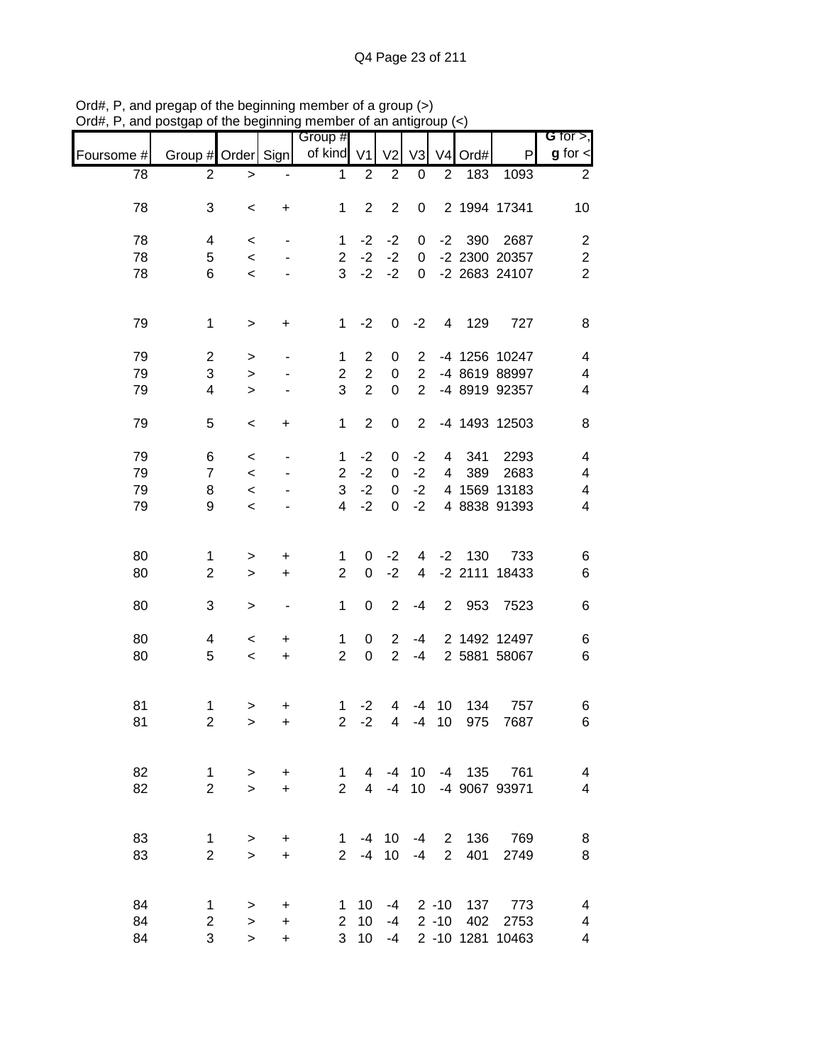Ord#, P, and pregap of the beginning member of a group (>)
Ord#, P, and postgap of the beginning member of an antigroup (<)

| Foursome # | Group # | Order | Sign | Group # of kind | V1 | V2 | V3 | V4 | Ord# | P | **G** for >, **g** for < |
|---|---|---|---|---|---|---|---|---|---|---|---|
| 78 | 2 | > | - | 1 | 2 | 2 | 0 | 2 | 183 | 1093 | 2 |
| | | | | | | | | | | | |
| 78 | 3 | < | + | 1 | 2 | 2 | 0 | 2 | 1994 | 17341 | 10 |
| | | | | | | | | | | | |
| 78 | 4 | < | - | 1 | -2 | -2 | 0 | -2 | 390 | 2687 | 2 |
| 78 | 5 | < | - | 2 | -2 | -2 | 0 | -2 | 2300 | 20357 | 2 |
| 78 | 6 | < | - | 3 | -2 | -2 | 0 | -2 | 2683 | 24107 | 2 |
| | | | | | | | | | | | |
| 79 | 1 | > | + | 1 | -2 | 0 | -2 | 4 | 129 | 727 | 8 |
| | | | | | | | | | | | |
| 79 | 2 | > | - | 1 | 2 | 0 | 2 | -4 | 1256 | 10247 | 4 |
| 79 | 3 | > | - | 2 | 2 | 0 | 2 | -4 | 8619 | 88997 | 4 |
| 79 | 4 | > | - | 3 | 2 | 0 | 2 | -4 | 8919 | 92357 | 4 |
| | | | | | | | | | | | |
| 79 | 5 | < | + | 1 | 2 | 0 | 2 | -4 | 1493 | 12503 | 8 |
| | | | | | | | | | | | |
| 79 | 6 | < | - | 1 | -2 | 0 | -2 | 4 | 341 | 2293 | 4 |
| 79 | 7 | < | - | 2 | -2 | 0 | -2 | 4 | 389 | 2683 | 4 |
| 79 | 8 | < | - | 3 | -2 | 0 | -2 | 4 | 1569 | 13183 | 4 |
| 79 | 9 | < | - | 4 | -2 | 0 | -2 | 4 | 8838 | 91393 | 4 |
| | | | | | | | | | | | |
| 80 | 1 | > | + | 1 | 0 | -2 | 4 | -2 | 130 | 733 | 6 |
| 80 | 2 | > | + | 2 | 0 | -2 | 4 | -2 | 2111 | 18433 | 6 |
| | | | | | | | | | | | |
| 80 | 3 | > | - | 1 | 0 | 2 | -4 | 2 | 953 | 7523 | 6 |
| | | | | | | | | | | | |
| 80 | 4 | < | + | 1 | 0 | 2 | -4 | 2 | 1492 | 12497 | 6 |
| 80 | 5 | < | + | 2 | 0 | 2 | -4 | 2 | 5881 | 58067 | 6 |
| | | | | | | | | | | | |
| 81 | 1 | > | + | 1 | -2 | 4 | -4 | 10 | 134 | 757 | 6 |
| 81 | 2 | > | + | 2 | -2 | 4 | -4 | 10 | 975 | 7687 | 6 |
| | | | | | | | | | | | |
| 82 | 1 | > | + | 1 | 4 | -4 | 10 | -4 | 135 | 761 | 4 |
| 82 | 2 | > | + | 2 | 4 | -4 | 10 | -4 | 9067 | 93971 | 4 |
| | | | | | | | | | | | |
| 83 | 1 | > | + | 1 | -4 | 10 | -4 | 2 | 136 | 769 | 8 |
| 83 | 2 | > | + | 2 | -4 | 10 | -4 | 2 | 401 | 2749 | 8 |
| | | | | | | | | | | | |
| 84 | 1 | > | + | 1 | 10 | -4 | 2 | -10 | 137 | 773 | 4 |
| 84 | 2 | > | + | 2 | 10 | -4 | 2 | -10 | 402 | 2753 | 4 |
| 84 | 3 | > | + | 3 | 10 | -4 | 2 | -10 | 1281 | 10463 | 4 |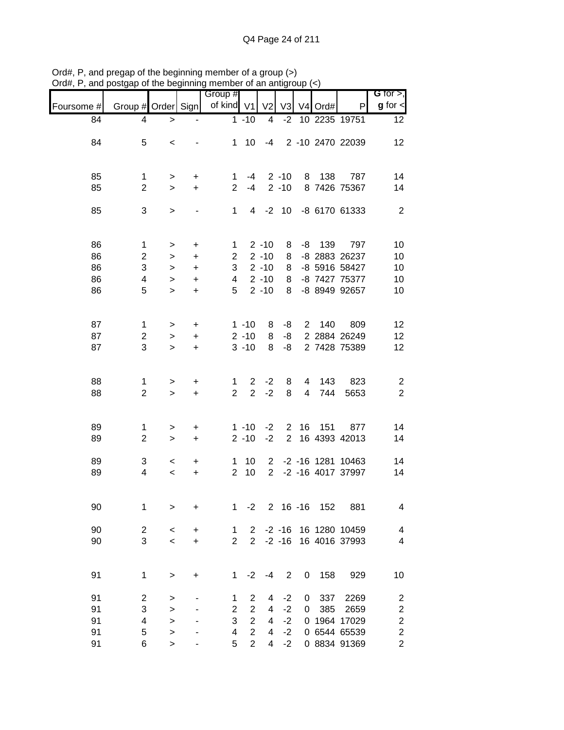Ord#, P, and pregap of the beginning member of a group (>)
Ord#, P, and postgap of the beginning member of an antigroup (<)

| Foursome # | Group # | Order | Sign | Group # of kind | V1 | V2 | V3 | V4 | Ord# | P | G for >, g for < |
|---|---|---|---|---|---|---|---|---|---|---|---|
| 84 | 4 | > | - | 1 | -10 | 4 | -2 | 10 | 2235 | 19751 | 12 |
| | | | | | | | | | | | |
| 84 | 5 | < | - | 1 | 10 | -4 | 2 | -10 | 2470 | 22039 | 12 |
| | | | | | | | | | | | |
| 85 | 1 | > | + | 1 | -4 | 2 | -10 | 8 | 138 | 787 | 14 |
| 85 | 2 | > | + | 2 | -4 | 2 | -10 | 8 | 7426 | 75367 | 14 |
| | | | | | | | | | | | |
| 85 | 3 | > | - | 1 | 4 | -2 | 10 | -8 | 6170 | 61333 | 2 |
| | | | | | | | | | | | |
| 86 | 1 | > | + | 1 | 2 | -10 | 8 | -8 | 139 | 797 | 10 |
| 86 | 2 | > | + | 2 | 2 | -10 | 8 | -8 | 2883 | 26237 | 10 |
| 86 | 3 | > | + | 3 | 2 | -10 | 8 | -8 | 5916 | 58427 | 10 |
| 86 | 4 | > | + | 4 | 2 | -10 | 8 | -8 | 7427 | 75377 | 10 |
| 86 | 5 | > | + | 5 | 2 | -10 | 8 | -8 | 8949 | 92657 | 10 |
| | | | | | | | | | | | |
| 87 | 1 | > | + | 1 | -10 | 8 | -8 | 2 | 140 | 809 | 12 |
| 87 | 2 | > | + | 2 | -10 | 8 | -8 | 2 | 2884 | 26249 | 12 |
| 87 | 3 | > | + | 3 | -10 | 8 | -8 | 2 | 7428 | 75389 | 12 |
| | | | | | | | | | | | |
| 88 | 1 | > | + | 1 | 2 | -2 | 8 | 4 | 143 | 823 | 2 |
| 88 | 2 | > | + | 2 | 2 | -2 | 8 | 4 | 744 | 5653 | 2 |
| | | | | | | | | | | | |
| 89 | 1 | > | + | 1 | -10 | -2 | 2 | 16 | 151 | 877 | 14 |
| 89 | 2 | > | + | 2 | -10 | -2 | 2 | 16 | 4393 | 42013 | 14 |
| | | | | | | | | | | | |
| 89 | 3 | < | + | 1 | 10 | 2 | -2 | -16 | 1281 | 10463 | 14 |
| 89 | 4 | < | + | 2 | 10 | 2 | -2 | -16 | 4017 | 37997 | 14 |
| | | | | | | | | | | | |
| 90 | 1 | > | + | 1 | -2 | 2 | 16 | -16 | 152 | 881 | 4 |
| | | | | | | | | | | | |
| 90 | 2 | < | + | 1 | 2 | -2 | -16 | 16 | 1280 | 10459 | 4 |
| 90 | 3 | < | + | 2 | 2 | -2 | -16 | 16 | 4016 | 37993 | 4 |
| | | | | | | | | | | | |
| 91 | 1 | > | + | 1 | -2 | -4 | 2 | 0 | 158 | 929 | 10 |
| | | | | | | | | | | | |
| 91 | 2 | > | - | 1 | 2 | 4 | -2 | 0 | 337 | 2269 | 2 |
| 91 | 3 | > | - | 2 | 2 | 4 | -2 | 0 | 385 | 2659 | 2 |
| 91 | 4 | > | - | 3 | 2 | 4 | -2 | 0 | 1964 | 17029 | 2 |
| 91 | 5 | > | - | 4 | 2 | 4 | -2 | 0 | 6544 | 65539 | 2 |
| 91 | 6 | > | - | 5 | 2 | 4 | -2 | 0 | 8834 | 91369 | 2 |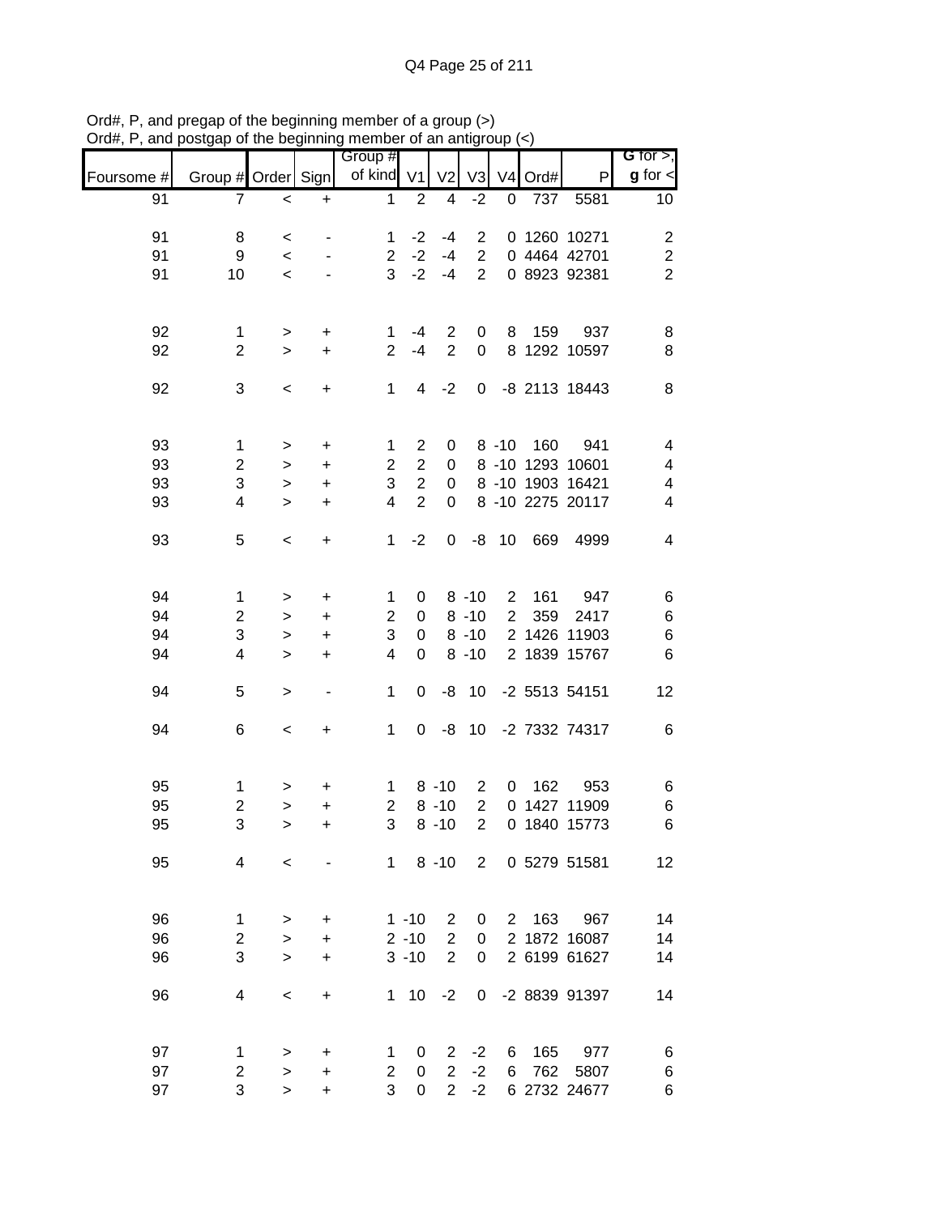Ord#, P, and pregap of the beginning member of a group (>)
Ord#, P, and postgap of the beginning member of an antigroup (<)

| Foursome # | Group # | Order | Sign | Group # of kind | V1 | V2 | V3 | V4 | Ord# | P | G for >, g for < |
|---|---|---|---|---|---|---|---|---|---|---|---|
| 91 | 7 | < | + | 1 | 2 | 4 | -2 | 0 | 737 | 5581 | 10 |
| | | | | | | | | | | | |
| 91 | 8 | < | - | 1 | -2 | -4 | 2 | 0 | 1260 | 10271 | 2 |
| 91 | 9 | < | - | 2 | -2 | -4 | 2 | 0 | 4464 | 42701 | 2 |
| 91 | 10 | < | - | 3 | -2 | -4 | 2 | 0 | 8923 | 92381 | 2 |
| | | | | | | | | | | | |
| 92 | 1 | > | + | 1 | -4 | 2 | 0 | 8 | 159 | 937 | 8 |
| 92 | 2 | > | + | 2 | -4 | 2 | 0 | 8 | 1292 | 10597 | 8 |
| | | | | | | | | | | | |
| 92 | 3 | < | + | 1 | 4 | -2 | 0 | -8 | 2113 | 18443 | 8 |
| | | | | | | | | | | | |
| 93 | 1 | > | + | 1 | 2 | 0 | 8 | -10 | 160 | 941 | 4 |
| 93 | 2 | > | + | 2 | 2 | 0 | 8 | -10 | 1293 | 10601 | 4 |
| 93 | 3 | > | + | 3 | 2 | 0 | 8 | -10 | 1903 | 16421 | 4 |
| 93 | 4 | > | + | 4 | 2 | 0 | 8 | -10 | 2275 | 20117 | 4 |
| | | | | | | | | | | | |
| 93 | 5 | < | + | 1 | -2 | 0 | -8 | 10 | 669 | 4999 | 4 |
| | | | | | | | | | | | |
| 94 | 1 | > | + | 1 | 0 | 8 | -10 | 2 | 161 | 947 | 6 |
| 94 | 2 | > | + | 2 | 0 | 8 | -10 | 2 | 359 | 2417 | 6 |
| 94 | 3 | > | + | 3 | 0 | 8 | -10 | 2 | 1426 | 11903 | 6 |
| 94 | 4 | > | + | 4 | 0 | 8 | -10 | 2 | 1839 | 15767 | 6 |
| | | | | | | | | | | | |
| 94 | 5 | > | - | 1 | 0 | -8 | 10 | -2 | 5513 | 54151 | 12 |
| | | | | | | | | | | | |
| 94 | 6 | < | + | 1 | 0 | -8 | 10 | -2 | 7332 | 74317 | 6 |
| | | | | | | | | | | | |
| 95 | 1 | > | + | 1 | 8 | -10 | 2 | 0 | 162 | 953 | 6 |
| 95 | 2 | > | + | 2 | 8 | -10 | 2 | 0 | 1427 | 11909 | 6 |
| 95 | 3 | > | + | 3 | 8 | -10 | 2 | 0 | 1840 | 15773 | 6 |
| | | | | | | | | | | | |
| 95 | 4 | < | - | 1 | 8 | -10 | 2 | 0 | 5279 | 51581 | 12 |
| | | | | | | | | | | | |
| 96 | 1 | > | + | 1 | -10 | 2 | 0 | 2 | 163 | 967 | 14 |
| 96 | 2 | > | + | 2 | -10 | 2 | 0 | 2 | 1872 | 16087 | 14 |
| 96 | 3 | > | + | 3 | -10 | 2 | 0 | 2 | 6199 | 61627 | 14 |
| | | | | | | | | | | | |
| 96 | 4 | < | + | 1 | 10 | -2 | 0 | -2 | 8839 | 91397 | 14 |
| | | | | | | | | | | | |
| 97 | 1 | > | + | 1 | 0 | 2 | -2 | 6 | 165 | 977 | 6 |
| 97 | 2 | > | + | 2 | 0 | 2 | -2 | 6 | 762 | 5807 | 6 |
| 97 | 3 | > | + | 3 | 0 | 2 | -2 | 6 | 2732 | 24677 | 6 |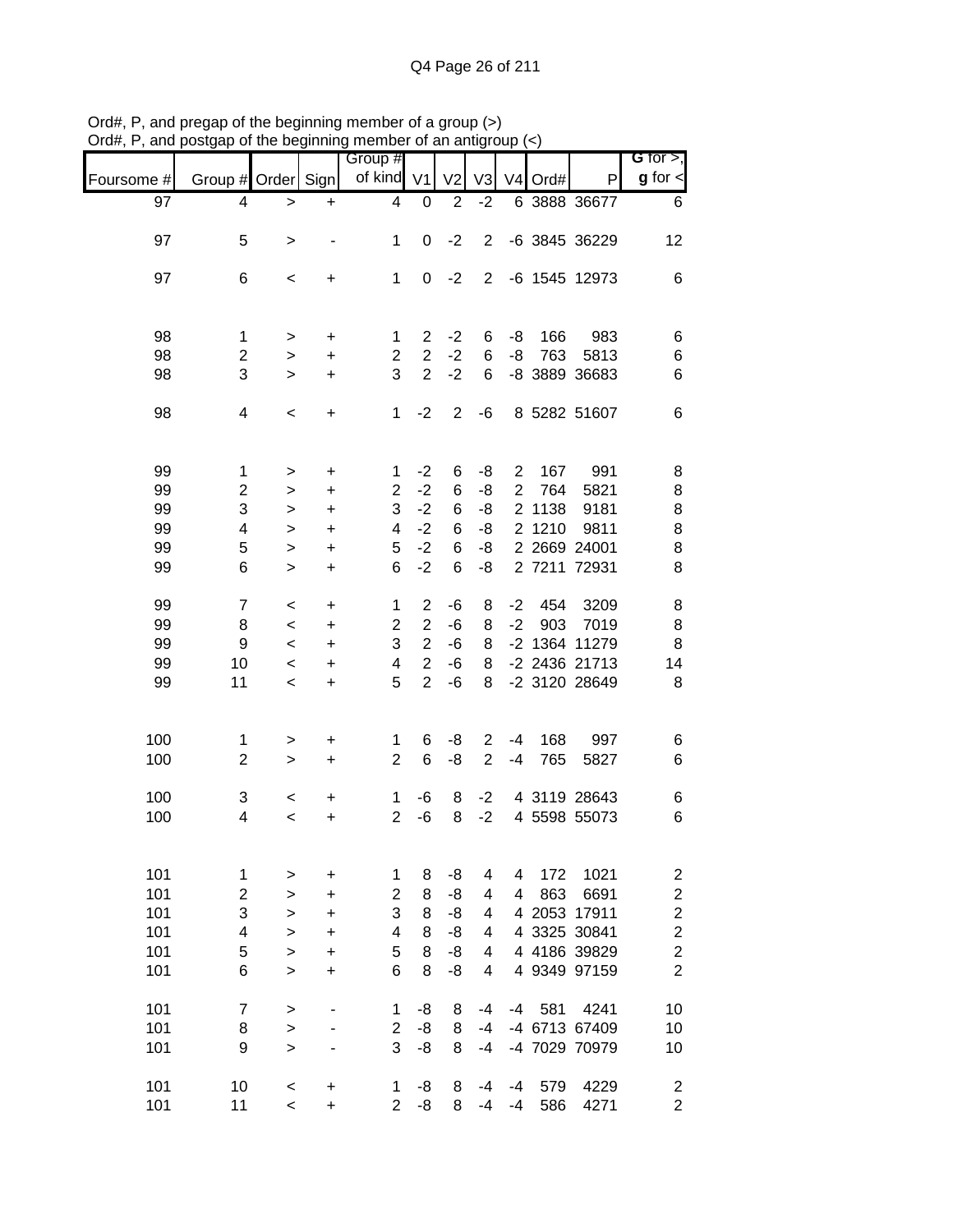Ord#, P, and pregap of the beginning member of a group (>)
Ord#, P, and postgap of the beginning member of an antigroup (<)

| Foursome # | Group # | Order | Sign | Group # of kind | V1 | V2 | V3 | V4 | Ord# | P | G for >, g for < |
|---|---|---|---|---|---|---|---|---|---|---|---|
| 97 | 4 | > | + | 4 | 0 | 2 | -2 | 6 | 3888 | 36677 | 6 |
| 97 | 5 | > | - | 1 | 0 | -2 | 2 | -6 | 3845 | 36229 | 12 |
| 97 | 6 | < | + | 1 | 0 | -2 | 2 | -6 | 1545 | 12973 | 6 |
| 98 | 1 | > | + | 1 | 2 | -2 | 6 | -8 | 166 | 983 | 6 |
| 98 | 2 | > | + | 2 | 2 | -2 | 6 | -8 | 763 | 5813 | 6 |
| 98 | 3 | > | + | 3 | 2 | -2 | 6 | -8 | 3889 | 36683 | 6 |
| 98 | 4 | < | + | 1 | -2 | 2 | -6 | 8 | 5282 | 51607 | 6 |
| 99 | 1 | > | + | 1 | -2 | 6 | -8 | 2 | 167 | 991 | 8 |
| 99 | 2 | > | + | 2 | -2 | 6 | -8 | 2 | 764 | 5821 | 8 |
| 99 | 3 | > | + | 3 | -2 | 6 | -8 | 2 | 1138 | 9181 | 8 |
| 99 | 4 | > | + | 4 | -2 | 6 | -8 | 2 | 1210 | 9811 | 8 |
| 99 | 5 | > | + | 5 | -2 | 6 | -8 | 2 | 2669 | 24001 | 8 |
| 99 | 6 | > | + | 6 | -2 | 6 | -8 | 2 | 7211 | 72931 | 8 |
| 99 | 7 | < | + | 1 | 2 | -6 | 8 | -2 | 454 | 3209 | 8 |
| 99 | 8 | < | + | 2 | 2 | -6 | 8 | -2 | 903 | 7019 | 8 |
| 99 | 9 | < | + | 3 | 2 | -6 | 8 | -2 | 1364 | 11279 | 8 |
| 99 | 10 | < | + | 4 | 2 | -6 | 8 | -2 | 2436 | 21713 | 14 |
| 99 | 11 | < | + | 5 | 2 | -6 | 8 | -2 | 3120 | 28649 | 8 |
| 100 | 1 | > | + | 1 | 6 | -8 | 2 | -4 | 168 | 997 | 6 |
| 100 | 2 | > | + | 2 | 6 | -8 | 2 | -4 | 765 | 5827 | 6 |
| 100 | 3 | < | + | 1 | -6 | 8 | -2 | 4 | 3119 | 28643 | 6 |
| 100 | 4 | < | + | 2 | -6 | 8 | -2 | 4 | 5598 | 55073 | 6 |
| 101 | 1 | > | + | 1 | 8 | -8 | 4 | 4 | 172 | 1021 | 2 |
| 101 | 2 | > | + | 2 | 8 | -8 | 4 | 4 | 863 | 6691 | 2 |
| 101 | 3 | > | + | 3 | 8 | -8 | 4 | 4 | 2053 | 17911 | 2 |
| 101 | 4 | > | + | 4 | 8 | -8 | 4 | 4 | 3325 | 30841 | 2 |
| 101 | 5 | > | + | 5 | 8 | -8 | 4 | 4 | 4186 | 39829 | 2 |
| 101 | 6 | > | + | 6 | 8 | -8 | 4 | 4 | 9349 | 97159 | 2 |
| 101 | 7 | > | - | 1 | -8 | 8 | -4 | -4 | 581 | 4241 | 10 |
| 101 | 8 | > | - | 2 | -8 | 8 | -4 | -4 | 6713 | 67409 | 10 |
| 101 | 9 | > | - | 3 | -8 | 8 | -4 | -4 | 7029 | 70979 | 10 |
| 101 | 10 | < | + | 1 | -8 | 8 | -4 | -4 | 579 | 4229 | 2 |
| 101 | 11 | < | + | 2 | -8 | 8 | -4 | -4 | 586 | 4271 | 2 |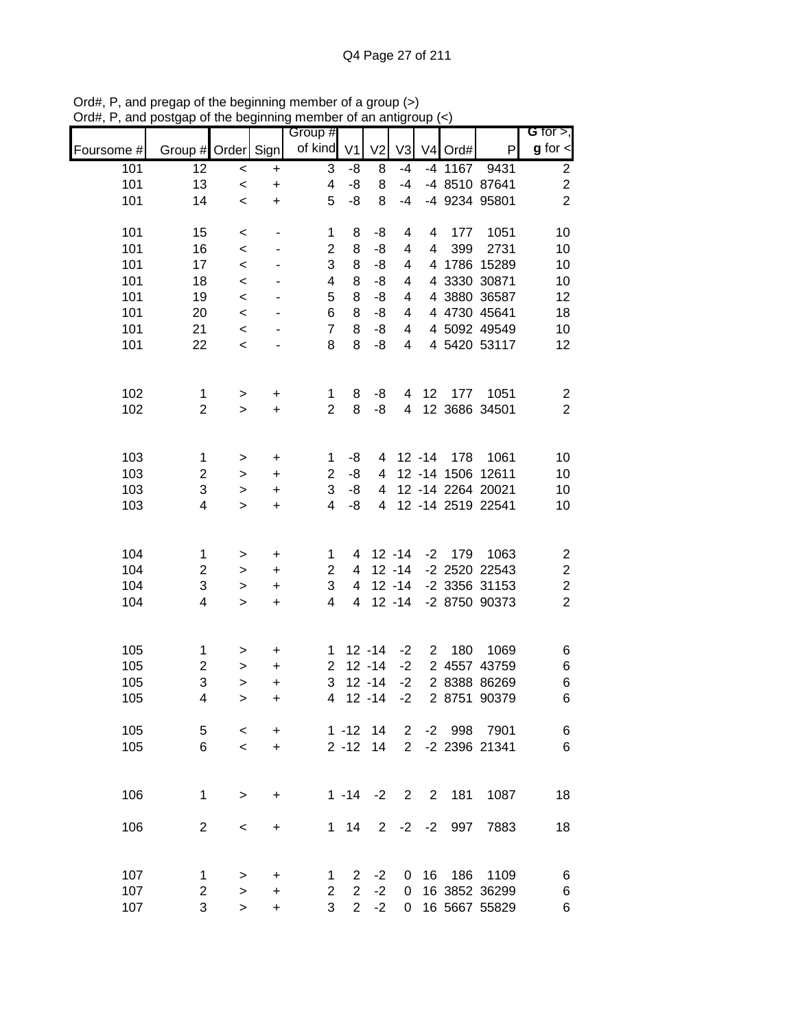Ord#, P, and pregap of the beginning member of a group (>)
Ord#, P, and postgap of the beginning member of an antigroup (<)

| Foursome # | Group # | Order | Sign | Group # of kind | V1 | V2 | V3 | V4 | Ord# | P | G for >, g for < |
|---|---|---|---|---|---|---|---|---|---|---|---|
| 101 | 12 | < | + | 3 | -8 | 8 | -4 | -4 | 1167 | 9431 | 2 |
| 101 | 13 | < | + | 4 | -8 | 8 | -4 | -4 | 8510 | 87641 | 2 |
| 101 | 14 | < | + | 5 | -8 | 8 | -4 | -4 | 9234 | 95801 | 2 |
| | | | | | | | | | | | |
| 101 | 15 | < | - | 1 | 8 | -8 | 4 | 4 | 177 | 1051 | 10 |
| 101 | 16 | < | - | 2 | 8 | -8 | 4 | 4 | 399 | 2731 | 10 |
| 101 | 17 | < | - | 3 | 8 | -8 | 4 | 4 | 1786 | 15289 | 10 |
| 101 | 18 | < | - | 4 | 8 | -8 | 4 | 4 | 3330 | 30871 | 10 |
| 101 | 19 | < | - | 5 | 8 | -8 | 4 | 4 | 3880 | 36587 | 12 |
| 101 | 20 | < | - | 6 | 8 | -8 | 4 | 4 | 4730 | 45641 | 18 |
| 101 | 21 | < | - | 7 | 8 | -8 | 4 | 4 | 5092 | 49549 | 10 |
| 101 | 22 | < | - | 8 | 8 | -8 | 4 | 4 | 5420 | 53117 | 12 |
| | | | | | | | | | | | |
| 102 | 1 | > | + | 1 | 8 | -8 | 4 | 12 | 177 | 1051 | 2 |
| 102 | 2 | > | + | 2 | 8 | -8 | 4 | 12 | 3686 | 34501 | 2 |
| | | | | | | | | | | | |
| 103 | 1 | > | + | 1 | -8 | 4 | 12 | -14 | 178 | 1061 | 10 |
| 103 | 2 | > | + | 2 | -8 | 4 | 12 | -14 | 1506 | 12611 | 10 |
| 103 | 3 | > | + | 3 | -8 | 4 | 12 | -14 | 2264 | 20021 | 10 |
| 103 | 4 | > | + | 4 | -8 | 4 | 12 | -14 | 2519 | 22541 | 10 |
| | | | | | | | | | | | |
| 104 | 1 | > | + | 1 | 4 | 12 | -14 | -2 | 179 | 1063 | 2 |
| 104 | 2 | > | + | 2 | 4 | 12 | -14 | -2 | 2520 | 22543 | 2 |
| 104 | 3 | > | + | 3 | 4 | 12 | -14 | -2 | 3356 | 31153 | 2 |
| 104 | 4 | > | + | 4 | 4 | 12 | -14 | -2 | 8750 | 90373 | 2 |
| | | | | | | | | | | | |
| 105 | 1 | > | + | 1 | 12 | -14 | -2 | 2 | 180 | 1069 | 6 |
| 105 | 2 | > | + | 2 | 12 | -14 | -2 | 2 | 4557 | 43759 | 6 |
| 105 | 3 | > | + | 3 | 12 | -14 | -2 | 2 | 8388 | 86269 | 6 |
| 105 | 4 | > | + | 4 | 12 | -14 | -2 | 2 | 8751 | 90379 | 6 |
| | | | | | | | | | | | |
| 105 | 5 | < | + | 1 | -12 | 14 | 2 | -2 | 998 | 7901 | 6 |
| 105 | 6 | < | + | 2 | -12 | 14 | 2 | -2 | 2396 | 21341 | 6 |
| | | | | | | | | | | | |
| 106 | 1 | > | + | 1 | -14 | -2 | 2 | 2 | 181 | 1087 | 18 |
| | | | | | | | | | | | |
| 106 | 2 | < | + | 1 | 14 | 2 | -2 | -2 | 997 | 7883 | 18 |
| | | | | | | | | | | | |
| 107 | 1 | > | + | 1 | 2 | -2 | 0 | 16 | 186 | 1109 | 6 |
| 107 | 2 | > | + | 2 | 2 | -2 | 0 | 16 | 3852 | 36299 | 6 |
| 107 | 3 | > | + | 3 | 2 | -2 | 0 | 16 | 5667 | 55829 | 6 |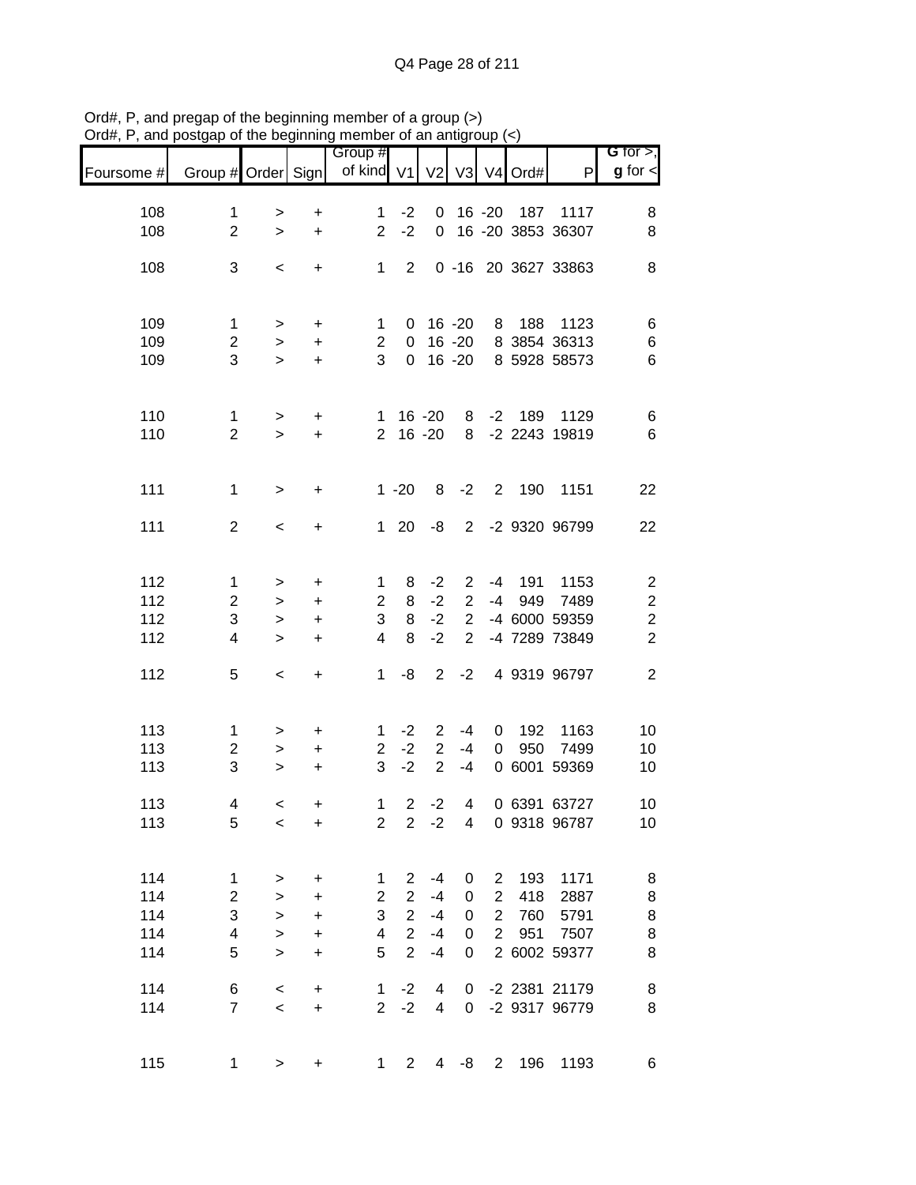Ord#, P, and pregap of the beginning member of a group (>)
Ord#, P, and postgap of the beginning member of an antigroup (<)

| Foursome # | Group # | Order | Sign | Group # of kind | V1 | V2 | V3 | V4 | Ord# | P | G for >, g for < |
|---|---|---|---|---|---|---|---|---|---|---|---|
| 108 | 1 | > | + | 1 | -2 | 0 | 16 | -20 | 187 | 1117 | 8 |
| 108 | 2 | > | + | 2 | -2 | 0 | 16 | -20 | 3853 | 36307 | 8 |
| 108 | 3 | < | + | 1 | 2 | 0 | -16 | 20 | 3627 | 33863 | 8 |
| 109 | 1 | > | + | 1 | 0 | 16 | -20 | 8 | 188 | 1123 | 6 |
| 109 | 2 | > | + | 2 | 0 | 16 | -20 | 8 | 3854 | 36313 | 6 |
| 109 | 3 | > | + | 3 | 0 | 16 | -20 | 8 | 5928 | 58573 | 6 |
| 110 | 1 | > | + | 1 | 16 | -20 | 8 | -2 | 189 | 1129 | 6 |
| 110 | 2 | > | + | 2 | 16 | -20 | 8 | -2 | 2243 | 19819 | 6 |
| 111 | 1 | > | + | 1 | -20 | 8 | -2 | 2 | 190 | 1151 | 22 |
| 111 | 2 | < | + | 1 | 20 | -8 | 2 | -2 | 9320 | 96799 | 22 |
| 112 | 1 | > | + | 1 | 8 | -2 | 2 | -4 | 191 | 1153 | 2 |
| 112 | 2 | > | + | 2 | 8 | -2 | 2 | -4 | 949 | 7489 | 2 |
| 112 | 3 | > | + | 3 | 8 | -2 | 2 | -4 | 6000 | 59359 | 2 |
| 112 | 4 | > | + | 4 | 8 | -2 | 2 | -4 | 7289 | 73849 | 2 |
| 112 | 5 | < | + | 1 | -8 | 2 | -2 | 4 | 9319 | 96797 | 2 |
| 113 | 1 | > | + | 1 | -2 | 2 | -4 | 0 | 192 | 1163 | 10 |
| 113 | 2 | > | + | 2 | -2 | 2 | -4 | 0 | 950 | 7499 | 10 |
| 113 | 3 | > | + | 3 | -2 | 2 | -4 | 0 | 6001 | 59369 | 10 |
| 113 | 4 | < | + | 1 | 2 | -2 | 4 | 0 | 6391 | 63727 | 10 |
| 113 | 5 | < | + | 2 | 2 | -2 | 4 | 0 | 9318 | 96787 | 10 |
| 114 | 1 | > | + | 1 | 2 | -4 | 0 | 2 | 193 | 1171 | 8 |
| 114 | 2 | > | + | 2 | 2 | -4 | 0 | 2 | 418 | 2887 | 8 |
| 114 | 3 | > | + | 3 | 2 | -4 | 0 | 2 | 760 | 5791 | 8 |
| 114 | 4 | > | + | 4 | 2 | -4 | 0 | 2 | 951 | 7507 | 8 |
| 114 | 5 | > | + | 5 | 2 | -4 | 0 | 2 | 6002 | 59377 | 8 |
| 114 | 6 | < | + | 1 | -2 | 4 | 0 | -2 | 2381 | 21179 | 8 |
| 114 | 7 | < | + | 2 | -2 | 4 | 0 | -2 | 9317 | 96779 | 8 |
| 115 | 1 | > | + | 1 | 2 | 4 | -8 | 2 | 196 | 1193 | 6 |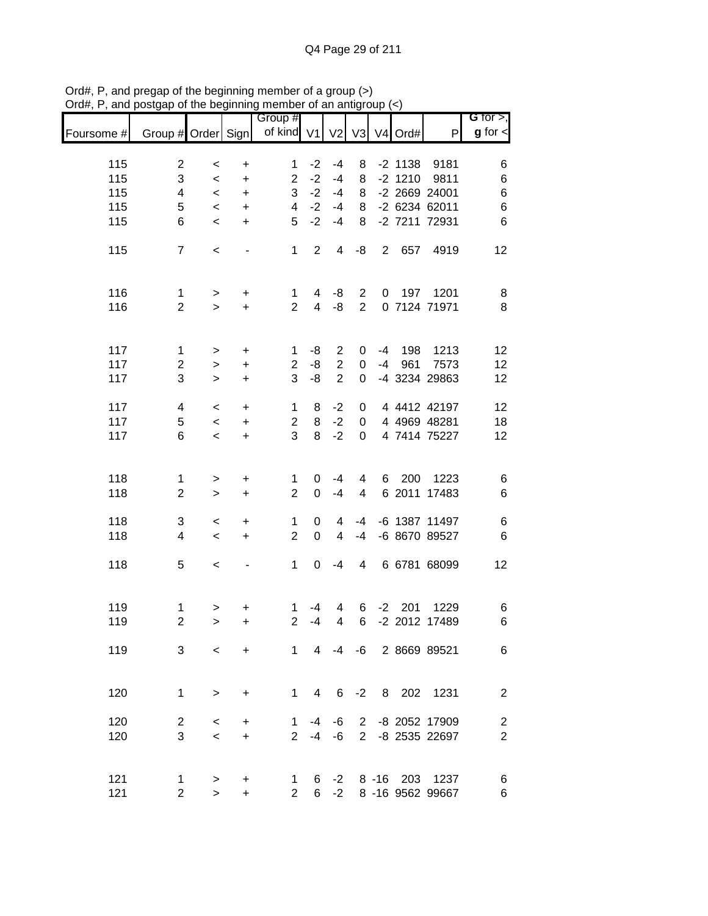Ord#, P, and pregap of the beginning member of a group (>)
Ord#, P, and postgap of the beginning member of an antigroup (<)

| Foursome # | Group # | Order | Sign | Group # of kind | V1 | V2 | V3 | V4 | Ord# | P | G for >, g for < |
|---|---|---|---|---|---|---|---|---|---|---|---|
| 115 | 2 | < | + | 1 | -2 | -4 | 8 | -2 | 1138 | 9181 | 6 |
| 115 | 3 | < | + | 2 | -2 | -4 | 8 | -2 | 1210 | 9811 | 6 |
| 115 | 4 | < | + | 3 | -2 | -4 | 8 | -2 | 2669 | 24001 | 6 |
| 115 | 5 | < | + | 4 | -2 | -4 | 8 | -2 | 6234 | 62011 | 6 |
| 115 | 6 | < | + | 5 | -2 | -4 | 8 | -2 | 7211 | 72931 | 6 |
| | | | | | | | | | | | |
| 115 | 7 | < | - | 1 | 2 | 4 | -8 | 2 | 657 | 4919 | 12 |
| | | | | | | | | | | | |
| 116 | 1 | > | + | 1 | 4 | -8 | 2 | 0 | 197 | 1201 | 8 |
| 116 | 2 | > | + | 2 | 4 | -8 | 2 | 0 | 7124 | 71971 | 8 |
| | | | | | | | | | | | |
| 117 | 1 | > | + | 1 | -8 | 2 | 0 | -4 | 198 | 1213 | 12 |
| 117 | 2 | > | + | 2 | -8 | 2 | 0 | -4 | 961 | 7573 | 12 |
| 117 | 3 | > | + | 3 | -8 | 2 | 0 | -4 | 3234 | 29863 | 12 |
| | | | | | | | | | | | |
| 117 | 4 | < | + | 1 | 8 | -2 | 0 | 4 | 4412 | 42197 | 12 |
| 117 | 5 | < | + | 2 | 8 | -2 | 0 | 4 | 4969 | 48281 | 18 |
| 117 | 6 | < | + | 3 | 8 | -2 | 0 | 4 | 7414 | 75227 | 12 |
| | | | | | | | | | | | |
| 118 | 1 | > | + | 1 | 0 | -4 | 4 | 6 | 200 | 1223 | 6 |
| 118 | 2 | > | + | 2 | 0 | -4 | 4 | 6 | 2011 | 17483 | 6 |
| | | | | | | | | | | | |
| 118 | 3 | < | + | 1 | 0 | 4 | -4 | -6 | 1387 | 11497 | 6 |
| 118 | 4 | < | + | 2 | 0 | 4 | -4 | -6 | 8670 | 89527 | 6 |
| | | | | | | | | | | | |
| 118 | 5 | < | - | 1 | 0 | -4 | 4 | 6 | 6781 | 68099 | 12 |
| | | | | | | | | | | | |
| 119 | 1 | > | + | 1 | -4 | 4 | 6 | -2 | 201 | 1229 | 6 |
| 119 | 2 | > | + | 2 | -4 | 4 | 6 | -2 | 2012 | 17489 | 6 |
| | | | | | | | | | | | |
| 119 | 3 | < | + | 1 | 4 | -4 | -6 | 2 | 8669 | 89521 | 6 |
| | | | | | | | | | | | |
| 120 | 1 | > | + | 1 | 4 | 6 | -2 | 8 | 202 | 1231 | 2 |
| | | | | | | | | | | | |
| 120 | 2 | < | + | 1 | -4 | -6 | 2 | -8 | 2052 | 17909 | 2 |
| 120 | 3 | < | + | 2 | -4 | -6 | 2 | -8 | 2535 | 22697 | 2 |
| | | | | | | | | | | | |
| 121 | 1 | > | + | 1 | 6 | -2 | 8 | -16 | 203 | 1237 | 6 |
| 121 | 2 | > | + | 2 | 6 | -2 | 8 | -16 | 9562 | 99667 | 6 |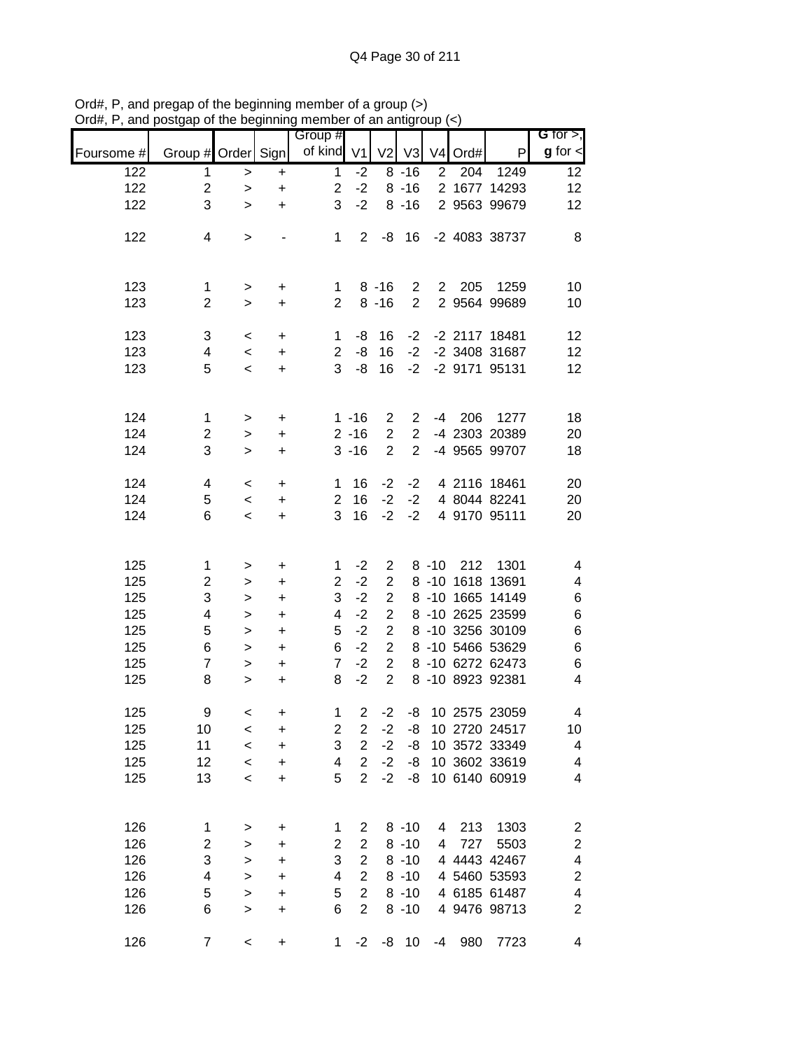Ord#, P, and pregap of the beginning member of a group (>)
Ord#, P, and postgap of the beginning member of an antigroup (<)

| Foursome # | Group # | Order | Sign | Group # of kind | V1 | V2 | V3 | V4 | Ord# | P | G for >, g for < |
|---|---|---|---|---|---|---|---|---|---|---|---|
| 122 | 1 | > | + | 1 | -2 | 8 | -16 | 2 | 204 | 1249 | 12 |
| 122 | 2 | > | + | 2 | -2 | 8 | -16 | 2 | 1677 | 14293 | 12 |
| 122 | 3 | > | + | 3 | -2 | 8 | -16 | 2 | 9563 | 99679 | 12 |
| | | | | | | | | | | | |
| 122 | 4 | > | - | 1 | 2 | -8 | 16 | -2 | 4083 | 38737 | 8 |
| | | | | | | | | | | | |
| 123 | 1 | > | + | 1 | 8 | -16 | 2 | 2 | 205 | 1259 | 10 |
| 123 | 2 | > | + | 2 | 8 | -16 | 2 | 2 | 9564 | 99689 | 10 |
| | | | | | | | | | | | |
| 123 | 3 | < | + | 1 | -8 | 16 | -2 | -2 | 2117 | 18481 | 12 |
| 123 | 4 | < | + | 2 | -8 | 16 | -2 | -2 | 3408 | 31687 | 12 |
| 123 | 5 | < | + | 3 | -8 | 16 | -2 | -2 | 9171 | 95131 | 12 |
| | | | | | | | | | | | |
| 124 | 1 | > | + | 1 | -16 | 2 | 2 | -4 | 206 | 1277 | 18 |
| 124 | 2 | > | + | 2 | -16 | 2 | 2 | -4 | 2303 | 20389 | 20 |
| 124 | 3 | > | + | 3 | -16 | 2 | 2 | -4 | 9565 | 99707 | 18 |
| | | | | | | | | | | | |
| 124 | 4 | < | + | 1 | 16 | -2 | -2 | 4 | 2116 | 18461 | 20 |
| 124 | 5 | < | + | 2 | 16 | -2 | -2 | 4 | 8044 | 82241 | 20 |
| 124 | 6 | < | + | 3 | 16 | -2 | -2 | 4 | 9170 | 95111 | 20 |
| | | | | | | | | | | | |
| 125 | 1 | > | + | 1 | -2 | 2 | 8 | -10 | 212 | 1301 | 4 |
| 125 | 2 | > | + | 2 | -2 | 2 | 8 | -10 | 1618 | 13691 | 4 |
| 125 | 3 | > | + | 3 | -2 | 2 | 8 | -10 | 1665 | 14149 | 6 |
| 125 | 4 | > | + | 4 | -2 | 2 | 8 | -10 | 2625 | 23599 | 6 |
| 125 | 5 | > | + | 5 | -2 | 2 | 8 | -10 | 3256 | 30109 | 6 |
| 125 | 6 | > | + | 6 | -2 | 2 | 8 | -10 | 5466 | 53629 | 6 |
| 125 | 7 | > | + | 7 | -2 | 2 | 8 | -10 | 6272 | 62473 | 6 |
| 125 | 8 | > | + | 8 | -2 | 2 | 8 | -10 | 8923 | 92381 | 4 |
| | | | | | | | | | | | |
| 125 | 9 | < | + | 1 | 2 | -2 | -8 | 10 | 2575 | 23059 | 4 |
| 125 | 10 | < | + | 2 | 2 | -2 | -8 | 10 | 2720 | 24517 | 10 |
| 125 | 11 | < | + | 3 | 2 | -2 | -8 | 10 | 3572 | 33349 | 4 |
| 125 | 12 | < | + | 4 | 2 | -2 | -8 | 10 | 3602 | 33619 | 4 |
| 125 | 13 | < | + | 5 | 2 | -2 | -8 | 10 | 6140 | 60919 | 4 |
| | | | | | | | | | | | |
| 126 | 1 | > | + | 1 | 2 | 8 | -10 | 4 | 213 | 1303 | 2 |
| 126 | 2 | > | + | 2 | 2 | 8 | -10 | 4 | 727 | 5503 | 2 |
| 126 | 3 | > | + | 3 | 2 | 8 | -10 | 4 | 4443 | 42467 | 4 |
| 126 | 4 | > | + | 4 | 2 | 8 | -10 | 4 | 5460 | 53593 | 2 |
| 126 | 5 | > | + | 5 | 2 | 8 | -10 | 4 | 6185 | 61487 | 4 |
| 126 | 6 | > | + | 6 | 2 | 8 | -10 | 4 | 9476 | 98713 | 2 |
| | | | | | | | | | | | |
| 126 | 7 | < | + | 1 | -2 | -8 | 10 | -4 | 980 | 7723 | 4 |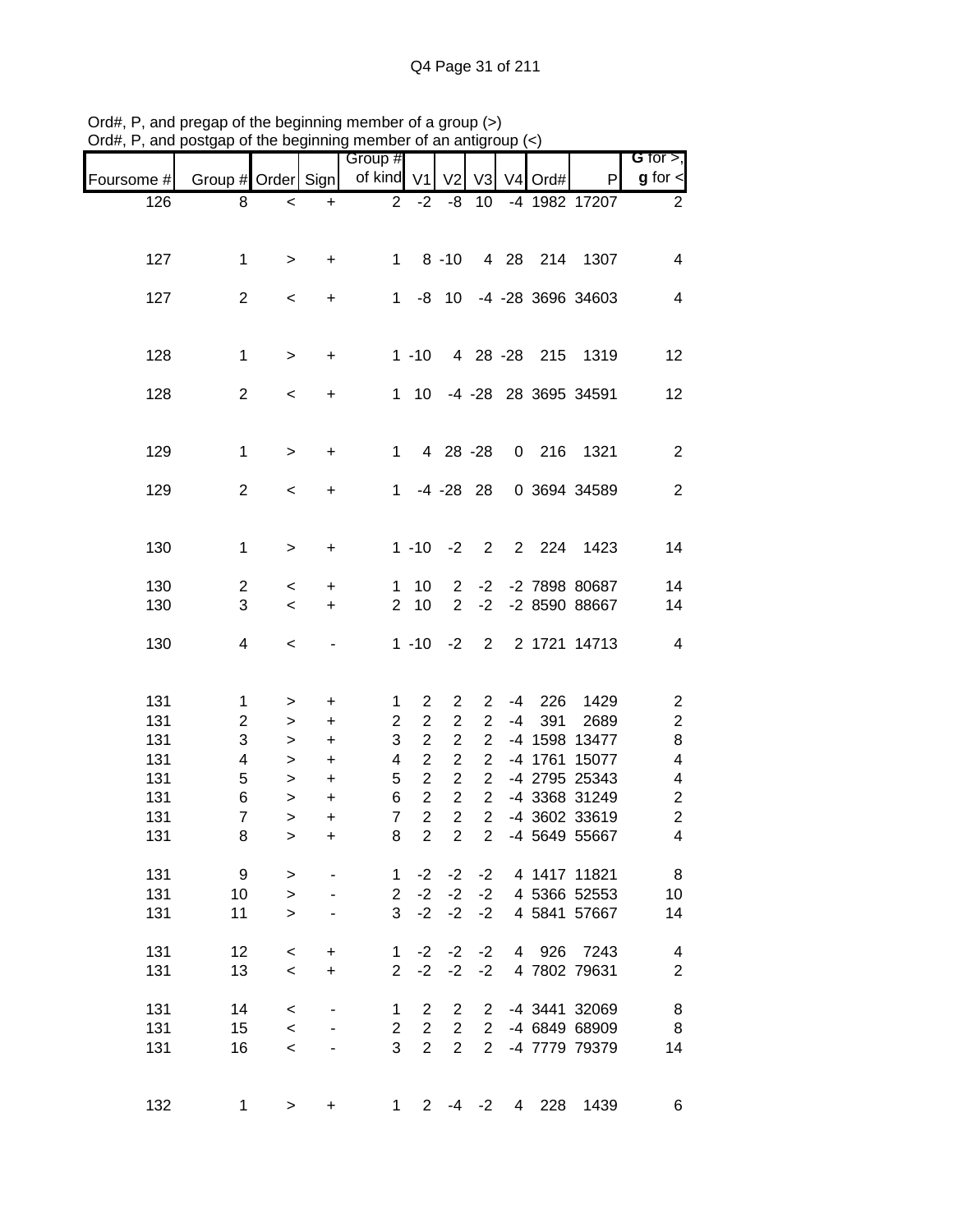Ord#, P, and pregap of the beginning member of a group (>)
Ord#, P, and postgap of the beginning member of an antigroup (<)

| Foursome # | Group # | Order | Sign | Group # of kind | V1 | V2 | V3 | V4 | Ord# | P | G for >, g for < |
|---|---|---|---|---|---|---|---|---|---|---|---|
| 126 | 8 | < | + | 2 | -2 | -8 | 10 | -4 | 1982 | 17207 | 2 |
| 127 | 1 | > | + | 1 | 8 | -10 | 4 | 28 | 214 | 1307 | 4 |
| 127 | 2 | < | + | 1 | -8 | 10 | -4 | -28 | 3696 | 34603 | 4 |
| 128 | 1 | > | + | 1 | -10 | 4 | 28 | -28 | 215 | 1319 | 12 |
| 128 | 2 | < | + | 1 | 10 | -4 | -28 | 28 | 3695 | 34591 | 12 |
| 129 | 1 | > | + | 1 | 4 | 28 | -28 | 0 | 216 | 1321 | 2 |
| 129 | 2 | < | + | 1 | -4 | -28 | 28 | 0 | 3694 | 34589 | 2 |
| 130 | 1 | > | + | 1 | -10 | -2 | 2 | 2 | 224 | 1423 | 14 |
| 130 | 2 | < | + | 1 | 10 | 2 | -2 | -2 | 7898 | 80687 | 14 |
| 130 | 3 | < | + | 2 | 10 | 2 | -2 | -2 | 8590 | 88667 | 14 |
| 130 | 4 | < | - | 1 | -10 | -2 | 2 | 2 | 1721 | 14713 | 4 |
| 131 | 1 | > | + | 1 | 2 | 2 | 2 | -4 | 226 | 1429 | 2 |
| 131 | 2 | > | + | 2 | 2 | 2 | 2 | -4 | 391 | 2689 | 2 |
| 131 | 3 | > | + | 3 | 2 | 2 | 2 | -4 | 1598 | 13477 | 8 |
| 131 | 4 | > | + | 4 | 2 | 2 | 2 | -4 | 1761 | 15077 | 4 |
| 131 | 5 | > | + | 5 | 2 | 2 | 2 | -4 | 2795 | 25343 | 4 |
| 131 | 6 | > | + | 6 | 2 | 2 | 2 | -4 | 3368 | 31249 | 2 |
| 131 | 7 | > | + | 7 | 2 | 2 | 2 | -4 | 3602 | 33619 | 2 |
| 131 | 8 | > | + | 8 | 2 | 2 | 2 | -4 | 5649 | 55667 | 4 |
| 131 | 9 | > | - | 1 | -2 | -2 | -2 | 4 | 1417 | 11821 | 8 |
| 131 | 10 | > | - | 2 | -2 | -2 | -2 | 4 | 5366 | 52553 | 10 |
| 131 | 11 | > | - | 3 | -2 | -2 | -2 | 4 | 5841 | 57667 | 14 |
| 131 | 12 | < | + | 1 | -2 | -2 | -2 | 4 | 926 | 7243 | 4 |
| 131 | 13 | < | + | 2 | -2 | -2 | -2 | 4 | 7802 | 79631 | 2 |
| 131 | 14 | < | - | 1 | 2 | 2 | 2 | -4 | 3441 | 32069 | 8 |
| 131 | 15 | < | - | 2 | 2 | 2 | 2 | -4 | 6849 | 68909 | 8 |
| 131 | 16 | < | - | 3 | 2 | 2 | 2 | -4 | 7779 | 79379 | 14 |
| 132 | 1 | > | + | 1 | 2 | -4 | -2 | 4 | 228 | 1439 | 6 |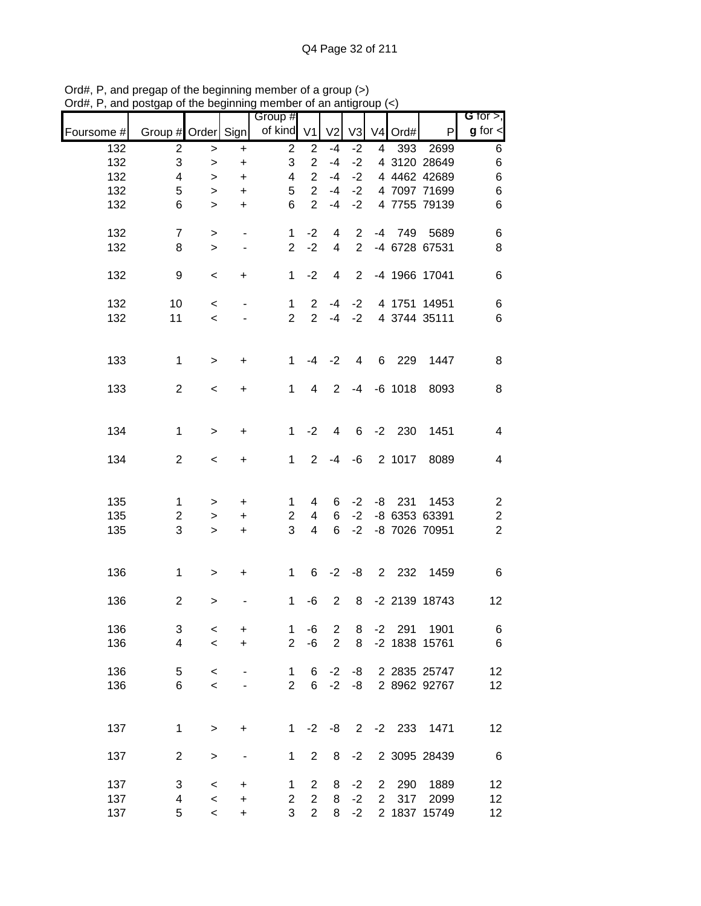Ord#, P, and pregap of the beginning member of a group (>)
Ord#, P, and postgap of the beginning member of an antigroup (<)

| Foursome # | Group # | Order | Sign | Group # of kind | V1 | V2 | V3 | V4 | Ord# | P | G for >, g for < |
|---|---|---|---|---|---|---|---|---|---|---|---|
| 132 | 2 | > | + | 2 | 2 | -4 | -2 | 4 | 393 | 2699 | 6 |
| 132 | 3 | > | + | 3 | 2 | -4 | -2 | 4 | 3120 | 28649 | 6 |
| 132 | 4 | > | + | 4 | 2 | -4 | -2 | 4 | 4462 | 42689 | 6 |
| 132 | 5 | > | + | 5 | 2 | -4 | -2 | 4 | 7097 | 71699 | 6 |
| 132 | 6 | > | + | 6 | 2 | -4 | -2 | 4 | 7755 | 79139 | 6 |
| | | | | | | | | | | | |
| 132 | 7 | > | - | 1 | -2 | 4 | 2 | -4 | 749 | 5689 | 6 |
| 132 | 8 | > | - | 2 | -2 | 4 | 2 | -4 | 6728 | 67531 | 8 |
| | | | | | | | | | | | |
| 132 | 9 | < | + | 1 | -2 | 4 | 2 | -4 | 1966 | 17041 | 6 |
| | | | | | | | | | | | |
| 132 | 10 | < | - | 1 | 2 | -4 | -2 | 4 | 1751 | 14951 | 6 |
| 132 | 11 | < | - | 2 | 2 | -4 | -2 | 4 | 3744 | 35111 | 6 |
| | | | | | | | | | | | |
| 133 | 1 | > | + | 1 | -4 | -2 | 4 | 6 | 229 | 1447 | 8 |
| | | | | | | | | | | | |
| 133 | 2 | < | + | 1 | 4 | 2 | -4 | -6 | 1018 | 8093 | 8 |
| | | | | | | | | | | | |
| 134 | 1 | > | + | 1 | -2 | 4 | 6 | -2 | 230 | 1451 | 4 |
| | | | | | | | | | | | |
| 134 | 2 | < | + | 1 | 2 | -4 | -6 | 2 | 1017 | 8089 | 4 |
| | | | | | | | | | | | |
| 135 | 1 | > | + | 1 | 4 | 6 | -2 | -8 | 231 | 1453 | 2 |
| 135 | 2 | > | + | 2 | 4 | 6 | -2 | -8 | 6353 | 63391 | 2 |
| 135 | 3 | > | + | 3 | 4 | 6 | -2 | -8 | 7026 | 70951 | 2 |
| | | | | | | | | | | | |
| 136 | 1 | > | + | 1 | 6 | -2 | -8 | 2 | 232 | 1459 | 6 |
| | | | | | | | | | | | |
| 136 | 2 | > | - | 1 | -6 | 2 | 8 | -2 | 2139 | 18743 | 12 |
| | | | | | | | | | | | |
| 136 | 3 | < | + | 1 | -6 | 2 | 8 | -2 | 291 | 1901 | 6 |
| 136 | 4 | < | + | 2 | -6 | 2 | 8 | -2 | 1838 | 15761 | 6 |
| | | | | | | | | | | | |
| 136 | 5 | < | - | 1 | 6 | -2 | -8 | 2 | 2835 | 25747 | 12 |
| 136 | 6 | < | - | 2 | 6 | -2 | -8 | 2 | 8962 | 92767 | 12 |
| | | | | | | | | | | | |
| 137 | 1 | > | + | 1 | -2 | -8 | 2 | -2 | 233 | 1471 | 12 |
| | | | | | | | | | | | |
| 137 | 2 | > | - | 1 | 2 | 8 | -2 | 2 | 3095 | 28439 | 6 |
| | | | | | | | | | | | |
| 137 | 3 | < | + | 1 | 2 | 8 | -2 | 2 | 290 | 1889 | 12 |
| 137 | 4 | < | + | 2 | 2 | 8 | -2 | 2 | 317 | 2099 | 12 |
| 137 | 5 | < | + | 3 | 2 | 8 | -2 | 2 | 1837 | 15749 | 12 |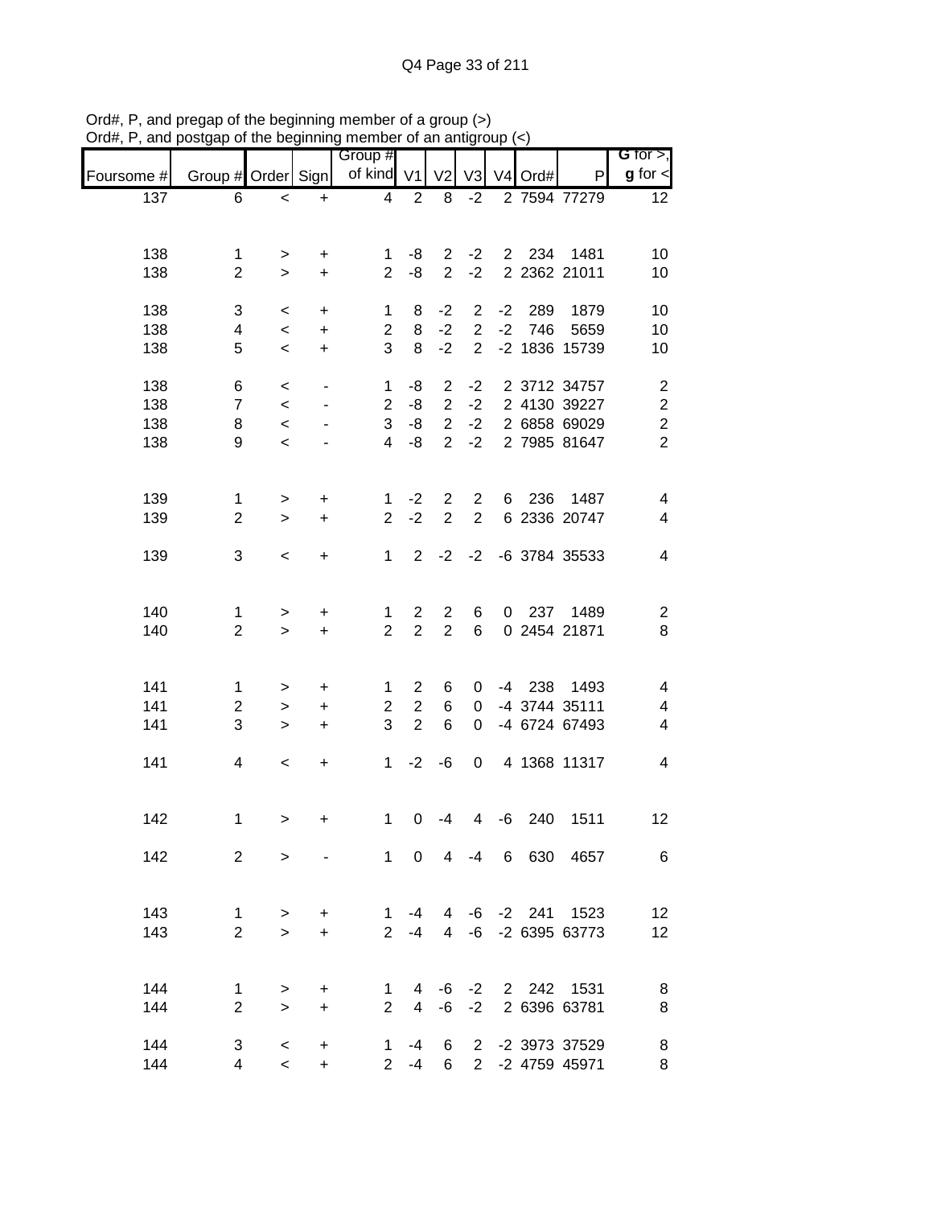Ord#, P, and pregap of the beginning member of a group (>)
Ord#, P, and postgap of the beginning member of an antigroup (<)

| Foursome # | Group # | Order | Sign | Group # of kind | V1 | V2 | V3 | V4 | Ord# | P | G for >, g for < |
|---|---|---|---|---|---|---|---|---|---|---|---|
| 137 | 6 | < | + | 4 | 2 | 8 | -2 | 2 | 7594 | 77279 | 12 |
| 138 | 1 | > | + | 1 | -8 | 2 | -2 | 2 | 234 | 1481 | 10 |
| 138 | 2 | > | + | 2 | -8 | 2 | -2 | 2 | 2362 | 21011 | 10 |
| 138 | 3 | < | + | 1 | 8 | -2 | 2 | -2 | 289 | 1879 | 10 |
| 138 | 4 | < | + | 2 | 8 | -2 | 2 | -2 | 746 | 5659 | 10 |
| 138 | 5 | < | + | 3 | 8 | -2 | 2 | -2 | 1836 | 15739 | 10 |
| 138 | 6 | < | - | 1 | -8 | 2 | -2 | 2 | 3712 | 34757 | 2 |
| 138 | 7 | < | - | 2 | -8 | 2 | -2 | 2 | 4130 | 39227 | 2 |
| 138 | 8 | < | - | 3 | -8 | 2 | -2 | 2 | 6858 | 69029 | 2 |
| 138 | 9 | < | - | 4 | -8 | 2 | -2 | 2 | 7985 | 81647 | 2 |
| 139 | 1 | > | + | 1 | -2 | 2 | 2 | 6 | 236 | 1487 | 4 |
| 139 | 2 | > | + | 2 | -2 | 2 | 2 | 6 | 2336 | 20747 | 4 |
| 139 | 3 | < | + | 1 | 2 | -2 | -2 | -6 | 3784 | 35533 | 4 |
| 140 | 1 | > | + | 1 | 2 | 2 | 6 | 0 | 237 | 1489 | 2 |
| 140 | 2 | > | + | 2 | 2 | 2 | 6 | 0 | 2454 | 21871 | 8 |
| 141 | 1 | > | + | 1 | 2 | 6 | 0 | -4 | 238 | 1493 | 4 |
| 141 | 2 | > | + | 2 | 2 | 6 | 0 | -4 | 3744 | 35111 | 4 |
| 141 | 3 | > | + | 3 | 2 | 6 | 0 | -4 | 6724 | 67493 | 4 |
| 141 | 4 | < | + | 1 | -2 | -6 | 0 | 4 | 1368 | 11317 | 4 |
| 142 | 1 | > | + | 1 | 0 | -4 | 4 | -6 | 240 | 1511 | 12 |
| 142 | 2 | > | - | 1 | 0 | 4 | -4 | 6 | 630 | 4657 | 6 |
| 143 | 1 | > | + | 1 | -4 | 4 | -6 | -2 | 241 | 1523 | 12 |
| 143 | 2 | > | + | 2 | -4 | 4 | -6 | -2 | 6395 | 63773 | 12 |
| 144 | 1 | > | + | 1 | 4 | -6 | -2 | 2 | 242 | 1531 | 8 |
| 144 | 2 | > | + | 2 | 4 | -6 | -2 | 2 | 6396 | 63781 | 8 |
| 144 | 3 | < | + | 1 | -4 | 6 | 2 | -2 | 3973 | 37529 | 8 |
| 144 | 4 | < | + | 2 | -4 | 6 | 2 | -2 | 4759 | 45971 | 8 |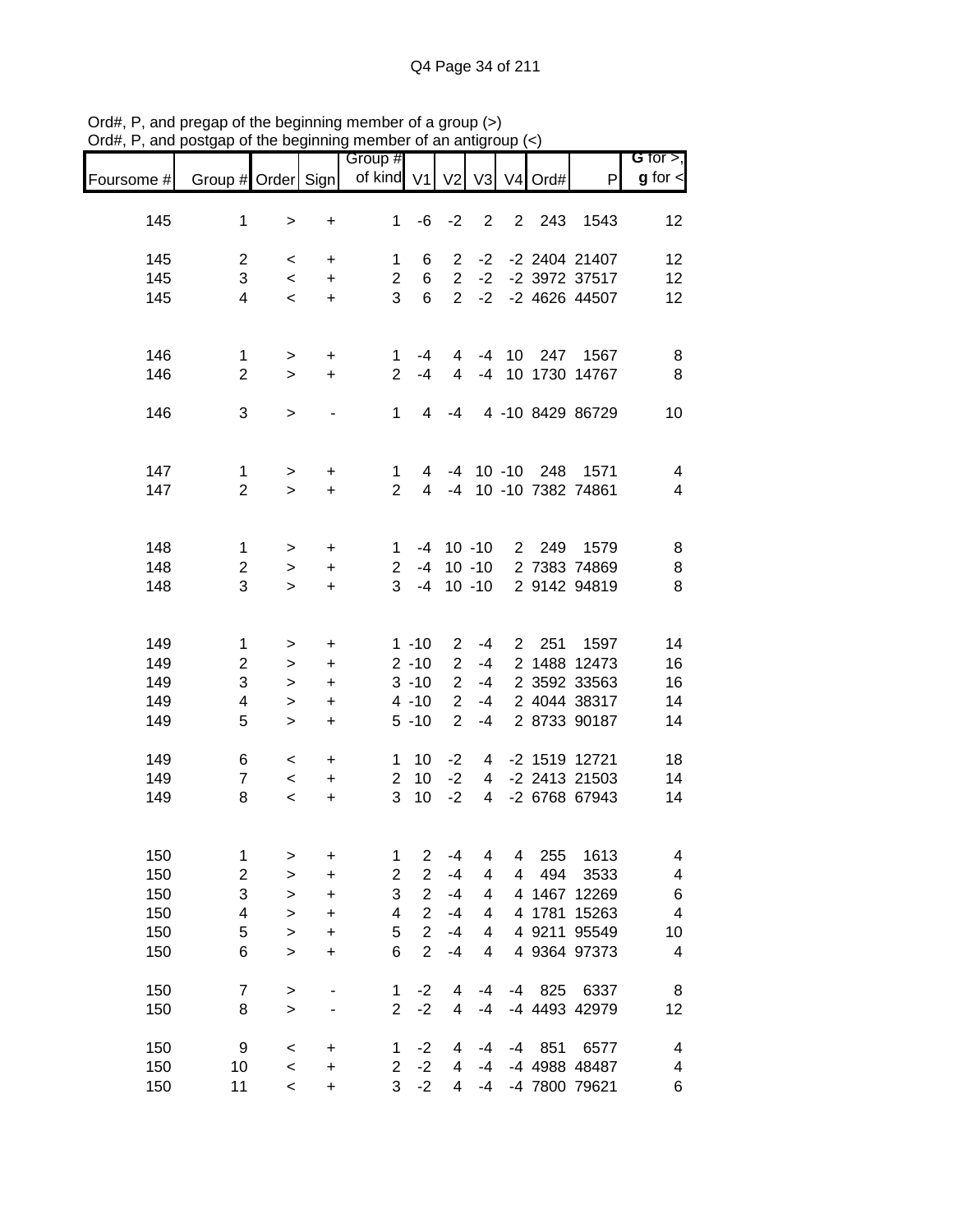Ord#, P, and pregap of the beginning member of a group (>)
Ord#, P, and postgap of the beginning member of an antigroup (<)

| Foursome # | Group # | Order | Sign | Group # of kind | V1 | V2 | V3 | V4 | Ord# | P | G for >, g for < |
|---|---|---|---|---|---|---|---|---|---|---|---|
| 145 | 1 | > | + | 1 | -6 | -2 | 2 | 2 | 243 | 1543 | 12 |
| 145 | 2 | < | + | 1 | 6 | 2 | -2 | -2 | 2404 | 21407 | 12 |
| 145 | 3 | < | + | 2 | 6 | 2 | -2 | -2 | 3972 | 37517 | 12 |
| 145 | 4 | < | + | 3 | 6 | 2 | -2 | -2 | 4626 | 44507 | 12 |
| 146 | 1 | > | + | 1 | -4 | 4 | -4 | 10 | 247 | 1567 | 8 |
| 146 | 2 | > | + | 2 | -4 | 4 | -4 | 10 | 1730 | 14767 | 8 |
| 146 | 3 | > | - | 1 | 4 | -4 | 4 | -10 | 8429 | 86729 | 10 |
| 147 | 1 | > | + | 1 | 4 | -4 | 10 | -10 | 248 | 1571 | 4 |
| 147 | 2 | > | + | 2 | 4 | -4 | 10 | -10 | 7382 | 74861 | 4 |
| 148 | 1 | > | + | 1 | -4 | 10 | -10 | 2 | 249 | 1579 | 8 |
| 148 | 2 | > | + | 2 | -4 | 10 | -10 | 2 | 7383 | 74869 | 8 |
| 148 | 3 | > | + | 3 | -4 | 10 | -10 | 2 | 9142 | 94819 | 8 |
| 149 | 1 | > | + | 1 | -10 | 2 | -4 | 2 | 251 | 1597 | 14 |
| 149 | 2 | > | + | 2 | -10 | 2 | -4 | 2 | 1488 | 12473 | 16 |
| 149 | 3 | > | + | 3 | -10 | 2 | -4 | 2 | 3592 | 33563 | 16 |
| 149 | 4 | > | + | 4 | -10 | 2 | -4 | 2 | 4044 | 38317 | 14 |
| 149 | 5 | > | + | 5 | -10 | 2 | -4 | 2 | 8733 | 90187 | 14 |
| 149 | 6 | < | + | 1 | 10 | -2 | 4 | -2 | 1519 | 12721 | 18 |
| 149 | 7 | < | + | 2 | 10 | -2 | 4 | -2 | 2413 | 21503 | 14 |
| 149 | 8 | < | + | 3 | 10 | -2 | 4 | -2 | 6768 | 67943 | 14 |
| 150 | 1 | > | + | 1 | 2 | -4 | 4 | 4 | 255 | 1613 | 4 |
| 150 | 2 | > | + | 2 | 2 | -4 | 4 | 4 | 494 | 3533 | 4 |
| 150 | 3 | > | + | 3 | 2 | -4 | 4 | 4 | 1467 | 12269 | 6 |
| 150 | 4 | > | + | 4 | 2 | -4 | 4 | 4 | 1781 | 15263 | 4 |
| 150 | 5 | > | + | 5 | 2 | -4 | 4 | 4 | 9211 | 95549 | 10 |
| 150 | 6 | > | + | 6 | 2 | -4 | 4 | 4 | 9364 | 97373 | 4 |
| 150 | 7 | > | - | 1 | -2 | 4 | -4 | -4 | 825 | 6337 | 8 |
| 150 | 8 | > | - | 2 | -2 | 4 | -4 | -4 | 4493 | 42979 | 12 |
| 150 | 9 | < | + | 1 | -2 | 4 | -4 | -4 | 851 | 6577 | 4 |
| 150 | 10 | < | + | 2 | -2 | 4 | -4 | -4 | 4988 | 48487 | 4 |
| 150 | 11 | < | + | 3 | -2 | 4 | -4 | -4 | 7800 | 79621 | 6 |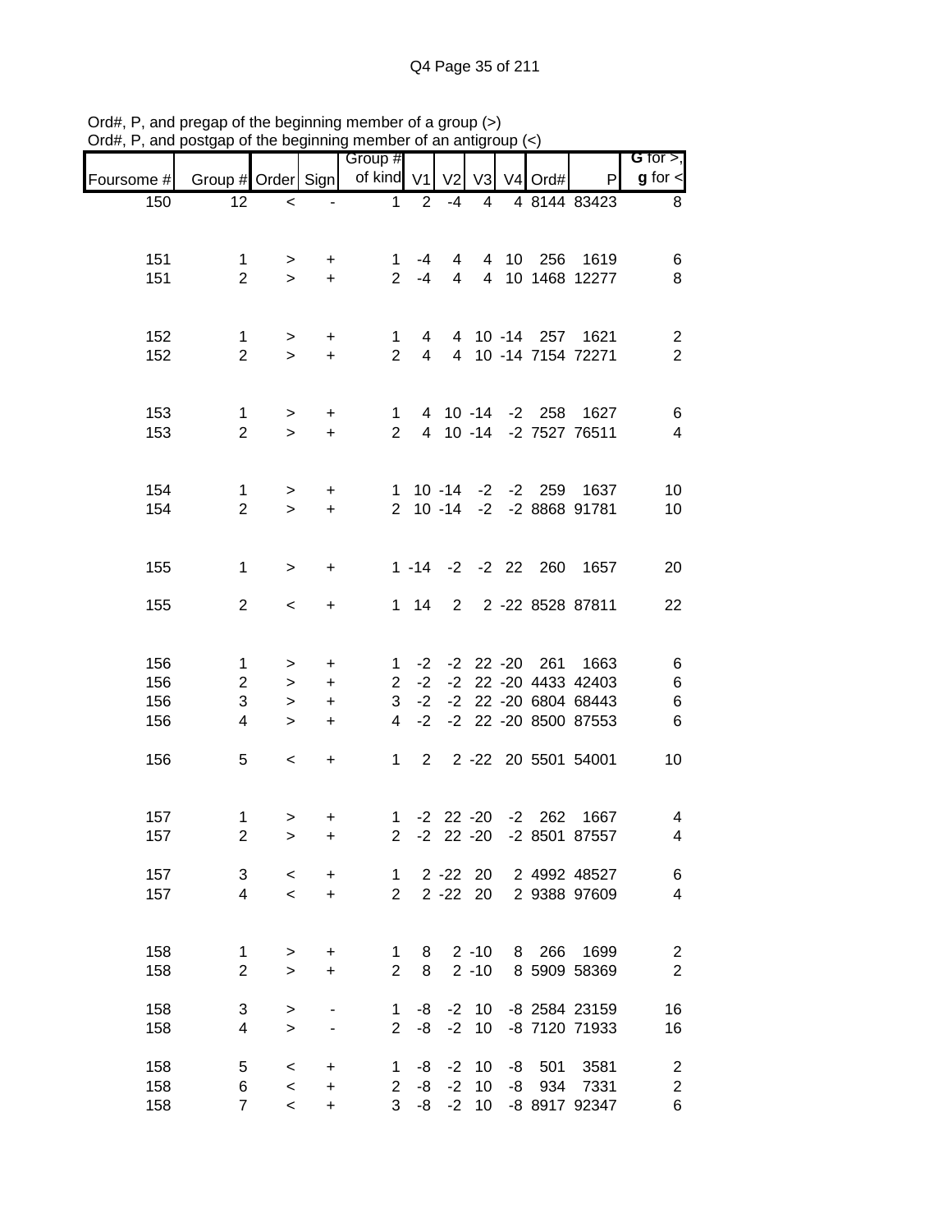Ord#, P, and pregap of the beginning member of a group (>)
Ord#, P, and postgap of the beginning member of an antigroup (<)

| Foursome # | Group # | Order | Sign | Group # of kind | V1 | V2 | V3 | V4 | Ord# | P | G for >, g for < |
|---|---|---|---|---|---|---|---|---|---|---|---|
| 150 | 12 | < | - | 1 | 2 | -4 | 4 | 4 | 8144 | 83423 | 8 |
| 151 | 1 | > | + | 1 | -4 | 4 | 4 | 10 | 256 | 1619 | 6 |
| 151 | 2 | > | + | 2 | -4 | 4 | 4 | 10 | 1468 | 12277 | 8 |
| 152 | 1 | > | + | 1 | 4 | 4 | 10 | -14 | 257 | 1621 | 2 |
| 152 | 2 | > | + | 2 | 4 | 4 | 10 | -14 | 7154 | 72271 | 2 |
| 153 | 1 | > | + | 1 | 4 | 10 | -14 | -2 | 258 | 1627 | 6 |
| 153 | 2 | > | + | 2 | 4 | 10 | -14 | -2 | 7527 | 76511 | 4 |
| 154 | 1 | > | + | 1 | 10 | -14 | -2 | -2 | 259 | 1637 | 10 |
| 154 | 2 | > | + | 2 | 10 | -14 | -2 | -2 | 8868 | 91781 | 10 |
| 155 | 1 | > | + | 1 | -14 | -2 | -2 | 22 | 260 | 1657 | 20 |
| 155 | 2 | < | + | 1 | 14 | 2 | 2 | -22 | 8528 | 87811 | 22 |
| 156 | 1 | > | + | 1 | -2 | -2 | 22 | -20 | 261 | 1663 | 6 |
| 156 | 2 | > | + | 2 | -2 | -2 | 22 | -20 | 4433 | 42403 | 6 |
| 156 | 3 | > | + | 3 | -2 | -2 | 22 | -20 | 6804 | 68443 | 6 |
| 156 | 4 | > | + | 4 | -2 | -2 | 22 | -20 | 8500 | 87553 | 6 |
| 156 | 5 | < | + | 1 | 2 | 2 | -22 | 20 | 5501 | 54001 | 10 |
| 157 | 1 | > | + | 1 | -2 | 22 | -20 | -2 | 262 | 1667 | 4 |
| 157 | 2 | > | + | 2 | -2 | 22 | -20 | -2 | 8501 | 87557 | 4 |
| 157 | 3 | < | + | 1 | 2 | -22 | 20 | 2 | 4992 | 48527 | 6 |
| 157 | 4 | < | + | 2 | 2 | -22 | 20 | 2 | 9388 | 97609 | 4 |
| 158 | 1 | > | + | 1 | 8 | 2 | -10 | 8 | 266 | 1699 | 2 |
| 158 | 2 | > | + | 2 | 8 | 2 | -10 | 8 | 5909 | 58369 | 2 |
| 158 | 3 | > | - | 1 | -8 | -2 | 10 | -8 | 2584 | 23159 | 16 |
| 158 | 4 | > | - | 2 | -8 | -2 | 10 | -8 | 7120 | 71933 | 16 |
| 158 | 5 | < | + | 1 | -8 | -2 | 10 | -8 | 501 | 3581 | 2 |
| 158 | 6 | < | + | 2 | -8 | -2 | 10 | -8 | 934 | 7331 | 2 |
| 158 | 7 | < | + | 3 | -8 | -2 | 10 | -8 | 8917 | 92347 | 6 |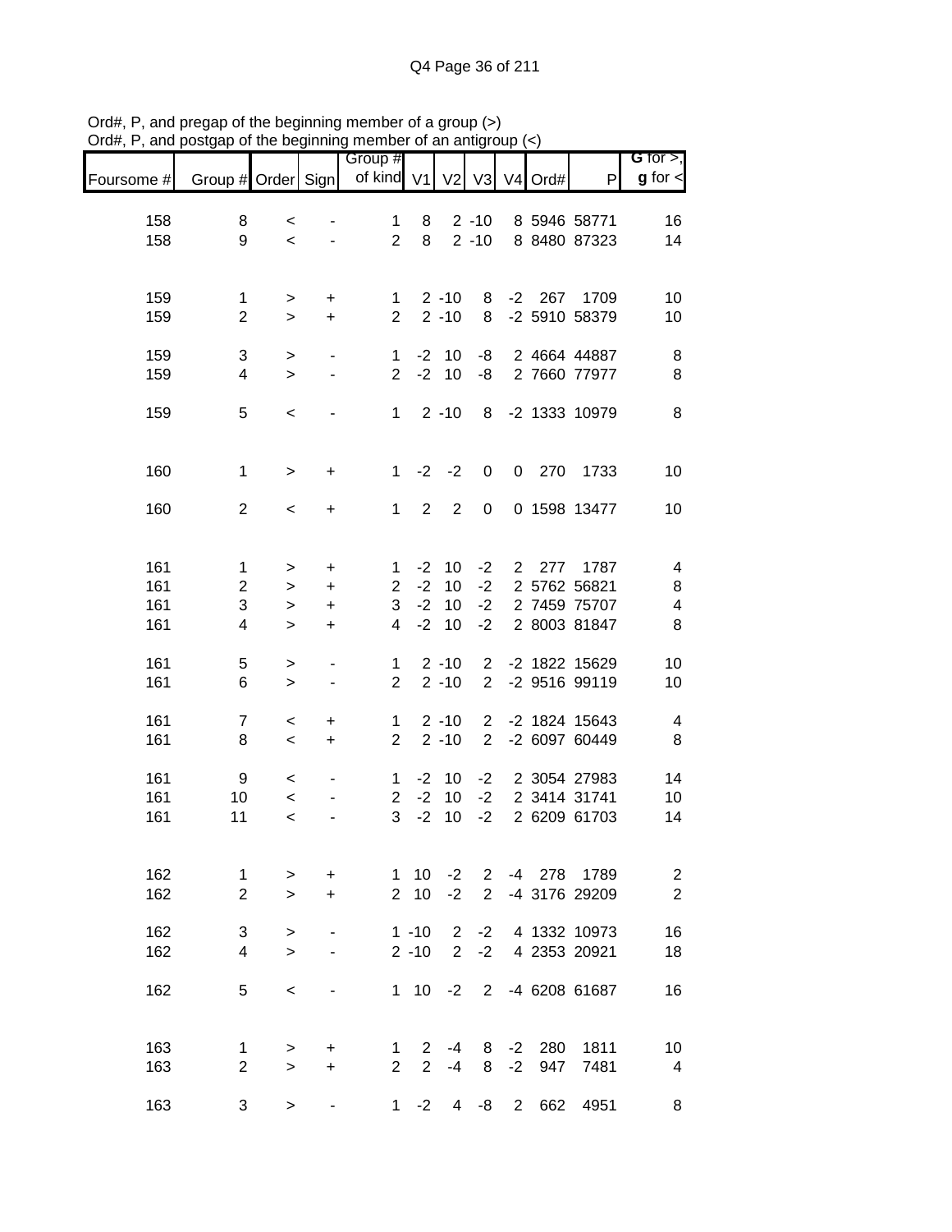Ord#, P, and pregap of the beginning member of a group (>)
Ord#, P, and postgap of the beginning member of an antigroup (<)

| Foursome # | Group # | Order | Sign | Group # of kind | V1 | V2 | V3 | V4 | Ord# | P | G for >, g for < |
|---|---|---|---|---|---|---|---|---|---|---|---|
| 158 | 8 | < | - | 1 | 8 | 2 | -10 | 8 | 5946 | 58771 | 16 |
| 158 | 9 | < | - | 2 | 8 | 2 | -10 | 8 | 8480 | 87323 | 14 |
| | | | | | | | | | | | |
| 159 | 1 | > | + | 1 | 2 | -10 | 8 | -2 | 267 | 1709 | 10 |
| 159 | 2 | > | + | 2 | 2 | -10 | 8 | -2 | 5910 | 58379 | 10 |
| | | | | | | | | | | | |
| 159 | 3 | > | - | 1 | -2 | 10 | -8 | 2 | 4664 | 44887 | 8 |
| 159 | 4 | > | - | 2 | -2 | 10 | -8 | 2 | 7660 | 77977 | 8 |
| | | | | | | | | | | | |
| 159 | 5 | < | - | 1 | 2 | -10 | 8 | -2 | 1333 | 10979 | 8 |
| | | | | | | | | | | | |
| 160 | 1 | > | + | 1 | -2 | -2 | 0 | 0 | 270 | 1733 | 10 |
| | | | | | | | | | | | |
| 160 | 2 | < | + | 1 | 2 | 2 | 0 | 0 | 1598 | 13477 | 10 |
| | | | | | | | | | | | |
| 161 | 1 | > | + | 1 | -2 | 10 | -2 | 2 | 277 | 1787 | 4 |
| 161 | 2 | > | + | 2 | -2 | 10 | -2 | 2 | 5762 | 56821 | 8 |
| 161 | 3 | > | + | 3 | -2 | 10 | -2 | 2 | 7459 | 75707 | 4 |
| 161 | 4 | > | + | 4 | -2 | 10 | -2 | 2 | 8003 | 81847 | 8 |
| | | | | | | | | | | | |
| 161 | 5 | > | - | 1 | 2 | -10 | 2 | -2 | 1822 | 15629 | 10 |
| 161 | 6 | > | - | 2 | 2 | -10 | 2 | -2 | 9516 | 99119 | 10 |
| | | | | | | | | | | | |
| 161 | 7 | < | + | 1 | 2 | -10 | 2 | -2 | 1824 | 15643 | 4 |
| 161 | 8 | < | + | 2 | 2 | -10 | 2 | -2 | 6097 | 60449 | 8 |
| | | | | | | | | | | | |
| 161 | 9 | < | - | 1 | -2 | 10 | -2 | 2 | 3054 | 27983 | 14 |
| 161 | 10 | < | - | 2 | -2 | 10 | -2 | 2 | 3414 | 31741 | 10 |
| 161 | 11 | < | - | 3 | -2 | 10 | -2 | 2 | 6209 | 61703 | 14 |
| | | | | | | | | | | | |
| 162 | 1 | > | + | 1 | 10 | -2 | 2 | -4 | 278 | 1789 | 2 |
| 162 | 2 | > | + | 2 | 10 | -2 | 2 | -4 | 3176 | 29209 | 2 |
| | | | | | | | | | | | |
| 162 | 3 | > | - | 1 | -10 | 2 | -2 | 4 | 1332 | 10973 | 16 |
| 162 | 4 | > | - | 2 | -10 | 2 | -2 | 4 | 2353 | 20921 | 18 |
| | | | | | | | | | | | |
| 162 | 5 | < | - | 1 | 10 | -2 | 2 | -4 | 6208 | 61687 | 16 |
| | | | | | | | | | | | |
| 163 | 1 | > | + | 1 | 2 | -4 | 8 | -2 | 280 | 1811 | 10 |
| 163 | 2 | > | + | 2 | 2 | -4 | 8 | -2 | 947 | 7481 | 4 |
| | | | | | | | | | | | |
| 163 | 3 | > | - | 1 | -2 | 4 | -8 | 2 | 662 | 4951 | 8 |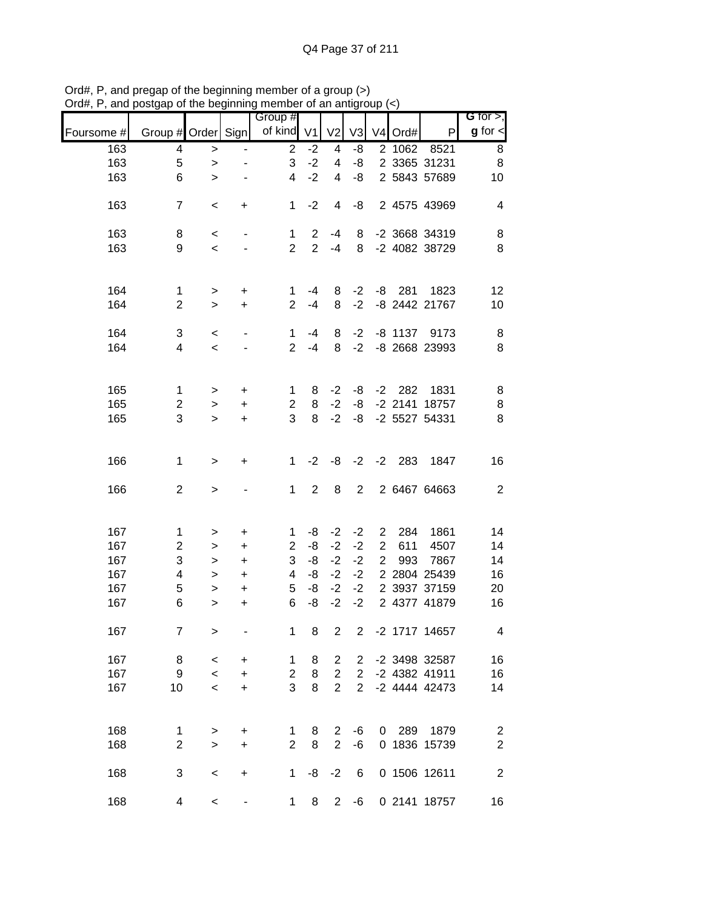Ord#, P, and pregap of the beginning member of a group (>)
Ord#, P, and postgap of the beginning member of an antigroup (<)

| Foursome # | Group # | Order | Sign | Group # of kind | V1 | V2 | V3 | V4 | Ord# | P | G for >, g for < |
|---|---|---|---|---|---|---|---|---|---|---|---|
| 163 | 4 | > | - | 2 | -2 | 4 | -8 | 2 | 1062 | 8521 | 8 |
| 163 | 5 | > | - | 3 | -2 | 4 | -8 | 2 | 3365 | 31231 | 8 |
| 163 | 6 | > | - | 4 | -2 | 4 | -8 | 2 | 5843 | 57689 | 10 |
| 163 | 7 | < | + | 1 | -2 | 4 | -8 | 2 | 4575 | 43969 | 4 |
| 163 | 8 | < | - | 1 | 2 | -4 | 8 | -2 | 3668 | 34319 | 8 |
| 163 | 9 | < | - | 2 | 2 | -4 | 8 | -2 | 4082 | 38729 | 8 |
| 164 | 1 | > | + | 1 | -4 | 8 | -2 | -8 | 281 | 1823 | 12 |
| 164 | 2 | > | + | 2 | -4 | 8 | -2 | -8 | 2442 | 21767 | 10 |
| 164 | 3 | < | - | 1 | -4 | 8 | -2 | -8 | 1137 | 9173 | 8 |
| 164 | 4 | < | - | 2 | -4 | 8 | -2 | -8 | 2668 | 23993 | 8 |
| 165 | 1 | > | + | 1 | 8 | -2 | -8 | -2 | 282 | 1831 | 8 |
| 165 | 2 | > | + | 2 | 8 | -2 | -8 | -2 | 2141 | 18757 | 8 |
| 165 | 3 | > | + | 3 | 8 | -2 | -8 | -2 | 5527 | 54331 | 8 |
| 166 | 1 | > | + | 1 | -2 | -8 | -2 | -2 | 283 | 1847 | 16 |
| 166 | 2 | > | - | 1 | 2 | 8 | 2 | 2 | 6467 | 64663 | 2 |
| 167 | 1 | > | + | 1 | -8 | -2 | -2 | 2 | 284 | 1861 | 14 |
| 167 | 2 | > | + | 2 | -8 | -2 | -2 | 2 | 611 | 4507 | 14 |
| 167 | 3 | > | + | 3 | -8 | -2 | -2 | 2 | 993 | 7867 | 14 |
| 167 | 4 | > | + | 4 | -8 | -2 | -2 | 2 | 2804 | 25439 | 16 |
| 167 | 5 | > | + | 5 | -8 | -2 | -2 | 2 | 3937 | 37159 | 20 |
| 167 | 6 | > | + | 6 | -8 | -2 | -2 | 2 | 4377 | 41879 | 16 |
| 167 | 7 | > | - | 1 | 8 | 2 | 2 | -2 | 1717 | 14657 | 4 |
| 167 | 8 | < | + | 1 | 8 | 2 | 2 | -2 | 3498 | 32587 | 16 |
| 167 | 9 | < | + | 2 | 8 | 2 | 2 | -2 | 4382 | 41911 | 16 |
| 167 | 10 | < | + | 3 | 8 | 2 | 2 | -2 | 4444 | 42473 | 14 |
| 168 | 1 | > | + | 1 | 8 | 2 | -6 | 0 | 289 | 1879 | 2 |
| 168 | 2 | > | + | 2 | 8 | 2 | -6 | 0 | 1836 | 15739 | 2 |
| 168 | 3 | < | + | 1 | -8 | -2 | 6 | 0 | 1506 | 12611 | 2 |
| 168 | 4 | < | - | 1 | 8 | 2 | -6 | 0 | 2141 | 18757 | 16 |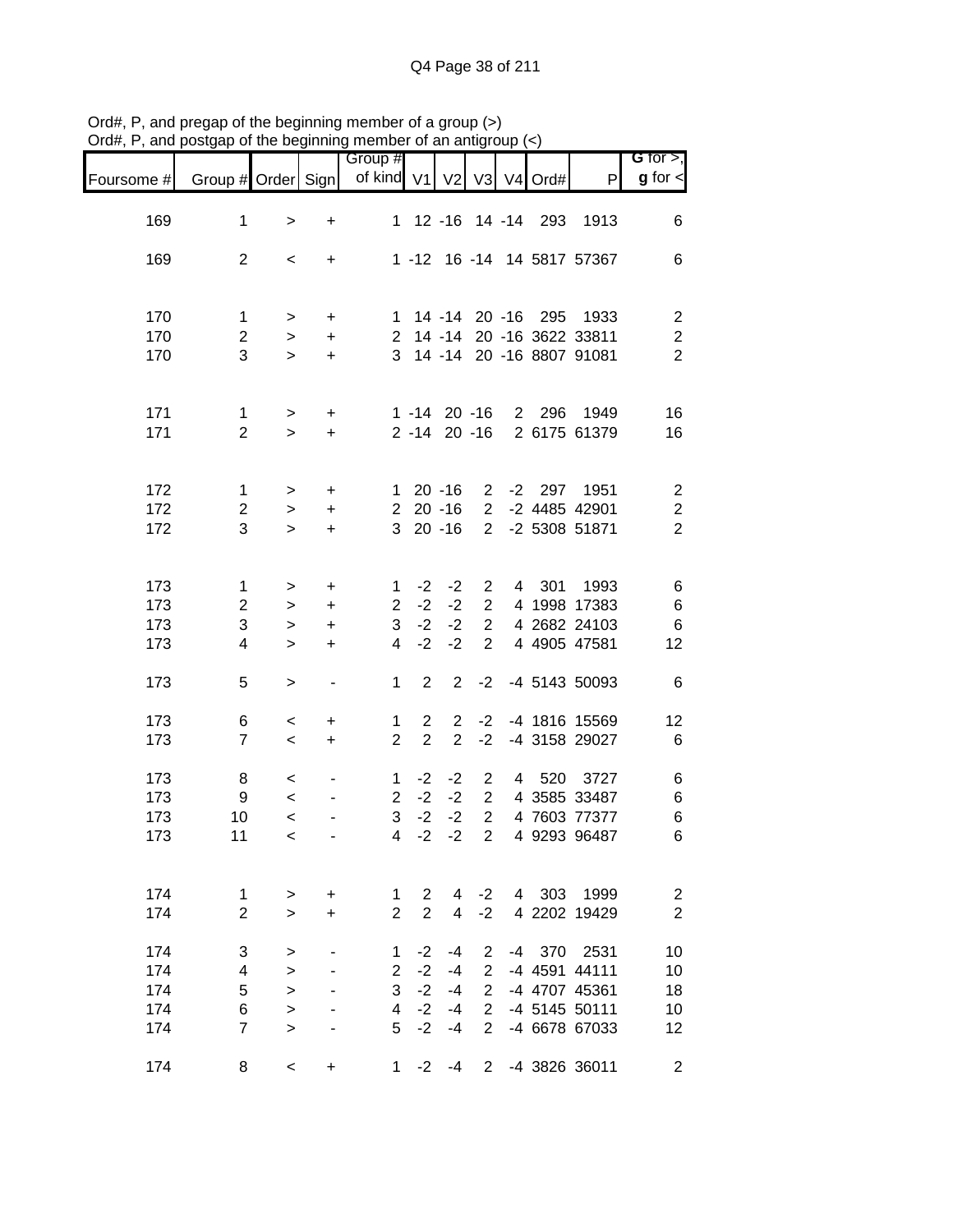Ord#, P, and pregap of the beginning member of a group (>)
Ord#, P, and postgap of the beginning member of an antigroup (<)

| Foursome # | Group # | Order | Sign | Group # of kind | V1 | V2 | V3 | V4 | Ord# | P | G for >, g for < |
|---|---|---|---|---|---|---|---|---|---|---|---|
| 169 | 1 | > | + | 1 | 12 | -16 | 14 | -14 | 293 | 1913 | 6 |
| 169 | 2 | < | + | 1 | -12 | 16 | -14 | 14 | 5817 | 57367 | 6 |
| 170 | 1 | > | + | 1 | 14 | -14 | 20 | -16 | 295 | 1933 | 2 |
| 170 | 2 | > | + | 2 | 14 | -14 | 20 | -16 | 3622 | 33811 | 2 |
| 170 | 3 | > | + | 3 | 14 | -14 | 20 | -16 | 8807 | 91081 | 2 |
| 171 | 1 | > | + | 1 | -14 | 20 | -16 | 2 | 296 | 1949 | 16 |
| 171 | 2 | > | + | 2 | -14 | 20 | -16 | 2 | 6175 | 61379 | 16 |
| 172 | 1 | > | + | 1 | 20 | -16 | 2 | -2 | 297 | 1951 | 2 |
| 172 | 2 | > | + | 2 | 20 | -16 | 2 | -2 | 4485 | 42901 | 2 |
| 172 | 3 | > | + | 3 | 20 | -16 | 2 | -2 | 5308 | 51871 | 2 |
| 173 | 1 | > | + | 1 | -2 | -2 | 2 | 4 | 301 | 1993 | 6 |
| 173 | 2 | > | + | 2 | -2 | -2 | 2 | 4 | 1998 | 17383 | 6 |
| 173 | 3 | > | + | 3 | -2 | -2 | 2 | 4 | 2682 | 24103 | 6 |
| 173 | 4 | > | + | 4 | -2 | -2 | 2 | 4 | 4905 | 47581 | 12 |
| 173 | 5 | > | - | 1 | 2 | 2 | -2 | -4 | 5143 | 50093 | 6 |
| 173 | 6 | < | + | 1 | 2 | 2 | -2 | -4 | 1816 | 15569 | 12 |
| 173 | 7 | < | + | 2 | 2 | 2 | -2 | -4 | 3158 | 29027 | 6 |
| 173 | 8 | < | - | 1 | -2 | -2 | 2 | 4 | 520 | 3727 | 6 |
| 173 | 9 | < | - | 2 | -2 | -2 | 2 | 4 | 3585 | 33487 | 6 |
| 173 | 10 | < | - | 3 | -2 | -2 | 2 | 4 | 7603 | 77377 | 6 |
| 173 | 11 | < | - | 4 | -2 | -2 | 2 | 4 | 9293 | 96487 | 6 |
| 174 | 1 | > | + | 1 | 2 | 4 | -2 | 4 | 303 | 1999 | 2 |
| 174 | 2 | > | + | 2 | 2 | 4 | -2 | 4 | 2202 | 19429 | 2 |
| 174 | 3 | > | - | 1 | -2 | -4 | 2 | -4 | 370 | 2531 | 10 |
| 174 | 4 | > | - | 2 | -2 | -4 | 2 | -4 | 4591 | 44111 | 10 |
| 174 | 5 | > | - | 3 | -2 | -4 | 2 | -4 | 4707 | 45361 | 18 |
| 174 | 6 | > | - | 4 | -2 | -4 | 2 | -4 | 5145 | 50111 | 10 |
| 174 | 7 | > | - | 5 | -2 | -4 | 2 | -4 | 6678 | 67033 | 12 |
| 174 | 8 | < | + | 1 | -2 | -4 | 2 | -4 | 3826 | 36011 | 2 |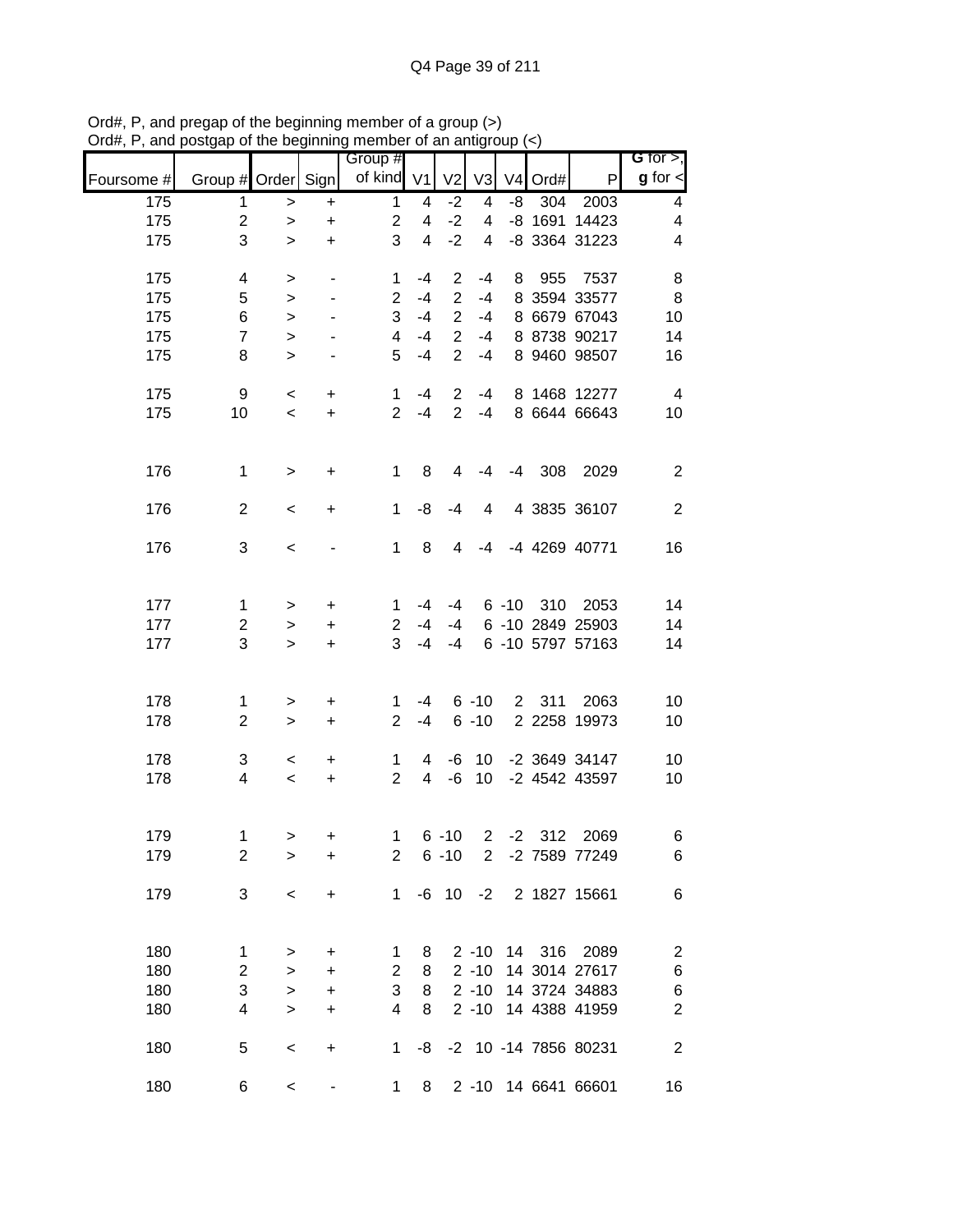Ord#, P, and pregap of the beginning member of a group (>)
Ord#, P, and postgap of the beginning member of an antigroup (<)

| Foursome # | Group # | Order | Sign | Group # of kind | V1 | V2 | V3 | V4 | Ord# | P | G for >, g for < |
|---|---|---|---|---|---|---|---|---|---|---|---|
| 175 | 1 | > | + | 1 | 4 | -2 | 4 | -8 | 304 | 2003 | 4 |
| 175 | 2 | > | + | 2 | 4 | -2 | 4 | -8 | 1691 | 14423 | 4 |
| 175 | 3 | > | + | 3 | 4 | -2 | 4 | -8 | 3364 | 31223 | 4 |
| | | | | | | | | | | | |
| 175 | 4 | > | - | 1 | -4 | 2 | -4 | 8 | 955 | 7537 | 8 |
| 175 | 5 | > | - | 2 | -4 | 2 | -4 | 8 | 3594 | 33577 | 8 |
| 175 | 6 | > | - | 3 | -4 | 2 | -4 | 8 | 6679 | 67043 | 10 |
| 175 | 7 | > | - | 4 | -4 | 2 | -4 | 8 | 8738 | 90217 | 14 |
| 175 | 8 | > | - | 5 | -4 | 2 | -4 | 8 | 9460 | 98507 | 16 |
| | | | | | | | | | | | |
| 175 | 9 | < | + | 1 | -4 | 2 | -4 | 8 | 1468 | 12277 | 4 |
| 175 | 10 | < | + | 2 | -4 | 2 | -4 | 8 | 6644 | 66643 | 10 |
| | | | | | | | | | | | |
| 176 | 1 | > | + | 1 | 8 | 4 | -4 | -4 | 308 | 2029 | 2 |
| | | | | | | | | | | | |
| 176 | 2 | < | + | 1 | -8 | -4 | 4 | 4 | 3835 | 36107 | 2 |
| | | | | | | | | | | | |
| 176 | 3 | < | - | 1 | 8 | 4 | -4 | -4 | 4269 | 40771 | 16 |
| | | | | | | | | | | | |
| 177 | 1 | > | + | 1 | -4 | -4 | 6 | -10 | 310 | 2053 | 14 |
| 177 | 2 | > | + | 2 | -4 | -4 | 6 | -10 | 2849 | 25903 | 14 |
| 177 | 3 | > | + | 3 | -4 | -4 | 6 | -10 | 5797 | 57163 | 14 |
| | | | | | | | | | | | |
| 178 | 1 | > | + | 1 | -4 | 6 | -10 | 2 | 311 | 2063 | 10 |
| 178 | 2 | > | + | 2 | -4 | 6 | -10 | 2 | 2258 | 19973 | 10 |
| | | | | | | | | | | | |
| 178 | 3 | < | + | 1 | 4 | -6 | 10 | -2 | 3649 | 34147 | 10 |
| 178 | 4 | < | + | 2 | 4 | -6 | 10 | -2 | 4542 | 43597 | 10 |
| | | | | | | | | | | | |
| 179 | 1 | > | + | 1 | 6 | -10 | 2 | -2 | 312 | 2069 | 6 |
| 179 | 2 | > | + | 2 | 6 | -10 | 2 | -2 | 7589 | 77249 | 6 |
| | | | | | | | | | | | |
| 179 | 3 | < | + | 1 | -6 | 10 | -2 | 2 | 1827 | 15661 | 6 |
| | | | | | | | | | | | |
| 180 | 1 | > | + | 1 | 8 | 2 | -10 | 14 | 316 | 2089 | 2 |
| 180 | 2 | > | + | 2 | 8 | 2 | -10 | 14 | 3014 | 27617 | 6 |
| 180 | 3 | > | + | 3 | 8 | 2 | -10 | 14 | 3724 | 34883 | 6 |
| 180 | 4 | > | + | 4 | 8 | 2 | -10 | 14 | 4388 | 41959 | 2 |
| | | | | | | | | | | | |
| 180 | 5 | < | + | 1 | -8 | -2 | 10 | -14 | 7856 | 80231 | 2 |
| | | | | | | | | | | | |
| 180 | 6 | < | - | 1 | 8 | 2 | -10 | 14 | 6641 | 66601 | 16 |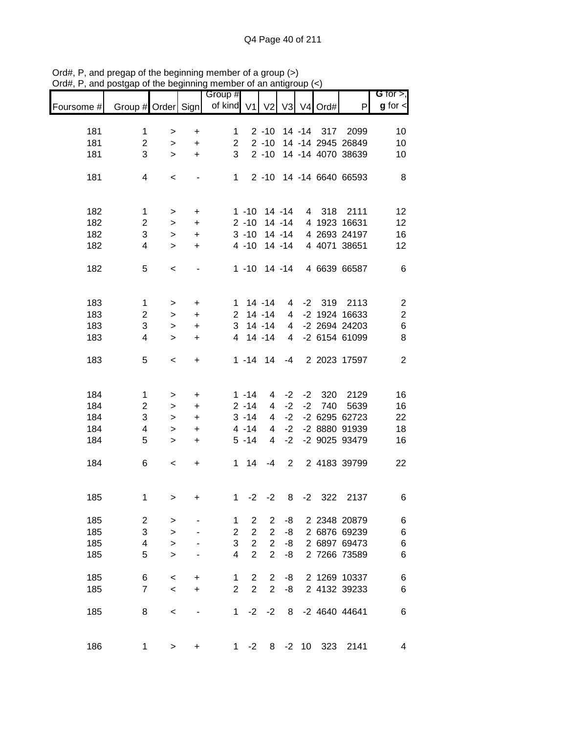Ord#, P, and pregap of the beginning member of a group (>)
Ord#, P, and postgap of the beginning member of an antigroup (<)

| Foursome # | Group # | Order | Sign | Group # of kind | V1 | V2 | V3 | V4 | Ord# | P | G for >, g for < |
|---|---|---|---|---|---|---|---|---|---|---|---|
| 181 | 1 | > | + | 1 | 2 | -10 | 14 | -14 | 317 | 2099 | 10 |
| 181 | 2 | > | + | 2 | 2 | -10 | 14 | -14 | 2945 | 26849 | 10 |
| 181 | 3 | > | + | 3 | 2 | -10 | 14 | -14 | 4070 | 38639 | 10 |
| 181 | 4 | < | - | 1 | 2 | -10 | 14 | -14 | 6640 | 66593 | 8 |
| 182 | 1 | > | + | 1 | -10 | 14 | -14 | 4 | 318 | 2111 | 12 |
| 182 | 2 | > | + | 2 | -10 | 14 | -14 | 4 | 1923 | 16631 | 12 |
| 182 | 3 | > | + | 3 | -10 | 14 | -14 | 4 | 2693 | 24197 | 16 |
| 182 | 4 | > | + | 4 | -10 | 14 | -14 | 4 | 4071 | 38651 | 12 |
| 182 | 5 | < | - | 1 | -10 | 14 | -14 | 4 | 6639 | 66587 | 6 |
| 183 | 1 | > | + | 1 | 14 | -14 | 4 | -2 | 319 | 2113 | 2 |
| 183 | 2 | > | + | 2 | 14 | -14 | 4 | -2 | 1924 | 16633 | 2 |
| 183 | 3 | > | + | 3 | 14 | -14 | 4 | -2 | 2694 | 24203 | 6 |
| 183 | 4 | > | + | 4 | 14 | -14 | 4 | -2 | 6154 | 61099 | 8 |
| 183 | 5 | < | + | 1 | -14 | 14 | -4 | 2 | 2023 | 17597 | 2 |
| 184 | 1 | > | + | 1 | -14 | 4 | -2 | -2 | 320 | 2129 | 16 |
| 184 | 2 | > | + | 2 | -14 | 4 | -2 | -2 | 740 | 5639 | 16 |
| 184 | 3 | > | + | 3 | -14 | 4 | -2 | -2 | 6295 | 62723 | 22 |
| 184 | 4 | > | + | 4 | -14 | 4 | -2 | -2 | 8880 | 91939 | 18 |
| 184 | 5 | > | + | 5 | -14 | 4 | -2 | -2 | 9025 | 93479 | 16 |
| 184 | 6 | < | + | 1 | 14 | -4 | 2 | 2 | 4183 | 39799 | 22 |
| 185 | 1 | > | + | 1 | -2 | -2 | 8 | -2 | 322 | 2137 | 6 |
| 185 | 2 | > | - | 1 | 2 | 2 | -8 | 2 | 2348 | 20879 | 6 |
| 185 | 3 | > | - | 2 | 2 | 2 | -8 | 2 | 6876 | 69239 | 6 |
| 185 | 4 | > | - | 3 | 2 | 2 | -8 | 2 | 6897 | 69473 | 6 |
| 185 | 5 | > | - | 4 | 2 | 2 | -8 | 2 | 7266 | 73589 | 6 |
| 185 | 6 | < | + | 1 | 2 | 2 | -8 | 2 | 1269 | 10337 | 6 |
| 185 | 7 | < | + | 2 | 2 | 2 | -8 | 2 | 4132 | 39233 | 6 |
| 185 | 8 | < | - | 1 | -2 | -2 | 8 | -2 | 4640 | 44641 | 6 |
| 186 | 1 | > | + | 1 | -2 | 8 | -2 | 10 | 323 | 2141 | 4 |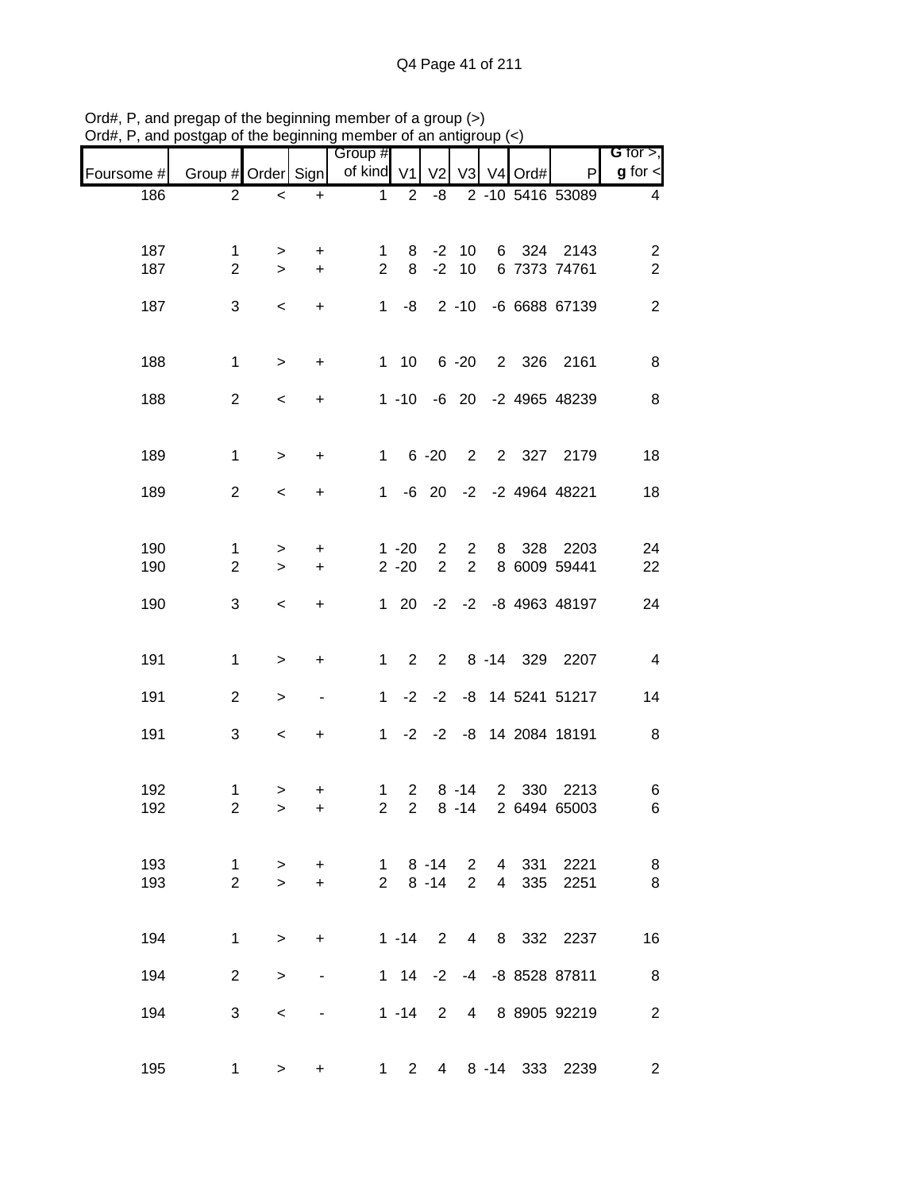Ord#, P, and pregap of the beginning member of a group (>)
Ord#, P, and postgap of the beginning member of an antigroup (<)

| Foursome # | Group # | Order | Sign | Group # of kind | V1 | V2 | V3 | V4 | Ord# | P | G for >, g for < |
|---|---|---|---|---|---|---|---|---|---|---|---|
| 186 | 2 | < | + | 1 | 2 | -8 | 2 | -10 | 5416 | 53089 | 4 |
| | | | | | | | | | | | |
| 187 | 1 | > | + | 1 | 8 | -2 | 10 | 6 | 324 | 2143 | 2 |
| 187 | 2 | > | + | 2 | 8 | -2 | 10 | 6 | 7373 | 74761 | 2 |
| | | | | | | | | | | | |
| 187 | 3 | < | + | 1 | -8 | 2 | -10 | -6 | 6688 | 67139 | 2 |
| | | | | | | | | | | | |
| 188 | 1 | > | + | 1 | 10 | 6 | -20 | 2 | 326 | 2161 | 8 |
| | | | | | | | | | | | |
| 188 | 2 | < | + | 1 | -10 | -6 | 20 | -2 | 4965 | 48239 | 8 |
| | | | | | | | | | | | |
| 189 | 1 | > | + | 1 | 6 | -20 | 2 | 2 | 327 | 2179 | 18 |
| | | | | | | | | | | | |
| 189 | 2 | < | + | 1 | -6 | 20 | -2 | -2 | 4964 | 48221 | 18 |
| | | | | | | | | | | | |
| 190 | 1 | > | + | 1 | -20 | 2 | 2 | 8 | 328 | 2203 | 24 |
| 190 | 2 | > | + | 2 | -20 | 2 | 2 | 8 | 6009 | 59441 | 22 |
| | | | | | | | | | | | |
| 190 | 3 | < | + | 1 | 20 | -2 | -2 | -8 | 4963 | 48197 | 24 |
| | | | | | | | | | | | |
| 191 | 1 | > | + | 1 | 2 | 2 | 8 | -14 | 329 | 2207 | 4 |
| | | | | | | | | | | | |
| 191 | 2 | > | - | 1 | -2 | -2 | -8 | 14 | 5241 | 51217 | 14 |
| | | | | | | | | | | | |
| 191 | 3 | < | + | 1 | -2 | -2 | -8 | 14 | 2084 | 18191 | 8 |
| | | | | | | | | | | | |
| 192 | 1 | > | + | 1 | 2 | 8 | -14 | 2 | 330 | 2213 | 6 |
| 192 | 2 | > | + | 2 | 2 | 8 | -14 | 2 | 6494 | 65003 | 6 |
| | | | | | | | | | | | |
| 193 | 1 | > | + | 1 | 8 | -14 | 2 | 4 | 331 | 2221 | 8 |
| 193 | 2 | > | + | 2 | 8 | -14 | 2 | 4 | 335 | 2251 | 8 |
| | | | | | | | | | | | |
| 194 | 1 | > | + | 1 | -14 | 2 | 4 | 8 | 332 | 2237 | 16 |
| | | | | | | | | | | | |
| 194 | 2 | > | - | 1 | 14 | -2 | -4 | -8 | 8528 | 87811 | 8 |
| | | | | | | | | | | | |
| 194 | 3 | < | - | 1 | -14 | 2 | 4 | 8 | 8905 | 92219 | 2 |
| | | | | | | | | | | | |
| 195 | 1 | > | + | 1 | 2 | 4 | 8 | -14 | 333 | 2239 | 2 |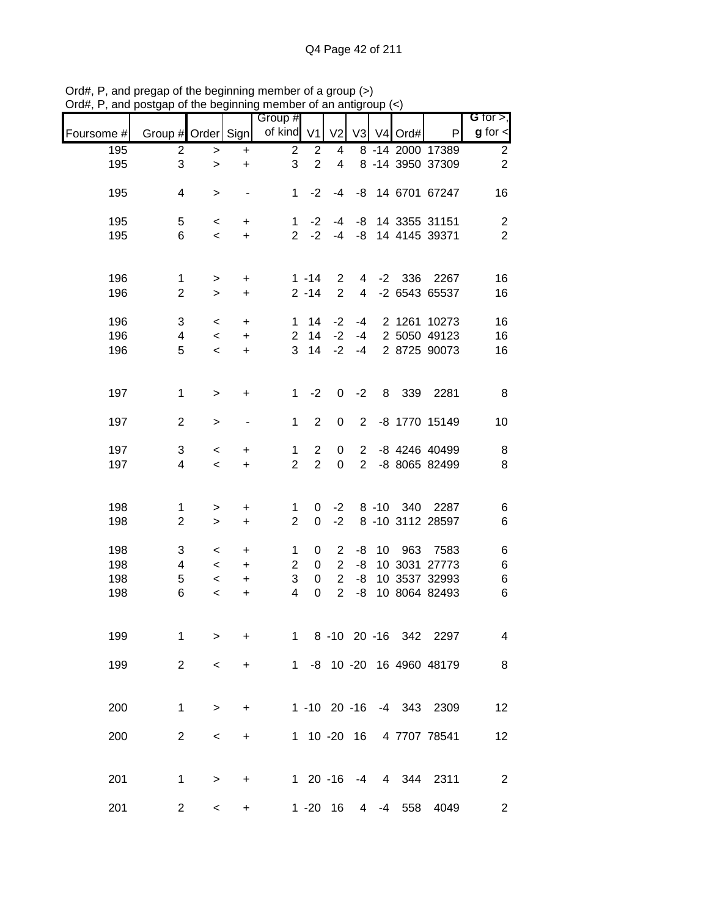Ord#, P, and pregap of the beginning member of a group (>)
Ord#, P, and postgap of the beginning member of an antigroup (<)

| Foursome # | Group # | Order | Sign | Group # of kind | V1 | V2 | V3 | V4 | Ord# | P | G for >, g for < |
|---|---|---|---|---|---|---|---|---|---|---|---|
| 195 | 2 | > | + | 2 | 2 | 4 | 8 | -14 | 2000 | 17389 | 2 |
| 195 | 3 | > | + | 3 | 2 | 4 | 8 | -14 | 3950 | 37309 | 2 |
| 195 | 4 | > | - | 1 | -2 | -4 | -8 | 14 | 6701 | 67247 | 16 |
| 195 | 5 | < | + | 1 | -2 | -4 | -8 | 14 | 3355 | 31151 | 2 |
| 195 | 6 | < | + | 2 | -2 | -4 | -8 | 14 | 4145 | 39371 | 2 |
| 196 | 1 | > | + | 1 | -14 | 2 | 4 | -2 | 336 | 2267 | 16 |
| 196 | 2 | > | + | 2 | -14 | 2 | 4 | -2 | 6543 | 65537 | 16 |
| 196 | 3 | < | + | 1 | 14 | -2 | -4 | 2 | 1261 | 10273 | 16 |
| 196 | 4 | < | + | 2 | 14 | -2 | -4 | 2 | 5050 | 49123 | 16 |
| 196 | 5 | < | + | 3 | 14 | -2 | -4 | 2 | 8725 | 90073 | 16 |
| 197 | 1 | > | + | 1 | -2 | 0 | -2 | 8 | 339 | 2281 | 8 |
| 197 | 2 | > | - | 1 | 2 | 0 | 2 | -8 | 1770 | 15149 | 10 |
| 197 | 3 | < | + | 1 | 2 | 0 | 2 | -8 | 4246 | 40499 | 8 |
| 197 | 4 | < | + | 2 | 2 | 0 | 2 | -8 | 8065 | 82499 | 8 |
| 198 | 1 | > | + | 1 | 0 | -2 | 8 | -10 | 340 | 2287 | 6 |
| 198 | 2 | > | + | 2 | 0 | -2 | 8 | -10 | 3112 | 28597 | 6 |
| 198 | 3 | < | + | 1 | 0 | 2 | -8 | 10 | 963 | 7583 | 6 |
| 198 | 4 | < | + | 2 | 0 | 2 | -8 | 10 | 3031 | 27773 | 6 |
| 198 | 5 | < | + | 3 | 0 | 2 | -8 | 10 | 3537 | 32993 | 6 |
| 198 | 6 | < | + | 4 | 0 | 2 | -8 | 10 | 8064 | 82493 | 6 |
| 199 | 1 | > | + | 1 | 8 | -10 | 20 | -16 | 342 | 2297 | 4 |
| 199 | 2 | < | + | 1 | -8 | 10 | -20 | 16 | 4960 | 48179 | 8 |
| 200 | 1 | > | + | 1 | -10 | 20 | -16 | -4 | 343 | 2309 | 12 |
| 200 | 2 | < | + | 1 | 10 | -20 | 16 | 4 | 7707 | 78541 | 12 |
| 201 | 1 | > | + | 1 | 20 | -16 | -4 | 4 | 344 | 2311 | 2 |
| 201 | 2 | < | + | 1 | -20 | 16 | 4 | -4 | 558 | 4049 | 2 |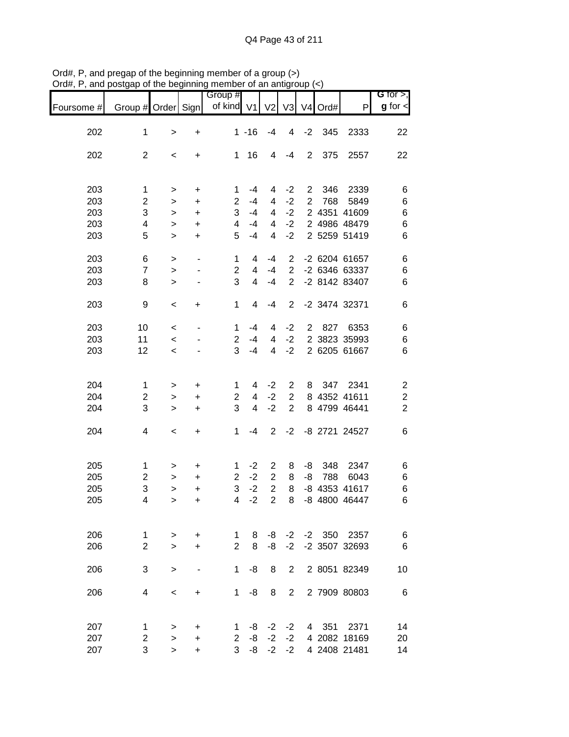Ord#, P, and pregap of the beginning member of a group (>)
Ord#, P, and postgap of the beginning member of an antigroup (<)

| Foursome # | Group # | Order | Sign | Group # of kind | V1 | V2 | V3 | V4 | Ord# | P | G for >, g for < |
|---|---|---|---|---|---|---|---|---|---|---|---|
| 202 | 1 | > | + | 1 | -16 | -4 | 4 | -2 | 345 | 2333 | 22 |
| 202 | 2 | < | + | 1 | 16 | 4 | -4 | 2 | 375 | 2557 | 22 |
| 203 | 1 | > | + | 1 | -4 | 4 | -2 | 2 | 346 | 2339 | 6 |
| 203 | 2 | > | + | 2 | -4 | 4 | -2 | 2 | 768 | 5849 | 6 |
| 203 | 3 | > | + | 3 | -4 | 4 | -2 | 2 | 4351 | 41609 | 6 |
| 203 | 4 | > | + | 4 | -4 | 4 | -2 | 2 | 4986 | 48479 | 6 |
| 203 | 5 | > | + | 5 | -4 | 4 | -2 | 2 | 5259 | 51419 | 6 |
| 203 | 6 | > | - | 1 | 4 | -4 | 2 | -2 | 6204 | 61657 | 6 |
| 203 | 7 | > | - | 2 | 4 | -4 | 2 | -2 | 6346 | 63337 | 6 |
| 203 | 8 | > | - | 3 | 4 | -4 | 2 | -2 | 8142 | 83407 | 6 |
| 203 | 9 | < | + | 1 | 4 | -4 | 2 | -2 | 3474 | 32371 | 6 |
| 203 | 10 | < | - | 1 | -4 | 4 | -2 | 2 | 827 | 6353 | 6 |
| 203 | 11 | < | - | 2 | -4 | 4 | -2 | 2 | 3823 | 35993 | 6 |
| 203 | 12 | < | - | 3 | -4 | 4 | -2 | 2 | 6205 | 61667 | 6 |
| 204 | 1 | > | + | 1 | 4 | -2 | 2 | 8 | 347 | 2341 | 2 |
| 204 | 2 | > | + | 2 | 4 | -2 | 2 | 8 | 4352 | 41611 | 2 |
| 204 | 3 | > | + | 3 | 4 | -2 | 2 | 8 | 4799 | 46441 | 2 |
| 204 | 4 | < | + | 1 | -4 | 2 | -2 | -8 | 2721 | 24527 | 6 |
| 205 | 1 | > | + | 1 | -2 | 2 | 8 | -8 | 348 | 2347 | 6 |
| 205 | 2 | > | + | 2 | -2 | 2 | 8 | -8 | 788 | 6043 | 6 |
| 205 | 3 | > | + | 3 | -2 | 2 | 8 | -8 | 4353 | 41617 | 6 |
| 205 | 4 | > | + | 4 | -2 | 2 | 8 | -8 | 4800 | 46447 | 6 |
| 206 | 1 | > | + | 1 | 8 | -8 | -2 | -2 | 350 | 2357 | 6 |
| 206 | 2 | > | + | 2 | 8 | -8 | -2 | -2 | 3507 | 32693 | 6 |
| 206 | 3 | > | - | 1 | -8 | 8 | 2 | 2 | 8051 | 82349 | 10 |
| 206 | 4 | < | + | 1 | -8 | 8 | 2 | 2 | 7909 | 80803 | 6 |
| 207 | 1 | > | + | 1 | -8 | -2 | -2 | 4 | 351 | 2371 | 14 |
| 207 | 2 | > | + | 2 | -8 | -2 | -2 | 4 | 2082 | 18169 | 20 |
| 207 | 3 | > | + | 3 | -8 | -2 | -2 | 4 | 2408 | 21481 | 14 |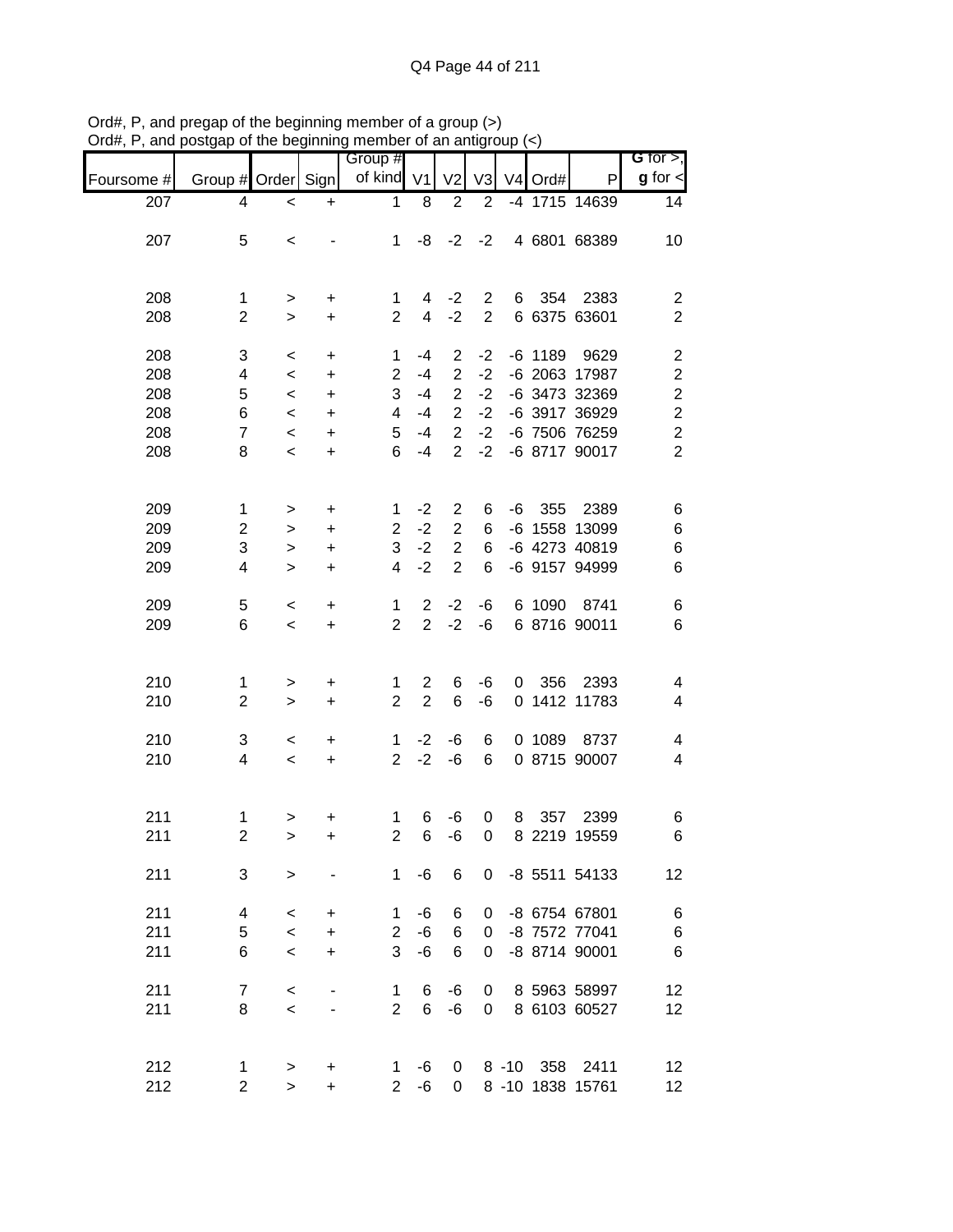Ord#, P, and pregap of the beginning member of a group (>)
Ord#, P, and postgap of the beginning member of an antigroup (<)

| Foursome # | Group # | Order | Sign | Group # of kind | V1 | V2 | V3 | V4 | Ord# | P | **G** for >, **g** for < |
|---|---|---|---|---|---|---|---|---|---|---|---|
| 207 | 4 | < | + | 1 | 8 | 2 | 2 | -4 | 1715 | 14639 | 14 |
| 207 | 5 | < | - | 1 | -8 | -2 | -2 | 4 | 6801 | 68389 | 10 |
| 208 | 1 | > | + | 1 | 4 | -2 | 2 | 6 | 354 | 2383 | 2 |
| 208 | 2 | > | + | 2 | 4 | -2 | 2 | 6 | 6375 | 63601 | 2 |
| 208 | 3 | < | + | 1 | -4 | 2 | -2 | -6 | 1189 | 9629 | 2 |
| 208 | 4 | < | + | 2 | -4 | 2 | -2 | -6 | 2063 | 17987 | 2 |
| 208 | 5 | < | + | 3 | -4 | 2 | -2 | -6 | 3473 | 32369 | 2 |
| 208 | 6 | < | + | 4 | -4 | 2 | -2 | -6 | 3917 | 36929 | 2 |
| 208 | 7 | < | + | 5 | -4 | 2 | -2 | -6 | 7506 | 76259 | 2 |
| 208 | 8 | < | + | 6 | -4 | 2 | -2 | -6 | 8717 | 90017 | 2 |
| 209 | 1 | > | + | 1 | -2 | 2 | 6 | -6 | 355 | 2389 | 6 |
| 209 | 2 | > | + | 2 | -2 | 2 | 6 | -6 | 1558 | 13099 | 6 |
| 209 | 3 | > | + | 3 | -2 | 2 | 6 | -6 | 4273 | 40819 | 6 |
| 209 | 4 | > | + | 4 | -2 | 2 | 6 | -6 | 9157 | 94999 | 6 |
| 209 | 5 | < | + | 1 | 2 | -2 | -6 | 6 | 1090 | 8741 | 6 |
| 209 | 6 | < | + | 2 | 2 | -2 | -6 | 6 | 8716 | 90011 | 6 |
| 210 | 1 | > | + | 1 | 2 | 6 | -6 | 0 | 356 | 2393 | 4 |
| 210 | 2 | > | + | 2 | 2 | 6 | -6 | 0 | 1412 | 11783 | 4 |
| 210 | 3 | < | + | 1 | -2 | -6 | 6 | 0 | 1089 | 8737 | 4 |
| 210 | 4 | < | + | 2 | -2 | -6 | 6 | 0 | 8715 | 90007 | 4 |
| 211 | 1 | > | + | 1 | 6 | -6 | 0 | 8 | 357 | 2399 | 6 |
| 211 | 2 | > | + | 2 | 6 | -6 | 0 | 8 | 2219 | 19559 | 6 |
| 211 | 3 | > | - | 1 | -6 | 6 | 0 | -8 | 5511 | 54133 | 12 |
| 211 | 4 | < | + | 1 | -6 | 6 | 0 | -8 | 6754 | 67801 | 6 |
| 211 | 5 | < | + | 2 | -6 | 6 | 0 | -8 | 7572 | 77041 | 6 |
| 211 | 6 | < | + | 3 | -6 | 6 | 0 | -8 | 8714 | 90001 | 6 |
| 211 | 7 | < | - | 1 | 6 | -6 | 0 | 8 | 5963 | 58997 | 12 |
| 211 | 8 | < | - | 2 | 6 | -6 | 0 | 8 | 6103 | 60527 | 12 |
| 212 | 1 | > | + | 1 | -6 | 0 | 8 | -10 | 358 | 2411 | 12 |
| 212 | 2 | > | + | 2 | -6 | 0 | 8 | -10 | 1838 | 15761 | 12 |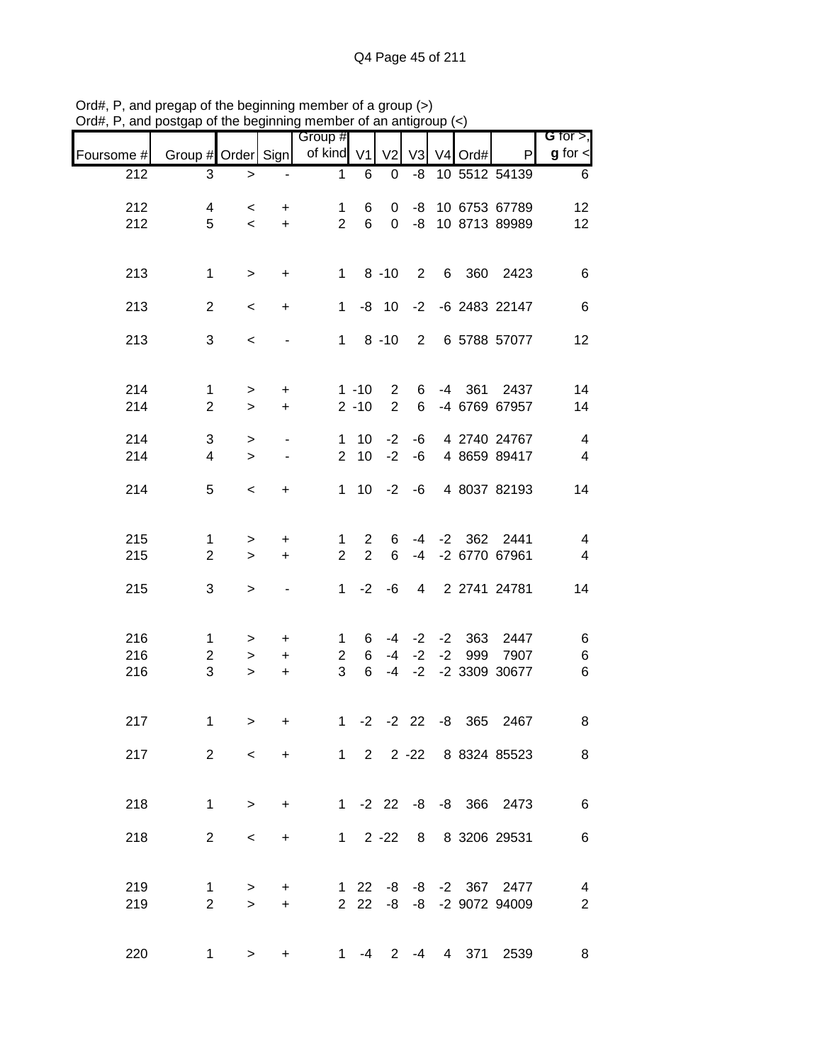Ord#, P, and pregap of the beginning member of a group (>)
Ord#, P, and postgap of the beginning member of an antigroup (<)

| Foursome # | Group # | Order | Sign | Group # of kind | V1 | V2 | V3 | V4 | Ord# | P | G for >, g for < |
|---|---|---|---|---|---|---|---|---|---|---|---|
| 212 | 3 | > | - | 1 | 6 | 0 | -8 | 10 | 5512 | 54139 | 6 |
| | | | | | | | | | | | |
| 212 | 4 | < | + | 1 | 6 | 0 | -8 | 10 | 6753 | 67789 | 12 |
| 212 | 5 | < | + | 2 | 6 | 0 | -8 | 10 | 8713 | 89989 | 12 |
| | | | | | | | | | | | |
| 213 | 1 | > | + | 1 | 8 | -10 | 2 | 6 | 360 | 2423 | 6 |
| | | | | | | | | | | | |
| 213 | 2 | < | + | 1 | -8 | 10 | -2 | -6 | 2483 | 22147 | 6 |
| | | | | | | | | | | | |
| 213 | 3 | < | - | 1 | 8 | -10 | 2 | 6 | 5788 | 57077 | 12 |
| | | | | | | | | | | | |
| 214 | 1 | > | + | 1 | -10 | 2 | 6 | -4 | 361 | 2437 | 14 |
| 214 | 2 | > | + | 2 | -10 | 2 | 6 | -4 | 6769 | 67957 | 14 |
| | | | | | | | | | | | |
| 214 | 3 | > | - | 1 | 10 | -2 | -6 | 4 | 2740 | 24767 | 4 |
| 214 | 4 | > | - | 2 | 10 | -2 | -6 | 4 | 8659 | 89417 | 4 |
| | | | | | | | | | | | |
| 214 | 5 | < | + | 1 | 10 | -2 | -6 | 4 | 8037 | 82193 | 14 |
| | | | | | | | | | | | |
| 215 | 1 | > | + | 1 | 2 | 6 | -4 | -2 | 362 | 2441 | 4 |
| 215 | 2 | > | + | 2 | 2 | 6 | -4 | -2 | 6770 | 67961 | 4 |
| | | | | | | | | | | | |
| 215 | 3 | > | - | 1 | -2 | -6 | 4 | 2 | 2741 | 24781 | 14 |
| | | | | | | | | | | | |
| 216 | 1 | > | + | 1 | 6 | -4 | -2 | -2 | 363 | 2447 | 6 |
| 216 | 2 | > | + | 2 | 6 | -4 | -2 | -2 | 999 | 7907 | 6 |
| 216 | 3 | > | + | 3 | 6 | -4 | -2 | -2 | 3309 | 30677 | 6 |
| | | | | | | | | | | | |
| 217 | 1 | > | + | 1 | -2 | -2 | 22 | -8 | 365 | 2467 | 8 |
| | | | | | | | | | | | |
| 217 | 2 | < | + | 1 | 2 | 2 | -22 | 8 | 8324 | 85523 | 8 |
| | | | | | | | | | | | |
| 218 | 1 | > | + | 1 | -2 | 22 | -8 | -8 | 366 | 2473 | 6 |
| | | | | | | | | | | | |
| 218 | 2 | < | + | 1 | 2 | -22 | 8 | 8 | 3206 | 29531 | 6 |
| | | | | | | | | | | | |
| 219 | 1 | > | + | 1 | 22 | -8 | -8 | -2 | 367 | 2477 | 4 |
| 219 | 2 | > | + | 2 | 22 | -8 | -8 | -2 | 9072 | 94009 | 2 |
| | | | | | | | | | | | |
| 220 | 1 | > | + | 1 | -4 | 2 | -4 | 4 | 371 | 2539 | 8 |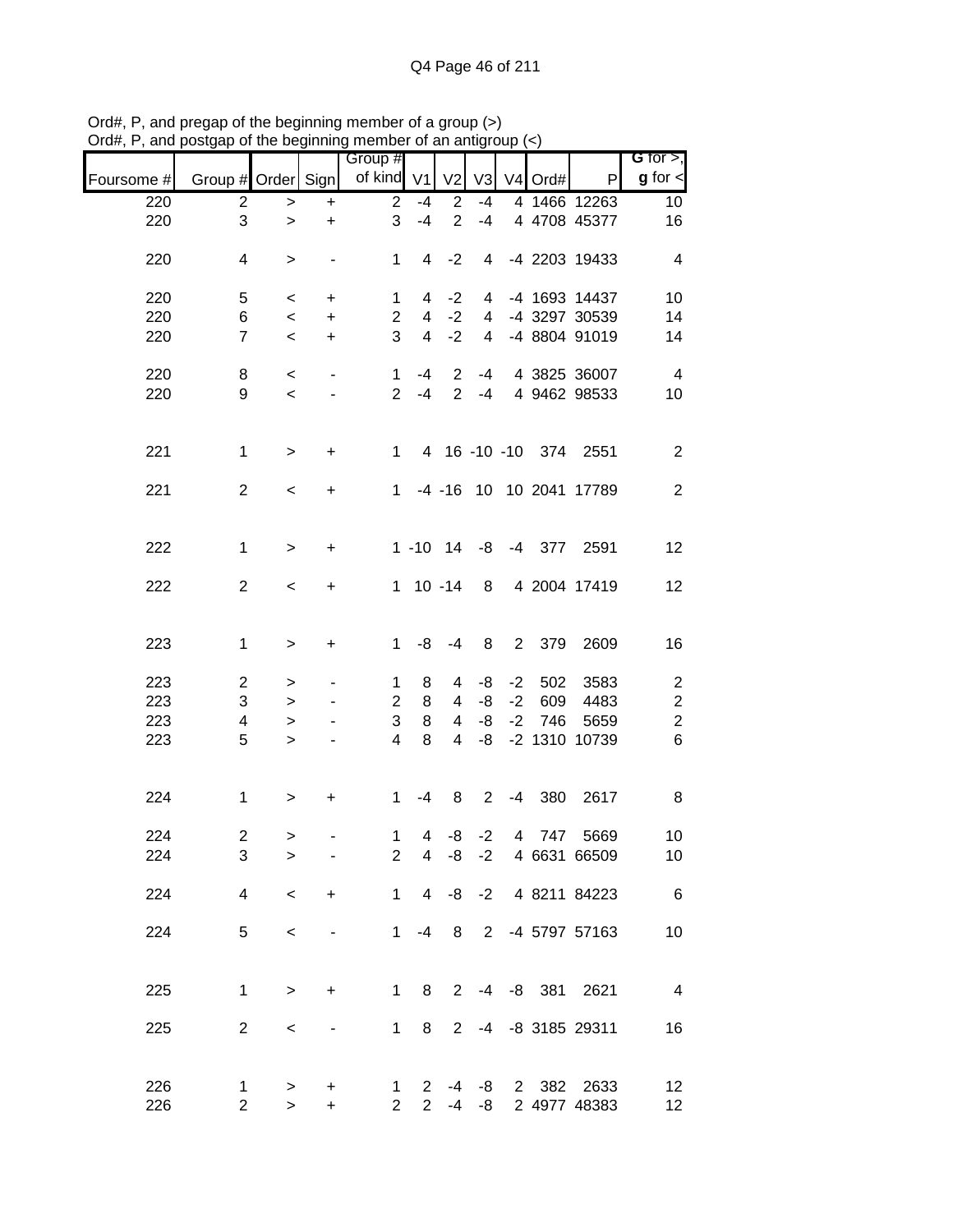Ord#, P, and pregap of the beginning member of a group (>)
Ord#, P, and postgap of the beginning member of an antigroup (<)

| Foursome # | Group # | Order | Sign | Group # of kind | V1 | V2 | V3 | V4 | Ord# | P | G for >, g for < |
|---|---|---|---|---|---|---|---|---|---|---|---|
| 220 | 2 | > | + | 2 | -4 | 2 | -4 | 4 | 1466 | 12263 | 10 |
| 220 | 3 | > | + | 3 | -4 | 2 | -4 | 4 | 4708 | 45377 | 16 |
| 220 | 4 | > | - | 1 | 4 | -2 | 4 | -4 | 2203 | 19433 | 4 |
| 220 | 5 | < | + | 1 | 4 | -2 | 4 | -4 | 1693 | 14437 | 10 |
| 220 | 6 | < | + | 2 | 4 | -2 | 4 | -4 | 3297 | 30539 | 14 |
| 220 | 7 | < | + | 3 | 4 | -2 | 4 | -4 | 8804 | 91019 | 14 |
| 220 | 8 | < | - | 1 | -4 | 2 | -4 | 4 | 3825 | 36007 | 4 |
| 220 | 9 | < | - | 2 | -4 | 2 | -4 | 4 | 9462 | 98533 | 10 |
| 221 | 1 | > | + | 1 | 4 | 16 | -10 | -10 | 374 | 2551 | 2 |
| 221 | 2 | < | + | 1 | -4 | -16 | 10 | 10 | 2041 | 17789 | 2 |
| 222 | 1 | > | + | 1 | -10 | 14 | -8 | -4 | 377 | 2591 | 12 |
| 222 | 2 | < | + | 1 | 10 | -14 | 8 | 4 | 2004 | 17419 | 12 |
| 223 | 1 | > | + | 1 | -8 | -4 | 8 | 2 | 379 | 2609 | 16 |
| 223 | 2 | > | - | 1 | 8 | 4 | -8 | -2 | 502 | 3583 | 2 |
| 223 | 3 | > | - | 2 | 8 | 4 | -8 | -2 | 609 | 4483 | 2 |
| 223 | 4 | > | - | 3 | 8 | 4 | -8 | -2 | 746 | 5659 | 2 |
| 223 | 5 | > | - | 4 | 8 | 4 | -8 | -2 | 1310 | 10739 | 6 |
| 224 | 1 | > | + | 1 | -4 | 8 | 2 | -4 | 380 | 2617 | 8 |
| 224 | 2 | > | - | 1 | 4 | -8 | -2 | 4 | 747 | 5669 | 10 |
| 224 | 3 | > | - | 2 | 4 | -8 | -2 | 4 | 6631 | 66509 | 10 |
| 224 | 4 | < | + | 1 | 4 | -8 | -2 | 4 | 8211 | 84223 | 6 |
| 224 | 5 | < | - | 1 | -4 | 8 | 2 | -4 | 5797 | 57163 | 10 |
| 225 | 1 | > | + | 1 | 8 | 2 | -4 | -8 | 381 | 2621 | 4 |
| 225 | 2 | < | - | 1 | 8 | 2 | -4 | -8 | 3185 | 29311 | 16 |
| 226 | 1 | > | + | 1 | 2 | -4 | -8 | 2 | 382 | 2633 | 12 |
| 226 | 2 | > | + | 2 | 2 | -4 | -8 | 2 | 4977 | 48383 | 12 |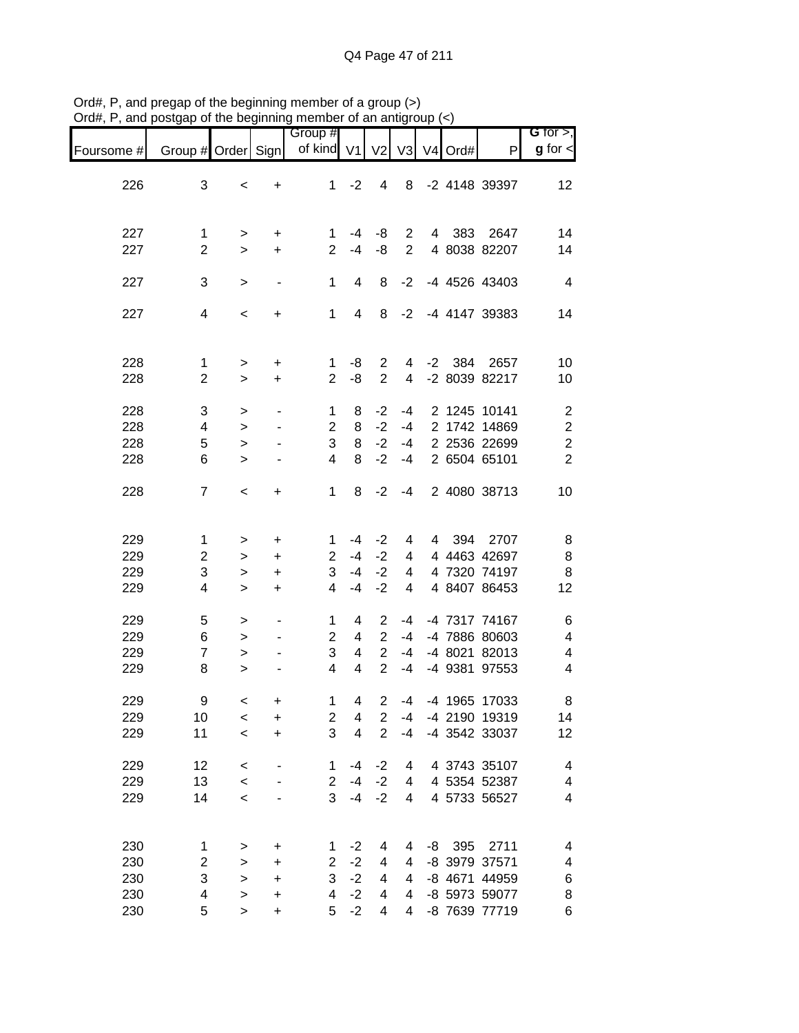Ord#, P, and pregap of the beginning member of a group (>)
Ord#, P, and postgap of the beginning member of an antigroup (<)

| Foursome # | Group # | Order | Sign | Group # of kind | V1 | V2 | V3 | V4 | Ord# | P | G for >, g for < |
|---|---|---|---|---|---|---|---|---|---|---|---|
| 226 | 3 | < | + | 1 | -2 | 4 | 8 | -2 | 4148 | 39397 | 12 |
| | | | | | | | | | | | |
| 227 | 1 | > | + | 1 | -4 | -8 | 2 | 4 | 383 | 2647 | 14 |
| 227 | 2 | > | + | 2 | -4 | -8 | 2 | 4 | 8038 | 82207 | 14 |
| | | | | | | | | | | | |
| 227 | 3 | > | - | 1 | 4 | 8 | -2 | -4 | 4526 | 43403 | 4 |
| | | | | | | | | | | | |
| 227 | 4 | < | + | 1 | 4 | 8 | -2 | -4 | 4147 | 39383 | 14 |
| | | | | | | | | | | | |
| 228 | 1 | > | + | 1 | -8 | 2 | 4 | -2 | 384 | 2657 | 10 |
| 228 | 2 | > | + | 2 | -8 | 2 | 4 | -2 | 8039 | 82217 | 10 |
| | | | | | | | | | | | |
| 228 | 3 | > | - | 1 | 8 | -2 | -4 | 2 | 1245 | 10141 | 2 |
| 228 | 4 | > | - | 2 | 8 | -2 | -4 | 2 | 1742 | 14869 | 2 |
| 228 | 5 | > | - | 3 | 8 | -2 | -4 | 2 | 2536 | 22699 | 2 |
| 228 | 6 | > | - | 4 | 8 | -2 | -4 | 2 | 6504 | 65101 | 2 |
| | | | | | | | | | | | |
| 228 | 7 | < | + | 1 | 8 | -2 | -4 | 2 | 4080 | 38713 | 10 |
| | | | | | | | | | | | |
| 229 | 1 | > | + | 1 | -4 | -2 | 4 | 4 | 394 | 2707 | 8 |
| 229 | 2 | > | + | 2 | -4 | -2 | 4 | 4 | 4463 | 42697 | 8 |
| 229 | 3 | > | + | 3 | -4 | -2 | 4 | 4 | 7320 | 74197 | 8 |
| 229 | 4 | > | + | 4 | -4 | -2 | 4 | 4 | 8407 | 86453 | 12 |
| | | | | | | | | | | | |
| 229 | 5 | > | - | 1 | 4 | 2 | -4 | -4 | 7317 | 74167 | 6 |
| 229 | 6 | > | - | 2 | 4 | 2 | -4 | -4 | 7886 | 80603 | 4 |
| 229 | 7 | > | - | 3 | 4 | 2 | -4 | -4 | 8021 | 82013 | 4 |
| 229 | 8 | > | - | 4 | 4 | 2 | -4 | -4 | 9381 | 97553 | 4 |
| | | | | | | | | | | | |
| 229 | 9 | < | + | 1 | 4 | 2 | -4 | -4 | 1965 | 17033 | 8 |
| 229 | 10 | < | + | 2 | 4 | 2 | -4 | -4 | 2190 | 19319 | 14 |
| 229 | 11 | < | + | 3 | 4 | 2 | -4 | -4 | 3542 | 33037 | 12 |
| | | | | | | | | | | | |
| 229 | 12 | < | - | 1 | -4 | -2 | 4 | 4 | 3743 | 35107 | 4 |
| 229 | 13 | < | - | 2 | -4 | -2 | 4 | 4 | 5354 | 52387 | 4 |
| 229 | 14 | < | - | 3 | -4 | -2 | 4 | 4 | 5733 | 56527 | 4 |
| | | | | | | | | | | | |
| 230 | 1 | > | + | 1 | -2 | 4 | 4 | -8 | 395 | 2711 | 4 |
| 230 | 2 | > | + | 2 | -2 | 4 | 4 | -8 | 3979 | 37571 | 4 |
| 230 | 3 | > | + | 3 | -2 | 4 | 4 | -8 | 4671 | 44959 | 6 |
| 230 | 4 | > | + | 4 | -2 | 4 | 4 | -8 | 5973 | 59077 | 8 |
| 230 | 5 | > | + | 5 | -2 | 4 | 4 | -8 | 7639 | 77719 | 6 |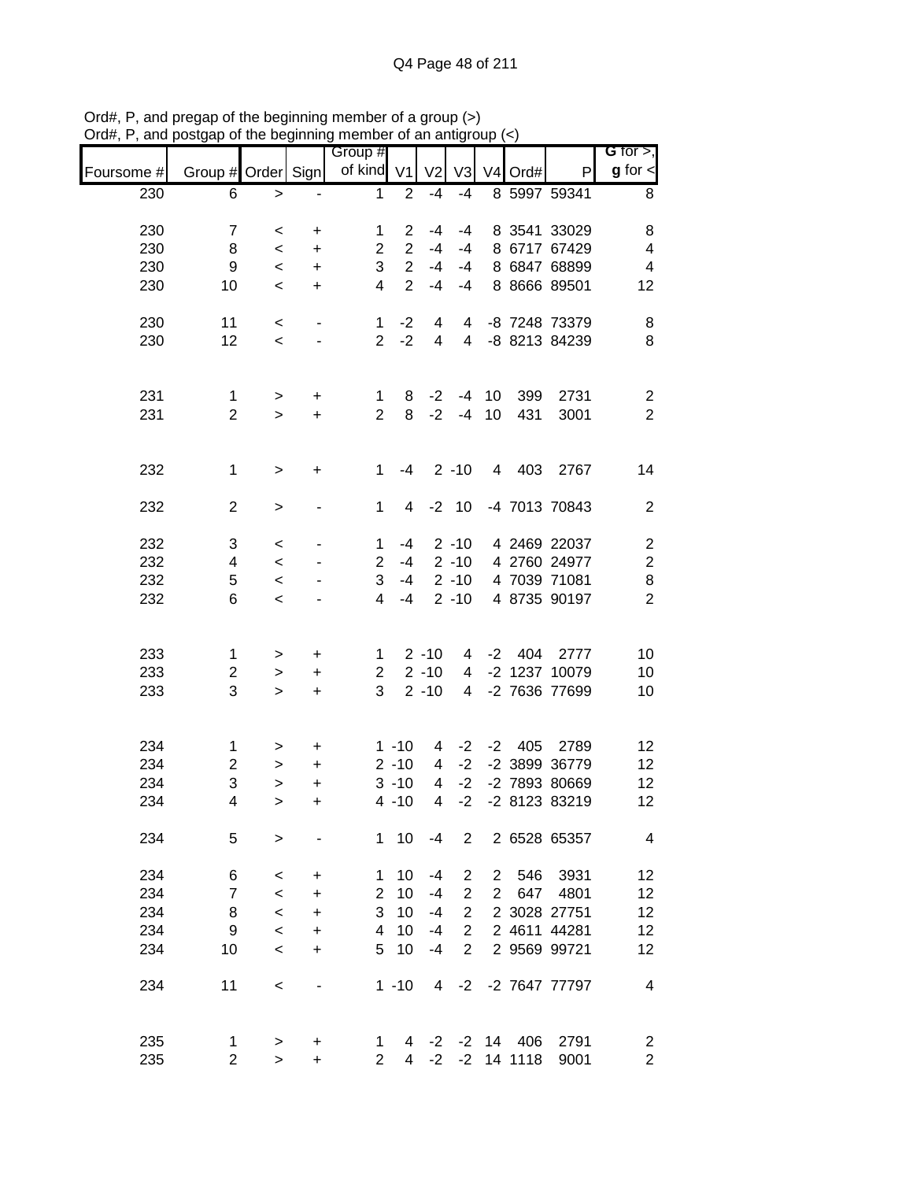Ord#, P, and pregap of the beginning member of a group (>)
Ord#, P, and postgap of the beginning member of an antigroup (<)

| Foursome # | Group # | Order | Sign | Group # of kind | V1 | V2 | V3 | V4 | Ord# | P | G for >, g for < |
|---|---|---|---|---|---|---|---|---|---|---|---|
| 230 | 6 | > | - | 1 | 2 | -4 | -4 | 8 | 5997 | 59341 | 8 |
| | | | | | | | | | | | |
| 230 | 7 | < | + | 1 | 2 | -4 | -4 | 8 | 3541 | 33029 | 8 |
| 230 | 8 | < | + | 2 | 2 | -4 | -4 | 8 | 6717 | 67429 | 4 |
| 230 | 9 | < | + | 3 | 2 | -4 | -4 | 8 | 6847 | 68899 | 4 |
| 230 | 10 | < | + | 4 | 2 | -4 | -4 | 8 | 8666 | 89501 | 12 |
| | | | | | | | | | | | |
| 230 | 11 | < | - | 1 | -2 | 4 | 4 | -8 | 7248 | 73379 | 8 |
| 230 | 12 | < | - | 2 | -2 | 4 | 4 | -8 | 8213 | 84239 | 8 |
| | | | | | | | | | | | |
| 231 | 1 | > | + | 1 | 8 | -2 | -4 | 10 | 399 | 2731 | 2 |
| 231 | 2 | > | + | 2 | 8 | -2 | -4 | 10 | 431 | 3001 | 2 |
| | | | | | | | | | | | |
| 232 | 1 | > | + | 1 | -4 | 2 | -10 | 4 | 403 | 2767 | 14 |
| | | | | | | | | | | | |
| 232 | 2 | > | - | 1 | 4 | -2 | 10 | -4 | 7013 | 70843 | 2 |
| | | | | | | | | | | | |
| 232 | 3 | < | - | 1 | -4 | 2 | -10 | 4 | 2469 | 22037 | 2 |
| 232 | 4 | < | - | 2 | -4 | 2 | -10 | 4 | 2760 | 24977 | 2 |
| 232 | 5 | < | - | 3 | -4 | 2 | -10 | 4 | 7039 | 71081 | 8 |
| 232 | 6 | < | - | 4 | -4 | 2 | -10 | 4 | 8735 | 90197 | 2 |
| | | | | | | | | | | | |
| 233 | 1 | > | + | 1 | 2 | -10 | 4 | -2 | 404 | 2777 | 10 |
| 233 | 2 | > | + | 2 | 2 | -10 | 4 | -2 | 1237 | 10079 | 10 |
| 233 | 3 | > | + | 3 | 2 | -10 | 4 | -2 | 7636 | 77699 | 10 |
| | | | | | | | | | | | |
| 234 | 1 | > | + | 1 | -10 | 4 | -2 | -2 | 405 | 2789 | 12 |
| 234 | 2 | > | + | 2 | -10 | 4 | -2 | -2 | 3899 | 36779 | 12 |
| 234 | 3 | > | + | 3 | -10 | 4 | -2 | -2 | 7893 | 80669 | 12 |
| 234 | 4 | > | + | 4 | -10 | 4 | -2 | -2 | 8123 | 83219 | 12 |
| | | | | | | | | | | | |
| 234 | 5 | > | - | 1 | 10 | -4 | 2 | 2 | 6528 | 65357 | 4 |
| | | | | | | | | | | | |
| 234 | 6 | < | + | 1 | 10 | -4 | 2 | 2 | 546 | 3931 | 12 |
| 234 | 7 | < | + | 2 | 10 | -4 | 2 | 2 | 647 | 4801 | 12 |
| 234 | 8 | < | + | 3 | 10 | -4 | 2 | 2 | 3028 | 27751 | 12 |
| 234 | 9 | < | + | 4 | 10 | -4 | 2 | 2 | 4611 | 44281 | 12 |
| 234 | 10 | < | + | 5 | 10 | -4 | 2 | 2 | 9569 | 99721 | 12 |
| | | | | | | | | | | | |
| 234 | 11 | < | - | 1 | -10 | 4 | -2 | -2 | 7647 | 77797 | 4 |
| | | | | | | | | | | | |
| 235 | 1 | > | + | 1 | 4 | -2 | -2 | 14 | 406 | 2791 | 2 |
| 235 | 2 | > | + | 2 | 4 | -2 | -2 | 14 | 1118 | 9001 | 2 |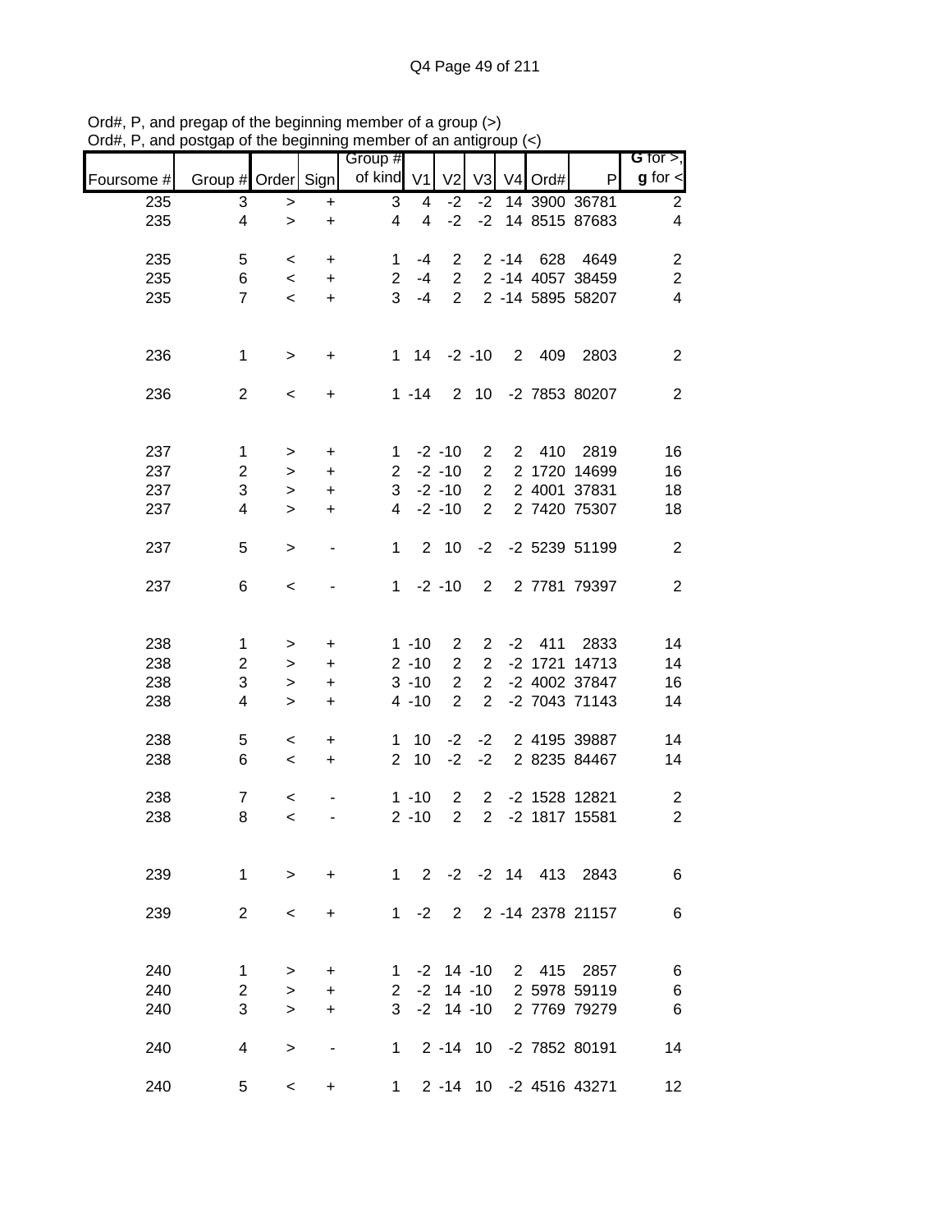Ord#, P, and pregap of the beginning member of a group (>)
Ord#, P, and postgap of the beginning member of an antigroup (<)

| Foursome # | Group # | Order | Sign | Group # of kind | V1 | V2 | V3 | V4 | Ord# | P | G for >, g for < |
|---|---|---|---|---|---|---|---|---|---|---|---|
| 235 | 3 | > | + | 3 | 4 | -2 | -2 | 14 | 3900 | 36781 | 2 |
| 235 | 4 | > | + | 4 | 4 | -2 | -2 | 14 | 8515 | 87683 | 4 |
| | | | | | | | | | | | |
| 235 | 5 | < | + | 1 | -4 | 2 | 2 | -14 | 628 | 4649 | 2 |
| 235 | 6 | < | + | 2 | -4 | 2 | 2 | -14 | 4057 | 38459 | 2 |
| 235 | 7 | < | + | 3 | -4 | 2 | 2 | -14 | 5895 | 58207 | 4 |
| | | | | | | | | | | | |
| 236 | 1 | > | + | 1 | 14 | -2 | -10 | 2 | 409 | 2803 | 2 |
| | | | | | | | | | | | |
| 236 | 2 | < | + | 1 | -14 | 2 | 10 | -2 | 7853 | 80207 | 2 |
| | | | | | | | | | | | |
| 237 | 1 | > | + | 1 | -2 | -10 | 2 | 2 | 410 | 2819 | 16 |
| 237 | 2 | > | + | 2 | -2 | -10 | 2 | 2 | 1720 | 14699 | 16 |
| 237 | 3 | > | + | 3 | -2 | -10 | 2 | 2 | 4001 | 37831 | 18 |
| 237 | 4 | > | + | 4 | -2 | -10 | 2 | 2 | 7420 | 75307 | 18 |
| | | | | | | | | | | | |
| 237 | 5 | > | - | 1 | 2 | 10 | -2 | -2 | 5239 | 51199 | 2 |
| | | | | | | | | | | | |
| 237 | 6 | < | - | 1 | -2 | -10 | 2 | 2 | 7781 | 79397 | 2 |
| | | | | | | | | | | | |
| 238 | 1 | > | + | 1 | -10 | 2 | 2 | -2 | 411 | 2833 | 14 |
| 238 | 2 | > | + | 2 | -10 | 2 | 2 | -2 | 1721 | 14713 | 14 |
| 238 | 3 | > | + | 3 | -10 | 2 | 2 | -2 | 4002 | 37847 | 16 |
| 238 | 4 | > | + | 4 | -10 | 2 | 2 | -2 | 7043 | 71143 | 14 |
| | | | | | | | | | | | |
| 238 | 5 | < | + | 1 | 10 | -2 | -2 | 2 | 4195 | 39887 | 14 |
| 238 | 6 | < | + | 2 | 10 | -2 | -2 | 2 | 8235 | 84467 | 14 |
| | | | | | | | | | | | |
| 238 | 7 | < | - | 1 | -10 | 2 | 2 | -2 | 1528 | 12821 | 2 |
| 238 | 8 | < | - | 2 | -10 | 2 | 2 | -2 | 1817 | 15581 | 2 |
| | | | | | | | | | | | |
| 239 | 1 | > | + | 1 | 2 | -2 | -2 | 14 | 413 | 2843 | 6 |
| | | | | | | | | | | | |
| 239 | 2 | < | + | 1 | -2 | 2 | 2 | -14 | 2378 | 21157 | 6 |
| | | | | | | | | | | | |
| 240 | 1 | > | + | 1 | -2 | 14 | -10 | 2 | 415 | 2857 | 6 |
| 240 | 2 | > | + | 2 | -2 | 14 | -10 | 2 | 5978 | 59119 | 6 |
| 240 | 3 | > | + | 3 | -2 | 14 | -10 | 2 | 7769 | 79279 | 6 |
| | | | | | | | | | | | |
| 240 | 4 | > | - | 1 | 2 | -14 | 10 | -2 | 7852 | 80191 | 14 |
| | | | | | | | | | | | |
| 240 | 5 | < | + | 1 | 2 | -14 | 10 | -2 | 4516 | 43271 | 12 |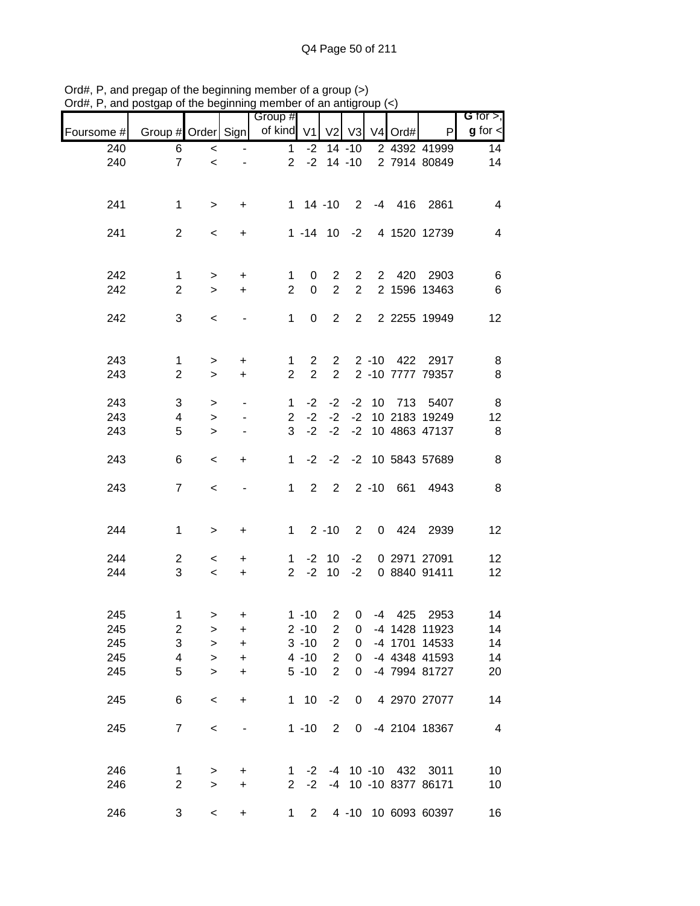Ord#, P, and pregap of the beginning member of a group (>)
Ord#, P, and postgap of the beginning member of an antigroup (<)

| Foursome # | Group # | Order | Sign | Group # of kind | V1 | V2 | V3 | V4 | Ord# | P | G for >, g for < |
|---|---|---|---|---|---|---|---|---|---|---|---|
| 240 | 6 | < | - | 1 | -2 | 14 | -10 | 2 | 4392 | 41999 | 14 |
| 240 | 7 | < | - | 2 | -2 | 14 | -10 | 2 | 7914 | 80849 | 14 |
| | | | | | | | | | | | |
| 241 | 1 | > | + | 1 | 14 | -10 | 2 | -4 | 416 | 2861 | 4 |
| | | | | | | | | | | | |
| 241 | 2 | < | + | 1 | -14 | 10 | -2 | 4 | 1520 | 12739 | 4 |
| | | | | | | | | | | | |
| 242 | 1 | > | + | 1 | 0 | 2 | 2 | 2 | 420 | 2903 | 6 |
| 242 | 2 | > | + | 2 | 0 | 2 | 2 | 2 | 1596 | 13463 | 6 |
| | | | | | | | | | | | |
| 242 | 3 | < | - | 1 | 0 | 2 | 2 | 2 | 2255 | 19949 | 12 |
| | | | | | | | | | | | |
| 243 | 1 | > | + | 1 | 2 | 2 | 2 | -10 | 422 | 2917 | 8 |
| 243 | 2 | > | + | 2 | 2 | 2 | 2 | -10 | 7777 | 79357 | 8 |
| | | | | | | | | | | | |
| 243 | 3 | > | - | 1 | -2 | -2 | -2 | 10 | 713 | 5407 | 8 |
| 243 | 4 | > | - | 2 | -2 | -2 | -2 | 10 | 2183 | 19249 | 12 |
| 243 | 5 | > | - | 3 | -2 | -2 | -2 | 10 | 4863 | 47137 | 8 |
| | | | | | | | | | | | |
| 243 | 6 | < | + | 1 | -2 | -2 | -2 | 10 | 5843 | 57689 | 8 |
| | | | | | | | | | | | |
| 243 | 7 | < | - | 1 | 2 | 2 | 2 | -10 | 661 | 4943 | 8 |
| | | | | | | | | | | | |
| 244 | 1 | > | + | 1 | 2 | -10 | 2 | 0 | 424 | 2939 | 12 |
| | | | | | | | | | | | |
| 244 | 2 | < | + | 1 | -2 | 10 | -2 | 0 | 2971 | 27091 | 12 |
| 244 | 3 | < | + | 2 | -2 | 10 | -2 | 0 | 8840 | 91411 | 12 |
| | | | | | | | | | | | |
| 245 | 1 | > | + | 1 | -10 | 2 | 0 | -4 | 425 | 2953 | 14 |
| 245 | 2 | > | + | 2 | -10 | 2 | 0 | -4 | 1428 | 11923 | 14 |
| 245 | 3 | > | + | 3 | -10 | 2 | 0 | -4 | 1701 | 14533 | 14 |
| 245 | 4 | > | + | 4 | -10 | 2 | 0 | -4 | 4348 | 41593 | 14 |
| 245 | 5 | > | + | 5 | -10 | 2 | 0 | -4 | 7994 | 81727 | 20 |
| | | | | | | | | | | | |
| 245 | 6 | < | + | 1 | 10 | -2 | 0 | 4 | 2970 | 27077 | 14 |
| | | | | | | | | | | | |
| 245 | 7 | < | - | 1 | -10 | 2 | 0 | -4 | 2104 | 18367 | 4 |
| | | | | | | | | | | | |
| 246 | 1 | > | + | 1 | -2 | -4 | 10 | -10 | 432 | 3011 | 10 |
| 246 | 2 | > | + | 2 | -2 | -4 | 10 | -10 | 8377 | 86171 | 10 |
| | | | | | | | | | | | |
| 246 | 3 | < | + | 1 | 2 | 4 | -10 | 10 | 6093 | 60397 | 16 |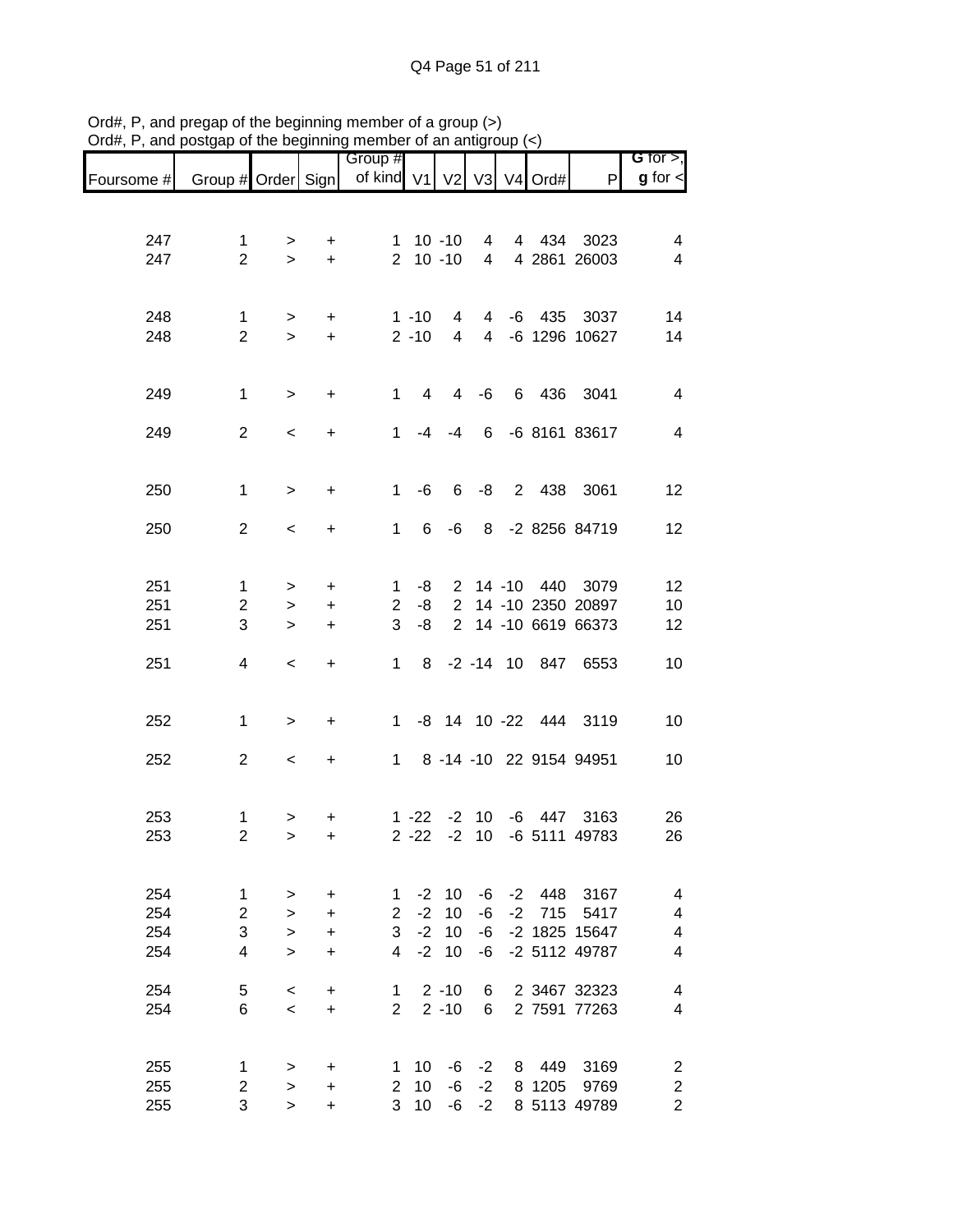Ord#, P, and pregap of the beginning member of a group (>)
Ord#, P, and postgap of the beginning member of an antigroup (<)

| Foursome # | Group # | Order | Sign | Group # of kind | V1 | V2 | V3 | V4 | Ord# | P | G for >, g for < |
|---|---|---|---|---|---|---|---|---|---|---|---|
| 247 | 1 | > | + | 1 | 10 | -10 | 4 | 4 | 434 | 3023 | 4 |
| 247 | 2 | > | + | 2 | 10 | -10 | 4 | 4 | 2861 | 26003 | 4 |
| 248 | 1 | > | + | 1 | -10 | 4 | 4 | -6 | 435 | 3037 | 14 |
| 248 | 2 | > | + | 2 | -10 | 4 | 4 | -6 | 1296 | 10627 | 14 |
| 249 | 1 | > | + | 1 | 4 | 4 | -6 | 6 | 436 | 3041 | 4 |
| 249 | 2 | < | + | 1 | -4 | -4 | 6 | -6 | 8161 | 83617 | 4 |
| 250 | 1 | > | + | 1 | -6 | 6 | -8 | 2 | 438 | 3061 | 12 |
| 250 | 2 | < | + | 1 | 6 | -6 | 8 | -2 | 8256 | 84719 | 12 |
| 251 | 1 | > | + | 1 | -8 | 2 | 14 | -10 | 440 | 3079 | 12 |
| 251 | 2 | > | + | 2 | -8 | 2 | 14 | -10 | 2350 | 20897 | 10 |
| 251 | 3 | > | + | 3 | -8 | 2 | 14 | -10 | 6619 | 66373 | 12 |
| 251 | 4 | < | + | 1 | 8 | -2 | -14 | 10 | 847 | 6553 | 10 |
| 252 | 1 | > | + | 1 | -8 | 14 | 10 | -22 | 444 | 3119 | 10 |
| 252 | 2 | < | + | 1 | 8 | -14 | -10 | 22 | 9154 | 94951 | 10 |
| 253 | 1 | > | + | 1 | -22 | -2 | 10 | -6 | 447 | 3163 | 26 |
| 253 | 2 | > | + | 2 | -22 | -2 | 10 | -6 | 5111 | 49783 | 26 |
| 254 | 1 | > | + | 1 | -2 | 10 | -6 | -2 | 448 | 3167 | 4 |
| 254 | 2 | > | + | 2 | -2 | 10 | -6 | -2 | 715 | 5417 | 4 |
| 254 | 3 | > | + | 3 | -2 | 10 | -6 | -2 | 1825 | 15647 | 4 |
| 254 | 4 | > | + | 4 | -2 | 10 | -6 | -2 | 5112 | 49787 | 4 |
| 254 | 5 | < | + | 1 | 2 | -10 | 6 | 2 | 3467 | 32323 | 4 |
| 254 | 6 | < | + | 2 | 2 | -10 | 6 | 2 | 7591 | 77263 | 4 |
| 255 | 1 | > | + | 1 | 10 | -6 | -2 | 8 | 449 | 3169 | 2 |
| 255 | 2 | > | + | 2 | 10 | -6 | -2 | 8 | 1205 | 9769 | 2 |
| 255 | 3 | > | + | 3 | 10 | -6 | -2 | 8 | 5113 | 49789 | 2 |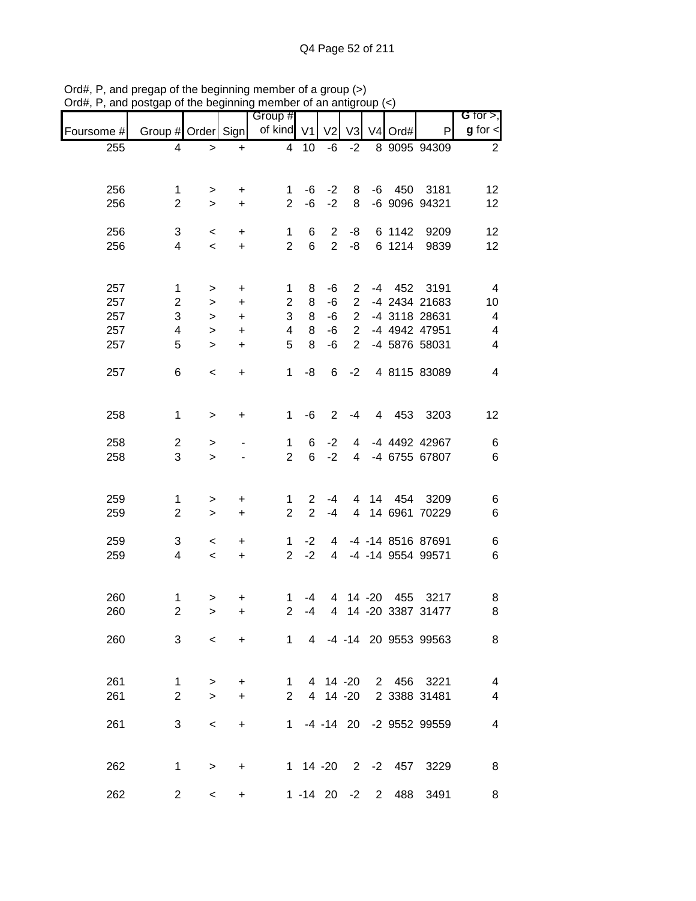Ord#, P, and pregap of the beginning member of a group (>)
Ord#, P, and postgap of the beginning member of an antigroup (<)

| Foursome # | Group # | Order | Sign | Group # of kind | V1 | V2 | V3 | V4 | Ord# | P | G for >, g for < |
|---|---|---|---|---|---|---|---|---|---|---|---|
| 255 | 4 | > | + | 4 | 10 | -6 | -2 | 8 | 9095 | 94309 | 2 |
| | | | | | | | | | | | |
| 256 | 1 | > | + | 1 | -6 | -2 | 8 | -6 | 450 | 3181 | 12 |
| 256 | 2 | > | + | 2 | -6 | -2 | 8 | -6 | 9096 | 94321 | 12 |
| | | | | | | | | | | | |
| 256 | 3 | < | + | 1 | 6 | 2 | -8 | 6 | 1142 | 9209 | 12 |
| 256 | 4 | < | + | 2 | 6 | 2 | -8 | 6 | 1214 | 9839 | 12 |
| | | | | | | | | | | | |
| 257 | 1 | > | + | 1 | 8 | -6 | 2 | -4 | 452 | 3191 | 4 |
| 257 | 2 | > | + | 2 | 8 | -6 | 2 | -4 | 2434 | 21683 | 10 |
| 257 | 3 | > | + | 3 | 8 | -6 | 2 | -4 | 3118 | 28631 | 4 |
| 257 | 4 | > | + | 4 | 8 | -6 | 2 | -4 | 4942 | 47951 | 4 |
| 257 | 5 | > | + | 5 | 8 | -6 | 2 | -4 | 5876 | 58031 | 4 |
| | | | | | | | | | | | |
| 257 | 6 | < | + | 1 | -8 | 6 | -2 | 4 | 8115 | 83089 | 4 |
| | | | | | | | | | | | |
| 258 | 1 | > | + | 1 | -6 | 2 | -4 | 4 | 453 | 3203 | 12 |
| | | | | | | | | | | | |
| 258 | 2 | > | - | 1 | 6 | -2 | 4 | -4 | 4492 | 42967 | 6 |
| 258 | 3 | > | - | 2 | 6 | -2 | 4 | -4 | 6755 | 67807 | 6 |
| | | | | | | | | | | | |
| 259 | 1 | > | + | 1 | 2 | -4 | 4 | 14 | 454 | 3209 | 6 |
| 259 | 2 | > | + | 2 | 2 | -4 | 4 | 14 | 6961 | 70229 | 6 |
| | | | | | | | | | | | |
| 259 | 3 | < | + | 1 | -2 | 4 | -4 | -14 | 8516 | 87691 | 6 |
| 259 | 4 | < | + | 2 | -2 | 4 | -4 | -14 | 9554 | 99571 | 6 |
| | | | | | | | | | | | |
| 260 | 1 | > | + | 1 | -4 | 4 | 14 | -20 | 455 | 3217 | 8 |
| 260 | 2 | > | + | 2 | -4 | 4 | 14 | -20 | 3387 | 31477 | 8 |
| | | | | | | | | | | | |
| 260 | 3 | < | + | 1 | 4 | -4 | -14 | 20 | 9553 | 99563 | 8 |
| | | | | | | | | | | | |
| 261 | 1 | > | + | 1 | 4 | 14 | -20 | 2 | 456 | 3221 | 4 |
| 261 | 2 | > | + | 2 | 4 | 14 | -20 | 2 | 3388 | 31481 | 4 |
| | | | | | | | | | | | |
| 261 | 3 | < | + | 1 | -4 | -14 | 20 | -2 | 9552 | 99559 | 4 |
| | | | | | | | | | | | |
| 262 | 1 | > | + | 1 | 14 | -20 | 2 | -2 | 457 | 3229 | 8 |
| | | | | | | | | | | | |
| 262 | 2 | < | + | 1 | -14 | 20 | -2 | 2 | 488 | 3491 | 8 |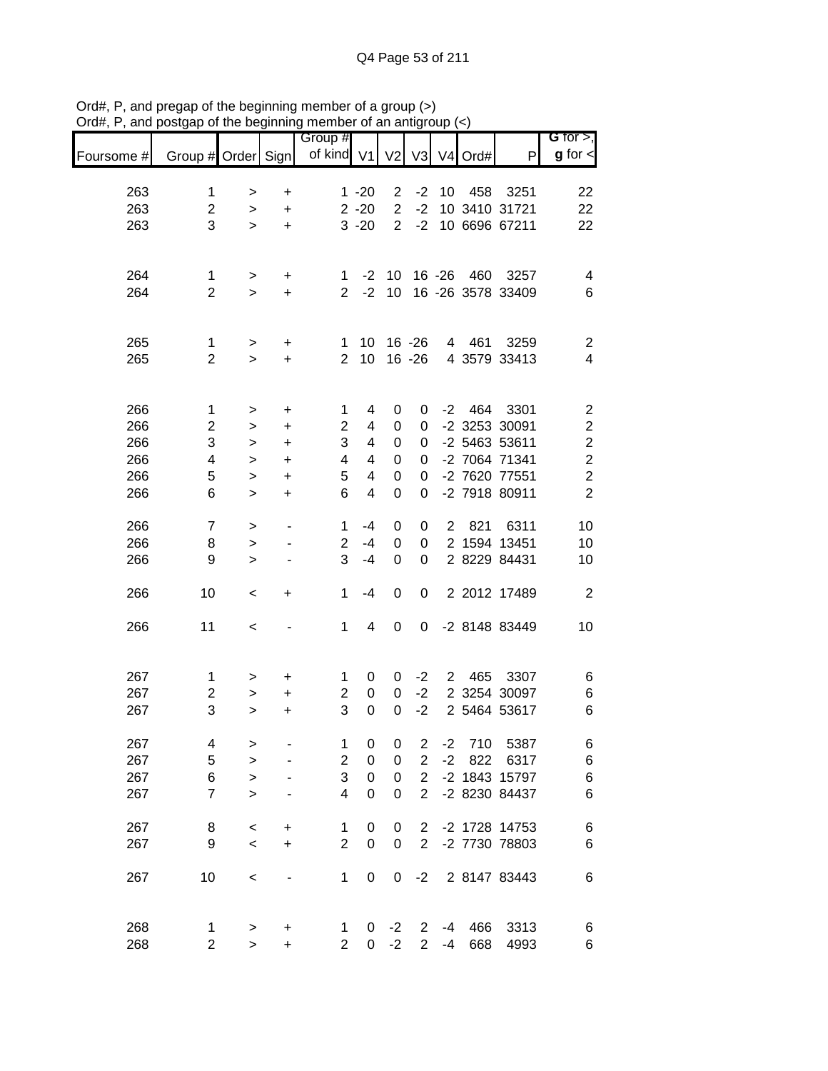Ord#, P, and pregap of the beginning member of a group (>)
Ord#, P, and postgap of the beginning member of an antigroup (<)

| Foursome # | Group # | Order | Sign | Group # of kind | V1 | V2 | V3 | V4 | Ord# | P | G for >, g for < |
|---|---|---|---|---|---|---|---|---|---|---|---|
| 263 | 1 | > | + | 1 | -20 | 2 | -2 | 10 | 458 | 3251 | 22 |
| 263 | 2 | > | + | 2 | -20 | 2 | -2 | 10 | 3410 | 31721 | 22 |
| 263 | 3 | > | + | 3 | -20 | 2 | -2 | 10 | 6696 | 67211 | 22 |
| | | | | | | | | | | | |
| 264 | 1 | > | + | 1 | -2 | 10 | 16 | -26 | 460 | 3257 | 4 |
| 264 | 2 | > | + | 2 | -2 | 10 | 16 | -26 | 3578 | 33409 | 6 |
| | | | | | | | | | | | |
| 265 | 1 | > | + | 1 | 10 | 16 | -26 | 4 | 461 | 3259 | 2 |
| 265 | 2 | > | + | 2 | 10 | 16 | -26 | 4 | 3579 | 33413 | 4 |
| | | | | | | | | | | | |
| 266 | 1 | > | + | 1 | 4 | 0 | 0 | -2 | 464 | 3301 | 2 |
| 266 | 2 | > | + | 2 | 4 | 0 | 0 | -2 | 3253 | 30091 | 2 |
| 266 | 3 | > | + | 3 | 4 | 0 | 0 | -2 | 5463 | 53611 | 2 |
| 266 | 4 | > | + | 4 | 4 | 0 | 0 | -2 | 7064 | 71341 | 2 |
| 266 | 5 | > | + | 5 | 4 | 0 | 0 | -2 | 7620 | 77551 | 2 |
| 266 | 6 | > | + | 6 | 4 | 0 | 0 | -2 | 7918 | 80911 | 2 |
| | | | | | | | | | | | |
| 266 | 7 | > | - | 1 | -4 | 0 | 0 | 2 | 821 | 6311 | 10 |
| 266 | 8 | > | - | 2 | -4 | 0 | 0 | 2 | 1594 | 13451 | 10 |
| 266 | 9 | > | - | 3 | -4 | 0 | 0 | 2 | 8229 | 84431 | 10 |
| | | | | | | | | | | | |
| 266 | 10 | < | + | 1 | -4 | 0 | 0 | 2 | 2012 | 17489 | 2 |
| | | | | | | | | | | | |
| 266 | 11 | < | - | 1 | 4 | 0 | 0 | -2 | 8148 | 83449 | 10 |
| | | | | | | | | | | | |
| 267 | 1 | > | + | 1 | 0 | 0 | -2 | 2 | 465 | 3307 | 6 |
| 267 | 2 | > | + | 2 | 0 | 0 | -2 | 2 | 3254 | 30097 | 6 |
| 267 | 3 | > | + | 3 | 0 | 0 | -2 | 2 | 5464 | 53617 | 6 |
| | | | | | | | | | | | |
| 267 | 4 | > | - | 1 | 0 | 0 | 2 | -2 | 710 | 5387 | 6 |
| 267 | 5 | > | - | 2 | 0 | 0 | 2 | -2 | 822 | 6317 | 6 |
| 267 | 6 | > | - | 3 | 0 | 0 | 2 | -2 | 1843 | 15797 | 6 |
| 267 | 7 | > | - | 4 | 0 | 0 | 2 | -2 | 8230 | 84437 | 6 |
| | | | | | | | | | | | |
| 267 | 8 | < | + | 1 | 0 | 0 | 2 | -2 | 1728 | 14753 | 6 |
| 267 | 9 | < | + | 2 | 0 | 0 | 2 | -2 | 7730 | 78803 | 6 |
| | | | | | | | | | | | |
| 267 | 10 | < | - | 1 | 0 | 0 | -2 | 2 | 8147 | 83443 | 6 |
| | | | | | | | | | | | |
| 268 | 1 | > | + | 1 | 0 | -2 | 2 | -4 | 466 | 3313 | 6 |
| 268 | 2 | > | + | 2 | 0 | -2 | 2 | -4 | 668 | 4993 | 6 |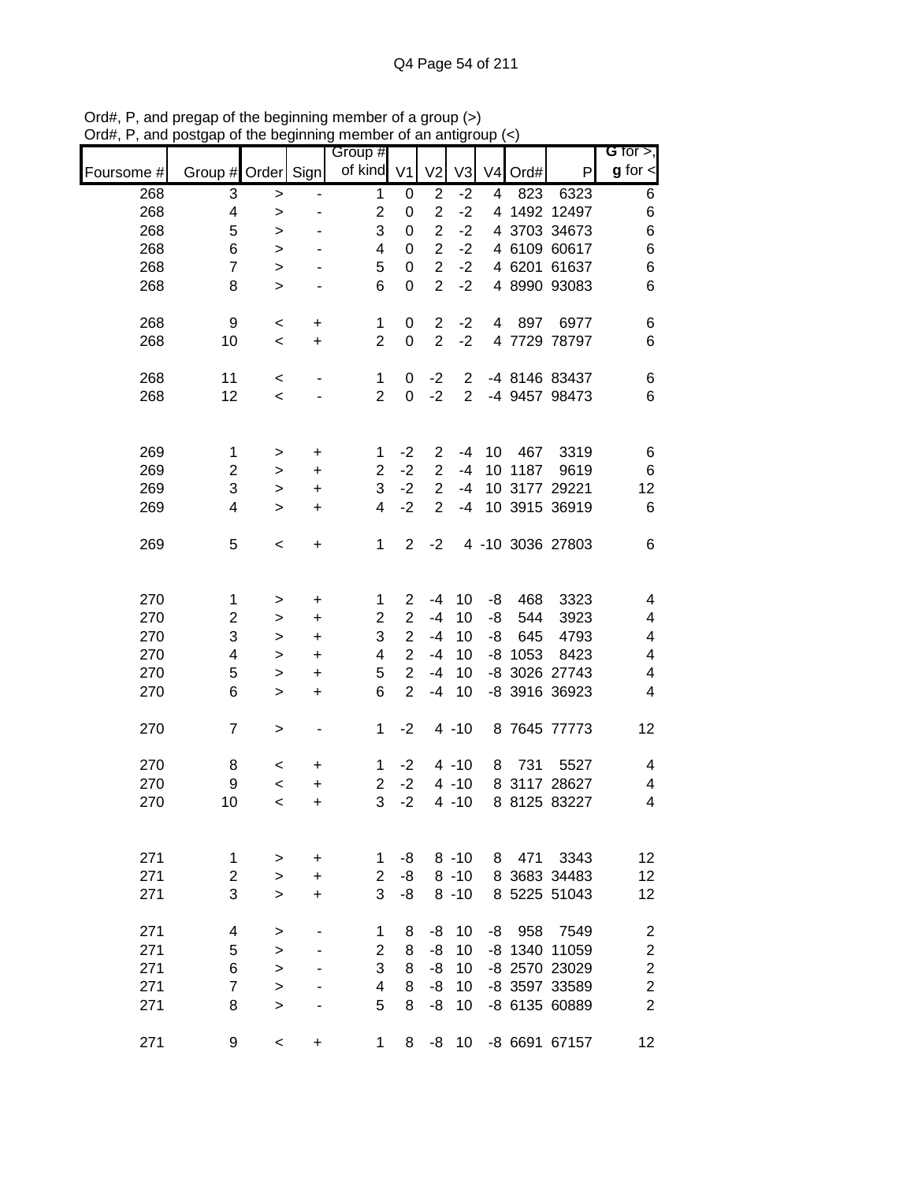Ord#, P, and pregap of the beginning member of a group (>)
Ord#, P, and postgap of the beginning member of an antigroup (<)

| Foursome # | Group # | Order | Sign | Group # of kind | V1 | V2 | V3 | V4 | Ord# | P | G for >, g for < |
|---|---|---|---|---|---|---|---|---|---|---|---|
| 268 | 3 | > | - | 1 | 0 | 2 | -2 | 4 | 823 | 6323 | 6 |
| 268 | 4 | > | - | 2 | 0 | 2 | -2 | 4 | 1492 | 12497 | 6 |
| 268 | 5 | > | - | 3 | 0 | 2 | -2 | 4 | 3703 | 34673 | 6 |
| 268 | 6 | > | - | 4 | 0 | 2 | -2 | 4 | 6109 | 60617 | 6 |
| 268 | 7 | > | - | 5 | 0 | 2 | -2 | 4 | 6201 | 61637 | 6 |
| 268 | 8 | > | - | 6 | 0 | 2 | -2 | 4 | 8990 | 93083 | 6 |
| | | | | | | | | | | | |
| 268 | 9 | < | + | 1 | 0 | 2 | -2 | 4 | 897 | 6977 | 6 |
| 268 | 10 | < | + | 2 | 0 | 2 | -2 | 4 | 7729 | 78797 | 6 |
| | | | | | | | | | | | |
| 268 | 11 | < | - | 1 | 0 | -2 | 2 | -4 | 8146 | 83437 | 6 |
| 268 | 12 | < | - | 2 | 0 | -2 | 2 | -4 | 9457 | 98473 | 6 |
| | | | | | | | | | | | |
| 269 | 1 | > | + | 1 | -2 | 2 | -4 | 10 | 467 | 3319 | 6 |
| 269 | 2 | > | + | 2 | -2 | 2 | -4 | 10 | 1187 | 9619 | 6 |
| 269 | 3 | > | + | 3 | -2 | 2 | -4 | 10 | 3177 | 29221 | 12 |
| 269 | 4 | > | + | 4 | -2 | 2 | -4 | 10 | 3915 | 36919 | 6 |
| | | | | | | | | | | | |
| 269 | 5 | < | + | 1 | 2 | -2 | 4 | -10 | 3036 | 27803 | 6 |
| | | | | | | | | | | | |
| 270 | 1 | > | + | 1 | 2 | -4 | 10 | -8 | 468 | 3323 | 4 |
| 270 | 2 | > | + | 2 | 2 | -4 | 10 | -8 | 544 | 3923 | 4 |
| 270 | 3 | > | + | 3 | 2 | -4 | 10 | -8 | 645 | 4793 | 4 |
| 270 | 4 | > | + | 4 | 2 | -4 | 10 | -8 | 1053 | 8423 | 4 |
| 270 | 5 | > | + | 5 | 2 | -4 | 10 | -8 | 3026 | 27743 | 4 |
| 270 | 6 | > | + | 6 | 2 | -4 | 10 | -8 | 3916 | 36923 | 4 |
| | | | | | | | | | | | |
| 270 | 7 | > | - | 1 | -2 | 4 | -10 | 8 | 7645 | 77773 | 12 |
| | | | | | | | | | | | |
| 270 | 8 | < | + | 1 | -2 | 4 | -10 | 8 | 731 | 5527 | 4 |
| 270 | 9 | < | + | 2 | -2 | 4 | -10 | 8 | 3117 | 28627 | 4 |
| 270 | 10 | < | + | 3 | -2 | 4 | -10 | 8 | 8125 | 83227 | 4 |
| | | | | | | | | | | | |
| 271 | 1 | > | + | 1 | -8 | 8 | -10 | 8 | 471 | 3343 | 12 |
| 271 | 2 | > | + | 2 | -8 | 8 | -10 | 8 | 3683 | 34483 | 12 |
| 271 | 3 | > | + | 3 | -8 | 8 | -10 | 8 | 5225 | 51043 | 12 |
| | | | | | | | | | | | |
| 271 | 4 | > | - | 1 | 8 | -8 | 10 | -8 | 958 | 7549 | 2 |
| 271 | 5 | > | - | 2 | 8 | -8 | 10 | -8 | 1340 | 11059 | 2 |
| 271 | 6 | > | - | 3 | 8 | -8 | 10 | -8 | 2570 | 23029 | 2 |
| 271 | 7 | > | - | 4 | 8 | -8 | 10 | -8 | 3597 | 33589 | 2 |
| 271 | 8 | > | - | 5 | 8 | -8 | 10 | -8 | 6135 | 60889 | 2 |
| | | | | | | | | | | | |
| 271 | 9 | < | + | 1 | 8 | -8 | 10 | -8 | 6691 | 67157 | 12 |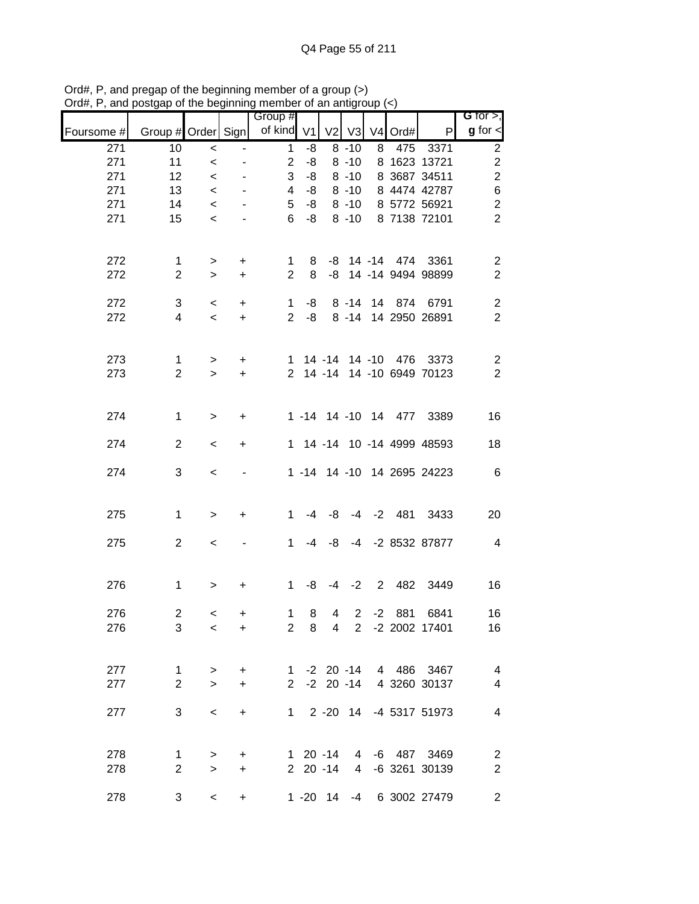Ord#, P, and pregap of the beginning member of a group (>)
Ord#, P, and postgap of the beginning member of an antigroup (<)

| Foursome # | Group # | Order | Sign | Group # of kind | V1 | V2 | V3 | V4 | Ord# | P | G for >, g for < |
|---|---|---|---|---|---|---|---|---|---|---|---|
| 271 | 10 | < | - | 1 | -8 | 8 | -10 | 8 | 475 | 3371 | 2 |
| 271 | 11 | < | - | 2 | -8 | 8 | -10 | 8 | 1623 | 13721 | 2 |
| 271 | 12 | < | - | 3 | -8 | 8 | -10 | 8 | 3687 | 34511 | 2 |
| 271 | 13 | < | - | 4 | -8 | 8 | -10 | 8 | 4474 | 42787 | 6 |
| 271 | 14 | < | - | 5 | -8 | 8 | -10 | 8 | 5772 | 56921 | 2 |
| 271 | 15 | < | - | 6 | -8 | 8 | -10 | 8 | 7138 | 72101 | 2 |
| | | | | | | | | | | | |
| 272 | 1 | > | + | 1 | 8 | -8 | 14 | -14 | 474 | 3361 | 2 |
| 272 | 2 | > | + | 2 | 8 | -8 | 14 | -14 | 9494 | 98899 | 2 |
| | | | | | | | | | | | |
| 272 | 3 | < | + | 1 | -8 | 8 | -14 | 14 | 874 | 6791 | 2 |
| 272 | 4 | < | + | 2 | -8 | 8 | -14 | 14 | 2950 | 26891 | 2 |
| | | | | | | | | | | | |
| 273 | 1 | > | + | 1 | 14 | -14 | 14 | -10 | 476 | 3373 | 2 |
| 273 | 2 | > | + | 2 | 14 | -14 | 14 | -10 | 6949 | 70123 | 2 |
| | | | | | | | | | | | |
| 274 | 1 | > | + | 1 | -14 | 14 | -10 | 14 | 477 | 3389 | 16 |
| | | | | | | | | | | | |
| 274 | 2 | < | + | 1 | 14 | -14 | 10 | -14 | 4999 | 48593 | 18 |
| | | | | | | | | | | | |
| 274 | 3 | < | - | 1 | -14 | 14 | -10 | 14 | 2695 | 24223 | 6 |
| | | | | | | | | | | | |
| 275 | 1 | > | + | 1 | -4 | -8 | -4 | -2 | 481 | 3433 | 20 |
| | | | | | | | | | | | |
| 275 | 2 | < | - | 1 | -4 | -8 | -4 | -2 | 8532 | 87877 | 4 |
| | | | | | | | | | | | |
| 276 | 1 | > | + | 1 | -8 | -4 | -2 | 2 | 482 | 3449 | 16 |
| | | | | | | | | | | | |
| 276 | 2 | < | + | 1 | 8 | 4 | 2 | -2 | 881 | 6841 | 16 |
| 276 | 3 | < | + | 2 | 8 | 4 | 2 | -2 | 2002 | 17401 | 16 |
| | | | | | | | | | | | |
| 277 | 1 | > | + | 1 | -2 | 20 | -14 | 4 | 486 | 3467 | 4 |
| 277 | 2 | > | + | 2 | -2 | 20 | -14 | 4 | 3260 | 30137 | 4 |
| | | | | | | | | | | | |
| 277 | 3 | < | + | 1 | 2 | -20 | 14 | -4 | 5317 | 51973 | 4 |
| | | | | | | | | | | | |
| 278 | 1 | > | + | 1 | 20 | -14 | 4 | -6 | 487 | 3469 | 2 |
| 278 | 2 | > | + | 2 | 20 | -14 | 4 | -6 | 3261 | 30139 | 2 |
| | | | | | | | | | | | |
| 278 | 3 | < | + | 1 | -20 | 14 | -4 | 6 | 3002 | 27479 | 2 |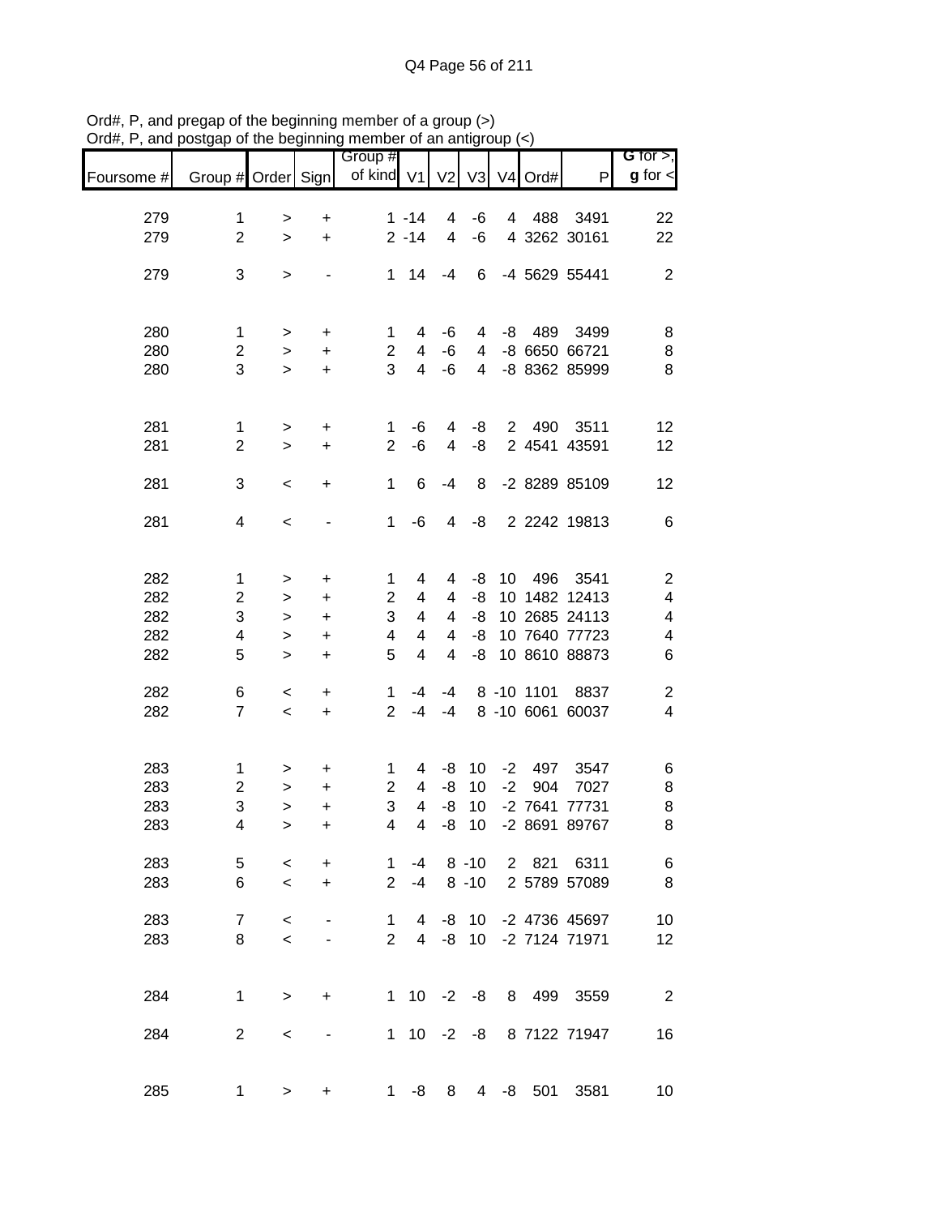Ord#, P, and pregap of the beginning member of a group (>)
Ord#, P, and postgap of the beginning member of an antigroup (<)

| Foursome # | Group # | Order | Sign | Group # of kind | V1 | V2 | V3 | V4 | Ord# | P | G for >, g for < |
|---|---|---|---|---|---|---|---|---|---|---|---|
| 279 | 1 | > | + | 1 | -14 | 4 | -6 | 4 | 488 | 3491 | 22 |
| 279 | 2 | > | + | 2 | -14 | 4 | -6 | 4 | 3262 | 30161 | 22 |
| 279 | 3 | > | - | 1 | 14 | -4 | 6 | -4 | 5629 | 55441 | 2 |
| 280 | 1 | > | + | 1 | 4 | -6 | 4 | -8 | 489 | 3499 | 8 |
| 280 | 2 | > | + | 2 | 4 | -6 | 4 | -8 | 6650 | 66721 | 8 |
| 280 | 3 | > | + | 3 | 4 | -6 | 4 | -8 | 8362 | 85999 | 8 |
| 281 | 1 | > | + | 1 | -6 | 4 | -8 | 2 | 490 | 3511 | 12 |
| 281 | 2 | > | + | 2 | -6 | 4 | -8 | 2 | 4541 | 43591 | 12 |
| 281 | 3 | < | + | 1 | 6 | -4 | 8 | -2 | 8289 | 85109 | 12 |
| 281 | 4 | < | - | 1 | -6 | 4 | -8 | 2 | 2242 | 19813 | 6 |
| 282 | 1 | > | + | 1 | 4 | 4 | -8 | 10 | 496 | 3541 | 2 |
| 282 | 2 | > | + | 2 | 4 | 4 | -8 | 10 | 1482 | 12413 | 4 |
| 282 | 3 | > | + | 3 | 4 | 4 | -8 | 10 | 2685 | 24113 | 4 |
| 282 | 4 | > | + | 4 | 4 | 4 | -8 | 10 | 7640 | 77723 | 4 |
| 282 | 5 | > | + | 5 | 4 | 4 | -8 | 10 | 8610 | 88873 | 6 |
| 282 | 6 | < | + | 1 | -4 | -4 | 8 | -10 | 1101 | 8837 | 2 |
| 282 | 7 | < | + | 2 | -4 | -4 | 8 | -10 | 6061 | 60037 | 4 |
| 283 | 1 | > | + | 1 | 4 | -8 | 10 | -2 | 497 | 3547 | 6 |
| 283 | 2 | > | + | 2 | 4 | -8 | 10 | -2 | 904 | 7027 | 8 |
| 283 | 3 | > | + | 3 | 4 | -8 | 10 | -2 | 7641 | 77731 | 8 |
| 283 | 4 | > | + | 4 | 4 | -8 | 10 | -2 | 8691 | 89767 | 8 |
| 283 | 5 | < | + | 1 | -4 | 8 | -10 | 2 | 821 | 6311 | 6 |
| 283 | 6 | < | + | 2 | -4 | 8 | -10 | 2 | 5789 | 57089 | 8 |
| 283 | 7 | < | - | 1 | 4 | -8 | 10 | -2 | 4736 | 45697 | 10 |
| 283 | 8 | < | - | 2 | 4 | -8 | 10 | -2 | 7124 | 71971 | 12 |
| 284 | 1 | > | + | 1 | 10 | -2 | -8 | 8 | 499 | 3559 | 2 |
| 284 | 2 | < | - | 1 | 10 | -2 | -8 | 8 | 7122 | 71947 | 16 |
| 285 | 1 | > | + | 1 | -8 | 8 | 4 | -8 | 501 | 3581 | 10 |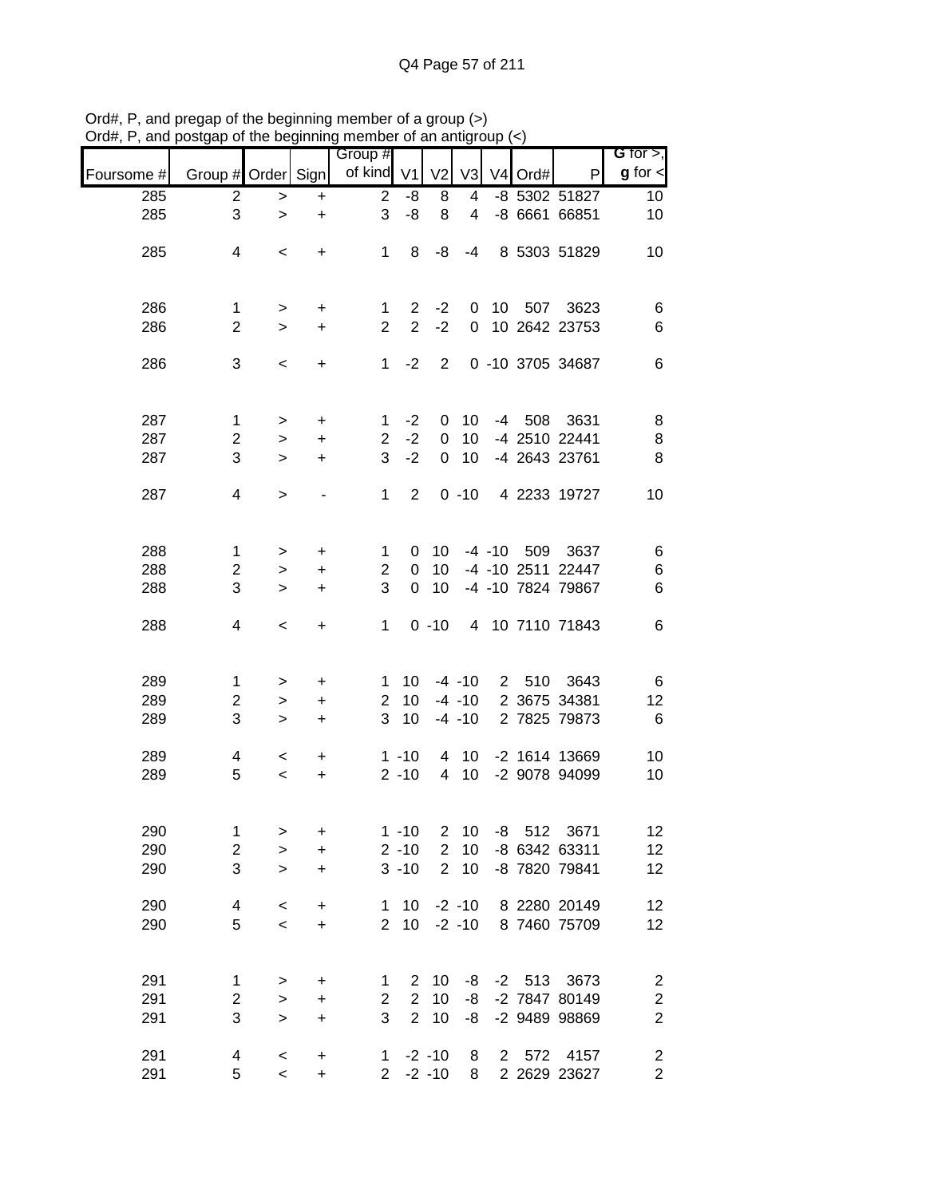Ord#, P, and pregap of the beginning member of a group (>)
Ord#, P, and postgap of the beginning member of an antigroup (<)

| Foursome # | Group # | Order | Sign | Group # of kind | V1 | V2 | V3 | V4 | Ord# | P | G for >, g for < |
|---|---|---|---|---|---|---|---|---|---|---|---|
| 285 | 2 | > | + | 2 | -8 | 8 | 4 | -8 | 5302 | 51827 | 10 |
| 285 | 3 | > | + | 3 | -8 | 8 | 4 | -8 | 6661 | 66851 | 10 |
| 285 | 4 | < | + | 1 | 8 | -8 | -4 | 8 | 5303 | 51829 | 10 |
| 286 | 1 | > | + | 1 | 2 | -2 | 0 | 10 | 507 | 3623 | 6 |
| 286 | 2 | > | + | 2 | 2 | -2 | 0 | 10 | 2642 | 23753 | 6 |
| 286 | 3 | < | + | 1 | -2 | 2 | 0 | -10 | 3705 | 34687 | 6 |
| 287 | 1 | > | + | 1 | -2 | 0 | 10 | -4 | 508 | 3631 | 8 |
| 287 | 2 | > | + | 2 | -2 | 0 | 10 | -4 | 2510 | 22441 | 8 |
| 287 | 3 | > | + | 3 | -2 | 0 | 10 | -4 | 2643 | 23761 | 8 |
| 287 | 4 | > | - | 1 | 2 | 0 | -10 | 4 | 2233 | 19727 | 10 |
| 288 | 1 | > | + | 1 | 0 | 10 | -4 | -10 | 509 | 3637 | 6 |
| 288 | 2 | > | + | 2 | 0 | 10 | -4 | -10 | 2511 | 22447 | 6 |
| 288 | 3 | > | + | 3 | 0 | 10 | -4 | -10 | 7824 | 79867 | 6 |
| 288 | 4 | < | + | 1 | 0 | -10 | 4 | 10 | 7110 | 71843 | 6 |
| 289 | 1 | > | + | 1 | 10 | -4 | -10 | 2 | 510 | 3643 | 6 |
| 289 | 2 | > | + | 2 | 10 | -4 | -10 | 2 | 3675 | 34381 | 12 |
| 289 | 3 | > | + | 3 | 10 | -4 | -10 | 2 | 7825 | 79873 | 6 |
| 289 | 4 | < | + | 1 | -10 | 4 | 10 | -2 | 1614 | 13669 | 10 |
| 289 | 5 | < | + | 2 | -10 | 4 | 10 | -2 | 9078 | 94099 | 10 |
| 290 | 1 | > | + | 1 | -10 | 2 | 10 | -8 | 512 | 3671 | 12 |
| 290 | 2 | > | + | 2 | -10 | 2 | 10 | -8 | 6342 | 63311 | 12 |
| 290 | 3 | > | + | 3 | -10 | 2 | 10 | -8 | 7820 | 79841 | 12 |
| 290 | 4 | < | + | 1 | 10 | -2 | -10 | 8 | 2280 | 20149 | 12 |
| 290 | 5 | < | + | 2 | 10 | -2 | -10 | 8 | 7460 | 75709 | 12 |
| 291 | 1 | > | + | 1 | 2 | 10 | -8 | -2 | 513 | 3673 | 2 |
| 291 | 2 | > | + | 2 | 2 | 10 | -8 | -2 | 7847 | 80149 | 2 |
| 291 | 3 | > | + | 3 | 2 | 10 | -8 | -2 | 9489 | 98869 | 2 |
| 291 | 4 | < | + | 1 | -2 | -10 | 8 | 2 | 572 | 4157 | 2 |
| 291 | 5 | < | + | 2 | -2 | -10 | 8 | 2 | 2629 | 23627 | 2 |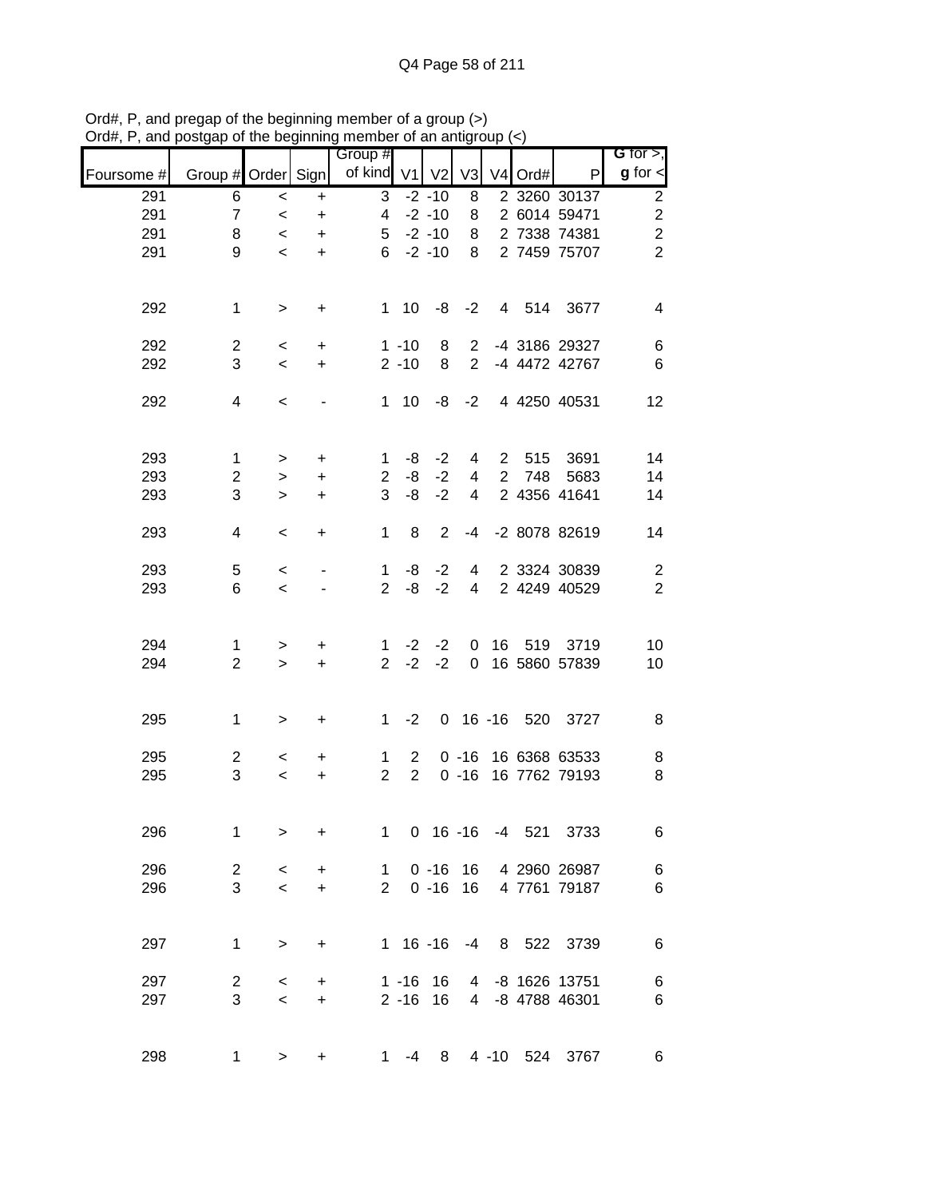Ord#, P, and pregap of the beginning member of a group (>)
Ord#, P, and postgap of the beginning member of an antigroup (<)

| Foursome # | Group # | Order | Sign | Group # of kind | V1 | V2 | V3 | V4 | Ord# | P | G for >, g for < |
|---|---|---|---|---|---|---|---|---|---|---|---|
| 291 | 6 | < | + | 3 | -2 | -10 | 8 | 2 | 3260 | 30137 | 2 |
| 291 | 7 | < | + | 4 | -2 | -10 | 8 | 2 | 6014 | 59471 | 2 |
| 291 | 8 | < | + | 5 | -2 | -10 | 8 | 2 | 7338 | 74381 | 2 |
| 291 | 9 | < | + | 6 | -2 | -10 | 8 | 2 | 7459 | 75707 | 2 |
| | | | | | | | | | | | |
| 292 | 1 | > | + | 1 | 10 | -8 | -2 | 4 | 514 | 3677 | 4 |
| | | | | | | | | | | | |
| 292 | 2 | < | + | 1 | -10 | 8 | 2 | -4 | 3186 | 29327 | 6 |
| 292 | 3 | < | + | 2 | -10 | 8 | 2 | -4 | 4472 | 42767 | 6 |
| | | | | | | | | | | | |
| 292 | 4 | < | - | 1 | 10 | -8 | -2 | 4 | 4250 | 40531 | 12 |
| | | | | | | | | | | | |
| 293 | 1 | > | + | 1 | -8 | -2 | 4 | 2 | 515 | 3691 | 14 |
| 293 | 2 | > | + | 2 | -8 | -2 | 4 | 2 | 748 | 5683 | 14 |
| 293 | 3 | > | + | 3 | -8 | -2 | 4 | 2 | 4356 | 41641 | 14 |
| | | | | | | | | | | | |
| 293 | 4 | < | + | 1 | 8 | 2 | -4 | -2 | 8078 | 82619 | 14 |
| | | | | | | | | | | | |
| 293 | 5 | < | - | 1 | -8 | -2 | 4 | 2 | 3324 | 30839 | 2 |
| 293 | 6 | < | - | 2 | -8 | -2 | 4 | 2 | 4249 | 40529 | 2 |
| | | | | | | | | | | | |
| 294 | 1 | > | + | 1 | -2 | -2 | 0 | 16 | 519 | 3719 | 10 |
| 294 | 2 | > | + | 2 | -2 | -2 | 0 | 16 | 5860 | 57839 | 10 |
| | | | | | | | | | | | |
| 295 | 1 | > | + | 1 | -2 | 0 | 16 | -16 | 520 | 3727 | 8 |
| | | | | | | | | | | | |
| 295 | 2 | < | + | 1 | 2 | 0 | -16 | 16 | 6368 | 63533 | 8 |
| 295 | 3 | < | + | 2 | 2 | 0 | -16 | 16 | 7762 | 79193 | 8 |
| | | | | | | | | | | | |
| 296 | 1 | > | + | 1 | 0 | 16 | -16 | -4 | 521 | 3733 | 6 |
| | | | | | | | | | | | |
| 296 | 2 | < | + | 1 | 0 | -16 | 16 | 4 | 2960 | 26987 | 6 |
| 296 | 3 | < | + | 2 | 0 | -16 | 16 | 4 | 7761 | 79187 | 6 |
| | | | | | | | | | | | |
| 297 | 1 | > | + | 1 | 16 | -16 | -4 | 8 | 522 | 3739 | 6 |
| | | | | | | | | | | | |
| 297 | 2 | < | + | 1 | -16 | 16 | 4 | -8 | 1626 | 13751 | 6 |
| 297 | 3 | < | + | 2 | -16 | 16 | 4 | -8 | 4788 | 46301 | 6 |
| | | | | | | | | | | | |
| 298 | 1 | > | + | 1 | -4 | 8 | 4 | -10 | 524 | 3767 | 6 |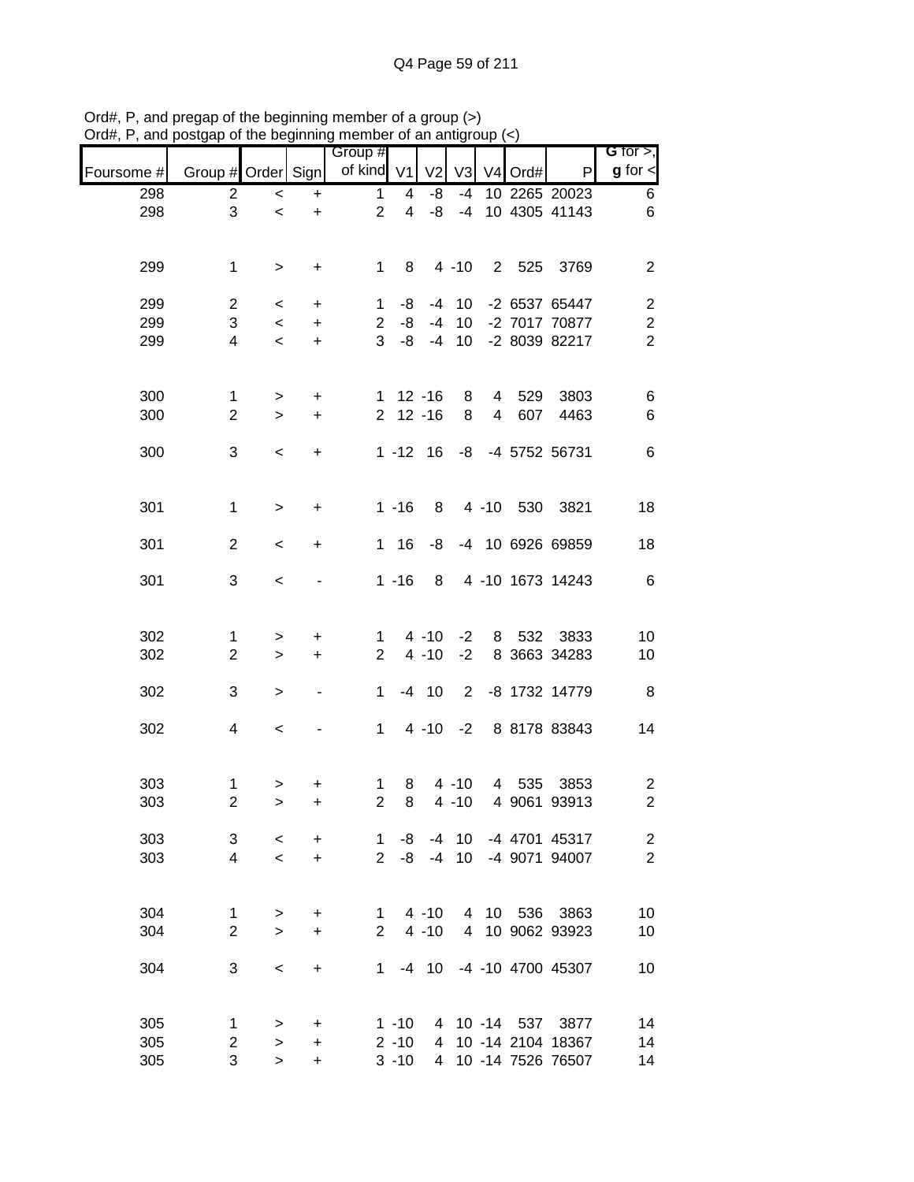Ord#, P, and pregap of the beginning member of a group (>)
Ord#, P, and postgap of the beginning member of an antigroup (<)

| Foursome # | Group # | Order | Sign | Group # of kind | V1 | V2 | V3 | V4 | Ord# | P | G for >, g for < |
|---|---|---|---|---|---|---|---|---|---|---|---|
| 298 | 2 | < | + | 1 | 4 | -8 | -4 | 10 | 2265 | 20023 | 6 |
| 298 | 3 | < | + | 2 | 4 | -8 | -4 | 10 | 4305 | 41143 | 6 |
| | | | | | | | | | | | |
| 299 | 1 | > | + | 1 | 8 | 4 | -10 | 2 | 525 | 3769 | 2 |
| | | | | | | | | | | | |
| 299 | 2 | < | + | 1 | -8 | -4 | 10 | -2 | 6537 | 65447 | 2 |
| 299 | 3 | < | + | 2 | -8 | -4 | 10 | -2 | 7017 | 70877 | 2 |
| 299 | 4 | < | + | 3 | -8 | -4 | 10 | -2 | 8039 | 82217 | 2 |
| | | | | | | | | | | | |
| 300 | 1 | > | + | 1 | 12 | -16 | 8 | 4 | 529 | 3803 | 6 |
| 300 | 2 | > | + | 2 | 12 | -16 | 8 | 4 | 607 | 4463 | 6 |
| | | | | | | | | | | | |
| 300 | 3 | < | + | 1 | -12 | 16 | -8 | -4 | 5752 | 56731 | 6 |
| | | | | | | | | | | | |
| 301 | 1 | > | + | 1 | -16 | 8 | 4 | -10 | 530 | 3821 | 18 |
| | | | | | | | | | | | |
| 301 | 2 | < | + | 1 | 16 | -8 | -4 | 10 | 6926 | 69859 | 18 |
| | | | | | | | | | | | |
| 301 | 3 | < | - | 1 | -16 | 8 | 4 | -10 | 1673 | 14243 | 6 |
| | | | | | | | | | | | |
| 302 | 1 | > | + | 1 | 4 | -10 | -2 | 8 | 532 | 3833 | 10 |
| 302 | 2 | > | + | 2 | 4 | -10 | -2 | 8 | 3663 | 34283 | 10 |
| | | | | | | | | | | | |
| 302 | 3 | > | - | 1 | -4 | 10 | 2 | -8 | 1732 | 14779 | 8 |
| | | | | | | | | | | | |
| 302 | 4 | < | - | 1 | 4 | -10 | -2 | 8 | 8178 | 83843 | 14 |
| | | | | | | | | | | | |
| 303 | 1 | > | + | 1 | 8 | 4 | -10 | 4 | 535 | 3853 | 2 |
| 303 | 2 | > | + | 2 | 8 | 4 | -10 | 4 | 9061 | 93913 | 2 |
| | | | | | | | | | | | |
| 303 | 3 | < | + | 1 | -8 | -4 | 10 | -4 | 4701 | 45317 | 2 |
| 303 | 4 | < | + | 2 | -8 | -4 | 10 | -4 | 9071 | 94007 | 2 |
| | | | | | | | | | | | |
| 304 | 1 | > | + | 1 | 4 | -10 | 4 | 10 | 536 | 3863 | 10 |
| 304 | 2 | > | + | 2 | 4 | -10 | 4 | 10 | 9062 | 93923 | 10 |
| | | | | | | | | | | | |
| 304 | 3 | < | + | 1 | -4 | 10 | -4 | -10 | 4700 | 45307 | 10 |
| | | | | | | | | | | | |
| 305 | 1 | > | + | 1 | -10 | 4 | 10 | -14 | 537 | 3877 | 14 |
| 305 | 2 | > | + | 2 | -10 | 4 | 10 | -14 | 2104 | 18367 | 14 |
| 305 | 3 | > | + | 3 | -10 | 4 | 10 | -14 | 7526 | 76507 | 14 |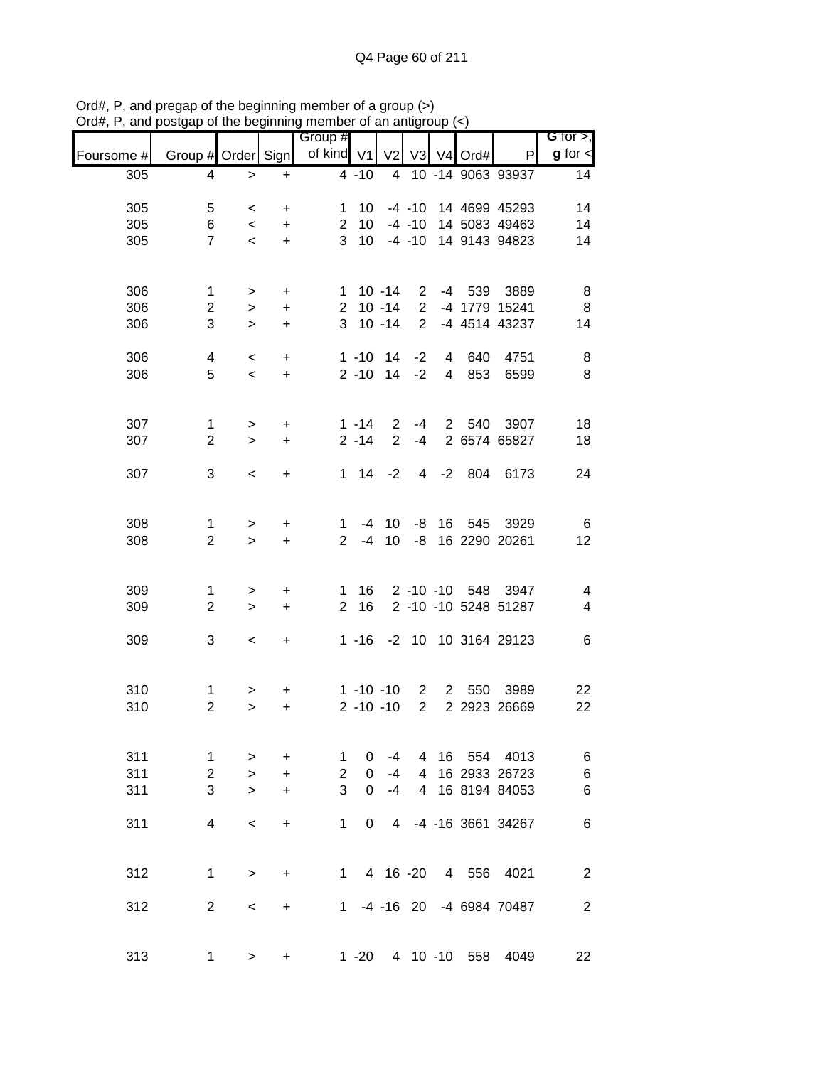Ord#, P, and pregap of the beginning member of a group (>)
Ord#, P, and postgap of the beginning member of an antigroup (<)

| Foursome # | Group # | Order | Sign | Group # of kind | V1 | V2 | V3 | V4 | Ord# | P | G for >, g for < |
|---|---|---|---|---|---|---|---|---|---|---|---|
| 305 | 4 | > | + | 4 | -10 | 4 | 10 | -14 | 9063 | 93937 | 14 |
| | | | | | | | | | | | |
| 305 | 5 | < | + | 1 | 10 | -4 | -10 | 14 | 4699 | 45293 | 14 |
| 305 | 6 | < | + | 2 | 10 | -4 | -10 | 14 | 5083 | 49463 | 14 |
| 305 | 7 | < | + | 3 | 10 | -4 | -10 | 14 | 9143 | 94823 | 14 |
| | | | | | | | | | | | |
| 306 | 1 | > | + | 1 | 10 | -14 | 2 | -4 | 539 | 3889 | 8 |
| 306 | 2 | > | + | 2 | 10 | -14 | 2 | -4 | 1779 | 15241 | 8 |
| 306 | 3 | > | + | 3 | 10 | -14 | 2 | -4 | 4514 | 43237 | 14 |
| | | | | | | | | | | | |
| 306 | 4 | < | + | 1 | -10 | 14 | -2 | 4 | 640 | 4751 | 8 |
| 306 | 5 | < | + | 2 | -10 | 14 | -2 | 4 | 853 | 6599 | 8 |
| | | | | | | | | | | | |
| 307 | 1 | > | + | 1 | -14 | 2 | -4 | 2 | 540 | 3907 | 18 |
| 307 | 2 | > | + | 2 | -14 | 2 | -4 | 2 | 6574 | 65827 | 18 |
| | | | | | | | | | | | |
| 307 | 3 | < | + | 1 | 14 | -2 | 4 | -2 | 804 | 6173 | 24 |
| | | | | | | | | | | | |
| 308 | 1 | > | + | 1 | -4 | 10 | -8 | 16 | 545 | 3929 | 6 |
| 308 | 2 | > | + | 2 | -4 | 10 | -8 | 16 | 2290 | 20261 | 12 |
| | | | | | | | | | | | |
| 309 | 1 | > | + | 1 | 16 | 2 | -10 | -10 | 548 | 3947 | 4 |
| 309 | 2 | > | + | 2 | 16 | 2 | -10 | -10 | 5248 | 51287 | 4 |
| | | | | | | | | | | | |
| 309 | 3 | < | + | 1 | -16 | -2 | 10 | 10 | 3164 | 29123 | 6 |
| | | | | | | | | | | | |
| 310 | 1 | > | + | 1 | -10 | -10 | 2 | 2 | 550 | 3989 | 22 |
| 310 | 2 | > | + | 2 | -10 | -10 | 2 | 2 | 2923 | 26669 | 22 |
| | | | | | | | | | | | |
| 311 | 1 | > | + | 1 | 0 | -4 | 4 | 16 | 554 | 4013 | 6 |
| 311 | 2 | > | + | 2 | 0 | -4 | 4 | 16 | 2933 | 26723 | 6 |
| 311 | 3 | > | + | 3 | 0 | -4 | 4 | 16 | 8194 | 84053 | 6 |
| | | | | | | | | | | | |
| 311 | 4 | < | + | 1 | 0 | 4 | -4 | -16 | 3661 | 34267 | 6 |
| | | | | | | | | | | | |
| 312 | 1 | > | + | 1 | 4 | 16 | -20 | 4 | 556 | 4021 | 2 |
| | | | | | | | | | | | |
| 312 | 2 | < | + | 1 | -4 | -16 | 20 | -4 | 6984 | 70487 | 2 |
| | | | | | | | | | | | |
| 313 | 1 | > | + | 1 | -20 | 4 | 10 | -10 | 558 | 4049 | 22 |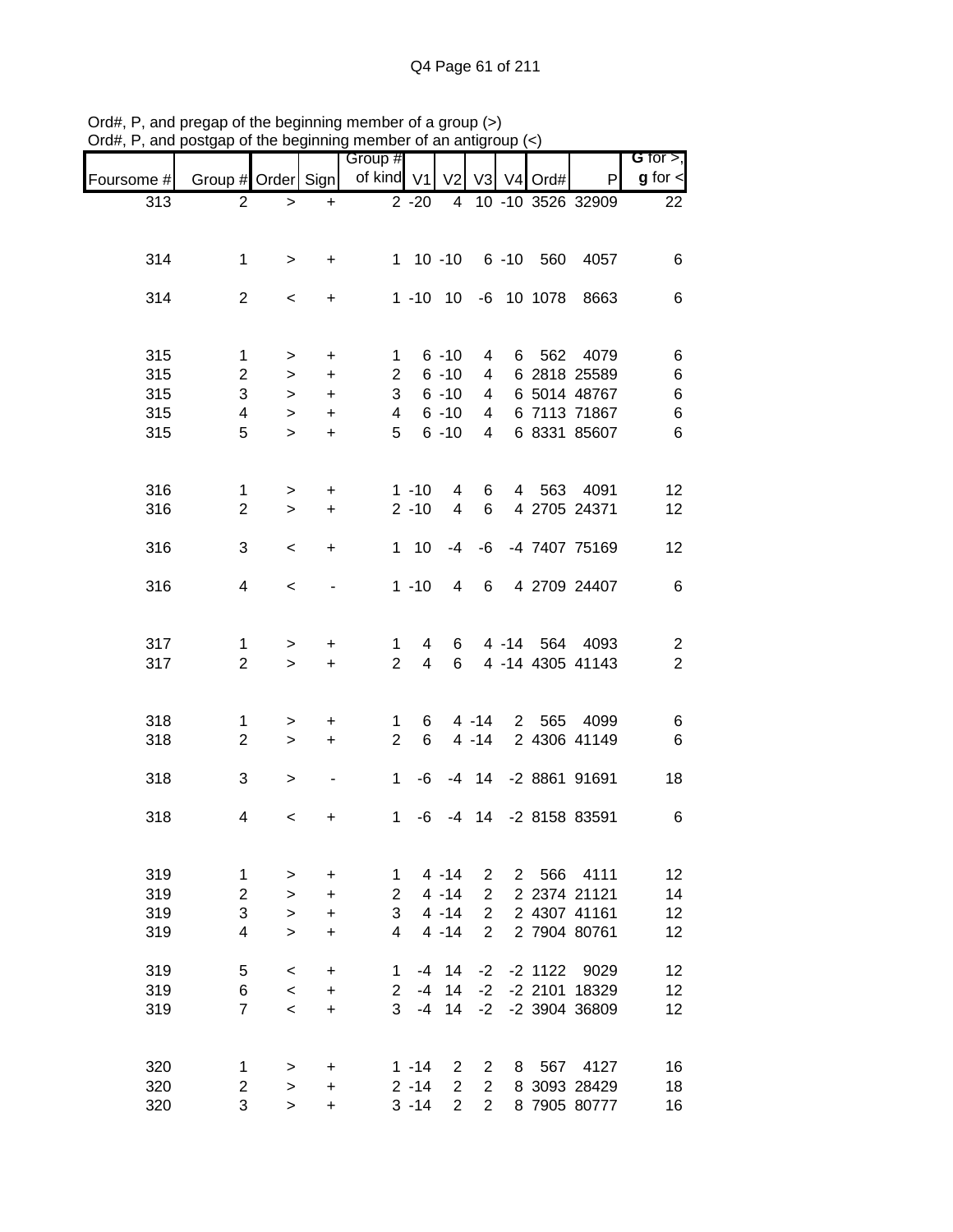Ord#, P, and pregap of the beginning member of a group (>)
Ord#, P, and postgap of the beginning member of an antigroup (<)

| Foursome # | Group # | Order | Sign | Group # of kind | V1 | V2 | V3 | V4 | Ord# | P | G for >, g for < |
|---|---|---|---|---|---|---|---|---|---|---|---|
| 313 | 2 | > | + | 2 | -20 | 4 | 10 | -10 | 3526 | 32909 | 22 |
| 314 | 1 | > | + | 1 | 10 | -10 | 6 | -10 | 560 | 4057 | 6 |
| 314 | 2 | < | + | 1 | -10 | 10 | -6 | 10 | 1078 | 8663 | 6 |
| 315 | 1 | > | + | 1 | 6 | -10 | 4 | 6 | 562 | 4079 | 6 |
| 315 | 2 | > | + | 2 | 6 | -10 | 4 | 6 | 2818 | 25589 | 6 |
| 315 | 3 | > | + | 3 | 6 | -10 | 4 | 6 | 5014 | 48767 | 6 |
| 315 | 4 | > | + | 4 | 6 | -10 | 4 | 6 | 7113 | 71867 | 6 |
| 315 | 5 | > | + | 5 | 6 | -10 | 4 | 6 | 8331 | 85607 | 6 |
| 316 | 1 | > | + | 1 | -10 | 4 | 6 | 4 | 563 | 4091 | 12 |
| 316 | 2 | > | + | 2 | -10 | 4 | 6 | 4 | 2705 | 24371 | 12 |
| 316 | 3 | < | + | 1 | 10 | -4 | -6 | -4 | 7407 | 75169 | 12 |
| 316 | 4 | < | - | 1 | -10 | 4 | 6 | 4 | 2709 | 24407 | 6 |
| 317 | 1 | > | + | 1 | 4 | 6 | 4 | -14 | 564 | 4093 | 2 |
| 317 | 2 | > | + | 2 | 4 | 6 | 4 | -14 | 4305 | 41143 | 2 |
| 318 | 1 | > | + | 1 | 6 | 4 | -14 | 2 | 565 | 4099 | 6 |
| 318 | 2 | > | + | 2 | 6 | 4 | -14 | 2 | 4306 | 41149 | 6 |
| 318 | 3 | > | - | 1 | -6 | -4 | 14 | -2 | 8861 | 91691 | 18 |
| 318 | 4 | < | + | 1 | -6 | -4 | 14 | -2 | 8158 | 83591 | 6 |
| 319 | 1 | > | + | 1 | 4 | -14 | 2 | 2 | 566 | 4111 | 12 |
| 319 | 2 | > | + | 2 | 4 | -14 | 2 | 2 | 2374 | 21121 | 14 |
| 319 | 3 | > | + | 3 | 4 | -14 | 2 | 2 | 4307 | 41161 | 12 |
| 319 | 4 | > | + | 4 | 4 | -14 | 2 | 2 | 7904 | 80761 | 12 |
| 319 | 5 | < | + | 1 | -4 | 14 | -2 | -2 | 1122 | 9029 | 12 |
| 319 | 6 | < | + | 2 | -4 | 14 | -2 | -2 | 2101 | 18329 | 12 |
| 319 | 7 | < | + | 3 | -4 | 14 | -2 | -2 | 3904 | 36809 | 12 |
| 320 | 1 | > | + | 1 | -14 | 2 | 2 | 8 | 567 | 4127 | 16 |
| 320 | 2 | > | + | 2 | -14 | 2 | 2 | 8 | 3093 | 28429 | 18 |
| 320 | 3 | > | + | 3 | -14 | 2 | 2 | 8 | 7905 | 80777 | 16 |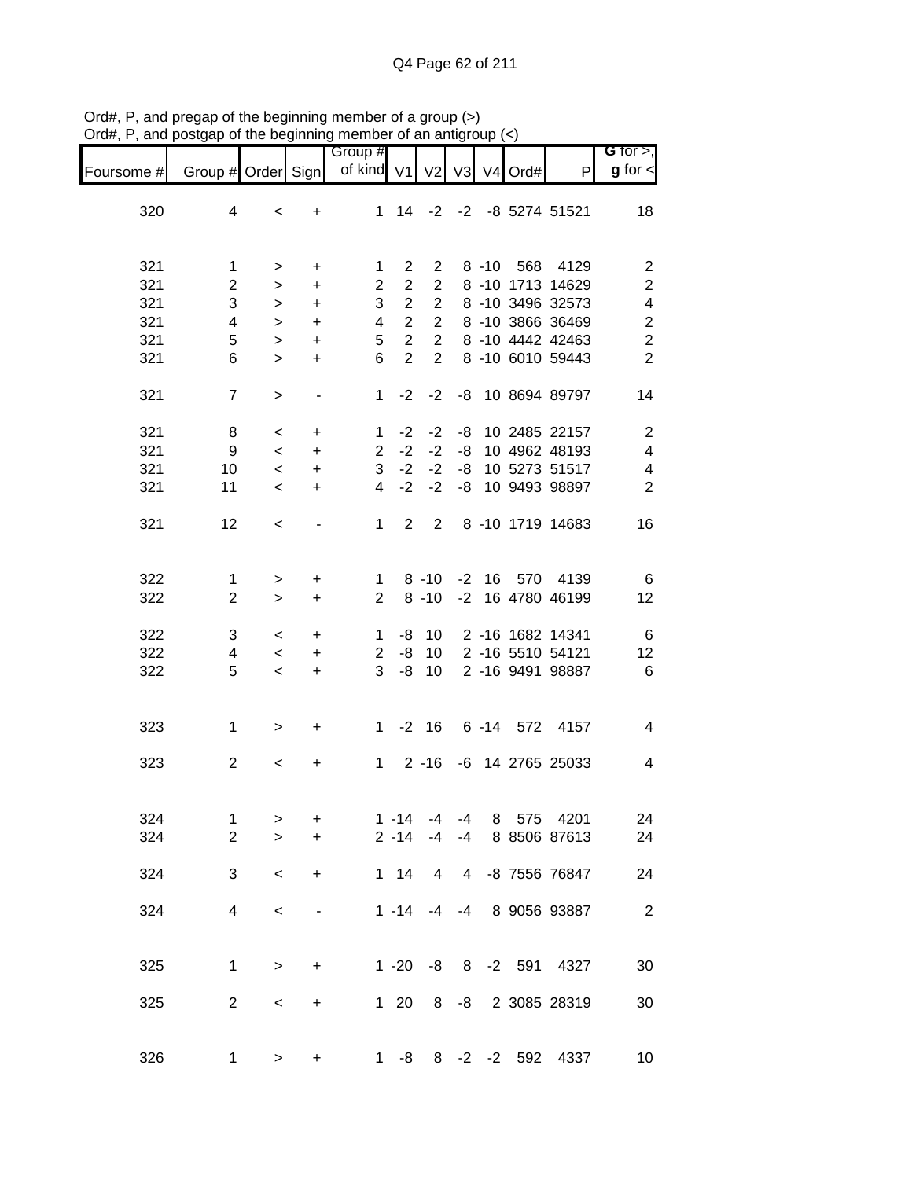Ord#, P, and pregap of the beginning member of a group (>)
Ord#, P, and postgap of the beginning member of an antigroup (<)

| Foursome # | Group # | Order | Sign | Group # of kind | V1 | V2 | V3 | V4 | Ord# | P | G for >, g for < |
|---|---|---|---|---|---|---|---|---|---|---|---|
| 320 | 4 | < | + | 1 | 14 | -2 | -2 | -8 | 5274 | 51521 | 18 |
| 321 | 1 | > | + | 1 | 2 | 2 | 8 | -10 | 568 | 4129 | 2 |
| 321 | 2 | > | + | 2 | 2 | 2 | 8 | -10 | 1713 | 14629 | 2 |
| 321 | 3 | > | + | 3 | 2 | 2 | 8 | -10 | 3496 | 32573 | 4 |
| 321 | 4 | > | + | 4 | 2 | 2 | 8 | -10 | 3866 | 36469 | 2 |
| 321 | 5 | > | + | 5 | 2 | 2 | 8 | -10 | 4442 | 42463 | 2 |
| 321 | 6 | > | + | 6 | 2 | 2 | 8 | -10 | 6010 | 59443 | 2 |
| 321 | 7 | > | - | 1 | -2 | -2 | -8 | 10 | 8694 | 89797 | 14 |
| 321 | 8 | < | + | 1 | -2 | -2 | -8 | 10 | 2485 | 22157 | 2 |
| 321 | 9 | < | + | 2 | -2 | -2 | -8 | 10 | 4962 | 48193 | 4 |
| 321 | 10 | < | + | 3 | -2 | -2 | -8 | 10 | 5273 | 51517 | 4 |
| 321 | 11 | < | + | 4 | -2 | -2 | -8 | 10 | 9493 | 98897 | 2 |
| 321 | 12 | < | - | 1 | 2 | 2 | 8 | -10 | 1719 | 14683 | 16 |
| 322 | 1 | > | + | 1 | 8 | -10 | -2 | 16 | 570 | 4139 | 6 |
| 322 | 2 | > | + | 2 | 8 | -10 | -2 | 16 | 4780 | 46199 | 12 |
| 322 | 3 | < | + | 1 | -8 | 10 | 2 | -16 | 1682 | 14341 | 6 |
| 322 | 4 | < | + | 2 | -8 | 10 | 2 | -16 | 5510 | 54121 | 12 |
| 322 | 5 | < | + | 3 | -8 | 10 | 2 | -16 | 9491 | 98887 | 6 |
| 323 | 1 | > | + | 1 | -2 | 16 | 6 | -14 | 572 | 4157 | 4 |
| 323 | 2 | < | + | 1 | 2 | -16 | -6 | 14 | 2765 | 25033 | 4 |
| 324 | 1 | > | + | 1 | -14 | -4 | -4 | 8 | 575 | 4201 | 24 |
| 324 | 2 | > | + | 2 | -14 | -4 | -4 | 8 | 8506 | 87613 | 24 |
| 324 | 3 | < | + | 1 | 14 | 4 | 4 | -8 | 7556 | 76847 | 24 |
| 324 | 4 | < | - | 1 | -14 | -4 | -4 | 8 | 9056 | 93887 | 2 |
| 325 | 1 | > | + | 1 | -20 | -8 | 8 | -2 | 591 | 4327 | 30 |
| 325 | 2 | < | + | 1 | 20 | 8 | -8 | 2 | 3085 | 28319 | 30 |
| 326 | 1 | > | + | 1 | -8 | 8 | -2 | -2 | 592 | 4337 | 10 |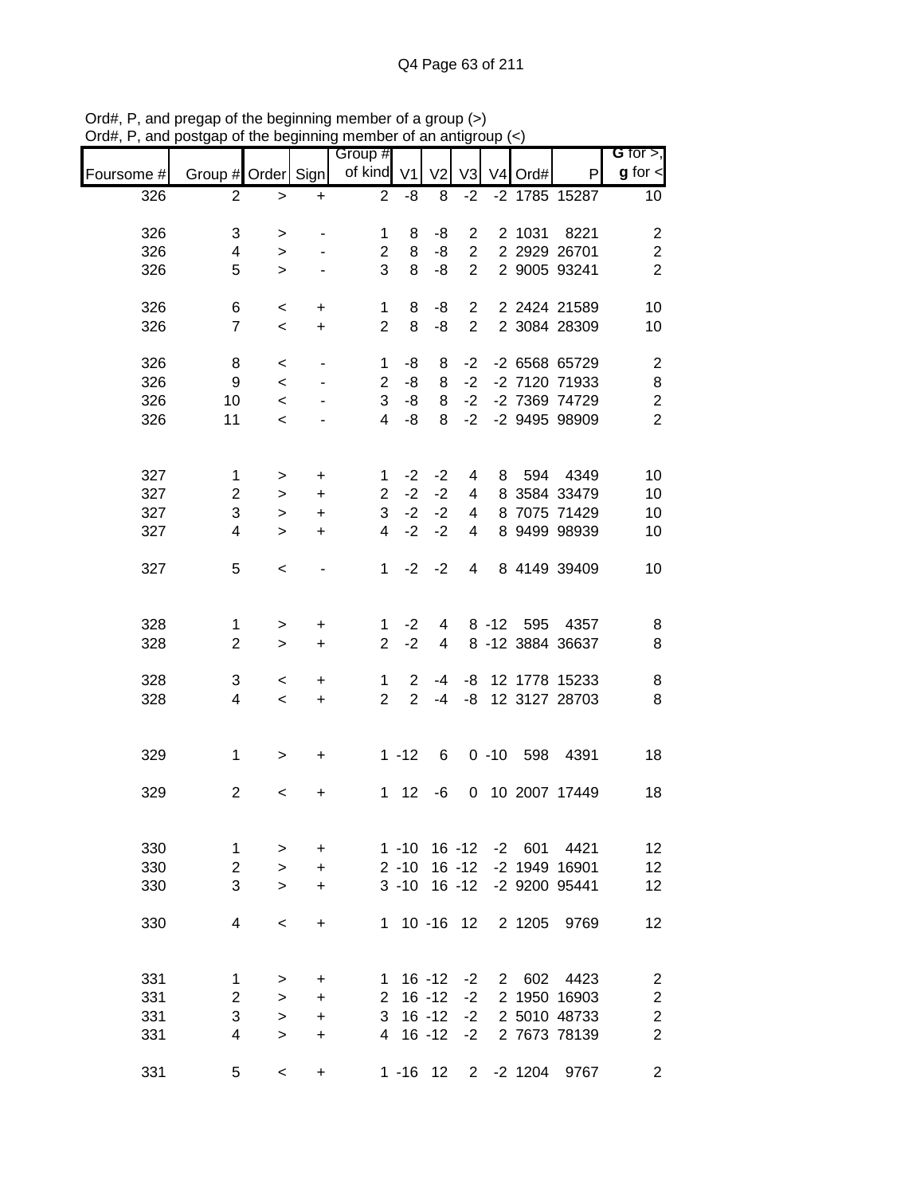Ord#, P, and pregap of the beginning member of a group (>)
Ord#, P, and postgap of the beginning member of an antigroup (<)

| Foursome # | Group # | Order | Sign | Group # of kind | V1 | V2 | V3 | V4 | Ord# | P | G for >, g for < |
|---|---|---|---|---|---|---|---|---|---|---|---|
| 326 | 2 | > | + | 2 | -8 | 8 | -2 | -2 | 1785 | 15287 | 10 |
| | | | | | | | | | | | |
| 326 | 3 | > | - | 1 | 8 | -8 | 2 | 2 | 1031 | 8221 | 2 |
| 326 | 4 | > | - | 2 | 8 | -8 | 2 | 2 | 2929 | 26701 | 2 |
| 326 | 5 | > | - | 3 | 8 | -8 | 2 | 2 | 9005 | 93241 | 2 |
| | | | | | | | | | | | |
| 326 | 6 | < | + | 1 | 8 | -8 | 2 | 2 | 2424 | 21589 | 10 |
| 326 | 7 | < | + | 2 | 8 | -8 | 2 | 2 | 3084 | 28309 | 10 |
| | | | | | | | | | | | |
| 326 | 8 | < | - | 1 | -8 | 8 | -2 | -2 | 6568 | 65729 | 2 |
| 326 | 9 | < | - | 2 | -8 | 8 | -2 | -2 | 7120 | 71933 | 8 |
| 326 | 10 | < | - | 3 | -8 | 8 | -2 | -2 | 7369 | 74729 | 2 |
| 326 | 11 | < | - | 4 | -8 | 8 | -2 | -2 | 9495 | 98909 | 2 |
| | | | | | | | | | | | |
| 327 | 1 | > | + | 1 | -2 | -2 | 4 | 8 | 594 | 4349 | 10 |
| 327 | 2 | > | + | 2 | -2 | -2 | 4 | 8 | 3584 | 33479 | 10 |
| 327 | 3 | > | + | 3 | -2 | -2 | 4 | 8 | 7075 | 71429 | 10 |
| 327 | 4 | > | + | 4 | -2 | -2 | 4 | 8 | 9499 | 98939 | 10 |
| | | | | | | | | | | | |
| 327 | 5 | < | - | 1 | -2 | -2 | 4 | 8 | 4149 | 39409 | 10 |
| | | | | | | | | | | | |
| 328 | 1 | > | + | 1 | -2 | 4 | 8 | -12 | 595 | 4357 | 8 |
| 328 | 2 | > | + | 2 | -2 | 4 | 8 | -12 | 3884 | 36637 | 8 |
| | | | | | | | | | | | |
| 328 | 3 | < | + | 1 | 2 | -4 | -8 | 12 | 1778 | 15233 | 8 |
| 328 | 4 | < | + | 2 | 2 | -4 | -8 | 12 | 3127 | 28703 | 8 |
| | | | | | | | | | | | |
| 329 | 1 | > | + | 1 | -12 | 6 | 0 | -10 | 598 | 4391 | 18 |
| | | | | | | | | | | | |
| 329 | 2 | < | + | 1 | 12 | -6 | 0 | 10 | 2007 | 17449 | 18 |
| | | | | | | | | | | | |
| 330 | 1 | > | + | 1 | -10 | 16 | -12 | -2 | 601 | 4421 | 12 |
| 330 | 2 | > | + | 2 | -10 | 16 | -12 | -2 | 1949 | 16901 | 12 |
| 330 | 3 | > | + | 3 | -10 | 16 | -12 | -2 | 9200 | 95441 | 12 |
| | | | | | | | | | | | |
| 330 | 4 | < | + | 1 | 10 | -16 | 12 | 2 | 1205 | 9769 | 12 |
| | | | | | | | | | | | |
| 331 | 1 | > | + | 1 | 16 | -12 | -2 | 2 | 602 | 4423 | 2 |
| 331 | 2 | > | + | 2 | 16 | -12 | -2 | 2 | 1950 | 16903 | 2 |
| 331 | 3 | > | + | 3 | 16 | -12 | -2 | 2 | 5010 | 48733 | 2 |
| 331 | 4 | > | + | 4 | 16 | -12 | -2 | 2 | 7673 | 78139 | 2 |
| | | | | | | | | | | | |
| 331 | 5 | < | + | 1 | -16 | 12 | 2 | -2 | 1204 | 9767 | 2 |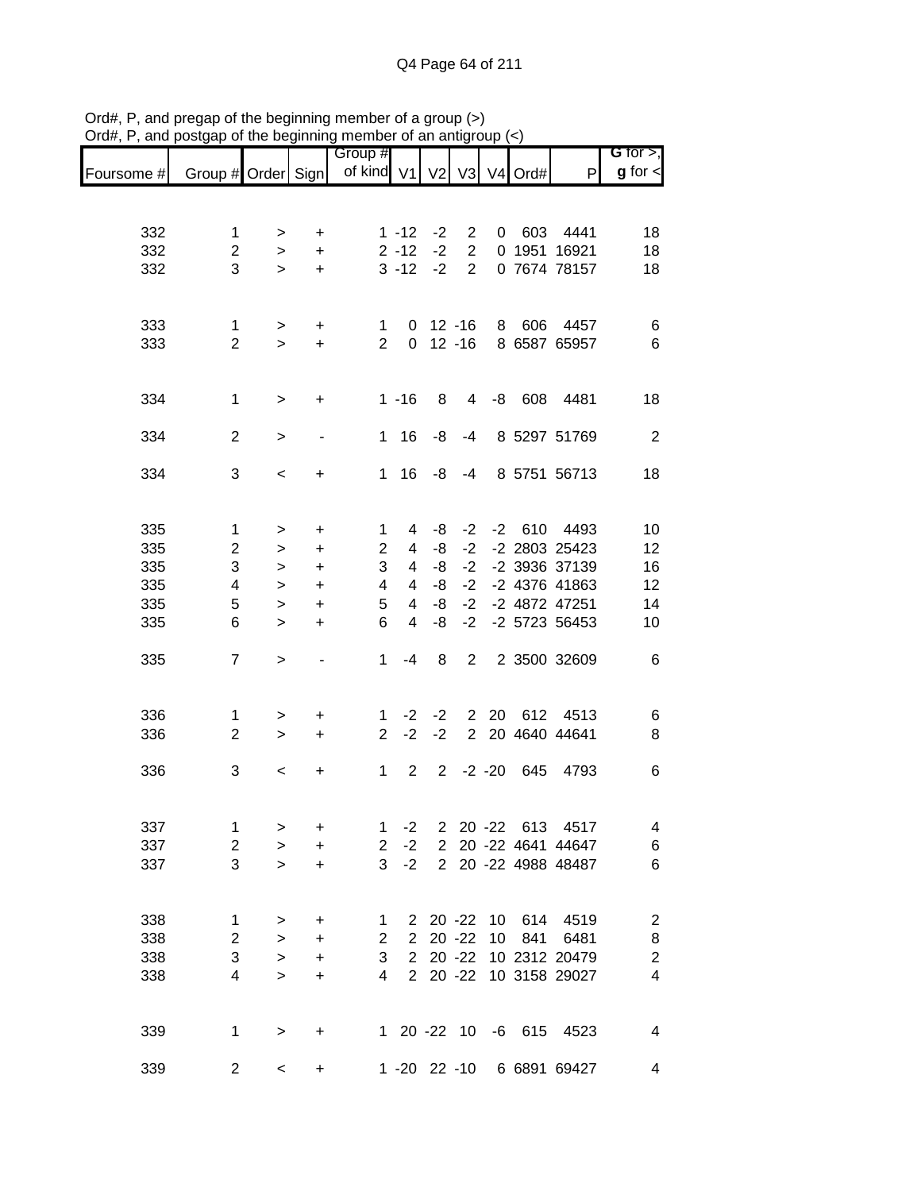Ord#, P, and pregap of the beginning member of a group (>)
Ord#, P, and postgap of the beginning member of an antigroup (<)

| Foursome # | Group # | Order | Sign | Group # of kind | V1 | V2 | V3 | V4 | Ord# | P | G for >, g for < |
|---|---|---|---|---|---|---|---|---|---|---|---|
| 332 | 1 | > | + | 1 | -12 | -2 | 2 | 0 | 603 | 4441 | 18 |
| 332 | 2 | > | + | 2 | -12 | -2 | 2 | 0 | 1951 | 16921 | 18 |
| 332 | 3 | > | + | 3 | -12 | -2 | 2 | 0 | 7674 | 78157 | 18 |
| 333 | 1 | > | + | 1 | 0 | 12 | -16 | 8 | 606 | 4457 | 6 |
| 333 | 2 | > | + | 2 | 0 | 12 | -16 | 8 | 6587 | 65957 | 6 |
| 334 | 1 | > | + | 1 | -16 | 8 | 4 | -8 | 608 | 4481 | 18 |
| 334 | 2 | > | - | 1 | 16 | -8 | -4 | 8 | 5297 | 51769 | 2 |
| 334 | 3 | < | + | 1 | 16 | -8 | -4 | 8 | 5751 | 56713 | 18 |
| 335 | 1 | > | + | 1 | 4 | -8 | -2 | -2 | 610 | 4493 | 10 |
| 335 | 2 | > | + | 2 | 4 | -8 | -2 | -2 | 2803 | 25423 | 12 |
| 335 | 3 | > | + | 3 | 4 | -8 | -2 | -2 | 3936 | 37139 | 16 |
| 335 | 4 | > | + | 4 | 4 | -8 | -2 | -2 | 4376 | 41863 | 12 |
| 335 | 5 | > | + | 5 | 4 | -8 | -2 | -2 | 4872 | 47251 | 14 |
| 335 | 6 | > | + | 6 | 4 | -8 | -2 | -2 | 5723 | 56453 | 10 |
| 335 | 7 | > | - | 1 | -4 | 8 | 2 | 2 | 3500 | 32609 | 6 |
| 336 | 1 | > | + | 1 | -2 | -2 | 2 | 20 | 612 | 4513 | 6 |
| 336 | 2 | > | + | 2 | -2 | -2 | 2 | 20 | 4640 | 44641 | 8 |
| 336 | 3 | < | + | 1 | 2 | 2 | -2 | -20 | 645 | 4793 | 6 |
| 337 | 1 | > | + | 1 | -2 | 2 | 20 | -22 | 613 | 4517 | 4 |
| 337 | 2 | > | + | 2 | -2 | 2 | 20 | -22 | 4641 | 44647 | 6 |
| 337 | 3 | > | + | 3 | -2 | 2 | 20 | -22 | 4988 | 48487 | 6 |
| 338 | 1 | > | + | 1 | 2 | 20 | -22 | 10 | 614 | 4519 | 2 |
| 338 | 2 | > | + | 2 | 2 | 20 | -22 | 10 | 841 | 6481 | 8 |
| 338 | 3 | > | + | 3 | 2 | 20 | -22 | 10 | 2312 | 20479 | 2 |
| 338 | 4 | > | + | 4 | 2 | 20 | -22 | 10 | 3158 | 29027 | 4 |
| 339 | 1 | > | + | 1 | 20 | -22 | 10 | -6 | 615 | 4523 | 4 |
| 339 | 2 | < | + | 1 | -20 | 22 | -10 | 6 | 6891 | 69427 | 4 |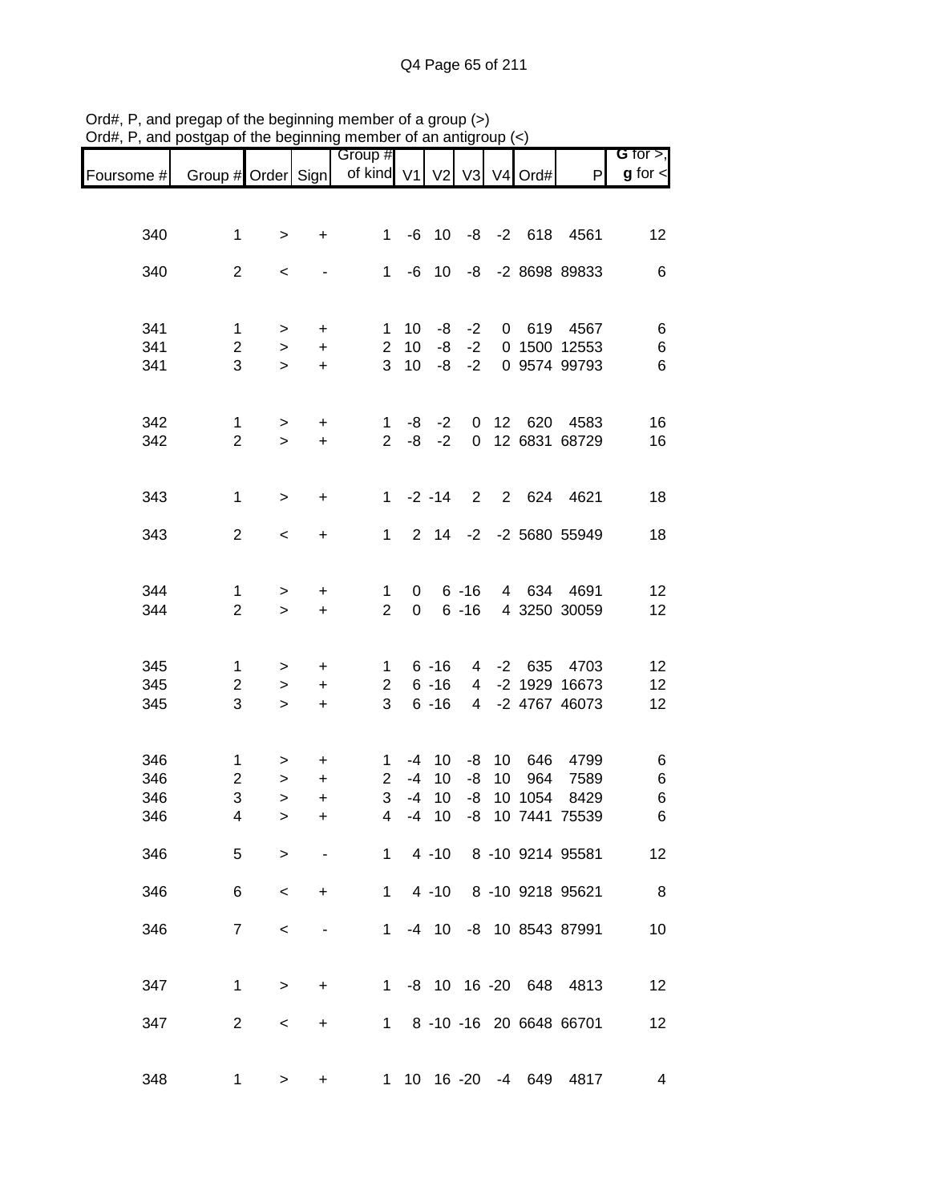Ord#, P, and pregap of the beginning member of a group (>)
Ord#, P, and postgap of the beginning member of an antigroup (<)

| Foursome # | Group # | Order | Sign | Group # of kind | V1 | V2 | V3 | V4 | Ord# | P | G for >, g for < |
|---|---|---|---|---|---|---|---|---|---|---|---|
| 340 | 1 | > | + | 1 | -6 | 10 | -8 | -2 | 618 | 4561 | 12 |
| 340 | 2 | < | - | 1 | -6 | 10 | -8 | -2 | 8698 | 89833 | 6 |
| 341 | 1 | > | + | 1 | 10 | -8 | -2 | 0 | 619 | 4567 | 6 |
| 341 | 2 | > | + | 2 | 10 | -8 | -2 | 0 | 1500 | 12553 | 6 |
| 341 | 3 | > | + | 3 | 10 | -8 | -2 | 0 | 9574 | 99793 | 6 |
| 342 | 1 | > | + | 1 | -8 | -2 | 0 | 12 | 620 | 4583 | 16 |
| 342 | 2 | > | + | 2 | -8 | -2 | 0 | 12 | 6831 | 68729 | 16 |
| 343 | 1 | > | + | 1 | -2 | -14 | 2 | 2 | 624 | 4621 | 18 |
| 343 | 2 | < | + | 1 | 2 | 14 | -2 | -2 | 5680 | 55949 | 18 |
| 344 | 1 | > | + | 1 | 0 | 6 | -16 | 4 | 634 | 4691 | 12 |
| 344 | 2 | > | + | 2 | 0 | 6 | -16 | 4 | 3250 | 30059 | 12 |
| 345 | 1 | > | + | 1 | 6 | -16 | 4 | -2 | 635 | 4703 | 12 |
| 345 | 2 | > | + | 2 | 6 | -16 | 4 | -2 | 1929 | 16673 | 12 |
| 345 | 3 | > | + | 3 | 6 | -16 | 4 | -2 | 4767 | 46073 | 12 |
| 346 | 1 | > | + | 1 | -4 | 10 | -8 | 10 | 646 | 4799 | 6 |
| 346 | 2 | > | + | 2 | -4 | 10 | -8 | 10 | 964 | 7589 | 6 |
| 346 | 3 | > | + | 3 | -4 | 10 | -8 | 10 | 1054 | 8429 | 6 |
| 346 | 4 | > | + | 4 | -4 | 10 | -8 | 10 | 7441 | 75539 | 6 |
| 346 | 5 | > | - | 1 | 4 | -10 | 8 | -10 | 9214 | 95581 | 12 |
| 346 | 6 | < | + | 1 | 4 | -10 | 8 | -10 | 9218 | 95621 | 8 |
| 346 | 7 | < | - | 1 | -4 | 10 | -8 | 10 | 8543 | 87991 | 10 |
| 347 | 1 | > | + | 1 | -8 | 10 | 16 | -20 | 648 | 4813 | 12 |
| 347 | 2 | < | + | 1 | 8 | -10 | -16 | 20 | 6648 | 66701 | 12 |
| 348 | 1 | > | + | 1 | 10 | 16 | -20 | -4 | 649 | 4817 | 4 |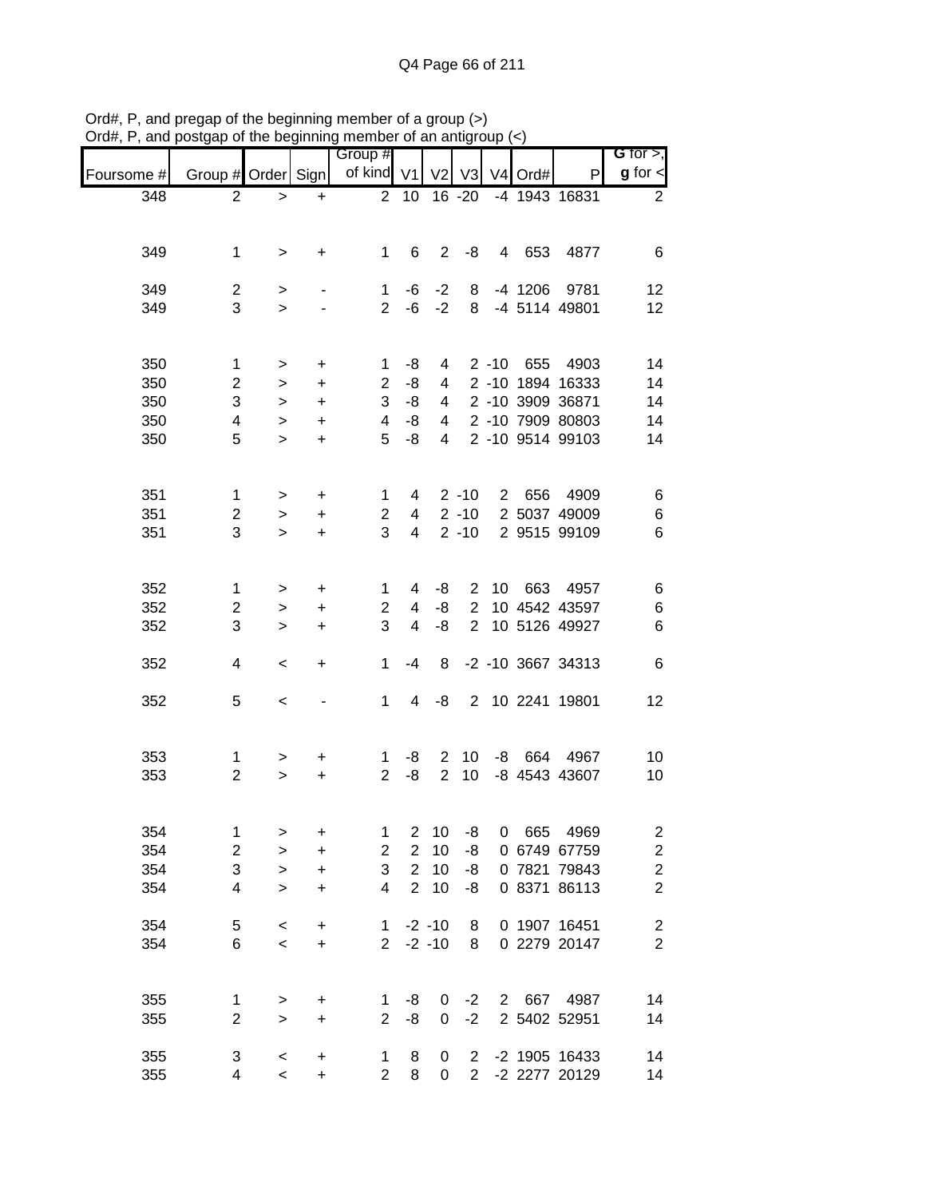Ord#, P, and pregap of the beginning member of a group (>)
Ord#, P, and postgap of the beginning member of an antigroup (<)

| Foursome # | Group # | Order | Sign | Group # of kind | V1 | V2 | V3 | V4 | Ord# | P | G for >, g for < |
|---|---|---|---|---|---|---|---|---|---|---|---|
| 348 | 2 | > | + | 2 | 10 | 16 | -20 | -4 | 1943 | 16831 | 2 |
| 349 | 1 | > | + | 1 | 6 | 2 | -8 | 4 | 653 | 4877 | 6 |
| 349 | 2 | > | - | 1 | -6 | -2 | 8 | -4 | 1206 | 9781 | 12 |
| 349 | 3 | > | - | 2 | -6 | -2 | 8 | -4 | 5114 | 49801 | 12 |
| 350 | 1 | > | + | 1 | -8 | 4 | 2 | -10 | 655 | 4903 | 14 |
| 350 | 2 | > | + | 2 | -8 | 4 | 2 | -10 | 1894 | 16333 | 14 |
| 350 | 3 | > | + | 3 | -8 | 4 | 2 | -10 | 3909 | 36871 | 14 |
| 350 | 4 | > | + | 4 | -8 | 4 | 2 | -10 | 7909 | 80803 | 14 |
| 350 | 5 | > | + | 5 | -8 | 4 | 2 | -10 | 9514 | 99103 | 14 |
| 351 | 1 | > | + | 1 | 4 | 2 | -10 | 2 | 656 | 4909 | 6 |
| 351 | 2 | > | + | 2 | 4 | 2 | -10 | 2 | 5037 | 49009 | 6 |
| 351 | 3 | > | + | 3 | 4 | 2 | -10 | 2 | 9515 | 99109 | 6 |
| 352 | 1 | > | + | 1 | 4 | -8 | 2 | 10 | 663 | 4957 | 6 |
| 352 | 2 | > | + | 2 | 4 | -8 | 2 | 10 | 4542 | 43597 | 6 |
| 352 | 3 | > | + | 3 | 4 | -8 | 2 | 10 | 5126 | 49927 | 6 |
| 352 | 4 | < | + | 1 | -4 | 8 | -2 | -10 | 3667 | 34313 | 6 |
| 352 | 5 | < | - | 1 | 4 | -8 | 2 | 10 | 2241 | 19801 | 12 |
| 353 | 1 | > | + | 1 | -8 | 2 | 10 | -8 | 664 | 4967 | 10 |
| 353 | 2 | > | + | 2 | -8 | 2 | 10 | -8 | 4543 | 43607 | 10 |
| 354 | 1 | > | + | 1 | 2 | 10 | -8 | 0 | 665 | 4969 | 2 |
| 354 | 2 | > | + | 2 | 2 | 10 | -8 | 0 | 6749 | 67759 | 2 |
| 354 | 3 | > | + | 3 | 2 | 10 | -8 | 0 | 7821 | 79843 | 2 |
| 354 | 4 | > | + | 4 | 2 | 10 | -8 | 0 | 8371 | 86113 | 2 |
| 354 | 5 | < | + | 1 | -2 | -10 | 8 | 0 | 1907 | 16451 | 2 |
| 354 | 6 | < | + | 2 | -2 | -10 | 8 | 0 | 2279 | 20147 | 2 |
| 355 | 1 | > | + | 1 | -8 | 0 | -2 | 2 | 667 | 4987 | 14 |
| 355 | 2 | > | + | 2 | -8 | 0 | -2 | 2 | 5402 | 52951 | 14 |
| 355 | 3 | < | + | 1 | 8 | 0 | 2 | -2 | 1905 | 16433 | 14 |
| 355 | 4 | < | + | 2 | 8 | 0 | 2 | -2 | 2277 | 20129 | 14 |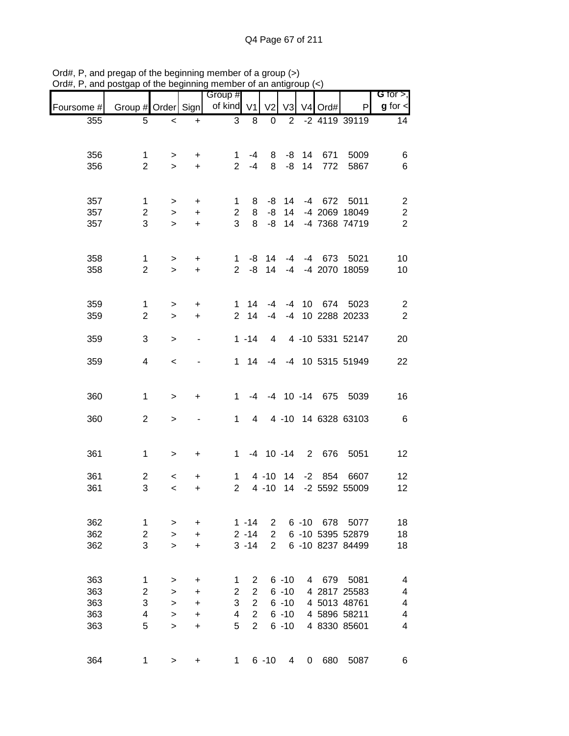Ord#, P, and pregap of the beginning member of a group (>)
Ord#, P, and postgap of the beginning member of an antigroup (<)

| Foursome # | Group # | Order | Sign | Group # of kind | V1 | V2 | V3 | V4 | Ord# | P | G for >, g for < |
|---|---|---|---|---|---|---|---|---|---|---|---|
| 355 | 5 | < | + | 3 | 8 | 0 | 2 | -2 | 4119 | 39119 | 14 |
| 356 | 1 | > | + | 1 | -4 | 8 | -8 | 14 | 671 | 5009 | 6 |
| 356 | 2 | > | + | 2 | -4 | 8 | -8 | 14 | 772 | 5867 | 6 |
| 357 | 1 | > | + | 1 | 8 | -8 | 14 | -4 | 672 | 5011 | 2 |
| 357 | 2 | > | + | 2 | 8 | -8 | 14 | -4 | 2069 | 18049 | 2 |
| 357 | 3 | > | + | 3 | 8 | -8 | 14 | -4 | 7368 | 74719 | 2 |
| 358 | 1 | > | + | 1 | -8 | 14 | -4 | -4 | 673 | 5021 | 10 |
| 358 | 2 | > | + | 2 | -8 | 14 | -4 | -4 | 2070 | 18059 | 10 |
| 359 | 1 | > | + | 1 | 14 | -4 | -4 | 10 | 674 | 5023 | 2 |
| 359 | 2 | > | + | 2 | 14 | -4 | -4 | 10 | 2288 | 20233 | 2 |
| 359 | 3 | > | - | 1 | -14 | 4 | 4 | -10 | 5331 | 52147 | 20 |
| 359 | 4 | < | - | 1 | 14 | -4 | -4 | 10 | 5315 | 51949 | 22 |
| 360 | 1 | > | + | 1 | -4 | -4 | 10 | -14 | 675 | 5039 | 16 |
| 360 | 2 | > | - | 1 | 4 | 4 | -10 | 14 | 6328 | 63103 | 6 |
| 361 | 1 | > | + | 1 | -4 | 10 | -14 | 2 | 676 | 5051 | 12 |
| 361 | 2 | < | + | 1 | 4 | -10 | 14 | -2 | 854 | 6607 | 12 |
| 361 | 3 | < | + | 2 | 4 | -10 | 14 | -2 | 5592 | 55009 | 12 |
| 362 | 1 | > | + | 1 | -14 | 2 | 6 | -10 | 678 | 5077 | 18 |
| 362 | 2 | > | + | 2 | -14 | 2 | 6 | -10 | 5395 | 52879 | 18 |
| 362 | 3 | > | + | 3 | -14 | 2 | 6 | -10 | 8237 | 84499 | 18 |
| 363 | 1 | > | + | 1 | 2 | 6 | -10 | 4 | 679 | 5081 | 4 |
| 363 | 2 | > | + | 2 | 2 | 6 | -10 | 4 | 2817 | 25583 | 4 |
| 363 | 3 | > | + | 3 | 2 | 6 | -10 | 4 | 5013 | 48761 | 4 |
| 363 | 4 | > | + | 4 | 2 | 6 | -10 | 4 | 5896 | 58211 | 4 |
| 363 | 5 | > | + | 5 | 2 | 6 | -10 | 4 | 8330 | 85601 | 4 |
| 364 | 1 | > | + | 1 | 6 | -10 | 4 | 0 | 680 | 5087 | 6 |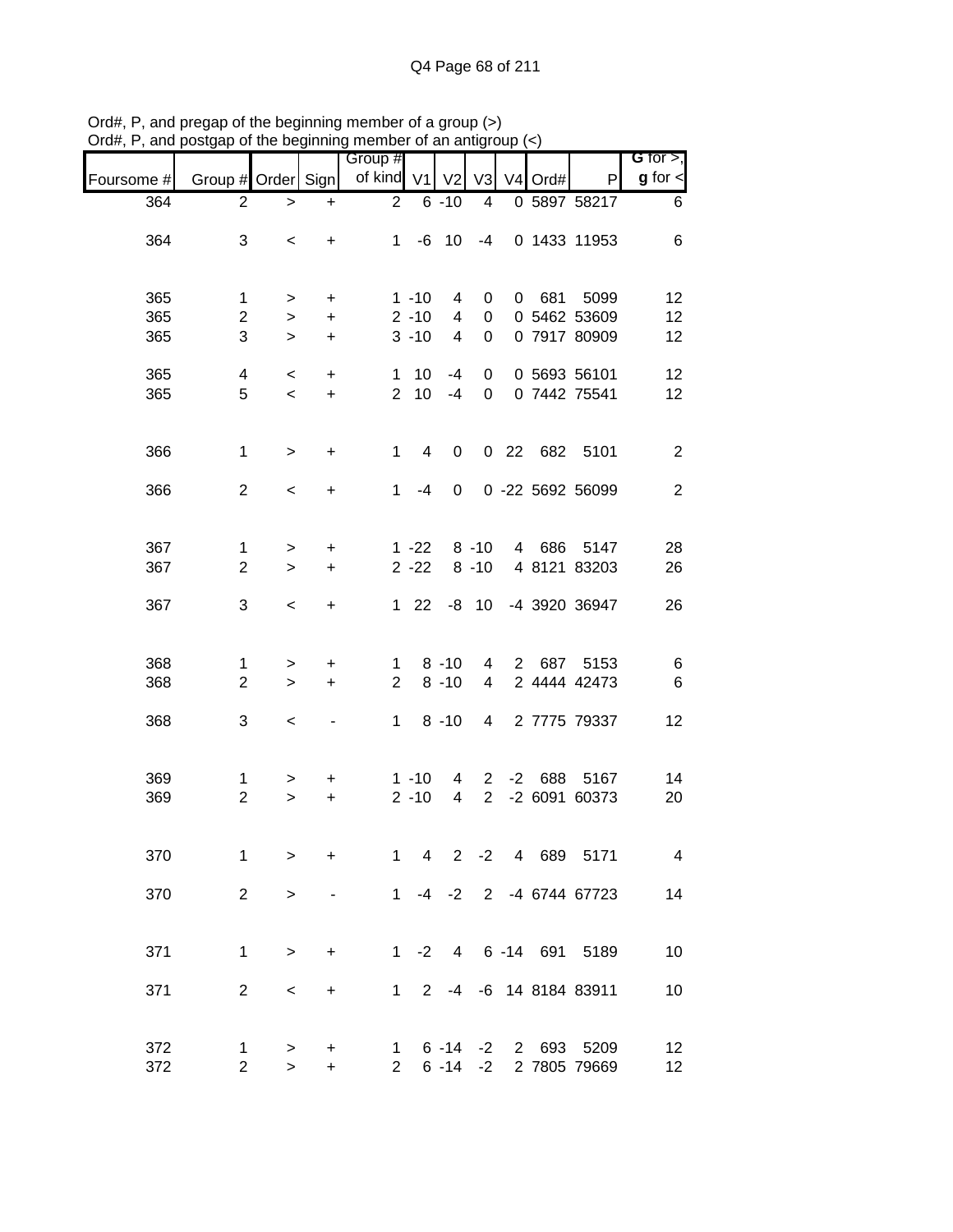Ord#, P, and pregap of the beginning member of a group (>)
Ord#, P, and postgap of the beginning member of an antigroup (<)

| Foursome # | Group # | Order | Sign | Group # of kind | V1 | V2 | V3 | V4 | Ord# | P | G for >, g for < |
|---|---|---|---|---|---|---|---|---|---|---|---|
| 364 | 2 | > | + | 2 | 6 | -10 | 4 | 0 | 5897 | 58217 | 6 |
| 364 | 3 | < | + | 1 | -6 | 10 | -4 | 0 | 1433 | 11953 | 6 |
| 365 | 1 | > | + | 1 | -10 | 4 | 0 | 0 | 681 | 5099 | 12 |
| 365 | 2 | > | + | 2 | -10 | 4 | 0 | 0 | 5462 | 53609 | 12 |
| 365 | 3 | > | + | 3 | -10 | 4 | 0 | 0 | 7917 | 80909 | 12 |
| 365 | 4 | < | + | 1 | 10 | -4 | 0 | 0 | 5693 | 56101 | 12 |
| 365 | 5 | < | + | 2 | 10 | -4 | 0 | 0 | 7442 | 75541 | 12 |
| 366 | 1 | > | + | 1 | 4 | 0 | 0 | 22 | 682 | 5101 | 2 |
| 366 | 2 | < | + | 1 | -4 | 0 | 0 | -22 | 5692 | 56099 | 2 |
| 367 | 1 | > | + | 1 | -22 | 8 | -10 | 4 | 686 | 5147 | 28 |
| 367 | 2 | > | + | 2 | -22 | 8 | -10 | 4 | 8121 | 83203 | 26 |
| 367 | 3 | < | + | 1 | 22 | -8 | 10 | -4 | 3920 | 36947 | 26 |
| 368 | 1 | > | + | 1 | 8 | -10 | 4 | 2 | 687 | 5153 | 6 |
| 368 | 2 | > | + | 2 | 8 | -10 | 4 | 2 | 4444 | 42473 | 6 |
| 368 | 3 | < | - | 1 | 8 | -10 | 4 | 2 | 7775 | 79337 | 12 |
| 369 | 1 | > | + | 1 | -10 | 4 | 2 | -2 | 688 | 5167 | 14 |
| 369 | 2 | > | + | 2 | -10 | 4 | 2 | -2 | 6091 | 60373 | 20 |
| 370 | 1 | > | + | 1 | 4 | 2 | -2 | 4 | 689 | 5171 | 4 |
| 370 | 2 | > | - | 1 | -4 | -2 | 2 | -4 | 6744 | 67723 | 14 |
| 371 | 1 | > | + | 1 | -2 | 4 | 6 | -14 | 691 | 5189 | 10 |
| 371 | 2 | < | + | 1 | 2 | -4 | -6 | 14 | 8184 | 83911 | 10 |
| 372 | 1 | > | + | 1 | 6 | -14 | -2 | 2 | 693 | 5209 | 12 |
| 372 | 2 | > | + | 2 | 6 | -14 | -2 | 2 | 7805 | 79669 | 12 |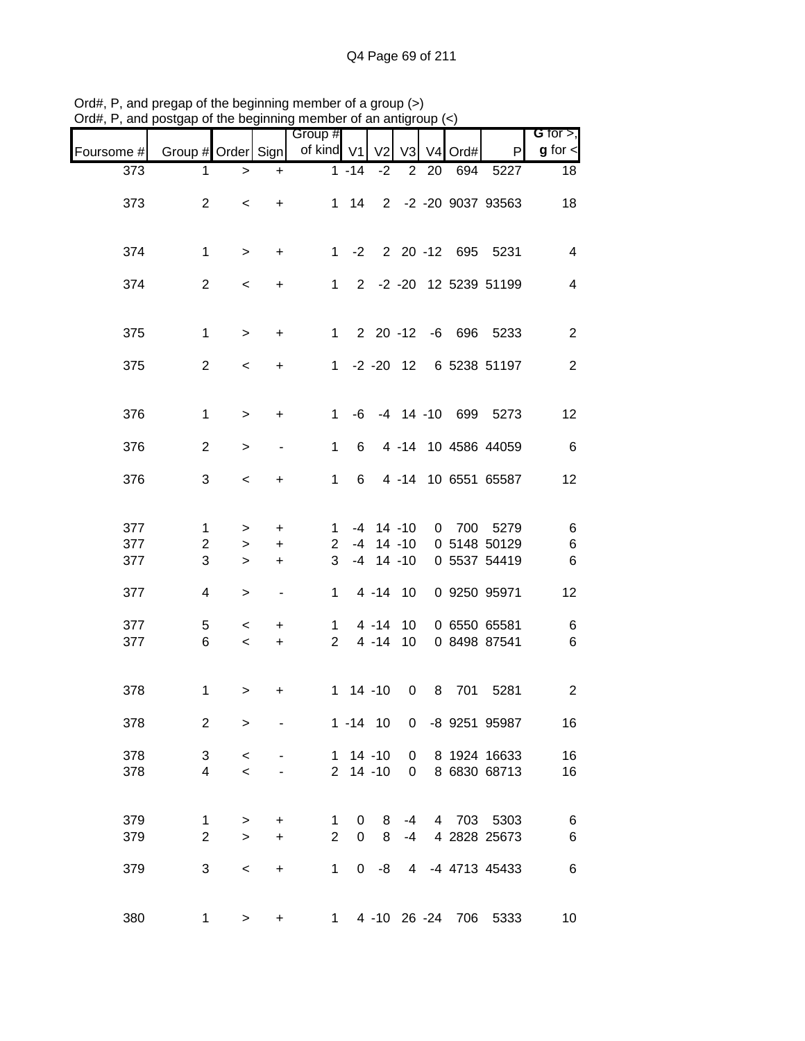Ord#, P, and pregap of the beginning member of a group (>)
Ord#, P, and postgap of the beginning member of an antigroup (<)

| Foursome # | Group # | Order | Sign | Group # of kind | V1 | V2 | V3 | V4 | Ord# | P | G for >, g for < |
|---|---|---|---|---|---|---|---|---|---|---|---|
| 373 | 1 | > | + | 1 | -14 | -2 | 2 | 20 | 694 | 5227 | 18 |
| 373 | 2 | < | + | 1 | 14 | 2 | -2 | -20 | 9037 | 93563 | 18 |
| 374 | 1 | > | + | 1 | -2 | 2 | 20 | -12 | 695 | 5231 | 4 |
| 374 | 2 | < | + | 1 | 2 | -2 | -20 | 12 | 5239 | 51199 | 4 |
| 375 | 1 | > | + | 1 | 2 | 20 | -12 | -6 | 696 | 5233 | 2 |
| 375 | 2 | < | + | 1 | -2 | -20 | 12 | 6 | 5238 | 51197 | 2 |
| 376 | 1 | > | + | 1 | -6 | -4 | 14 | -10 | 699 | 5273 | 12 |
| 376 | 2 | > | - | 1 | 6 | 4 | -14 | 10 | 4586 | 44059 | 6 |
| 376 | 3 | < | + | 1 | 6 | 4 | -14 | 10 | 6551 | 65587 | 12 |
| 377 | 1 | > | + | 1 | -4 | 14 | -10 | 0 | 700 | 5279 | 6 |
| 377 | 2 | > | + | 2 | -4 | 14 | -10 | 0 | 5148 | 50129 | 6 |
| 377 | 3 | > | + | 3 | -4 | 14 | -10 | 0 | 5537 | 54419 | 6 |
| 377 | 4 | > | - | 1 | 4 | -14 | 10 | 0 | 9250 | 95971 | 12 |
| 377 | 5 | < | + | 1 | 4 | -14 | 10 | 0 | 6550 | 65581 | 6 |
| 377 | 6 | < | + | 2 | 4 | -14 | 10 | 0 | 8498 | 87541 | 6 |
| 378 | 1 | > | + | 1 | 14 | -10 | 0 | 8 | 701 | 5281 | 2 |
| 378 | 2 | > | - | 1 | -14 | 10 | 0 | -8 | 9251 | 95987 | 16 |
| 378 | 3 | < | - | 1 | 14 | -10 | 0 | 8 | 1924 | 16633 | 16 |
| 378 | 4 | < | - | 2 | 14 | -10 | 0 | 8 | 6830 | 68713 | 16 |
| 379 | 1 | > | + | 1 | 0 | 8 | -4 | 4 | 703 | 5303 | 6 |
| 379 | 2 | > | + | 2 | 0 | 8 | -4 | 4 | 2828 | 25673 | 6 |
| 379 | 3 | < | + | 1 | 0 | -8 | 4 | -4 | 4713 | 45433 | 6 |
| 380 | 1 | > | + | 1 | 4 | -10 | 26 | -24 | 706 | 5333 | 10 |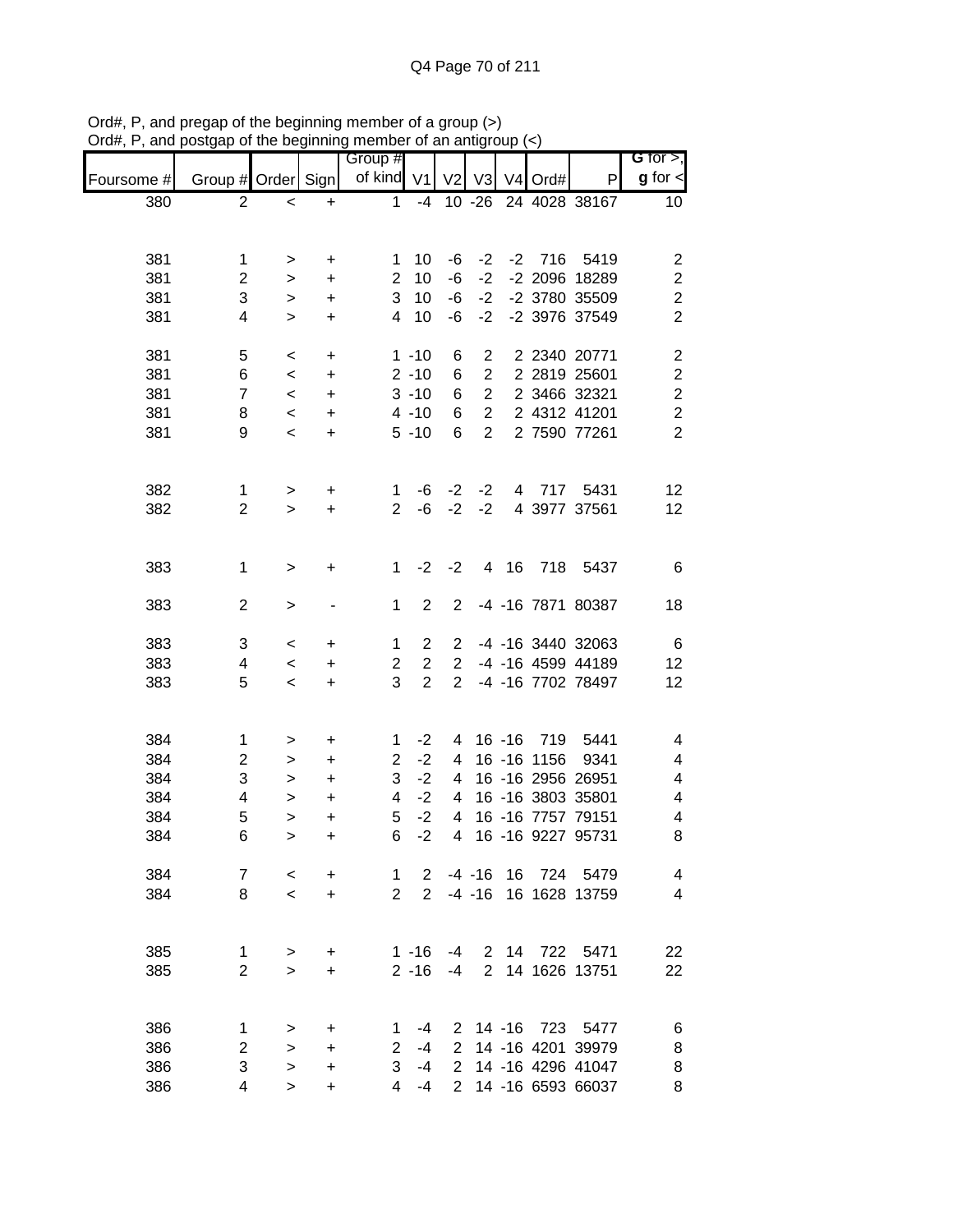Ord#, P, and pregap of the beginning member of a group (>)
Ord#, P, and postgap of the beginning member of an antigroup (<)

| Foursome # | Group # | Order | Sign | Group # of kind | V1 | V2 | V3 | V4 | Ord# | P | **G** for >, **g** for < |
|---|---|---|---|---|---|---|---|---|---|---|---|
| 380 | 2 | < | + | 1 | -4 | 10 | -26 | 24 | 4028 | 38167 | 10 |
| | | | | | | | | | | | |
| 381 | 1 | > | + | 1 | 10 | -6 | -2 | -2 | 716 | 5419 | 2 |
| 381 | 2 | > | + | 2 | 10 | -6 | -2 | -2 | 2096 | 18289 | 2 |
| 381 | 3 | > | + | 3 | 10 | -6 | -2 | -2 | 3780 | 35509 | 2 |
| 381 | 4 | > | + | 4 | 10 | -6 | -2 | -2 | 3976 | 37549 | 2 |
| | | | | | | | | | | | |
| 381 | 5 | < | + | 1 | -10 | 6 | 2 | 2 | 2340 | 20771 | 2 |
| 381 | 6 | < | + | 2 | -10 | 6 | 2 | 2 | 2819 | 25601 | 2 |
| 381 | 7 | < | + | 3 | -10 | 6 | 2 | 2 | 3466 | 32321 | 2 |
| 381 | 8 | < | + | 4 | -10 | 6 | 2 | 2 | 4312 | 41201 | 2 |
| 381 | 9 | < | + | 5 | -10 | 6 | 2 | 2 | 7590 | 77261 | 2 |
| | | | | | | | | | | | |
| 382 | 1 | > | + | 1 | -6 | -2 | -2 | 4 | 717 | 5431 | 12 |
| 382 | 2 | > | + | 2 | -6 | -2 | -2 | 4 | 3977 | 37561 | 12 |
| | | | | | | | | | | | |
| 383 | 1 | > | + | 1 | -2 | -2 | 4 | 16 | 718 | 5437 | 6 |
| | | | | | | | | | | | |
| 383 | 2 | > | - | 1 | 2 | 2 | -4 | -16 | 7871 | 80387 | 18 |
| | | | | | | | | | | | |
| 383 | 3 | < | + | 1 | 2 | 2 | -4 | -16 | 3440 | 32063 | 6 |
| 383 | 4 | < | + | 2 | 2 | 2 | -4 | -16 | 4599 | 44189 | 12 |
| 383 | 5 | < | + | 3 | 2 | 2 | -4 | -16 | 7702 | 78497 | 12 |
| | | | | | | | | | | | |
| 384 | 1 | > | + | 1 | -2 | 4 | 16 | -16 | 719 | 5441 | 4 |
| 384 | 2 | > | + | 2 | -2 | 4 | 16 | -16 | 1156 | 9341 | 4 |
| 384 | 3 | > | + | 3 | -2 | 4 | 16 | -16 | 2956 | 26951 | 4 |
| 384 | 4 | > | + | 4 | -2 | 4 | 16 | -16 | 3803 | 35801 | 4 |
| 384 | 5 | > | + | 5 | -2 | 4 | 16 | -16 | 7757 | 79151 | 4 |
| 384 | 6 | > | + | 6 | -2 | 4 | 16 | -16 | 9227 | 95731 | 8 |
| | | | | | | | | | | | |
| 384 | 7 | < | + | 1 | 2 | -4 | -16 | 16 | 724 | 5479 | 4 |
| 384 | 8 | < | + | 2 | 2 | -4 | -16 | 16 | 1628 | 13759 | 4 |
| | | | | | | | | | | | |
| 385 | 1 | > | + | 1 | -16 | -4 | 2 | 14 | 722 | 5471 | 22 |
| 385 | 2 | > | + | 2 | -16 | -4 | 2 | 14 | 1626 | 13751 | 22 |
| | | | | | | | | | | | |
| 386 | 1 | > | + | 1 | -4 | 2 | 14 | -16 | 723 | 5477 | 6 |
| 386 | 2 | > | + | 2 | -4 | 2 | 14 | -16 | 4201 | 39979 | 8 |
| 386 | 3 | > | + | 3 | -4 | 2 | 14 | -16 | 4296 | 41047 | 8 |
| 386 | 4 | > | + | 4 | -4 | 2 | 14 | -16 | 6593 | 66037 | 8 |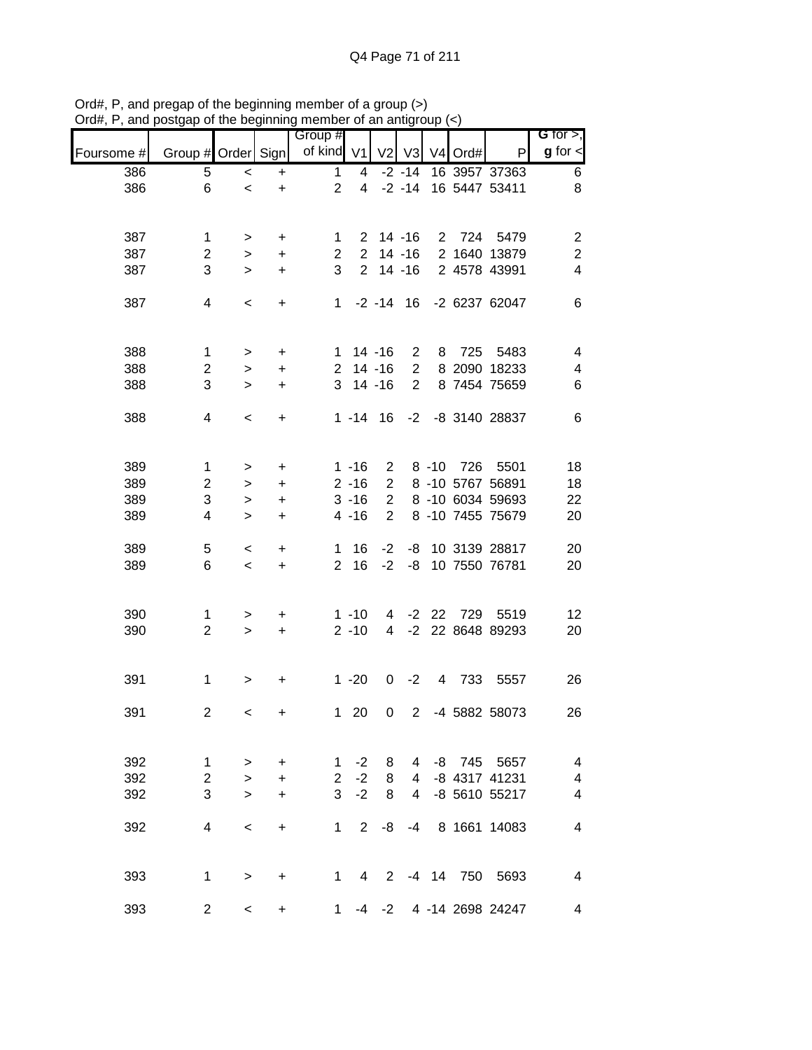Ord#, P, and pregap of the beginning member of a group (>)
Ord#, P, and postgap of the beginning member of an antigroup (<)

| Foursome # | Group # | Order | Sign | Group # of kind | V1 | V2 | V3 | V4 | Ord# | P | G for >, g for < |
|---|---|---|---|---|---|---|---|---|---|---|---|
| 386 | 5 | < | + | 1 | 4 | -2 | -14 | 16 | 3957 | 37363 | 6 |
| 386 | 6 | < | + | 2 | 4 | -2 | -14 | 16 | 5447 | 53411 | 8 |
| | | | | | | | | | | | |
| 387 | 1 | > | + | 1 | 2 | 14 | -16 | 2 | 724 | 5479 | 2 |
| 387 | 2 | > | + | 2 | 2 | 14 | -16 | 2 | 1640 | 13879 | 2 |
| 387 | 3 | > | + | 3 | 2 | 14 | -16 | 2 | 4578 | 43991 | 4 |
| | | | | | | | | | | | |
| 387 | 4 | < | + | 1 | -2 | -14 | 16 | -2 | 6237 | 62047 | 6 |
| | | | | | | | | | | | |
| 388 | 1 | > | + | 1 | 14 | -16 | 2 | 8 | 725 | 5483 | 4 |
| 388 | 2 | > | + | 2 | 14 | -16 | 2 | 8 | 2090 | 18233 | 4 |
| 388 | 3 | > | + | 3 | 14 | -16 | 2 | 8 | 7454 | 75659 | 6 |
| | | | | | | | | | | | |
| 388 | 4 | < | + | 1 | -14 | 16 | -2 | -8 | 3140 | 28837 | 6 |
| | | | | | | | | | | | |
| 389 | 1 | > | + | 1 | -16 | 2 | 8 | -10 | 726 | 5501 | 18 |
| 389 | 2 | > | + | 2 | -16 | 2 | 8 | -10 | 5767 | 56891 | 18 |
| 389 | 3 | > | + | 3 | -16 | 2 | 8 | -10 | 6034 | 59693 | 22 |
| 389 | 4 | > | + | 4 | -16 | 2 | 8 | -10 | 7455 | 75679 | 20 |
| | | | | | | | | | | | |
| 389 | 5 | < | + | 1 | 16 | -2 | -8 | 10 | 3139 | 28817 | 20 |
| 389 | 6 | < | + | 2 | 16 | -2 | -8 | 10 | 7550 | 76781 | 20 |
| | | | | | | | | | | | |
| 390 | 1 | > | + | 1 | -10 | 4 | -2 | 22 | 729 | 5519 | 12 |
| 390 | 2 | > | + | 2 | -10 | 4 | -2 | 22 | 8648 | 89293 | 20 |
| | | | | | | | | | | | |
| 391 | 1 | > | + | 1 | -20 | 0 | -2 | 4 | 733 | 5557 | 26 |
| | | | | | | | | | | | |
| 391 | 2 | < | + | 1 | 20 | 0 | 2 | -4 | 5882 | 58073 | 26 |
| | | | | | | | | | | | |
| 392 | 1 | > | + | 1 | -2 | 8 | 4 | -8 | 745 | 5657 | 4 |
| 392 | 2 | > | + | 2 | -2 | 8 | 4 | -8 | 4317 | 41231 | 4 |
| 392 | 3 | > | + | 3 | -2 | 8 | 4 | -8 | 5610 | 55217 | 4 |
| | | | | | | | | | | | |
| 392 | 4 | < | + | 1 | 2 | -8 | -4 | 8 | 1661 | 14083 | 4 |
| | | | | | | | | | | | |
| 393 | 1 | > | + | 1 | 4 | 2 | -4 | 14 | 750 | 5693 | 4 |
| | | | | | | | | | | | |
| 393 | 2 | < | + | 1 | -4 | -2 | 4 | -14 | 2698 | 24247 | 4 |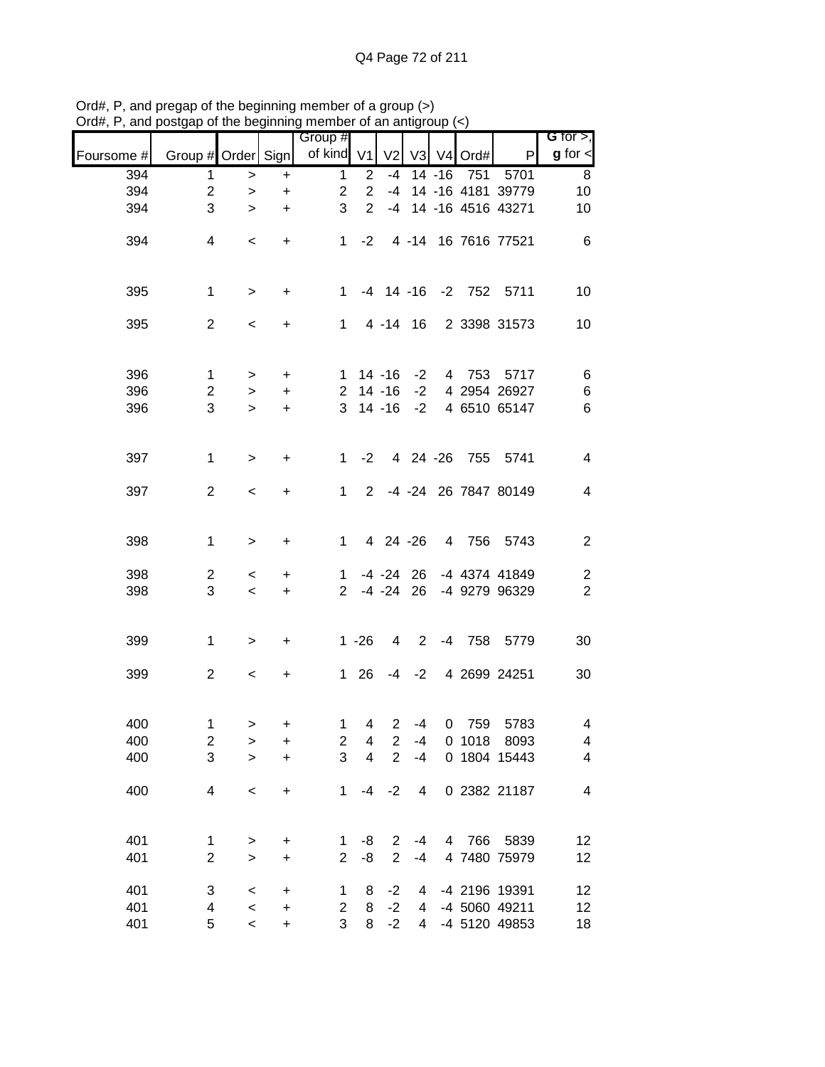Ord#, P, and pregap of the beginning member of a group (>)
Ord#, P, and postgap of the beginning member of an antigroup (<)

| Foursome # | Group # | Order | Sign | Group # of kind | V1 | V2 | V3 | V4 | Ord# | P | G for >, g for < |
|---|---|---|---|---|---|---|---|---|---|---|---|
| 394 | 1 | > | + | 1 | 2 | -4 | 14 | -16 | 751 | 5701 | 8 |
| 394 | 2 | > | + | 2 | 2 | -4 | 14 | -16 | 4181 | 39779 | 10 |
| 394 | 3 | > | + | 3 | 2 | -4 | 14 | -16 | 4516 | 43271 | 10 |
| 394 | 4 | < | + | 1 | -2 | 4 | -14 | 16 | 7616 | 77521 | 6 |
| 395 | 1 | > | + | 1 | -4 | 14 | -16 | -2 | 752 | 5711 | 10 |
| 395 | 2 | < | + | 1 | 4 | -14 | 16 | 2 | 3398 | 31573 | 10 |
| 396 | 1 | > | + | 1 | 14 | -16 | -2 | 4 | 753 | 5717 | 6 |
| 396 | 2 | > | + | 2 | 14 | -16 | -2 | 4 | 2954 | 26927 | 6 |
| 396 | 3 | > | + | 3 | 14 | -16 | -2 | 4 | 6510 | 65147 | 6 |
| 397 | 1 | > | + | 1 | -2 | 4 | 24 | -26 | 755 | 5741 | 4 |
| 397 | 2 | < | + | 1 | 2 | -4 | -24 | 26 | 7847 | 80149 | 4 |
| 398 | 1 | > | + | 1 | 4 | 24 | -26 | 4 | 756 | 5743 | 2 |
| 398 | 2 | < | + | 1 | -4 | -24 | 26 | -4 | 4374 | 41849 | 2 |
| 398 | 3 | < | + | 2 | -4 | -24 | 26 | -4 | 9279 | 96329 | 2 |
| 399 | 1 | > | + | 1 | -26 | 4 | 2 | -4 | 758 | 5779 | 30 |
| 399 | 2 | < | + | 1 | 26 | -4 | -2 | 4 | 2699 | 24251 | 30 |
| 400 | 1 | > | + | 1 | 4 | 2 | -4 | 0 | 759 | 5783 | 4 |
| 400 | 2 | > | + | 2 | 4 | 2 | -4 | 0 | 1018 | 8093 | 4 |
| 400 | 3 | > | + | 3 | 4 | 2 | -4 | 0 | 1804 | 15443 | 4 |
| 400 | 4 | < | + | 1 | -4 | -2 | 4 | 0 | 2382 | 21187 | 4 |
| 401 | 1 | > | + | 1 | -8 | 2 | -4 | 4 | 766 | 5839 | 12 |
| 401 | 2 | > | + | 2 | -8 | 2 | -4 | 4 | 7480 | 75979 | 12 |
| 401 | 3 | < | + | 1 | 8 | -2 | 4 | -4 | 2196 | 19391 | 12 |
| 401 | 4 | < | + | 2 | 8 | -2 | 4 | -4 | 5060 | 49211 | 12 |
| 401 | 5 | < | + | 3 | 8 | -2 | 4 | -4 | 5120 | 49853 | 18 |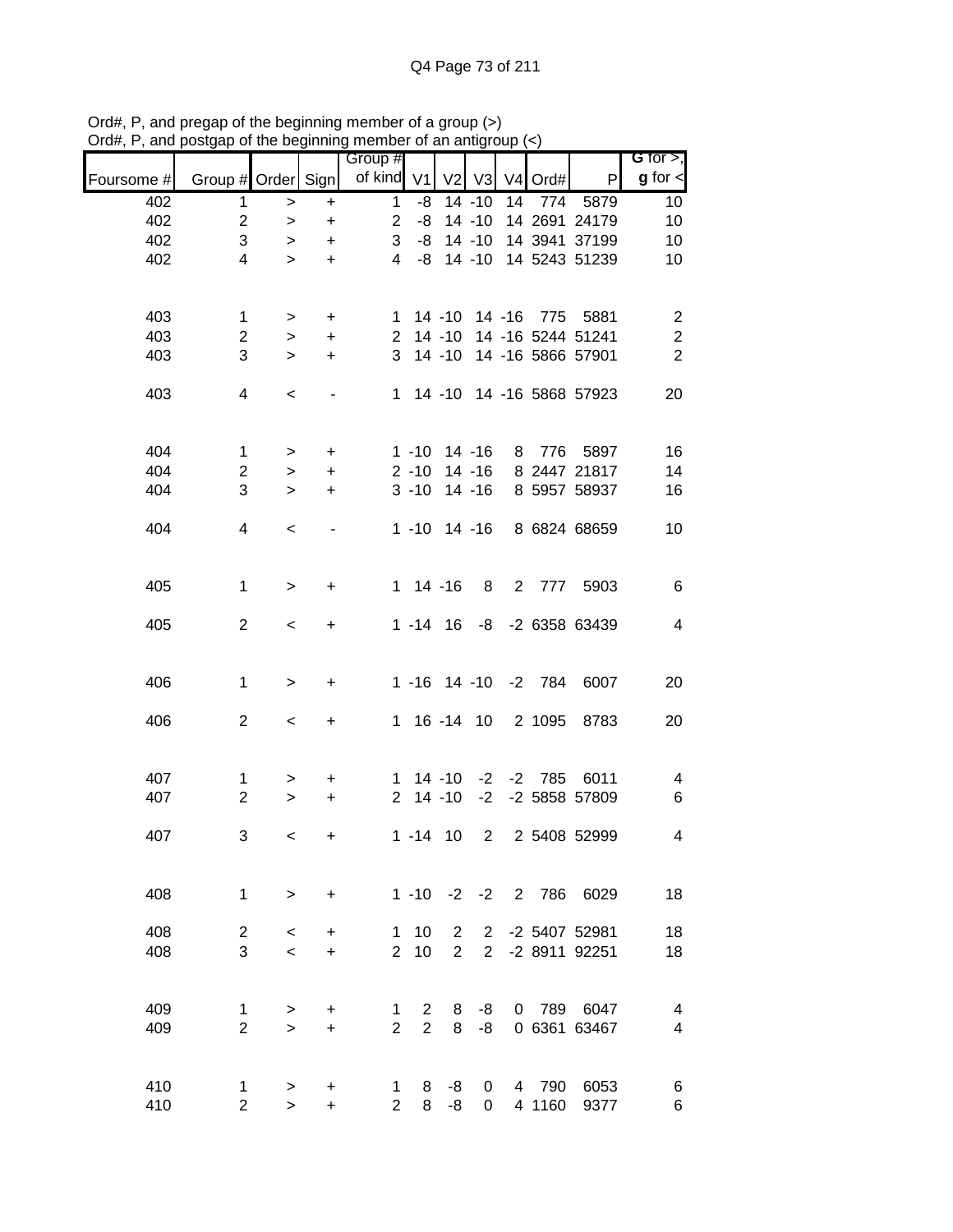Ord#, P, and pregap of the beginning member of a group (>)
Ord#, P, and postgap of the beginning member of an antigroup (<)

| Foursome # | Group # | Order | Sign | Group # of kind | V1 | V2 | V3 | V4 | Ord# | P | G for >, g for < |
|---|---|---|---|---|---|---|---|---|---|---|---|
| 402 | 1 | > | + | 1 | -8 | 14 | -10 | 14 | 774 | 5879 | 10 |
| 402 | 2 | > | + | 2 | -8 | 14 | -10 | 14 | 2691 | 24179 | 10 |
| 402 | 3 | > | + | 3 | -8 | 14 | -10 | 14 | 3941 | 37199 | 10 |
| 402 | 4 | > | + | 4 | -8 | 14 | -10 | 14 | 5243 | 51239 | 10 |
| | | | | | | | | | | | |
| 403 | 1 | > | + | 1 | 14 | -10 | 14 | -16 | 775 | 5881 | 2 |
| 403 | 2 | > | + | 2 | 14 | -10 | 14 | -16 | 5244 | 51241 | 2 |
| 403 | 3 | > | + | 3 | 14 | -10 | 14 | -16 | 5866 | 57901 | 2 |
| | | | | | | | | | | | |
| 403 | 4 | < | - | 1 | 14 | -10 | 14 | -16 | 5868 | 57923 | 20 |
| | | | | | | | | | | | |
| 404 | 1 | > | + | 1 | -10 | 14 | -16 | 8 | 776 | 5897 | 16 |
| 404 | 2 | > | + | 2 | -10 | 14 | -16 | 8 | 2447 | 21817 | 14 |
| 404 | 3 | > | + | 3 | -10 | 14 | -16 | 8 | 5957 | 58937 | 16 |
| | | | | | | | | | | | |
| 404 | 4 | < | - | 1 | -10 | 14 | -16 | 8 | 6824 | 68659 | 10 |
| | | | | | | | | | | | |
| 405 | 1 | > | + | 1 | 14 | -16 | 8 | 2 | 777 | 5903 | 6 |
| | | | | | | | | | | | |
| 405 | 2 | < | + | 1 | -14 | 16 | -8 | -2 | 6358 | 63439 | 4 |
| | | | | | | | | | | | |
| 406 | 1 | > | + | 1 | -16 | 14 | -10 | -2 | 784 | 6007 | 20 |
| | | | | | | | | | | | |
| 406 | 2 | < | + | 1 | 16 | -14 | 10 | 2 | 1095 | 8783 | 20 |
| | | | | | | | | | | | |
| 407 | 1 | > | + | 1 | 14 | -10 | -2 | -2 | 785 | 6011 | 4 |
| 407 | 2 | > | + | 2 | 14 | -10 | -2 | -2 | 5858 | 57809 | 6 |
| | | | | | | | | | | | |
| 407 | 3 | < | + | 1 | -14 | 10 | 2 | 2 | 5408 | 52999 | 4 |
| | | | | | | | | | | | |
| 408 | 1 | > | + | 1 | -10 | -2 | -2 | 2 | 786 | 6029 | 18 |
| | | | | | | | | | | | |
| 408 | 2 | < | + | 1 | 10 | 2 | 2 | -2 | 5407 | 52981 | 18 |
| 408 | 3 | < | + | 2 | 10 | 2 | 2 | -2 | 8911 | 92251 | 18 |
| | | | | | | | | | | | |
| 409 | 1 | > | + | 1 | 2 | 8 | -8 | 0 | 789 | 6047 | 4 |
| 409 | 2 | > | + | 2 | 2 | 8 | -8 | 0 | 6361 | 63467 | 4 |
| | | | | | | | | | | | |
| 410 | 1 | > | + | 1 | 8 | -8 | 0 | 4 | 790 | 6053 | 6 |
| 410 | 2 | > | + | 2 | 8 | -8 | 0 | 4 | 1160 | 9377 | 6 |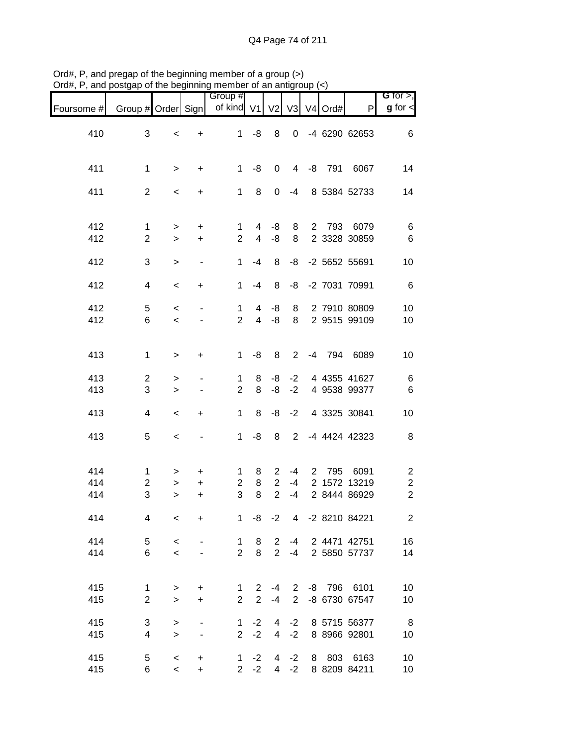Ord#, P, and pregap of the beginning member of a group (>)
Ord#, P, and postgap of the beginning member of an antigroup (<)

| Foursome # | Group # | Order | Sign | Group # of kind | V1 | V2 | V3 | V4 | Ord# | P | G for >, g for < |
|---|---|---|---|---|---|---|---|---|---|---|---|
| 410 | 3 | < | + | 1 | -8 | 8 | 0 | -4 | 6290 | 62653 | 6 |
| 411 | 1 | > | + | 1 | -8 | 0 | 4 | -8 | 791 | 6067 | 14 |
| 411 | 2 | < | + | 1 | 8 | 0 | -4 | 8 | 5384 | 52733 | 14 |
| 412 | 1 | > | + | 1 | 4 | -8 | 8 | 2 | 793 | 6079 | 6 |
| 412 | 2 | > | + | 2 | 4 | -8 | 8 | 2 | 3328 | 30859 | 6 |
| 412 | 3 | > | - | 1 | -4 | 8 | -8 | -2 | 5652 | 55691 | 10 |
| 412 | 4 | < | + | 1 | -4 | 8 | -8 | -2 | 7031 | 70991 | 6 |
| 412 | 5 | < | - | 1 | 4 | -8 | 8 | 2 | 7910 | 80809 | 10 |
| 412 | 6 | < | - | 2 | 4 | -8 | 8 | 2 | 9515 | 99109 | 10 |
| 413 | 1 | > | + | 1 | -8 | 8 | 2 | -4 | 794 | 6089 | 10 |
| 413 | 2 | > | - | 1 | 8 | -8 | -2 | 4 | 4355 | 41627 | 6 |
| 413 | 3 | > | - | 2 | 8 | -8 | -2 | 4 | 9538 | 99377 | 6 |
| 413 | 4 | < | + | 1 | 8 | -8 | -2 | 4 | 3325 | 30841 | 10 |
| 413 | 5 | < | - | 1 | -8 | 8 | 2 | -4 | 4424 | 42323 | 8 |
| 414 | 1 | > | + | 1 | 8 | 2 | -4 | 2 | 795 | 6091 | 2 |
| 414 | 2 | > | + | 2 | 8 | 2 | -4 | 2 | 1572 | 13219 | 2 |
| 414 | 3 | > | + | 3 | 8 | 2 | -4 | 2 | 8444 | 86929 | 2 |
| 414 | 4 | < | + | 1 | -8 | -2 | 4 | -2 | 8210 | 84221 | 2 |
| 414 | 5 | < | - | 1 | 8 | 2 | -4 | 2 | 4471 | 42751 | 16 |
| 414 | 6 | < | - | 2 | 8 | 2 | -4 | 2 | 5850 | 57737 | 14 |
| 415 | 1 | > | + | 1 | 2 | -4 | 2 | -8 | 796 | 6101 | 10 |
| 415 | 2 | > | + | 2 | 2 | -4 | 2 | -8 | 6730 | 67547 | 10 |
| 415 | 3 | > | - | 1 | -2 | 4 | -2 | 8 | 5715 | 56377 | 8 |
| 415 | 4 | > | - | 2 | -2 | 4 | -2 | 8 | 8966 | 92801 | 10 |
| 415 | 5 | < | + | 1 | -2 | 4 | -2 | 8 | 803 | 6163 | 10 |
| 415 | 6 | < | + | 2 | -2 | 4 | -2 | 8 | 8209 | 84211 | 10 |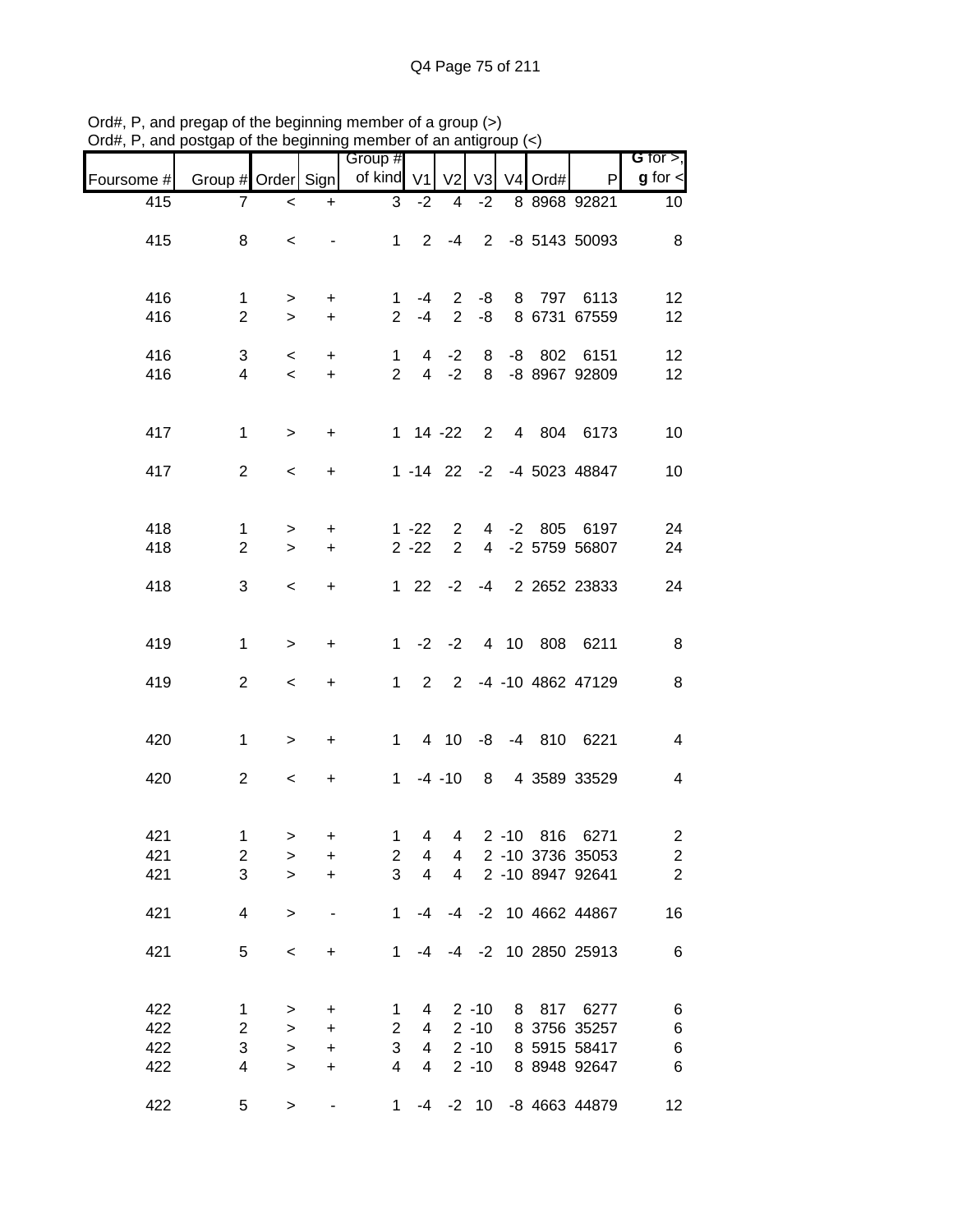Ord#, P, and pregap of the beginning member of a group (>)
Ord#, P, and postgap of the beginning member of an antigroup (<)

| Foursome # | Group # | Order | Sign | Group # of kind | V1 | V2 | V3 | V4 | Ord# | P | G for >, g for < |
|---|---|---|---|---|---|---|---|---|---|---|---|
| 415 | 7 | < | + | 3 | -2 | 4 | -2 | 8 | 8968 | 92821 | 10 |
| 415 | 8 | < | - | 1 | 2 | -4 | 2 | -8 | 5143 | 50093 | 8 |
| 416 | 1 | > | + | 1 | -4 | 2 | -8 | 8 | 797 | 6113 | 12 |
| 416 | 2 | > | + | 2 | -4 | 2 | -8 | 8 | 6731 | 67559 | 12 |
| 416 | 3 | < | + | 1 | 4 | -2 | 8 | -8 | 802 | 6151 | 12 |
| 416 | 4 | < | + | 2 | 4 | -2 | 8 | -8 | 8967 | 92809 | 12 |
| 417 | 1 | > | + | 1 | 14 | -22 | 2 | 4 | 804 | 6173 | 10 |
| 417 | 2 | < | + | 1 | -14 | 22 | -2 | -4 | 5023 | 48847 | 10 |
| 418 | 1 | > | + | 1 | -22 | 2 | 4 | -2 | 805 | 6197 | 24 |
| 418 | 2 | > | + | 2 | -22 | 2 | 4 | -2 | 5759 | 56807 | 24 |
| 418 | 3 | < | + | 1 | 22 | -2 | -4 | 2 | 2652 | 23833 | 24 |
| 419 | 1 | > | + | 1 | -2 | -2 | 4 | 10 | 808 | 6211 | 8 |
| 419 | 2 | < | + | 1 | 2 | 2 | -4 | -10 | 4862 | 47129 | 8 |
| 420 | 1 | > | + | 1 | 4 | 10 | -8 | -4 | 810 | 6221 | 4 |
| 420 | 2 | < | + | 1 | -4 | -10 | 8 | 4 | 3589 | 33529 | 4 |
| 421 | 1 | > | + | 1 | 4 | 4 | 2 | -10 | 816 | 6271 | 2 |
| 421 | 2 | > | + | 2 | 4 | 4 | 2 | -10 | 3736 | 35053 | 2 |
| 421 | 3 | > | + | 3 | 4 | 4 | 2 | -10 | 8947 | 92641 | 2 |
| 421 | 4 | > | - | 1 | -4 | -4 | -2 | 10 | 4662 | 44867 | 16 |
| 421 | 5 | < | + | 1 | -4 | -4 | -2 | 10 | 2850 | 25913 | 6 |
| 422 | 1 | > | + | 1 | 4 | 2 | -10 | 8 | 817 | 6277 | 6 |
| 422 | 2 | > | + | 2 | 4 | 2 | -10 | 8 | 3756 | 35257 | 6 |
| 422 | 3 | > | + | 3 | 4 | 2 | -10 | 8 | 5915 | 58417 | 6 |
| 422 | 4 | > | + | 4 | 4 | 2 | -10 | 8 | 8948 | 92647 | 6 |
| 422 | 5 | > | - | 1 | -4 | -2 | 10 | -8 | 4663 | 44879 | 12 |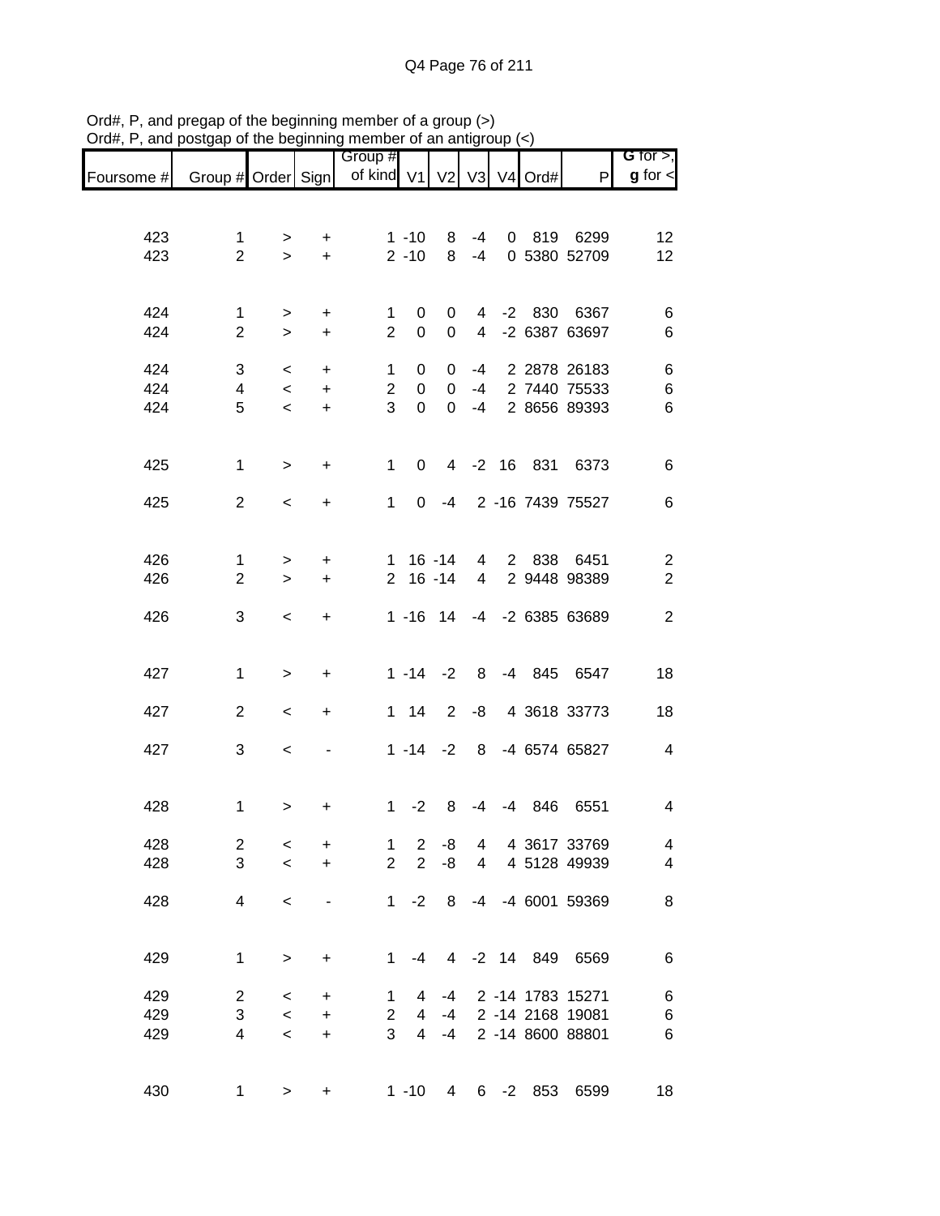Ord#, P, and pregap of the beginning member of a group (>)
Ord#, P, and postgap of the beginning member of an antigroup (<)

| Foursome # | Group # | Order | Sign | Group # of kind | V1 | V2 | V3 | V4 | Ord# | P | G for >, g for < |
|---|---|---|---|---|---|---|---|---|---|---|---|
| 423 | 1 | > | + | 1 | -10 | 8 | -4 | 0 | 819 | 6299 | 12 |
| 423 | 2 | > | + | 2 | -10 | 8 | -4 | 0 | 5380 | 52709 | 12 |
| 424 | 1 | > | + | 1 | 0 | 0 | 4 | -2 | 830 | 6367 | 6 |
| 424 | 2 | > | + | 2 | 0 | 0 | 4 | -2 | 6387 | 63697 | 6 |
| 424 | 3 | < | + | 1 | 0 | 0 | -4 | 2 | 2878 | 26183 | 6 |
| 424 | 4 | < | + | 2 | 0 | 0 | -4 | 2 | 7440 | 75533 | 6 |
| 424 | 5 | < | + | 3 | 0 | 0 | -4 | 2 | 8656 | 89393 | 6 |
| 425 | 1 | > | + | 1 | 0 | 4 | -2 | 16 | 831 | 6373 | 6 |
| 425 | 2 | < | + | 1 | 0 | -4 | 2 | -16 | 7439 | 75527 | 6 |
| 426 | 1 | > | + | 1 | 16 | -14 | 4 | 2 | 838 | 6451 | 2 |
| 426 | 2 | > | + | 2 | 16 | -14 | 4 | 2 | 9448 | 98389 | 2 |
| 426 | 3 | < | + | 1 | -16 | 14 | -4 | -2 | 6385 | 63689 | 2 |
| 427 | 1 | > | + | 1 | -14 | -2 | 8 | -4 | 845 | 6547 | 18 |
| 427 | 2 | < | + | 1 | 14 | 2 | -8 | 4 | 3618 | 33773 | 18 |
| 427 | 3 | < | - | 1 | -14 | -2 | 8 | -4 | 6574 | 65827 | 4 |
| 428 | 1 | > | + | 1 | -2 | 8 | -4 | -4 | 846 | 6551 | 4 |
| 428 | 2 | < | + | 1 | 2 | -8 | 4 | 4 | 3617 | 33769 | 4 |
| 428 | 3 | < | + | 2 | 2 | -8 | 4 | 4 | 5128 | 49939 | 4 |
| 428 | 4 | < | - | 1 | -2 | 8 | -4 | -4 | 6001 | 59369 | 8 |
| 429 | 1 | > | + | 1 | -4 | 4 | -2 | 14 | 849 | 6569 | 6 |
| 429 | 2 | < | + | 1 | 4 | -4 | 2 | -14 | 1783 | 15271 | 6 |
| 429 | 3 | < | + | 2 | 4 | -4 | 2 | -14 | 2168 | 19081 | 6 |
| 429 | 4 | < | + | 3 | 4 | -4 | 2 | -14 | 8600 | 88801 | 6 |
| 430 | 1 | > | + | 1 | -10 | 4 | 6 | -2 | 853 | 6599 | 18 |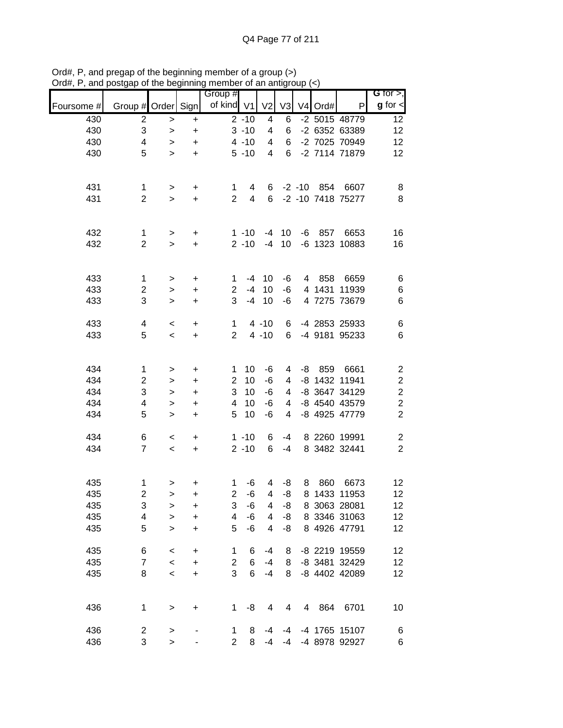Ord#, P, and pregap of the beginning member of a group (>)
Ord#, P, and postgap of the beginning member of an antigroup (<)

| Foursome # | Group # | Order | Sign | Group # of kind | V1 | V2 | V3 | V4 | Ord# | P | G for >, g for < |
|---|---|---|---|---|---|---|---|---|---|---|---|
| 430 | 2 | > | + | 2 | -10 | 4 | 6 | -2 | 5015 | 48779 | 12 |
| 430 | 3 | > | + | 3 | -10 | 4 | 6 | -2 | 6352 | 63389 | 12 |
| 430 | 4 | > | + | 4 | -10 | 4 | 6 | -2 | 7025 | 70949 | 12 |
| 430 | 5 | > | + | 5 | -10 | 4 | 6 | -2 | 7114 | 71879 | 12 |
| | | | | | | | | | | | |
| 431 | 1 | > | + | 1 | 4 | 6 | -2 | -10 | 854 | 6607 | 8 |
| 431 | 2 | > | + | 2 | 4 | 6 | -2 | -10 | 7418 | 75277 | 8 |
| | | | | | | | | | | | |
| 432 | 1 | > | + | 1 | -10 | -4 | 10 | -6 | 857 | 6653 | 16 |
| 432 | 2 | > | + | 2 | -10 | -4 | 10 | -6 | 1323 | 10883 | 16 |
| | | | | | | | | | | | |
| 433 | 1 | > | + | 1 | -4 | 10 | -6 | 4 | 858 | 6659 | 6 |
| 433 | 2 | > | + | 2 | -4 | 10 | -6 | 4 | 1431 | 11939 | 6 |
| 433 | 3 | > | + | 3 | -4 | 10 | -6 | 4 | 7275 | 73679 | 6 |
| | | | | | | | | | | | |
| 433 | 4 | < | + | 1 | 4 | -10 | 6 | -4 | 2853 | 25933 | 6 |
| 433 | 5 | < | + | 2 | 4 | -10 | 6 | -4 | 9181 | 95233 | 6 |
| | | | | | | | | | | | |
| 434 | 1 | > | + | 1 | 10 | -6 | 4 | -8 | 859 | 6661 | 2 |
| 434 | 2 | > | + | 2 | 10 | -6 | 4 | -8 | 1432 | 11941 | 2 |
| 434 | 3 | > | + | 3 | 10 | -6 | 4 | -8 | 3647 | 34129 | 2 |
| 434 | 4 | > | + | 4 | 10 | -6 | 4 | -8 | 4540 | 43579 | 2 |
| 434 | 5 | > | + | 5 | 10 | -6 | 4 | -8 | 4925 | 47779 | 2 |
| | | | | | | | | | | | |
| 434 | 6 | < | + | 1 | -10 | 6 | -4 | 8 | 2260 | 19991 | 2 |
| 434 | 7 | < | + | 2 | -10 | 6 | -4 | 8 | 3482 | 32441 | 2 |
| | | | | | | | | | | | |
| 435 | 1 | > | + | 1 | -6 | 4 | -8 | 8 | 860 | 6673 | 12 |
| 435 | 2 | > | + | 2 | -6 | 4 | -8 | 8 | 1433 | 11953 | 12 |
| 435 | 3 | > | + | 3 | -6 | 4 | -8 | 8 | 3063 | 28081 | 12 |
| 435 | 4 | > | + | 4 | -6 | 4 | -8 | 8 | 3346 | 31063 | 12 |
| 435 | 5 | > | + | 5 | -6 | 4 | -8 | 8 | 4926 | 47791 | 12 |
| | | | | | | | | | | | |
| 435 | 6 | < | + | 1 | 6 | -4 | 8 | -8 | 2219 | 19559 | 12 |
| 435 | 7 | < | + | 2 | 6 | -4 | 8 | -8 | 3481 | 32429 | 12 |
| 435 | 8 | < | + | 3 | 6 | -4 | 8 | -8 | 4402 | 42089 | 12 |
| | | | | | | | | | | | |
| 436 | 1 | > | + | 1 | -8 | 4 | 4 | 4 | 864 | 6701 | 10 |
| | | | | | | | | | | | |
| 436 | 2 | > | - | 1 | 8 | -4 | -4 | -4 | 1765 | 15107 | 6 |
| 436 | 3 | > | - | 2 | 8 | -4 | -4 | -4 | 8978 | 92927 | 6 |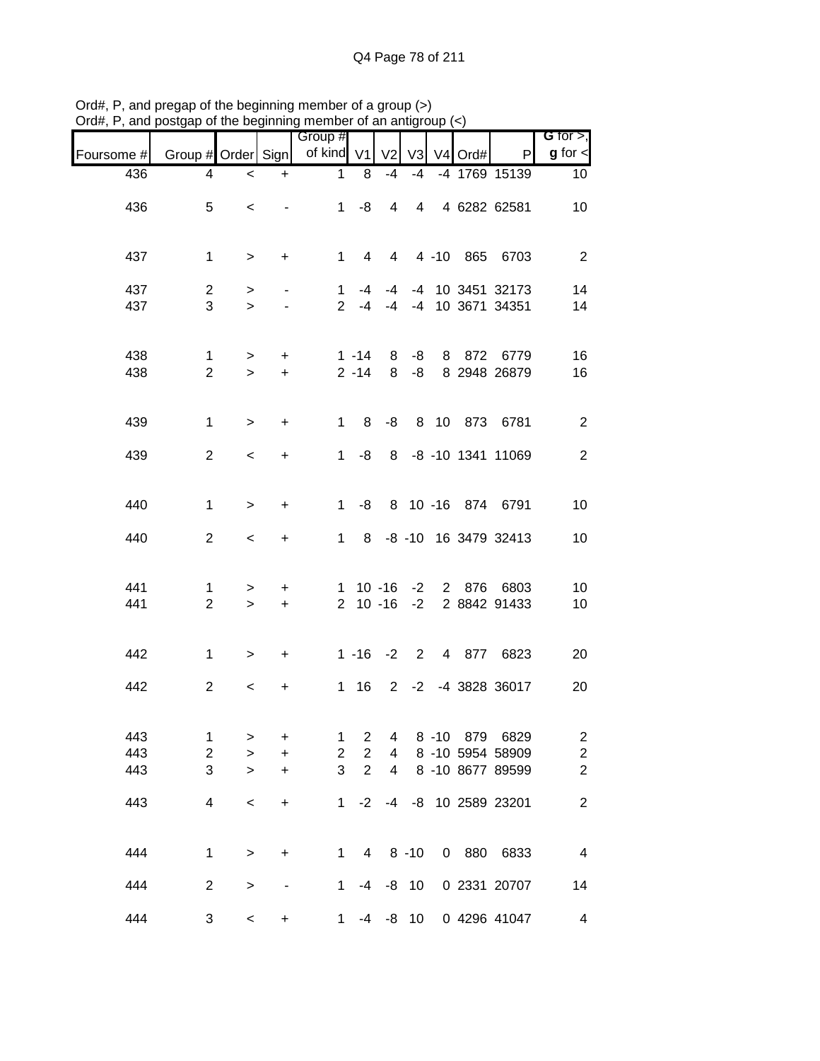Ord#, P, and pregap of the beginning member of a group (>)
Ord#, P, and postgap of the beginning member of an antigroup (<)

| Foursome # | Group # | Order | Sign | Group # of kind | V1 | V2 | V3 | V4 | Ord# | P | **G** for >, **g** for < |
|---|---|---|---|---|---|---|---|---|---|---|---|
| 436 | 4 | < | + | 1 | 8 | -4 | -4 | -4 | 1769 | 15139 | 10 |
| 436 | 5 | < | - | 1 | -8 | 4 | 4 | 4 | 6282 | 62581 | 10 |
| 437 | 1 | > | + | 1 | 4 | 4 | 4 | -10 | 865 | 6703 | 2 |
| 437 | 2 | > | - | 1 | -4 | -4 | -4 | 10 | 3451 | 32173 | 14 |
| 437 | 3 | > | - | 2 | -4 | -4 | -4 | 10 | 3671 | 34351 | 14 |
| 438 | 1 | > | + | 1 | -14 | 8 | -8 | 8 | 872 | 6779 | 16 |
| 438 | 2 | > | + | 2 | -14 | 8 | -8 | 8 | 2948 | 26879 | 16 |
| 439 | 1 | > | + | 1 | 8 | -8 | 8 | 10 | 873 | 6781 | 2 |
| 439 | 2 | < | + | 1 | -8 | 8 | -8 | -10 | 1341 | 11069 | 2 |
| 440 | 1 | > | + | 1 | -8 | 8 | 10 | -16 | 874 | 6791 | 10 |
| 440 | 2 | < | + | 1 | 8 | -8 | -10 | 16 | 3479 | 32413 | 10 |
| 441 | 1 | > | + | 1 | 10 | -16 | -2 | 2 | 876 | 6803 | 10 |
| 441 | 2 | > | + | 2 | 10 | -16 | -2 | 2 | 8842 | 91433 | 10 |
| 442 | 1 | > | + | 1 | -16 | -2 | 2 | 4 | 877 | 6823 | 20 |
| 442 | 2 | < | + | 1 | 16 | 2 | -2 | -4 | 3828 | 36017 | 20 |
| 443 | 1 | > | + | 1 | 2 | 4 | 8 | -10 | 879 | 6829 | 2 |
| 443 | 2 | > | + | 2 | 2 | 4 | 8 | -10 | 5954 | 58909 | 2 |
| 443 | 3 | > | + | 3 | 2 | 4 | 8 | -10 | 8677 | 89599 | 2 |
| 443 | 4 | < | + | 1 | -2 | -4 | -8 | 10 | 2589 | 23201 | 2 |
| 444 | 1 | > | + | 1 | 4 | 8 | -10 | 0 | 880 | 6833 | 4 |
| 444 | 2 | > | - | 1 | -4 | -8 | 10 | 0 | 2331 | 20707 | 14 |
| 444 | 3 | < | + | 1 | -4 | -8 | 10 | 0 | 4296 | 41047 | 4 |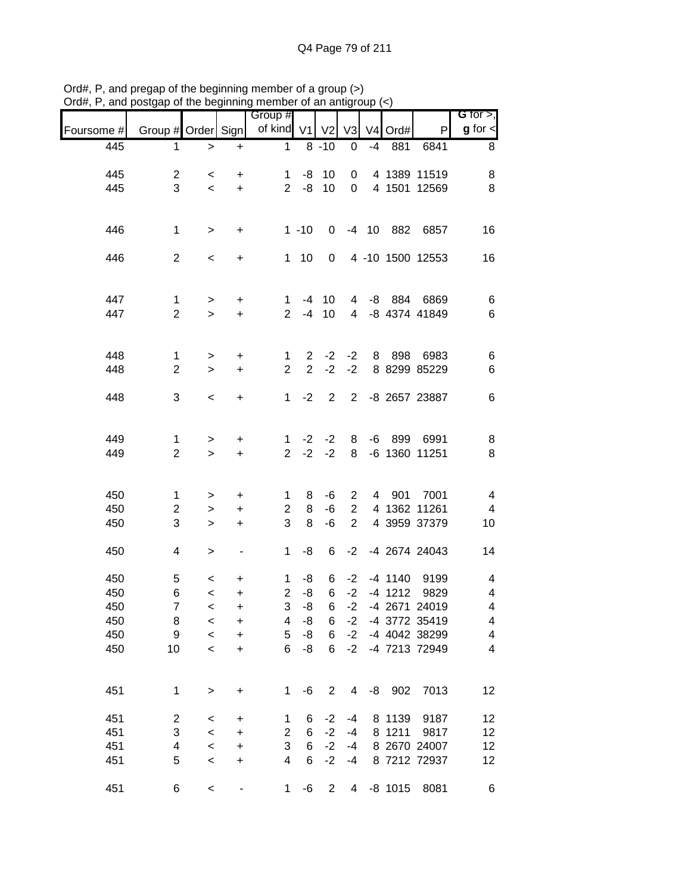Ord#, P, and pregap of the beginning member of a group (>)
Ord#, P, and postgap of the beginning member of an antigroup (<)

| Foursome # | Group # | Order | Sign | Group # of kind | V1 | V2 | V3 | V4 | Ord# | P | G for >, g for < |
|---|---|---|---|---|---|---|---|---|---|---|---|
| 445 | 1 | > | + | 1 | 8 | -10 | 0 | -4 | 881 | 6841 | 8 |
| | | | | | | | | | | | |
| 445 | 2 | < | + | 1 | -8 | 10 | 0 | 4 | 1389 | 11519 | 8 |
| 445 | 3 | < | + | 2 | -8 | 10 | 0 | 4 | 1501 | 12569 | 8 |
| | | | | | | | | | | | |
| 446 | 1 | > | + | 1 | -10 | 0 | -4 | 10 | 882 | 6857 | 16 |
| | | | | | | | | | | | |
| 446 | 2 | < | + | 1 | 10 | 0 | 4 | -10 | 1500 | 12553 | 16 |
| | | | | | | | | | | | |
| 447 | 1 | > | + | 1 | -4 | 10 | 4 | -8 | 884 | 6869 | 6 |
| 447 | 2 | > | + | 2 | -4 | 10 | 4 | -8 | 4374 | 41849 | 6 |
| | | | | | | | | | | | |
| 448 | 1 | > | + | 1 | 2 | -2 | -2 | 8 | 898 | 6983 | 6 |
| 448 | 2 | > | + | 2 | 2 | -2 | -2 | 8 | 8299 | 85229 | 6 |
| | | | | | | | | | | | |
| 448 | 3 | < | + | 1 | -2 | 2 | 2 | -8 | 2657 | 23887 | 6 |
| | | | | | | | | | | | |
| 449 | 1 | > | + | 1 | -2 | -2 | 8 | -6 | 899 | 6991 | 8 |
| 449 | 2 | > | + | 2 | -2 | -2 | 8 | -6 | 1360 | 11251 | 8 |
| | | | | | | | | | | | |
| 450 | 1 | > | + | 1 | 8 | -6 | 2 | 4 | 901 | 7001 | 4 |
| 450 | 2 | > | + | 2 | 8 | -6 | 2 | 4 | 1362 | 11261 | 4 |
| 450 | 3 | > | + | 3 | 8 | -6 | 2 | 4 | 3959 | 37379 | 10 |
| | | | | | | | | | | | |
| 450 | 4 | > | - | 1 | -8 | 6 | -2 | -4 | 2674 | 24043 | 14 |
| | | | | | | | | | | | |
| 450 | 5 | < | + | 1 | -8 | 6 | -2 | -4 | 1140 | 9199 | 4 |
| 450 | 6 | < | + | 2 | -8 | 6 | -2 | -4 | 1212 | 9829 | 4 |
| 450 | 7 | < | + | 3 | -8 | 6 | -2 | -4 | 2671 | 24019 | 4 |
| 450 | 8 | < | + | 4 | -8 | 6 | -2 | -4 | 3772 | 35419 | 4 |
| 450 | 9 | < | + | 5 | -8 | 6 | -2 | -4 | 4042 | 38299 | 4 |
| 450 | 10 | < | + | 6 | -8 | 6 | -2 | -4 | 7213 | 72949 | 4 |
| | | | | | | | | | | | |
| 451 | 1 | > | + | 1 | -6 | 2 | 4 | -8 | 902 | 7013 | 12 |
| | | | | | | | | | | | |
| 451 | 2 | < | + | 1 | 6 | -2 | -4 | 8 | 1139 | 9187 | 12 |
| 451 | 3 | < | + | 2 | 6 | -2 | -4 | 8 | 1211 | 9817 | 12 |
| 451 | 4 | < | + | 3 | 6 | -2 | -4 | 8 | 2670 | 24007 | 12 |
| 451 | 5 | < | + | 4 | 6 | -2 | -4 | 8 | 7212 | 72937 | 12 |
| | | | | | | | | | | | |
| 451 | 6 | < | - | 1 | -6 | 2 | 4 | -8 | 1015 | 8081 | 6 |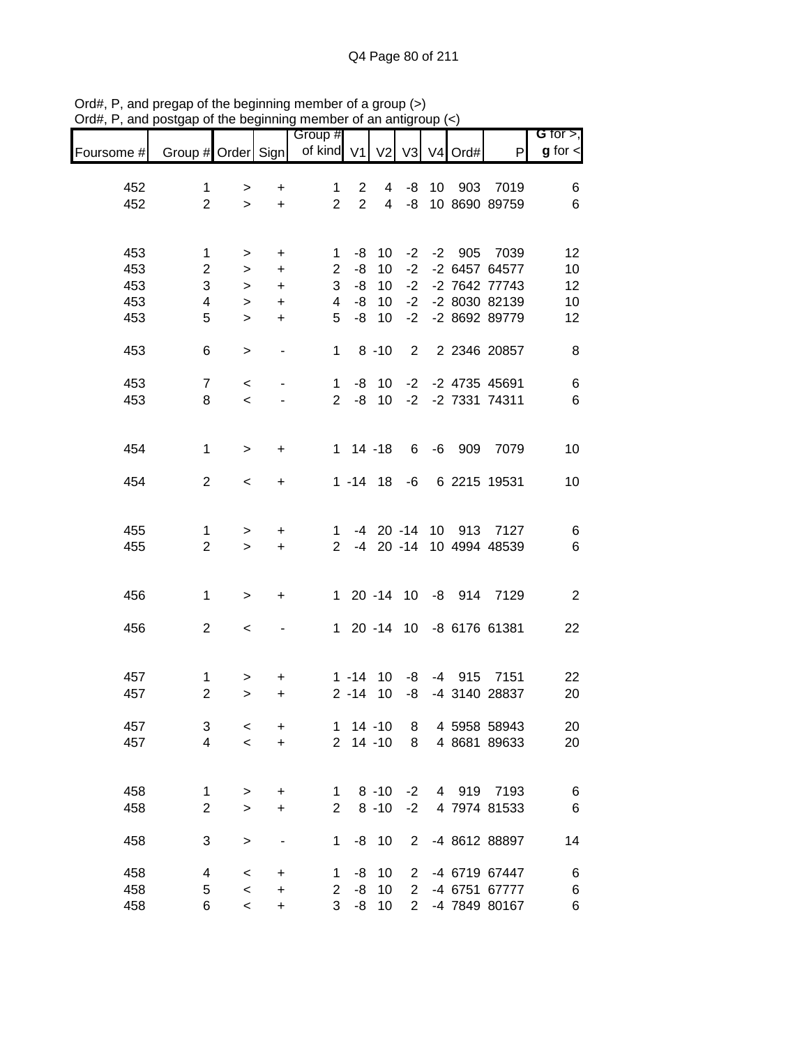Ord#, P, and pregap of the beginning member of a group (>)
Ord#, P, and postgap of the beginning member of an antigroup (<)

| Foursome # | Group # | Order | Sign | Group # of kind | V1 | V2 | V3 | V4 | Ord# | P | G for >, g for < |
|---|---|---|---|---|---|---|---|---|---|---|---|
| 452 | 1 | > | + | 1 | 2 | 4 | -8 | 10 | 903 | 7019 | 6 |
| 452 | 2 | > | + | 2 | 2 | 4 | -8 | 10 | 8690 | 89759 | 6 |
| | | | | | | | | | | | |
| 453 | 1 | > | + | 1 | -8 | 10 | -2 | -2 | 905 | 7039 | 12 |
| 453 | 2 | > | + | 2 | -8 | 10 | -2 | -2 | 6457 | 64577 | 10 |
| 453 | 3 | > | + | 3 | -8 | 10 | -2 | -2 | 7642 | 77743 | 12 |
| 453 | 4 | > | + | 4 | -8 | 10 | -2 | -2 | 8030 | 82139 | 10 |
| 453 | 5 | > | + | 5 | -8 | 10 | -2 | -2 | 8692 | 89779 | 12 |
| | | | | | | | | | | | |
| 453 | 6 | > | - | 1 | 8 | -10 | 2 | 2 | 2346 | 20857 | 8 |
| | | | | | | | | | | | |
| 453 | 7 | < | - | 1 | -8 | 10 | -2 | -2 | 4735 | 45691 | 6 |
| 453 | 8 | < | - | 2 | -8 | 10 | -2 | -2 | 7331 | 74311 | 6 |
| | | | | | | | | | | | |
| 454 | 1 | > | + | 1 | 14 | -18 | 6 | -6 | 909 | 7079 | 10 |
| | | | | | | | | | | | |
| 454 | 2 | < | + | 1 | -14 | 18 | -6 | 6 | 2215 | 19531 | 10 |
| | | | | | | | | | | | |
| 455 | 1 | > | + | 1 | -4 | 20 | -14 | 10 | 913 | 7127 | 6 |
| 455 | 2 | > | + | 2 | -4 | 20 | -14 | 10 | 4994 | 48539 | 6 |
| | | | | | | | | | | | |
| 456 | 1 | > | + | 1 | 20 | -14 | 10 | -8 | 914 | 7129 | 2 |
| | | | | | | | | | | | |
| 456 | 2 | < | - | 1 | 20 | -14 | 10 | -8 | 6176 | 61381 | 22 |
| | | | | | | | | | | | |
| 457 | 1 | > | + | 1 | -14 | 10 | -8 | -4 | 915 | 7151 | 22 |
| 457 | 2 | > | + | 2 | -14 | 10 | -8 | -4 | 3140 | 28837 | 20 |
| | | | | | | | | | | | |
| 457 | 3 | < | + | 1 | 14 | -10 | 8 | 4 | 5958 | 58943 | 20 |
| 457 | 4 | < | + | 2 | 14 | -10 | 8 | 4 | 8681 | 89633 | 20 |
| | | | | | | | | | | | |
| 458 | 1 | > | + | 1 | 8 | -10 | -2 | 4 | 919 | 7193 | 6 |
| 458 | 2 | > | + | 2 | 8 | -10 | -2 | 4 | 7974 | 81533 | 6 |
| | | | | | | | | | | | |
| 458 | 3 | > | - | 1 | -8 | 10 | 2 | -4 | 8612 | 88897 | 14 |
| | | | | | | | | | | | |
| 458 | 4 | < | + | 1 | -8 | 10 | 2 | -4 | 6719 | 67447 | 6 |
| 458 | 5 | < | + | 2 | -8 | 10 | 2 | -4 | 6751 | 67777 | 6 |
| 458 | 6 | < | + | 3 | -8 | 10 | 2 | -4 | 7849 | 80167 | 6 |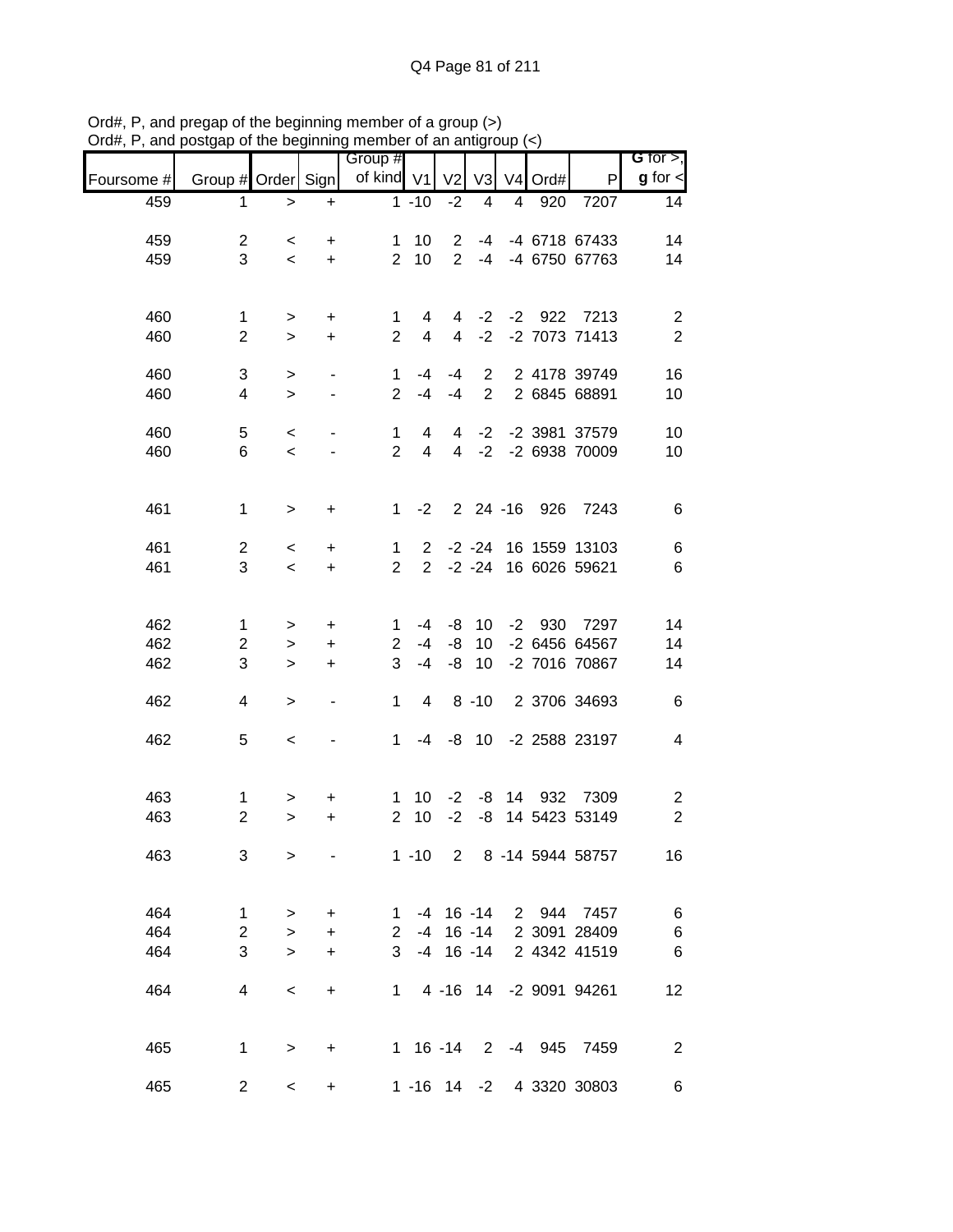Ord#, P, and pregap of the beginning member of a group (>)
Ord#, P, and postgap of the beginning member of an antigroup (<)

| Foursome # | Group # | Order | Sign | Group # of kind | V1 | V2 | V3 | V4 | Ord# | P | G for >, g for < |
|---|---|---|---|---|---|---|---|---|---|---|---|
| 459 | 1 | > | + | 1 | -10 | -2 | 4 | 4 | 920 | 7207 | 14 |
| | | | | | | | | | | | |
| 459 | 2 | < | + | 1 | 10 | 2 | -4 | -4 | 6718 | 67433 | 14 |
| 459 | 3 | < | + | 2 | 10 | 2 | -4 | -4 | 6750 | 67763 | 14 |
| | | | | | | | | | | | |
| 460 | 1 | > | + | 1 | 4 | 4 | -2 | -2 | 922 | 7213 | 2 |
| 460 | 2 | > | + | 2 | 4 | 4 | -2 | -2 | 7073 | 71413 | 2 |
| | | | | | | | | | | | |
| 460 | 3 | > | - | 1 | -4 | -4 | 2 | 2 | 4178 | 39749 | 16 |
| 460 | 4 | > | - | 2 | -4 | -4 | 2 | 2 | 6845 | 68891 | 10 |
| | | | | | | | | | | | |
| 460 | 5 | < | - | 1 | 4 | 4 | -2 | -2 | 3981 | 37579 | 10 |
| 460 | 6 | < | - | 2 | 4 | 4 | -2 | -2 | 6938 | 70009 | 10 |
| | | | | | | | | | | | |
| 461 | 1 | > | + | 1 | -2 | 2 | 24 | -16 | 926 | 7243 | 6 |
| | | | | | | | | | | | |
| 461 | 2 | < | + | 1 | 2 | -2 | -24 | 16 | 1559 | 13103 | 6 |
| 461 | 3 | < | + | 2 | 2 | -2 | -24 | 16 | 6026 | 59621 | 6 |
| | | | | | | | | | | | |
| 462 | 1 | > | + | 1 | -4 | -8 | 10 | -2 | 930 | 7297 | 14 |
| 462 | 2 | > | + | 2 | -4 | -8 | 10 | -2 | 6456 | 64567 | 14 |
| 462 | 3 | > | + | 3 | -4 | -8 | 10 | -2 | 7016 | 70867 | 14 |
| | | | | | | | | | | | |
| 462 | 4 | > | - | 1 | 4 | 8 | -10 | 2 | 3706 | 34693 | 6 |
| | | | | | | | | | | | |
| 462 | 5 | < | - | 1 | -4 | -8 | 10 | -2 | 2588 | 23197 | 4 |
| | | | | | | | | | | | |
| 463 | 1 | > | + | 1 | 10 | -2 | -8 | 14 | 932 | 7309 | 2 |
| 463 | 2 | > | + | 2 | 10 | -2 | -8 | 14 | 5423 | 53149 | 2 |
| | | | | | | | | | | | |
| 463 | 3 | > | - | 1 | -10 | 2 | 8 | -14 | 5944 | 58757 | 16 |
| | | | | | | | | | | | |
| 464 | 1 | > | + | 1 | -4 | 16 | -14 | 2 | 944 | 7457 | 6 |
| 464 | 2 | > | + | 2 | -4 | 16 | -14 | 2 | 3091 | 28409 | 6 |
| 464 | 3 | > | + | 3 | -4 | 16 | -14 | 2 | 4342 | 41519 | 6 |
| | | | | | | | | | | | |
| 464 | 4 | < | + | 1 | 4 | -16 | 14 | -2 | 9091 | 94261 | 12 |
| | | | | | | | | | | | |
| 465 | 1 | > | + | 1 | 16 | -14 | 2 | -4 | 945 | 7459 | 2 |
| | | | | | | | | | | | |
| 465 | 2 | < | + | 1 | -16 | 14 | -2 | 4 | 3320 | 30803 | 6 |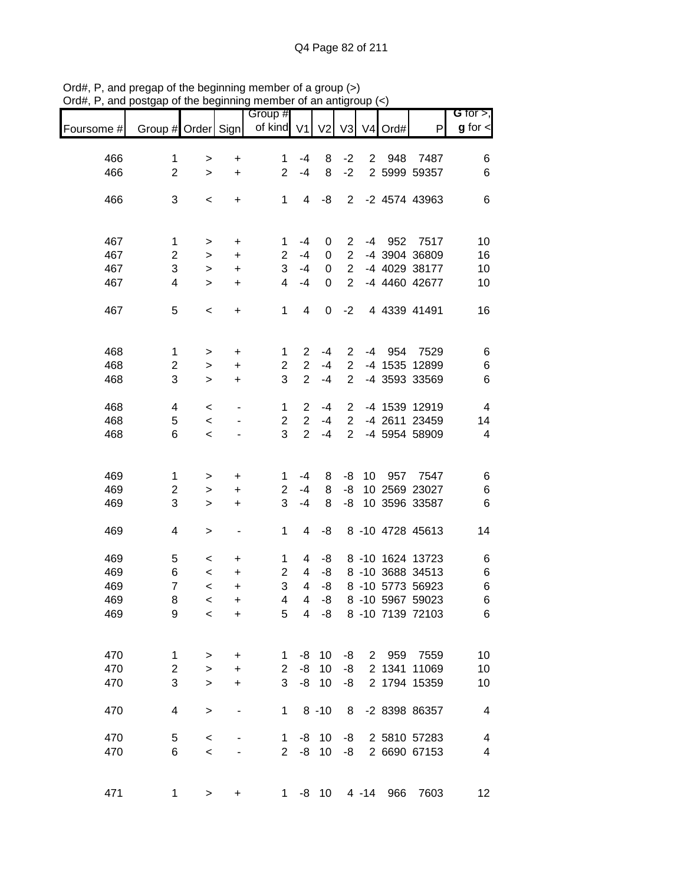Ord#, P, and pregap of the beginning member of a group (>)
Ord#, P, and postgap of the beginning member of an antigroup (<)

| Foursome # | Group # | Order | Sign | Group # of kind | V1 | V2 | V3 | V4 | Ord# | P | G for >, g for < |
|---|---|---|---|---|---|---|---|---|---|---|---|
| 466 | 1 | > | + | 1 | -4 | 8 | -2 | 2 | 948 | 7487 | 6 |
| 466 | 2 | > | + | 2 | -4 | 8 | -2 | 2 | 5999 | 59357 | 6 |
| 466 | 3 | < | + | 1 | 4 | -8 | 2 | -2 | 4574 | 43963 | 6 |
| 467 | 1 | > | + | 1 | -4 | 0 | 2 | -4 | 952 | 7517 | 10 |
| 467 | 2 | > | + | 2 | -4 | 0 | 2 | -4 | 3904 | 36809 | 16 |
| 467 | 3 | > | + | 3 | -4 | 0 | 2 | -4 | 4029 | 38177 | 10 |
| 467 | 4 | > | + | 4 | -4 | 0 | 2 | -4 | 4460 | 42677 | 10 |
| 467 | 5 | < | + | 1 | 4 | 0 | -2 | 4 | 4339 | 41491 | 16 |
| 468 | 1 | > | + | 1 | 2 | -4 | 2 | -4 | 954 | 7529 | 6 |
| 468 | 2 | > | + | 2 | 2 | -4 | 2 | -4 | 1535 | 12899 | 6 |
| 468 | 3 | > | + | 3 | 2 | -4 | 2 | -4 | 3593 | 33569 | 6 |
| 468 | 4 | < | - | 1 | 2 | -4 | 2 | -4 | 1539 | 12919 | 4 |
| 468 | 5 | < | - | 2 | 2 | -4 | 2 | -4 | 2611 | 23459 | 14 |
| 468 | 6 | < | - | 3 | 2 | -4 | 2 | -4 | 5954 | 58909 | 4 |
| 469 | 1 | > | + | 1 | -4 | 8 | -8 | 10 | 957 | 7547 | 6 |
| 469 | 2 | > | + | 2 | -4 | 8 | -8 | 10 | 2569 | 23027 | 6 |
| 469 | 3 | > | + | 3 | -4 | 8 | -8 | 10 | 3596 | 33587 | 6 |
| 469 | 4 | > | - | 1 | 4 | -8 | 8 | -10 | 4728 | 45613 | 14 |
| 469 | 5 | < | + | 1 | 4 | -8 | 8 | -10 | 1624 | 13723 | 6 |
| 469 | 6 | < | + | 2 | 4 | -8 | 8 | -10 | 3688 | 34513 | 6 |
| 469 | 7 | < | + | 3 | 4 | -8 | 8 | -10 | 5773 | 56923 | 6 |
| 469 | 8 | < | + | 4 | 4 | -8 | 8 | -10 | 5967 | 59023 | 6 |
| 469 | 9 | < | + | 5 | 4 | -8 | 8 | -10 | 7139 | 72103 | 6 |
| 470 | 1 | > | + | 1 | -8 | 10 | -8 | 2 | 959 | 7559 | 10 |
| 470 | 2 | > | + | 2 | -8 | 10 | -8 | 2 | 1341 | 11069 | 10 |
| 470 | 3 | > | + | 3 | -8 | 10 | -8 | 2 | 1794 | 15359 | 10 |
| 470 | 4 | > | - | 1 | 8 | -10 | 8 | -2 | 8398 | 86357 | 4 |
| 470 | 5 | < | - | 1 | -8 | 10 | -8 | 2 | 5810 | 57283 | 4 |
| 470 | 6 | < | - | 2 | -8 | 10 | -8 | 2 | 6690 | 67153 | 4 |
| 471 | 1 | > | + | 1 | -8 | 10 | 4 | -14 | 966 | 7603 | 12 |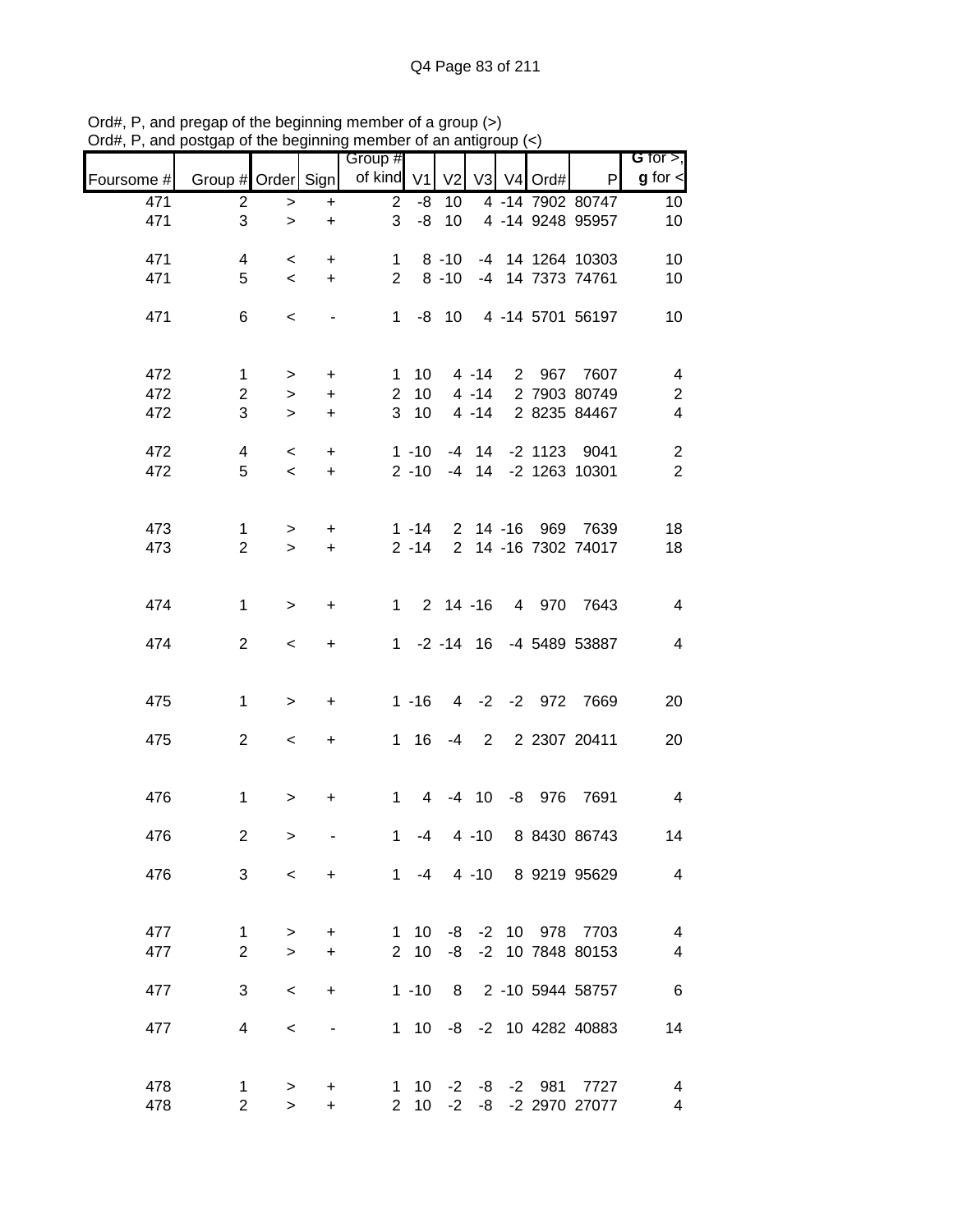Ord#, P, and pregap of the beginning member of a group (>)
Ord#, P, and postgap of the beginning member of an antigroup (<)

| Foursome # | Group # | Order | Sign | Group # of kind | V1 | V2 | V3 | V4 | Ord# | P | G for >, g for < |
|---|---|---|---|---|---|---|---|---|---|---|---|
| 471 | 2 | > | + | 2 | -8 | 10 | 4 | -14 | 7902 | 80747 | 10 |
| 471 | 3 | > | + | 3 | -8 | 10 | 4 | -14 | 9248 | 95957 | 10 |
| | | | | | | | | | | | |
| 471 | 4 | < | + | 1 | 8 | -10 | -4 | 14 | 1264 | 10303 | 10 |
| 471 | 5 | < | + | 2 | 8 | -10 | -4 | 14 | 7373 | 74761 | 10 |
| | | | | | | | | | | | |
| 471 | 6 | < | - | 1 | -8 | 10 | 4 | -14 | 5701 | 56197 | 10 |
| | | | | | | | | | | | |
| 472 | 1 | > | + | 1 | 10 | 4 | -14 | 2 | 967 | 7607 | 4 |
| 472 | 2 | > | + | 2 | 10 | 4 | -14 | 2 | 7903 | 80749 | 2 |
| 472 | 3 | > | + | 3 | 10 | 4 | -14 | 2 | 8235 | 84467 | 4 |
| | | | | | | | | | | | |
| 472 | 4 | < | + | 1 | -10 | -4 | 14 | -2 | 1123 | 9041 | 2 |
| 472 | 5 | < | + | 2 | -10 | -4 | 14 | -2 | 1263 | 10301 | 2 |
| | | | | | | | | | | | |
| 473 | 1 | > | + | 1 | -14 | 2 | 14 | -16 | 969 | 7639 | 18 |
| 473 | 2 | > | + | 2 | -14 | 2 | 14 | -16 | 7302 | 74017 | 18 |
| | | | | | | | | | | | |
| 474 | 1 | > | + | 1 | 2 | 14 | -16 | 4 | 970 | 7643 | 4 |
| | | | | | | | | | | | |
| 474 | 2 | < | + | 1 | -2 | -14 | 16 | -4 | 5489 | 53887 | 4 |
| | | | | | | | | | | | |
| 475 | 1 | > | + | 1 | -16 | 4 | -2 | -2 | 972 | 7669 | 20 |
| | | | | | | | | | | | |
| 475 | 2 | < | + | 1 | 16 | -4 | 2 | 2 | 2307 | 20411 | 20 |
| | | | | | | | | | | | |
| 476 | 1 | > | + | 1 | 4 | -4 | 10 | -8 | 976 | 7691 | 4 |
| | | | | | | | | | | | |
| 476 | 2 | > | - | 1 | -4 | 4 | -10 | 8 | 8430 | 86743 | 14 |
| | | | | | | | | | | | |
| 476 | 3 | < | + | 1 | -4 | 4 | -10 | 8 | 9219 | 95629 | 4 |
| | | | | | | | | | | | |
| 477 | 1 | > | + | 1 | 10 | -8 | -2 | 10 | 978 | 7703 | 4 |
| 477 | 2 | > | + | 2 | 10 | -8 | -2 | 10 | 7848 | 80153 | 4 |
| | | | | | | | | | | | |
| 477 | 3 | < | + | 1 | -10 | 8 | 2 | -10 | 5944 | 58757 | 6 |
| | | | | | | | | | | | |
| 477 | 4 | < | - | 1 | 10 | -8 | -2 | 10 | 4282 | 40883 | 14 |
| | | | | | | | | | | | |
| 478 | 1 | > | + | 1 | 10 | -2 | -8 | -2 | 981 | 7727 | 4 |
| 478 | 2 | > | + | 2 | 10 | -2 | -8 | -2 | 2970 | 27077 | 4 |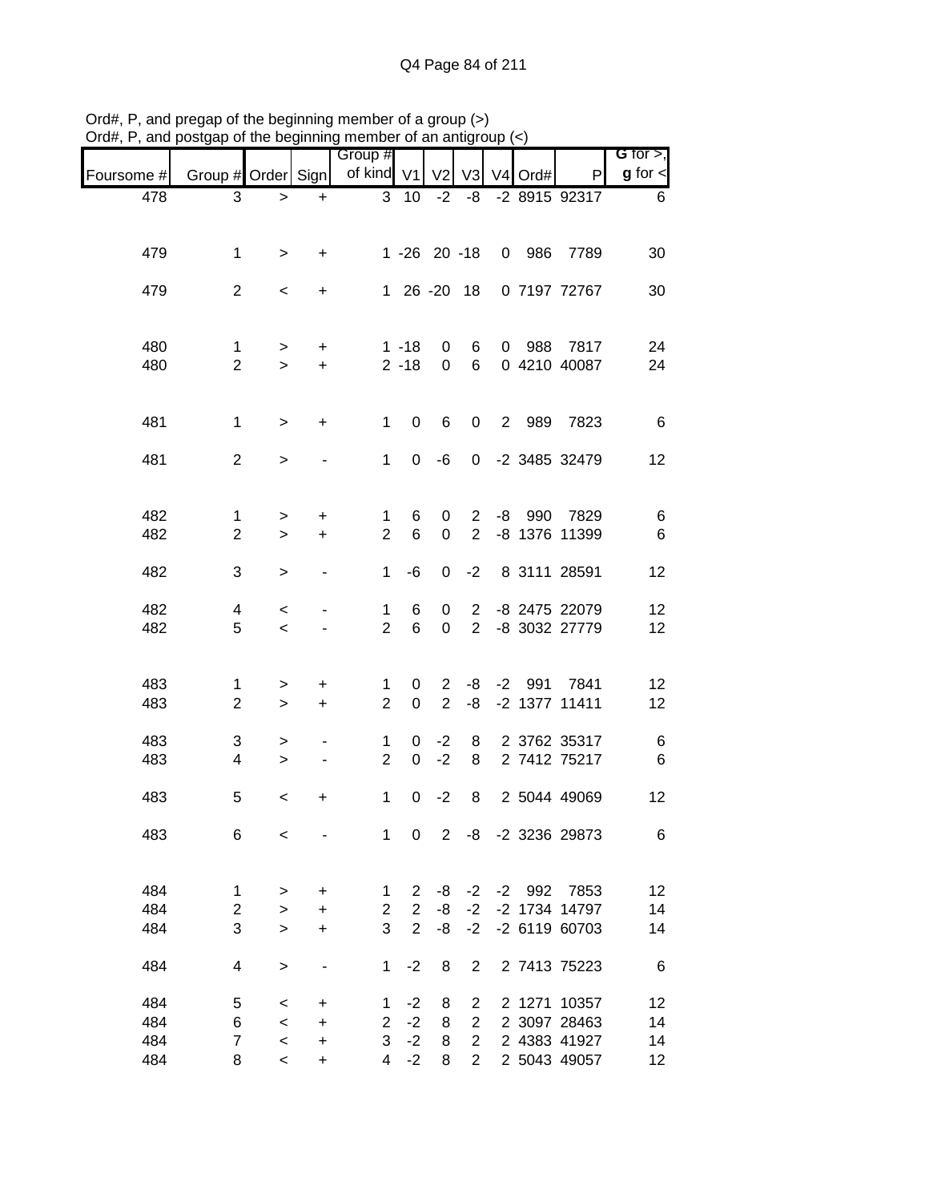Ord#, P, and pregap of the beginning member of a group (>)
Ord#, P, and postgap of the beginning member of an antigroup (<)

| Foursome # | Group # | Order | Sign | Group # of kind | V1 | V2 | V3 | V4 | Ord# | P | G for >, g for < |
|---|---|---|---|---|---|---|---|---|---|---|---|
| 478 | 3 | > | + | 3 | 10 | -2 | -8 | -2 | 8915 | 92317 | 6 |
| | | | | | | | | | | | |
| 479 | 1 | > | + | 1 | -26 | 20 | -18 | 0 | 986 | 7789 | 30 |
| | | | | | | | | | | | |
| 479 | 2 | < | + | 1 | 26 | -20 | 18 | 0 | 7197 | 72767 | 30 |
| | | | | | | | | | | | |
| 480 | 1 | > | + | 1 | -18 | 0 | 6 | 0 | 988 | 7817 | 24 |
| 480 | 2 | > | + | 2 | -18 | 0 | 6 | 0 | 4210 | 40087 | 24 |
| | | | | | | | | | | | |
| 481 | 1 | > | + | 1 | 0 | 6 | 0 | 2 | 989 | 7823 | 6 |
| | | | | | | | | | | | |
| 481 | 2 | > | - | 1 | 0 | -6 | 0 | -2 | 3485 | 32479 | 12 |
| | | | | | | | | | | | |
| 482 | 1 | > | + | 1 | 6 | 0 | 2 | -8 | 990 | 7829 | 6 |
| 482 | 2 | > | + | 2 | 6 | 0 | 2 | -8 | 1376 | 11399 | 6 |
| | | | | | | | | | | | |
| 482 | 3 | > | - | 1 | -6 | 0 | -2 | 8 | 3111 | 28591 | 12 |
| | | | | | | | | | | | |
| 482 | 4 | < | - | 1 | 6 | 0 | 2 | -8 | 2475 | 22079 | 12 |
| 482 | 5 | < | - | 2 | 6 | 0 | 2 | -8 | 3032 | 27779 | 12 |
| | | | | | | | | | | | |
| 483 | 1 | > | + | 1 | 0 | 2 | -8 | -2 | 991 | 7841 | 12 |
| 483 | 2 | > | + | 2 | 0 | 2 | -8 | -2 | 1377 | 11411 | 12 |
| | | | | | | | | | | | |
| 483 | 3 | > | - | 1 | 0 | -2 | 8 | 2 | 3762 | 35317 | 6 |
| 483 | 4 | > | - | 2 | 0 | -2 | 8 | 2 | 7412 | 75217 | 6 |
| | | | | | | | | | | | |
| 483 | 5 | < | + | 1 | 0 | -2 | 8 | 2 | 5044 | 49069 | 12 |
| | | | | | | | | | | | |
| 483 | 6 | < | - | 1 | 0 | 2 | -8 | -2 | 3236 | 29873 | 6 |
| | | | | | | | | | | | |
| 484 | 1 | > | + | 1 | 2 | -8 | -2 | -2 | 992 | 7853 | 12 |
| 484 | 2 | > | + | 2 | 2 | -8 | -2 | -2 | 1734 | 14797 | 14 |
| 484 | 3 | > | + | 3 | 2 | -8 | -2 | -2 | 6119 | 60703 | 14 |
| | | | | | | | | | | | |
| 484 | 4 | > | - | 1 | -2 | 8 | 2 | 2 | 7413 | 75223 | 6 |
| | | | | | | | | | | | |
| 484 | 5 | < | + | 1 | -2 | 8 | 2 | 2 | 1271 | 10357 | 12 |
| 484 | 6 | < | + | 2 | -2 | 8 | 2 | 2 | 3097 | 28463 | 14 |
| 484 | 7 | < | + | 3 | -2 | 8 | 2 | 2 | 4383 | 41927 | 14 |
| 484 | 8 | < | + | 4 | -2 | 8 | 2 | 2 | 5043 | 49057 | 12 |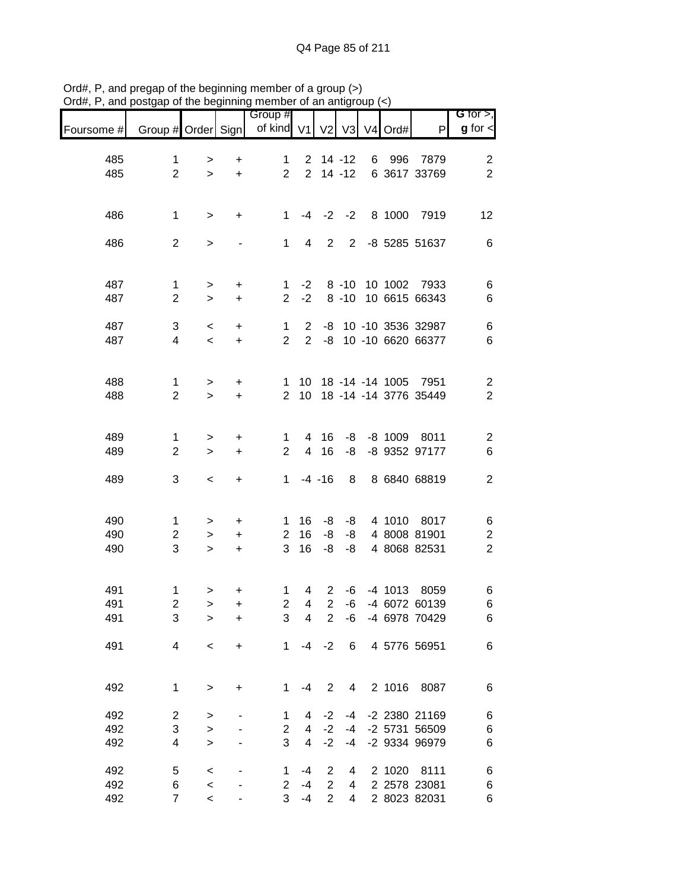Ord#, P, and pregap of the beginning member of a group (>)
Ord#, P, and postgap of the beginning member of an antigroup (<)

| Foursome # | Group # | Order | Sign | Group # of kind | V1 | V2 | V3 | V4 | Ord# | P | G for >, g for < |
|---|---|---|---|---|---|---|---|---|---|---|---|
| 485 | 1 | > | + | 1 | 2 | 14 | -12 | 6 | 996 | 7879 | 2 |
| 485 | 2 | > | + | 2 | 2 | 14 | -12 | 6 | 3617 | 33769 | 2 |
| 486 | 1 | > | + | 1 | -4 | -2 | -2 | 8 | 1000 | 7919 | 12 |
| 486 | 2 | > | - | 1 | 4 | 2 | 2 | -8 | 5285 | 51637 | 6 |
| 487 | 1 | > | + | 1 | -2 | 8 | -10 | 10 | 1002 | 7933 | 6 |
| 487 | 2 | > | + | 2 | -2 | 8 | -10 | 10 | 6615 | 66343 | 6 |
| 487 | 3 | < | + | 1 | 2 | -8 | 10 | -10 | 3536 | 32987 | 6 |
| 487 | 4 | < | + | 2 | 2 | -8 | 10 | -10 | 6620 | 66377 | 6 |
| 488 | 1 | > | + | 1 | 10 | 18 | -14 | -14 | 1005 | 7951 | 2 |
| 488 | 2 | > | + | 2 | 10 | 18 | -14 | -14 | 3776 | 35449 | 2 |
| 489 | 1 | > | + | 1 | 4 | 16 | -8 | -8 | 1009 | 8011 | 2 |
| 489 | 2 | > | + | 2 | 4 | 16 | -8 | -8 | 9352 | 97177 | 6 |
| 489 | 3 | < | + | 1 | -4 | -16 | 8 | 8 | 6840 | 68819 | 2 |
| 490 | 1 | > | + | 1 | 16 | -8 | -8 | 4 | 1010 | 8017 | 6 |
| 490 | 2 | > | + | 2 | 16 | -8 | -8 | 4 | 8008 | 81901 | 2 |
| 490 | 3 | > | + | 3 | 16 | -8 | -8 | 4 | 8068 | 82531 | 2 |
| 491 | 1 | > | + | 1 | 4 | 2 | -6 | -4 | 1013 | 8059 | 6 |
| 491 | 2 | > | + | 2 | 4 | 2 | -6 | -4 | 6072 | 60139 | 6 |
| 491 | 3 | > | + | 3 | 4 | 2 | -6 | -4 | 6978 | 70429 | 6 |
| 491 | 4 | < | + | 1 | -4 | -2 | 6 | 4 | 5776 | 56951 | 6 |
| 492 | 1 | > | + | 1 | -4 | 2 | 4 | 2 | 1016 | 8087 | 6 |
| 492 | 2 | > | - | 1 | 4 | -2 | -4 | -2 | 2380 | 21169 | 6 |
| 492 | 3 | > | - | 2 | 4 | -2 | -4 | -2 | 5731 | 56509 | 6 |
| 492 | 4 | > | - | 3 | 4 | -2 | -4 | -2 | 9334 | 96979 | 6 |
| 492 | 5 | < | - | 1 | -4 | 2 | 4 | 2 | 1020 | 8111 | 6 |
| 492 | 6 | < | - | 2 | -4 | 2 | 4 | 2 | 2578 | 23081 | 6 |
| 492 | 7 | < | - | 3 | -4 | 2 | 4 | 2 | 8023 | 82031 | 6 |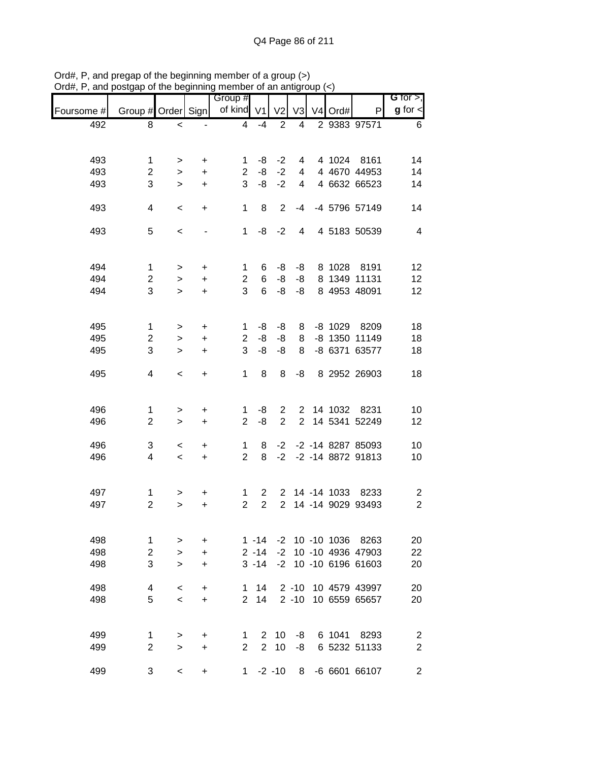Ord#, P, and pregap of the beginning member of a group (>)
Ord#, P, and postgap of the beginning member of an antigroup (<)

| Foursome # | Group # | Order | Sign | Group # of kind | V1 | V2 | V3 | V4 | Ord# | P | G for >, g for < |
|---|---|---|---|---|---|---|---|---|---|---|---|
| 492 | 8 | < | - | 4 | -4 | 2 | 4 | 2 | 9383 | 97571 | 6 |
| | | | | | | | | | | | |
| 493 | 1 | > | + | 1 | -8 | -2 | 4 | 4 | 1024 | 8161 | 14 |
| 493 | 2 | > | + | 2 | -8 | -2 | 4 | 4 | 4670 | 44953 | 14 |
| 493 | 3 | > | + | 3 | -8 | -2 | 4 | 4 | 6632 | 66523 | 14 |
| | | | | | | | | | | | |
| 493 | 4 | < | + | 1 | 8 | 2 | -4 | -4 | 5796 | 57149 | 14 |
| | | | | | | | | | | | |
| 493 | 5 | < | - | 1 | -8 | -2 | 4 | 4 | 5183 | 50539 | 4 |
| | | | | | | | | | | | |
| 494 | 1 | > | + | 1 | 6 | -8 | -8 | 8 | 1028 | 8191 | 12 |
| 494 | 2 | > | + | 2 | 6 | -8 | -8 | 8 | 1349 | 11131 | 12 |
| 494 | 3 | > | + | 3 | 6 | -8 | -8 | 8 | 4953 | 48091 | 12 |
| | | | | | | | | | | | |
| 495 | 1 | > | + | 1 | -8 | -8 | 8 | -8 | 1029 | 8209 | 18 |
| 495 | 2 | > | + | 2 | -8 | -8 | 8 | -8 | 1350 | 11149 | 18 |
| 495 | 3 | > | + | 3 | -8 | -8 | 8 | -8 | 6371 | 63577 | 18 |
| | | | | | | | | | | | |
| 495 | 4 | < | + | 1 | 8 | 8 | -8 | 8 | 2952 | 26903 | 18 |
| | | | | | | | | | | | |
| 496 | 1 | > | + | 1 | -8 | 2 | 2 | 14 | 1032 | 8231 | 10 |
| 496 | 2 | > | + | 2 | -8 | 2 | 2 | 14 | 5341 | 52249 | 12 |
| | | | | | | | | | | | |
| 496 | 3 | < | + | 1 | 8 | -2 | -2 | -14 | 8287 | 85093 | 10 |
| 496 | 4 | < | + | 2 | 8 | -2 | -2 | -14 | 8872 | 91813 | 10 |
| | | | | | | | | | | | |
| 497 | 1 | > | + | 1 | 2 | 2 | 14 | -14 | 1033 | 8233 | 2 |
| 497 | 2 | > | + | 2 | 2 | 2 | 14 | -14 | 9029 | 93493 | 2 |
| | | | | | | | | | | | |
| 498 | 1 | > | + | 1 | -14 | -2 | 10 | -10 | 1036 | 8263 | 20 |
| 498 | 2 | > | + | 2 | -14 | -2 | 10 | -10 | 4936 | 47903 | 22 |
| 498 | 3 | > | + | 3 | -14 | -2 | 10 | -10 | 6196 | 61603 | 20 |
| | | | | | | | | | | | |
| 498 | 4 | < | + | 1 | 14 | 2 | -10 | 10 | 4579 | 43997 | 20 |
| 498 | 5 | < | + | 2 | 14 | 2 | -10 | 10 | 6559 | 65657 | 20 |
| | | | | | | | | | | | |
| 499 | 1 | > | + | 1 | 2 | 10 | -8 | 6 | 1041 | 8293 | 2 |
| 499 | 2 | > | + | 2 | 2 | 10 | -8 | 6 | 5232 | 51133 | 2 |
| | | | | | | | | | | | |
| 499 | 3 | < | + | 1 | -2 | -10 | 8 | -6 | 6601 | 66107 | 2 |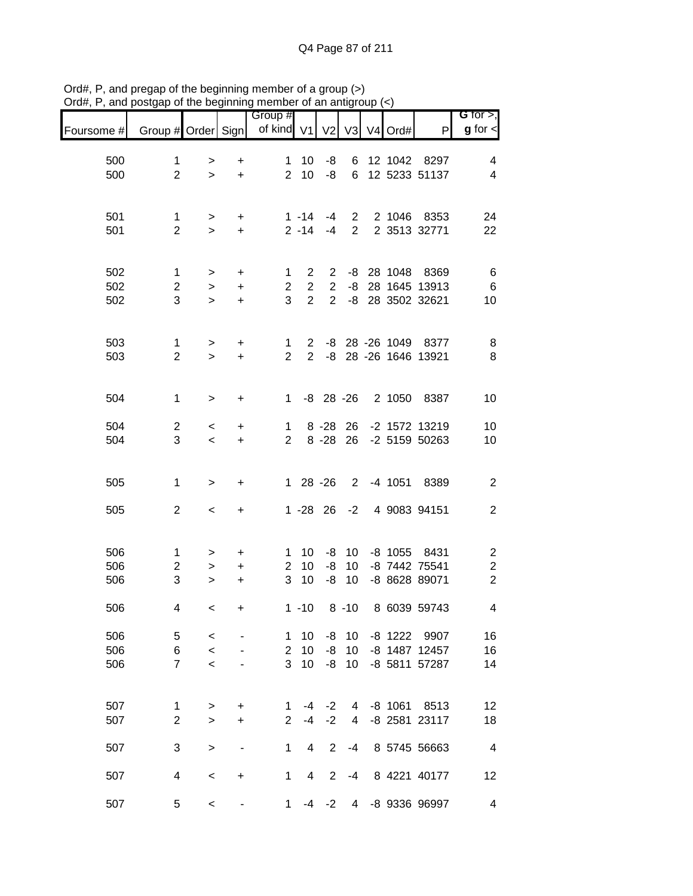Ord#, P, and pregap of the beginning member of a group (>)
Ord#, P, and postgap of the beginning member of an antigroup (<)

| Foursome # | Group # | Order | Sign | Group # of kind | V1 | V2 | V3 | V4 | Ord# | P | G for >, g for < |
|---|---|---|---|---|---|---|---|---|---|---|---|
| 500 | 1 | > | + | 1 | 10 | -8 | 6 | 12 | 1042 | 8297 | 4 |
| 500 | 2 | > | + | 2 | 10 | -8 | 6 | 12 | 5233 | 51137 | 4 |
| 501 | 1 | > | + | 1 | -14 | -4 | 2 | 2 | 1046 | 8353 | 24 |
| 501 | 2 | > | + | 2 | -14 | -4 | 2 | 2 | 3513 | 32771 | 22 |
| 502 | 1 | > | + | 1 | 2 | 2 | -8 | 28 | 1048 | 8369 | 6 |
| 502 | 2 | > | + | 2 | 2 | 2 | -8 | 28 | 1645 | 13913 | 6 |
| 502 | 3 | > | + | 3 | 2 | 2 | -8 | 28 | 3502 | 32621 | 10 |
| 503 | 1 | > | + | 1 | 2 | -8 | 28 | -26 | 1049 | 8377 | 8 |
| 503 | 2 | > | + | 2 | 2 | -8 | 28 | -26 | 1646 | 13921 | 8 |
| 504 | 1 | > | + | 1 | -8 | 28 | -26 | 2 | 1050 | 8387 | 10 |
| 504 | 2 | < | + | 1 | 8 | -28 | 26 | -2 | 1572 | 13219 | 10 |
| 504 | 3 | < | + | 2 | 8 | -28 | 26 | -2 | 5159 | 50263 | 10 |
| 505 | 1 | > | + | 1 | 28 | -26 | 2 | -4 | 1051 | 8389 | 2 |
| 505 | 2 | < | + | 1 | -28 | 26 | -2 | 4 | 9083 | 94151 | 2 |
| 506 | 1 | > | + | 1 | 10 | -8 | 10 | -8 | 1055 | 8431 | 2 |
| 506 | 2 | > | + | 2 | 10 | -8 | 10 | -8 | 7442 | 75541 | 2 |
| 506 | 3 | > | + | 3 | 10 | -8 | 10 | -8 | 8628 | 89071 | 2 |
| 506 | 4 | < | + | 1 | -10 | 8 | -10 | 8 | 6039 | 59743 | 4 |
| 506 | 5 | < | - | 1 | 10 | -8 | 10 | -8 | 1222 | 9907 | 16 |
| 506 | 6 | < | - | 2 | 10 | -8 | 10 | -8 | 1487 | 12457 | 16 |
| 506 | 7 | < | - | 3 | 10 | -8 | 10 | -8 | 5811 | 57287 | 14 |
| 507 | 1 | > | + | 1 | -4 | -2 | 4 | -8 | 1061 | 8513 | 12 |
| 507 | 2 | > | + | 2 | -4 | -2 | 4 | -8 | 2581 | 23117 | 18 |
| 507 | 3 | > | - | 1 | 4 | 2 | -4 | 8 | 5745 | 56663 | 4 |
| 507 | 4 | < | + | 1 | 4 | 2 | -4 | 8 | 4221 | 40177 | 12 |
| 507 | 5 | < | - | 1 | -4 | -2 | 4 | -8 | 9336 | 96997 | 4 |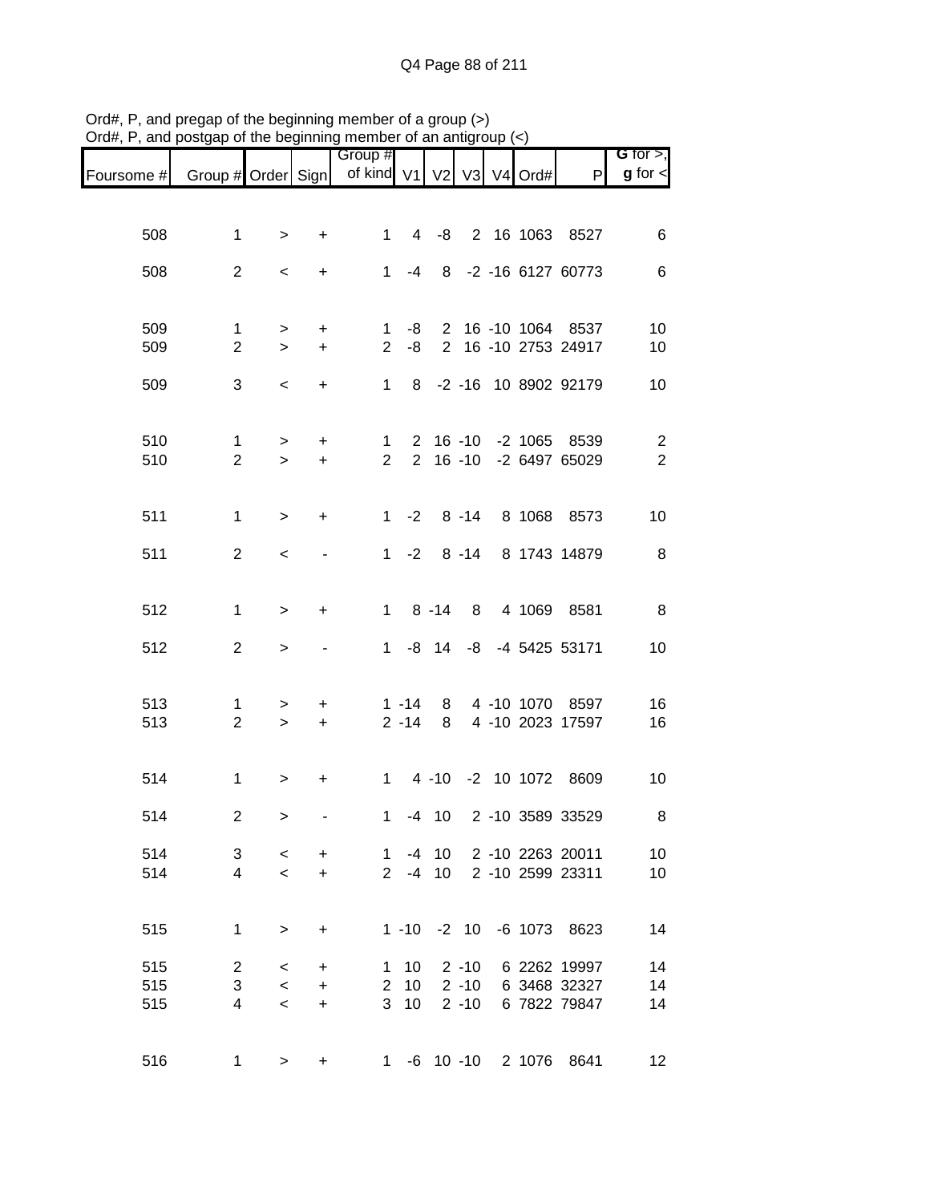Ord#, P, and pregap of the beginning member of a group (>)
Ord#, P, and postgap of the beginning member of an antigroup (<)

| Foursome # | Group # | Order | Sign | Group # of kind | V1 | V2 | V3 | V4 | Ord# | P | G for >, g for < |
|---|---|---|---|---|---|---|---|---|---|---|---|
| 508 | 1 | > | + | 1 | 4 | -8 | 2 | 16 | 1063 | 8527 | 6 |
| 508 | 2 | < | + | 1 | -4 | 8 | -2 | -16 | 6127 | 60773 | 6 |
| 509 | 1 | > | + | 1 | -8 | 2 | 16 | -10 | 1064 | 8537 | 10 |
| 509 | 2 | > | + | 2 | -8 | 2 | 16 | -10 | 2753 | 24917 | 10 |
| 509 | 3 | < | + | 1 | 8 | -2 | -16 | 10 | 8902 | 92179 | 10 |
| 510 | 1 | > | + | 1 | 2 | 16 | -10 | -2 | 1065 | 8539 | 2 |
| 510 | 2 | > | + | 2 | 2 | 16 | -10 | -2 | 6497 | 65029 | 2 |
| 511 | 1 | > | + | 1 | -2 | 8 | -14 | 8 | 1068 | 8573 | 10 |
| 511 | 2 | < | - | 1 | -2 | 8 | -14 | 8 | 1743 | 14879 | 8 |
| 512 | 1 | > | + | 1 | 8 | -14 | 8 | 4 | 1069 | 8581 | 8 |
| 512 | 2 | > | - | 1 | -8 | 14 | -8 | -4 | 5425 | 53171 | 10 |
| 513 | 1 | > | + | 1 | -14 | 8 | 4 | -10 | 1070 | 8597 | 16 |
| 513 | 2 | > | + | 2 | -14 | 8 | 4 | -10 | 2023 | 17597 | 16 |
| 514 | 1 | > | + | 1 | 4 | -10 | -2 | 10 | 1072 | 8609 | 10 |
| 514 | 2 | > | - | 1 | -4 | 10 | 2 | -10 | 3589 | 33529 | 8 |
| 514 | 3 | < | + | 1 | -4 | 10 | 2 | -10 | 2263 | 20011 | 10 |
| 514 | 4 | < | + | 2 | -4 | 10 | 2 | -10 | 2599 | 23311 | 10 |
| 515 | 1 | > | + | 1 | -10 | -2 | 10 | -6 | 1073 | 8623 | 14 |
| 515 | 2 | < | + | 1 | 10 | 2 | -10 | 6 | 2262 | 19997 | 14 |
| 515 | 3 | < | + | 2 | 10 | 2 | -10 | 6 | 3468 | 32327 | 14 |
| 515 | 4 | < | + | 3 | 10 | 2 | -10 | 6 | 7822 | 79847 | 14 |
| 516 | 1 | > | + | 1 | -6 | 10 | -10 | 2 | 1076 | 8641 | 12 |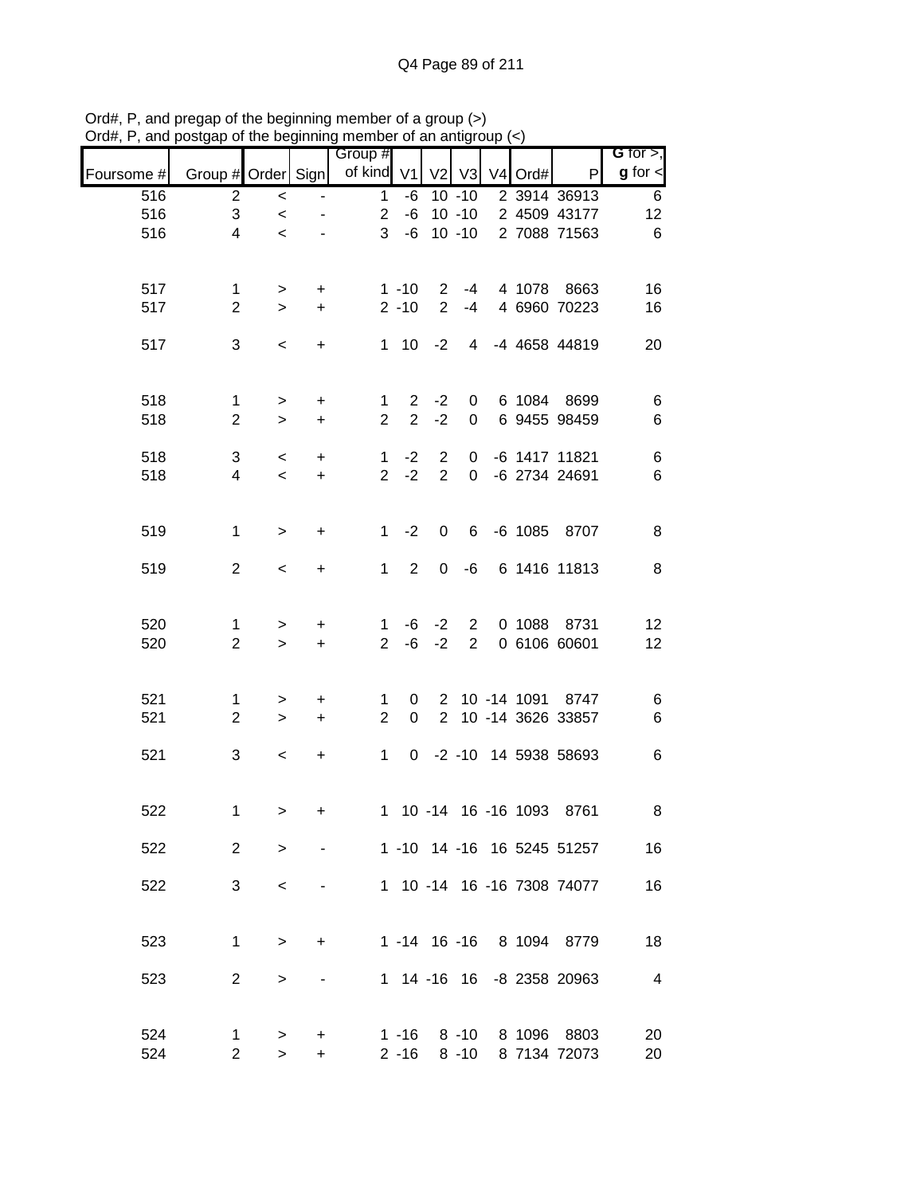Ord#, P, and pregap of the beginning member of a group (>)
Ord#, P, and postgap of the beginning member of an antigroup (<)

| Foursome # | Group # | Order | Sign | Group # of kind | V1 | V2 | V3 | V4 | Ord# | P | G for >, g for < |
|---|---|---|---|---|---|---|---|---|---|---|---|
| 516 | 2 | < | - | 1 | -6 | 10 | -10 | 2 | 3914 | 36913 | 6 |
| 516 | 3 | < | - | 2 | -6 | 10 | -10 | 2 | 4509 | 43177 | 12 |
| 516 | 4 | < | - | 3 | -6 | 10 | -10 | 2 | 7088 | 71563 | 6 |
| | | | | | | | | | | | |
| 517 | 1 | > | + | 1 | -10 | 2 | -4 | 4 | 1078 | 8663 | 16 |
| 517 | 2 | > | + | 2 | -10 | 2 | -4 | 4 | 6960 | 70223 | 16 |
| | | | | | | | | | | | |
| 517 | 3 | < | + | 1 | 10 | -2 | 4 | -4 | 4658 | 44819 | 20 |
| | | | | | | | | | | | |
| 518 | 1 | > | + | 1 | 2 | -2 | 0 | 6 | 1084 | 8699 | 6 |
| 518 | 2 | > | + | 2 | 2 | -2 | 0 | 6 | 9455 | 98459 | 6 |
| | | | | | | | | | | | |
| 518 | 3 | < | + | 1 | -2 | 2 | 0 | -6 | 1417 | 11821 | 6 |
| 518 | 4 | < | + | 2 | -2 | 2 | 0 | -6 | 2734 | 24691 | 6 |
| | | | | | | | | | | | |
| 519 | 1 | > | + | 1 | -2 | 0 | 6 | -6 | 1085 | 8707 | 8 |
| | | | | | | | | | | | |
| 519 | 2 | < | + | 1 | 2 | 0 | -6 | 6 | 1416 | 11813 | 8 |
| | | | | | | | | | | | |
| 520 | 1 | > | + | 1 | -6 | -2 | 2 | 0 | 1088 | 8731 | 12 |
| 520 | 2 | > | + | 2 | -6 | -2 | 2 | 0 | 6106 | 60601 | 12 |
| | | | | | | | | | | | |
| 521 | 1 | > | + | 1 | 0 | 2 | 10 | -14 | 1091 | 8747 | 6 |
| 521 | 2 | > | + | 2 | 0 | 2 | 10 | -14 | 3626 | 33857 | 6 |
| | | | | | | | | | | | |
| 521 | 3 | < | + | 1 | 0 | -2 | -10 | 14 | 5938 | 58693 | 6 |
| | | | | | | | | | | | |
| 522 | 1 | > | + | 1 | 10 | -14 | 16 | -16 | 1093 | 8761 | 8 |
| | | | | | | | | | | | |
| 522 | 2 | > | - | 1 | -10 | 14 | -16 | 16 | 5245 | 51257 | 16 |
| | | | | | | | | | | | |
| 522 | 3 | < | - | 1 | 10 | -14 | 16 | -16 | 7308 | 74077 | 16 |
| | | | | | | | | | | | |
| 523 | 1 | > | + | 1 | -14 | 16 | -16 | 8 | 1094 | 8779 | 18 |
| | | | | | | | | | | | |
| 523 | 2 | > | - | 1 | 14 | -16 | 16 | -8 | 2358 | 20963 | 4 |
| | | | | | | | | | | | |
| 524 | 1 | > | + | 1 | -16 | 8 | -10 | 8 | 1096 | 8803 | 20 |
| 524 | 2 | > | + | 2 | -16 | 8 | -10 | 8 | 7134 | 72073 | 20 |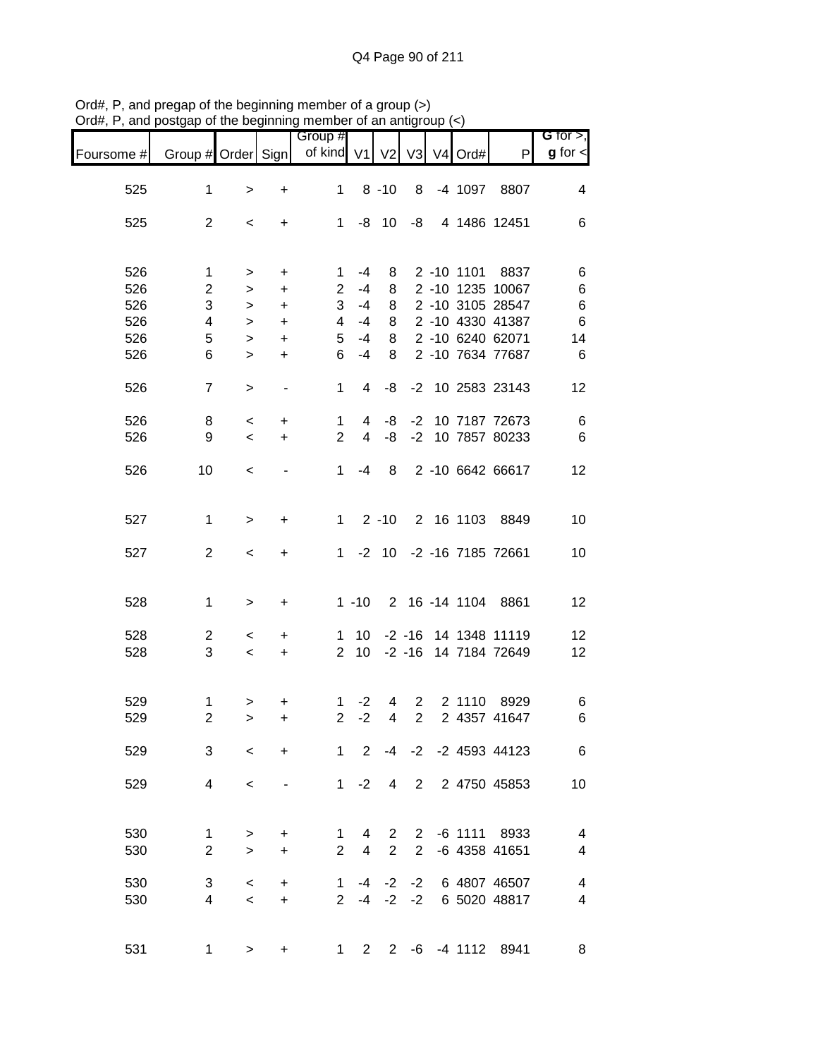Ord#, P, and pregap of the beginning member of a group (>)
Ord#, P, and postgap of the beginning member of an antigroup (<)

| Foursome # | Group # | Order | Sign | Group # of kind | V1 | V2 | V3 | V4 | Ord# | P | G for >, g for < |
|---|---|---|---|---|---|---|---|---|---|---|---|
| 525 | 1 | > | + | 1 | 8 | -10 | 8 | -4 | 1097 | 8807 | 4 |
| 525 | 2 | < | + | 1 | -8 | 10 | -8 | 4 | 1486 | 12451 | 6 |
| 526 | 1 | > | + | 1 | -4 | 8 | 2 | -10 | 1101 | 8837 | 6 |
| 526 | 2 | > | + | 2 | -4 | 8 | 2 | -10 | 1235 | 10067 | 6 |
| 526 | 3 | > | + | 3 | -4 | 8 | 2 | -10 | 3105 | 28547 | 6 |
| 526 | 4 | > | + | 4 | -4 | 8 | 2 | -10 | 4330 | 41387 | 6 |
| 526 | 5 | > | + | 5 | -4 | 8 | 2 | -10 | 6240 | 62071 | 14 |
| 526 | 6 | > | + | 6 | -4 | 8 | 2 | -10 | 7634 | 77687 | 6 |
| 526 | 7 | > | - | 1 | 4 | -8 | -2 | 10 | 2583 | 23143 | 12 |
| 526 | 8 | < | + | 1 | 4 | -8 | -2 | 10 | 7187 | 72673 | 6 |
| 526 | 9 | < | + | 2 | 4 | -8 | -2 | 10 | 7857 | 80233 | 6 |
| 526 | 10 | < | - | 1 | -4 | 8 | 2 | -10 | 6642 | 66617 | 12 |
| 527 | 1 | > | + | 1 | 2 | -10 | 2 | 16 | 1103 | 8849 | 10 |
| 527 | 2 | < | + | 1 | -2 | 10 | -2 | -16 | 7185 | 72661 | 10 |
| 528 | 1 | > | + | 1 | -10 | 2 | 16 | -14 | 1104 | 8861 | 12 |
| 528 | 2 | < | + | 1 | 10 | -2 | -16 | 14 | 1348 | 11119 | 12 |
| 528 | 3 | < | + | 2 | 10 | -2 | -16 | 14 | 7184 | 72649 | 12 |
| 529 | 1 | > | + | 1 | -2 | 4 | 2 | 2 | 1110 | 8929 | 6 |
| 529 | 2 | > | + | 2 | -2 | 4 | 2 | 2 | 4357 | 41647 | 6 |
| 529 | 3 | < | + | 1 | 2 | -4 | -2 | -2 | 4593 | 44123 | 6 |
| 529 | 4 | < | - | 1 | -2 | 4 | 2 | 2 | 4750 | 45853 | 10 |
| 530 | 1 | > | + | 1 | 4 | 2 | 2 | -6 | 1111 | 8933 | 4 |
| 530 | 2 | > | + | 2 | 4 | 2 | 2 | -6 | 4358 | 41651 | 4 |
| 530 | 3 | < | + | 1 | -4 | -2 | -2 | 6 | 4807 | 46507 | 4 |
| 530 | 4 | < | + | 2 | -4 | -2 | -2 | 6 | 5020 | 48817 | 4 |
| 531 | 1 | > | + | 1 | 2 | 2 | -6 | -4 | 1112 | 8941 | 8 |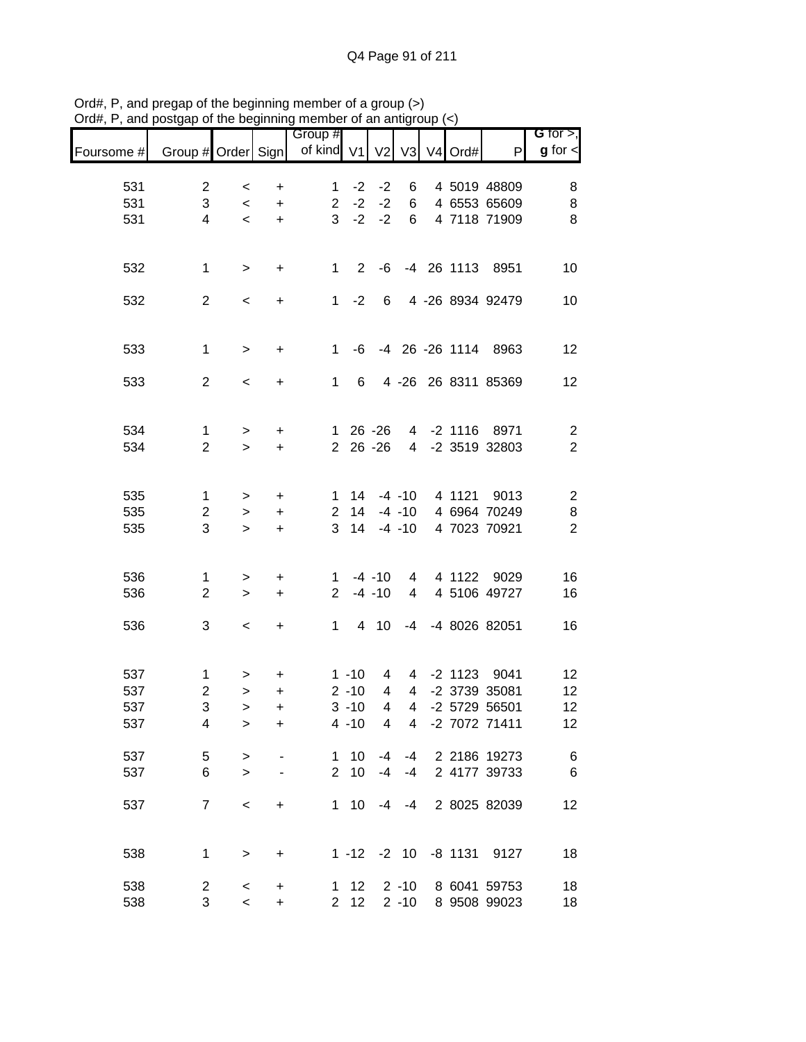Ord#, P, and pregap of the beginning member of a group (>)
Ord#, P, and postgap of the beginning member of an antigroup (<)

| Foursome # | Group # | Order | Sign | Group # of kind | V1 | V2 | V3 | V4 | Ord# | P | G for >, g for < |
|---|---|---|---|---|---|---|---|---|---|---|---|
| 531 | 2 | < | + | 1 | -2 | -2 | 6 | 4 | 5019 | 48809 | 8 |
| 531 | 3 | < | + | 2 | -2 | -2 | 6 | 4 | 6553 | 65609 | 8 |
| 531 | 4 | < | + | 3 | -2 | -2 | 6 | 4 | 7118 | 71909 | 8 |
| | | | | | | | | | | | |
| 532 | 1 | > | + | 1 | 2 | -6 | -4 | 26 | 1113 | 8951 | 10 |
| | | | | | | | | | | | |
| 532 | 2 | < | + | 1 | -2 | 6 | 4 | -26 | 8934 | 92479 | 10 |
| | | | | | | | | | | | |
| 533 | 1 | > | + | 1 | -6 | -4 | 26 | -26 | 1114 | 8963 | 12 |
| | | | | | | | | | | | |
| 533 | 2 | < | + | 1 | 6 | 4 | -26 | 26 | 8311 | 85369 | 12 |
| | | | | | | | | | | | |
| 534 | 1 | > | + | 1 | 26 | -26 | 4 | -2 | 1116 | 8971 | 2 |
| 534 | 2 | > | + | 2 | 26 | -26 | 4 | -2 | 3519 | 32803 | 2 |
| | | | | | | | | | | | |
| 535 | 1 | > | + | 1 | 14 | -4 | -10 | 4 | 1121 | 9013 | 2 |
| 535 | 2 | > | + | 2 | 14 | -4 | -10 | 4 | 6964 | 70249 | 8 |
| 535 | 3 | > | + | 3 | 14 | -4 | -10 | 4 | 7023 | 70921 | 2 |
| | | | | | | | | | | | |
| 536 | 1 | > | + | 1 | -4 | -10 | 4 | 4 | 1122 | 9029 | 16 |
| 536 | 2 | > | + | 2 | -4 | -10 | 4 | 4 | 5106 | 49727 | 16 |
| | | | | | | | | | | | |
| 536 | 3 | < | + | 1 | 4 | 10 | -4 | -4 | 8026 | 82051 | 16 |
| | | | | | | | | | | | |
| 537 | 1 | > | + | 1 | -10 | 4 | 4 | -2 | 1123 | 9041 | 12 |
| 537 | 2 | > | + | 2 | -10 | 4 | 4 | -2 | 3739 | 35081 | 12 |
| 537 | 3 | > | + | 3 | -10 | 4 | 4 | -2 | 5729 | 56501 | 12 |
| 537 | 4 | > | + | 4 | -10 | 4 | 4 | -2 | 7072 | 71411 | 12 |
| | | | | | | | | | | | |
| 537 | 5 | > | - | 1 | 10 | -4 | -4 | 2 | 2186 | 19273 | 6 |
| 537 | 6 | > | - | 2 | 10 | -4 | -4 | 2 | 4177 | 39733 | 6 |
| | | | | | | | | | | | |
| 537 | 7 | < | + | 1 | 10 | -4 | -4 | 2 | 8025 | 82039 | 12 |
| | | | | | | | | | | | |
| 538 | 1 | > | + | 1 | -12 | -2 | 10 | -8 | 1131 | 9127 | 18 |
| | | | | | | | | | | | |
| 538 | 2 | < | + | 1 | 12 | 2 | -10 | 8 | 6041 | 59753 | 18 |
| 538 | 3 | < | + | 2 | 12 | 2 | -10 | 8 | 9508 | 99023 | 18 |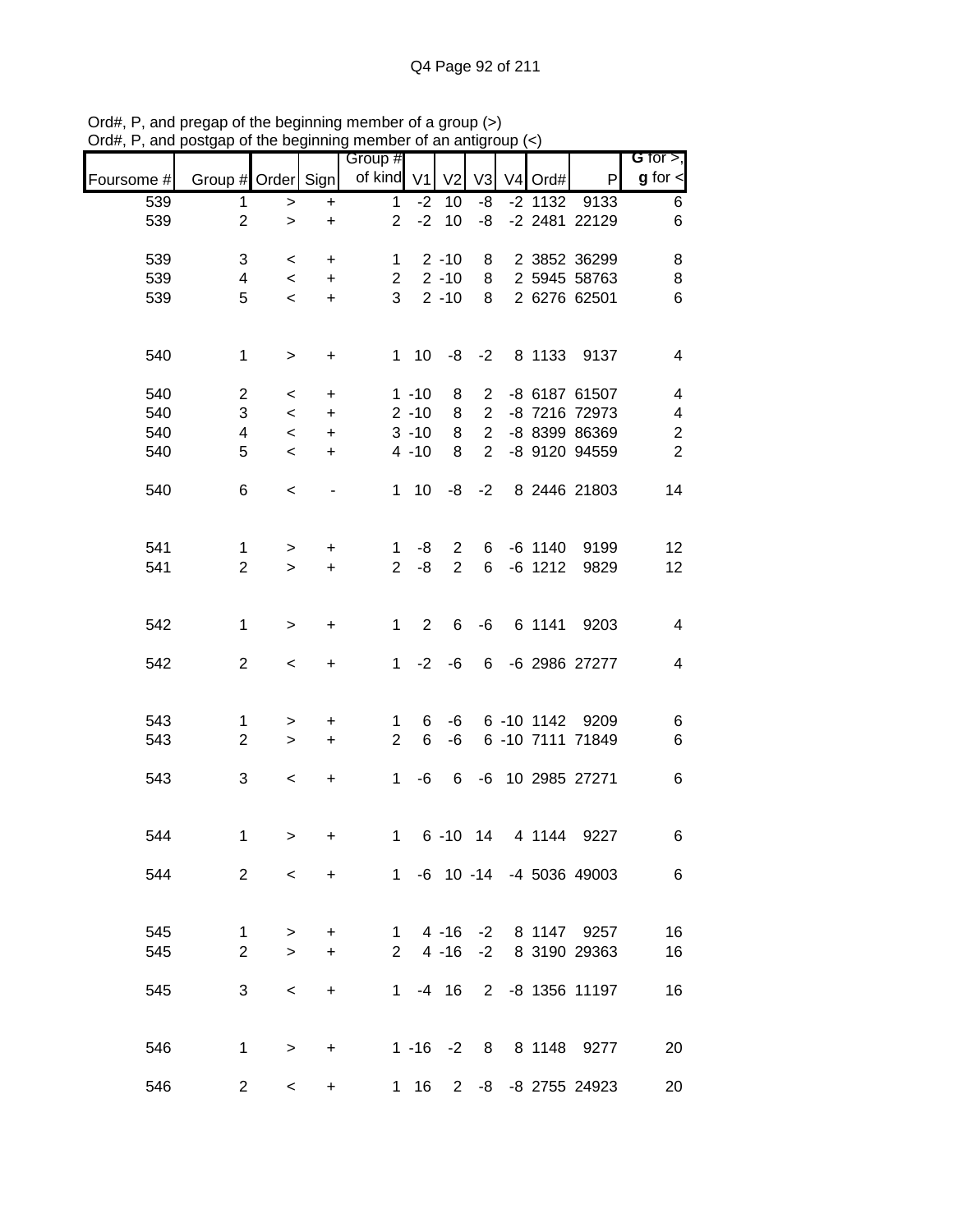Ord#, P, and pregap of the beginning member of a group (>)
Ord#, P, and postgap of the beginning member of an antigroup (<)

| Foursome # | Group # | Order | Sign | Group # of kind | V1 | V2 | V3 | V4 | Ord# | P | G for >, g for < |
|---|---|---|---|---|---|---|---|---|---|---|---|
| 539 | 1 | > | + | 1 | -2 | 10 | -8 | -2 | 1132 | 9133 | 6 |
| 539 | 2 | > | + | 2 | -2 | 10 | -8 | -2 | 2481 | 22129 | 6 |
| | | | | | | | | | | | |
| 539 | 3 | < | + | 1 | 2 | -10 | 8 | 2 | 3852 | 36299 | 8 |
| 539 | 4 | < | + | 2 | 2 | -10 | 8 | 2 | 5945 | 58763 | 8 |
| 539 | 5 | < | + | 3 | 2 | -10 | 8 | 2 | 6276 | 62501 | 6 |
| | | | | | | | | | | | |
| 540 | 1 | > | + | 1 | 10 | -8 | -2 | 8 | 1133 | 9137 | 4 |
| | | | | | | | | | | | |
| 540 | 2 | < | + | 1 | -10 | 8 | 2 | -8 | 6187 | 61507 | 4 |
| 540 | 3 | < | + | 2 | -10 | 8 | 2 | -8 | 7216 | 72973 | 4 |
| 540 | 4 | < | + | 3 | -10 | 8 | 2 | -8 | 8399 | 86369 | 2 |
| 540 | 5 | < | + | 4 | -10 | 8 | 2 | -8 | 9120 | 94559 | 2 |
| | | | | | | | | | | | |
| 540 | 6 | < | - | 1 | 10 | -8 | -2 | 8 | 2446 | 21803 | 14 |
| | | | | | | | | | | | |
| 541 | 1 | > | + | 1 | -8 | 2 | 6 | -6 | 1140 | 9199 | 12 |
| 541 | 2 | > | + | 2 | -8 | 2 | 6 | -6 | 1212 | 9829 | 12 |
| | | | | | | | | | | | |
| 542 | 1 | > | + | 1 | 2 | 6 | -6 | 6 | 1141 | 9203 | 4 |
| | | | | | | | | | | | |
| 542 | 2 | < | + | 1 | -2 | -6 | 6 | -6 | 2986 | 27277 | 4 |
| | | | | | | | | | | | |
| 543 | 1 | > | + | 1 | 6 | -6 | 6 | -10 | 1142 | 9209 | 6 |
| 543 | 2 | > | + | 2 | 6 | -6 | 6 | -10 | 7111 | 71849 | 6 |
| | | | | | | | | | | | |
| 543 | 3 | < | + | 1 | -6 | 6 | -6 | 10 | 2985 | 27271 | 6 |
| | | | | | | | | | | | |
| 544 | 1 | > | + | 1 | 6 | -10 | 14 | 4 | 1144 | 9227 | 6 |
| | | | | | | | | | | | |
| 544 | 2 | < | + | 1 | -6 | 10 | -14 | -4 | 5036 | 49003 | 6 |
| | | | | | | | | | | | |
| 545 | 1 | > | + | 1 | 4 | -16 | -2 | 8 | 1147 | 9257 | 16 |
| 545 | 2 | > | + | 2 | 4 | -16 | -2 | 8 | 3190 | 29363 | 16 |
| | | | | | | | | | | | |
| 545 | 3 | < | + | 1 | -4 | 16 | 2 | -8 | 1356 | 11197 | 16 |
| | | | | | | | | | | | |
| 546 | 1 | > | + | 1 | -16 | -2 | 8 | 8 | 1148 | 9277 | 20 |
| | | | | | | | | | | | |
| 546 | 2 | < | + | 1 | 16 | 2 | -8 | -8 | 2755 | 24923 | 20 |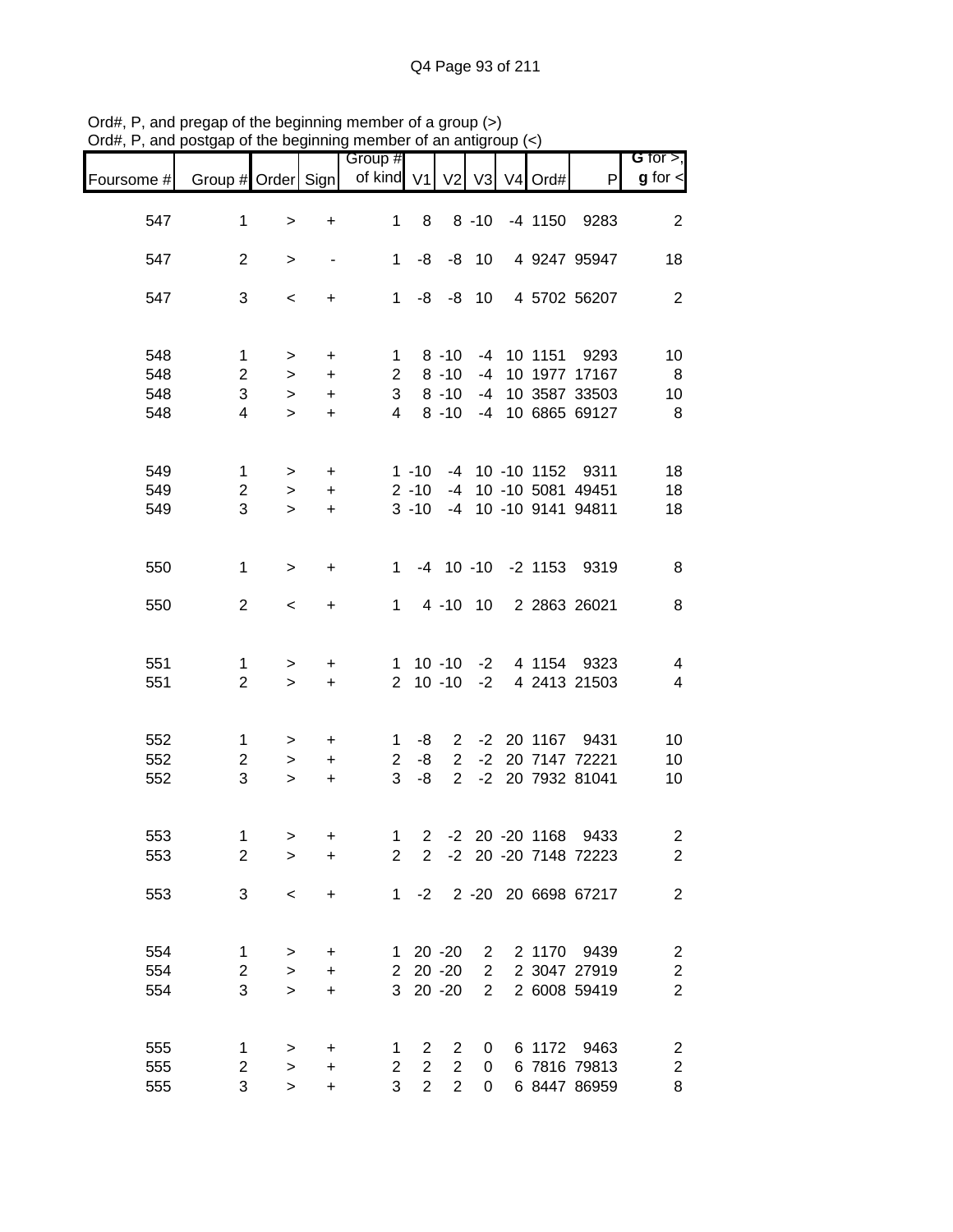Ord#, P, and pregap of the beginning member of a group (>)
Ord#, P, and postgap of the beginning member of an antigroup (<)

| Foursome # | Group # | Order | Sign | Group # of kind | V1 | V2 | V3 | V4 | Ord# | P | G for >, g for < |
|---|---|---|---|---|---|---|---|---|---|---|---|
| 547 | 1 | > | + | 1 | 8 | 8 | -10 | -4 | 1150 | 9283 | 2 |
| 547 | 2 | > | - | 1 | -8 | -8 | 10 | 4 | 9247 | 95947 | 18 |
| 547 | 3 | < | + | 1 | -8 | -8 | 10 | 4 | 5702 | 56207 | 2 |
| 548 | 1 | > | + | 1 | 8 | -10 | -4 | 10 | 1151 | 9293 | 10 |
| 548 | 2 | > | + | 2 | 8 | -10 | -4 | 10 | 1977 | 17167 | 8 |
| 548 | 3 | > | + | 3 | 8 | -10 | -4 | 10 | 3587 | 33503 | 10 |
| 548 | 4 | > | + | 4 | 8 | -10 | -4 | 10 | 6865 | 69127 | 8 |
| 549 | 1 | > | + | 1 | -10 | -4 | 10 | -10 | 1152 | 9311 | 18 |
| 549 | 2 | > | + | 2 | -10 | -4 | 10 | -10 | 5081 | 49451 | 18 |
| 549 | 3 | > | + | 3 | -10 | -4 | 10 | -10 | 9141 | 94811 | 18 |
| 550 | 1 | > | + | 1 | -4 | 10 | -10 | -2 | 1153 | 9319 | 8 |
| 550 | 2 | < | + | 1 | 4 | -10 | 10 | 2 | 2863 | 26021 | 8 |
| 551 | 1 | > | + | 1 | 10 | -10 | -2 | 4 | 1154 | 9323 | 4 |
| 551 | 2 | > | + | 2 | 10 | -10 | -2 | 4 | 2413 | 21503 | 4 |
| 552 | 1 | > | + | 1 | -8 | 2 | -2 | 20 | 1167 | 9431 | 10 |
| 552 | 2 | > | + | 2 | -8 | 2 | -2 | 20 | 7147 | 72221 | 10 |
| 552 | 3 | > | + | 3 | -8 | 2 | -2 | 20 | 7932 | 81041 | 10 |
| 553 | 1 | > | + | 1 | 2 | -2 | 20 | -20 | 1168 | 9433 | 2 |
| 553 | 2 | > | + | 2 | 2 | -2 | 20 | -20 | 7148 | 72223 | 2 |
| 553 | 3 | < | + | 1 | -2 | 2 | -20 | 20 | 6698 | 67217 | 2 |
| 554 | 1 | > | + | 1 | 20 | -20 | 2 | 2 | 1170 | 9439 | 2 |
| 554 | 2 | > | + | 2 | 20 | -20 | 2 | 2 | 3047 | 27919 | 2 |
| 554 | 3 | > | + | 3 | 20 | -20 | 2 | 2 | 6008 | 59419 | 2 |
| 555 | 1 | > | + | 1 | 2 | 2 | 0 | 6 | 1172 | 9463 | 2 |
| 555 | 2 | > | + | 2 | 2 | 2 | 0 | 6 | 7816 | 79813 | 2 |
| 555 | 3 | > | + | 3 | 2 | 2 | 0 | 6 | 8447 | 86959 | 8 |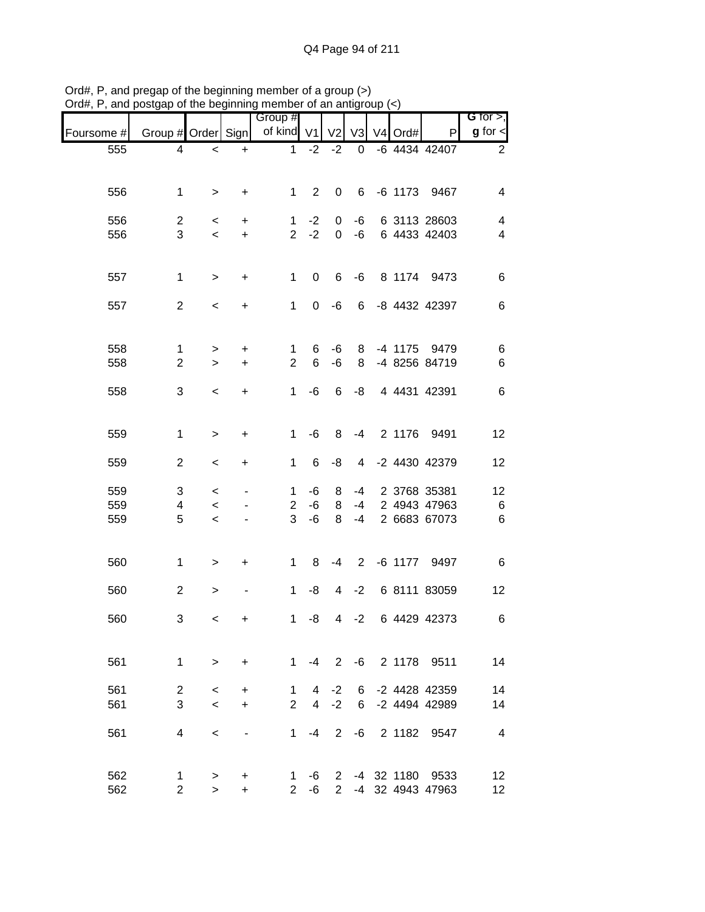Ord#, P, and pregap of the beginning member of a group (>)
Ord#, P, and postgap of the beginning member of an antigroup (<)

| Foursome # | Group # | Order | Sign | Group # of kind | V1 | V2 | V3 | V4 | Ord# | P | G for >, g for < |
|---|---|---|---|---|---|---|---|---|---|---|---|
| 555 | 4 | < | + | 1 | -2 | -2 | 0 | -6 | 4434 | 42407 | 2 |
| | | | | | | | | | | | |
| 556 | 1 | > | + | 1 | 2 | 0 | 6 | -6 | 1173 | 9467 | 4 |
| | | | | | | | | | | | |
| 556 | 2 | < | + | 1 | -2 | 0 | -6 | 6 | 3113 | 28603 | 4 |
| 556 | 3 | < | + | 2 | -2 | 0 | -6 | 6 | 4433 | 42403 | 4 |
| | | | | | | | | | | | |
| 557 | 1 | > | + | 1 | 0 | 6 | -6 | 8 | 1174 | 9473 | 6 |
| | | | | | | | | | | | |
| 557 | 2 | < | + | 1 | 0 | -6 | 6 | -8 | 4432 | 42397 | 6 |
| | | | | | | | | | | | |
| 558 | 1 | > | + | 1 | 6 | -6 | 8 | -4 | 1175 | 9479 | 6 |
| 558 | 2 | > | + | 2 | 6 | -6 | 8 | -4 | 8256 | 84719 | 6 |
| | | | | | | | | | | | |
| 558 | 3 | < | + | 1 | -6 | 6 | -8 | 4 | 4431 | 42391 | 6 |
| | | | | | | | | | | | |
| 559 | 1 | > | + | 1 | -6 | 8 | -4 | 2 | 1176 | 9491 | 12 |
| | | | | | | | | | | | |
| 559 | 2 | < | + | 1 | 6 | -8 | 4 | -2 | 4430 | 42379 | 12 |
| | | | | | | | | | | | |
| 559 | 3 | < | - | 1 | -6 | 8 | -4 | 2 | 3768 | 35381 | 12 |
| 559 | 4 | < | - | 2 | -6 | 8 | -4 | 2 | 4943 | 47963 | 6 |
| 559 | 5 | < | - | 3 | -6 | 8 | -4 | 2 | 6683 | 67073 | 6 |
| | | | | | | | | | | | |
| 560 | 1 | > | + | 1 | 8 | -4 | 2 | -6 | 1177 | 9497 | 6 |
| | | | | | | | | | | | |
| 560 | 2 | > | - | 1 | -8 | 4 | -2 | 6 | 8111 | 83059 | 12 |
| | | | | | | | | | | | |
| 560 | 3 | < | + | 1 | -8 | 4 | -2 | 6 | 4429 | 42373 | 6 |
| | | | | | | | | | | | |
| 561 | 1 | > | + | 1 | -4 | 2 | -6 | 2 | 1178 | 9511 | 14 |
| | | | | | | | | | | | |
| 561 | 2 | < | + | 1 | 4 | -2 | 6 | -2 | 4428 | 42359 | 14 |
| 561 | 3 | < | + | 2 | 4 | -2 | 6 | -2 | 4494 | 42989 | 14 |
| | | | | | | | | | | | |
| 561 | 4 | < | - | 1 | -4 | 2 | -6 | 2 | 1182 | 9547 | 4 |
| | | | | | | | | | | | |
| 562 | 1 | > | + | 1 | -6 | 2 | -4 | 32 | 1180 | 9533 | 12 |
| 562 | 2 | > | + | 2 | -6 | 2 | -4 | 32 | 4943 | 47963 | 12 |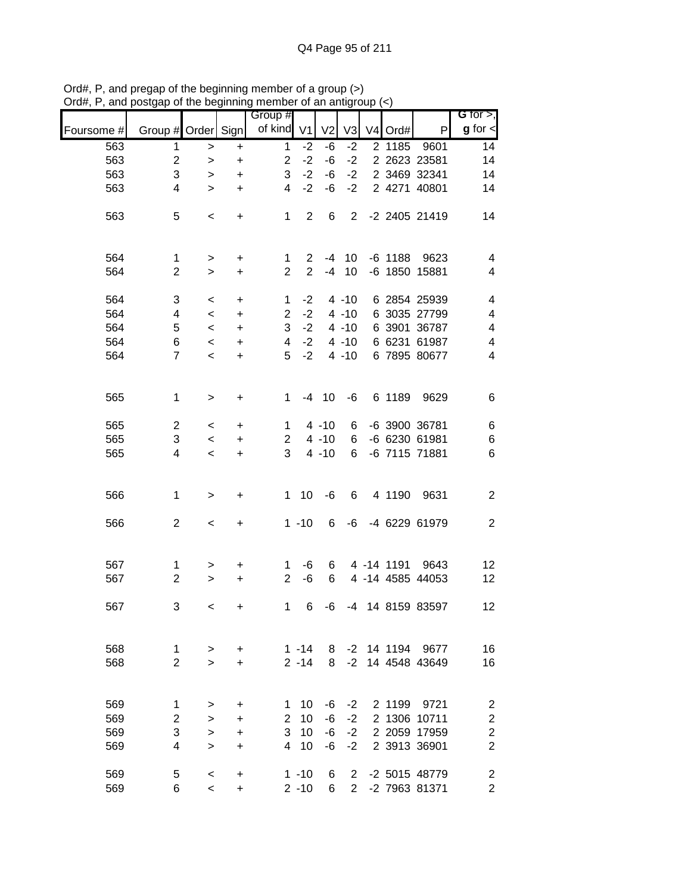Ord#, P, and pregap of the beginning member of a group (>)
Ord#, P, and postgap of the beginning member of an antigroup (<)

| Foursome # | Group # | Order | Sign | Group # of kind | V1 | V2 | V3 | V4 | Ord# | P | G for >, g for < |
|---|---|---|---|---|---|---|---|---|---|---|---|
| 563 | 1 | > | + | 1 | -2 | -6 | -2 | 2 | 1185 | 9601 | 14 |
| 563 | 2 | > | + | 2 | -2 | -6 | -2 | 2 | 2623 | 23581 | 14 |
| 563 | 3 | > | + | 3 | -2 | -6 | -2 | 2 | 3469 | 32341 | 14 |
| 563 | 4 | > | + | 4 | -2 | -6 | -2 | 2 | 4271 | 40801 | 14 |
| 563 | 5 | < | + | 1 | 2 | 6 | 2 | -2 | 2405 | 21419 | 14 |
| 564 | 1 | > | + | 1 | 2 | -4 | 10 | -6 | 1188 | 9623 | 4 |
| 564 | 2 | > | + | 2 | 2 | -4 | 10 | -6 | 1850 | 15881 | 4 |
| 564 | 3 | < | + | 1 | -2 | 4 | -10 | 6 | 2854 | 25939 | 4 |
| 564 | 4 | < | + | 2 | -2 | 4 | -10 | 6 | 3035 | 27799 | 4 |
| 564 | 5 | < | + | 3 | -2 | 4 | -10 | 6 | 3901 | 36787 | 4 |
| 564 | 6 | < | + | 4 | -2 | 4 | -10 | 6 | 6231 | 61987 | 4 |
| 564 | 7 | < | + | 5 | -2 | 4 | -10 | 6 | 7895 | 80677 | 4 |
| 565 | 1 | > | + | 1 | -4 | 10 | -6 | 6 | 1189 | 9629 | 6 |
| 565 | 2 | < | + | 1 | 4 | -10 | 6 | -6 | 3900 | 36781 | 6 |
| 565 | 3 | < | + | 2 | 4 | -10 | 6 | -6 | 6230 | 61981 | 6 |
| 565 | 4 | < | + | 3 | 4 | -10 | 6 | -6 | 7115 | 71881 | 6 |
| 566 | 1 | > | + | 1 | 10 | -6 | 6 | 4 | 1190 | 9631 | 2 |
| 566 | 2 | < | + | 1 | -10 | 6 | -6 | -4 | 6229 | 61979 | 2 |
| 567 | 1 | > | + | 1 | -6 | 6 | 4 | -14 | 1191 | 9643 | 12 |
| 567 | 2 | > | + | 2 | -6 | 6 | 4 | -14 | 4585 | 44053 | 12 |
| 567 | 3 | < | + | 1 | 6 | -6 | -4 | 14 | 8159 | 83597 | 12 |
| 568 | 1 | > | + | 1 | -14 | 8 | -2 | 14 | 1194 | 9677 | 16 |
| 568 | 2 | > | + | 2 | -14 | 8 | -2 | 14 | 4548 | 43649 | 16 |
| 569 | 1 | > | + | 1 | 10 | -6 | -2 | 2 | 1199 | 9721 | 2 |
| 569 | 2 | > | + | 2 | 10 | -6 | -2 | 2 | 1306 | 10711 | 2 |
| 569 | 3 | > | + | 3 | 10 | -6 | -2 | 2 | 2059 | 17959 | 2 |
| 569 | 4 | > | + | 4 | 10 | -6 | -2 | 2 | 3913 | 36901 | 2 |
| 569 | 5 | < | + | 1 | -10 | 6 | 2 | -2 | 5015 | 48779 | 2 |
| 569 | 6 | < | + | 2 | -10 | 6 | 2 | -2 | 7963 | 81371 | 2 |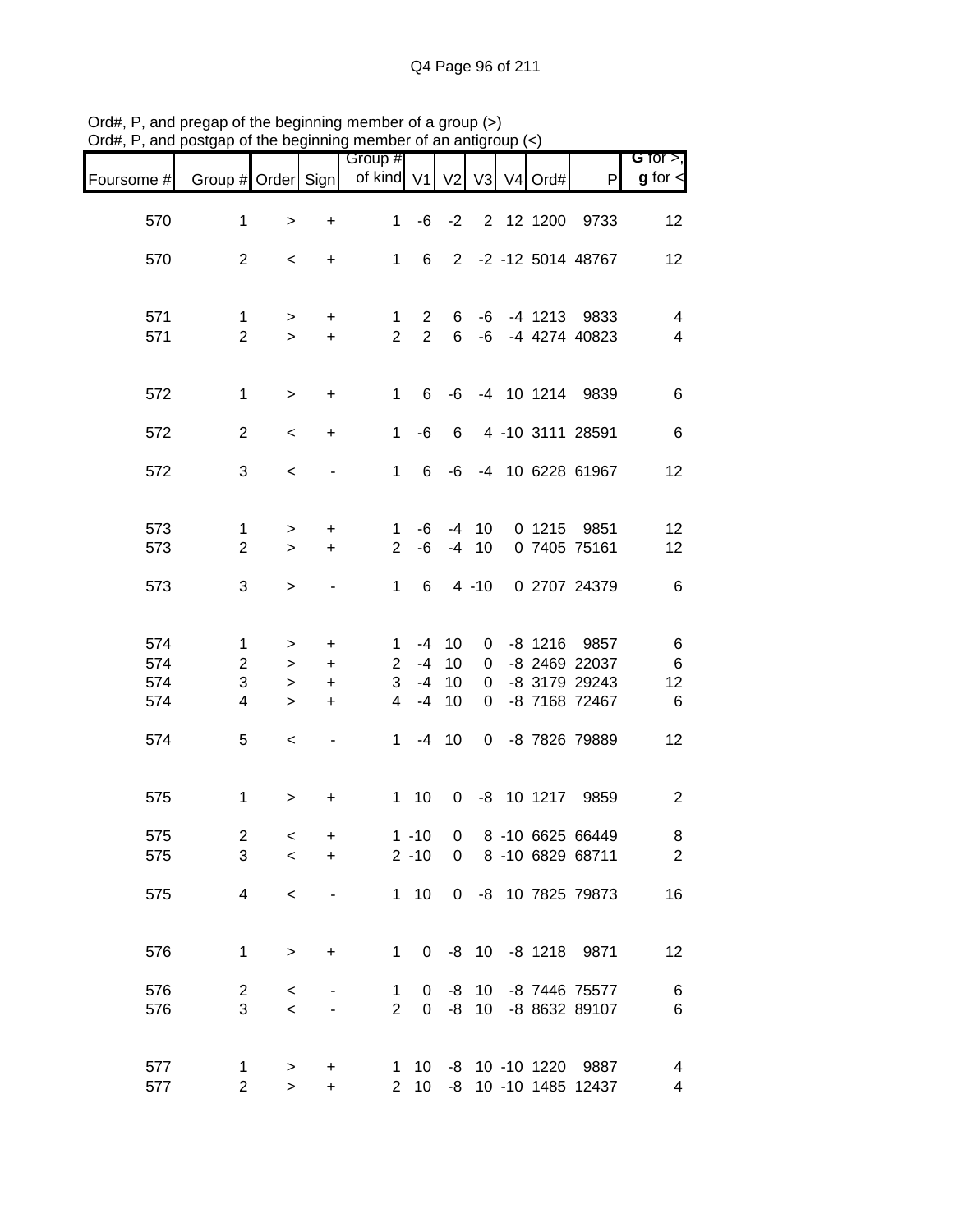Ord#, P, and pregap of the beginning member of a group (>)
Ord#, P, and postgap of the beginning member of an antigroup (<)

| Foursome # | Group # | Order | Sign | Group # of kind | V1 | V2 | V3 | V4 | Ord# | P | G for >, g for < |
|---|---|---|---|---|---|---|---|---|---|---|---|
| 570 | 1 | > | + | 1 | -6 | -2 | 2 | 12 | 1200 | 9733 | 12 |
| 570 | 2 | < | + | 1 | 6 | 2 | -2 | -12 | 5014 | 48767 | 12 |
| 571 | 1 | > | + | 1 | 2 | 6 | -6 | -4 | 1213 | 9833 | 4 |
| 571 | 2 | > | + | 2 | 2 | 6 | -6 | -4 | 4274 | 40823 | 4 |
| 572 | 1 | > | + | 1 | 6 | -6 | -4 | 10 | 1214 | 9839 | 6 |
| 572 | 2 | < | + | 1 | -6 | 6 | 4 | -10 | 3111 | 28591 | 6 |
| 572 | 3 | < | - | 1 | 6 | -6 | -4 | 10 | 6228 | 61967 | 12 |
| 573 | 1 | > | + | 1 | -6 | -4 | 10 | 0 | 1215 | 9851 | 12 |
| 573 | 2 | > | + | 2 | -6 | -4 | 10 | 0 | 7405 | 75161 | 12 |
| 573 | 3 | > | - | 1 | 6 | 4 | -10 | 0 | 2707 | 24379 | 6 |
| 574 | 1 | > | + | 1 | -4 | 10 | 0 | -8 | 1216 | 9857 | 6 |
| 574 | 2 | > | + | 2 | -4 | 10 | 0 | -8 | 2469 | 22037 | 6 |
| 574 | 3 | > | + | 3 | -4 | 10 | 0 | -8 | 3179 | 29243 | 12 |
| 574 | 4 | > | + | 4 | -4 | 10 | 0 | -8 | 7168 | 72467 | 6 |
| 574 | 5 | < | - | 1 | -4 | 10 | 0 | -8 | 7826 | 79889 | 12 |
| 575 | 1 | > | + | 1 | 10 | 0 | -8 | 10 | 1217 | 9859 | 2 |
| 575 | 2 | < | + | 1 | -10 | 0 | 8 | -10 | 6625 | 66449 | 8 |
| 575 | 3 | < | + | 2 | -10 | 0 | 8 | -10 | 6829 | 68711 | 2 |
| 575 | 4 | < | - | 1 | 10 | 0 | -8 | 10 | 7825 | 79873 | 16 |
| 576 | 1 | > | + | 1 | 0 | -8 | 10 | -8 | 1218 | 9871 | 12 |
| 576 | 2 | < | - | 1 | 0 | -8 | 10 | -8 | 7446 | 75577 | 6 |
| 576 | 3 | < | - | 2 | 0 | -8 | 10 | -8 | 8632 | 89107 | 6 |
| 577 | 1 | > | + | 1 | 10 | -8 | 10 | -10 | 1220 | 9887 | 4 |
| 577 | 2 | > | + | 2 | 10 | -8 | 10 | -10 | 1485 | 12437 | 4 |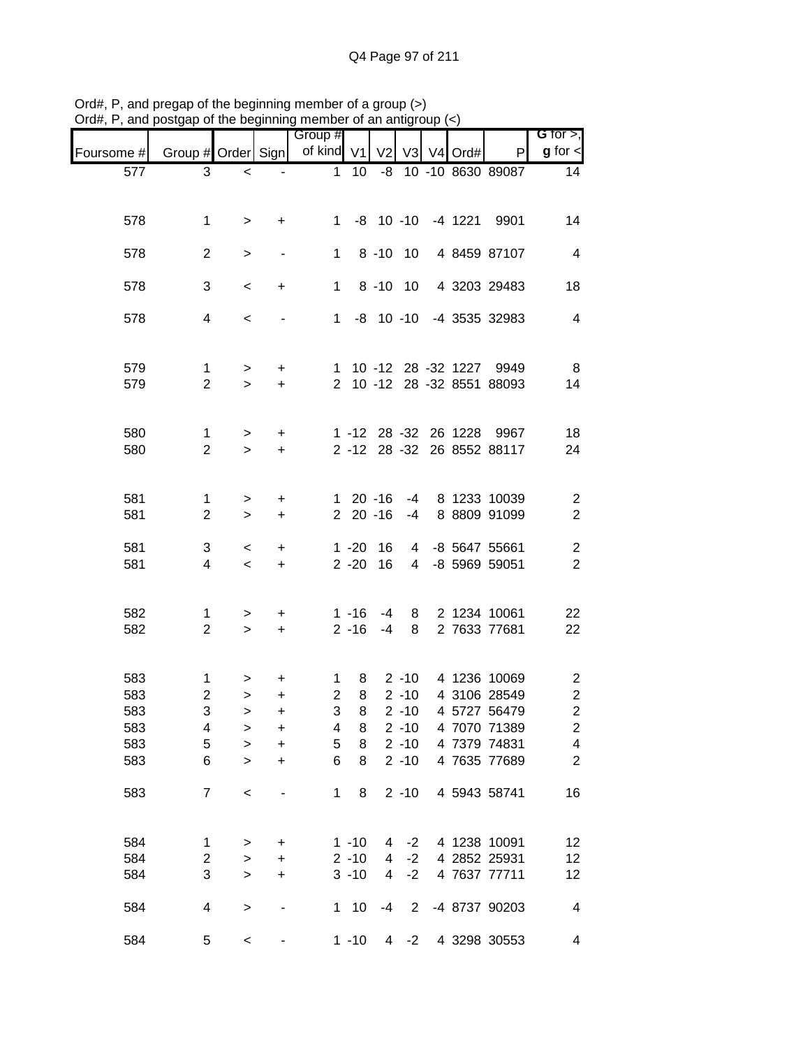Ord#, P, and pregap of the beginning member of a group (>)
Ord#, P, and postgap of the beginning member of an antigroup (<)

| Foursome # | Group # | Order | Sign | Group # of kind | V1 | V2 | V3 | V4 | Ord# | P | G for >, g for < |
|---|---|---|---|---|---|---|---|---|---|---|---|
| 577 | 3 | < | - | 1 | 10 | -8 | 10 | -10 | 8630 | 89087 | 14 |
| 578 | 1 | > | + | 1 | -8 | 10 | -10 | -4 | 1221 | 9901 | 14 |
| 578 | 2 | > | - | 1 | 8 | -10 | 10 | 4 | 8459 | 87107 | 4 |
| 578 | 3 | < | + | 1 | 8 | -10 | 10 | 4 | 3203 | 29483 | 18 |
| 578 | 4 | < | - | 1 | -8 | 10 | -10 | -4 | 3535 | 32983 | 4 |
| 579 | 1 | > | + | 1 | 10 | -12 | 28 | -32 | 1227 | 9949 | 8 |
| 579 | 2 | > | + | 2 | 10 | -12 | 28 | -32 | 8551 | 88093 | 14 |
| 580 | 1 | > | + | 1 | -12 | 28 | -32 | 26 | 1228 | 9967 | 18 |
| 580 | 2 | > | + | 2 | -12 | 28 | -32 | 26 | 8552 | 88117 | 24 |
| 581 | 1 | > | + | 1 | 20 | -16 | -4 | 8 | 1233 | 10039 | 2 |
| 581 | 2 | > | + | 2 | 20 | -16 | -4 | 8 | 8809 | 91099 | 2 |
| 581 | 3 | < | + | 1 | -20 | 16 | 4 | -8 | 5647 | 55661 | 2 |
| 581 | 4 | < | + | 2 | -20 | 16 | 4 | -8 | 5969 | 59051 | 2 |
| 582 | 1 | > | + | 1 | -16 | -4 | 8 | 2 | 1234 | 10061 | 22 |
| 582 | 2 | > | + | 2 | -16 | -4 | 8 | 2 | 7633 | 77681 | 22 |
| 583 | 1 | > | + | 1 | 8 | 2 | -10 | 4 | 1236 | 10069 | 2 |
| 583 | 2 | > | + | 2 | 8 | 2 | -10 | 4 | 3106 | 28549 | 2 |
| 583 | 3 | > | + | 3 | 8 | 2 | -10 | 4 | 5727 | 56479 | 2 |
| 583 | 4 | > | + | 4 | 8 | 2 | -10 | 4 | 7070 | 71389 | 2 |
| 583 | 5 | > | + | 5 | 8 | 2 | -10 | 4 | 7379 | 74831 | 4 |
| 583 | 6 | > | + | 6 | 8 | 2 | -10 | 4 | 7635 | 77689 | 2 |
| 583 | 7 | < | - | 1 | 8 | 2 | -10 | 4 | 5943 | 58741 | 16 |
| 584 | 1 | > | + | 1 | -10 | 4 | -2 | 4 | 1238 | 10091 | 12 |
| 584 | 2 | > | + | 2 | -10 | 4 | -2 | 4 | 2852 | 25931 | 12 |
| 584 | 3 | > | + | 3 | -10 | 4 | -2 | 4 | 7637 | 77711 | 12 |
| 584 | 4 | > | - | 1 | 10 | -4 | 2 | -4 | 8737 | 90203 | 4 |
| 584 | 5 | < | - | 1 | -10 | 4 | -2 | 4 | 3298 | 30553 | 4 |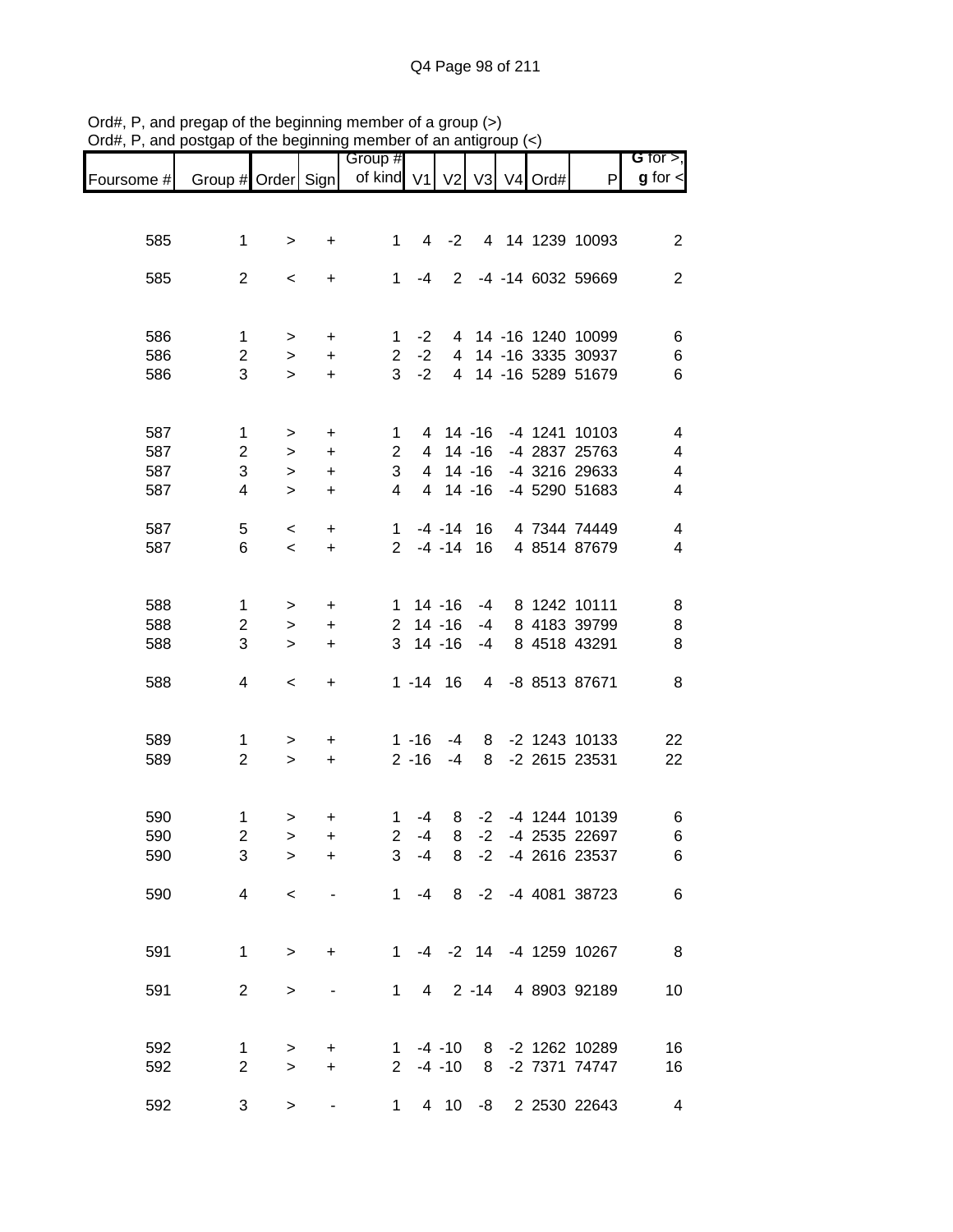Ord#, P, and pregap of the beginning member of a group (>)
Ord#, P, and postgap of the beginning member of an antigroup (<)

| Foursome # | Group # | Order | Sign | Group # of kind | V1 | V2 | V3 | V4 | Ord# | P | G for >, g for < |
|---|---|---|---|---|---|---|---|---|---|---|---|
| 585 | 1 | > | + | 1 | 4 | -2 | 4 | 14 | 1239 | 10093 | 2 |
| 585 | 2 | < | + | 1 | -4 | 2 | -4 | -14 | 6032 | 59669 | 2 |
| 586 | 1 | > | + | 1 | -2 | 4 | 14 | -16 | 1240 | 10099 | 6 |
| 586 | 2 | > | + | 2 | -2 | 4 | 14 | -16 | 3335 | 30937 | 6 |
| 586 | 3 | > | + | 3 | -2 | 4 | 14 | -16 | 5289 | 51679 | 6 |
| 587 | 1 | > | + | 1 | 4 | 14 | -16 | -4 | 1241 | 10103 | 4 |
| 587 | 2 | > | + | 2 | 4 | 14 | -16 | -4 | 2837 | 25763 | 4 |
| 587 | 3 | > | + | 3 | 4 | 14 | -16 | -4 | 3216 | 29633 | 4 |
| 587 | 4 | > | + | 4 | 4 | 14 | -16 | -4 | 5290 | 51683 | 4 |
| 587 | 5 | < | + | 1 | -4 | -14 | 16 | 4 | 7344 | 74449 | 4 |
| 587 | 6 | < | + | 2 | -4 | -14 | 16 | 4 | 8514 | 87679 | 4 |
| 588 | 1 | > | + | 1 | 14 | -16 | -4 | 8 | 1242 | 10111 | 8 |
| 588 | 2 | > | + | 2 | 14 | -16 | -4 | 8 | 4183 | 39799 | 8 |
| 588 | 3 | > | + | 3 | 14 | -16 | -4 | 8 | 4518 | 43291 | 8 |
| 588 | 4 | < | + | 1 | -14 | 16 | 4 | -8 | 8513 | 87671 | 8 |
| 589 | 1 | > | + | 1 | -16 | -4 | 8 | -2 | 1243 | 10133 | 22 |
| 589 | 2 | > | + | 2 | -16 | -4 | 8 | -2 | 2615 | 23531 | 22 |
| 590 | 1 | > | + | 1 | -4 | 8 | -2 | -4 | 1244 | 10139 | 6 |
| 590 | 2 | > | + | 2 | -4 | 8 | -2 | -4 | 2535 | 22697 | 6 |
| 590 | 3 | > | + | 3 | -4 | 8 | -2 | -4 | 2616 | 23537 | 6 |
| 590 | 4 | < | - | 1 | -4 | 8 | -2 | -4 | 4081 | 38723 | 6 |
| 591 | 1 | > | + | 1 | -4 | -2 | 14 | -4 | 1259 | 10267 | 8 |
| 591 | 2 | > | - | 1 | 4 | 2 | -14 | 4 | 8903 | 92189 | 10 |
| 592 | 1 | > | + | 1 | -4 | -10 | 8 | -2 | 1262 | 10289 | 16 |
| 592 | 2 | > | + | 2 | -4 | -10 | 8 | -2 | 7371 | 74747 | 16 |
| 592 | 3 | > | - | 1 | 4 | 10 | -8 | 2 | 2530 | 22643 | 4 |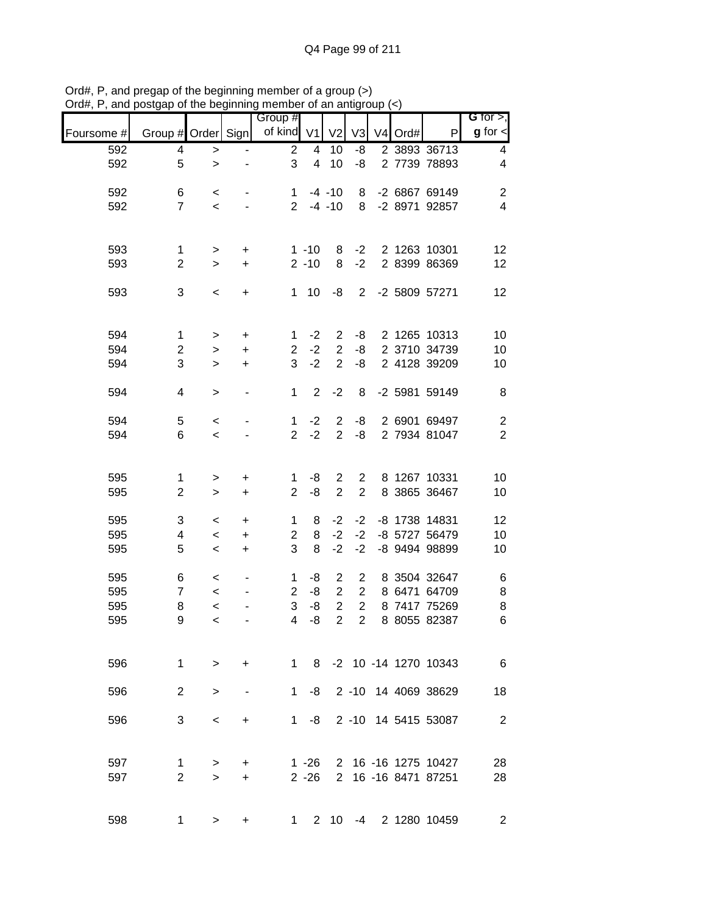Ord#, P, and pregap of the beginning member of a group (>)
Ord#, P, and postgap of the beginning member of an antigroup (<)

| Foursome # | Group # | Order | Sign | Group # of kind | V1 | V2 | V3 | V4 | Ord# | P | G for >, g for < |
|---|---|---|---|---|---|---|---|---|---|---|---|
| 592 | 4 | > | - | 2 | 4 | 10 | -8 | 2 | 3893 | 36713 | 4 |
| 592 | 5 | > | - | 3 | 4 | 10 | -8 | 2 | 7739 | 78893 | 4 |
| | | | | | | | | | | | |
| 592 | 6 | < | - | 1 | -4 | -10 | 8 | -2 | 6867 | 69149 | 2 |
| 592 | 7 | < | - | 2 | -4 | -10 | 8 | -2 | 8971 | 92857 | 4 |
| | | | | | | | | | | | |
| 593 | 1 | > | + | 1 | -10 | 8 | -2 | 2 | 1263 | 10301 | 12 |
| 593 | 2 | > | + | 2 | -10 | 8 | -2 | 2 | 8399 | 86369 | 12 |
| | | | | | | | | | | | |
| 593 | 3 | < | + | 1 | 10 | -8 | 2 | -2 | 5809 | 57271 | 12 |
| | | | | | | | | | | | |
| 594 | 1 | > | + | 1 | -2 | 2 | -8 | 2 | 1265 | 10313 | 10 |
| 594 | 2 | > | + | 2 | -2 | 2 | -8 | 2 | 3710 | 34739 | 10 |
| 594 | 3 | > | + | 3 | -2 | 2 | -8 | 2 | 4128 | 39209 | 10 |
| | | | | | | | | | | | |
| 594 | 4 | > | - | 1 | 2 | -2 | 8 | -2 | 5981 | 59149 | 8 |
| | | | | | | | | | | | |
| 594 | 5 | < | - | 1 | -2 | 2 | -8 | 2 | 6901 | 69497 | 2 |
| 594 | 6 | < | - | 2 | -2 | 2 | -8 | 2 | 7934 | 81047 | 2 |
| | | | | | | | | | | | |
| 595 | 1 | > | + | 1 | -8 | 2 | 2 | 8 | 1267 | 10331 | 10 |
| 595 | 2 | > | + | 2 | -8 | 2 | 2 | 8 | 3865 | 36467 | 10 |
| | | | | | | | | | | | |
| 595 | 3 | < | + | 1 | 8 | -2 | -2 | -8 | 1738 | 14831 | 12 |
| 595 | 4 | < | + | 2 | 8 | -2 | -2 | -8 | 5727 | 56479 | 10 |
| 595 | 5 | < | + | 3 | 8 | -2 | -2 | -8 | 9494 | 98899 | 10 |
| | | | | | | | | | | | |
| 595 | 6 | < | - | 1 | -8 | 2 | 2 | 8 | 3504 | 32647 | 6 |
| 595 | 7 | < | - | 2 | -8 | 2 | 2 | 8 | 6471 | 64709 | 8 |
| 595 | 8 | < | - | 3 | -8 | 2 | 2 | 8 | 7417 | 75269 | 8 |
| 595 | 9 | < | - | 4 | -8 | 2 | 2 | 8 | 8055 | 82387 | 6 |
| | | | | | | | | | | | |
| 596 | 1 | > | + | 1 | 8 | -2 | 10 | -14 | 1270 | 10343 | 6 |
| | | | | | | | | | | | |
| 596 | 2 | > | - | 1 | -8 | 2 | -10 | 14 | 4069 | 38629 | 18 |
| | | | | | | | | | | | |
| 596 | 3 | < | + | 1 | -8 | 2 | -10 | 14 | 5415 | 53087 | 2 |
| | | | | | | | | | | | |
| 597 | 1 | > | + | 1 | -26 | 2 | 16 | -16 | 1275 | 10427 | 28 |
| 597 | 2 | > | + | 2 | -26 | 2 | 16 | -16 | 8471 | 87251 | 28 |
| | | | | | | | | | | | |
| 598 | 1 | > | + | 1 | 2 | 10 | -4 | 2 | 1280 | 10459 | 2 |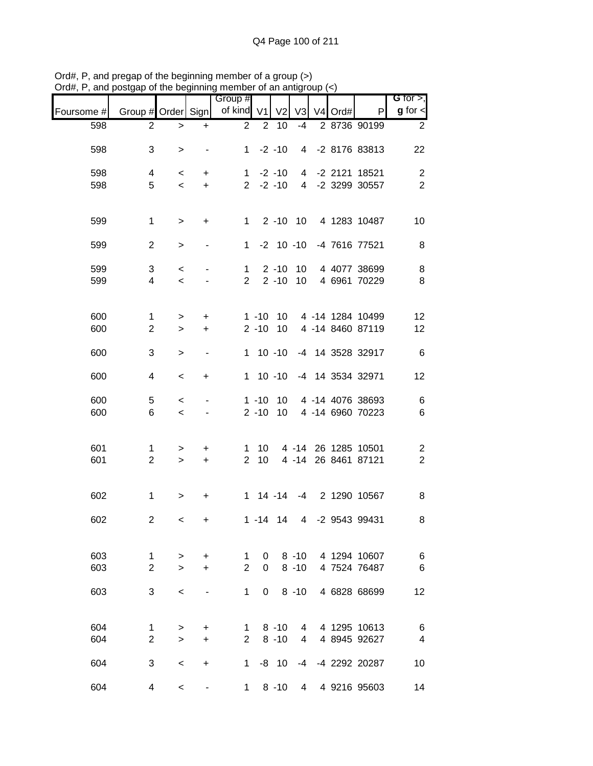Ord#, P, and pregap of the beginning member of a group (>)
Ord#, P, and postgap of the beginning member of an antigroup (<)

| Foursome # | Group # | Order | Sign | Group # of kind | V1 | V2 | V3 | V4 | Ord# | P | G for >, g for < |
|---|---|---|---|---|---|---|---|---|---|---|---|
| 598 | 2 | > | + | 2 | 2 | 10 | -4 | 2 | 8736 | 90199 | 2 |
| 598 | 3 | > | - | 1 | -2 | -10 | 4 | -2 | 8176 | 83813 | 22 |
| 598 | 4 | < | + | 1 | -2 | -10 | 4 | -2 | 2121 | 18521 | 2 |
| 598 | 5 | < | + | 2 | -2 | -10 | 4 | -2 | 3299 | 30557 | 2 |
| 599 | 1 | > | + | 1 | 2 | -10 | 10 | 4 | 1283 | 10487 | 10 |
| 599 | 2 | > | - | 1 | -2 | 10 | -10 | -4 | 7616 | 77521 | 8 |
| 599 | 3 | < | - | 1 | 2 | -10 | 10 | 4 | 4077 | 38699 | 8 |
| 599 | 4 | < | - | 2 | 2 | -10 | 10 | 4 | 6961 | 70229 | 8 |
| 600 | 1 | > | + | 1 | -10 | 10 | 4 | -14 | 1284 | 10499 | 12 |
| 600 | 2 | > | + | 2 | -10 | 10 | 4 | -14 | 8460 | 87119 | 12 |
| 600 | 3 | > | - | 1 | 10 | -10 | -4 | 14 | 3528 | 32917 | 6 |
| 600 | 4 | < | + | 1 | 10 | -10 | -4 | 14 | 3534 | 32971 | 12 |
| 600 | 5 | < | - | 1 | -10 | 10 | 4 | -14 | 4076 | 38693 | 6 |
| 600 | 6 | < | - | 2 | -10 | 10 | 4 | -14 | 6960 | 70223 | 6 |
| 601 | 1 | > | + | 1 | 10 | 4 | -14 | 26 | 1285 | 10501 | 2 |
| 601 | 2 | > | + | 2 | 10 | 4 | -14 | 26 | 8461 | 87121 | 2 |
| 602 | 1 | > | + | 1 | 14 | -14 | -4 | 2 | 1290 | 10567 | 8 |
| 602 | 2 | < | + | 1 | -14 | 14 | 4 | -2 | 9543 | 99431 | 8 |
| 603 | 1 | > | + | 1 | 0 | 8 | -10 | 4 | 1294 | 10607 | 6 |
| 603 | 2 | > | + | 2 | 0 | 8 | -10 | 4 | 7524 | 76487 | 6 |
| 603 | 3 | < | - | 1 | 0 | 8 | -10 | 4 | 6828 | 68699 | 12 |
| 604 | 1 | > | + | 1 | 8 | -10 | 4 | 4 | 1295 | 10613 | 6 |
| 604 | 2 | > | + | 2 | 8 | -10 | 4 | 4 | 8945 | 92627 | 4 |
| 604 | 3 | < | + | 1 | -8 | 10 | -4 | -4 | 2292 | 20287 | 10 |
| 604 | 4 | < | - | 1 | 8 | -10 | 4 | 4 | 9216 | 95603 | 14 |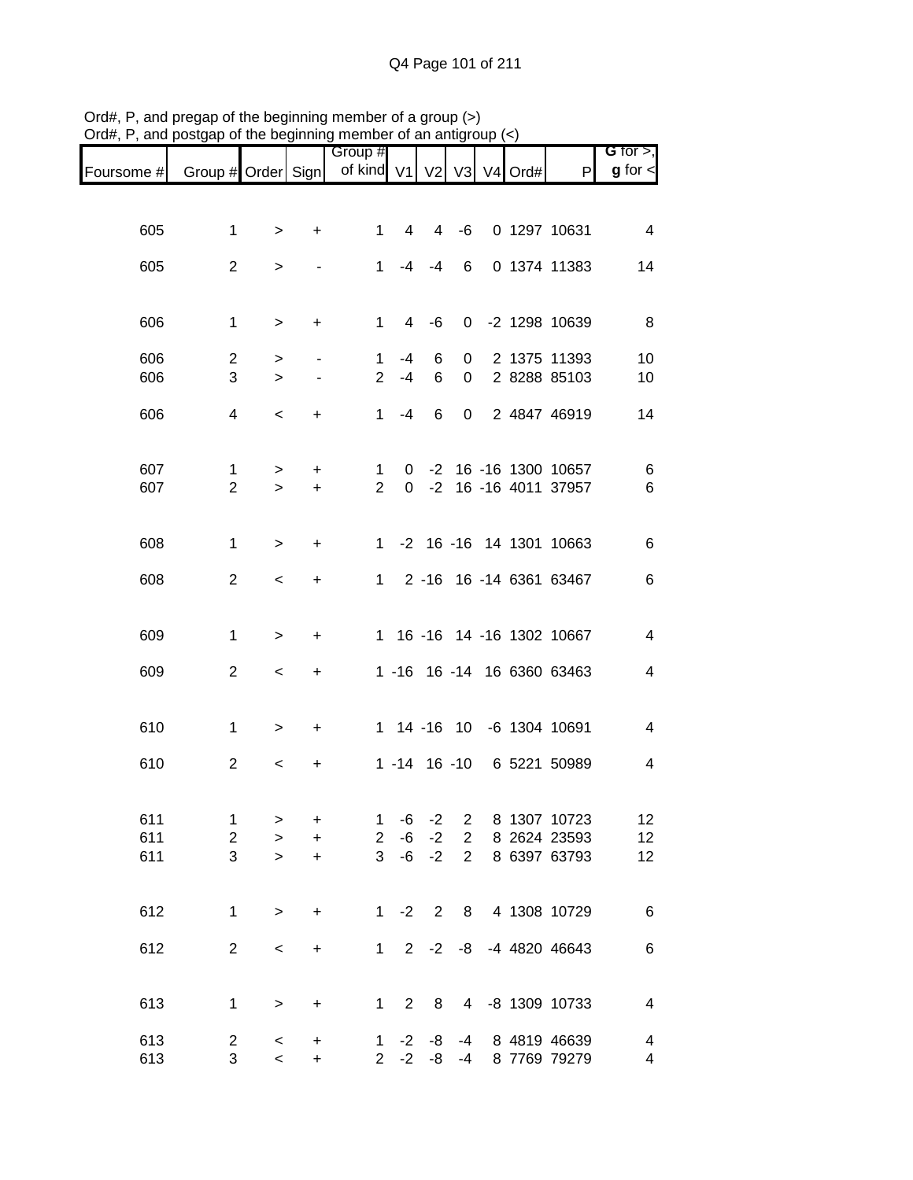Ord#, P, and pregap of the beginning member of a group (>)
Ord#, P, and postgap of the beginning member of an antigroup (<)

| Foursome # | Group # | Order | Sign | Group # of kind | V1 | V2 | V3 | V4 | Ord# | P | G for >, g for < |
|---|---|---|---|---|---|---|---|---|---|---|---|
| 605 | 1 | > | + | 1 | 4 | 4 | -6 | 0 | 1297 | 10631 | 4 |
| 605 | 2 | > | - | 1 | -4 | -4 | 6 | 0 | 1374 | 11383 | 14 |
| 606 | 1 | > | + | 1 | 4 | -6 | 0 | -2 | 1298 | 10639 | 8 |
| 606 | 2 | > | - | 1 | -4 | 6 | 0 | 2 | 1375 | 11393 | 10 |
| 606 | 3 | > | - | 2 | -4 | 6 | 0 | 2 | 8288 | 85103 | 10 |
| 606 | 4 | < | + | 1 | -4 | 6 | 0 | 2 | 4847 | 46919 | 14 |
| 607 | 1 | > | + | 1 | 0 | -2 | 16 | -16 | 1300 | 10657 | 6 |
| 607 | 2 | > | + | 2 | 0 | -2 | 16 | -16 | 4011 | 37957 | 6 |
| 608 | 1 | > | + | 1 | -2 | 16 | -16 | 14 | 1301 | 10663 | 6 |
| 608 | 2 | < | + | 1 | 2 | -16 | 16 | -14 | 6361 | 63467 | 6 |
| 609 | 1 | > | + | 1 | 16 | -16 | 14 | -16 | 1302 | 10667 | 4 |
| 609 | 2 | < | + | 1 | -16 | 16 | -14 | 16 | 6360 | 63463 | 4 |
| 610 | 1 | > | + | 1 | 14 | -16 | 10 | -6 | 1304 | 10691 | 4 |
| 610 | 2 | < | + | 1 | -14 | 16 | -10 | 6 | 5221 | 50989 | 4 |
| 611 | 1 | > | + | 1 | -6 | -2 | 2 | 8 | 1307 | 10723 | 12 |
| 611 | 2 | > | + | 2 | -6 | -2 | 2 | 8 | 2624 | 23593 | 12 |
| 611 | 3 | > | + | 3 | -6 | -2 | 2 | 8 | 6397 | 63793 | 12 |
| 612 | 1 | > | + | 1 | -2 | 2 | 8 | 4 | 1308 | 10729 | 6 |
| 612 | 2 | < | + | 1 | 2 | -2 | -8 | -4 | 4820 | 46643 | 6 |
| 613 | 1 | > | + | 1 | 2 | 8 | 4 | -8 | 1309 | 10733 | 4 |
| 613 | 2 | < | + | 1 | -2 | -8 | -4 | 8 | 4819 | 46639 | 4 |
| 613 | 3 | < | + | 2 | -2 | -8 | -4 | 8 | 7769 | 79279 | 4 |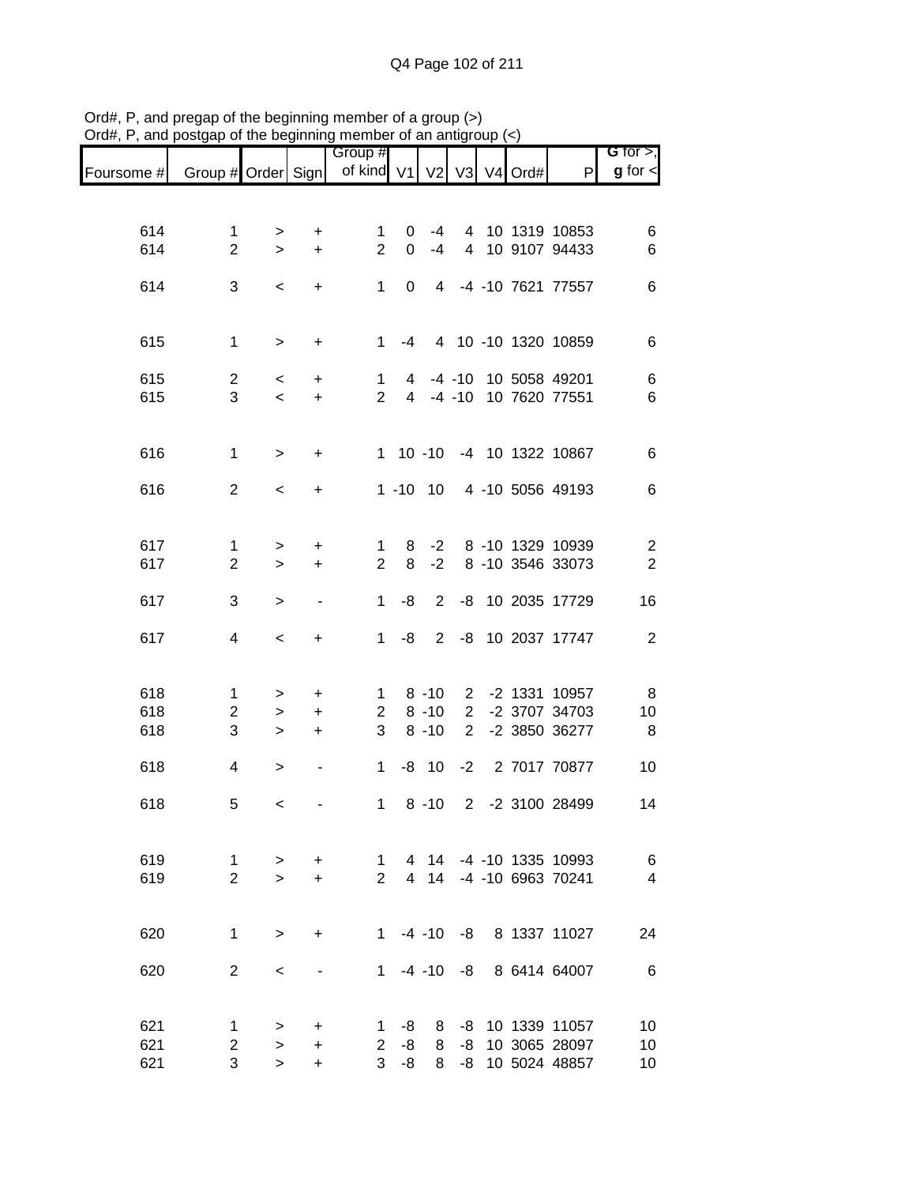Ord#, P, and pregap of the beginning member of a group (>)
Ord#, P, and postgap of the beginning member of an antigroup (<)

| Foursome # | Group # | Order | Sign | Group # of kind | V1 | V2 | V3 | V4 | Ord# | P | G for >, g for < |
|---|---|---|---|---|---|---|---|---|---|---|---|
| 614 | 1 | > | + | 1 | 0 | -4 | 4 | 10 | 1319 | 10853 | 6 |
| 614 | 2 | > | + | 2 | 0 | -4 | 4 | 10 | 9107 | 94433 | 6 |
| 614 | 3 | < | + | 1 | 0 | 4 | -4 | -10 | 7621 | 77557 | 6 |
| 615 | 1 | > | + | 1 | -4 | 4 | 10 | -10 | 1320 | 10859 | 6 |
| 615 | 2 | < | + | 1 | 4 | -4 | -10 | 10 | 5058 | 49201 | 6 |
| 615 | 3 | < | + | 2 | 4 | -4 | -10 | 10 | 7620 | 77551 | 6 |
| 616 | 1 | > | + | 1 | 10 | -10 | -4 | 10 | 1322 | 10867 | 6 |
| 616 | 2 | < | + | 1 | -10 | 10 | 4 | -10 | 5056 | 49193 | 6 |
| 617 | 1 | > | + | 1 | 8 | -2 | 8 | -10 | 1329 | 10939 | 2 |
| 617 | 2 | > | + | 2 | 8 | -2 | 8 | -10 | 3546 | 33073 | 2 |
| 617 | 3 | > | - | 1 | -8 | 2 | -8 | 10 | 2035 | 17729 | 16 |
| 617 | 4 | < | + | 1 | -8 | 2 | -8 | 10 | 2037 | 17747 | 2 |
| 618 | 1 | > | + | 1 | 8 | -10 | 2 | -2 | 1331 | 10957 | 8 |
| 618 | 2 | > | + | 2 | 8 | -10 | 2 | -2 | 3707 | 34703 | 10 |
| 618 | 3 | > | + | 3 | 8 | -10 | 2 | -2 | 3850 | 36277 | 8 |
| 618 | 4 | > | - | 1 | -8 | 10 | -2 | 2 | 7017 | 70877 | 10 |
| 618 | 5 | < | - | 1 | 8 | -10 | 2 | -2 | 3100 | 28499 | 14 |
| 619 | 1 | > | + | 1 | 4 | 14 | -4 | -10 | 1335 | 10993 | 6 |
| 619 | 2 | > | + | 2 | 4 | 14 | -4 | -10 | 6963 | 70241 | 4 |
| 620 | 1 | > | + | 1 | -4 | -10 | -8 | 8 | 1337 | 11027 | 24 |
| 620 | 2 | < | - | 1 | -4 | -10 | -8 | 8 | 6414 | 64007 | 6 |
| 621 | 1 | > | + | 1 | -8 | 8 | -8 | 10 | 1339 | 11057 | 10 |
| 621 | 2 | > | + | 2 | -8 | 8 | -8 | 10 | 3065 | 28097 | 10 |
| 621 | 3 | > | + | 3 | -8 | 8 | -8 | 10 | 5024 | 48857 | 10 |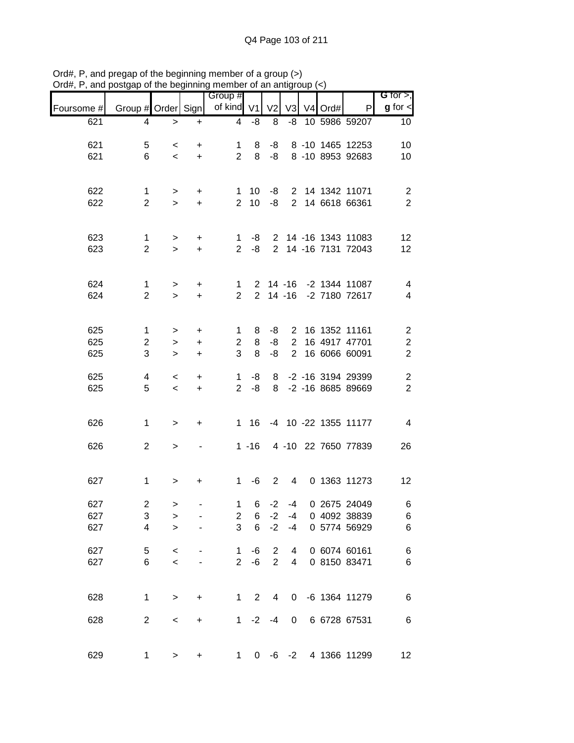Ord#, P, and pregap of the beginning member of a group (>)
Ord#, P, and postgap of the beginning member of an antigroup (<)

| Foursome # | Group # | Order | Sign | Group # of kind | V1 | V2 | V3 | V4 | Ord# | P | G for >, g for < |
|---|---|---|---|---|---|---|---|---|---|---|---|
| 621 | 4 | > | + | 4 | -8 | 8 | -8 | 10 | 5986 | 59207 | 10 |
| | | | | | | | | | | | |
| 621 | 5 | < | + | 1 | 8 | -8 | 8 | -10 | 1465 | 12253 | 10 |
| 621 | 6 | < | + | 2 | 8 | -8 | 8 | -10 | 8953 | 92683 | 10 |
| | | | | | | | | | | | |
| 622 | 1 | > | + | 1 | 10 | -8 | 2 | 14 | 1342 | 11071 | 2 |
| 622 | 2 | > | + | 2 | 10 | -8 | 2 | 14 | 6618 | 66361 | 2 |
| | | | | | | | | | | | |
| 623 | 1 | > | + | 1 | -8 | 2 | 14 | -16 | 1343 | 11083 | 12 |
| 623 | 2 | > | + | 2 | -8 | 2 | 14 | -16 | 7131 | 72043 | 12 |
| | | | | | | | | | | | |
| 624 | 1 | > | + | 1 | 2 | 14 | -16 | -2 | 1344 | 11087 | 4 |
| 624 | 2 | > | + | 2 | 2 | 14 | -16 | -2 | 7180 | 72617 | 4 |
| | | | | | | | | | | | |
| 625 | 1 | > | + | 1 | 8 | -8 | 2 | 16 | 1352 | 11161 | 2 |
| 625 | 2 | > | + | 2 | 8 | -8 | 2 | 16 | 4917 | 47701 | 2 |
| 625 | 3 | > | + | 3 | 8 | -8 | 2 | 16 | 6066 | 60091 | 2 |
| | | | | | | | | | | | |
| 625 | 4 | < | + | 1 | -8 | 8 | -2 | -16 | 3194 | 29399 | 2 |
| 625 | 5 | < | + | 2 | -8 | 8 | -2 | -16 | 8685 | 89669 | 2 |
| | | | | | | | | | | | |
| 626 | 1 | > | + | 1 | 16 | -4 | 10 | -22 | 1355 | 11177 | 4 |
| | | | | | | | | | | | |
| 626 | 2 | > | - | 1 | -16 | 4 | -10 | 22 | 7650 | 77839 | 26 |
| | | | | | | | | | | | |
| 627 | 1 | > | + | 1 | -6 | 2 | 4 | 0 | 1363 | 11273 | 12 |
| | | | | | | | | | | | |
| 627 | 2 | > | - | 1 | 6 | -2 | -4 | 0 | 2675 | 24049 | 6 |
| 627 | 3 | > | - | 2 | 6 | -2 | -4 | 0 | 4092 | 38839 | 6 |
| 627 | 4 | > | - | 3 | 6 | -2 | -4 | 0 | 5774 | 56929 | 6 |
| | | | | | | | | | | | |
| 627 | 5 | < | - | 1 | -6 | 2 | 4 | 0 | 6074 | 60161 | 6 |
| 627 | 6 | < | - | 2 | -6 | 2 | 4 | 0 | 8150 | 83471 | 6 |
| | | | | | | | | | | | |
| 628 | 1 | > | + | 1 | 2 | 4 | 0 | -6 | 1364 | 11279 | 6 |
| | | | | | | | | | | | |
| 628 | 2 | < | + | 1 | -2 | -4 | 0 | 6 | 6728 | 67531 | 6 |
| | | | | | | | | | | | |
| 629 | 1 | > | + | 1 | 0 | -6 | -2 | 4 | 1366 | 11299 | 12 |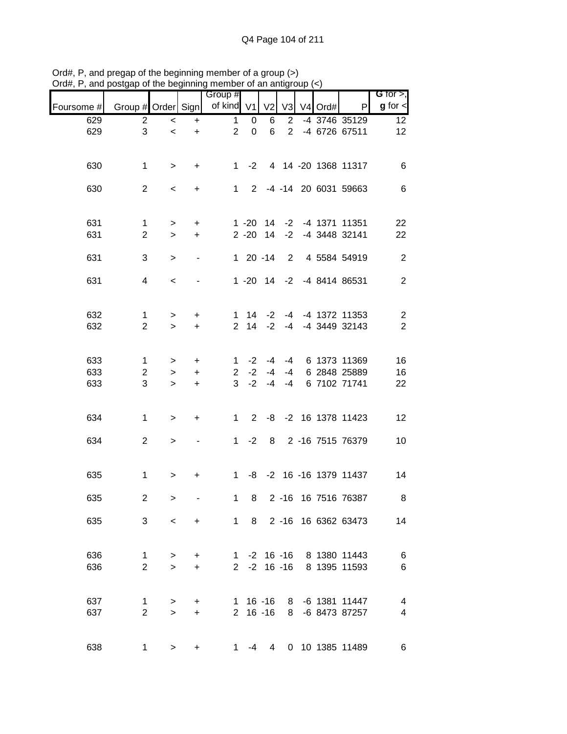Ord#, P, and pregap of the beginning member of a group (>)
Ord#, P, and postgap of the beginning member of an antigroup (<)

| Foursome # | Group # | Order | Sign | Group # of kind | V1 | V2 | V3 | V4 | Ord# | P | G for >, g for < |
|---|---|---|---|---|---|---|---|---|---|---|---|
| 629 | 2 | < | + | 1 | 0 | 6 | 2 | -4 | 3746 | 35129 | 12 |
| 629 | 3 | < | + | 2 | 0 | 6 | 2 | -4 | 6726 | 67511 | 12 |
| | | | | | | | | | | | |
| 630 | 1 | > | + | 1 | -2 | 4 | 14 | -20 | 1368 | 11317 | 6 |
| | | | | | | | | | | | |
| 630 | 2 | < | + | 1 | 2 | -4 | -14 | 20 | 6031 | 59663 | 6 |
| | | | | | | | | | | | |
| 631 | 1 | > | + | 1 | -20 | 14 | -2 | -4 | 1371 | 11351 | 22 |
| 631 | 2 | > | + | 2 | -20 | 14 | -2 | -4 | 3448 | 32141 | 22 |
| | | | | | | | | | | | |
| 631 | 3 | > | - | 1 | 20 | -14 | 2 | 4 | 5584 | 54919 | 2 |
| | | | | | | | | | | | |
| 631 | 4 | < | - | 1 | -20 | 14 | -2 | -4 | 8414 | 86531 | 2 |
| | | | | | | | | | | | |
| 632 | 1 | > | + | 1 | 14 | -2 | -4 | -4 | 1372 | 11353 | 2 |
| 632 | 2 | > | + | 2 | 14 | -2 | -4 | -4 | 3449 | 32143 | 2 |
| | | | | | | | | | | | |
| 633 | 1 | > | + | 1 | -2 | -4 | -4 | 6 | 1373 | 11369 | 16 |
| 633 | 2 | > | + | 2 | -2 | -4 | -4 | 6 | 2848 | 25889 | 16 |
| 633 | 3 | > | + | 3 | -2 | -4 | -4 | 6 | 7102 | 71741 | 22 |
| | | | | | | | | | | | |
| 634 | 1 | > | + | 1 | 2 | -8 | -2 | 16 | 1378 | 11423 | 12 |
| | | | | | | | | | | | |
| 634 | 2 | > | - | 1 | -2 | 8 | 2 | -16 | 7515 | 76379 | 10 |
| | | | | | | | | | | | |
| 635 | 1 | > | + | 1 | -8 | -2 | 16 | -16 | 1379 | 11437 | 14 |
| | | | | | | | | | | | |
| 635 | 2 | > | - | 1 | 8 | 2 | -16 | 16 | 7516 | 76387 | 8 |
| | | | | | | | | | | | |
| 635 | 3 | < | + | 1 | 8 | 2 | -16 | 16 | 6362 | 63473 | 14 |
| | | | | | | | | | | | |
| 636 | 1 | > | + | 1 | -2 | 16 | -16 | 8 | 1380 | 11443 | 6 |
| 636 | 2 | > | + | 2 | -2 | 16 | -16 | 8 | 1395 | 11593 | 6 |
| | | | | | | | | | | | |
| 637 | 1 | > | + | 1 | 16 | -16 | 8 | -6 | 1381 | 11447 | 4 |
| 637 | 2 | > | + | 2 | 16 | -16 | 8 | -6 | 8473 | 87257 | 4 |
| | | | | | | | | | | | |
| 638 | 1 | > | + | 1 | -4 | 4 | 0 | 10 | 1385 | 11489 | 6 |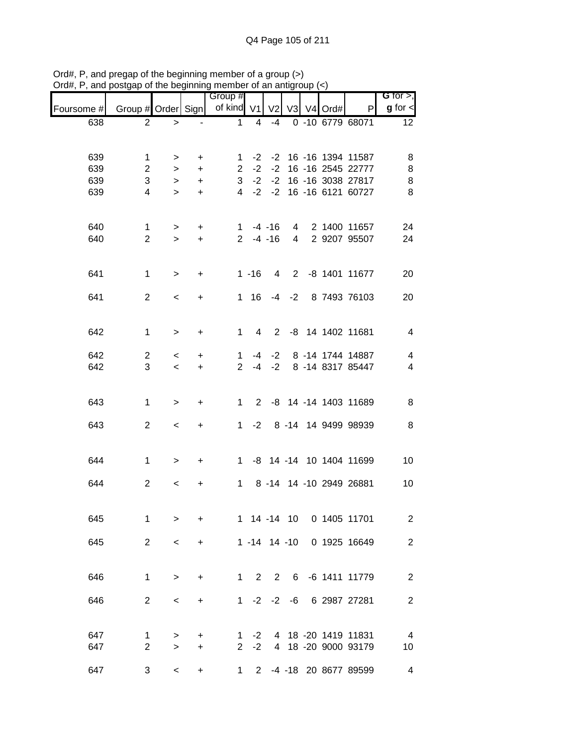Ord#, P, and pregap of the beginning member of a group (>)
Ord#, P, and postgap of the beginning member of an antigroup (<)

| Foursome # | Group # | Order | Sign | Group # of kind | V1 | V2 | V3 | V4 | Ord# | P | G for >, g for < |
|---|---|---|---|---|---|---|---|---|---|---|---|
| 638 | 2 | > | - | 1 | 4 | -4 | 0 | -10 | 6779 | 68071 | 12 |
| | | | | | | | | | | | |
| 639 | 1 | > | + | 1 | -2 | -2 | 16 | -16 | 1394 | 11587 | 8 |
| 639 | 2 | > | + | 2 | -2 | -2 | 16 | -16 | 2545 | 22777 | 8 |
| 639 | 3 | > | + | 3 | -2 | -2 | 16 | -16 | 3038 | 27817 | 8 |
| 639 | 4 | > | + | 4 | -2 | -2 | 16 | -16 | 6121 | 60727 | 8 |
| | | | | | | | | | | | |
| 640 | 1 | > | + | 1 | -4 | -16 | 4 | 2 | 1400 | 11657 | 24 |
| 640 | 2 | > | + | 2 | -4 | -16 | 4 | 2 | 9207 | 95507 | 24 |
| | | | | | | | | | | | |
| 641 | 1 | > | + | 1 | -16 | 4 | 2 | -8 | 1401 | 11677 | 20 |
| 641 | 2 | < | + | 1 | 16 | -4 | -2 | 8 | 7493 | 76103 | 20 |
| | | | | | | | | | | | |
| 642 | 1 | > | + | 1 | 4 | 2 | -8 | 14 | 1402 | 11681 | 4 |
| 642 | 2 | < | + | 1 | -4 | -2 | 8 | -14 | 1744 | 14887 | 4 |
| 642 | 3 | < | + | 2 | -4 | -2 | 8 | -14 | 8317 | 85447 | 4 |
| | | | | | | | | | | | |
| 643 | 1 | > | + | 1 | 2 | -8 | 14 | -14 | 1403 | 11689 | 8 |
| 643 | 2 | < | + | 1 | -2 | 8 | -14 | 14 | 9499 | 98939 | 8 |
| | | | | | | | | | | | |
| 644 | 1 | > | + | 1 | -8 | 14 | -14 | 10 | 1404 | 11699 | 10 |
| 644 | 2 | < | + | 1 | 8 | -14 | 14 | -10 | 2949 | 26881 | 10 |
| | | | | | | | | | | | |
| 645 | 1 | > | + | 1 | 14 | -14 | 10 | 0 | 1405 | 11701 | 2 |
| 645 | 2 | < | + | 1 | -14 | 14 | -10 | 0 | 1925 | 16649 | 2 |
| | | | | | | | | | | | |
| 646 | 1 | > | + | 1 | 2 | 2 | 6 | -6 | 1411 | 11779 | 2 |
| 646 | 2 | < | + | 1 | -2 | -2 | -6 | 6 | 2987 | 27281 | 2 |
| | | | | | | | | | | | |
| 647 | 1 | > | + | 1 | -2 | 4 | 18 | -20 | 1419 | 11831 | 4 |
| 647 | 2 | > | + | 2 | -2 | 4 | 18 | -20 | 9000 | 93179 | 10 |
| 647 | 3 | < | + | 1 | 2 | -4 | -18 | 20 | 8677 | 89599 | 4 |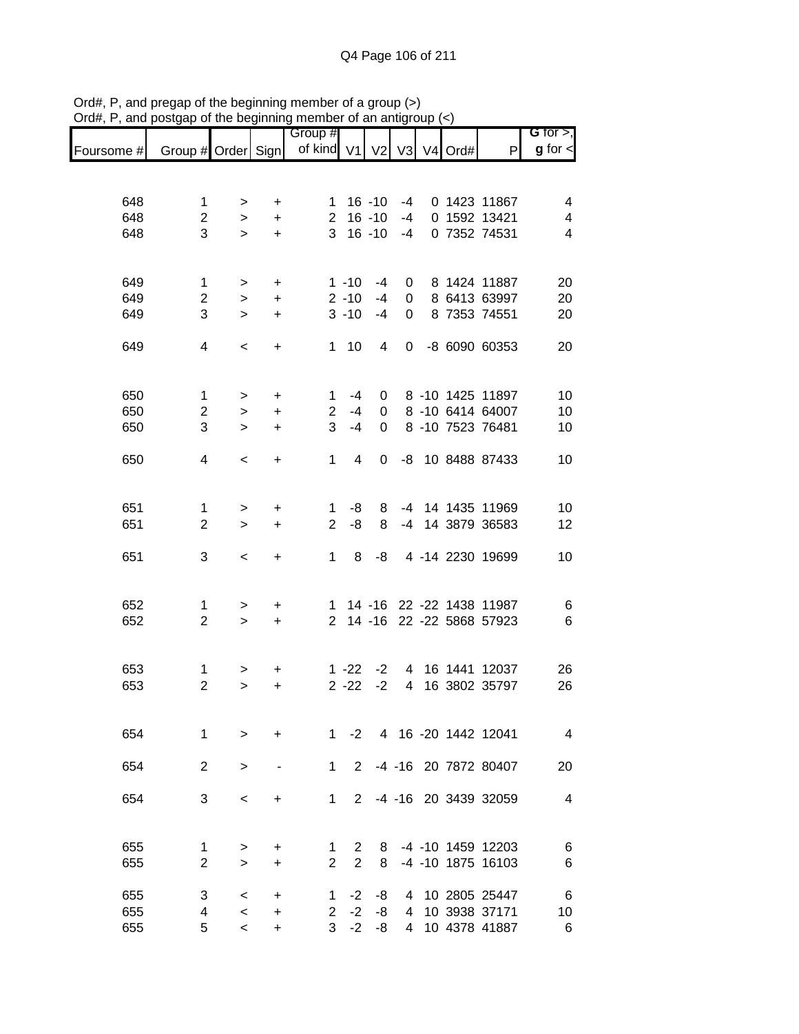Ord#, P, and pregap of the beginning member of a group (>)
Ord#, P, and postgap of the beginning member of an antigroup (<)

| Foursome # | Group # | Order | Sign | Group # of kind | V1 | V2 | V3 | V4 | Ord# | P | G for >, g for < |
|---|---|---|---|---|---|---|---|---|---|---|---|
| 648 | 1 | > | + | 1 | 16 | -10 | -4 | 0 | 1423 | 11867 | 4 |
| 648 | 2 | > | + | 2 | 16 | -10 | -4 | 0 | 1592 | 13421 | 4 |
| 648 | 3 | > | + | 3 | 16 | -10 | -4 | 0 | 7352 | 74531 | 4 |
| 649 | 1 | > | + | 1 | -10 | -4 | 0 | 8 | 1424 | 11887 | 20 |
| 649 | 2 | > | + | 2 | -10 | -4 | 0 | 8 | 6413 | 63997 | 20 |
| 649 | 3 | > | + | 3 | -10 | -4 | 0 | 8 | 7353 | 74551 | 20 |
| 649 | 4 | < | + | 1 | 10 | 4 | 0 | -8 | 6090 | 60353 | 20 |
| 650 | 1 | > | + | 1 | -4 | 0 | 8 | -10 | 1425 | 11897 | 10 |
| 650 | 2 | > | + | 2 | -4 | 0 | 8 | -10 | 6414 | 64007 | 10 |
| 650 | 3 | > | + | 3 | -4 | 0 | 8 | -10 | 7523 | 76481 | 10 |
| 650 | 4 | < | + | 1 | 4 | 0 | -8 | 10 | 8488 | 87433 | 10 |
| 651 | 1 | > | + | 1 | -8 | 8 | -4 | 14 | 1435 | 11969 | 10 |
| 651 | 2 | > | + | 2 | -8 | 8 | -4 | 14 | 3879 | 36583 | 12 |
| 651 | 3 | < | + | 1 | 8 | -8 | 4 | -14 | 2230 | 19699 | 10 |
| 652 | 1 | > | + | 1 | 14 | -16 | 22 | -22 | 1438 | 11987 | 6 |
| 652 | 2 | > | + | 2 | 14 | -16 | 22 | -22 | 5868 | 57923 | 6 |
| 653 | 1 | > | + | 1 | -22 | -2 | 4 | 16 | 1441 | 12037 | 26 |
| 653 | 2 | > | + | 2 | -22 | -2 | 4 | 16 | 3802 | 35797 | 26 |
| 654 | 1 | > | + | 1 | -2 | 4 | 16 | -20 | 1442 | 12041 | 4 |
| 654 | 2 | > | - | 1 | 2 | -4 | -16 | 20 | 7872 | 80407 | 20 |
| 654 | 3 | < | + | 1 | 2 | -4 | -16 | 20 | 3439 | 32059 | 4 |
| 655 | 1 | > | + | 1 | 2 | 8 | -4 | -10 | 1459 | 12203 | 6 |
| 655 | 2 | > | + | 2 | 2 | 8 | -4 | -10 | 1875 | 16103 | 6 |
| 655 | 3 | < | + | 1 | -2 | -8 | 4 | 10 | 2805 | 25447 | 6 |
| 655 | 4 | < | + | 2 | -2 | -8 | 4 | 10 | 3938 | 37171 | 10 |
| 655 | 5 | < | + | 3 | -2 | -8 | 4 | 10 | 4378 | 41887 | 6 |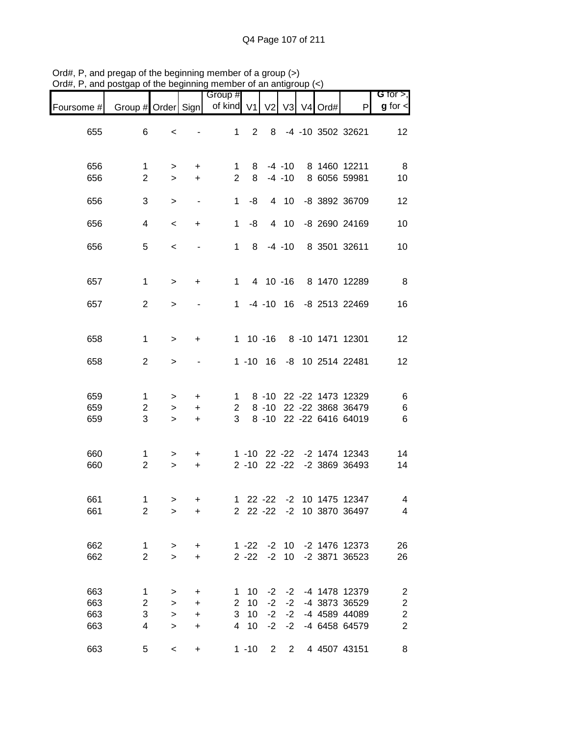Ord#, P, and pregap of the beginning member of a group (>)
Ord#, P, and postgap of the beginning member of an antigroup (<)

| Foursome # | Group # | Order | Sign | Group # of kind | V1 | V2 | V3 | V4 | Ord# | P | G for >, g for < |
|---|---|---|---|---|---|---|---|---|---|---|---|
| 655 | 6 | < | - | 1 | 2 | 8 | -4 | -10 | 3502 | 32621 | 12 |
| 656 | 1 | > | + | 1 | 8 | -4 | -10 | 8 | 1460 | 12211 | 8 |
| 656 | 2 | > | + | 2 | 8 | -4 | -10 | 8 | 6056 | 59981 | 10 |
| 656 | 3 | > | - | 1 | -8 | 4 | 10 | -8 | 3892 | 36709 | 12 |
| 656 | 4 | < | + | 1 | -8 | 4 | 10 | -8 | 2690 | 24169 | 10 |
| 656 | 5 | < | - | 1 | 8 | -4 | -10 | 8 | 3501 | 32611 | 10 |
| 657 | 1 | > | + | 1 | 4 | 10 | -16 | 8 | 1470 | 12289 | 8 |
| 657 | 2 | > | - | 1 | -4 | -10 | 16 | -8 | 2513 | 22469 | 16 |
| 658 | 1 | > | + | 1 | 10 | -16 | 8 | -10 | 1471 | 12301 | 12 |
| 658 | 2 | > | - | 1 | -10 | 16 | -8 | 10 | 2514 | 22481 | 12 |
| 659 | 1 | > | + | 1 | 8 | -10 | 22 | -22 | 1473 | 12329 | 6 |
| 659 | 2 | > | + | 2 | 8 | -10 | 22 | -22 | 3868 | 36479 | 6 |
| 659 | 3 | > | + | 3 | 8 | -10 | 22 | -22 | 6416 | 64019 | 6 |
| 660 | 1 | > | + | 1 | -10 | 22 | -22 | -2 | 1474 | 12343 | 14 |
| 660 | 2 | > | + | 2 | -10 | 22 | -22 | -2 | 3869 | 36493 | 14 |
| 661 | 1 | > | + | 1 | 22 | -22 | -2 | 10 | 1475 | 12347 | 4 |
| 661 | 2 | > | + | 2 | 22 | -22 | -2 | 10 | 3870 | 36497 | 4 |
| 662 | 1 | > | + | 1 | -22 | -2 | 10 | -2 | 1476 | 12373 | 26 |
| 662 | 2 | > | + | 2 | -22 | -2 | 10 | -2 | 3871 | 36523 | 26 |
| 663 | 1 | > | + | 1 | 10 | -2 | -2 | -4 | 1478 | 12379 | 2 |
| 663 | 2 | > | + | 2 | 10 | -2 | -2 | -4 | 3873 | 36529 | 2 |
| 663 | 3 | > | + | 3 | 10 | -2 | -2 | -4 | 4589 | 44089 | 2 |
| 663 | 4 | > | + | 4 | 10 | -2 | -2 | -4 | 6458 | 64579 | 2 |
| 663 | 5 | < | + | 1 | -10 | 2 | 2 | 4 | 4507 | 43151 | 8 |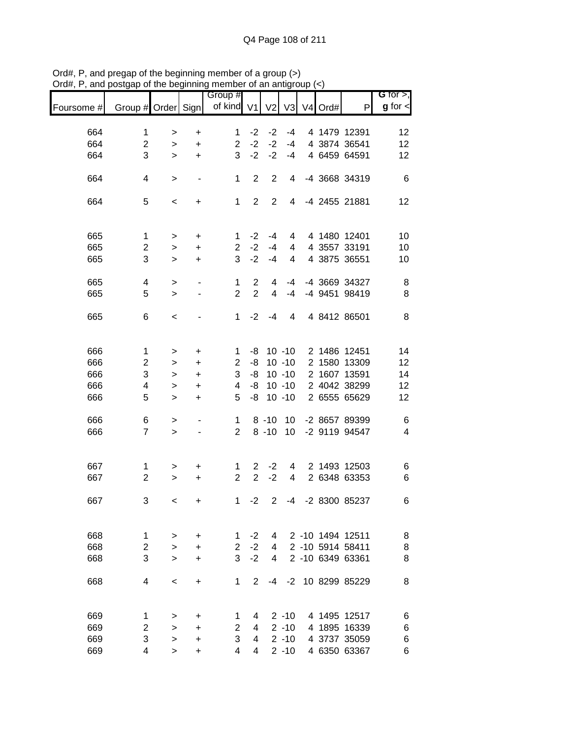Ord#, P, and pregap of the beginning member of a group (>)
Ord#, P, and postgap of the beginning member of an antigroup (<)

| Foursome # | Group # | Order | Sign | Group # of kind | V1 | V2 | V3 | V4 | Ord# | P | G for >, g for < |
|---|---|---|---|---|---|---|---|---|---|---|---|
| 664 | 1 | > | + | 1 | -2 | -2 | -4 | 4 | 1479 | 12391 | 12 |
| 664 | 2 | > | + | 2 | -2 | -2 | -4 | 4 | 3874 | 36541 | 12 |
| 664 | 3 | > | + | 3 | -2 | -2 | -4 | 4 | 6459 | 64591 | 12 |
| 664 | 4 | > | - | 1 | 2 | 2 | 4 | -4 | 3668 | 34319 | 6 |
| 664 | 5 | < | + | 1 | 2 | 2 | 4 | -4 | 2455 | 21881 | 12 |
| 665 | 1 | > | + | 1 | -2 | -4 | 4 | 4 | 1480 | 12401 | 10 |
| 665 | 2 | > | + | 2 | -2 | -4 | 4 | 4 | 3557 | 33191 | 10 |
| 665 | 3 | > | + | 3 | -2 | -4 | 4 | 4 | 3875 | 36551 | 10 |
| 665 | 4 | > | - | 1 | 2 | 4 | -4 | -4 | 3669 | 34327 | 8 |
| 665 | 5 | > | - | 2 | 2 | 4 | -4 | -4 | 9451 | 98419 | 8 |
| 665 | 6 | < | - | 1 | -2 | -4 | 4 | 4 | 8412 | 86501 | 8 |
| 666 | 1 | > | + | 1 | -8 | 10 | -10 | 2 | 1486 | 12451 | 14 |
| 666 | 2 | > | + | 2 | -8 | 10 | -10 | 2 | 1580 | 13309 | 12 |
| 666 | 3 | > | + | 3 | -8 | 10 | -10 | 2 | 1607 | 13591 | 14 |
| 666 | 4 | > | + | 4 | -8 | 10 | -10 | 2 | 4042 | 38299 | 12 |
| 666 | 5 | > | + | 5 | -8 | 10 | -10 | 2 | 6555 | 65629 | 12 |
| 666 | 6 | > | - | 1 | 8 | -10 | 10 | -2 | 8657 | 89399 | 6 |
| 666 | 7 | > | - | 2 | 8 | -10 | 10 | -2 | 9119 | 94547 | 4 |
| 667 | 1 | > | + | 1 | 2 | -2 | 4 | 2 | 1493 | 12503 | 6 |
| 667 | 2 | > | + | 2 | 2 | -2 | 4 | 2 | 6348 | 63353 | 6 |
| 667 | 3 | < | + | 1 | -2 | 2 | -4 | -2 | 8300 | 85237 | 6 |
| 668 | 1 | > | + | 1 | -2 | 4 | 2 | -10 | 1494 | 12511 | 8 |
| 668 | 2 | > | + | 2 | -2 | 4 | 2 | -10 | 5914 | 58411 | 8 |
| 668 | 3 | > | + | 3 | -2 | 4 | 2 | -10 | 6349 | 63361 | 8 |
| 668 | 4 | < | + | 1 | 2 | -4 | -2 | 10 | 8299 | 85229 | 8 |
| 669 | 1 | > | + | 1 | 4 | 2 | -10 | 4 | 1495 | 12517 | 6 |
| 669 | 2 | > | + | 2 | 4 | 2 | -10 | 4 | 1895 | 16339 | 6 |
| 669 | 3 | > | + | 3 | 4 | 2 | -10 | 4 | 3737 | 35059 | 6 |
| 669 | 4 | > | + | 4 | 4 | 2 | -10 | 4 | 6350 | 63367 | 6 |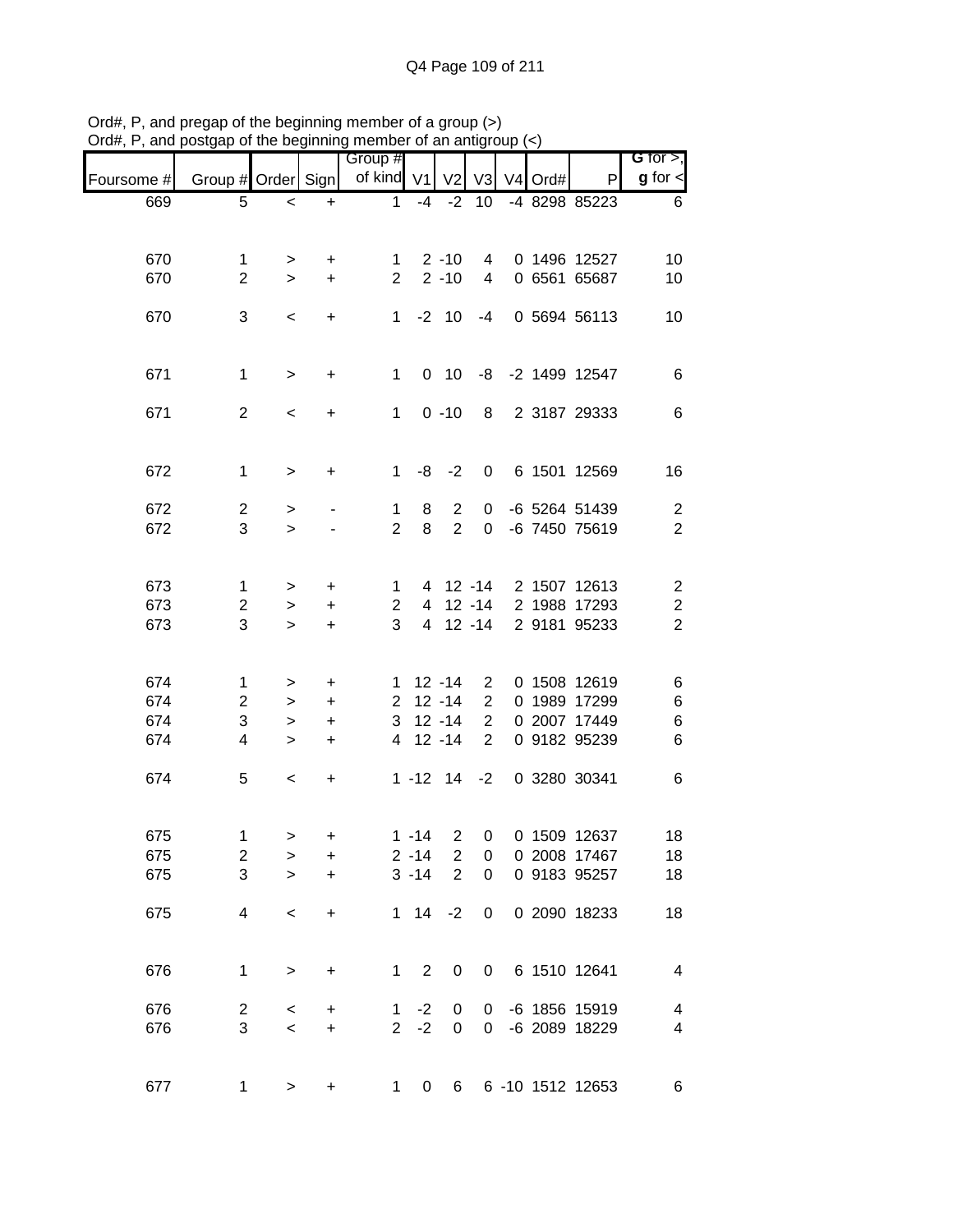Ord#, P, and pregap of the beginning member of a group (>)
Ord#, P, and postgap of the beginning member of an antigroup (<)

| Foursome # | Group # | Order | Sign | Group # of kind | V1 | V2 | V3 | V4 | Ord# | P | G for >, g for < |
|---|---|---|---|---|---|---|---|---|---|---|---|
| 669 | 5 | < | + | 1 | -4 | -2 | 10 | -4 | 8298 | 85223 | 6 |
| 670 | 1 | > | + | 1 | 2 | -10 | 4 | 0 | 1496 | 12527 | 10 |
| 670 | 2 | > | + | 2 | 2 | -10 | 4 | 0 | 6561 | 65687 | 10 |
| 670 | 3 | < | + | 1 | -2 | 10 | -4 | 0 | 5694 | 56113 | 10 |
| 671 | 1 | > | + | 1 | 0 | 10 | -8 | -2 | 1499 | 12547 | 6 |
| 671 | 2 | < | + | 1 | 0 | -10 | 8 | 2 | 3187 | 29333 | 6 |
| 672 | 1 | > | + | 1 | -8 | -2 | 0 | 6 | 1501 | 12569 | 16 |
| 672 | 2 | > | - | 1 | 8 | 2 | 0 | -6 | 5264 | 51439 | 2 |
| 672 | 3 | > | - | 2 | 8 | 2 | 0 | -6 | 7450 | 75619 | 2 |
| 673 | 1 | > | + | 1 | 4 | 12 | -14 | 2 | 1507 | 12613 | 2 |
| 673 | 2 | > | + | 2 | 4 | 12 | -14 | 2 | 1988 | 17293 | 2 |
| 673 | 3 | > | + | 3 | 4 | 12 | -14 | 2 | 9181 | 95233 | 2 |
| 674 | 1 | > | + | 1 | 12 | -14 | 2 | 0 | 1508 | 12619 | 6 |
| 674 | 2 | > | + | 2 | 12 | -14 | 2 | 0 | 1989 | 17299 | 6 |
| 674 | 3 | > | + | 3 | 12 | -14 | 2 | 0 | 2007 | 17449 | 6 |
| 674 | 4 | > | + | 4 | 12 | -14 | 2 | 0 | 9182 | 95239 | 6 |
| 674 | 5 | < | + | 1 | -12 | 14 | -2 | 0 | 3280 | 30341 | 6 |
| 675 | 1 | > | + | 1 | -14 | 2 | 0 | 0 | 1509 | 12637 | 18 |
| 675 | 2 | > | + | 2 | -14 | 2 | 0 | 0 | 2008 | 17467 | 18 |
| 675 | 3 | > | + | 3 | -14 | 2 | 0 | 0 | 9183 | 95257 | 18 |
| 675 | 4 | < | + | 1 | 14 | -2 | 0 | 0 | 2090 | 18233 | 18 |
| 676 | 1 | > | + | 1 | 2 | 0 | 0 | 6 | 1510 | 12641 | 4 |
| 676 | 2 | < | + | 1 | -2 | 0 | 0 | -6 | 1856 | 15919 | 4 |
| 676 | 3 | < | + | 2 | -2 | 0 | 0 | -6 | 2089 | 18229 | 4 |
| 677 | 1 | > | + | 1 | 0 | 6 | 6 | -10 | 1512 | 12653 | 6 |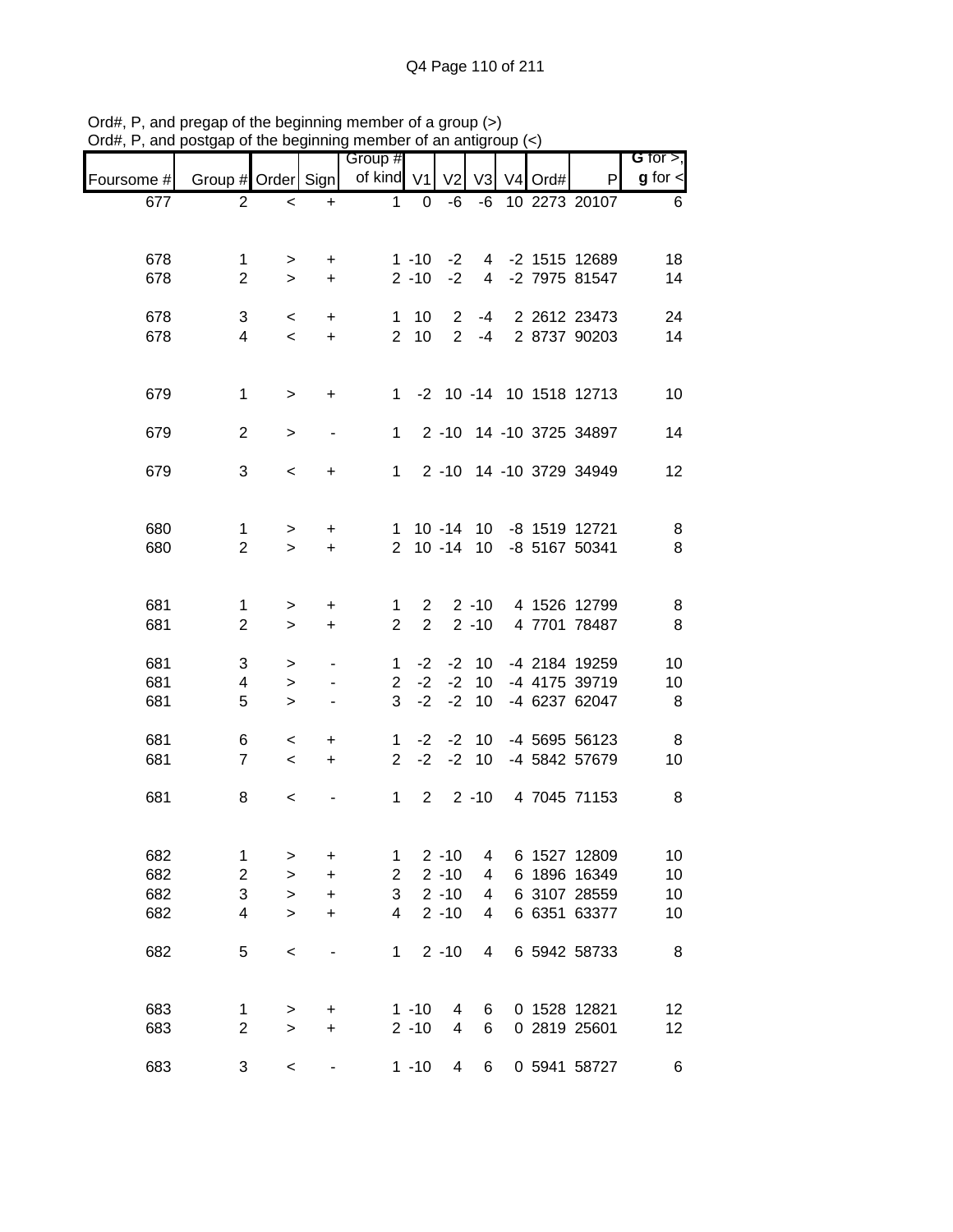Ord#, P, and pregap of the beginning member of a group (>)
Ord#, P, and postgap of the beginning member of an antigroup (<)

| Foursome # | Group # | Order | Sign | Group # of kind | V1 | V2 | V3 | V4 | Ord# | P | G for >, g for < |
|---|---|---|---|---|---|---|---|---|---|---|---|
| 677 | 2 | < | + | 1 | 0 | -6 | -6 | 10 | 2273 | 20107 | 6 |
| | | | | | | | | | | | |
| 678 | 1 | > | + | 1 | -10 | -2 | 4 | -2 | 1515 | 12689 | 18 |
| 678 | 2 | > | + | 2 | -10 | -2 | 4 | -2 | 7975 | 81547 | 14 |
| | | | | | | | | | | | |
| 678 | 3 | < | + | 1 | 10 | 2 | -4 | 2 | 2612 | 23473 | 24 |
| 678 | 4 | < | + | 2 | 10 | 2 | -4 | 2 | 8737 | 90203 | 14 |
| | | | | | | | | | | | |
| 679 | 1 | > | + | 1 | -2 | 10 | -14 | 10 | 1518 | 12713 | 10 |
| | | | | | | | | | | | |
| 679 | 2 | > | - | 1 | 2 | -10 | 14 | -10 | 3725 | 34897 | 14 |
| | | | | | | | | | | | |
| 679 | 3 | < | + | 1 | 2 | -10 | 14 | -10 | 3729 | 34949 | 12 |
| | | | | | | | | | | | |
| 680 | 1 | > | + | 1 | 10 | -14 | 10 | -8 | 1519 | 12721 | 8 |
| 680 | 2 | > | + | 2 | 10 | -14 | 10 | -8 | 5167 | 50341 | 8 |
| | | | | | | | | | | | |
| 681 | 1 | > | + | 1 | 2 | 2 | -10 | 4 | 1526 | 12799 | 8 |
| 681 | 2 | > | + | 2 | 2 | 2 | -10 | 4 | 7701 | 78487 | 8 |
| | | | | | | | | | | | |
| 681 | 3 | > | - | 1 | -2 | -2 | 10 | -4 | 2184 | 19259 | 10 |
| 681 | 4 | > | - | 2 | -2 | -2 | 10 | -4 | 4175 | 39719 | 10 |
| 681 | 5 | > | - | 3 | -2 | -2 | 10 | -4 | 6237 | 62047 | 8 |
| | | | | | | | | | | | |
| 681 | 6 | < | + | 1 | -2 | -2 | 10 | -4 | 5695 | 56123 | 8 |
| 681 | 7 | < | + | 2 | -2 | -2 | 10 | -4 | 5842 | 57679 | 10 |
| | | | | | | | | | | | |
| 681 | 8 | < | - | 1 | 2 | 2 | -10 | 4 | 7045 | 71153 | 8 |
| | | | | | | | | | | | |
| 682 | 1 | > | + | 1 | 2 | -10 | 4 | 6 | 1527 | 12809 | 10 |
| 682 | 2 | > | + | 2 | 2 | -10 | 4 | 6 | 1896 | 16349 | 10 |
| 682 | 3 | > | + | 3 | 2 | -10 | 4 | 6 | 3107 | 28559 | 10 |
| 682 | 4 | > | + | 4 | 2 | -10 | 4 | 6 | 6351 | 63377 | 10 |
| | | | | | | | | | | | |
| 682 | 5 | < | - | 1 | 2 | -10 | 4 | 6 | 5942 | 58733 | 8 |
| | | | | | | | | | | | |
| 683 | 1 | > | + | 1 | -10 | 4 | 6 | 0 | 1528 | 12821 | 12 |
| 683 | 2 | > | + | 2 | -10 | 4 | 6 | 0 | 2819 | 25601 | 12 |
| | | | | | | | | | | | |
| 683 | 3 | < | - | 1 | -10 | 4 | 6 | 0 | 5941 | 58727 | 6 |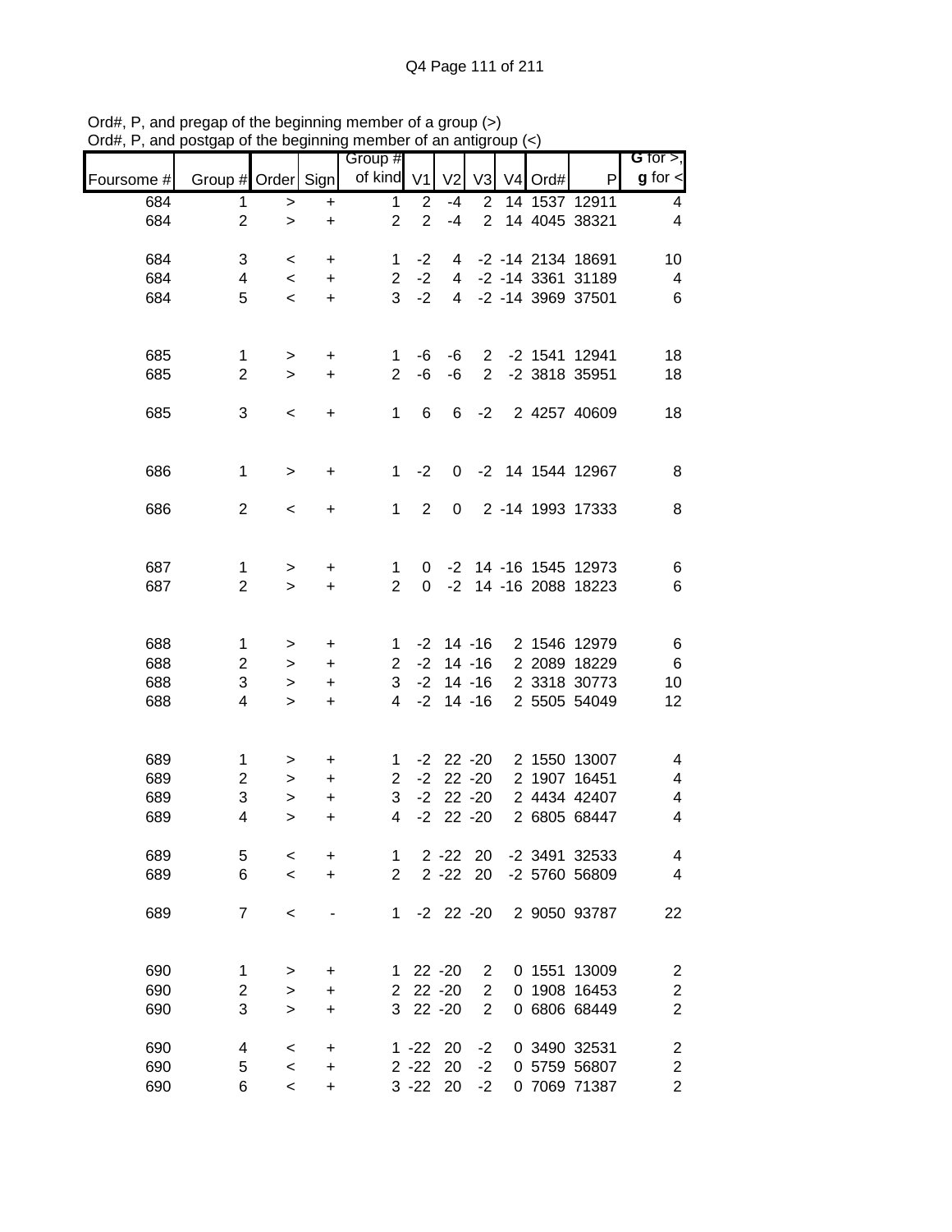Ord#, P, and pregap of the beginning member of a group (>)
Ord#, P, and postgap of the beginning member of an antigroup (<)

| Foursome # | Group # | Order | Sign | Group # of kind | V1 | V2 | V3 | V4 | Ord# | P | G for >, g for < |
|---|---|---|---|---|---|---|---|---|---|---|---|
| 684 | 1 | > | + | 1 | 2 | -4 | 2 | 14 | 1537 | 12911 | 4 |
| 684 | 2 | > | + | 2 | 2 | -4 | 2 | 14 | 4045 | 38321 | 4 |
| | | | | | | | | | | | |
| 684 | 3 | < | + | 1 | -2 | 4 | -2 | -14 | 2134 | 18691 | 10 |
| 684 | 4 | < | + | 2 | -2 | 4 | -2 | -14 | 3361 | 31189 | 4 |
| 684 | 5 | < | + | 3 | -2 | 4 | -2 | -14 | 3969 | 37501 | 6 |
| | | | | | | | | | | | |
| 685 | 1 | > | + | 1 | -6 | -6 | 2 | -2 | 1541 | 12941 | 18 |
| 685 | 2 | > | + | 2 | -6 | -6 | 2 | -2 | 3818 | 35951 | 18 |
| | | | | | | | | | | | |
| 685 | 3 | < | + | 1 | 6 | 6 | -2 | 2 | 4257 | 40609 | 18 |
| | | | | | | | | | | | |
| 686 | 1 | > | + | 1 | -2 | 0 | -2 | 14 | 1544 | 12967 | 8 |
| | | | | | | | | | | | |
| 686 | 2 | < | + | 1 | 2 | 0 | 2 | -14 | 1993 | 17333 | 8 |
| | | | | | | | | | | | |
| 687 | 1 | > | + | 1 | 0 | -2 | 14 | -16 | 1545 | 12973 | 6 |
| 687 | 2 | > | + | 2 | 0 | -2 | 14 | -16 | 2088 | 18223 | 6 |
| | | | | | | | | | | | |
| 688 | 1 | > | + | 1 | -2 | 14 | -16 | 2 | 1546 | 12979 | 6 |
| 688 | 2 | > | + | 2 | -2 | 14 | -16 | 2 | 2089 | 18229 | 6 |
| 688 | 3 | > | + | 3 | -2 | 14 | -16 | 2 | 3318 | 30773 | 10 |
| 688 | 4 | > | + | 4 | -2 | 14 | -16 | 2 | 5505 | 54049 | 12 |
| | | | | | | | | | | | |
| 689 | 1 | > | + | 1 | -2 | 22 | -20 | 2 | 1550 | 13007 | 4 |
| 689 | 2 | > | + | 2 | -2 | 22 | -20 | 2 | 1907 | 16451 | 4 |
| 689 | 3 | > | + | 3 | -2 | 22 | -20 | 2 | 4434 | 42407 | 4 |
| 689 | 4 | > | + | 4 | -2 | 22 | -20 | 2 | 6805 | 68447 | 4 |
| | | | | | | | | | | | |
| 689 | 5 | < | + | 1 | 2 | -22 | 20 | -2 | 3491 | 32533 | 4 |
| 689 | 6 | < | + | 2 | 2 | -22 | 20 | -2 | 5760 | 56809 | 4 |
| | | | | | | | | | | | |
| 689 | 7 | < | - | 1 | -2 | 22 | -20 | 2 | 9050 | 93787 | 22 |
| | | | | | | | | | | | |
| 690 | 1 | > | + | 1 | 22 | -20 | 2 | 0 | 1551 | 13009 | 2 |
| 690 | 2 | > | + | 2 | 22 | -20 | 2 | 0 | 1908 | 16453 | 2 |
| 690 | 3 | > | + | 3 | 22 | -20 | 2 | 0 | 6806 | 68449 | 2 |
| | | | | | | | | | | | |
| 690 | 4 | < | + | 1 | -22 | 20 | -2 | 0 | 3490 | 32531 | 2 |
| 690 | 5 | < | + | 2 | -22 | 20 | -2 | 0 | 5759 | 56807 | 2 |
| 690 | 6 | < | + | 3 | -22 | 20 | -2 | 0 | 7069 | 71387 | 2 |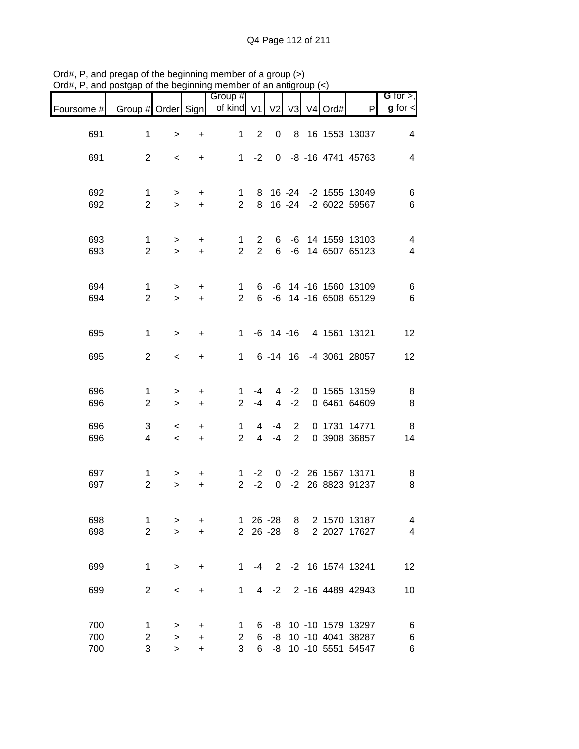Ord#, P, and pregap of the beginning member of a group (>)
Ord#, P, and postgap of the beginning member of an antigroup (<)

| Foursome # | Group # | Order | Sign | Group # of kind | V1 | V2 | V3 | V4 | Ord# | P | G for >, g for < |
|---|---|---|---|---|---|---|---|---|---|---|---|
| 691 | 1 | > | + | 1 | 2 | 0 | 8 | 16 | 1553 | 13037 | 4 |
| 691 | 2 | < | + | 1 | -2 | 0 | -8 | -16 | 4741 | 45763 | 4 |
| 692 | 1 | > | + | 1 | 8 | 16 | -24 | -2 | 1555 | 13049 | 6 |
| 692 | 2 | > | + | 2 | 8 | 16 | -24 | -2 | 6022 | 59567 | 6 |
| 693 | 1 | > | + | 1 | 2 | 6 | -6 | 14 | 1559 | 13103 | 4 |
| 693 | 2 | > | + | 2 | 2 | 6 | -6 | 14 | 6507 | 65123 | 4 |
| 694 | 1 | > | + | 1 | 6 | -6 | 14 | -16 | 1560 | 13109 | 6 |
| 694 | 2 | > | + | 2 | 6 | -6 | 14 | -16 | 6508 | 65129 | 6 |
| 695 | 1 | > | + | 1 | -6 | 14 | -16 | 4 | 1561 | 13121 | 12 |
| 695 | 2 | < | + | 1 | 6 | -14 | 16 | -4 | 3061 | 28057 | 12 |
| 696 | 1 | > | + | 1 | -4 | 4 | -2 | 0 | 1565 | 13159 | 8 |
| 696 | 2 | > | + | 2 | -4 | 4 | -2 | 0 | 6461 | 64609 | 8 |
| 696 | 3 | < | + | 1 | 4 | -4 | 2 | 0 | 1731 | 14771 | 8 |
| 696 | 4 | < | + | 2 | 4 | -4 | 2 | 0 | 3908 | 36857 | 14 |
| 697 | 1 | > | + | 1 | -2 | 0 | -2 | 26 | 1567 | 13171 | 8 |
| 697 | 2 | > | + | 2 | -2 | 0 | -2 | 26 | 8823 | 91237 | 8 |
| 698 | 1 | > | + | 1 | 26 | -28 | 8 | 2 | 1570 | 13187 | 4 |
| 698 | 2 | > | + | 2 | 26 | -28 | 8 | 2 | 2027 | 17627 | 4 |
| 699 | 1 | > | + | 1 | -4 | 2 | -2 | 16 | 1574 | 13241 | 12 |
| 699 | 2 | < | + | 1 | 4 | -2 | 2 | -16 | 4489 | 42943 | 10 |
| 700 | 1 | > | + | 1 | 6 | -8 | 10 | -10 | 1579 | 13297 | 6 |
| 700 | 2 | > | + | 2 | 6 | -8 | 10 | -10 | 4041 | 38287 | 6 |
| 700 | 3 | > | + | 3 | 6 | -8 | 10 | -10 | 5551 | 54547 | 6 |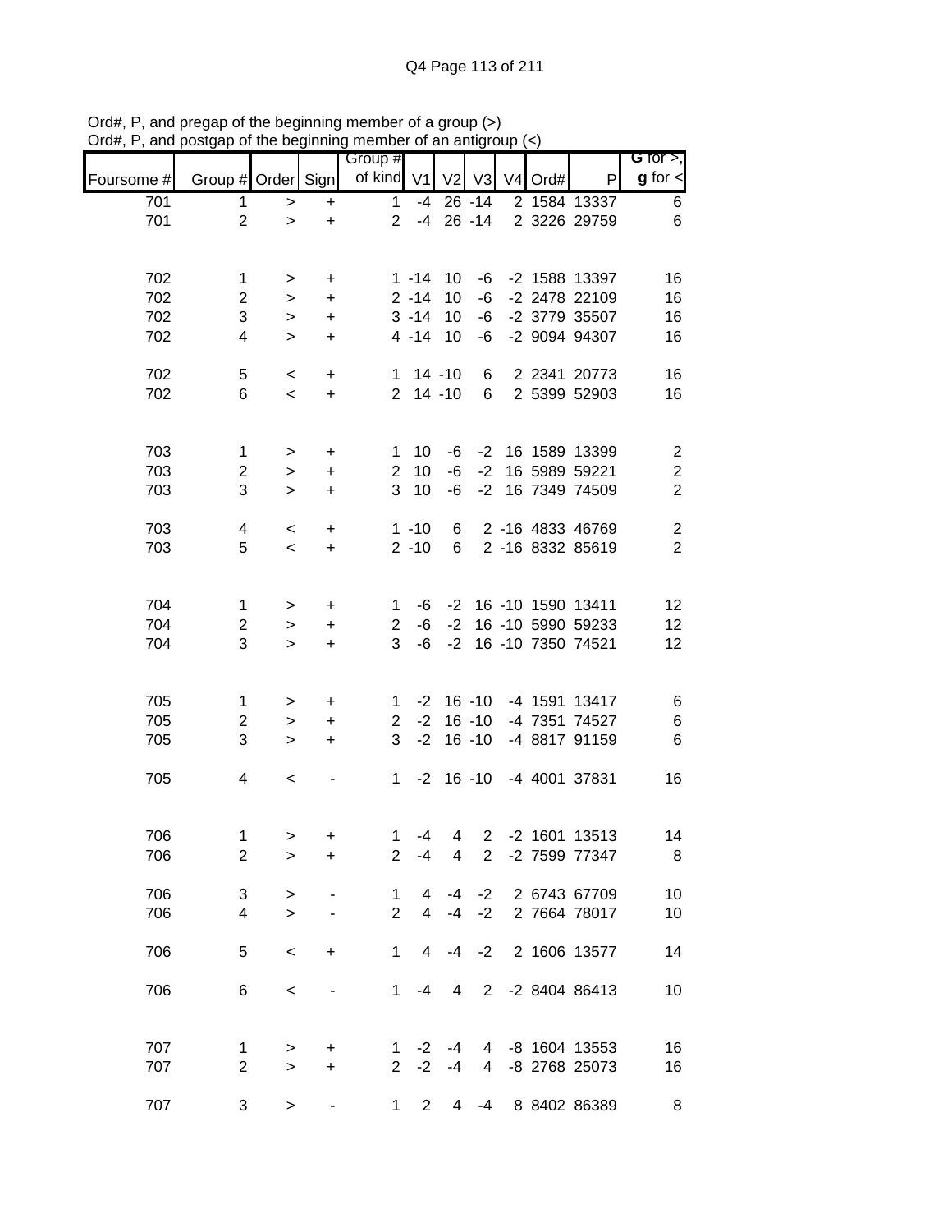Ord#, P, and pregap of the beginning member of a group (>)
Ord#, P, and postgap of the beginning member of an antigroup (<)

| Foursome # | Group # | Order | Sign | Group # of kind | V1 | V2 | V3 | V4 | Ord# | P | G for >, g for < |
|---|---|---|---|---|---|---|---|---|---|---|---|
| 701 | 1 | > | + | 1 | -4 | 26 | -14 | 2 | 1584 | 13337 | 6 |
| 701 | 2 | > | + | 2 | -4 | 26 | -14 | 2 | 3226 | 29759 | 6 |
| | | | | | | | | | | | |
| 702 | 1 | > | + | 1 | -14 | 10 | -6 | -2 | 1588 | 13397 | 16 |
| 702 | 2 | > | + | 2 | -14 | 10 | -6 | -2 | 2478 | 22109 | 16 |
| 702 | 3 | > | + | 3 | -14 | 10 | -6 | -2 | 3779 | 35507 | 16 |
| 702 | 4 | > | + | 4 | -14 | 10 | -6 | -2 | 9094 | 94307 | 16 |
| | | | | | | | | | | | |
| 702 | 5 | < | + | 1 | 14 | -10 | 6 | 2 | 2341 | 20773 | 16 |
| 702 | 6 | < | + | 2 | 14 | -10 | 6 | 2 | 5399 | 52903 | 16 |
| | | | | | | | | | | | |
| 703 | 1 | > | + | 1 | 10 | -6 | -2 | 16 | 1589 | 13399 | 2 |
| 703 | 2 | > | + | 2 | 10 | -6 | -2 | 16 | 5989 | 59221 | 2 |
| 703 | 3 | > | + | 3 | 10 | -6 | -2 | 16 | 7349 | 74509 | 2 |
| | | | | | | | | | | | |
| 703 | 4 | < | + | 1 | -10 | 6 | 2 | -16 | 4833 | 46769 | 2 |
| 703 | 5 | < | + | 2 | -10 | 6 | 2 | -16 | 8332 | 85619 | 2 |
| | | | | | | | | | | | |
| 704 | 1 | > | + | 1 | -6 | -2 | 16 | -10 | 1590 | 13411 | 12 |
| 704 | 2 | > | + | 2 | -6 | -2 | 16 | -10 | 5990 | 59233 | 12 |
| 704 | 3 | > | + | 3 | -6 | -2 | 16 | -10 | 7350 | 74521 | 12 |
| | | | | | | | | | | | |
| 705 | 1 | > | + | 1 | -2 | 16 | -10 | -4 | 1591 | 13417 | 6 |
| 705 | 2 | > | + | 2 | -2 | 16 | -10 | -4 | 7351 | 74527 | 6 |
| 705 | 3 | > | + | 3 | -2 | 16 | -10 | -4 | 8817 | 91159 | 6 |
| | | | | | | | | | | | |
| 705 | 4 | < | - | 1 | -2 | 16 | -10 | -4 | 4001 | 37831 | 16 |
| | | | | | | | | | | | |
| 706 | 1 | > | + | 1 | -4 | 4 | 2 | -2 | 1601 | 13513 | 14 |
| 706 | 2 | > | + | 2 | -4 | 4 | 2 | -2 | 7599 | 77347 | 8 |
| | | | | | | | | | | | |
| 706 | 3 | > | - | 1 | 4 | -4 | -2 | 2 | 6743 | 67709 | 10 |
| 706 | 4 | > | - | 2 | 4 | -4 | -2 | 2 | 7664 | 78017 | 10 |
| | | | | | | | | | | | |
| 706 | 5 | < | + | 1 | 4 | -4 | -2 | 2 | 1606 | 13577 | 14 |
| | | | | | | | | | | | |
| 706 | 6 | < | - | 1 | -4 | 4 | 2 | -2 | 8404 | 86413 | 10 |
| | | | | | | | | | | | |
| 707 | 1 | > | + | 1 | -2 | -4 | 4 | -8 | 1604 | 13553 | 16 |
| 707 | 2 | > | + | 2 | -2 | -4 | 4 | -8 | 2768 | 25073 | 16 |
| | | | | | | | | | | | |
| 707 | 3 | > | - | 1 | 2 | 4 | -4 | 8 | 8402 | 86389 | 8 |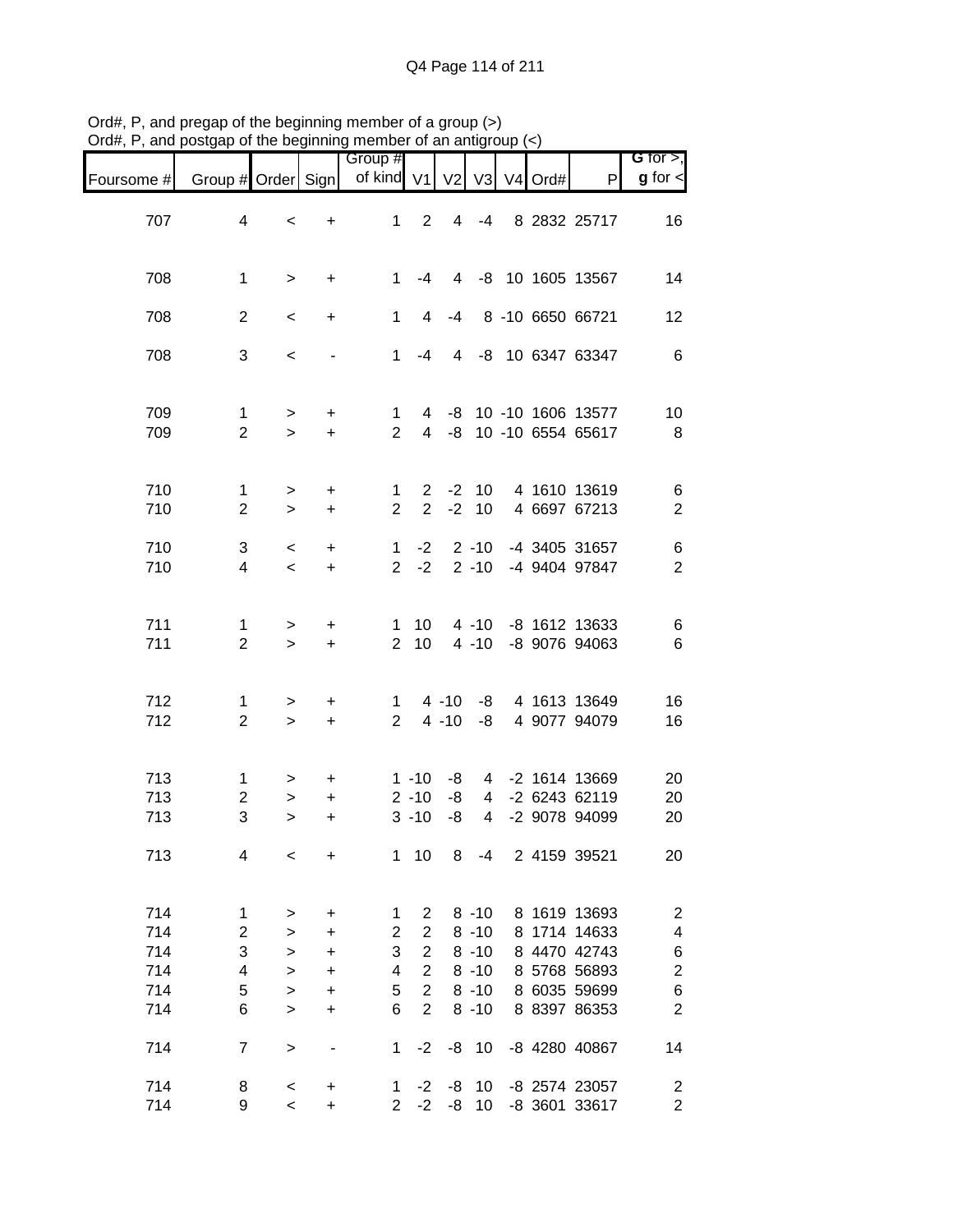Ord#, P, and pregap of the beginning member of a group (>)
Ord#, P, and postgap of the beginning member of an antigroup (<)

| Foursome # | Group # | Order | Sign | Group # of kind | V1 | V2 | V3 | V4 | Ord# | P | G for >, g for < |
|---|---|---|---|---|---|---|---|---|---|---|---|
| 707 | 4 | < | + | 1 | 2 | 4 | -4 | 8 | 2832 | 25717 | 16 |
| 708 | 1 | > | + | 1 | -4 | 4 | -8 | 10 | 1605 | 13567 | 14 |
| 708 | 2 | < | + | 1 | 4 | -4 | 8 | -10 | 6650 | 66721 | 12 |
| 708 | 3 | < | - | 1 | -4 | 4 | -8 | 10 | 6347 | 63347 | 6 |
| 709 | 1 | > | + | 1 | 4 | -8 | 10 | -10 | 1606 | 13577 | 10 |
| 709 | 2 | > | + | 2 | 4 | -8 | 10 | -10 | 6554 | 65617 | 8 |
| 710 | 1 | > | + | 1 | 2 | -2 | 10 | 4 | 1610 | 13619 | 6 |
| 710 | 2 | > | + | 2 | 2 | -2 | 10 | 4 | 6697 | 67213 | 2 |
| 710 | 3 | < | + | 1 | -2 | 2 | -10 | -4 | 3405 | 31657 | 6 |
| 710 | 4 | < | + | 2 | -2 | 2 | -10 | -4 | 9404 | 97847 | 2 |
| 711 | 1 | > | + | 1 | 10 | 4 | -10 | -8 | 1612 | 13633 | 6 |
| 711 | 2 | > | + | 2 | 10 | 4 | -10 | -8 | 9076 | 94063 | 6 |
| 712 | 1 | > | + | 1 | 4 | -10 | -8 | 4 | 1613 | 13649 | 16 |
| 712 | 2 | > | + | 2 | 4 | -10 | -8 | 4 | 9077 | 94079 | 16 |
| 713 | 1 | > | + | 1 | -10 | -8 | 4 | -2 | 1614 | 13669 | 20 |
| 713 | 2 | > | + | 2 | -10 | -8 | 4 | -2 | 6243 | 62119 | 20 |
| 713 | 3 | > | + | 3 | -10 | -8 | 4 | -2 | 9078 | 94099 | 20 |
| 713 | 4 | < | + | 1 | 10 | 8 | -4 | 2 | 4159 | 39521 | 20 |
| 714 | 1 | > | + | 1 | 2 | 8 | -10 | 8 | 1619 | 13693 | 2 |
| 714 | 2 | > | + | 2 | 2 | 8 | -10 | 8 | 1714 | 14633 | 4 |
| 714 | 3 | > | + | 3 | 2 | 8 | -10 | 8 | 4470 | 42743 | 6 |
| 714 | 4 | > | + | 4 | 2 | 8 | -10 | 8 | 5768 | 56893 | 2 |
| 714 | 5 | > | + | 5 | 2 | 8 | -10 | 8 | 6035 | 59699 | 6 |
| 714 | 6 | > | + | 6 | 2 | 8 | -10 | 8 | 8397 | 86353 | 2 |
| 714 | 7 | > | - | 1 | -2 | -8 | 10 | -8 | 4280 | 40867 | 14 |
| 714 | 8 | < | + | 1 | -2 | -8 | 10 | -8 | 2574 | 23057 | 2 |
| 714 | 9 | < | + | 2 | -2 | -8 | 10 | -8 | 3601 | 33617 | 2 |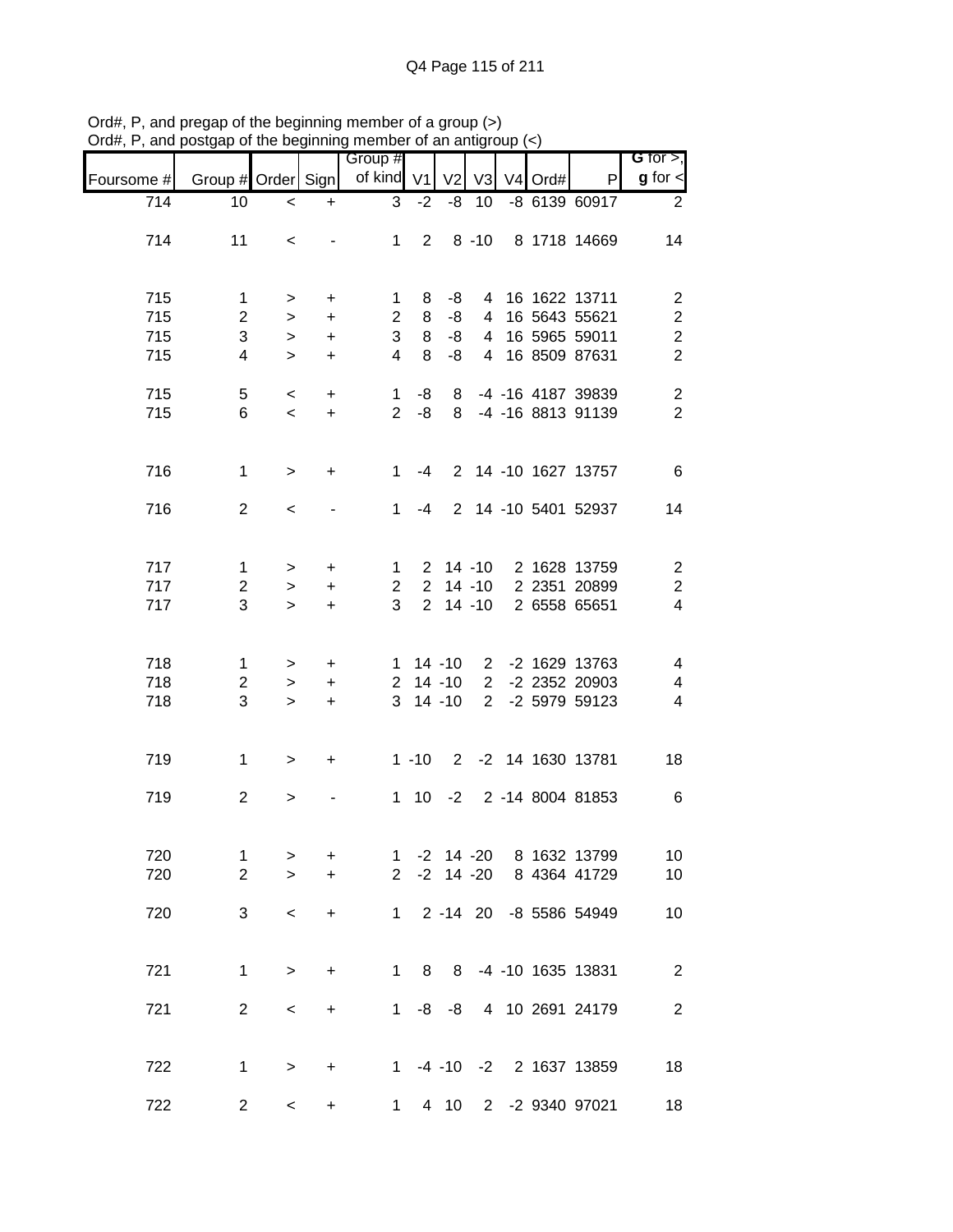Ord#, P, and pregap of the beginning member of a group (>)
Ord#, P, and postgap of the beginning member of an antigroup (<)

| Foursome # | Group # | Order | Sign | Group # of kind | V1 | V2 | V3 | V4 | Ord# | P | G for >, g for < |
|---|---|---|---|---|---|---|---|---|---|---|---|
| 714 | 10 | < | + | 3 | -2 | -8 | 10 | -8 | 6139 | 60917 | 2 |
| | | | | | | | | | | | |
| 714 | 11 | < | - | 1 | 2 | 8 | -10 | 8 | 1718 | 14669 | 14 |
| | | | | | | | | | | | |
| 715 | 1 | > | + | 1 | 8 | -8 | 4 | 16 | 1622 | 13711 | 2 |
| 715 | 2 | > | + | 2 | 8 | -8 | 4 | 16 | 5643 | 55621 | 2 |
| 715 | 3 | > | + | 3 | 8 | -8 | 4 | 16 | 5965 | 59011 | 2 |
| 715 | 4 | > | + | 4 | 8 | -8 | 4 | 16 | 8509 | 87631 | 2 |
| | | | | | | | | | | | |
| 715 | 5 | < | + | 1 | -8 | 8 | -4 | -16 | 4187 | 39839 | 2 |
| 715 | 6 | < | + | 2 | -8 | 8 | -4 | -16 | 8813 | 91139 | 2 |
| | | | | | | | | | | | |
| 716 | 1 | > | + | 1 | -4 | 2 | 14 | -10 | 1627 | 13757 | 6 |
| | | | | | | | | | | | |
| 716 | 2 | < | - | 1 | -4 | 2 | 14 | -10 | 5401 | 52937 | 14 |
| | | | | | | | | | | | |
| 717 | 1 | > | + | 1 | 2 | 14 | -10 | 2 | 1628 | 13759 | 2 |
| 717 | 2 | > | + | 2 | 2 | 14 | -10 | 2 | 2351 | 20899 | 2 |
| 717 | 3 | > | + | 3 | 2 | 14 | -10 | 2 | 6558 | 65651 | 4 |
| | | | | | | | | | | | |
| 718 | 1 | > | + | 1 | 14 | -10 | 2 | -2 | 1629 | 13763 | 4 |
| 718 | 2 | > | + | 2 | 14 | -10 | 2 | -2 | 2352 | 20903 | 4 |
| 718 | 3 | > | + | 3 | 14 | -10 | 2 | -2 | 5979 | 59123 | 4 |
| | | | | | | | | | | | |
| 719 | 1 | > | + | 1 | -10 | 2 | -2 | 14 | 1630 | 13781 | 18 |
| | | | | | | | | | | | |
| 719 | 2 | > | - | 1 | 10 | -2 | 2 | -14 | 8004 | 81853 | 6 |
| | | | | | | | | | | | |
| 720 | 1 | > | + | 1 | -2 | 14 | -20 | 8 | 1632 | 13799 | 10 |
| 720 | 2 | > | + | 2 | -2 | 14 | -20 | 8 | 4364 | 41729 | 10 |
| | | | | | | | | | | | |
| 720 | 3 | < | + | 1 | 2 | -14 | 20 | -8 | 5586 | 54949 | 10 |
| | | | | | | | | | | | |
| 721 | 1 | > | + | 1 | 8 | 8 | -4 | -10 | 1635 | 13831 | 2 |
| | | | | | | | | | | | |
| 721 | 2 | < | + | 1 | -8 | -8 | 4 | 10 | 2691 | 24179 | 2 |
| | | | | | | | | | | | |
| 722 | 1 | > | + | 1 | -4 | -10 | -2 | 2 | 1637 | 13859 | 18 |
| | | | | | | | | | | | |
| 722 | 2 | < | + | 1 | 4 | 10 | 2 | -2 | 9340 | 97021 | 18 |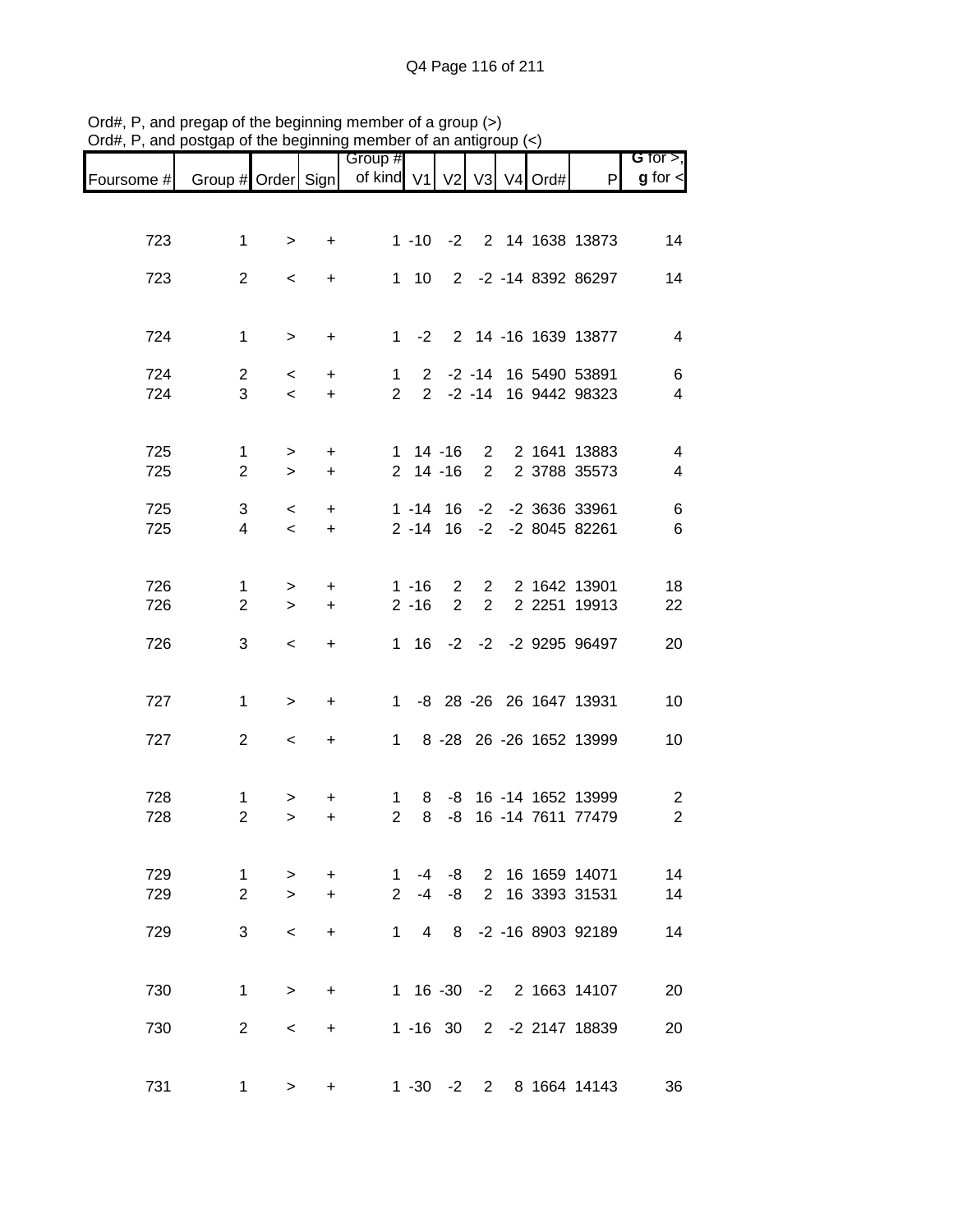Ord#, P, and pregap of the beginning member of a group (>)
Ord#, P, and postgap of the beginning member of an antigroup (<)

| Foursome # | Group # | Order | Sign | Group # of kind | V1 | V2 | V3 | V4 | Ord# | P | G for >, g for < |
|---|---|---|---|---|---|---|---|---|---|---|---|
| 723 | 1 | > | + | 1 | -10 | -2 | 2 | 14 | 1638 | 13873 | 14 |
| 723 | 2 | < | + | 1 | 10 | 2 | -2 | -14 | 8392 | 86297 | 14 |
| 724 | 1 | > | + | 1 | -2 | 2 | 14 | -16 | 1639 | 13877 | 4 |
| 724 | 2 | < | + | 1 | 2 | -2 | -14 | 16 | 5490 | 53891 | 6 |
| 724 | 3 | < | + | 2 | 2 | -2 | -14 | 16 | 9442 | 98323 | 4 |
| 725 | 1 | > | + | 1 | 14 | -16 | 2 | 2 | 1641 | 13883 | 4 |
| 725 | 2 | > | + | 2 | 14 | -16 | 2 | 2 | 3788 | 35573 | 4 |
| 725 | 3 | < | + | 1 | -14 | 16 | -2 | -2 | 3636 | 33961 | 6 |
| 725 | 4 | < | + | 2 | -14 | 16 | -2 | -2 | 8045 | 82261 | 6 |
| 726 | 1 | > | + | 1 | -16 | 2 | 2 | 2 | 1642 | 13901 | 18 |
| 726 | 2 | > | + | 2 | -16 | 2 | 2 | 2 | 2251 | 19913 | 22 |
| 726 | 3 | < | + | 1 | 16 | -2 | -2 | -2 | 9295 | 96497 | 20 |
| 727 | 1 | > | + | 1 | -8 | 28 | -26 | 26 | 1647 | 13931 | 10 |
| 727 | 2 | < | + | 1 | 8 | -28 | 26 | -26 | 1652 | 13999 | 10 |
| 728 | 1 | > | + | 1 | 8 | -8 | 16 | -14 | 1652 | 13999 | 2 |
| 728 | 2 | > | + | 2 | 8 | -8 | 16 | -14 | 7611 | 77479 | 2 |
| 729 | 1 | > | + | 1 | -4 | -8 | 2 | 16 | 1659 | 14071 | 14 |
| 729 | 2 | > | + | 2 | -4 | -8 | 2 | 16 | 3393 | 31531 | 14 |
| 729 | 3 | < | + | 1 | 4 | 8 | -2 | -16 | 8903 | 92189 | 14 |
| 730 | 1 | > | + | 1 | 16 | -30 | -2 | 2 | 1663 | 14107 | 20 |
| 730 | 2 | < | + | 1 | -16 | 30 | 2 | -2 | 2147 | 18839 | 20 |
| 731 | 1 | > | + | 1 | -30 | -2 | 2 | 8 | 1664 | 14143 | 36 |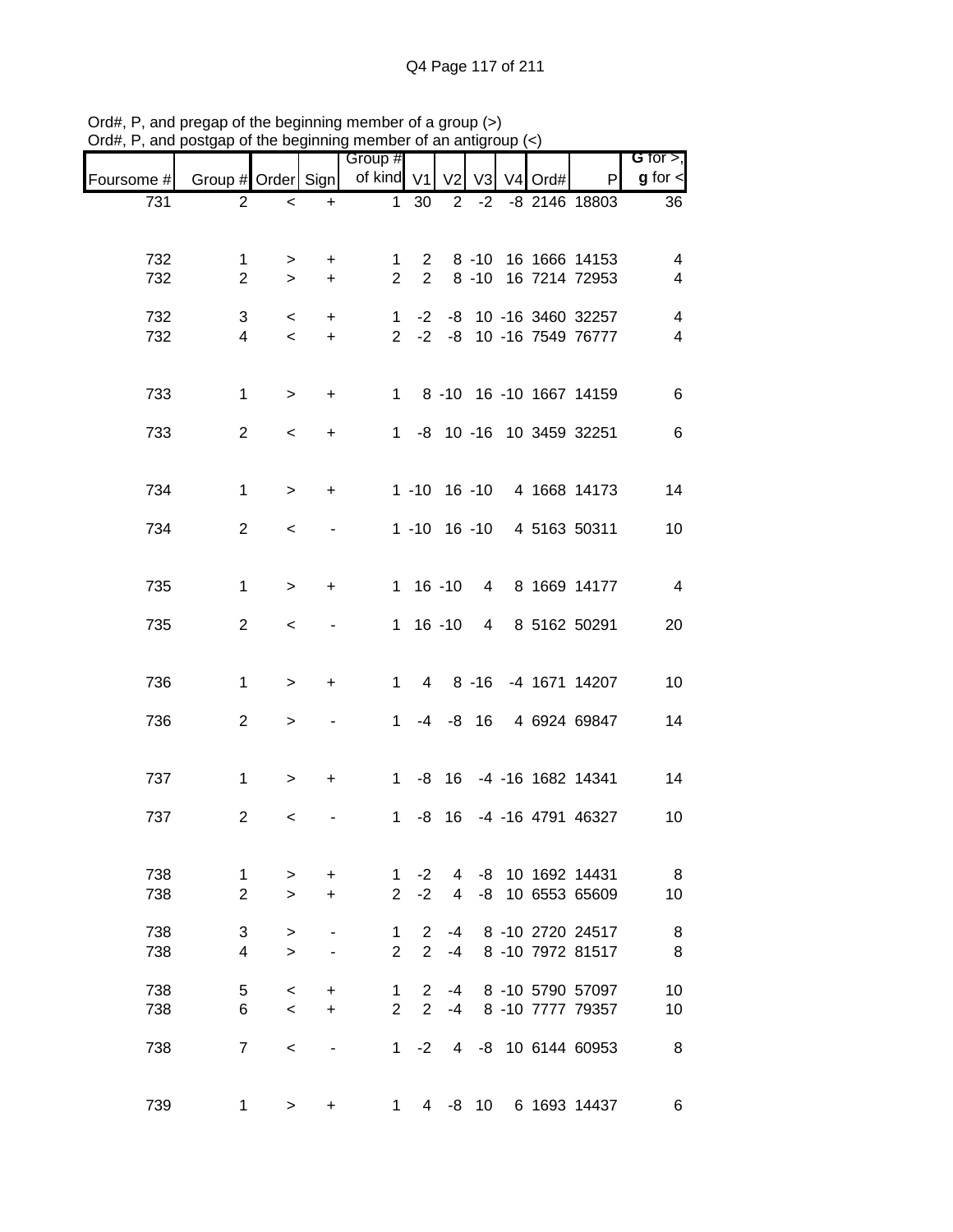Ord#, P, and pregap of the beginning member of a group (>)
Ord#, P, and postgap of the beginning member of an antigroup (<)

| Foursome # | Group # | Order | Sign | Group # of kind | V1 | V2 | V3 | V4 | Ord# | P | G for >, g for < |
|---|---|---|---|---|---|---|---|---|---|---|---|
| 731 | 2 | < | + | 1 | 30 | 2 | -2 | -8 | 2146 | 18803 | 36 |
| | | | | | | | | | | | |
| 732 | 1 | > | + | 1 | 2 | 8 | -10 | 16 | 1666 | 14153 | 4 |
| 732 | 2 | > | + | 2 | 2 | 8 | -10 | 16 | 7214 | 72953 | 4 |
| | | | | | | | | | | | |
| 732 | 3 | < | + | 1 | -2 | -8 | 10 | -16 | 3460 | 32257 | 4 |
| 732 | 4 | < | + | 2 | -2 | -8 | 10 | -16 | 7549 | 76777 | 4 |
| | | | | | | | | | | | |
| 733 | 1 | > | + | 1 | 8 | -10 | 16 | -10 | 1667 | 14159 | 6 |
| | | | | | | | | | | | |
| 733 | 2 | < | + | 1 | -8 | 10 | -16 | 10 | 3459 | 32251 | 6 |
| | | | | | | | | | | | |
| 734 | 1 | > | + | 1 | -10 | 16 | -10 | 4 | 1668 | 14173 | 14 |
| | | | | | | | | | | | |
| 734 | 2 | < | - | 1 | -10 | 16 | -10 | 4 | 5163 | 50311 | 10 |
| | | | | | | | | | | | |
| 735 | 1 | > | + | 1 | 16 | -10 | 4 | 8 | 1669 | 14177 | 4 |
| | | | | | | | | | | | |
| 735 | 2 | < | - | 1 | 16 | -10 | 4 | 8 | 5162 | 50291 | 20 |
| | | | | | | | | | | | |
| 736 | 1 | > | + | 1 | 4 | 8 | -16 | -4 | 1671 | 14207 | 10 |
| | | | | | | | | | | | |
| 736 | 2 | > | - | 1 | -4 | -8 | 16 | 4 | 6924 | 69847 | 14 |
| | | | | | | | | | | | |
| 737 | 1 | > | + | 1 | -8 | 16 | -4 | -16 | 1682 | 14341 | 14 |
| | | | | | | | | | | | |
| 737 | 2 | < | - | 1 | -8 | 16 | -4 | -16 | 4791 | 46327 | 10 |
| | | | | | | | | | | | |
| 738 | 1 | > | + | 1 | -2 | 4 | -8 | 10 | 1692 | 14431 | 8 |
| 738 | 2 | > | + | 2 | -2 | 4 | -8 | 10 | 6553 | 65609 | 10 |
| | | | | | | | | | | | |
| 738 | 3 | > | - | 1 | 2 | -4 | 8 | -10 | 2720 | 24517 | 8 |
| 738 | 4 | > | - | 2 | 2 | -4 | 8 | -10 | 7972 | 81517 | 8 |
| | | | | | | | | | | | |
| 738 | 5 | < | + | 1 | 2 | -4 | 8 | -10 | 5790 | 57097 | 10 |
| 738 | 6 | < | + | 2 | 2 | -4 | 8 | -10 | 7777 | 79357 | 10 |
| | | | | | | | | | | | |
| 738 | 7 | < | - | 1 | -2 | 4 | -8 | 10 | 6144 | 60953 | 8 |
| | | | | | | | | | | | |
| 739 | 1 | > | + | 1 | 4 | -8 | 10 | 6 | 1693 | 14437 | 6 |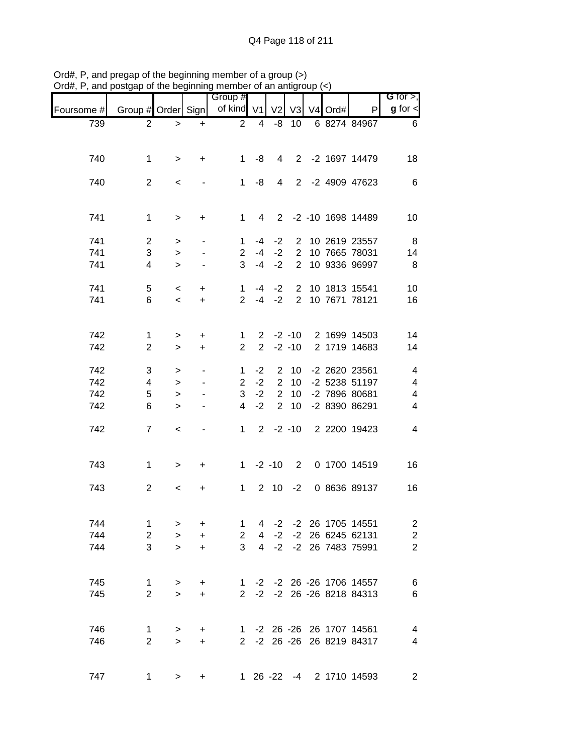Ord#, P, and pregap of the beginning member of a group (>)
Ord#, P, and postgap of the beginning member of an antigroup (<)

| Foursome # | Group # | Order | Sign | Group # of kind | V1 | V2 | V3 | V4 | Ord# | P | G for >, g for < |
|---|---|---|---|---|---|---|---|---|---|---|---|
| 739 | 2 | > | + | 2 | 4 | -8 | 10 | 6 | 8274 | 84967 | 6 |
| 740 | 1 | > | + | 1 | -8 | 4 | 2 | -2 | 1697 | 14479 | 18 |
| 740 | 2 | < | - | 1 | -8 | 4 | 2 | -2 | 4909 | 47623 | 6 |
| 741 | 1 | > | + | 1 | 4 | 2 | -2 | -10 | 1698 | 14489 | 10 |
| 741 | 2 | > | - | 1 | -4 | -2 | 2 | 10 | 2619 | 23557 | 8 |
| 741 | 3 | > | - | 2 | -4 | -2 | 2 | 10 | 7665 | 78031 | 14 |
| 741 | 4 | > | - | 3 | -4 | -2 | 2 | 10 | 9336 | 96997 | 8 |
| 741 | 5 | < | + | 1 | -4 | -2 | 2 | 10 | 1813 | 15541 | 10 |
| 741 | 6 | < | + | 2 | -4 | -2 | 2 | 10 | 7671 | 78121 | 16 |
| 742 | 1 | > | + | 1 | 2 | -2 | -10 | 2 | 1699 | 14503 | 14 |
| 742 | 2 | > | + | 2 | 2 | -2 | -10 | 2 | 1719 | 14683 | 14 |
| 742 | 3 | > | - | 1 | -2 | 2 | 10 | -2 | 2620 | 23561 | 4 |
| 742 | 4 | > | - | 2 | -2 | 2 | 10 | -2 | 5238 | 51197 | 4 |
| 742 | 5 | > | - | 3 | -2 | 2 | 10 | -2 | 7896 | 80681 | 4 |
| 742 | 6 | > | - | 4 | -2 | 2 | 10 | -2 | 8390 | 86291 | 4 |
| 742 | 7 | < | - | 1 | 2 | -2 | -10 | 2 | 2200 | 19423 | 4 |
| 743 | 1 | > | + | 1 | -2 | -10 | 2 | 0 | 1700 | 14519 | 16 |
| 743 | 2 | < | + | 1 | 2 | 10 | -2 | 0 | 8636 | 89137 | 16 |
| 744 | 1 | > | + | 1 | 4 | -2 | -2 | 26 | 1705 | 14551 | 2 |
| 744 | 2 | > | + | 2 | 4 | -2 | -2 | 26 | 6245 | 62131 | 2 |
| 744 | 3 | > | + | 3 | 4 | -2 | -2 | 26 | 7483 | 75991 | 2 |
| 745 | 1 | > | + | 1 | -2 | -2 | 26 | -26 | 1706 | 14557 | 6 |
| 745 | 2 | > | + | 2 | -2 | -2 | 26 | -26 | 8218 | 84313 | 6 |
| 746 | 1 | > | + | 1 | -2 | 26 | -26 | 26 | 1707 | 14561 | 4 |
| 746 | 2 | > | + | 2 | -2 | 26 | -26 | 26 | 8219 | 84317 | 4 |
| 747 | 1 | > | + | 1 | 26 | -22 | -4 | 2 | 1710 | 14593 | 2 |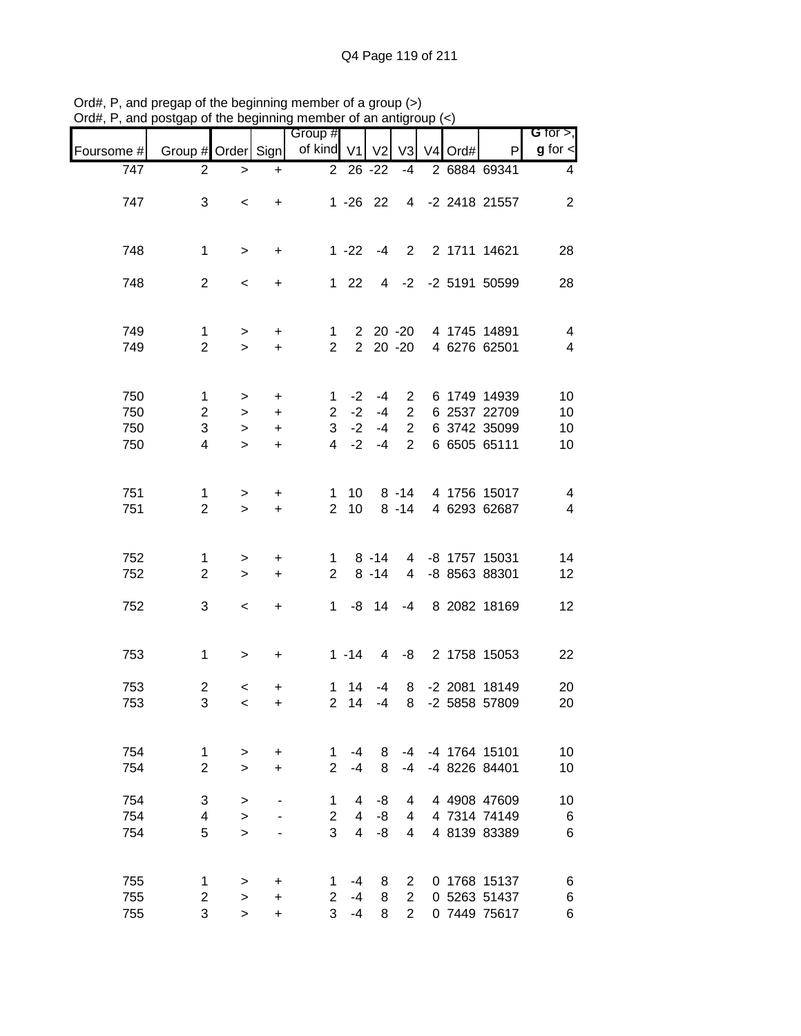Ord#, P, and pregap of the beginning member of a group (>)
Ord#, P, and postgap of the beginning member of an antigroup (<)

| Foursome # | Group # | Order | Sign | Group # of kind | V1 | V2 | V3 | V4 | Ord# | P | **G** for >, **g** for < |
|---|---|---|---|---|---|---|---|---|---|---|---|
| 747 | 2 | > | + | 2 | 26 | -22 | -4 | 2 | 6884 | 69341 | 4 |
| 747 | 3 | < | + | 1 | -26 | 22 | 4 | -2 | 2418 | 21557 | 2 |
| 748 | 1 | > | + | 1 | -22 | -4 | 2 | 2 | 1711 | 14621 | 28 |
| 748 | 2 | < | + | 1 | 22 | 4 | -2 | -2 | 5191 | 50599 | 28 |
| 749 | 1 | > | + | 1 | 2 | 20 | -20 | 4 | 1745 | 14891 | 4 |
| 749 | 2 | > | + | 2 | 2 | 20 | -20 | 4 | 6276 | 62501 | 4 |
| 750 | 1 | > | + | 1 | -2 | -4 | 2 | 6 | 1749 | 14939 | 10 |
| 750 | 2 | > | + | 2 | -2 | -4 | 2 | 6 | 2537 | 22709 | 10 |
| 750 | 3 | > | + | 3 | -2 | -4 | 2 | 6 | 3742 | 35099 | 10 |
| 750 | 4 | > | + | 4 | -2 | -4 | 2 | 6 | 6505 | 65111 | 10 |
| 751 | 1 | > | + | 1 | 10 | 8 | -14 | 4 | 1756 | 15017 | 4 |
| 751 | 2 | > | + | 2 | 10 | 8 | -14 | 4 | 6293 | 62687 | 4 |
| 752 | 1 | > | + | 1 | 8 | -14 | 4 | -8 | 1757 | 15031 | 14 |
| 752 | 2 | > | + | 2 | 8 | -14 | 4 | -8 | 8563 | 88301 | 12 |
| 752 | 3 | < | + | 1 | -8 | 14 | -4 | 8 | 2082 | 18169 | 12 |
| 753 | 1 | > | + | 1 | -14 | 4 | -8 | 2 | 1758 | 15053 | 22 |
| 753 | 2 | < | + | 1 | 14 | -4 | 8 | -2 | 2081 | 18149 | 20 |
| 753 | 3 | < | + | 2 | 14 | -4 | 8 | -2 | 5858 | 57809 | 20 |
| 754 | 1 | > | + | 1 | -4 | 8 | -4 | -4 | 1764 | 15101 | 10 |
| 754 | 2 | > | + | 2 | -4 | 8 | -4 | -4 | 8226 | 84401 | 10 |
| 754 | 3 | > | - | 1 | 4 | -8 | 4 | 4 | 4908 | 47609 | 10 |
| 754 | 4 | > | - | 2 | 4 | -8 | 4 | 4 | 7314 | 74149 | 6 |
| 754 | 5 | > | - | 3 | 4 | -8 | 4 | 4 | 8139 | 83389 | 6 |
| 755 | 1 | > | + | 1 | -4 | 8 | 2 | 0 | 1768 | 15137 | 6 |
| 755 | 2 | > | + | 2 | -4 | 8 | 2 | 0 | 5263 | 51437 | 6 |
| 755 | 3 | > | + | 3 | -4 | 8 | 2 | 0 | 7449 | 75617 | 6 |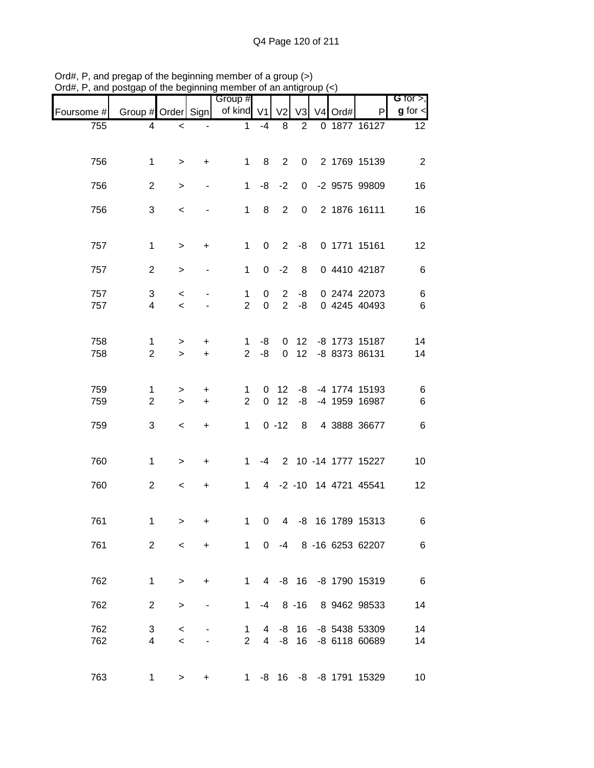Ord#, P, and pregap of the beginning member of a group (>)
Ord#, P, and postgap of the beginning member of an antigroup (<)

| Foursome # | Group # | Order | Sign | Group # of kind | V1 | V2 | V3 | V4 | Ord# | P | G for >, g for < |
|---|---|---|---|---|---|---|---|---|---|---|---|
| 755 | 4 | < | - | 1 | -4 | 8 | 2 | 0 | 1877 | 16127 | 12 |
| 756 | 1 | > | + | 1 | 8 | 2 | 0 | 2 | 1769 | 15139 | 2 |
| 756 | 2 | > | - | 1 | -8 | -2 | 0 | -2 | 9575 | 99809 | 16 |
| 756 | 3 | < | - | 1 | 8 | 2 | 0 | 2 | 1876 | 16111 | 16 |
| 757 | 1 | > | + | 1 | 0 | 2 | -8 | 0 | 1771 | 15161 | 12 |
| 757 | 2 | > | - | 1 | 0 | -2 | 8 | 0 | 4410 | 42187 | 6 |
| 757 | 3 | < | - | 1 | 0 | 2 | -8 | 0 | 2474 | 22073 | 6 |
| 757 | 4 | < | - | 2 | 0 | 2 | -8 | 0 | 4245 | 40493 | 6 |
| 758 | 1 | > | + | 1 | -8 | 0 | 12 | -8 | 1773 | 15187 | 14 |
| 758 | 2 | > | + | 2 | -8 | 0 | 12 | -8 | 8373 | 86131 | 14 |
| 759 | 1 | > | + | 1 | 0 | 12 | -8 | -4 | 1774 | 15193 | 6 |
| 759 | 2 | > | + | 2 | 0 | 12 | -8 | -4 | 1959 | 16987 | 6 |
| 759 | 3 | < | + | 1 | 0 | -12 | 8 | 4 | 3888 | 36677 | 6 |
| 760 | 1 | > | + | 1 | -4 | 2 | 10 | -14 | 1777 | 15227 | 10 |
| 760 | 2 | < | + | 1 | 4 | -2 | -10 | 14 | 4721 | 45541 | 12 |
| 761 | 1 | > | + | 1 | 0 | 4 | -8 | 16 | 1789 | 15313 | 6 |
| 761 | 2 | < | + | 1 | 0 | -4 | 8 | -16 | 6253 | 62207 | 6 |
| 762 | 1 | > | + | 1 | 4 | -8 | 16 | -8 | 1790 | 15319 | 6 |
| 762 | 2 | > | - | 1 | -4 | 8 | -16 | 8 | 9462 | 98533 | 14 |
| 762 | 3 | < | - | 1 | 4 | -8 | 16 | -8 | 5438 | 53309 | 14 |
| 762 | 4 | < | - | 2 | 4 | -8 | 16 | -8 | 6118 | 60689 | 14 |
| 763 | 1 | > | + | 1 | -8 | 16 | -8 | -8 | 1791 | 15329 | 10 |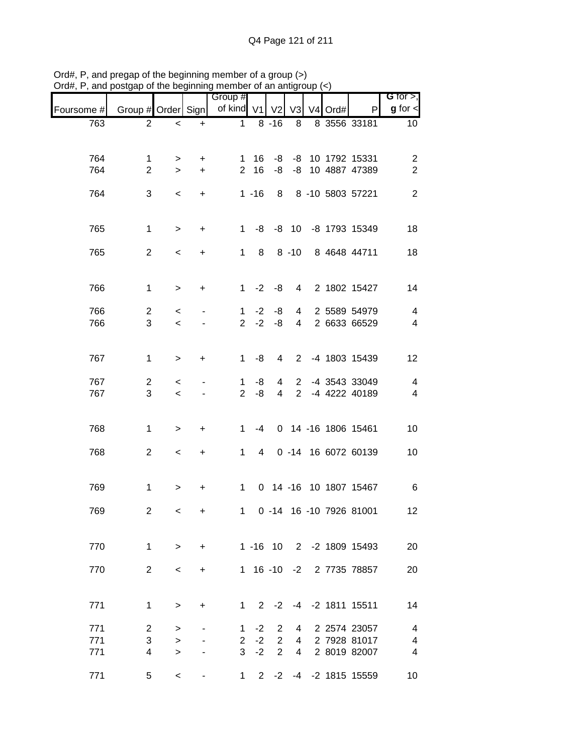Ord#, P, and pregap of the beginning member of a group (>)
Ord#, P, and postgap of the beginning member of an antigroup (<)

| Foursome # | Group # | Order | Sign | Group # of kind | V1 | V2 | V3 | V4 | Ord# | P | G for >, g for < |
|---|---|---|---|---|---|---|---|---|---|---|---|
| 763 | 2 | < | + | 1 | 8 | -16 | 8 | 8 | 3556 | 33181 | 10 |
| | | | | | | | | | | | |
| 764 | 1 | > | + | 1 | 16 | -8 | -8 | 10 | 1792 | 15331 | 2 |
| 764 | 2 | > | + | 2 | 16 | -8 | -8 | 10 | 4887 | 47389 | 2 |
| 764 | 3 | < | + | 1 | -16 | 8 | 8 | -10 | 5803 | 57221 | 2 |
| | | | | | | | | | | | |
| 765 | 1 | > | + | 1 | -8 | -8 | 10 | -8 | 1793 | 15349 | 18 |
| 765 | 2 | < | + | 1 | 8 | 8 | -10 | 8 | 4648 | 44711 | 18 |
| | | | | | | | | | | | |
| 766 | 1 | > | + | 1 | -2 | -8 | 4 | 2 | 1802 | 15427 | 14 |
| 766 | 2 | < | - | 1 | -2 | -8 | 4 | 2 | 5589 | 54979 | 4 |
| 766 | 3 | < | - | 2 | -2 | -8 | 4 | 2 | 6633 | 66529 | 4 |
| | | | | | | | | | | | |
| 767 | 1 | > | + | 1 | -8 | 4 | 2 | -4 | 1803 | 15439 | 12 |
| 767 | 2 | < | - | 1 | -8 | 4 | 2 | -4 | 3543 | 33049 | 4 |
| 767 | 3 | < | - | 2 | -8 | 4 | 2 | -4 | 4222 | 40189 | 4 |
| | | | | | | | | | | | |
| 768 | 1 | > | + | 1 | -4 | 0 | 14 | -16 | 1806 | 15461 | 10 |
| 768 | 2 | < | + | 1 | 4 | 0 | -14 | 16 | 6072 | 60139 | 10 |
| | | | | | | | | | | | |
| 769 | 1 | > | + | 1 | 0 | 14 | -16 | 10 | 1807 | 15467 | 6 |
| 769 | 2 | < | + | 1 | 0 | -14 | 16 | -10 | 7926 | 81001 | 12 |
| | | | | | | | | | | | |
| 770 | 1 | > | + | 1 | -16 | 10 | 2 | -2 | 1809 | 15493 | 20 |
| 770 | 2 | < | + | 1 | 16 | -10 | -2 | 2 | 7735 | 78857 | 20 |
| | | | | | | | | | | | |
| 771 | 1 | > | + | 1 | 2 | -2 | -4 | -2 | 1811 | 15511 | 14 |
| 771 | 2 | > | - | 1 | -2 | 2 | 4 | 2 | 2574 | 23057 | 4 |
| 771 | 3 | > | - | 2 | -2 | 2 | 4 | 2 | 7928 | 81017 | 4 |
| 771 | 4 | > | - | 3 | -2 | 2 | 4 | 2 | 8019 | 82007 | 4 |
| 771 | 5 | < | - | 1 | 2 | -2 | -4 | -2 | 1815 | 15559 | 10 |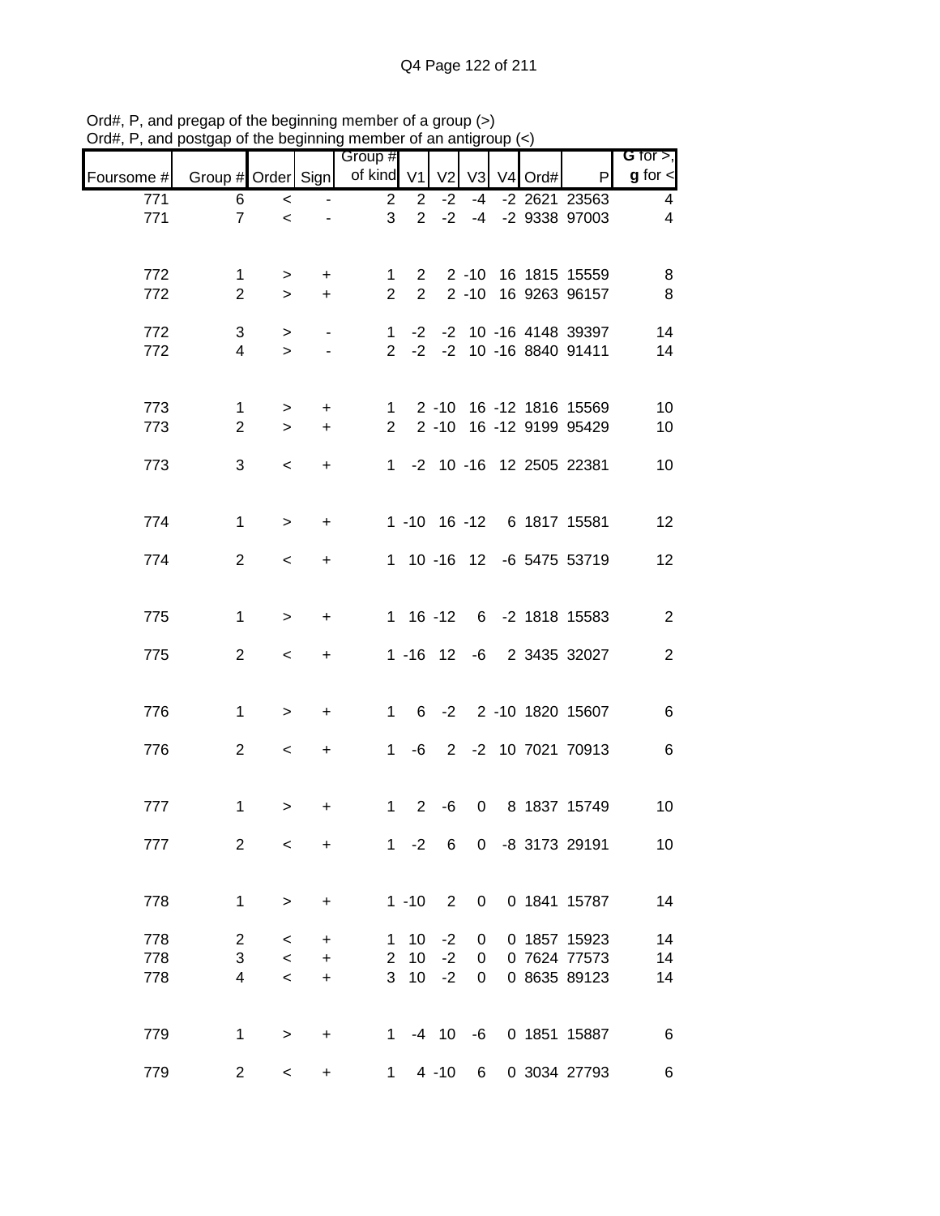Ord#, P, and pregap of the beginning member of a group (>)
Ord#, P, and postgap of the beginning member of an antigroup (<)

| Foursome # | Group # | Order | Sign | Group # of kind | V1 | V2 | V3 | V4 | Ord# | P | G for >, g for < |
|---|---|---|---|---|---|---|---|---|---|---|---|
| 771 | 6 | < | - | 2 | 2 | -2 | -4 | -2 | 2621 | 23563 | 4 |
| 771 | 7 | < | - | 3 | 2 | -2 | -4 | -2 | 9338 | 97003 | 4 |
| | | | | | | | | | | | |
| 772 | 1 | > | + | 1 | 2 | 2 | -10 | 16 | 1815 | 15559 | 8 |
| 772 | 2 | > | + | 2 | 2 | 2 | -10 | 16 | 9263 | 96157 | 8 |
| | | | | | | | | | | | |
| 772 | 3 | > | - | 1 | -2 | -2 | 10 | -16 | 4148 | 39397 | 14 |
| 772 | 4 | > | - | 2 | -2 | -2 | 10 | -16 | 8840 | 91411 | 14 |
| | | | | | | | | | | | |
| 773 | 1 | > | + | 1 | 2 | -10 | 16 | -12 | 1816 | 15569 | 10 |
| 773 | 2 | > | + | 2 | 2 | -10 | 16 | -12 | 9199 | 95429 | 10 |
| | | | | | | | | | | | |
| 773 | 3 | < | + | 1 | -2 | 10 | -16 | 12 | 2505 | 22381 | 10 |
| | | | | | | | | | | | |
| 774 | 1 | > | + | 1 | -10 | 16 | -12 | 6 | 1817 | 15581 | 12 |
| | | | | | | | | | | | |
| 774 | 2 | < | + | 1 | 10 | -16 | 12 | -6 | 5475 | 53719 | 12 |
| | | | | | | | | | | | |
| 775 | 1 | > | + | 1 | 16 | -12 | 6 | -2 | 1818 | 15583 | 2 |
| | | | | | | | | | | | |
| 775 | 2 | < | + | 1 | -16 | 12 | -6 | 2 | 3435 | 32027 | 2 |
| | | | | | | | | | | | |
| 776 | 1 | > | + | 1 | 6 | -2 | 2 | -10 | 1820 | 15607 | 6 |
| | | | | | | | | | | | |
| 776 | 2 | < | + | 1 | -6 | 2 | -2 | 10 | 7021 | 70913 | 6 |
| | | | | | | | | | | | |
| 777 | 1 | > | + | 1 | 2 | -6 | 0 | 8 | 1837 | 15749 | 10 |
| | | | | | | | | | | | |
| 777 | 2 | < | + | 1 | -2 | 6 | 0 | -8 | 3173 | 29191 | 10 |
| | | | | | | | | | | | |
| 778 | 1 | > | + | 1 | -10 | 2 | 0 | 0 | 1841 | 15787 | 14 |
| | | | | | | | | | | | |
| 778 | 2 | < | + | 1 | 10 | -2 | 0 | 0 | 1857 | 15923 | 14 |
| 778 | 3 | < | + | 2 | 10 | -2 | 0 | 0 | 7624 | 77573 | 14 |
| 778 | 4 | < | + | 3 | 10 | -2 | 0 | 0 | 8635 | 89123 | 14 |
| | | | | | | | | | | | |
| 779 | 1 | > | + | 1 | -4 | 10 | -6 | 0 | 1851 | 15887 | 6 |
| | | | | | | | | | | | |
| 779 | 2 | < | + | 1 | 4 | -10 | 6 | 0 | 3034 | 27793 | 6 |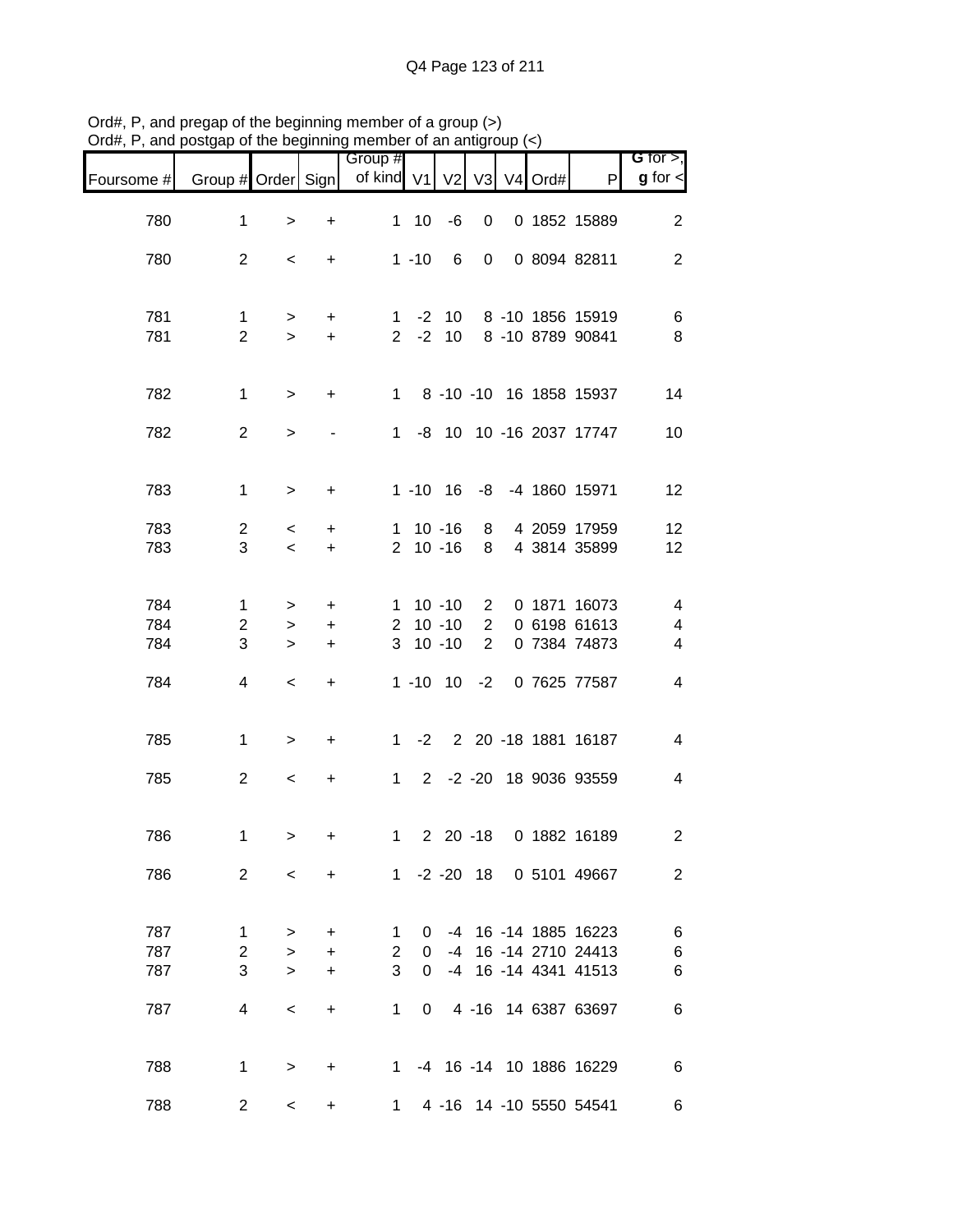Ord#, P, and pregap of the beginning member of a group (>)
Ord#, P, and postgap of the beginning member of an antigroup (<)

| Foursome # | Group # | Order | Sign | Group # of kind | V1 | V2 | V3 | V4 | Ord# | P | G for >, g for < |
|---|---|---|---|---|---|---|---|---|---|---|---|
| 780 | 1 | > | + | 1 | 10 | -6 | 0 | 0 | 1852 | 15889 | 2 |
| 780 | 2 | < | + | 1 | -10 | 6 | 0 | 0 | 8094 | 82811 | 2 |
| 781 | 1 | > | + | 1 | -2 | 10 | 8 | -10 | 1856 | 15919 | 6 |
| 781 | 2 | > | + | 2 | -2 | 10 | 8 | -10 | 8789 | 90841 | 8 |
| 782 | 1 | > | + | 1 | 8 | -10 | -10 | 16 | 1858 | 15937 | 14 |
| 782 | 2 | > | - | 1 | -8 | 10 | 10 | -16 | 2037 | 17747 | 10 |
| 783 | 1 | > | + | 1 | -10 | 16 | -8 | -4 | 1860 | 15971 | 12 |
| 783 | 2 | < | + | 1 | 10 | -16 | 8 | 4 | 2059 | 17959 | 12 |
| 783 | 3 | < | + | 2 | 10 | -16 | 8 | 4 | 3814 | 35899 | 12 |
| 784 | 1 | > | + | 1 | 10 | -10 | 2 | 0 | 1871 | 16073 | 4 |
| 784 | 2 | > | + | 2 | 10 | -10 | 2 | 0 | 6198 | 61613 | 4 |
| 784 | 3 | > | + | 3 | 10 | -10 | 2 | 0 | 7384 | 74873 | 4 |
| 784 | 4 | < | + | 1 | -10 | 10 | -2 | 0 | 7625 | 77587 | 4 |
| 785 | 1 | > | + | 1 | -2 | 2 | 20 | -18 | 1881 | 16187 | 4 |
| 785 | 2 | < | + | 1 | 2 | -2 | -20 | 18 | 9036 | 93559 | 4 |
| 786 | 1 | > | + | 1 | 2 | 20 | -18 | 0 | 1882 | 16189 | 2 |
| 786 | 2 | < | + | 1 | -2 | -20 | 18 | 0 | 5101 | 49667 | 2 |
| 787 | 1 | > | + | 1 | 0 | -4 | 16 | -14 | 1885 | 16223 | 6 |
| 787 | 2 | > | + | 2 | 0 | -4 | 16 | -14 | 2710 | 24413 | 6 |
| 787 | 3 | > | + | 3 | 0 | -4 | 16 | -14 | 4341 | 41513 | 6 |
| 787 | 4 | < | + | 1 | 0 | 4 | -16 | 14 | 6387 | 63697 | 6 |
| 788 | 1 | > | + | 1 | -4 | 16 | -14 | 10 | 1886 | 16229 | 6 |
| 788 | 2 | < | + | 1 | 4 | -16 | 14 | -10 | 5550 | 54541 | 6 |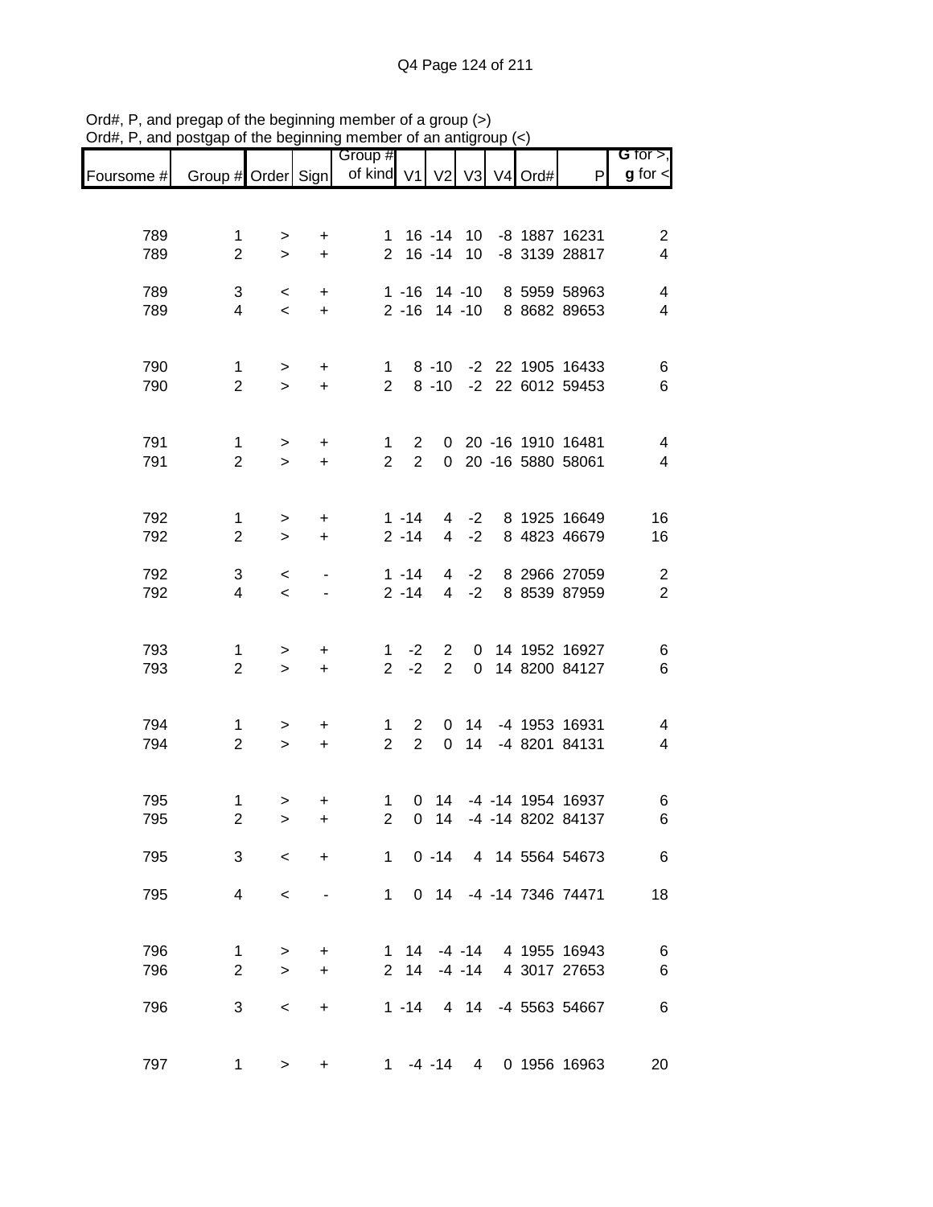Ord#, P, and pregap of the beginning member of a group (>)
Ord#, P, and postgap of the beginning member of an antigroup (<)

| Foursome # | Group # | Order | Sign | Group # of kind | V1 | V2 | V3 | V4 | Ord# | P | G for >, g for < |
|---|---|---|---|---|---|---|---|---|---|---|---|
| 789 | 1 | > | + | 1 | 16 | -14 | 10 | -8 | 1887 | 16231 | 2 |
| 789 | 2 | > | + | 2 | 16 | -14 | 10 | -8 | 3139 | 28817 | 4 |
| 789 | 3 | < | + | 1 | -16 | 14 | -10 | 8 | 5959 | 58963 | 4 |
| 789 | 4 | < | + | 2 | -16 | 14 | -10 | 8 | 8682 | 89653 | 4 |
| 790 | 1 | > | + | 1 | 8 | -10 | -2 | 22 | 1905 | 16433 | 6 |
| 790 | 2 | > | + | 2 | 8 | -10 | -2 | 22 | 6012 | 59453 | 6 |
| 791 | 1 | > | + | 1 | 2 | 0 | 20 | -16 | 1910 | 16481 | 4 |
| 791 | 2 | > | + | 2 | 2 | 0 | 20 | -16 | 5880 | 58061 | 4 |
| 792 | 1 | > | + | 1 | -14 | 4 | -2 | 8 | 1925 | 16649 | 16 |
| 792 | 2 | > | + | 2 | -14 | 4 | -2 | 8 | 4823 | 46679 | 16 |
| 792 | 3 | < | - | 1 | -14 | 4 | -2 | 8 | 2966 | 27059 | 2 |
| 792 | 4 | < | - | 2 | -14 | 4 | -2 | 8 | 8539 | 87959 | 2 |
| 793 | 1 | > | + | 1 | -2 | 2 | 0 | 14 | 1952 | 16927 | 6 |
| 793 | 2 | > | + | 2 | -2 | 2 | 0 | 14 | 8200 | 84127 | 6 |
| 794 | 1 | > | + | 1 | 2 | 0 | 14 | -4 | 1953 | 16931 | 4 |
| 794 | 2 | > | + | 2 | 2 | 0 | 14 | -4 | 8201 | 84131 | 4 |
| 795 | 1 | > | + | 1 | 0 | 14 | -4 | -14 | 1954 | 16937 | 6 |
| 795 | 2 | > | + | 2 | 0 | 14 | -4 | -14 | 8202 | 84137 | 6 |
| 795 | 3 | < | + | 1 | 0 | -14 | 4 | 14 | 5564 | 54673 | 6 |
| 795 | 4 | < | - | 1 | 0 | 14 | -4 | -14 | 7346 | 74471 | 18 |
| 796 | 1 | > | + | 1 | 14 | -4 | -14 | 4 | 1955 | 16943 | 6 |
| 796 | 2 | > | + | 2 | 14 | -4 | -14 | 4 | 3017 | 27653 | 6 |
| 796 | 3 | < | + | 1 | -14 | 4 | 14 | -4 | 5563 | 54667 | 6 |
| 797 | 1 | > | + | 1 | -4 | -14 | 4 | 0 | 1956 | 16963 | 20 |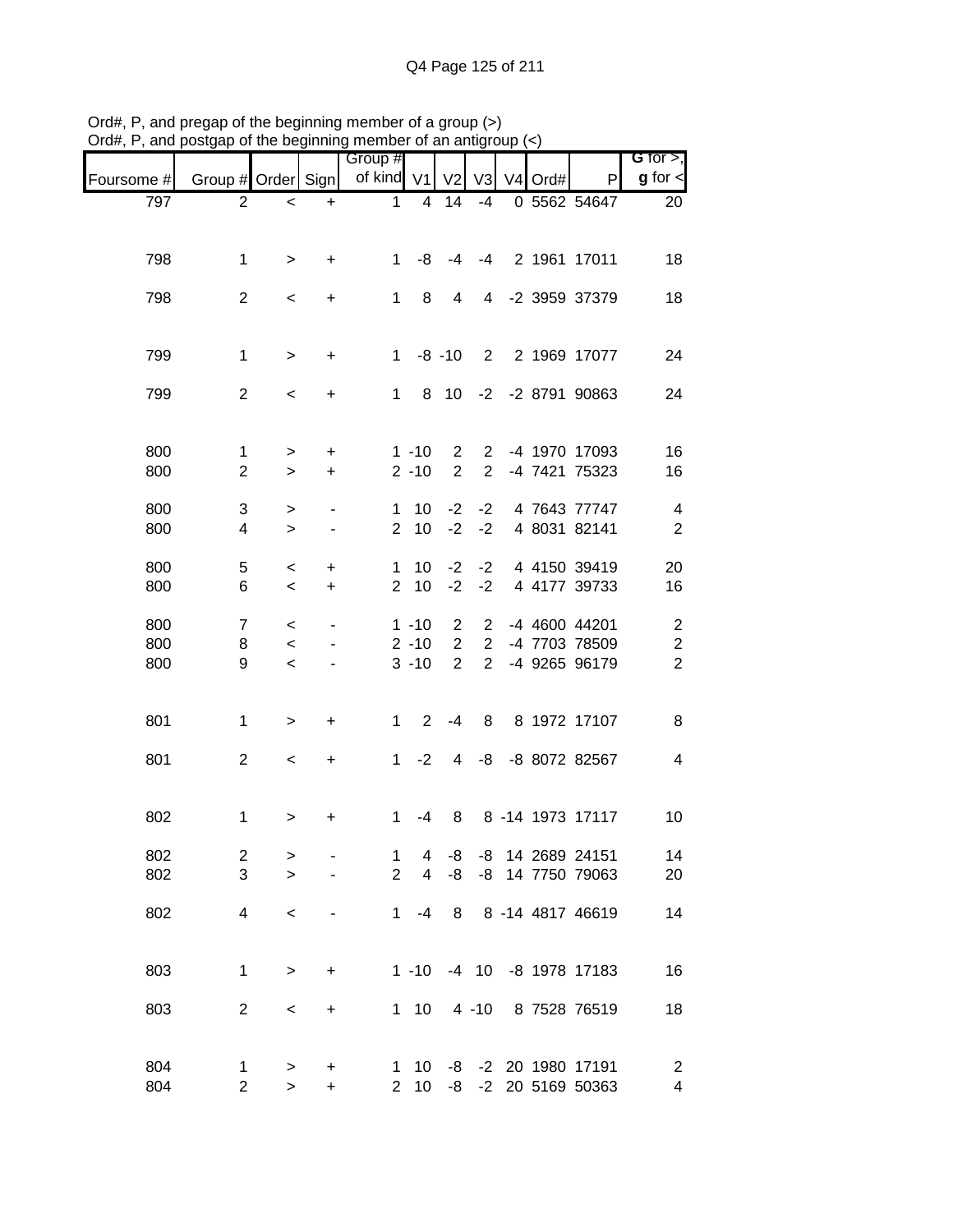Ord#, P, and pregap of the beginning member of a group (>)
Ord#, P, and postgap of the beginning member of an antigroup (<)

| Foursome # | Group # | Order | Sign | Group # of kind | V1 | V2 | V3 | V4 | Ord# | P | G for >, g for < |
|---|---|---|---|---|---|---|---|---|---|---|---|
| 797 | 2 | < | + | 1 | 4 | 14 | -4 | 0 | 5562 | 54647 | 20 |
| 798 | 1 | > | + | 1 | -8 | -4 | -4 | 2 | 1961 | 17011 | 18 |
| 798 | 2 | < | + | 1 | 8 | 4 | 4 | -2 | 3959 | 37379 | 18 |
| 799 | 1 | > | + | 1 | -8 | -10 | 2 | 2 | 1969 | 17077 | 24 |
| 799 | 2 | < | + | 1 | 8 | 10 | -2 | -2 | 8791 | 90863 | 24 |
| 800 | 1 | > | + | 1 | -10 | 2 | 2 | -4 | 1970 | 17093 | 16 |
| 800 | 2 | > | + | 2 | -10 | 2 | 2 | -4 | 7421 | 75323 | 16 |
| 800 | 3 | > | - | 1 | 10 | -2 | -2 | 4 | 7643 | 77747 | 4 |
| 800 | 4 | > | - | 2 | 10 | -2 | -2 | 4 | 8031 | 82141 | 2 |
| 800 | 5 | < | + | 1 | 10 | -2 | -2 | 4 | 4150 | 39419 | 20 |
| 800 | 6 | < | + | 2 | 10 | -2 | -2 | 4 | 4177 | 39733 | 16 |
| 800 | 7 | < | - | 1 | -10 | 2 | 2 | -4 | 4600 | 44201 | 2 |
| 800 | 8 | < | - | 2 | -10 | 2 | 2 | -4 | 7703 | 78509 | 2 |
| 800 | 9 | < | - | 3 | -10 | 2 | 2 | -4 | 9265 | 96179 | 2 |
| 801 | 1 | > | + | 1 | 2 | -4 | 8 | 8 | 1972 | 17107 | 8 |
| 801 | 2 | < | + | 1 | -2 | 4 | -8 | -8 | 8072 | 82567 | 4 |
| 802 | 1 | > | + | 1 | -4 | 8 | 8 | -14 | 1973 | 17117 | 10 |
| 802 | 2 | > | - | 1 | 4 | -8 | -8 | 14 | 2689 | 24151 | 14 |
| 802 | 3 | > | - | 2 | 4 | -8 | -8 | 14 | 7750 | 79063 | 20 |
| 802 | 4 | < | - | 1 | -4 | 8 | 8 | -14 | 4817 | 46619 | 14 |
| 803 | 1 | > | + | 1 | -10 | -4 | 10 | -8 | 1978 | 17183 | 16 |
| 803 | 2 | < | + | 1 | 10 | 4 | -10 | 8 | 7528 | 76519 | 18 |
| 804 | 1 | > | + | 1 | 10 | -8 | -2 | 20 | 1980 | 17191 | 2 |
| 804 | 2 | > | + | 2 | 10 | -8 | -2 | 20 | 5169 | 50363 | 4 |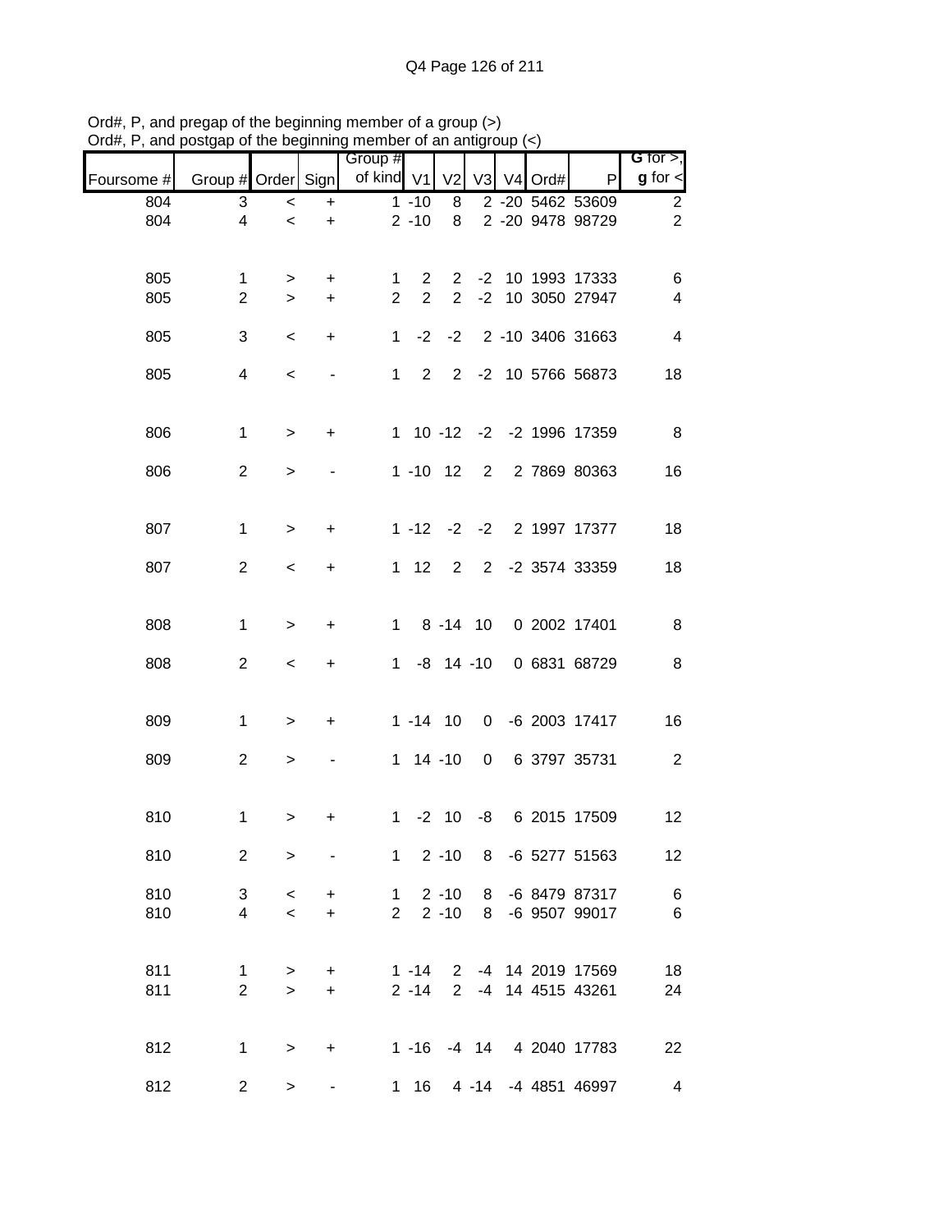Ord#, P, and pregap of the beginning member of a group (>)
Ord#, P, and postgap of the beginning member of an antigroup (<)

| Foursome # | Group # | Order | Sign | Group # of kind | V1 | V2 | V3 | V4 | Ord# | P | G for >, g for < |
|---|---|---|---|---|---|---|---|---|---|---|---|
| 804 | 3 | < | + | 1 | -10 | 8 | 2 | -20 | 5462 | 53609 | 2 |
| 804 | 4 | < | + | 2 | -10 | 8 | 2 | -20 | 9478 | 98729 | 2 |
| 805 | 1 | > | + | 1 | 2 | 2 | -2 | 10 | 1993 | 17333 | 6 |
| 805 | 2 | > | + | 2 | 2 | 2 | -2 | 10 | 3050 | 27947 | 4 |
| 805 | 3 | < | + | 1 | -2 | -2 | 2 | -10 | 3406 | 31663 | 4 |
| 805 | 4 | < | - | 1 | 2 | 2 | -2 | 10 | 5766 | 56873 | 18 |
| 806 | 1 | > | + | 1 | 10 | -12 | -2 | -2 | 1996 | 17359 | 8 |
| 806 | 2 | > | - | 1 | -10 | 12 | 2 | 2 | 7869 | 80363 | 16 |
| 807 | 1 | > | + | 1 | -12 | -2 | -2 | 2 | 1997 | 17377 | 18 |
| 807 | 2 | < | + | 1 | 12 | 2 | 2 | -2 | 3574 | 33359 | 18 |
| 808 | 1 | > | + | 1 | 8 | -14 | 10 | 0 | 2002 | 17401 | 8 |
| 808 | 2 | < | + | 1 | -8 | 14 | -10 | 0 | 6831 | 68729 | 8 |
| 809 | 1 | > | + | 1 | -14 | 10 | 0 | -6 | 2003 | 17417 | 16 |
| 809 | 2 | > | - | 1 | 14 | -10 | 0 | 6 | 3797 | 35731 | 2 |
| 810 | 1 | > | + | 1 | -2 | 10 | -8 | 6 | 2015 | 17509 | 12 |
| 810 | 2 | > | - | 1 | 2 | -10 | 8 | -6 | 5277 | 51563 | 12 |
| 810 | 3 | < | + | 1 | 2 | -10 | 8 | -6 | 8479 | 87317 | 6 |
| 810 | 4 | < | + | 2 | 2 | -10 | 8 | -6 | 9507 | 99017 | 6 |
| 811 | 1 | > | + | 1 | -14 | 2 | -4 | 14 | 2019 | 17569 | 18 |
| 811 | 2 | > | + | 2 | -14 | 2 | -4 | 14 | 4515 | 43261 | 24 |
| 812 | 1 | > | + | 1 | -16 | -4 | 14 | 4 | 2040 | 17783 | 22 |
| 812 | 2 | > | - | 1 | 16 | 4 | -14 | -4 | 4851 | 46997 | 4 |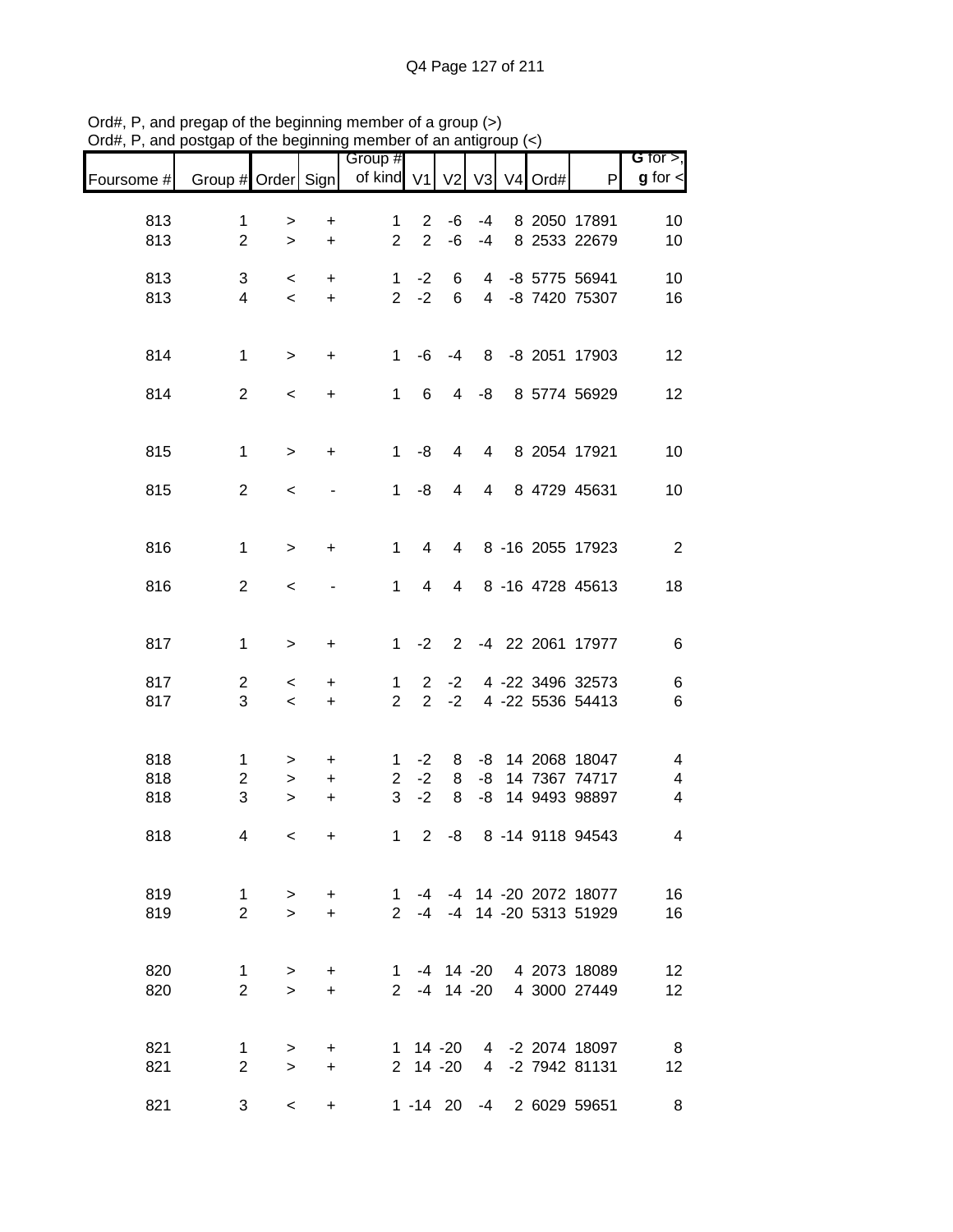Ord#, P, and pregap of the beginning member of a group (>)
Ord#, P, and postgap of the beginning member of an antigroup (<)

| Foursome # | Group # | Order | Sign | Group # of kind | V1 | V2 | V3 | V4 | Ord# | P | G for >, g for < |
|---|---|---|---|---|---|---|---|---|---|---|---|
| 813 | 1 | > | + | 1 | 2 | -6 | -4 | 8 | 2050 | 17891 | 10 |
| 813 | 2 | > | + | 2 | 2 | -6 | -4 | 8 | 2533 | 22679 | 10 |
| 813 | 3 | < | + | 1 | -2 | 6 | 4 | -8 | 5775 | 56941 | 10 |
| 813 | 4 | < | + | 2 | -2 | 6 | 4 | -8 | 7420 | 75307 | 16 |
| 814 | 1 | > | + | 1 | -6 | -4 | 8 | -8 | 2051 | 17903 | 12 |
| 814 | 2 | < | + | 1 | 6 | 4 | -8 | 8 | 5774 | 56929 | 12 |
| 815 | 1 | > | + | 1 | -8 | 4 | 4 | 8 | 2054 | 17921 | 10 |
| 815 | 2 | < | - | 1 | -8 | 4 | 4 | 8 | 4729 | 45631 | 10 |
| 816 | 1 | > | + | 1 | 4 | 4 | 8 | -16 | 2055 | 17923 | 2 |
| 816 | 2 | < | - | 1 | 4 | 4 | 8 | -16 | 4728 | 45613 | 18 |
| 817 | 1 | > | + | 1 | -2 | 2 | -4 | 22 | 2061 | 17977 | 6 |
| 817 | 2 | < | + | 1 | 2 | -2 | 4 | -22 | 3496 | 32573 | 6 |
| 817 | 3 | < | + | 2 | 2 | -2 | 4 | -22 | 5536 | 54413 | 6 |
| 818 | 1 | > | + | 1 | -2 | 8 | -8 | 14 | 2068 | 18047 | 4 |
| 818 | 2 | > | + | 2 | -2 | 8 | -8 | 14 | 7367 | 74717 | 4 |
| 818 | 3 | > | + | 3 | -2 | 8 | -8 | 14 | 9493 | 98897 | 4 |
| 818 | 4 | < | + | 1 | 2 | -8 | 8 | -14 | 9118 | 94543 | 4 |
| 819 | 1 | > | + | 1 | -4 | -4 | 14 | -20 | 2072 | 18077 | 16 |
| 819 | 2 | > | + | 2 | -4 | -4 | 14 | -20 | 5313 | 51929 | 16 |
| 820 | 1 | > | + | 1 | -4 | 14 | -20 | 4 | 2073 | 18089 | 12 |
| 820 | 2 | > | + | 2 | -4 | 14 | -20 | 4 | 3000 | 27449 | 12 |
| 821 | 1 | > | + | 1 | 14 | -20 | 4 | -2 | 2074 | 18097 | 8 |
| 821 | 2 | > | + | 2 | 14 | -20 | 4 | -2 | 7942 | 81131 | 12 |
| 821 | 3 | < | + | 1 | -14 | 20 | -4 | 2 | 6029 | 59651 | 8 |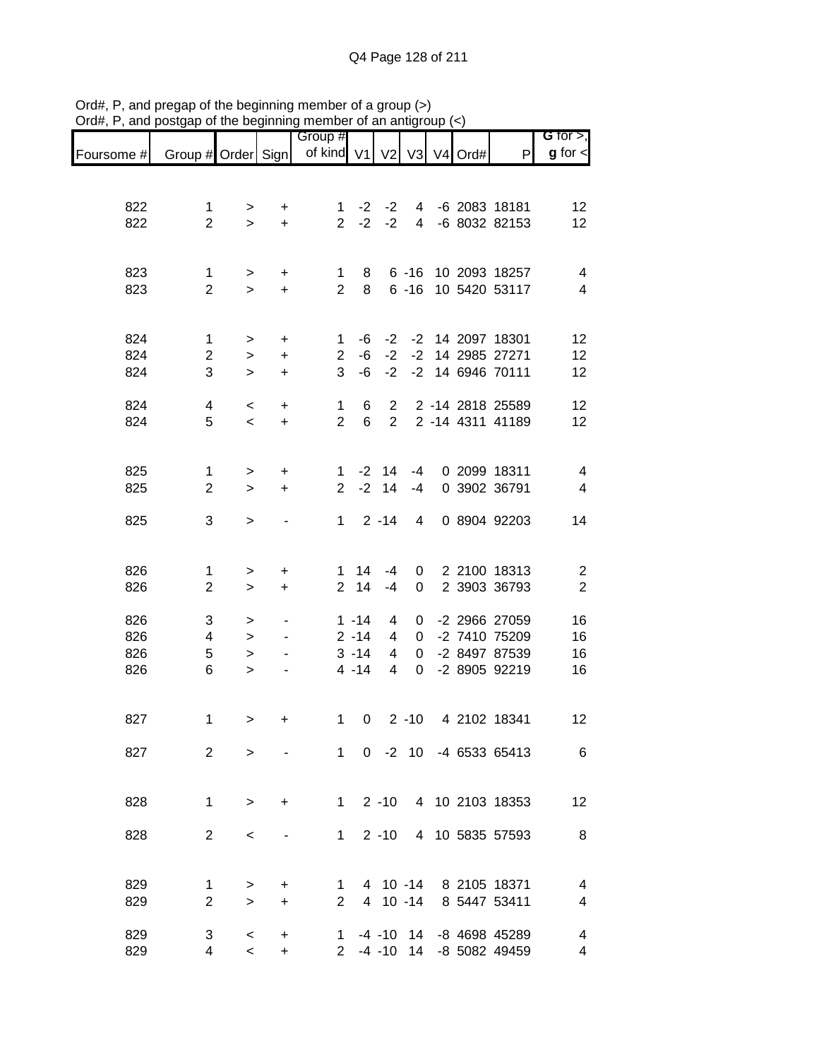Ord#, P, and pregap of the beginning member of a group (>)
Ord#, P, and postgap of the beginning member of an antigroup (<)

| Foursome # | Group # | Order | Sign | Group # of kind | V1 | V2 | V3 | V4 | Ord# | P | G for >, g for < |
|---|---|---|---|---|---|---|---|---|---|---|---|
| 822 | 1 | > | + | 1 | -2 | -2 | 4 | -6 | 2083 | 18181 | 12 |
| 822 | 2 | > | + | 2 | -2 | -2 | 4 | -6 | 8032 | 82153 | 12 |
| 823 | 1 | > | + | 1 | 8 | 6 | -16 | 10 | 2093 | 18257 | 4 |
| 823 | 2 | > | + | 2 | 8 | 6 | -16 | 10 | 5420 | 53117 | 4 |
| 824 | 1 | > | + | 1 | -6 | -2 | -2 | 14 | 2097 | 18301 | 12 |
| 824 | 2 | > | + | 2 | -6 | -2 | -2 | 14 | 2985 | 27271 | 12 |
| 824 | 3 | > | + | 3 | -6 | -2 | -2 | 14 | 6946 | 70111 | 12 |
| 824 | 4 | < | + | 1 | 6 | 2 | 2 | -14 | 2818 | 25589 | 12 |
| 824 | 5 | < | + | 2 | 6 | 2 | 2 | -14 | 4311 | 41189 | 12 |
| 825 | 1 | > | + | 1 | -2 | 14 | -4 | 0 | 2099 | 18311 | 4 |
| 825 | 2 | > | + | 2 | -2 | 14 | -4 | 0 | 3902 | 36791 | 4 |
| 825 | 3 | > | - | 1 | 2 | -14 | 4 | 0 | 8904 | 92203 | 14 |
| 826 | 1 | > | + | 1 | 14 | -4 | 0 | 2 | 2100 | 18313 | 2 |
| 826 | 2 | > | + | 2 | 14 | -4 | 0 | 2 | 3903 | 36793 | 2 |
| 826 | 3 | > | - | 1 | -14 | 4 | 0 | -2 | 2966 | 27059 | 16 |
| 826 | 4 | > | - | 2 | -14 | 4 | 0 | -2 | 7410 | 75209 | 16 |
| 826 | 5 | > | - | 3 | -14 | 4 | 0 | -2 | 8497 | 87539 | 16 |
| 826 | 6 | > | - | 4 | -14 | 4 | 0 | -2 | 8905 | 92219 | 16 |
| 827 | 1 | > | + | 1 | 0 | 2 | -10 | 4 | 2102 | 18341 | 12 |
| 827 | 2 | > | - | 1 | 0 | -2 | 10 | -4 | 6533 | 65413 | 6 |
| 828 | 1 | > | + | 1 | 2 | -10 | 4 | 10 | 2103 | 18353 | 12 |
| 828 | 2 | < | - | 1 | 2 | -10 | 4 | 10 | 5835 | 57593 | 8 |
| 829 | 1 | > | + | 1 | 4 | 10 | -14 | 8 | 2105 | 18371 | 4 |
| 829 | 2 | > | + | 2 | 4 | 10 | -14 | 8 | 5447 | 53411 | 4 |
| 829 | 3 | < | + | 1 | -4 | -10 | 14 | -8 | 4698 | 45289 | 4 |
| 829 | 4 | < | + | 2 | -4 | -10 | 14 | -8 | 5082 | 49459 | 4 |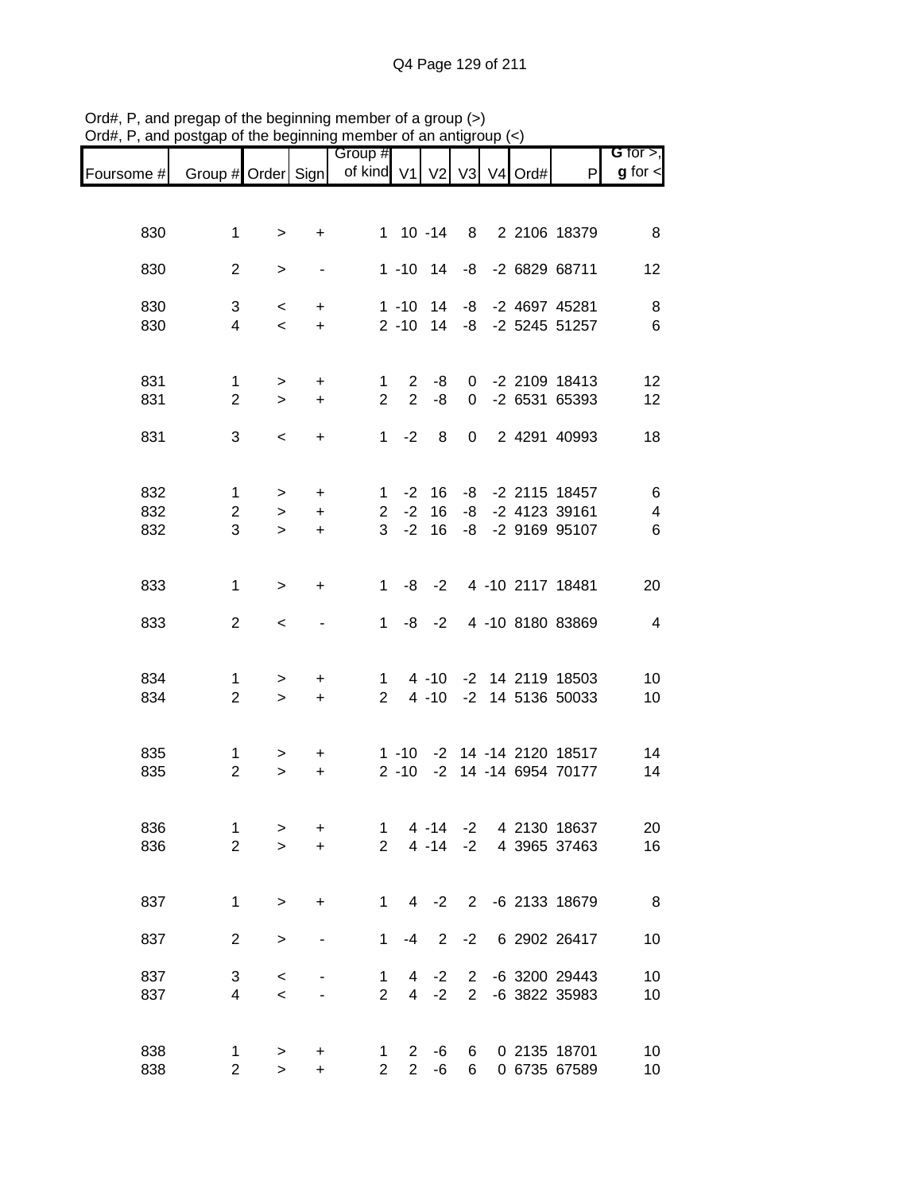Ord#, P, and pregap of the beginning member of a group (>)
Ord#, P, and postgap of the beginning member of an antigroup (<)

| Foursome # | Group # | Order | Sign | Group # of kind | V1 | V2 | V3 | V4 | Ord# | P | G for >, g for < |
|---|---|---|---|---|---|---|---|---|---|---|---|
| 830 | 1 | > | + | 1 | 10 | -14 | 8 | 2 | 2106 | 18379 | 8 |
| 830 | 2 | > | - | 1 | -10 | 14 | -8 | -2 | 6829 | 68711 | 12 |
| 830 | 3 | < | + | 1 | -10 | 14 | -8 | -2 | 4697 | 45281 | 8 |
| 830 | 4 | < | + | 2 | -10 | 14 | -8 | -2 | 5245 | 51257 | 6 |
| 831 | 1 | > | + | 1 | 2 | -8 | 0 | -2 | 2109 | 18413 | 12 |
| 831 | 2 | > | + | 2 | 2 | -8 | 0 | -2 | 6531 | 65393 | 12 |
| 831 | 3 | < | + | 1 | -2 | 8 | 0 | 2 | 4291 | 40993 | 18 |
| 832 | 1 | > | + | 1 | -2 | 16 | -8 | -2 | 2115 | 18457 | 6 |
| 832 | 2 | > | + | 2 | -2 | 16 | -8 | -2 | 4123 | 39161 | 4 |
| 832 | 3 | > | + | 3 | -2 | 16 | -8 | -2 | 9169 | 95107 | 6 |
| 833 | 1 | > | + | 1 | -8 | -2 | 4 | -10 | 2117 | 18481 | 20 |
| 833 | 2 | < | - | 1 | -8 | -2 | 4 | -10 | 8180 | 83869 | 4 |
| 834 | 1 | > | + | 1 | 4 | -10 | -2 | 14 | 2119 | 18503 | 10 |
| 834 | 2 | > | + | 2 | 4 | -10 | -2 | 14 | 5136 | 50033 | 10 |
| 835 | 1 | > | + | 1 | -10 | -2 | 14 | -14 | 2120 | 18517 | 14 |
| 835 | 2 | > | + | 2 | -10 | -2 | 14 | -14 | 6954 | 70177 | 14 |
| 836 | 1 | > | + | 1 | 4 | -14 | -2 | 4 | 2130 | 18637 | 20 |
| 836 | 2 | > | + | 2 | 4 | -14 | -2 | 4 | 3965 | 37463 | 16 |
| 837 | 1 | > | + | 1 | 4 | -2 | 2 | -6 | 2133 | 18679 | 8 |
| 837 | 2 | > | - | 1 | -4 | 2 | -2 | 6 | 2902 | 26417 | 10 |
| 837 | 3 | < | - | 1 | 4 | -2 | 2 | -6 | 3200 | 29443 | 10 |
| 837 | 4 | < | - | 2 | 4 | -2 | 2 | -6 | 3822 | 35983 | 10 |
| 838 | 1 | > | + | 1 | 2 | -6 | 6 | 0 | 2135 | 18701 | 10 |
| 838 | 2 | > | + | 2 | 2 | -6 | 6 | 0 | 6735 | 67589 | 10 |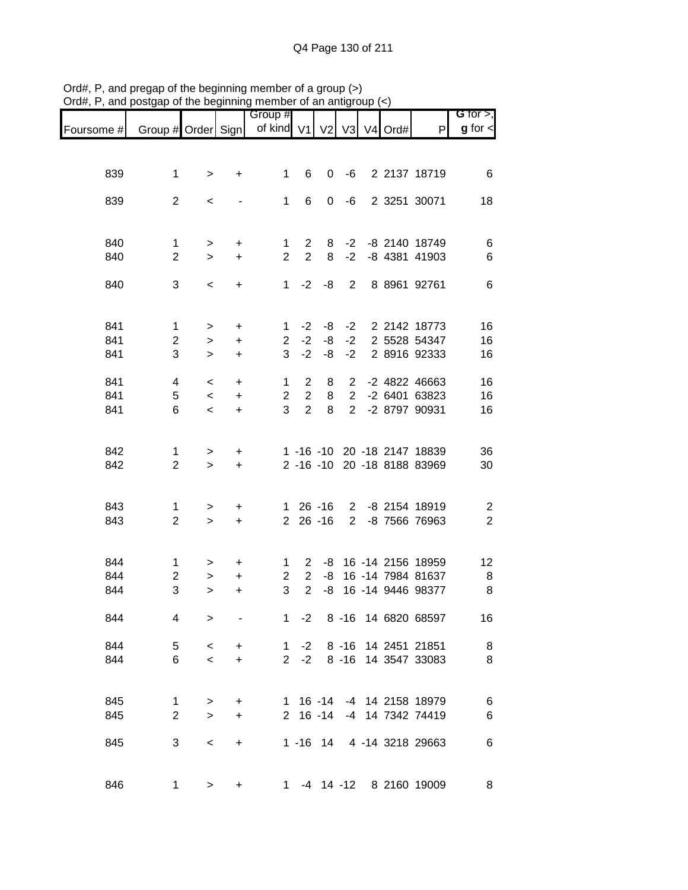Ord#, P, and pregap of the beginning member of a group (>)
Ord#, P, and postgap of the beginning member of an antigroup (<)

| Foursome # | Group # | Order | Sign | Group # of kind | V1 | V2 | V3 | V4 | Ord# | P | G for >, g for < |
|---|---|---|---|---|---|---|---|---|---|---|---|
| 839 | 1 | > | + | 1 | 6 | 0 | -6 | 2 | 2137 | 18719 | 6 |
| 839 | 2 | < | - | 1 | 6 | 0 | -6 | 2 | 3251 | 30071 | 18 |
| 840 | 1 | > | + | 1 | 2 | 8 | -2 | -8 | 2140 | 18749 | 6 |
| 840 | 2 | > | + | 2 | 2 | 8 | -2 | -8 | 4381 | 41903 | 6 |
| 840 | 3 | < | + | 1 | -2 | -8 | 2 | 8 | 8961 | 92761 | 6 |
| 841 | 1 | > | + | 1 | -2 | -8 | -2 | 2 | 2142 | 18773 | 16 |
| 841 | 2 | > | + | 2 | -2 | -8 | -2 | 2 | 5528 | 54347 | 16 |
| 841 | 3 | > | + | 3 | -2 | -8 | -2 | 2 | 8916 | 92333 | 16 |
| 841 | 4 | < | + | 1 | 2 | 8 | 2 | -2 | 4822 | 46663 | 16 |
| 841 | 5 | < | + | 2 | 2 | 8 | 2 | -2 | 6401 | 63823 | 16 |
| 841 | 6 | < | + | 3 | 2 | 8 | 2 | -2 | 8797 | 90931 | 16 |
| 842 | 1 | > | + | 1 | -16 | -10 | 20 | -18 | 2147 | 18839 | 36 |
| 842 | 2 | > | + | 2 | -16 | -10 | 20 | -18 | 8188 | 83969 | 30 |
| 843 | 1 | > | + | 1 | 26 | -16 | 2 | -8 | 2154 | 18919 | 2 |
| 843 | 2 | > | + | 2 | 26 | -16 | 2 | -8 | 7566 | 76963 | 2 |
| 844 | 1 | > | + | 1 | 2 | -8 | 16 | -14 | 2156 | 18959 | 12 |
| 844 | 2 | > | + | 2 | 2 | -8 | 16 | -14 | 7984 | 81637 | 8 |
| 844 | 3 | > | + | 3 | 2 | -8 | 16 | -14 | 9446 | 98377 | 8 |
| 844 | 4 | > | - | 1 | -2 | 8 | -16 | 14 | 6820 | 68597 | 16 |
| 844 | 5 | < | + | 1 | -2 | 8 | -16 | 14 | 2451 | 21851 | 8 |
| 844 | 6 | < | + | 2 | -2 | 8 | -16 | 14 | 3547 | 33083 | 8 |
| 845 | 1 | > | + | 1 | 16 | -14 | -4 | 14 | 2158 | 18979 | 6 |
| 845 | 2 | > | + | 2 | 16 | -14 | -4 | 14 | 7342 | 74419 | 6 |
| 845 | 3 | < | + | 1 | -16 | 14 | 4 | -14 | 3218 | 29663 | 6 |
| 846 | 1 | > | + | 1 | -4 | 14 | -12 | 8 | 2160 | 19009 | 8 |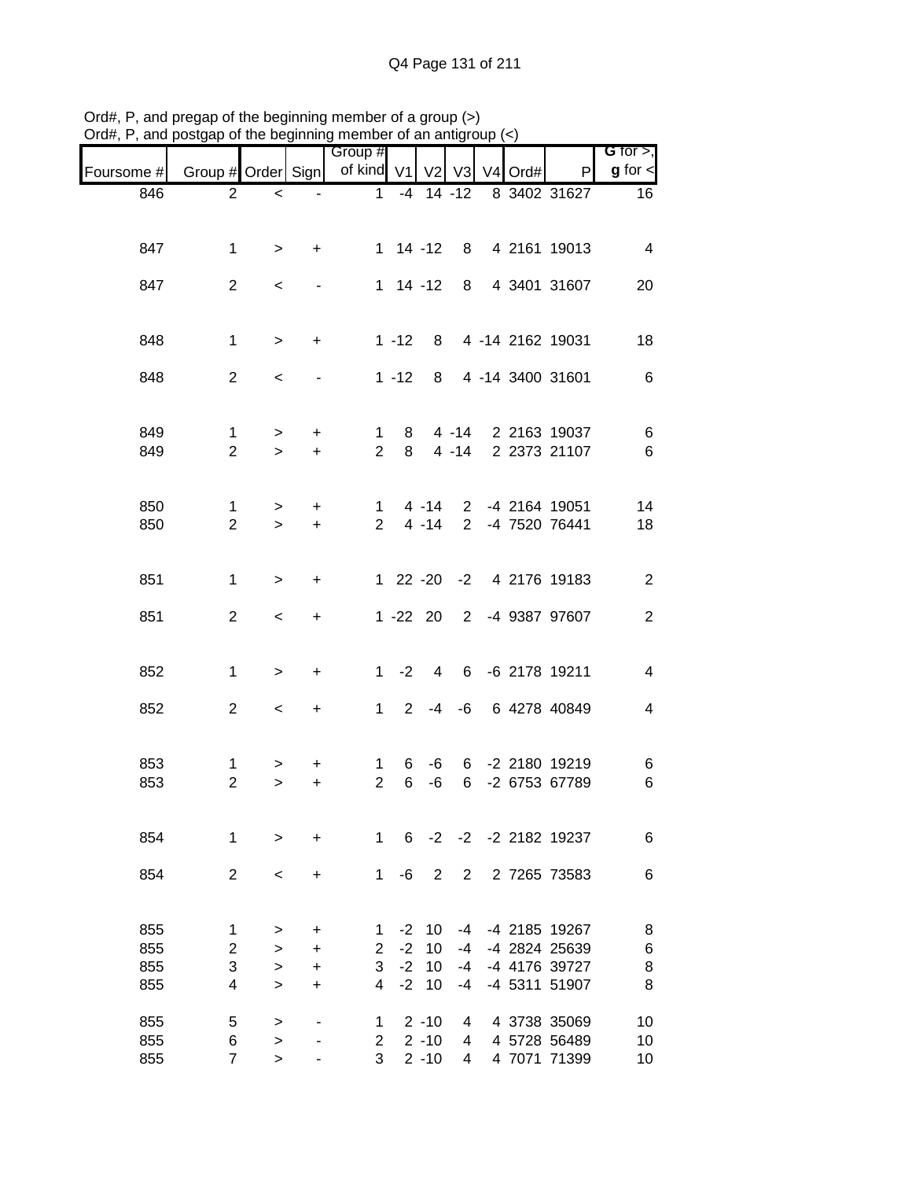Ord#, P, and pregap of the beginning member of a group (>)
Ord#, P, and postgap of the beginning member of an antigroup (<)

| Foursome # | Group # | Order | Sign | Group # of kind | V1 | V2 | V3 | V4 | Ord# | P | G for >, g for < |
|---|---|---|---|---|---|---|---|---|---|---|---|
| 846 | 2 | < | - | 1 | -4 | 14 | -12 | 8 | 3402 | 31627 | 16 |
| 847 | 1 | > | + | 1 | 14 | -12 | 8 | 4 | 2161 | 19013 | 4 |
| 847 | 2 | < | - | 1 | 14 | -12 | 8 | 4 | 3401 | 31607 | 20 |
| 848 | 1 | > | + | 1 | -12 | 8 | 4 | -14 | 2162 | 19031 | 18 |
| 848 | 2 | < | - | 1 | -12 | 8 | 4 | -14 | 3400 | 31601 | 6 |
| 849 | 1 | > | + | 1 | 8 | 4 | -14 | 2 | 2163 | 19037 | 6 |
| 849 | 2 | > | + | 2 | 8 | 4 | -14 | 2 | 2373 | 21107 | 6 |
| 850 | 1 | > | + | 1 | 4 | -14 | 2 | -4 | 2164 | 19051 | 14 |
| 850 | 2 | > | + | 2 | 4 | -14 | 2 | -4 | 7520 | 76441 | 18 |
| 851 | 1 | > | + | 1 | 22 | -20 | -2 | 4 | 2176 | 19183 | 2 |
| 851 | 2 | < | + | 1 | -22 | 20 | 2 | -4 | 9387 | 97607 | 2 |
| 852 | 1 | > | + | 1 | -2 | 4 | 6 | -6 | 2178 | 19211 | 4 |
| 852 | 2 | < | + | 1 | 2 | -4 | -6 | 6 | 4278 | 40849 | 4 |
| 853 | 1 | > | + | 1 | 6 | -6 | 6 | -2 | 2180 | 19219 | 6 |
| 853 | 2 | > | + | 2 | 6 | -6 | 6 | -2 | 6753 | 67789 | 6 |
| 854 | 1 | > | + | 1 | 6 | -2 | -2 | -2 | 2182 | 19237 | 6 |
| 854 | 2 | < | + | 1 | -6 | 2 | 2 | 2 | 7265 | 73583 | 6 |
| 855 | 1 | > | + | 1 | -2 | 10 | -4 | -4 | 2185 | 19267 | 8 |
| 855 | 2 | > | + | 2 | -2 | 10 | -4 | -4 | 2824 | 25639 | 6 |
| 855 | 3 | > | + | 3 | -2 | 10 | -4 | -4 | 4176 | 39727 | 8 |
| 855 | 4 | > | + | 4 | -2 | 10 | -4 | -4 | 5311 | 51907 | 8 |
| 855 | 5 | > | - | 1 | 2 | -10 | 4 | 4 | 3738 | 35069 | 10 |
| 855 | 6 | > | - | 2 | 2 | -10 | 4 | 4 | 5728 | 56489 | 10 |
| 855 | 7 | > | - | 3 | 2 | -10 | 4 | 4 | 7071 | 71399 | 10 |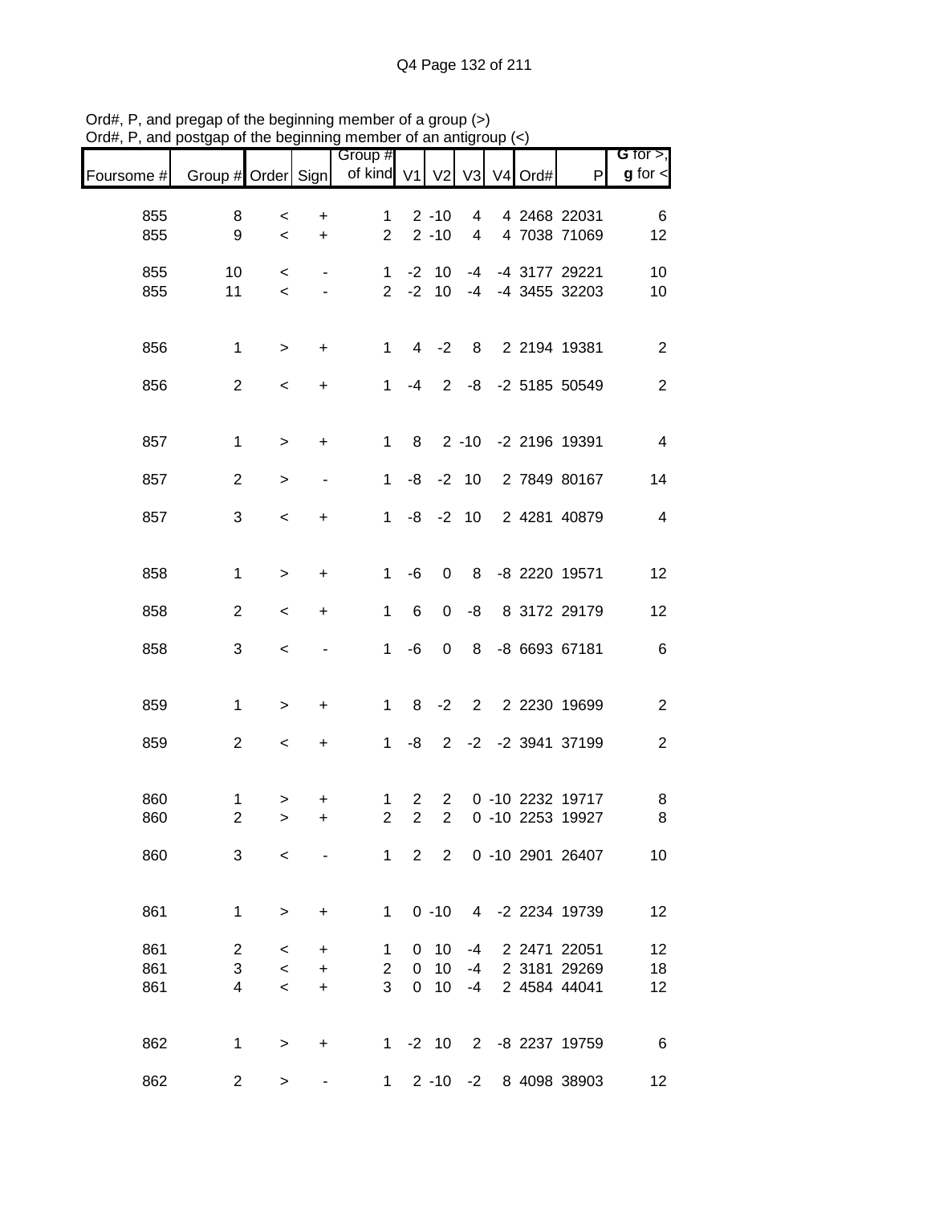Ord#, P, and pregap of the beginning member of a group (>)
Ord#, P, and postgap of the beginning member of an antigroup (<)

| Foursome # | Group # | Order | Sign | Group # of kind | V1 | V2 | V3 | V4 | Ord# | P | G for >, g for < |
|---|---|---|---|---|---|---|---|---|---|---|---|
| 855 | 8 | < | + | 1 | 2 | -10 | 4 | 4 | 2468 | 22031 | 6 |
| 855 | 9 | < | + | 2 | 2 | -10 | 4 | 4 | 7038 | 71069 | 12 |
| 855 | 10 | < | - | 1 | -2 | 10 | -4 | -4 | 3177 | 29221 | 10 |
| 855 | 11 | < | - | 2 | -2 | 10 | -4 | -4 | 3455 | 32203 | 10 |
| 856 | 1 | > | + | 1 | 4 | -2 | 8 | 2 | 2194 | 19381 | 2 |
| 856 | 2 | < | + | 1 | -4 | 2 | -8 | -2 | 5185 | 50549 | 2 |
| 857 | 1 | > | + | 1 | 8 | 2 | -10 | -2 | 2196 | 19391 | 4 |
| 857 | 2 | > | - | 1 | -8 | -2 | 10 | 2 | 7849 | 80167 | 14 |
| 857 | 3 | < | + | 1 | -8 | -2 | 10 | 2 | 4281 | 40879 | 4 |
| 858 | 1 | > | + | 1 | -6 | 0 | 8 | -8 | 2220 | 19571 | 12 |
| 858 | 2 | < | + | 1 | 6 | 0 | -8 | 8 | 3172 | 29179 | 12 |
| 858 | 3 | < | - | 1 | -6 | 0 | 8 | -8 | 6693 | 67181 | 6 |
| 859 | 1 | > | + | 1 | 8 | -2 | 2 | 2 | 2230 | 19699 | 2 |
| 859 | 2 | < | + | 1 | -8 | 2 | -2 | -2 | 3941 | 37199 | 2 |
| 860 | 1 | > | + | 1 | 2 | 2 | 0 | -10 | 2232 | 19717 | 8 |
| 860 | 2 | > | + | 2 | 2 | 2 | 0 | -10 | 2253 | 19927 | 8 |
| 860 | 3 | < | - | 1 | 2 | 2 | 0 | -10 | 2901 | 26407 | 10 |
| 861 | 1 | > | + | 1 | 0 | -10 | 4 | -2 | 2234 | 19739 | 12 |
| 861 | 2 | < | + | 1 | 0 | 10 | -4 | 2 | 2471 | 22051 | 12 |
| 861 | 3 | < | + | 2 | 0 | 10 | -4 | 2 | 3181 | 29269 | 18 |
| 861 | 4 | < | + | 3 | 0 | 10 | -4 | 2 | 4584 | 44041 | 12 |
| 862 | 1 | > | + | 1 | -2 | 10 | 2 | -8 | 2237 | 19759 | 6 |
| 862 | 2 | > | - | 1 | 2 | -10 | -2 | 8 | 4098 | 38903 | 12 |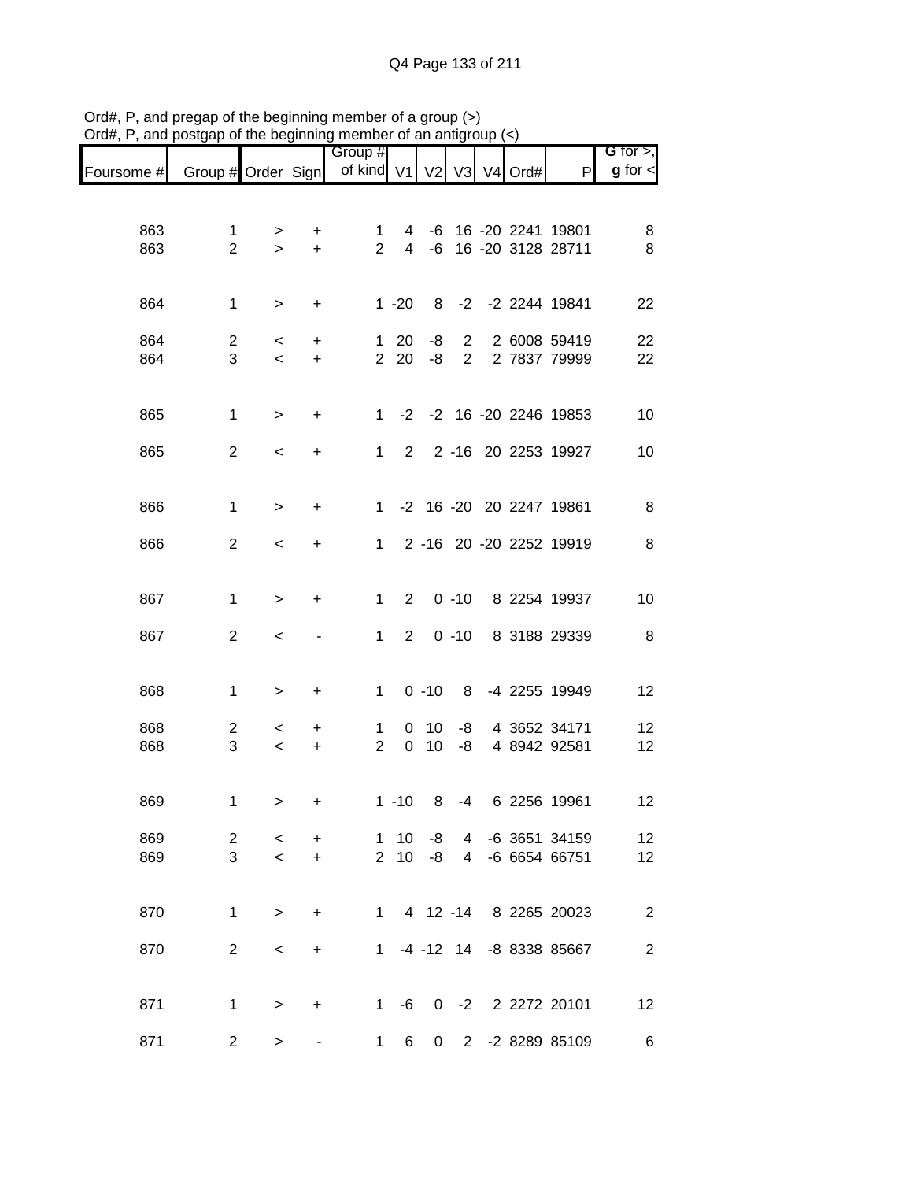Ord#, P, and pregap of the beginning member of a group (>)
Ord#, P, and postgap of the beginning member of an antigroup (<)

| Foursome # | Group # | Order | Sign | Group # of kind | V1 | V2 | V3 | V4 | Ord# | P | G for >, g for < |
|---|---|---|---|---|---|---|---|---|---|---|---|
| 863 | 1 | > | + | 1 | 4 | -6 | 16 | -20 | 2241 | 19801 | 8 |
| 863 | 2 | > | + | 2 | 4 | -6 | 16 | -20 | 3128 | 28711 | 8 |
| 864 | 1 | > | + | 1 | -20 | 8 | -2 | -2 | 2244 | 19841 | 22 |
| 864 | 2 | < | + | 1 | 20 | -8 | 2 | 2 | 6008 | 59419 | 22 |
| 864 | 3 | < | + | 2 | 20 | -8 | 2 | 2 | 7837 | 79999 | 22 |
| 865 | 1 | > | + | 1 | -2 | -2 | 16 | -20 | 2246 | 19853 | 10 |
| 865 | 2 | < | + | 1 | 2 | 2 | -16 | 20 | 2253 | 19927 | 10 |
| 866 | 1 | > | + | 1 | -2 | 16 | -20 | 20 | 2247 | 19861 | 8 |
| 866 | 2 | < | + | 1 | 2 | -16 | 20 | -20 | 2252 | 19919 | 8 |
| 867 | 1 | > | + | 1 | 2 | 0 | -10 | 8 | 2254 | 19937 | 10 |
| 867 | 2 | < | - | 1 | 2 | 0 | -10 | 8 | 3188 | 29339 | 8 |
| 868 | 1 | > | + | 1 | 0 | -10 | 8 | -4 | 2255 | 19949 | 12 |
| 868 | 2 | < | + | 1 | 0 | 10 | -8 | 4 | 3652 | 34171 | 12 |
| 868 | 3 | < | + | 2 | 0 | 10 | -8 | 4 | 8942 | 92581 | 12 |
| 869 | 1 | > | + | 1 | -10 | 8 | -4 | 6 | 2256 | 19961 | 12 |
| 869 | 2 | < | + | 1 | 10 | -8 | 4 | -6 | 3651 | 34159 | 12 |
| 869 | 3 | < | + | 2 | 10 | -8 | 4 | -6 | 6654 | 66751 | 12 |
| 870 | 1 | > | + | 1 | 4 | 12 | -14 | 8 | 2265 | 20023 | 2 |
| 870 | 2 | < | + | 1 | -4 | -12 | 14 | -8 | 8338 | 85667 | 2 |
| 871 | 1 | > | + | 1 | -6 | 0 | -2 | 2 | 2272 | 20101 | 12 |
| 871 | 2 | > | - | 1 | 6 | 0 | 2 | -2 | 8289 | 85109 | 6 |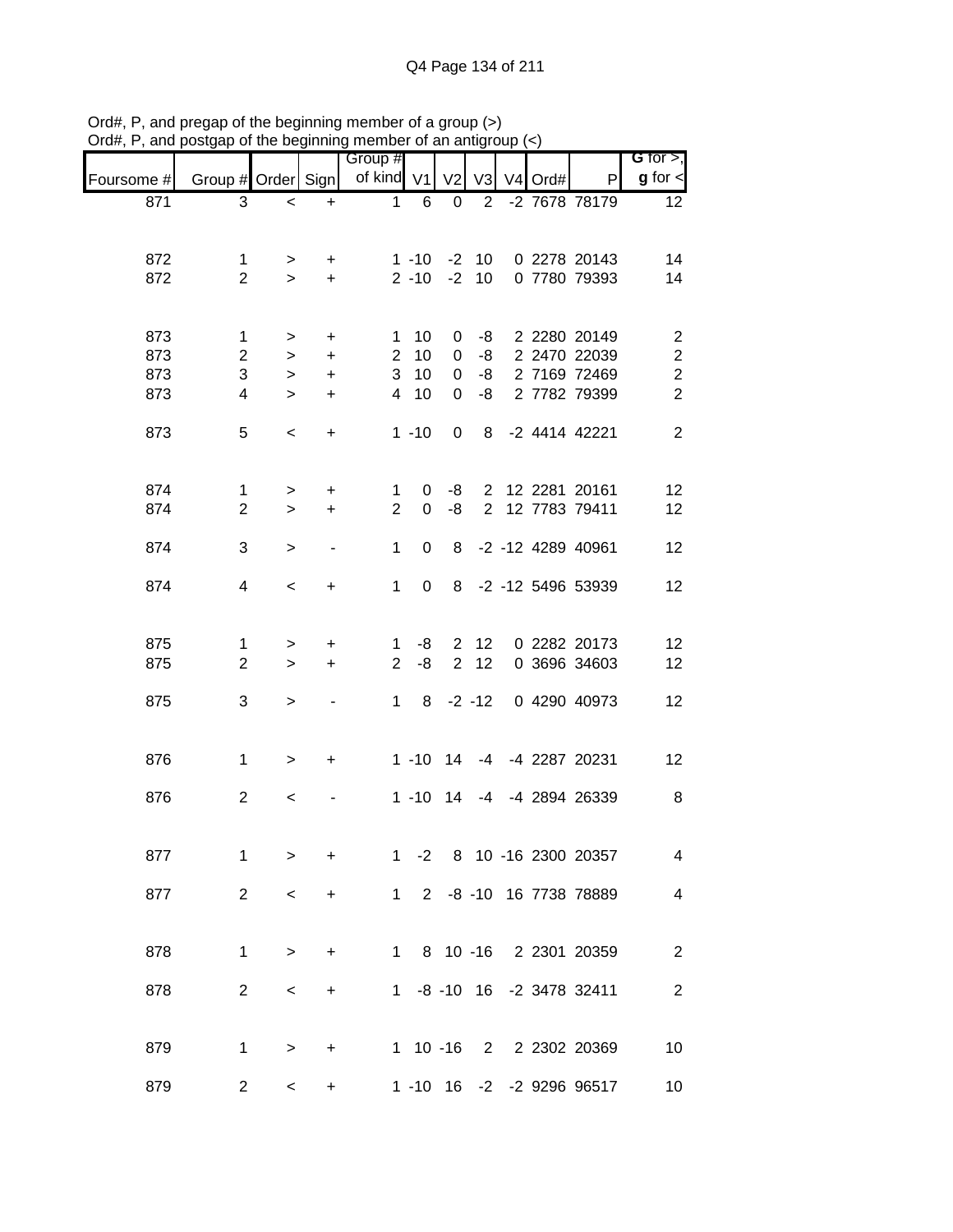Ord#, P, and pregap of the beginning member of a group (>)
Ord#, P, and postgap of the beginning member of an antigroup (<)

| Foursome # | Group # | Order | Sign | Group # of kind | V1 | V2 | V3 | V4 | Ord# | P | G for >, g for < |
|---|---|---|---|---|---|---|---|---|---|---|---|
| 871 | 3 | < | + | 1 | 6 | 0 | 2 | -2 | 7678 | 78179 | 12 |
| 872 | 1 | > | + | 1 | -10 | -2 | 10 | 0 | 2278 | 20143 | 14 |
| 872 | 2 | > | + | 2 | -10 | -2 | 10 | 0 | 7780 | 79393 | 14 |
| 873 | 1 | > | + | 1 | 10 | 0 | -8 | 2 | 2280 | 20149 | 2 |
| 873 | 2 | > | + | 2 | 10 | 0 | -8 | 2 | 2470 | 22039 | 2 |
| 873 | 3 | > | + | 3 | 10 | 0 | -8 | 2 | 7169 | 72469 | 2 |
| 873 | 4 | > | + | 4 | 10 | 0 | -8 | 2 | 7782 | 79399 | 2 |
| 873 | 5 | < | + | 1 | -10 | 0 | 8 | -2 | 4414 | 42221 | 2 |
| 874 | 1 | > | + | 1 | 0 | -8 | 2 | 12 | 2281 | 20161 | 12 |
| 874 | 2 | > | + | 2 | 0 | -8 | 2 | 12 | 7783 | 79411 | 12 |
| 874 | 3 | > | - | 1 | 0 | 8 | -2 | -12 | 4289 | 40961 | 12 |
| 874 | 4 | < | + | 1 | 0 | 8 | -2 | -12 | 5496 | 53939 | 12 |
| 875 | 1 | > | + | 1 | -8 | 2 | 12 | 0 | 2282 | 20173 | 12 |
| 875 | 2 | > | + | 2 | -8 | 2 | 12 | 0 | 3696 | 34603 | 12 |
| 875 | 3 | > | - | 1 | 8 | -2 | -12 | 0 | 4290 | 40973 | 12 |
| 876 | 1 | > | + | 1 | -10 | 14 | -4 | -4 | 2287 | 20231 | 12 |
| 876 | 2 | < | - | 1 | -10 | 14 | -4 | -4 | 2894 | 26339 | 8 |
| 877 | 1 | > | + | 1 | -2 | 8 | 10 | -16 | 2300 | 20357 | 4 |
| 877 | 2 | < | + | 1 | 2 | -8 | -10 | 16 | 7738 | 78889 | 4 |
| 878 | 1 | > | + | 1 | 8 | 10 | -16 | 2 | 2301 | 20359 | 2 |
| 878 | 2 | < | + | 1 | -8 | -10 | 16 | -2 | 3478 | 32411 | 2 |
| 879 | 1 | > | + | 1 | 10 | -16 | 2 | 2 | 2302 | 20369 | 10 |
| 879 | 2 | < | + | 1 | -10 | 16 | -2 | -2 | 9296 | 96517 | 10 |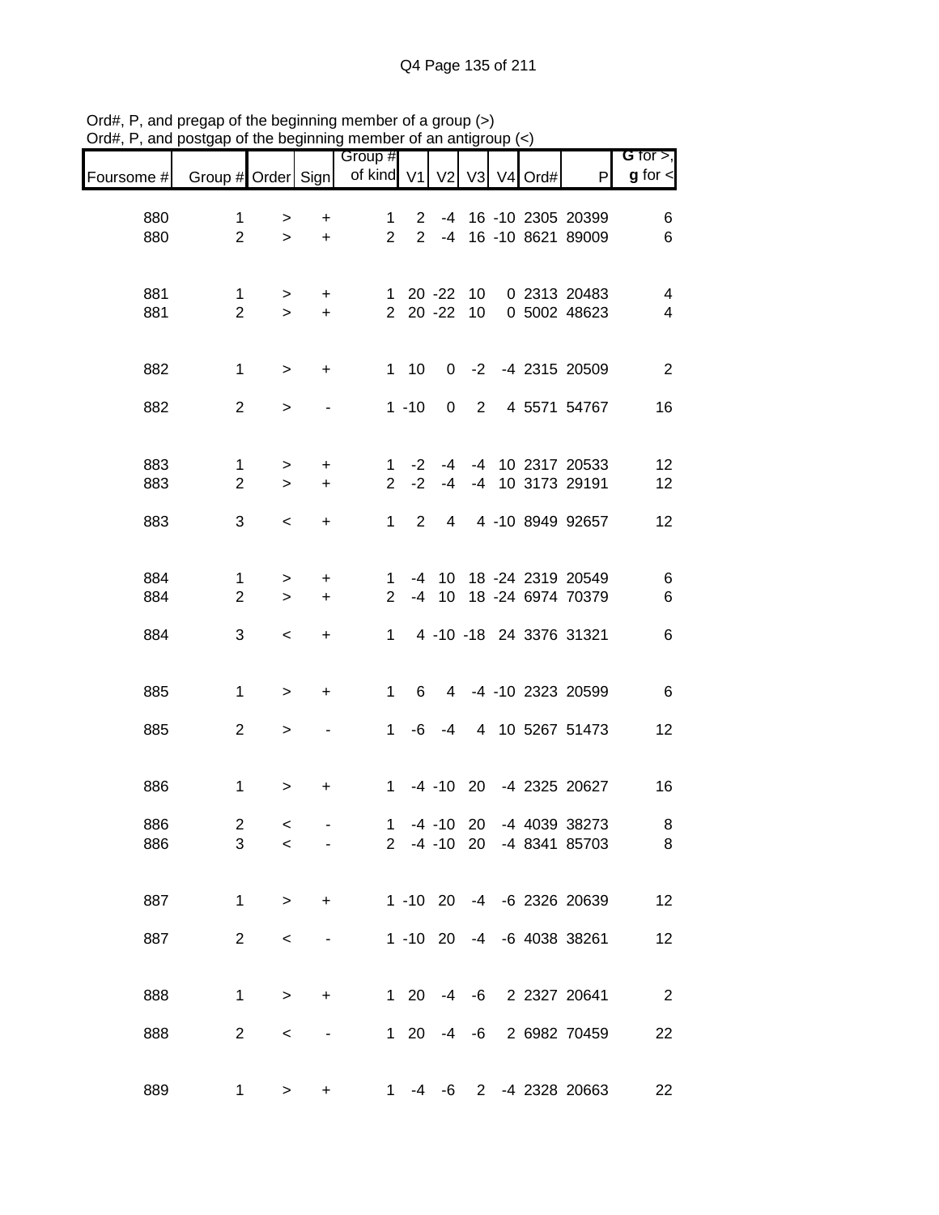Ord#, P, and pregap of the beginning member of a group (>)
Ord#, P, and postgap of the beginning member of an antigroup (<)

| Foursome # | Group # | Order | Sign | Group # of kind | V1 | V2 | V3 | V4 | Ord# | P | G for >, g for < |
|---|---|---|---|---|---|---|---|---|---|---|---|
| 880 | 1 | > | + | 1 | 2 | -4 | 16 | -10 | 2305 | 20399 | 6 |
| 880 | 2 | > | + | 2 | 2 | -4 | 16 | -10 | 8621 | 89009 | 6 |
| 881 | 1 | > | + | 1 | 20 | -22 | 10 | 0 | 2313 | 20483 | 4 |
| 881 | 2 | > | + | 2 | 20 | -22 | 10 | 0 | 5002 | 48623 | 4 |
| 882 | 1 | > | + | 1 | 10 | 0 | -2 | -4 | 2315 | 20509 | 2 |
| 882 | 2 | > | - | 1 | -10 | 0 | 2 | 4 | 5571 | 54767 | 16 |
| 883 | 1 | > | + | 1 | -2 | -4 | -4 | 10 | 2317 | 20533 | 12 |
| 883 | 2 | > | + | 2 | -2 | -4 | -4 | 10 | 3173 | 29191 | 12 |
| 883 | 3 | < | + | 1 | 2 | 4 | 4 | -10 | 8949 | 92657 | 12 |
| 884 | 1 | > | + | 1 | -4 | 10 | 18 | -24 | 2319 | 20549 | 6 |
| 884 | 2 | > | + | 2 | -4 | 10 | 18 | -24 | 6974 | 70379 | 6 |
| 884 | 3 | < | + | 1 | 4 | -10 | -18 | 24 | 3376 | 31321 | 6 |
| 885 | 1 | > | + | 1 | 6 | 4 | -4 | -10 | 2323 | 20599 | 6 |
| 885 | 2 | > | - | 1 | -6 | -4 | 4 | 10 | 5267 | 51473 | 12 |
| 886 | 1 | > | + | 1 | -4 | -10 | 20 | -4 | 2325 | 20627 | 16 |
| 886 | 2 | < | - | 1 | -4 | -10 | 20 | -4 | 4039 | 38273 | 8 |
| 886 | 3 | < | - | 2 | -4 | -10 | 20 | -4 | 8341 | 85703 | 8 |
| 887 | 1 | > | + | 1 | -10 | 20 | -4 | -6 | 2326 | 20639 | 12 |
| 887 | 2 | < | - | 1 | -10 | 20 | -4 | -6 | 4038 | 38261 | 12 |
| 888 | 1 | > | + | 1 | 20 | -4 | -6 | 2 | 2327 | 20641 | 2 |
| 888 | 2 | < | - | 1 | 20 | -4 | -6 | 2 | 6982 | 70459 | 22 |
| 889 | 1 | > | + | 1 | -4 | -6 | 2 | -4 | 2328 | 20663 | 22 |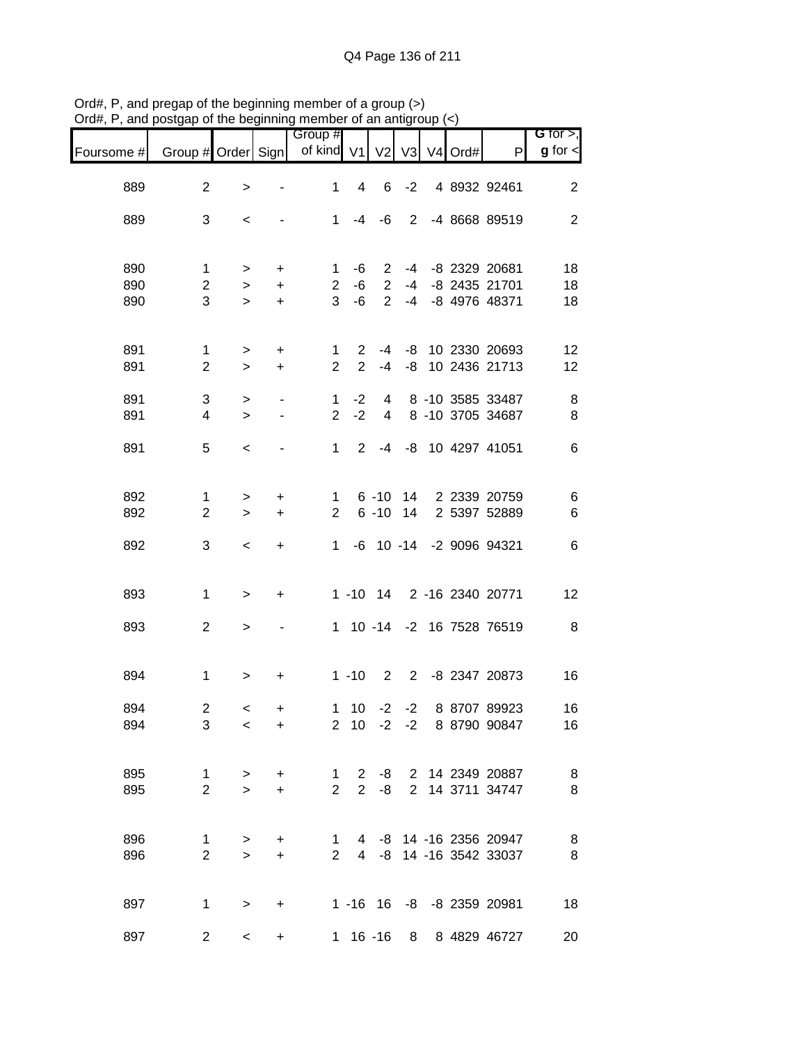Ord#, P, and pregap of the beginning member of a group (>)
Ord#, P, and postgap of the beginning member of an antigroup (<)

| Foursome # | Group # | Order | Sign | Group # of kind | V1 | V2 | V3 | V4 | Ord# | P | G for >, g for < |
|---|---|---|---|---|---|---|---|---|---|---|---|
| 889 | 2 | > | - | 1 | 4 | 6 | -2 | 4 | 8932 | 92461 | 2 |
| 889 | 3 | < | - | 1 | -4 | -6 | 2 | -4 | 8668 | 89519 | 2 |
| 890 | 1 | > | + | 1 | -6 | 2 | -4 | -8 | 2329 | 20681 | 18 |
| 890 | 2 | > | + | 2 | -6 | 2 | -4 | -8 | 2435 | 21701 | 18 |
| 890 | 3 | > | + | 3 | -6 | 2 | -4 | -8 | 4976 | 48371 | 18 |
| 891 | 1 | > | + | 1 | 2 | -4 | -8 | 10 | 2330 | 20693 | 12 |
| 891 | 2 | > | + | 2 | 2 | -4 | -8 | 10 | 2436 | 21713 | 12 |
| 891 | 3 | > | - | 1 | -2 | 4 | 8 | -10 | 3585 | 33487 | 8 |
| 891 | 4 | > | - | 2 | -2 | 4 | 8 | -10 | 3705 | 34687 | 8 |
| 891 | 5 | < | - | 1 | 2 | -4 | -8 | 10 | 4297 | 41051 | 6 |
| 892 | 1 | > | + | 1 | 6 | -10 | 14 | 2 | 2339 | 20759 | 6 |
| 892 | 2 | > | + | 2 | 6 | -10 | 14 | 2 | 5397 | 52889 | 6 |
| 892 | 3 | < | + | 1 | -6 | 10 | -14 | -2 | 9096 | 94321 | 6 |
| 893 | 1 | > | + | 1 | -10 | 14 | 2 | -16 | 2340 | 20771 | 12 |
| 893 | 2 | > | - | 1 | 10 | -14 | -2 | 16 | 7528 | 76519 | 8 |
| 894 | 1 | > | + | 1 | -10 | 2 | 2 | -8 | 2347 | 20873 | 16 |
| 894 | 2 | < | + | 1 | 10 | -2 | -2 | 8 | 8707 | 89923 | 16 |
| 894 | 3 | < | + | 2 | 10 | -2 | -2 | 8 | 8790 | 90847 | 16 |
| 895 | 1 | > | + | 1 | 2 | -8 | 2 | 14 | 2349 | 20887 | 8 |
| 895 | 2 | > | + | 2 | 2 | -8 | 2 | 14 | 3711 | 34747 | 8 |
| 896 | 1 | > | + | 1 | 4 | -8 | 14 | -16 | 2356 | 20947 | 8 |
| 896 | 2 | > | + | 2 | 4 | -8 | 14 | -16 | 3542 | 33037 | 8 |
| 897 | 1 | > | + | 1 | -16 | 16 | -8 | -8 | 2359 | 20981 | 18 |
| 897 | 2 | < | + | 1 | 16 | -16 | 8 | 8 | 4829 | 46727 | 20 |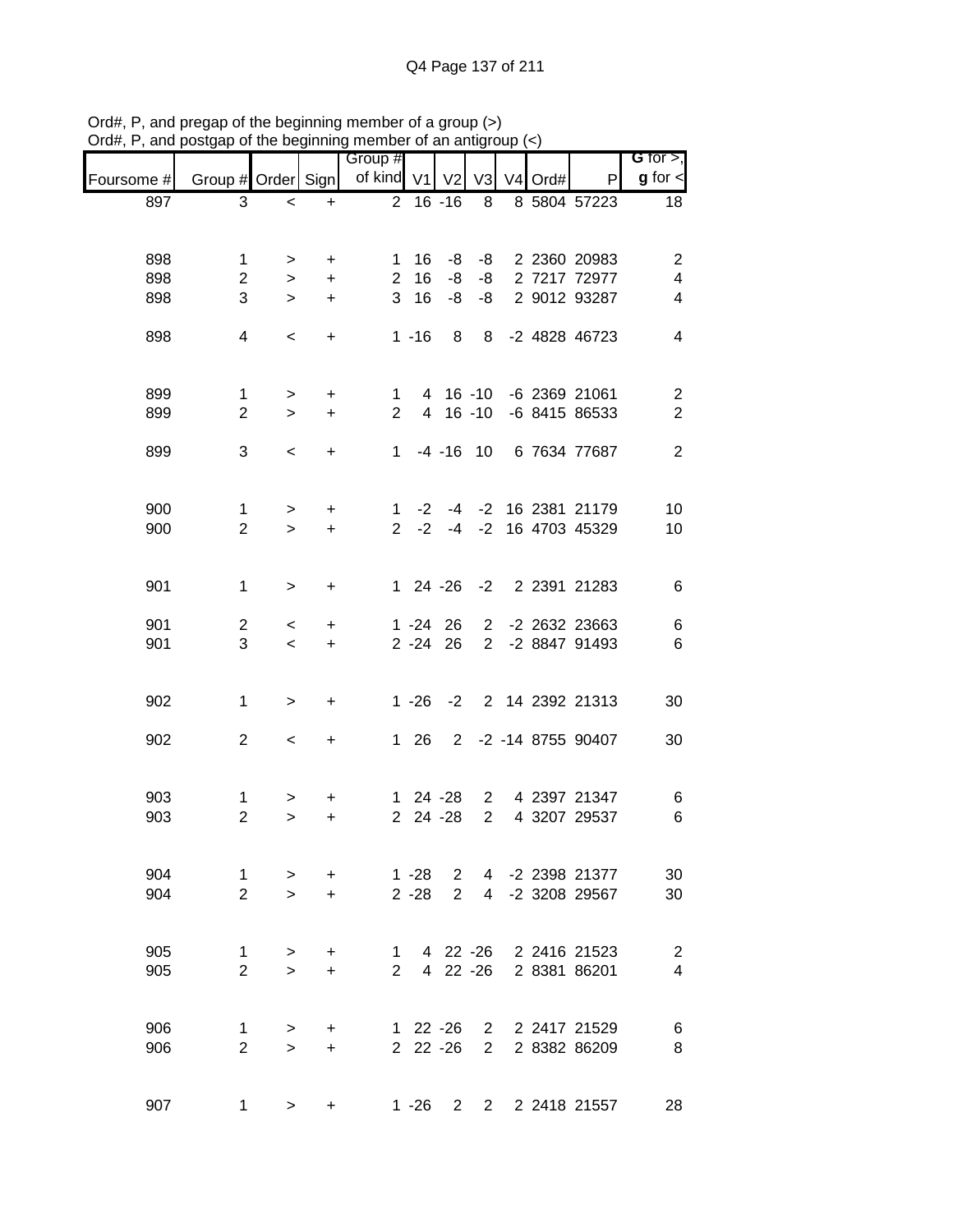Ord#, P, and pregap of the beginning member of a group (>)
Ord#, P, and postgap of the beginning member of an antigroup (<)

| Foursome # | Group # | Order | Sign | Group # of kind | V1 | V2 | V3 | V4 | Ord# | P | G for >, g for < |
|---|---|---|---|---|---|---|---|---|---|---|---|
| 897 | 3 | < | + | 2 | 16 | -16 | 8 | 8 | 5804 | 57223 | 18 |
| | | | | | | | | | | | |
| 898 | 1 | > | + | 1 | 16 | -8 | -8 | 2 | 2360 | 20983 | 2 |
| 898 | 2 | > | + | 2 | 16 | -8 | -8 | 2 | 7217 | 72977 | 4 |
| 898 | 3 | > | + | 3 | 16 | -8 | -8 | 2 | 9012 | 93287 | 4 |
| | | | | | | | | | | | |
| 898 | 4 | < | + | 1 | -16 | 8 | 8 | -2 | 4828 | 46723 | 4 |
| | | | | | | | | | | | |
| 899 | 1 | > | + | 1 | 4 | 16 | -10 | -6 | 2369 | 21061 | 2 |
| 899 | 2 | > | + | 2 | 4 | 16 | -10 | -6 | 8415 | 86533 | 2 |
| | | | | | | | | | | | |
| 899 | 3 | < | + | 1 | -4 | -16 | 10 | 6 | 7634 | 77687 | 2 |
| | | | | | | | | | | | |
| 900 | 1 | > | + | 1 | -2 | -4 | -2 | 16 | 2381 | 21179 | 10 |
| 900 | 2 | > | + | 2 | -2 | -4 | -2 | 16 | 4703 | 45329 | 10 |
| | | | | | | | | | | | |
| 901 | 1 | > | + | 1 | 24 | -26 | -2 | 2 | 2391 | 21283 | 6 |
| | | | | | | | | | | | |
| 901 | 2 | < | + | 1 | -24 | 26 | 2 | -2 | 2632 | 23663 | 6 |
| 901 | 3 | < | + | 2 | -24 | 26 | 2 | -2 | 8847 | 91493 | 6 |
| | | | | | | | | | | | |
| 902 | 1 | > | + | 1 | -26 | -2 | 2 | 14 | 2392 | 21313 | 30 |
| | | | | | | | | | | | |
| 902 | 2 | < | + | 1 | 26 | 2 | -2 | -14 | 8755 | 90407 | 30 |
| | | | | | | | | | | | |
| 903 | 1 | > | + | 1 | 24 | -28 | 2 | 4 | 2397 | 21347 | 6 |
| 903 | 2 | > | + | 2 | 24 | -28 | 2 | 4 | 3207 | 29537 | 6 |
| | | | | | | | | | | | |
| 904 | 1 | > | + | 1 | -28 | 2 | 4 | -2 | 2398 | 21377 | 30 |
| 904 | 2 | > | + | 2 | -28 | 2 | 4 | -2 | 3208 | 29567 | 30 |
| | | | | | | | | | | | |
| 905 | 1 | > | + | 1 | 4 | 22 | -26 | 2 | 2416 | 21523 | 2 |
| 905 | 2 | > | + | 2 | 4 | 22 | -26 | 2 | 8381 | 86201 | 4 |
| | | | | | | | | | | | |
| 906 | 1 | > | + | 1 | 22 | -26 | 2 | 2 | 2417 | 21529 | 6 |
| 906 | 2 | > | + | 2 | 22 | -26 | 2 | 2 | 8382 | 86209 | 8 |
| | | | | | | | | | | | |
| 907 | 1 | > | + | 1 | -26 | 2 | 2 | 2 | 2418 | 21557 | 28 |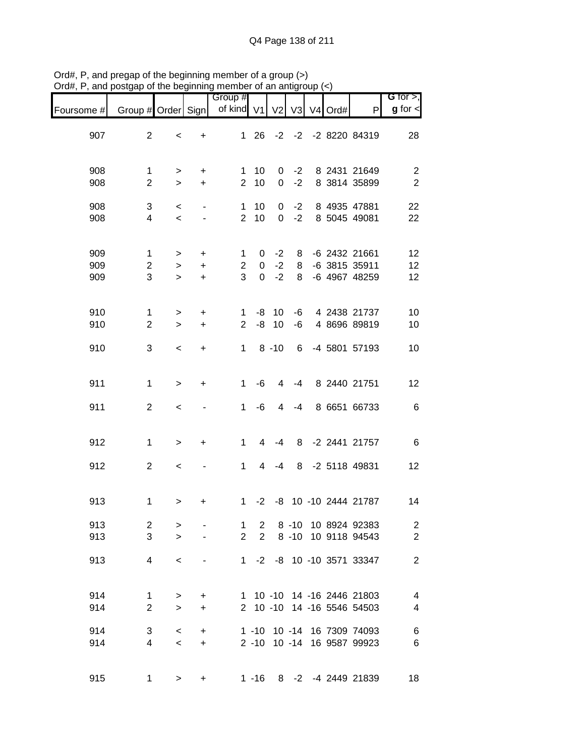Ord#, P, and pregap of the beginning member of a group (>)
Ord#, P, and postgap of the beginning member of an antigroup (<)

| Foursome # | Group # | Order | Sign | Group # of kind | V1 | V2 | V3 | V4 | Ord# | P | G for >, g for < |
|---|---|---|---|---|---|---|---|---|---|---|---|
| 907 | 2 | < | + | 1 | 26 | -2 | -2 | -2 | 8220 | 84319 | 28 |
| 908 | 1 | > | + | 1 | 10 | 0 | -2 | 8 | 2431 | 21649 | 2 |
| 908 | 2 | > | + | 2 | 10 | 0 | -2 | 8 | 3814 | 35899 | 2 |
| 908 | 3 | < | - | 1 | 10 | 0 | -2 | 8 | 4935 | 47881 | 22 |
| 908 | 4 | < | - | 2 | 10 | 0 | -2 | 8 | 5045 | 49081 | 22 |
| 909 | 1 | > | + | 1 | 0 | -2 | 8 | -6 | 2432 | 21661 | 12 |
| 909 | 2 | > | + | 2 | 0 | -2 | 8 | -6 | 3815 | 35911 | 12 |
| 909 | 3 | > | + | 3 | 0 | -2 | 8 | -6 | 4967 | 48259 | 12 |
| 910 | 1 | > | + | 1 | -8 | 10 | -6 | 4 | 2438 | 21737 | 10 |
| 910 | 2 | > | + | 2 | -8 | 10 | -6 | 4 | 8696 | 89819 | 10 |
| 910 | 3 | < | + | 1 | 8 | -10 | 6 | -4 | 5801 | 57193 | 10 |
| 911 | 1 | > | + | 1 | -6 | 4 | -4 | 8 | 2440 | 21751 | 12 |
| 911 | 2 | < | - | 1 | -6 | 4 | -4 | 8 | 6651 | 66733 | 6 |
| 912 | 1 | > | + | 1 | 4 | -4 | 8 | -2 | 2441 | 21757 | 6 |
| 912 | 2 | < | - | 1 | 4 | -4 | 8 | -2 | 5118 | 49831 | 12 |
| 913 | 1 | > | + | 1 | -2 | -8 | 10 | -10 | 2444 | 21787 | 14 |
| 913 | 2 | > | - | 1 | 2 | 8 | -10 | 10 | 8924 | 92383 | 2 |
| 913 | 3 | > | - | 2 | 2 | 8 | -10 | 10 | 9118 | 94543 | 2 |
| 913 | 4 | < | - | 1 | -2 | -8 | 10 | -10 | 3571 | 33347 | 2 |
| 914 | 1 | > | + | 1 | 10 | -10 | 14 | -16 | 2446 | 21803 | 4 |
| 914 | 2 | > | + | 2 | 10 | -10 | 14 | -16 | 5546 | 54503 | 4 |
| 914 | 3 | < | + | 1 | -10 | 10 | -14 | 16 | 7309 | 74093 | 6 |
| 914 | 4 | < | + | 2 | -10 | 10 | -14 | 16 | 9587 | 99923 | 6 |
| 915 | 1 | > | + | 1 | -16 | 8 | -2 | -4 | 2449 | 21839 | 18 |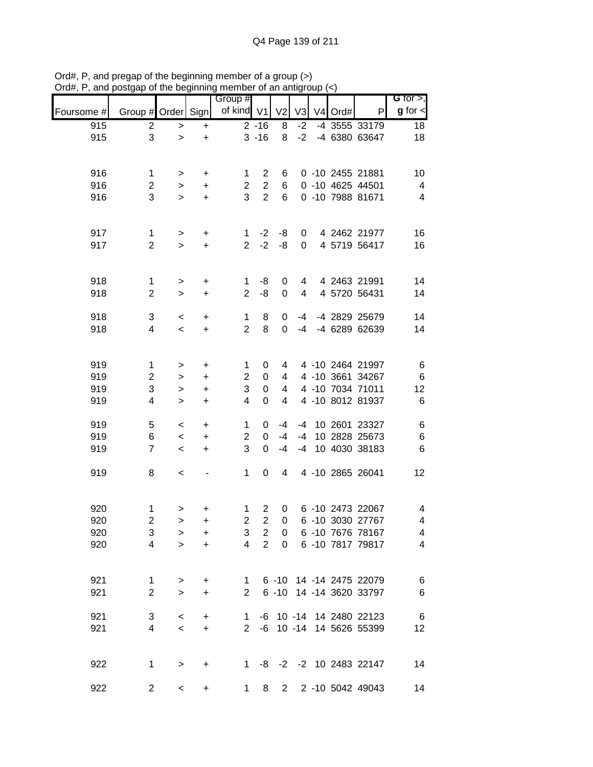Ord#, P, and pregap of the beginning member of a group (>)
Ord#, P, and postgap of the beginning member of an antigroup (<)

| Foursome # | Group # | Order | Sign | Group # of kind | V1 | V2 | V3 | V4 | Ord# | P | G for >, g for < |
|---|---|---|---|---|---|---|---|---|---|---|---|
| 915 | 2 | > | + | 2 | -16 | 8 | -2 | -4 | 3555 | 33179 | 18 |
| 915 | 3 | > | + | 3 | -16 | 8 | -2 | -4 | 6380 | 63647 | 18 |
| | | | | | | | | | | | |
| 916 | 1 | > | + | 1 | 2 | 6 | 0 | -10 | 2455 | 21881 | 10 |
| 916 | 2 | > | + | 2 | 2 | 6 | 0 | -10 | 4625 | 44501 | 4 |
| 916 | 3 | > | + | 3 | 2 | 6 | 0 | -10 | 7988 | 81671 | 4 |
| | | | | | | | | | | | |
| 917 | 1 | > | + | 1 | -2 | -8 | 0 | 4 | 2462 | 21977 | 16 |
| 917 | 2 | > | + | 2 | -2 | -8 | 0 | 4 | 5719 | 56417 | 16 |
| | | | | | | | | | | | |
| 918 | 1 | > | + | 1 | -8 | 0 | 4 | 4 | 2463 | 21991 | 14 |
| 918 | 2 | > | + | 2 | -8 | 0 | 4 | 4 | 5720 | 56431 | 14 |
| | | | | | | | | | | | |
| 918 | 3 | < | + | 1 | 8 | 0 | -4 | -4 | 2829 | 25679 | 14 |
| 918 | 4 | < | + | 2 | 8 | 0 | -4 | -4 | 6289 | 62639 | 14 |
| | | | | | | | | | | | |
| 919 | 1 | > | + | 1 | 0 | 4 | 4 | -10 | 2464 | 21997 | 6 |
| 919 | 2 | > | + | 2 | 0 | 4 | 4 | -10 | 3661 | 34267 | 6 |
| 919 | 3 | > | + | 3 | 0 | 4 | 4 | -10 | 7034 | 71011 | 12 |
| 919 | 4 | > | + | 4 | 0 | 4 | 4 | -10 | 8012 | 81937 | 6 |
| | | | | | | | | | | | |
| 919 | 5 | < | + | 1 | 0 | -4 | -4 | 10 | 2601 | 23327 | 6 |
| 919 | 6 | < | + | 2 | 0 | -4 | -4 | 10 | 2828 | 25673 | 6 |
| 919 | 7 | < | + | 3 | 0 | -4 | -4 | 10 | 4030 | 38183 | 6 |
| | | | | | | | | | | | |
| 919 | 8 | < | - | 1 | 0 | 4 | 4 | -10 | 2865 | 26041 | 12 |
| | | | | | | | | | | | |
| 920 | 1 | > | + | 1 | 2 | 0 | 6 | -10 | 2473 | 22067 | 4 |
| 920 | 2 | > | + | 2 | 2 | 0 | 6 | -10 | 3030 | 27767 | 4 |
| 920 | 3 | > | + | 3 | 2 | 0 | 6 | -10 | 7676 | 78167 | 4 |
| 920 | 4 | > | + | 4 | 2 | 0 | 6 | -10 | 7817 | 79817 | 4 |
| | | | | | | | | | | | |
| 921 | 1 | > | + | 1 | 6 | -10 | 14 | -14 | 2475 | 22079 | 6 |
| 921 | 2 | > | + | 2 | 6 | -10 | 14 | -14 | 3620 | 33797 | 6 |
| | | | | | | | | | | | |
| 921 | 3 | < | + | 1 | -6 | 10 | -14 | 14 | 2480 | 22123 | 6 |
| 921 | 4 | < | + | 2 | -6 | 10 | -14 | 14 | 5626 | 55399 | 12 |
| | | | | | | | | | | | |
| 922 | 1 | > | + | 1 | -8 | -2 | -2 | 10 | 2483 | 22147 | 14 |
| | | | | | | | | | | | |
| 922 | 2 | < | + | 1 | 8 | 2 | 2 | -10 | 5042 | 49043 | 14 |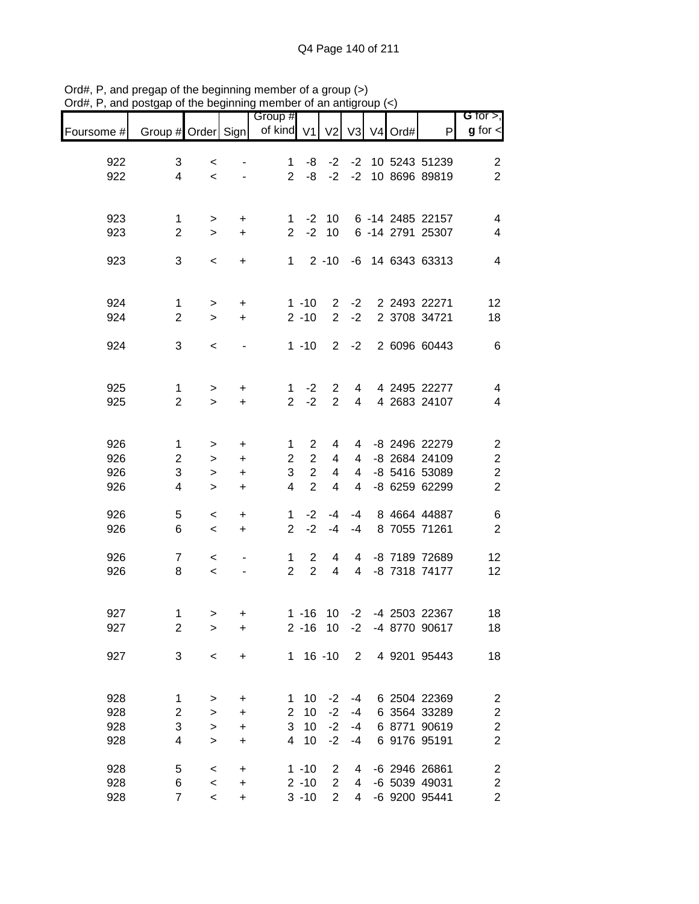Ord#, P, and pregap of the beginning member of a group (>)
Ord#, P, and postgap of the beginning member of an antigroup (<)

| Foursome # | Group # | Order | Sign | Group # of kind | V1 | V2 | V3 | V4 | Ord# | P | G for >, g for < |
|---|---|---|---|---|---|---|---|---|---|---|---|
| 922 | 3 | < | - | 1 | -8 | -2 | -2 | 10 | 5243 | 51239 | 2 |
| 922 | 4 | < | - | 2 | -8 | -2 | -2 | 10 | 8696 | 89819 | 2 |
| | | | | | | | | | | | |
| 923 | 1 | > | + | 1 | -2 | 10 | 6 | -14 | 2485 | 22157 | 4 |
| 923 | 2 | > | + | 2 | -2 | 10 | 6 | -14 | 2791 | 25307 | 4 |
| | | | | | | | | | | | |
| 923 | 3 | < | + | 1 | 2 | -10 | -6 | 14 | 6343 | 63313 | 4 |
| | | | | | | | | | | | |
| 924 | 1 | > | + | 1 | -10 | 2 | -2 | 2 | 2493 | 22271 | 12 |
| 924 | 2 | > | + | 2 | -10 | 2 | -2 | 2 | 3708 | 34721 | 18 |
| | | | | | | | | | | | |
| 924 | 3 | < | - | 1 | -10 | 2 | -2 | 2 | 6096 | 60443 | 6 |
| | | | | | | | | | | | |
| 925 | 1 | > | + | 1 | -2 | 2 | 4 | 4 | 2495 | 22277 | 4 |
| 925 | 2 | > | + | 2 | -2 | 2 | 4 | 4 | 2683 | 24107 | 4 |
| | | | | | | | | | | | |
| 926 | 1 | > | + | 1 | 2 | 4 | 4 | -8 | 2496 | 22279 | 2 |
| 926 | 2 | > | + | 2 | 2 | 4 | 4 | -8 | 2684 | 24109 | 2 |
| 926 | 3 | > | + | 3 | 2 | 4 | 4 | -8 | 5416 | 53089 | 2 |
| 926 | 4 | > | + | 4 | 2 | 4 | 4 | -8 | 6259 | 62299 | 2 |
| | | | | | | | | | | | |
| 926 | 5 | < | + | 1 | -2 | -4 | -4 | 8 | 4664 | 44887 | 6 |
| 926 | 6 | < | + | 2 | -2 | -4 | -4 | 8 | 7055 | 71261 | 2 |
| | | | | | | | | | | | |
| 926 | 7 | < | - | 1 | 2 | 4 | 4 | -8 | 7189 | 72689 | 12 |
| 926 | 8 | < | - | 2 | 2 | 4 | 4 | -8 | 7318 | 74177 | 12 |
| | | | | | | | | | | | |
| 927 | 1 | > | + | 1 | -16 | 10 | -2 | -4 | 2503 | 22367 | 18 |
| 927 | 2 | > | + | 2 | -16 | 10 | -2 | -4 | 8770 | 90617 | 18 |
| | | | | | | | | | | | |
| 927 | 3 | < | + | 1 | 16 | -10 | 2 | 4 | 9201 | 95443 | 18 |
| | | | | | | | | | | | |
| 928 | 1 | > | + | 1 | 10 | -2 | -4 | 6 | 2504 | 22369 | 2 |
| 928 | 2 | > | + | 2 | 10 | -2 | -4 | 6 | 3564 | 33289 | 2 |
| 928 | 3 | > | + | 3 | 10 | -2 | -4 | 6 | 8771 | 90619 | 2 |
| 928 | 4 | > | + | 4 | 10 | -2 | -4 | 6 | 9176 | 95191 | 2 |
| | | | | | | | | | | | |
| 928 | 5 | < | + | 1 | -10 | 2 | 4 | -6 | 2946 | 26861 | 2 |
| 928 | 6 | < | + | 2 | -10 | 2 | 4 | -6 | 5039 | 49031 | 2 |
| 928 | 7 | < | + | 3 | -10 | 2 | 4 | -6 | 9200 | 95441 | 2 |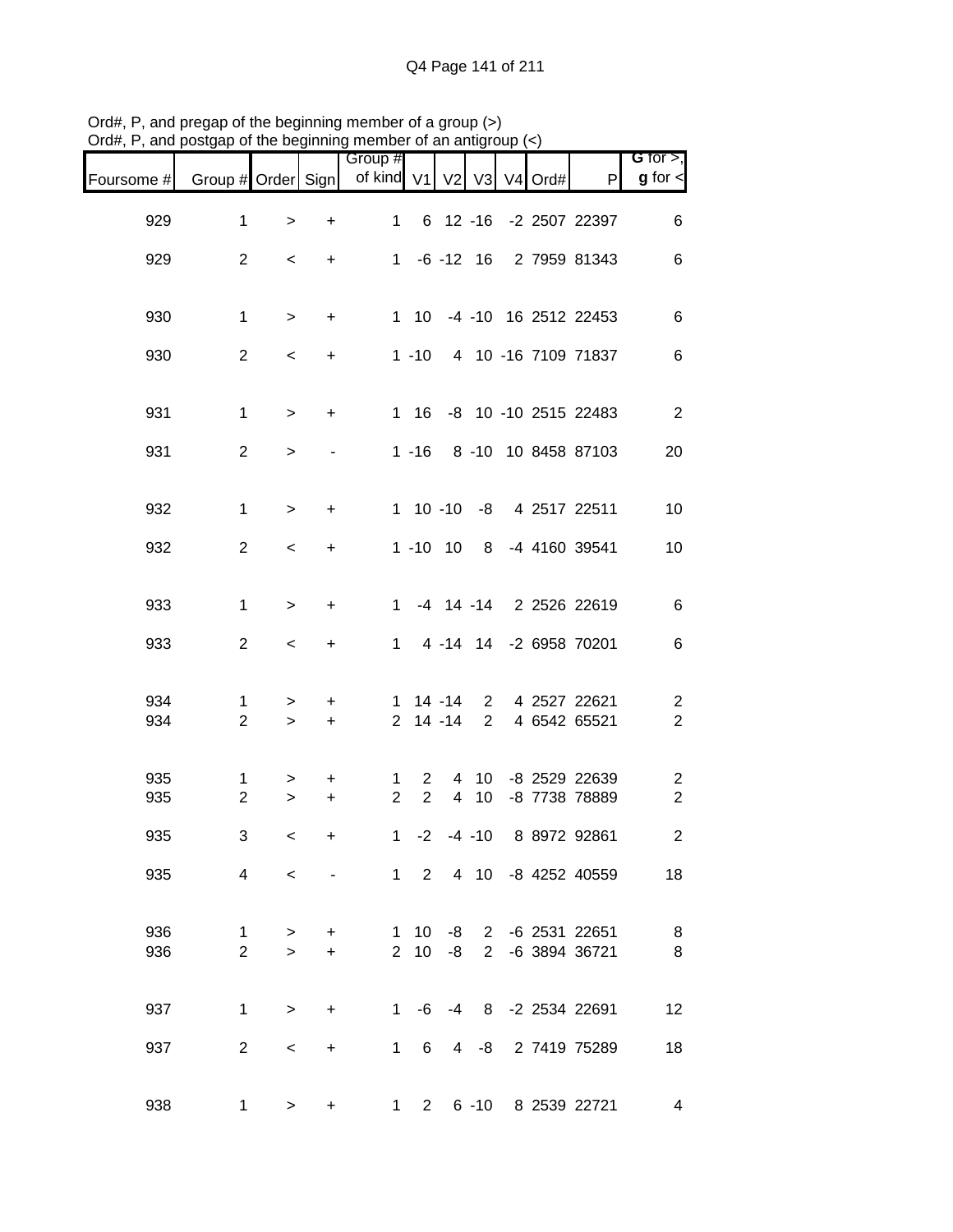Ord#, P, and pregap of the beginning member of a group (>)
Ord#, P, and postgap of the beginning member of an antigroup (<)

| Foursome # | Group # | Order | Sign | Group # of kind | V1 | V2 | V3 | V4 | Ord# | P | G for >, g for < |
|---|---|---|---|---|---|---|---|---|---|---|---|
| 929 | 1 | > | + | 1 | 6 | 12 | -16 | -2 | 2507 | 22397 | 6 |
| 929 | 2 | < | + | 1 | -6 | -12 | 16 | 2 | 7959 | 81343 | 6 |
| 930 | 1 | > | + | 1 | 10 | -4 | -10 | 16 | 2512 | 22453 | 6 |
| 930 | 2 | < | + | 1 | -10 | 4 | 10 | -16 | 7109 | 71837 | 6 |
| 931 | 1 | > | + | 1 | 16 | -8 | 10 | -10 | 2515 | 22483 | 2 |
| 931 | 2 | > | - | 1 | -16 | 8 | -10 | 10 | 8458 | 87103 | 20 |
| 932 | 1 | > | + | 1 | 10 | -10 | -8 | 4 | 2517 | 22511 | 10 |
| 932 | 2 | < | + | 1 | -10 | 10 | 8 | -4 | 4160 | 39541 | 10 |
| 933 | 1 | > | + | 1 | -4 | 14 | -14 | 2 | 2526 | 22619 | 6 |
| 933 | 2 | < | + | 1 | 4 | -14 | 14 | -2 | 6958 | 70201 | 6 |
| 934 | 1 | > | + | 1 | 14 | -14 | 2 | 4 | 2527 | 22621 | 2 |
| 934 | 2 | > | + | 2 | 14 | -14 | 2 | 4 | 6542 | 65521 | 2 |
| 935 | 1 | > | + | 1 | 2 | 4 | 10 | -8 | 2529 | 22639 | 2 |
| 935 | 2 | > | + | 2 | 2 | 4 | 10 | -8 | 7738 | 78889 | 2 |
| 935 | 3 | < | + | 1 | -2 | -4 | -10 | 8 | 8972 | 92861 | 2 |
| 935 | 4 | < | - | 1 | 2 | 4 | 10 | -8 | 4252 | 40559 | 18 |
| 936 | 1 | > | + | 1 | 10 | -8 | 2 | -6 | 2531 | 22651 | 8 |
| 936 | 2 | > | + | 2 | 10 | -8 | 2 | -6 | 3894 | 36721 | 8 |
| 937 | 1 | > | + | 1 | -6 | -4 | 8 | -2 | 2534 | 22691 | 12 |
| 937 | 2 | < | + | 1 | 6 | 4 | -8 | 2 | 7419 | 75289 | 18 |
| 938 | 1 | > | + | 1 | 2 | 6 | -10 | 8 | 2539 | 22721 | 4 |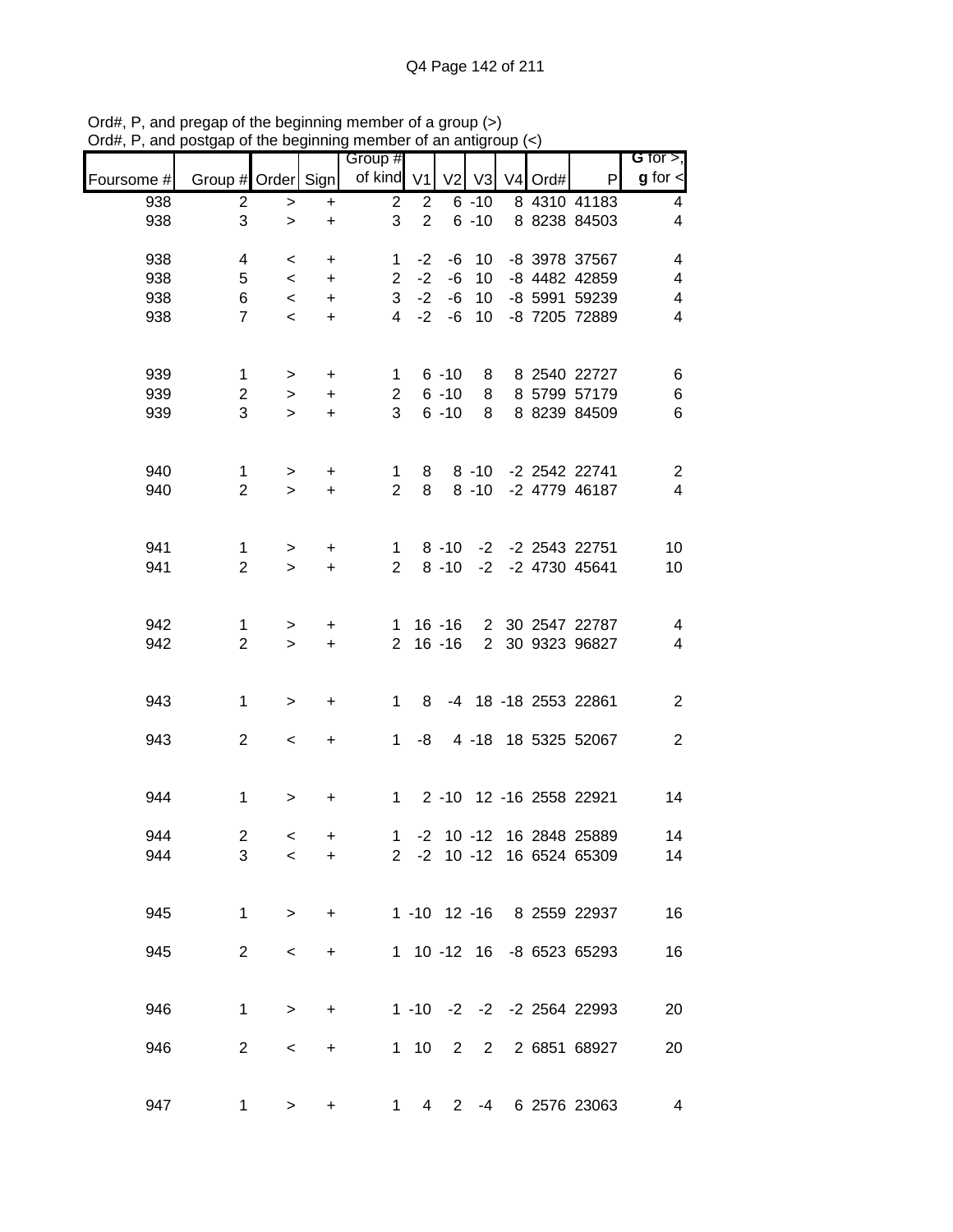Ord#, P, and pregap of the beginning member of a group (>)
Ord#, P, and postgap of the beginning member of an antigroup (<)

| Foursome # | Group # | Order | Sign | Group # of kind | V1 | V2 | V3 | V4 | Ord# | P | G for >, g for < |
|---|---|---|---|---|---|---|---|---|---|---|---|
| 938 | 2 | > | + | 2 | 2 | 6 | -10 | 8 | 4310 | 41183 | 4 |
| 938 | 3 | > | + | 3 | 2 | 6 | -10 | 8 | 8238 | 84503 | 4 |
| | | | | | | | | | | | |
| 938 | 4 | < | + | 1 | -2 | -6 | 10 | -8 | 3978 | 37567 | 4 |
| 938 | 5 | < | + | 2 | -2 | -6 | 10 | -8 | 4482 | 42859 | 4 |
| 938 | 6 | < | + | 3 | -2 | -6 | 10 | -8 | 5991 | 59239 | 4 |
| 938 | 7 | < | + | 4 | -2 | -6 | 10 | -8 | 7205 | 72889 | 4 |
| | | | | | | | | | | | |
| 939 | 1 | > | + | 1 | 6 | -10 | 8 | 8 | 2540 | 22727 | 6 |
| 939 | 2 | > | + | 2 | 6 | -10 | 8 | 8 | 5799 | 57179 | 6 |
| 939 | 3 | > | + | 3 | 6 | -10 | 8 | 8 | 8239 | 84509 | 6 |
| | | | | | | | | | | | |
| 940 | 1 | > | + | 1 | 8 | 8 | -10 | -2 | 2542 | 22741 | 2 |
| 940 | 2 | > | + | 2 | 8 | 8 | -10 | -2 | 4779 | 46187 | 4 |
| | | | | | | | | | | | |
| 941 | 1 | > | + | 1 | 8 | -10 | -2 | -2 | 2543 | 22751 | 10 |
| 941 | 2 | > | + | 2 | 8 | -10 | -2 | -2 | 4730 | 45641 | 10 |
| | | | | | | | | | | | |
| 942 | 1 | > | + | 1 | 16 | -16 | 2 | 30 | 2547 | 22787 | 4 |
| 942 | 2 | > | + | 2 | 16 | -16 | 2 | 30 | 9323 | 96827 | 4 |
| | | | | | | | | | | | |
| 943 | 1 | > | + | 1 | 8 | -4 | 18 | -18 | 2553 | 22861 | 2 |
| | | | | | | | | | | | |
| 943 | 2 | < | + | 1 | -8 | 4 | -18 | 18 | 5325 | 52067 | 2 |
| | | | | | | | | | | | |
| 944 | 1 | > | + | 1 | 2 | -10 | 12 | -16 | 2558 | 22921 | 14 |
| | | | | | | | | | | | |
| 944 | 2 | < | + | 1 | -2 | 10 | -12 | 16 | 2848 | 25889 | 14 |
| 944 | 3 | < | + | 2 | -2 | 10 | -12 | 16 | 6524 | 65309 | 14 |
| | | | | | | | | | | | |
| 945 | 1 | > | + | 1 | -10 | 12 | -16 | 8 | 2559 | 22937 | 16 |
| | | | | | | | | | | | |
| 945 | 2 | < | + | 1 | 10 | -12 | 16 | -8 | 6523 | 65293 | 16 |
| | | | | | | | | | | | |
| 946 | 1 | > | + | 1 | -10 | -2 | -2 | -2 | 2564 | 22993 | 20 |
| | | | | | | | | | | | |
| 946 | 2 | < | + | 1 | 10 | 2 | 2 | 2 | 6851 | 68927 | 20 |
| | | | | | | | | | | | |
| 947 | 1 | > | + | 1 | 4 | 2 | -4 | 6 | 2576 | 23063 | 4 |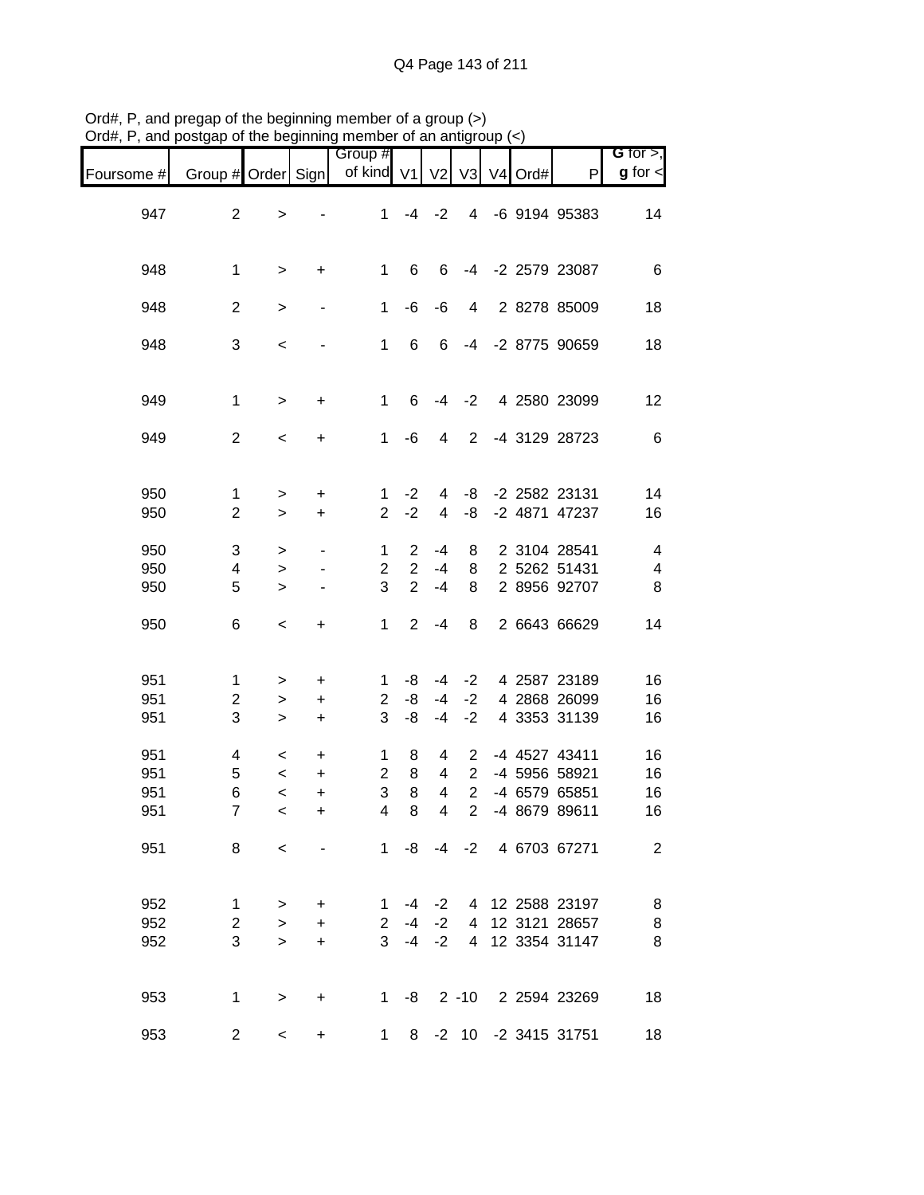Ord#, P, and pregap of the beginning member of a group (>)
Ord#, P, and postgap of the beginning member of an antigroup (<)

| Foursome # | Group # | Order | Sign | Group # of kind | V1 | V2 | V3 | V4 | Ord# | P | G for >, g for < |
|---|---|---|---|---|---|---|---|---|---|---|---|
| 947 | 2 | > | - | 1 | -4 | -2 | 4 | -6 | 9194 | 95383 | 14 |
| 948 | 1 | > | + | 1 | 6 | 6 | -4 | -2 | 2579 | 23087 | 6 |
| 948 | 2 | > | - | 1 | -6 | -6 | 4 | 2 | 8278 | 85009 | 18 |
| 948 | 3 | < | - | 1 | 6 | 6 | -4 | -2 | 8775 | 90659 | 18 |
| 949 | 1 | > | + | 1 | 6 | -4 | -2 | 4 | 2580 | 23099 | 12 |
| 949 | 2 | < | + | 1 | -6 | 4 | 2 | -4 | 3129 | 28723 | 6 |
| 950 | 1 | > | + | 1 | -2 | 4 | -8 | -2 | 2582 | 23131 | 14 |
| 950 | 2 | > | + | 2 | -2 | 4 | -8 | -2 | 4871 | 47237 | 16 |
| 950 | 3 | > | - | 1 | 2 | -4 | 8 | 2 | 3104 | 28541 | 4 |
| 950 | 4 | > | - | 2 | 2 | -4 | 8 | 2 | 5262 | 51431 | 4 |
| 950 | 5 | > | - | 3 | 2 | -4 | 8 | 2 | 8956 | 92707 | 8 |
| 950 | 6 | < | + | 1 | 2 | -4 | 8 | 2 | 6643 | 66629 | 14 |
| 951 | 1 | > | + | 1 | -8 | -4 | -2 | 4 | 2587 | 23189 | 16 |
| 951 | 2 | > | + | 2 | -8 | -4 | -2 | 4 | 2868 | 26099 | 16 |
| 951 | 3 | > | + | 3 | -8 | -4 | -2 | 4 | 3353 | 31139 | 16 |
| 951 | 4 | < | + | 1 | 8 | 4 | 2 | -4 | 4527 | 43411 | 16 |
| 951 | 5 | < | + | 2 | 8 | 4 | 2 | -4 | 5956 | 58921 | 16 |
| 951 | 6 | < | + | 3 | 8 | 4 | 2 | -4 | 6579 | 65851 | 16 |
| 951 | 7 | < | + | 4 | 8 | 4 | 2 | -4 | 8679 | 89611 | 16 |
| 951 | 8 | < | - | 1 | -8 | -4 | -2 | 4 | 6703 | 67271 | 2 |
| 952 | 1 | > | + | 1 | -4 | -2 | 4 | 12 | 2588 | 23197 | 8 |
| 952 | 2 | > | + | 2 | -4 | -2 | 4 | 12 | 3121 | 28657 | 8 |
| 952 | 3 | > | + | 3 | -4 | -2 | 4 | 12 | 3354 | 31147 | 8 |
| 953 | 1 | > | + | 1 | -8 | 2 | -10 | 2 | 2594 | 23269 | 18 |
| 953 | 2 | < | + | 1 | 8 | -2 | 10 | -2 | 3415 | 31751 | 18 |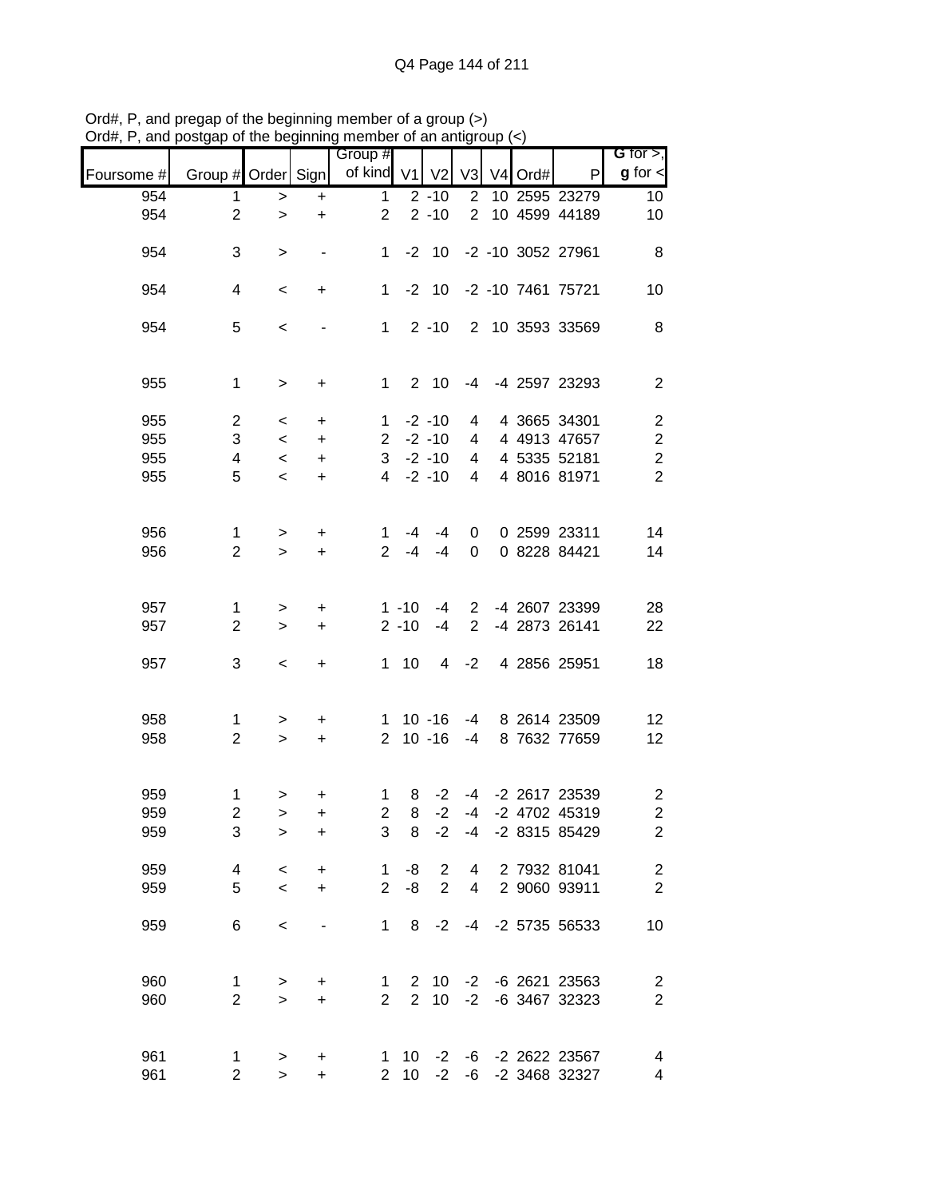Ord#, P, and pregap of the beginning member of a group (>)
Ord#, P, and postgap of the beginning member of an antigroup (<)

| Foursome # | Group # | Order | Sign | Group # of kind | V1 | V2 | V3 | V4 | Ord# | P | G for >, g for < |
|---|---|---|---|---|---|---|---|---|---|---|---|
| 954 | 1 | > | + | 1 | 2 | -10 | 2 | 10 | 2595 | 23279 | 10 |
| 954 | 2 | > | + | 2 | 2 | -10 | 2 | 10 | 4599 | 44189 | 10 |
| 954 | 3 | > | - | 1 | -2 | 10 | -2 | -10 | 3052 | 27961 | 8 |
| 954 | 4 | < | + | 1 | -2 | 10 | -2 | -10 | 7461 | 75721 | 10 |
| 954 | 5 | < | - | 1 | 2 | -10 | 2 | 10 | 3593 | 33569 | 8 |
| 955 | 1 | > | + | 1 | 2 | 10 | -4 | -4 | 2597 | 23293 | 2 |
| 955 | 2 | < | + | 1 | -2 | -10 | 4 | 4 | 3665 | 34301 | 2 |
| 955 | 3 | < | + | 2 | -2 | -10 | 4 | 4 | 4913 | 47657 | 2 |
| 955 | 4 | < | + | 3 | -2 | -10 | 4 | 4 | 5335 | 52181 | 2 |
| 955 | 5 | < | + | 4 | -2 | -10 | 4 | 4 | 8016 | 81971 | 2 |
| 956 | 1 | > | + | 1 | -4 | -4 | 0 | 0 | 2599 | 23311 | 14 |
| 956 | 2 | > | + | 2 | -4 | -4 | 0 | 0 | 8228 | 84421 | 14 |
| 957 | 1 | > | + | 1 | -10 | -4 | 2 | -4 | 2607 | 23399 | 28 |
| 957 | 2 | > | + | 2 | -10 | -4 | 2 | -4 | 2873 | 26141 | 22 |
| 957 | 3 | < | + | 1 | 10 | 4 | -2 | 4 | 2856 | 25951 | 18 |
| 958 | 1 | > | + | 1 | 10 | -16 | -4 | 8 | 2614 | 23509 | 12 |
| 958 | 2 | > | + | 2 | 10 | -16 | -4 | 8 | 7632 | 77659 | 12 |
| 959 | 1 | > | + | 1 | 8 | -2 | -4 | -2 | 2617 | 23539 | 2 |
| 959 | 2 | > | + | 2 | 8 | -2 | -4 | -2 | 4702 | 45319 | 2 |
| 959 | 3 | > | + | 3 | 8 | -2 | -4 | -2 | 8315 | 85429 | 2 |
| 959 | 4 | < | + | 1 | -8 | 2 | 4 | 2 | 7932 | 81041 | 2 |
| 959 | 5 | < | + | 2 | -8 | 2 | 4 | 2 | 9060 | 93911 | 2 |
| 959 | 6 | < | - | 1 | 8 | -2 | -4 | -2 | 5735 | 56533 | 10 |
| 960 | 1 | > | + | 1 | 2 | 10 | -2 | -6 | 2621 | 23563 | 2 |
| 960 | 2 | > | + | 2 | 2 | 10 | -2 | -6 | 3467 | 32323 | 2 |
| 961 | 1 | > | + | 1 | 10 | -2 | -6 | -2 | 2622 | 23567 | 4 |
| 961 | 2 | > | + | 2 | 10 | -2 | -6 | -2 | 3468 | 32327 | 4 |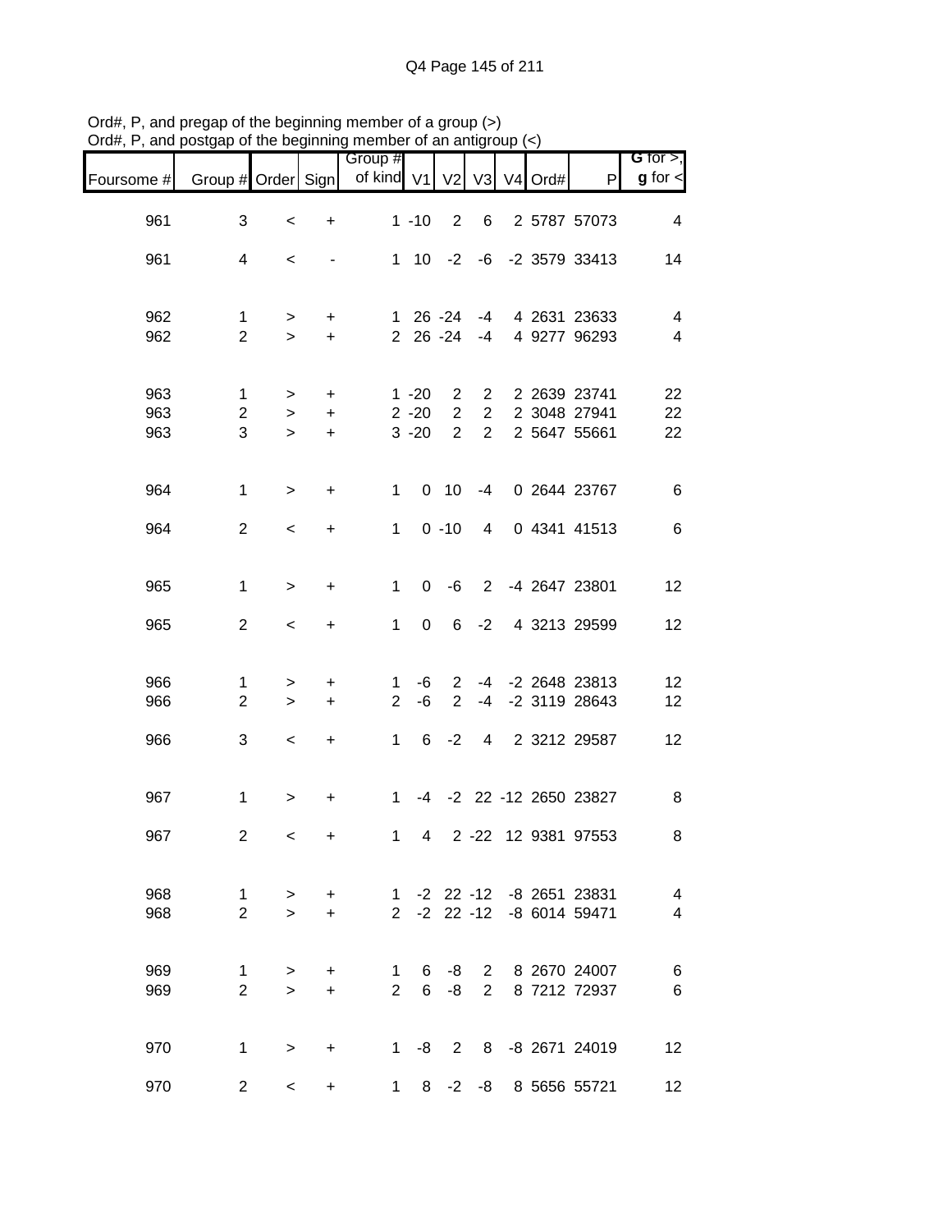Ord#, P, and pregap of the beginning member of a group (>)
Ord#, P, and postgap of the beginning member of an antigroup (<)

| Foursome # | Group # | Order | Sign | Group # of kind | V1 | V2 | V3 | V4 | Ord# | P | G for >, g for < |
|---|---|---|---|---|---|---|---|---|---|---|---|
| 961 | 3 | < | + | 1 | -10 | 2 | 6 | 2 | 5787 | 57073 | 4 |
| 961 | 4 | < | - | 1 | 10 | -2 | -6 | -2 | 3579 | 33413 | 14 |
| 962 | 1 | > | + | 1 | 26 | -24 | -4 | 4 | 2631 | 23633 | 4 |
| 962 | 2 | > | + | 2 | 26 | -24 | -4 | 4 | 9277 | 96293 | 4 |
| 963 | 1 | > | + | 1 | -20 | 2 | 2 | 2 | 2639 | 23741 | 22 |
| 963 | 2 | > | + | 2 | -20 | 2 | 2 | 2 | 3048 | 27941 | 22 |
| 963 | 3 | > | + | 3 | -20 | 2 | 2 | 2 | 5647 | 55661 | 22 |
| 964 | 1 | > | + | 1 | 0 | 10 | -4 | 0 | 2644 | 23767 | 6 |
| 964 | 2 | < | + | 1 | 0 | -10 | 4 | 0 | 4341 | 41513 | 6 |
| 965 | 1 | > | + | 1 | 0 | -6 | 2 | -4 | 2647 | 23801 | 12 |
| 965 | 2 | < | + | 1 | 0 | 6 | -2 | 4 | 3213 | 29599 | 12 |
| 966 | 1 | > | + | 1 | -6 | 2 | -4 | -2 | 2648 | 23813 | 12 |
| 966 | 2 | > | + | 2 | -6 | 2 | -4 | -2 | 3119 | 28643 | 12 |
| 966 | 3 | < | + | 1 | 6 | -2 | 4 | 2 | 3212 | 29587 | 12 |
| 967 | 1 | > | + | 1 | -4 | -2 | 22 | -12 | 2650 | 23827 | 8 |
| 967 | 2 | < | + | 1 | 4 | 2 | -22 | 12 | 9381 | 97553 | 8 |
| 968 | 1 | > | + | 1 | -2 | 22 | -12 | -8 | 2651 | 23831 | 4 |
| 968 | 2 | > | + | 2 | -2 | 22 | -12 | -8 | 6014 | 59471 | 4 |
| 969 | 1 | > | + | 1 | 6 | -8 | 2 | 8 | 2670 | 24007 | 6 |
| 969 | 2 | > | + | 2 | 6 | -8 | 2 | 8 | 7212 | 72937 | 6 |
| 970 | 1 | > | + | 1 | -8 | 2 | 8 | -8 | 2671 | 24019 | 12 |
| 970 | 2 | < | + | 1 | 8 | -2 | -8 | 8 | 5656 | 55721 | 12 |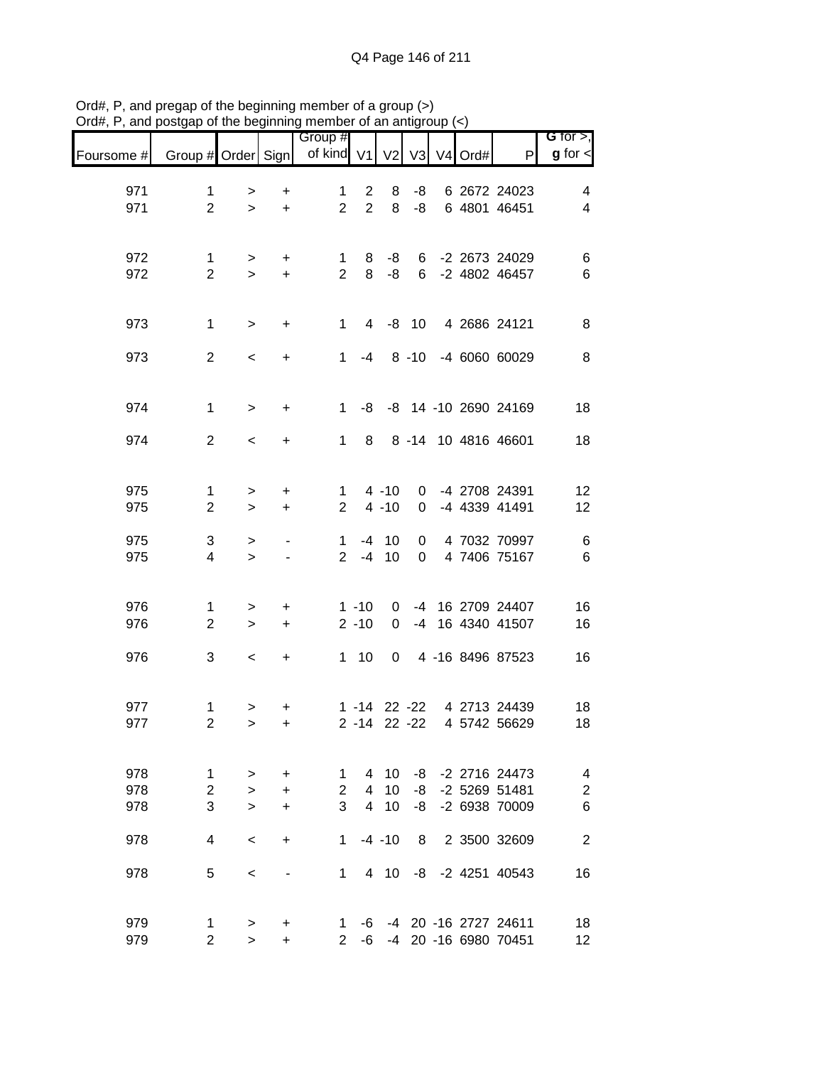Ord#, P, and pregap of the beginning member of a group (>)
Ord#, P, and postgap of the beginning member of an antigroup (<)

| Foursome # | Group # | Order | Sign | Group # of kind | V1 | V2 | V3 | V4 | Ord# | P | G for >, g for < |
|---|---|---|---|---|---|---|---|---|---|---|---|
| 971 | 1 | > | + | 1 | 2 | 8 | -8 | 6 | 2672 | 24023 | 4 |
| 971 | 2 | > | + | 2 | 2 | 8 | -8 | 6 | 4801 | 46451 | 4 |
| 972 | 1 | > | + | 1 | 8 | -8 | 6 | -2 | 2673 | 24029 | 6 |
| 972 | 2 | > | + | 2 | 8 | -8 | 6 | -2 | 4802 | 46457 | 6 |
| 973 | 1 | > | + | 1 | 4 | -8 | 10 | 4 | 2686 | 24121 | 8 |
| 973 | 2 | < | + | 1 | -4 | 8 | -10 | -4 | 6060 | 60029 | 8 |
| 974 | 1 | > | + | 1 | -8 | -8 | 14 | -10 | 2690 | 24169 | 18 |
| 974 | 2 | < | + | 1 | 8 | 8 | -14 | 10 | 4816 | 46601 | 18 |
| 975 | 1 | > | + | 1 | 4 | -10 | 0 | -4 | 2708 | 24391 | 12 |
| 975 | 2 | > | + | 2 | 4 | -10 | 0 | -4 | 4339 | 41491 | 12 |
| 975 | 3 | > | - | 1 | -4 | 10 | 0 | 4 | 7032 | 70997 | 6 |
| 975 | 4 | > | - | 2 | -4 | 10 | 0 | 4 | 7406 | 75167 | 6 |
| 976 | 1 | > | + | 1 | -10 | 0 | -4 | 16 | 2709 | 24407 | 16 |
| 976 | 2 | > | + | 2 | -10 | 0 | -4 | 16 | 4340 | 41507 | 16 |
| 976 | 3 | < | + | 1 | 10 | 0 | 4 | -16 | 8496 | 87523 | 16 |
| 977 | 1 | > | + | 1 | -14 | 22 | -22 | 4 | 2713 | 24439 | 18 |
| 977 | 2 | > | + | 2 | -14 | 22 | -22 | 4 | 5742 | 56629 | 18 |
| 978 | 1 | > | + | 1 | 4 | 10 | -8 | -2 | 2716 | 24473 | 4 |
| 978 | 2 | > | + | 2 | 4 | 10 | -8 | -2 | 5269 | 51481 | 2 |
| 978 | 3 | > | + | 3 | 4 | 10 | -8 | -2 | 6938 | 70009 | 6 |
| 978 | 4 | < | + | 1 | -4 | -10 | 8 | 2 | 3500 | 32609 | 2 |
| 978 | 5 | < | - | 1 | 4 | 10 | -8 | -2 | 4251 | 40543 | 16 |
| 979 | 1 | > | + | 1 | -6 | -4 | 20 | -16 | 2727 | 24611 | 18 |
| 979 | 2 | > | + | 2 | -6 | -4 | 20 | -16 | 6980 | 70451 | 12 |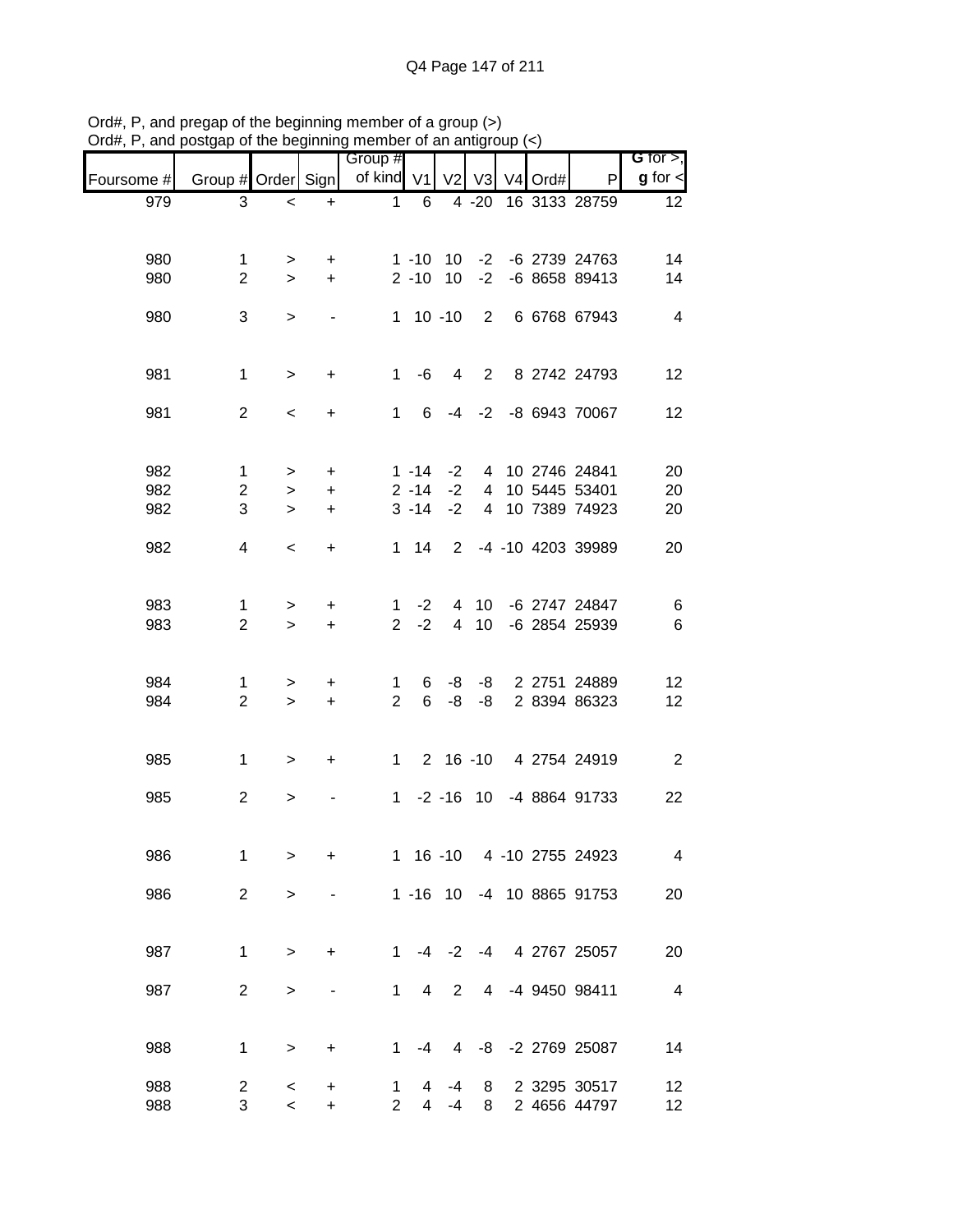Ord#, P, and pregap of the beginning member of a group (>)
Ord#, P, and postgap of the beginning member of an antigroup (<)

| Foursome # | Group # | Order | Sign | Group # of kind | V1 | V2 | V3 | V4 | Ord# | P | G for >, g for < |
|---|---|---|---|---|---|---|---|---|---|---|---|
| 979 | 3 | < | + | 1 | 6 | 4 | -20 | 16 | 3133 | 28759 | 12 |
| 980 | 1 | > | + | 1 | -10 | 10 | -2 | -6 | 2739 | 24763 | 14 |
| 980 | 2 | > | + | 2 | -10 | 10 | -2 | -6 | 8658 | 89413 | 14 |
| 980 | 3 | > | - | 1 | 10 | -10 | 2 | 6 | 6768 | 67943 | 4 |
| 981 | 1 | > | + | 1 | -6 | 4 | 2 | 8 | 2742 | 24793 | 12 |
| 981 | 2 | < | + | 1 | 6 | -4 | -2 | -8 | 6943 | 70067 | 12 |
| 982 | 1 | > | + | 1 | -14 | -2 | 4 | 10 | 2746 | 24841 | 20 |
| 982 | 2 | > | + | 2 | -14 | -2 | 4 | 10 | 5445 | 53401 | 20 |
| 982 | 3 | > | + | 3 | -14 | -2 | 4 | 10 | 7389 | 74923 | 20 |
| 982 | 4 | < | + | 1 | 14 | 2 | -4 | -10 | 4203 | 39989 | 20 |
| 983 | 1 | > | + | 1 | -2 | 4 | 10 | -6 | 2747 | 24847 | 6 |
| 983 | 2 | > | + | 2 | -2 | 4 | 10 | -6 | 2854 | 25939 | 6 |
| 984 | 1 | > | + | 1 | 6 | -8 | -8 | 2 | 2751 | 24889 | 12 |
| 984 | 2 | > | + | 2 | 6 | -8 | -8 | 2 | 8394 | 86323 | 12 |
| 985 | 1 | > | + | 1 | 2 | 16 | -10 | 4 | 2754 | 24919 | 2 |
| 985 | 2 | > | - | 1 | -2 | -16 | 10 | -4 | 8864 | 91733 | 22 |
| 986 | 1 | > | + | 1 | 16 | -10 | 4 | -10 | 2755 | 24923 | 4 |
| 986 | 2 | > | - | 1 | -16 | 10 | -4 | 10 | 8865 | 91753 | 20 |
| 987 | 1 | > | + | 1 | -4 | -2 | -4 | 4 | 2767 | 25057 | 20 |
| 987 | 2 | > | - | 1 | 4 | 2 | 4 | -4 | 9450 | 98411 | 4 |
| 988 | 1 | > | + | 1 | -4 | 4 | -8 | -2 | 2769 | 25087 | 14 |
| 988 | 2 | < | + | 1 | 4 | -4 | 8 | 2 | 3295 | 30517 | 12 |
| 988 | 3 | < | + | 2 | 4 | -4 | 8 | 2 | 4656 | 44797 | 12 |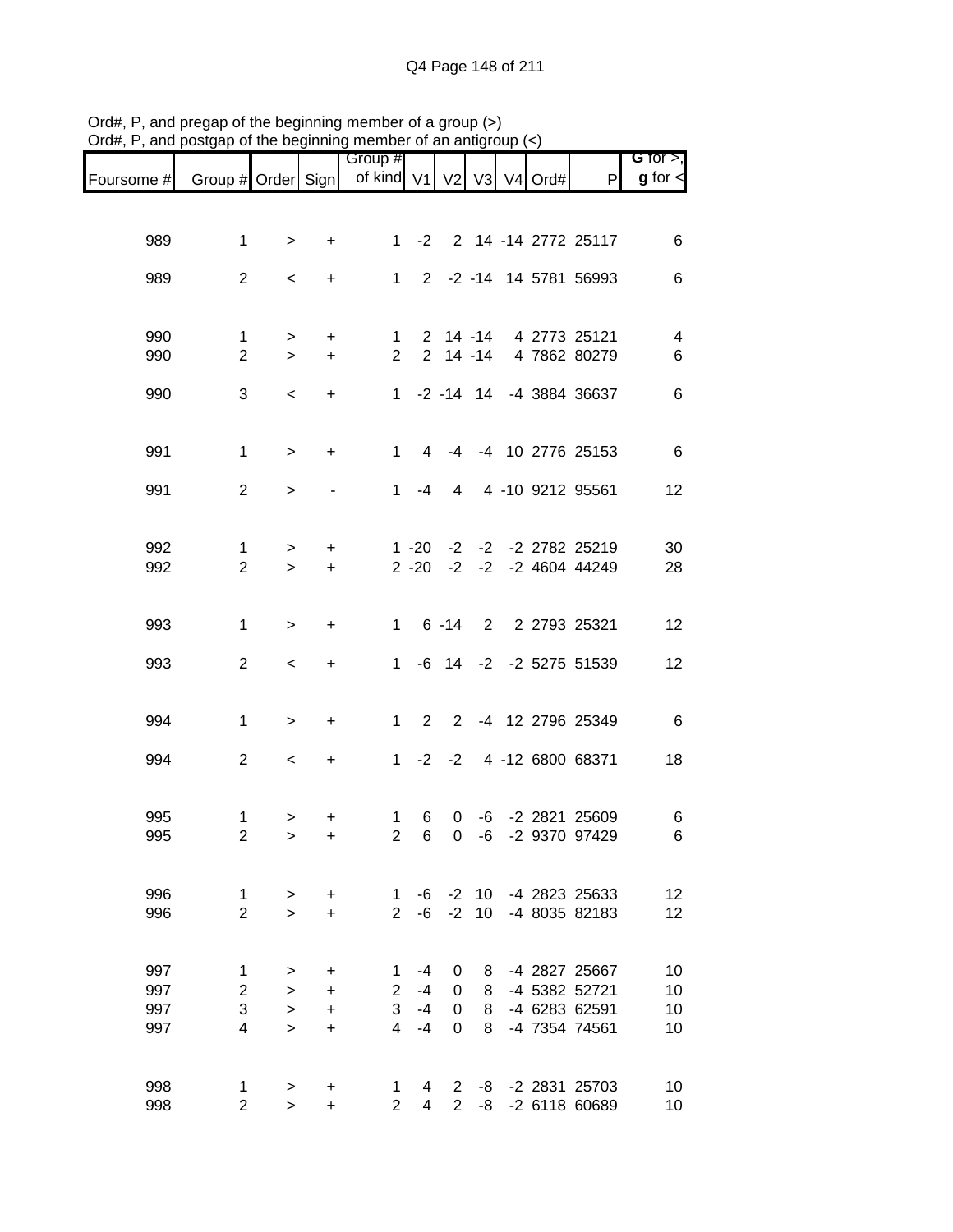Ord#, P, and pregap of the beginning member of a group (>)
Ord#, P, and postgap of the beginning member of an antigroup (<)

| Foursome # | Group # | Order | Sign | Group # of kind | V1 | V2 | V3 | V4 | Ord# | P | G for >, g for < |
|---|---|---|---|---|---|---|---|---|---|---|---|
| 989 | 1 | > | + | 1 | -2 | 2 | 14 | -14 | 2772 | 25117 | 6 |
| 989 | 2 | < | + | 1 | 2 | -2 | -14 | 14 | 5781 | 56993 | 6 |
| 990 | 1 | > | + | 1 | 2 | 14 | -14 | 4 | 2773 | 25121 | 4 |
| 990 | 2 | > | + | 2 | 2 | 14 | -14 | 4 | 7862 | 80279 | 6 |
| 990 | 3 | < | + | 1 | -2 | -14 | 14 | -4 | 3884 | 36637 | 6 |
| 991 | 1 | > | + | 1 | 4 | -4 | -4 | 10 | 2776 | 25153 | 6 |
| 991 | 2 | > | - | 1 | -4 | 4 | 4 | -10 | 9212 | 95561 | 12 |
| 992 | 1 | > | + | 1 | -20 | -2 | -2 | -2 | 2782 | 25219 | 30 |
| 992 | 2 | > | + | 2 | -20 | -2 | -2 | -2 | 4604 | 44249 | 28 |
| 993 | 1 | > | + | 1 | 6 | -14 | 2 | 2 | 2793 | 25321 | 12 |
| 993 | 2 | < | + | 1 | -6 | 14 | -2 | -2 | 5275 | 51539 | 12 |
| 994 | 1 | > | + | 1 | 2 | 2 | -4 | 12 | 2796 | 25349 | 6 |
| 994 | 2 | < | + | 1 | -2 | -2 | 4 | -12 | 6800 | 68371 | 18 |
| 995 | 1 | > | + | 1 | 6 | 0 | -6 | -2 | 2821 | 25609 | 6 |
| 995 | 2 | > | + | 2 | 6 | 0 | -6 | -2 | 9370 | 97429 | 6 |
| 996 | 1 | > | + | 1 | -6 | -2 | 10 | -4 | 2823 | 25633 | 12 |
| 996 | 2 | > | + | 2 | -6 | -2 | 10 | -4 | 8035 | 82183 | 12 |
| 997 | 1 | > | + | 1 | -4 | 0 | 8 | -4 | 2827 | 25667 | 10 |
| 997 | 2 | > | + | 2 | -4 | 0 | 8 | -4 | 5382 | 52721 | 10 |
| 997 | 3 | > | + | 3 | -4 | 0 | 8 | -4 | 6283 | 62591 | 10 |
| 997 | 4 | > | + | 4 | -4 | 0 | 8 | -4 | 7354 | 74561 | 10 |
| 998 | 1 | > | + | 1 | 4 | 2 | -8 | -2 | 2831 | 25703 | 10 |
| 998 | 2 | > | + | 2 | 4 | 2 | -8 | -2 | 6118 | 60689 | 10 |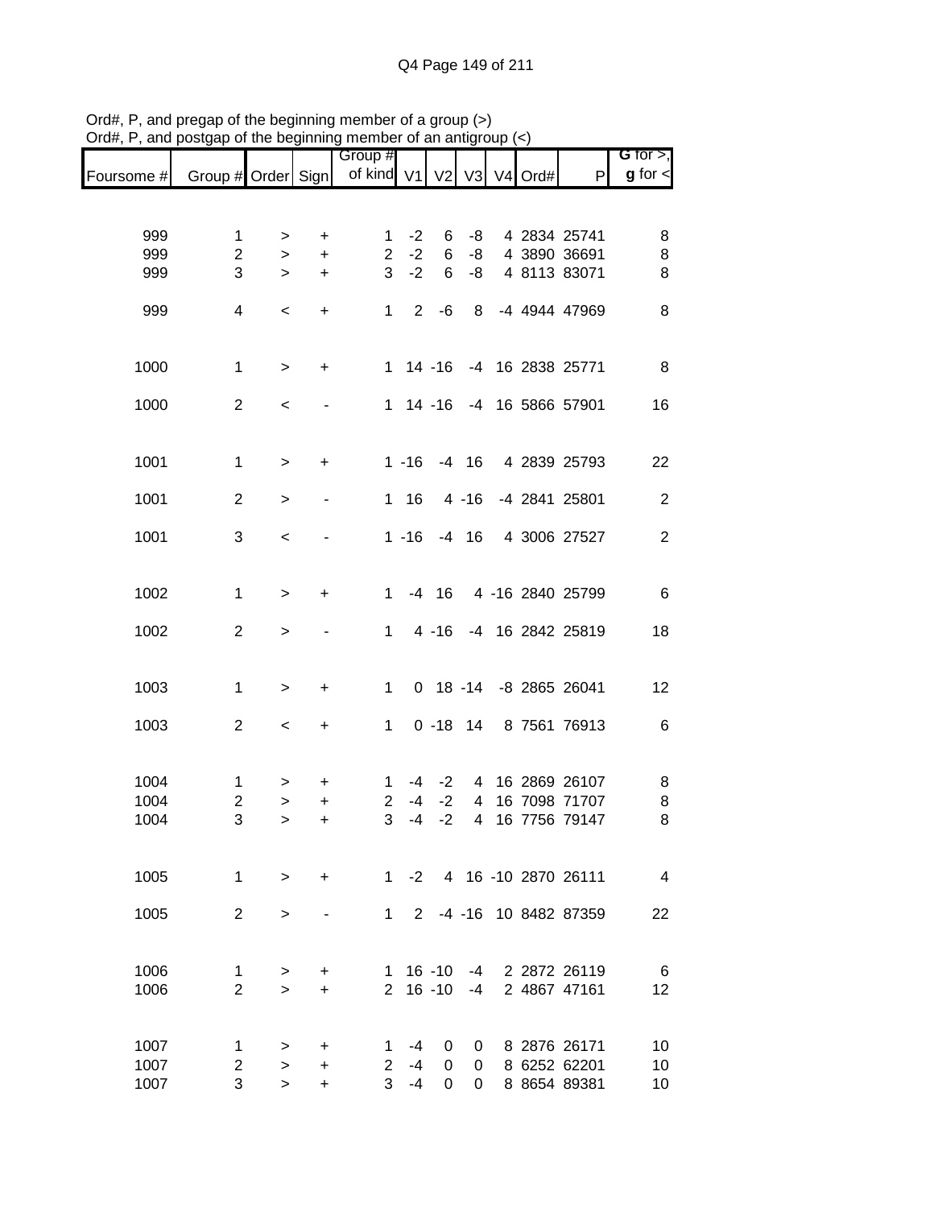Ord#, P, and pregap of the beginning member of a group (>)
Ord#, P, and postgap of the beginning member of an antigroup (<)

| Foursome # | Group # | Order | Sign | Group # of kind | V1 | V2 | V3 | V4 | Ord# | P | G for >, g for < |
|---|---|---|---|---|---|---|---|---|---|---|---|
| 999 | 1 | > | + | 1 | -2 | 6 | -8 | 4 | 2834 | 25741 | 8 |
| 999 | 2 | > | + | 2 | -2 | 6 | -8 | 4 | 3890 | 36691 | 8 |
| 999 | 3 | > | + | 3 | -2 | 6 | -8 | 4 | 8113 | 83071 | 8 |
| 999 | 4 | < | + | 1 | 2 | -6 | 8 | -4 | 4944 | 47969 | 8 |
| 1000 | 1 | > | + | 1 | 14 | -16 | -4 | 16 | 2838 | 25771 | 8 |
| 1000 | 2 | < | - | 1 | 14 | -16 | -4 | 16 | 5866 | 57901 | 16 |
| 1001 | 1 | > | + | 1 | -16 | -4 | 16 | 4 | 2839 | 25793 | 22 |
| 1001 | 2 | > | - | 1 | 16 | 4 | -16 | -4 | 2841 | 25801 | 2 |
| 1001 | 3 | < | - | 1 | -16 | -4 | 16 | 4 | 3006 | 27527 | 2 |
| 1002 | 1 | > | + | 1 | -4 | 16 | 4 | -16 | 2840 | 25799 | 6 |
| 1002 | 2 | > | - | 1 | 4 | -16 | -4 | 16 | 2842 | 25819 | 18 |
| 1003 | 1 | > | + | 1 | 0 | 18 | -14 | -8 | 2865 | 26041 | 12 |
| 1003 | 2 | < | + | 1 | 0 | -18 | 14 | 8 | 7561 | 76913 | 6 |
| 1004 | 1 | > | + | 1 | -4 | -2 | 4 | 16 | 2869 | 26107 | 8 |
| 1004 | 2 | > | + | 2 | -4 | -2 | 4 | 16 | 7098 | 71707 | 8 |
| 1004 | 3 | > | + | 3 | -4 | -2 | 4 | 16 | 7756 | 79147 | 8 |
| 1005 | 1 | > | + | 1 | -2 | 4 | 16 | -10 | 2870 | 26111 | 4 |
| 1005 | 2 | > | - | 1 | 2 | -4 | -16 | 10 | 8482 | 87359 | 22 |
| 1006 | 1 | > | + | 1 | 16 | -10 | -4 | 2 | 2872 | 26119 | 6 |
| 1006 | 2 | > | + | 2 | 16 | -10 | -4 | 2 | 4867 | 47161 | 12 |
| 1007 | 1 | > | + | 1 | -4 | 0 | 0 | 8 | 2876 | 26171 | 10 |
| 1007 | 2 | > | + | 2 | -4 | 0 | 0 | 8 | 6252 | 62201 | 10 |
| 1007 | 3 | > | + | 3 | -4 | 0 | 0 | 8 | 8654 | 89381 | 10 |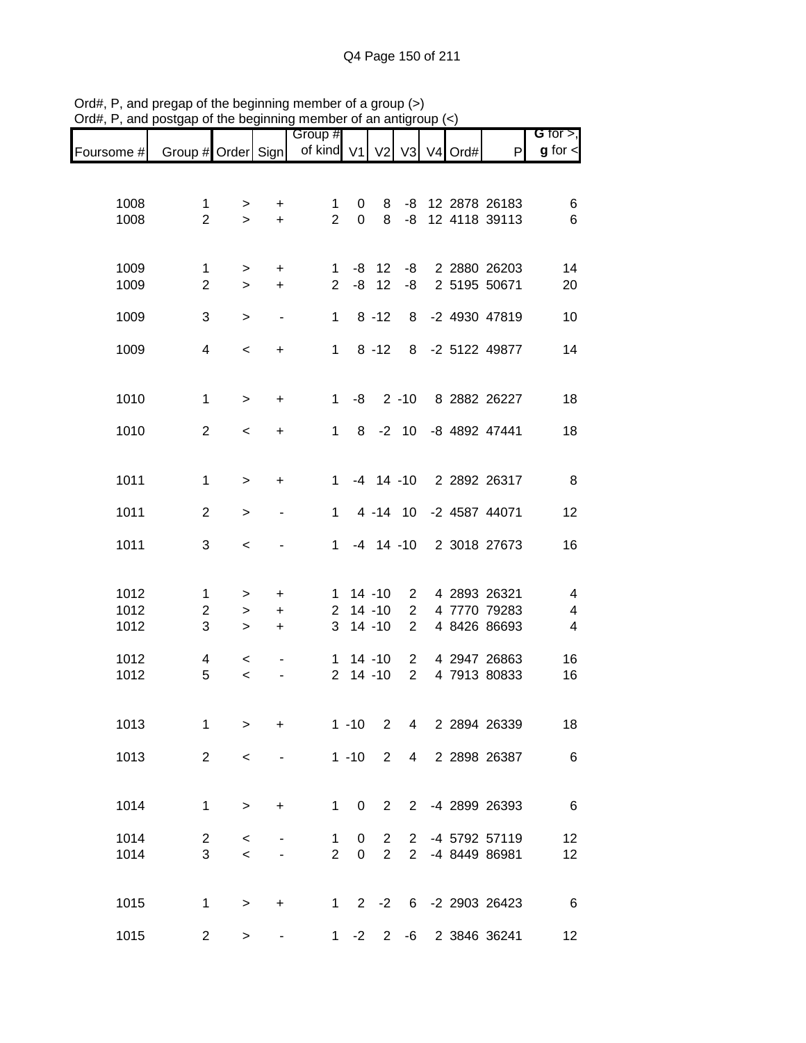Ord#, P, and pregap of the beginning member of a group (>)
Ord#, P, and postgap of the beginning member of an antigroup (<)

| Foursome # | Group # | Order | Sign | Group # of kind | V1 | V2 | V3 | V4 | Ord# | P | G for >, g for < |
|---|---|---|---|---|---|---|---|---|---|---|---|
| 1008 | 1 | > | + | 1 | 0 | 8 | -8 | 12 | 2878 | 26183 | 6 |
| 1008 | 2 | > | + | 2 | 0 | 8 | -8 | 12 | 4118 | 39113 | 6 |
| 1009 | 1 | > | + | 1 | -8 | 12 | -8 | 2 | 2880 | 26203 | 14 |
| 1009 | 2 | > | + | 2 | -8 | 12 | -8 | 2 | 5195 | 50671 | 20 |
| 1009 | 3 | > | - | 1 | 8 | -12 | 8 | -2 | 4930 | 47819 | 10 |
| 1009 | 4 | < | + | 1 | 8 | -12 | 8 | -2 | 5122 | 49877 | 14 |
| 1010 | 1 | > | + | 1 | -8 | 2 | -10 | 8 | 2882 | 26227 | 18 |
| 1010 | 2 | < | + | 1 | 8 | -2 | 10 | -8 | 4892 | 47441 | 18 |
| 1011 | 1 | > | + | 1 | -4 | 14 | -10 | 2 | 2892 | 26317 | 8 |
| 1011 | 2 | > | - | 1 | 4 | -14 | 10 | -2 | 4587 | 44071 | 12 |
| 1011 | 3 | < | - | 1 | -4 | 14 | -10 | 2 | 3018 | 27673 | 16 |
| 1012 | 1 | > | + | 1 | 14 | -10 | 2 | 4 | 2893 | 26321 | 4 |
| 1012 | 2 | > | + | 2 | 14 | -10 | 2 | 4 | 7770 | 79283 | 4 |
| 1012 | 3 | > | + | 3 | 14 | -10 | 2 | 4 | 8426 | 86693 | 4 |
| 1012 | 4 | < | - | 1 | 14 | -10 | 2 | 4 | 2947 | 26863 | 16 |
| 1012 | 5 | < | - | 2 | 14 | -10 | 2 | 4 | 7913 | 80833 | 16 |
| 1013 | 1 | > | + | 1 | -10 | 2 | 4 | 2 | 2894 | 26339 | 18 |
| 1013 | 2 | < | - | 1 | -10 | 2 | 4 | 2 | 2898 | 26387 | 6 |
| 1014 | 1 | > | + | 1 | 0 | 2 | 2 | -4 | 2899 | 26393 | 6 |
| 1014 | 2 | < | - | 1 | 0 | 2 | 2 | -4 | 5792 | 57119 | 12 |
| 1014 | 3 | < | - | 2 | 0 | 2 | 2 | -4 | 8449 | 86981 | 12 |
| 1015 | 1 | > | + | 1 | 2 | -2 | 6 | -2 | 2903 | 26423 | 6 |
| 1015 | 2 | > | - | 1 | -2 | 2 | -6 | 2 | 3846 | 36241 | 12 |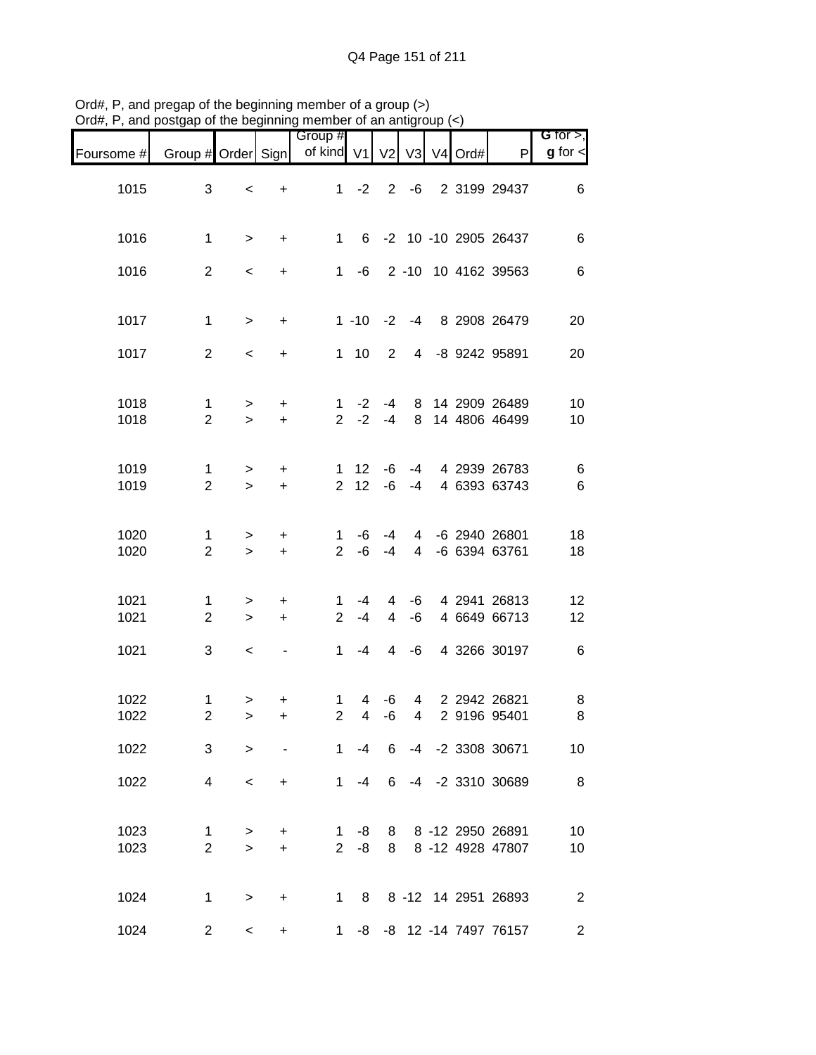Ord#, P, and pregap of the beginning member of a group (>)
Ord#, P, and postgap of the beginning member of an antigroup (<)

| Foursome # | Group # | Order | Sign | Group # of kind | V1 | V2 | V3 | V4 | Ord# | P | G for >, g for < |
|---|---|---|---|---|---|---|---|---|---|---|---|
| 1015 | 3 | < | + | 1 | -2 | 2 | -6 | 2 | 3199 | 29437 | 6 |
| 1016 | 1 | > | + | 1 | 6 | -2 | 10 | -10 | 2905 | 26437 | 6 |
| 1016 | 2 | < | + | 1 | -6 | 2 | -10 | 10 | 4162 | 39563 | 6 |
| 1017 | 1 | > | + | 1 | -10 | -2 | -4 | 8 | 2908 | 26479 | 20 |
| 1017 | 2 | < | + | 1 | 10 | 2 | 4 | -8 | 9242 | 95891 | 20 |
| 1018 | 1 | > | + | 1 | -2 | -4 | 8 | 14 | 2909 | 26489 | 10 |
| 1018 | 2 | > | + | 2 | -2 | -4 | 8 | 14 | 4806 | 46499 | 10 |
| 1019 | 1 | > | + | 1 | 12 | -6 | -4 | 4 | 2939 | 26783 | 6 |
| 1019 | 2 | > | + | 2 | 12 | -6 | -4 | 4 | 6393 | 63743 | 6 |
| 1020 | 1 | > | + | 1 | -6 | -4 | 4 | -6 | 2940 | 26801 | 18 |
| 1020 | 2 | > | + | 2 | -6 | -4 | 4 | -6 | 6394 | 63761 | 18 |
| 1021 | 1 | > | + | 1 | -4 | 4 | -6 | 4 | 2941 | 26813 | 12 |
| 1021 | 2 | > | + | 2 | -4 | 4 | -6 | 4 | 6649 | 66713 | 12 |
| 1021 | 3 | < | - | 1 | -4 | 4 | -6 | 4 | 3266 | 30197 | 6 |
| 1022 | 1 | > | + | 1 | 4 | -6 | 4 | 2 | 2942 | 26821 | 8 |
| 1022 | 2 | > | + | 2 | 4 | -6 | 4 | 2 | 9196 | 95401 | 8 |
| 1022 | 3 | > | - | 1 | -4 | 6 | -4 | -2 | 3308 | 30671 | 10 |
| 1022 | 4 | < | + | 1 | -4 | 6 | -4 | -2 | 3310 | 30689 | 8 |
| 1023 | 1 | > | + | 1 | -8 | 8 | 8 | -12 | 2950 | 26891 | 10 |
| 1023 | 2 | > | + | 2 | -8 | 8 | 8 | -12 | 4928 | 47807 | 10 |
| 1024 | 1 | > | + | 1 | 8 | 8 | -12 | 14 | 2951 | 26893 | 2 |
| 1024 | 2 | < | + | 1 | -8 | -8 | 12 | -14 | 7497 | 76157 | 2 |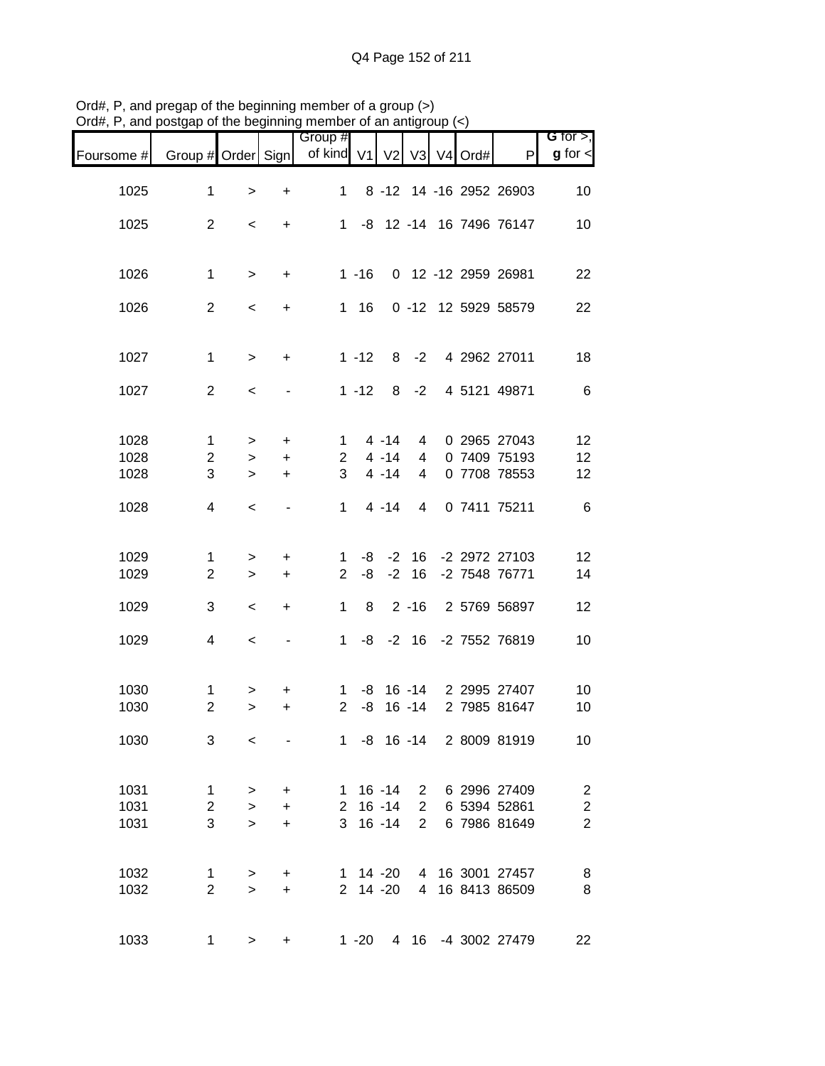Ord#, P, and pregap of the beginning member of a group (>)
Ord#, P, and postgap of the beginning member of an antigroup (<)

| Foursome # | Group # | Order | Sign | Group # of kind | V1 | V2 | V3 | V4 | Ord# | P | G for >, g for < |
|---|---|---|---|---|---|---|---|---|---|---|---|
| 1025 | 1 | > | + | 1 | 8 | -12 | 14 | -16 | 2952 | 26903 | 10 |
| 1025 | 2 | < | + | 1 | -8 | 12 | -14 | 16 | 7496 | 76147 | 10 |
| 1026 | 1 | > | + | 1 | -16 | 0 | 12 | -12 | 2959 | 26981 | 22 |
| 1026 | 2 | < | + | 1 | 16 | 0 | -12 | 12 | 5929 | 58579 | 22 |
| 1027 | 1 | > | + | 1 | -12 | 8 | -2 | 4 | 2962 | 27011 | 18 |
| 1027 | 2 | < | - | 1 | -12 | 8 | -2 | 4 | 5121 | 49871 | 6 |
| 1028 | 1 | > | + | 1 | 4 | -14 | 4 | 0 | 2965 | 27043 | 12 |
| 1028 | 2 | > | + | 2 | 4 | -14 | 4 | 0 | 7409 | 75193 | 12 |
| 1028 | 3 | > | + | 3 | 4 | -14 | 4 | 0 | 7708 | 78553 | 12 |
| 1028 | 4 | < | - | 1 | 4 | -14 | 4 | 0 | 7411 | 75211 | 6 |
| 1029 | 1 | > | + | 1 | -8 | -2 | 16 | -2 | 2972 | 27103 | 12 |
| 1029 | 2 | > | + | 2 | -8 | -2 | 16 | -2 | 7548 | 76771 | 14 |
| 1029 | 3 | < | + | 1 | 8 | 2 | -16 | 2 | 5769 | 56897 | 12 |
| 1029 | 4 | < | - | 1 | -8 | -2 | 16 | -2 | 7552 | 76819 | 10 |
| 1030 | 1 | > | + | 1 | -8 | 16 | -14 | 2 | 2995 | 27407 | 10 |
| 1030 | 2 | > | + | 2 | -8 | 16 | -14 | 2 | 7985 | 81647 | 10 |
| 1030 | 3 | < | - | 1 | -8 | 16 | -14 | 2 | 8009 | 81919 | 10 |
| 1031 | 1 | > | + | 1 | 16 | -14 | 2 | 6 | 2996 | 27409 | 2 |
| 1031 | 2 | > | + | 2 | 16 | -14 | 2 | 6 | 5394 | 52861 | 2 |
| 1031 | 3 | > | + | 3 | 16 | -14 | 2 | 6 | 7986 | 81649 | 2 |
| 1032 | 1 | > | + | 1 | 14 | -20 | 4 | 16 | 3001 | 27457 | 8 |
| 1032 | 2 | > | + | 2 | 14 | -20 | 4 | 16 | 8413 | 86509 | 8 |
| 1033 | 1 | > | + | 1 | -20 | 4 | 16 | -4 | 3002 | 27479 | 22 |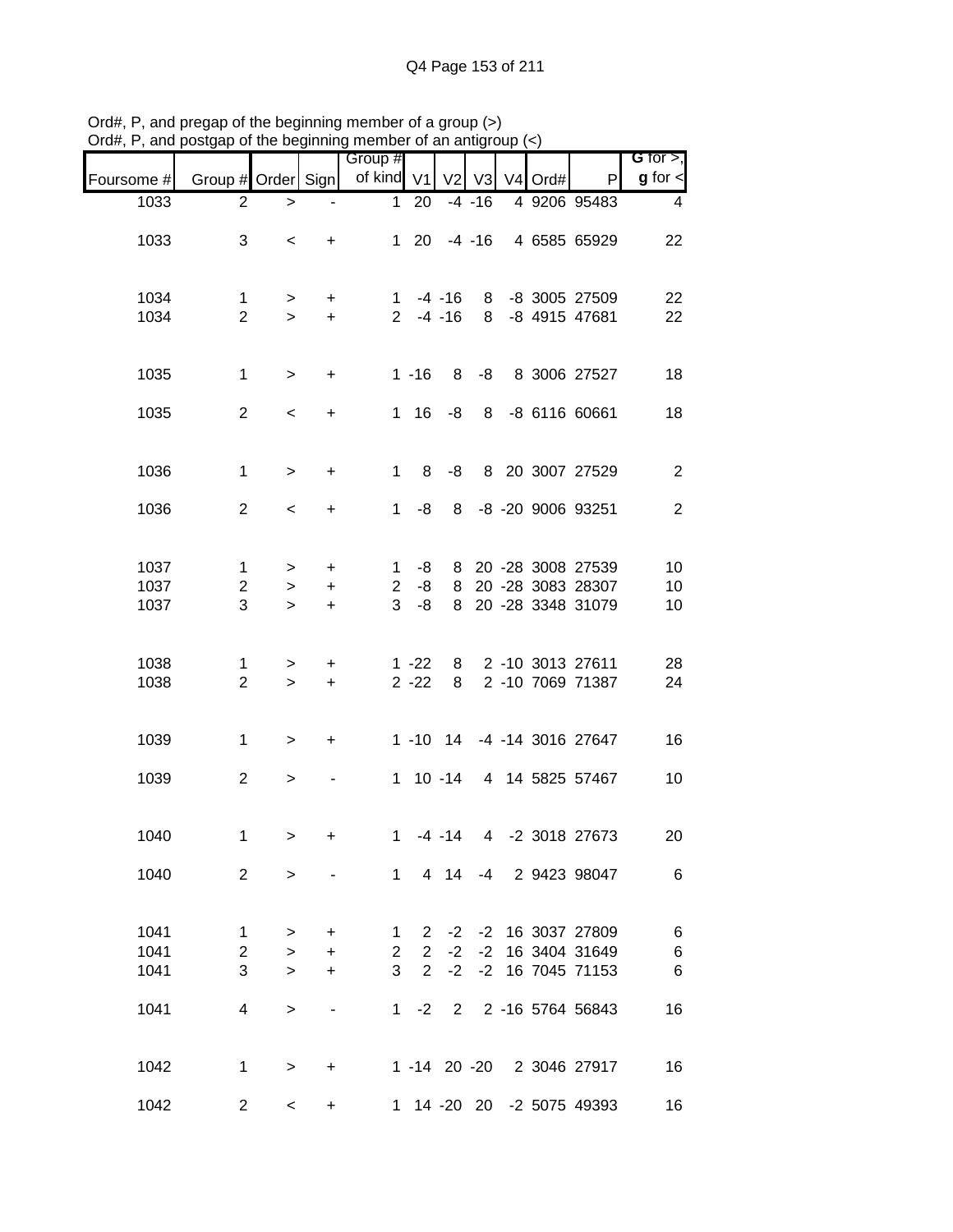Ord#, P, and pregap of the beginning member of a group (>)
Ord#, P, and postgap of the beginning member of an antigroup (<)

| Foursome # | Group # | Order | Sign | Group # of kind | V1 | V2 | V3 | V4 | Ord# | P | G for >, g for < |
|---|---|---|---|---|---|---|---|---|---|---|---|
| 1033 | 2 | > | - | 1 | 20 | -4 | -16 | 4 | 9206 | 95483 | 4 |
| 1033 | 3 | < | + | 1 | 20 | -4 | -16 | 4 | 6585 | 65929 | 22 |
| 1034 | 1 | > | + | 1 | -4 | -16 | 8 | -8 | 3005 | 27509 | 22 |
| 1034 | 2 | > | + | 2 | -4 | -16 | 8 | -8 | 4915 | 47681 | 22 |
| 1035 | 1 | > | + | 1 | -16 | 8 | -8 | 8 | 3006 | 27527 | 18 |
| 1035 | 2 | < | + | 1 | 16 | -8 | 8 | -8 | 6116 | 60661 | 18 |
| 1036 | 1 | > | + | 1 | 8 | -8 | 8 | 20 | 3007 | 27529 | 2 |
| 1036 | 2 | < | + | 1 | -8 | 8 | -8 | -20 | 9006 | 93251 | 2 |
| 1037 | 1 | > | + | 1 | -8 | 8 | 20 | -28 | 3008 | 27539 | 10 |
| 1037 | 2 | > | + | 2 | -8 | 8 | 20 | -28 | 3083 | 28307 | 10 |
| 1037 | 3 | > | + | 3 | -8 | 8 | 20 | -28 | 3348 | 31079 | 10 |
| 1038 | 1 | > | + | 1 | -22 | 8 | 2 | -10 | 3013 | 27611 | 28 |
| 1038 | 2 | > | + | 2 | -22 | 8 | 2 | -10 | 7069 | 71387 | 24 |
| 1039 | 1 | > | + | 1 | -10 | 14 | -4 | -14 | 3016 | 27647 | 16 |
| 1039 | 2 | > | - | 1 | 10 | -14 | 4 | 14 | 5825 | 57467 | 10 |
| 1040 | 1 | > | + | 1 | -4 | -14 | 4 | -2 | 3018 | 27673 | 20 |
| 1040 | 2 | > | - | 1 | 4 | 14 | -4 | 2 | 9423 | 98047 | 6 |
| 1041 | 1 | > | + | 1 | 2 | -2 | -2 | 16 | 3037 | 27809 | 6 |
| 1041 | 2 | > | + | 2 | 2 | -2 | -2 | 16 | 3404 | 31649 | 6 |
| 1041 | 3 | > | + | 3 | 2 | -2 | -2 | 16 | 7045 | 71153 | 6 |
| 1041 | 4 | > | - | 1 | -2 | 2 | 2 | -16 | 5764 | 56843 | 16 |
| 1042 | 1 | > | + | 1 | -14 | 20 | -20 | 2 | 3046 | 27917 | 16 |
| 1042 | 2 | < | + | 1 | 14 | -20 | 20 | -2 | 5075 | 49393 | 16 |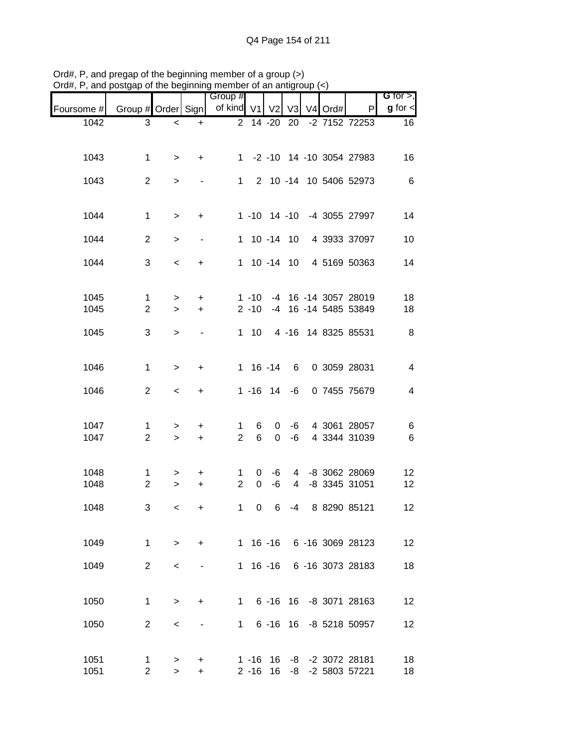Ord#, P, and pregap of the beginning member of a group (>)
Ord#, P, and postgap of the beginning member of an antigroup (<)

| Foursome # | Group # | Order | Sign | Group # of kind | V1 | V2 | V3 | V4 | Ord# | P | G for >, g for < |
|---|---|---|---|---|---|---|---|---|---|---|---|
| 1042 | 3 | < | + | 2 | 14 | -20 | 20 | -2 | 7152 | 72253 | 16 |
| 1043 | 1 | > | + | 1 | -2 | -10 | 14 | -10 | 3054 | 27983 | 16 |
| 1043 | 2 | > | - | 1 | 2 | 10 | -14 | 10 | 5406 | 52973 | 6 |
| 1044 | 1 | > | + | 1 | -10 | 14 | -10 | -4 | 3055 | 27997 | 14 |
| 1044 | 2 | > | - | 1 | 10 | -14 | 10 | 4 | 3933 | 37097 | 10 |
| 1044 | 3 | < | + | 1 | 10 | -14 | 10 | 4 | 5169 | 50363 | 14 |
| 1045 | 1 | > | + | 1 | -10 | -4 | 16 | -14 | 3057 | 28019 | 18 |
| 1045 | 2 | > | + | 2 | -10 | -4 | 16 | -14 | 5485 | 53849 | 18 |
| 1045 | 3 | > | - | 1 | 10 | 4 | -16 | 14 | 8325 | 85531 | 8 |
| 1046 | 1 | > | + | 1 | 16 | -14 | 6 | 0 | 3059 | 28031 | 4 |
| 1046 | 2 | < | + | 1 | -16 | 14 | -6 | 0 | 7455 | 75679 | 4 |
| 1047 | 1 | > | + | 1 | 6 | 0 | -6 | 4 | 3061 | 28057 | 6 |
| 1047 | 2 | > | + | 2 | 6 | 0 | -6 | 4 | 3344 | 31039 | 6 |
| 1048 | 1 | > | + | 1 | 0 | -6 | 4 | -8 | 3062 | 28069 | 12 |
| 1048 | 2 | > | + | 2 | 0 | -6 | 4 | -8 | 3345 | 31051 | 12 |
| 1048 | 3 | < | + | 1 | 0 | 6 | -4 | 8 | 8290 | 85121 | 12 |
| 1049 | 1 | > | + | 1 | 16 | -16 | 6 | -16 | 3069 | 28123 | 12 |
| 1049 | 2 | < | - | 1 | 16 | -16 | 6 | -16 | 3073 | 28183 | 18 |
| 1050 | 1 | > | + | 1 | 6 | -16 | 16 | -8 | 3071 | 28163 | 12 |
| 1050 | 2 | < | - | 1 | 6 | -16 | 16 | -8 | 5218 | 50957 | 12 |
| 1051 | 1 | > | + | 1 | -16 | 16 | -8 | -2 | 3072 | 28181 | 18 |
| 1051 | 2 | > | + | 2 | -16 | 16 | -8 | -2 | 5803 | 57221 | 18 |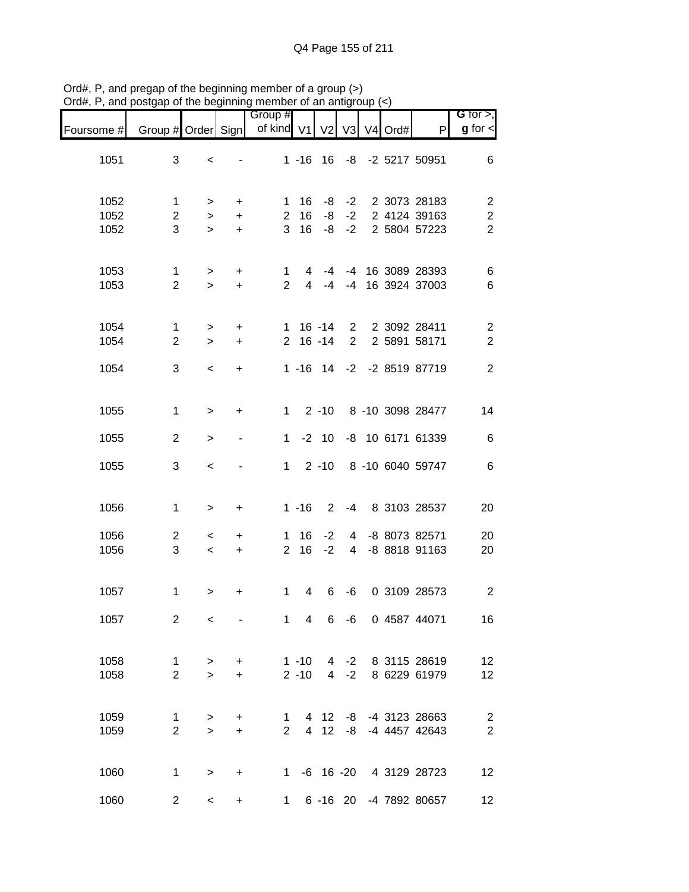Ord#, P, and pregap of the beginning member of a group (>)
Ord#, P, and postgap of the beginning member of an antigroup (<)

| Foursome # | Group # | Order | Sign | Group # of kind | V1 | V2 | V3 | V4 | Ord# | P | G for >, g for < |
|---|---|---|---|---|---|---|---|---|---|---|---|
| 1051 | 3 | < | - | 1 | -16 | 16 | -8 | -2 | 5217 | 50951 | 6 |
| 1052 | 1 | > | + | 1 | 16 | -8 | -2 | 2 | 3073 | 28183 | 2 |
| 1052 | 2 | > | + | 2 | 16 | -8 | -2 | 2 | 4124 | 39163 | 2 |
| 1052 | 3 | > | + | 3 | 16 | -8 | -2 | 2 | 5804 | 57223 | 2 |
| 1053 | 1 | > | + | 1 | 4 | -4 | -4 | 16 | 3089 | 28393 | 6 |
| 1053 | 2 | > | + | 2 | 4 | -4 | -4 | 16 | 3924 | 37003 | 6 |
| 1054 | 1 | > | + | 1 | 16 | -14 | 2 | 2 | 3092 | 28411 | 2 |
| 1054 | 2 | > | + | 2 | 16 | -14 | 2 | 2 | 5891 | 58171 | 2 |
| 1054 | 3 | < | + | 1 | -16 | 14 | -2 | -2 | 8519 | 87719 | 2 |
| 1055 | 1 | > | + | 1 | 2 | -10 | 8 | -10 | 3098 | 28477 | 14 |
| 1055 | 2 | > | - | 1 | -2 | 10 | -8 | 10 | 6171 | 61339 | 6 |
| 1055 | 3 | < | - | 1 | 2 | -10 | 8 | -10 | 6040 | 59747 | 6 |
| 1056 | 1 | > | + | 1 | -16 | 2 | -4 | 8 | 3103 | 28537 | 20 |
| 1056 | 2 | < | + | 1 | 16 | -2 | 4 | -8 | 8073 | 82571 | 20 |
| 1056 | 3 | < | + | 2 | 16 | -2 | 4 | -8 | 8818 | 91163 | 20 |
| 1057 | 1 | > | + | 1 | 4 | 6 | -6 | 0 | 3109 | 28573 | 2 |
| 1057 | 2 | < | - | 1 | 4 | 6 | -6 | 0 | 4587 | 44071 | 16 |
| 1058 | 1 | > | + | 1 | -10 | 4 | -2 | 8 | 3115 | 28619 | 12 |
| 1058 | 2 | > | + | 2 | -10 | 4 | -2 | 8 | 6229 | 61979 | 12 |
| 1059 | 1 | > | + | 1 | 4 | 12 | -8 | -4 | 3123 | 28663 | 2 |
| 1059 | 2 | > | + | 2 | 4 | 12 | -8 | -4 | 4457 | 42643 | 2 |
| 1060 | 1 | > | + | 1 | -6 | 16 | -20 | 4 | 3129 | 28723 | 12 |
| 1060 | 2 | < | + | 1 | 6 | -16 | 20 | -4 | 7892 | 80657 | 12 |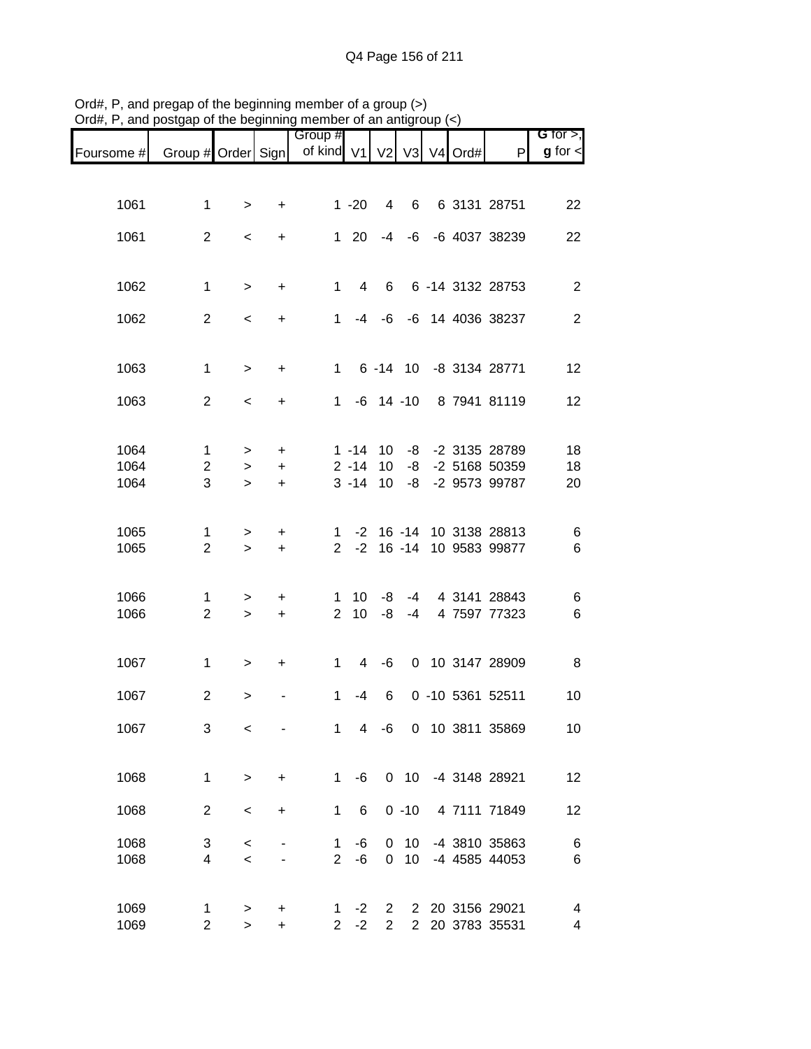Ord#, P, and pregap of the beginning member of a group (>)
Ord#, P, and postgap of the beginning member of an antigroup (<)

| Foursome # | Group # | Order | Sign | Group # of kind | V1 | V2 | V3 | V4 | Ord# | P | G for >, g for < |
|---|---|---|---|---|---|---|---|---|---|---|---|
| 1061 | 1 | > | + | 1 | -20 | 4 | 6 | 6 | 3131 | 28751 | 22 |
| 1061 | 2 | < | + | 1 | 20 | -4 | -6 | -6 | 4037 | 38239 | 22 |
| 1062 | 1 | > | + | 1 | 4 | 6 | 6 | -14 | 3132 | 28753 | 2 |
| 1062 | 2 | < | + | 1 | -4 | -6 | -6 | 14 | 4036 | 38237 | 2 |
| 1063 | 1 | > | + | 1 | 6 | -14 | 10 | -8 | 3134 | 28771 | 12 |
| 1063 | 2 | < | + | 1 | -6 | 14 | -10 | 8 | 7941 | 81119 | 12 |
| 1064 | 1 | > | + | 1 | -14 | 10 | -8 | -2 | 3135 | 28789 | 18 |
| 1064 | 2 | > | + | 2 | -14 | 10 | -8 | -2 | 5168 | 50359 | 18 |
| 1064 | 3 | > | + | 3 | -14 | 10 | -8 | -2 | 9573 | 99787 | 20 |
| 1065 | 1 | > | + | 1 | -2 | 16 | -14 | 10 | 3138 | 28813 | 6 |
| 1065 | 2 | > | + | 2 | -2 | 16 | -14 | 10 | 9583 | 99877 | 6 |
| 1066 | 1 | > | + | 1 | 10 | -8 | -4 | 4 | 3141 | 28843 | 6 |
| 1066 | 2 | > | + | 2 | 10 | -8 | -4 | 4 | 7597 | 77323 | 6 |
| 1067 | 1 | > | + | 1 | 4 | -6 | 0 | 10 | 3147 | 28909 | 8 |
| 1067 | 2 | > | - | 1 | -4 | 6 | 0 | -10 | 5361 | 52511 | 10 |
| 1067 | 3 | < | - | 1 | 4 | -6 | 0 | 10 | 3811 | 35869 | 10 |
| 1068 | 1 | > | + | 1 | -6 | 0 | 10 | -4 | 3148 | 28921 | 12 |
| 1068 | 2 | < | + | 1 | 6 | 0 | -10 | 4 | 7111 | 71849 | 12 |
| 1068 | 3 | < | - | 1 | -6 | 0 | 10 | -4 | 3810 | 35863 | 6 |
| 1068 | 4 | < | - | 2 | -6 | 0 | 10 | -4 | 4585 | 44053 | 6 |
| 1069 | 1 | > | + | 1 | -2 | 2 | 2 | 20 | 3156 | 29021 | 4 |
| 1069 | 2 | > | + | 2 | -2 | 2 | 2 | 20 | 3783 | 35531 | 4 |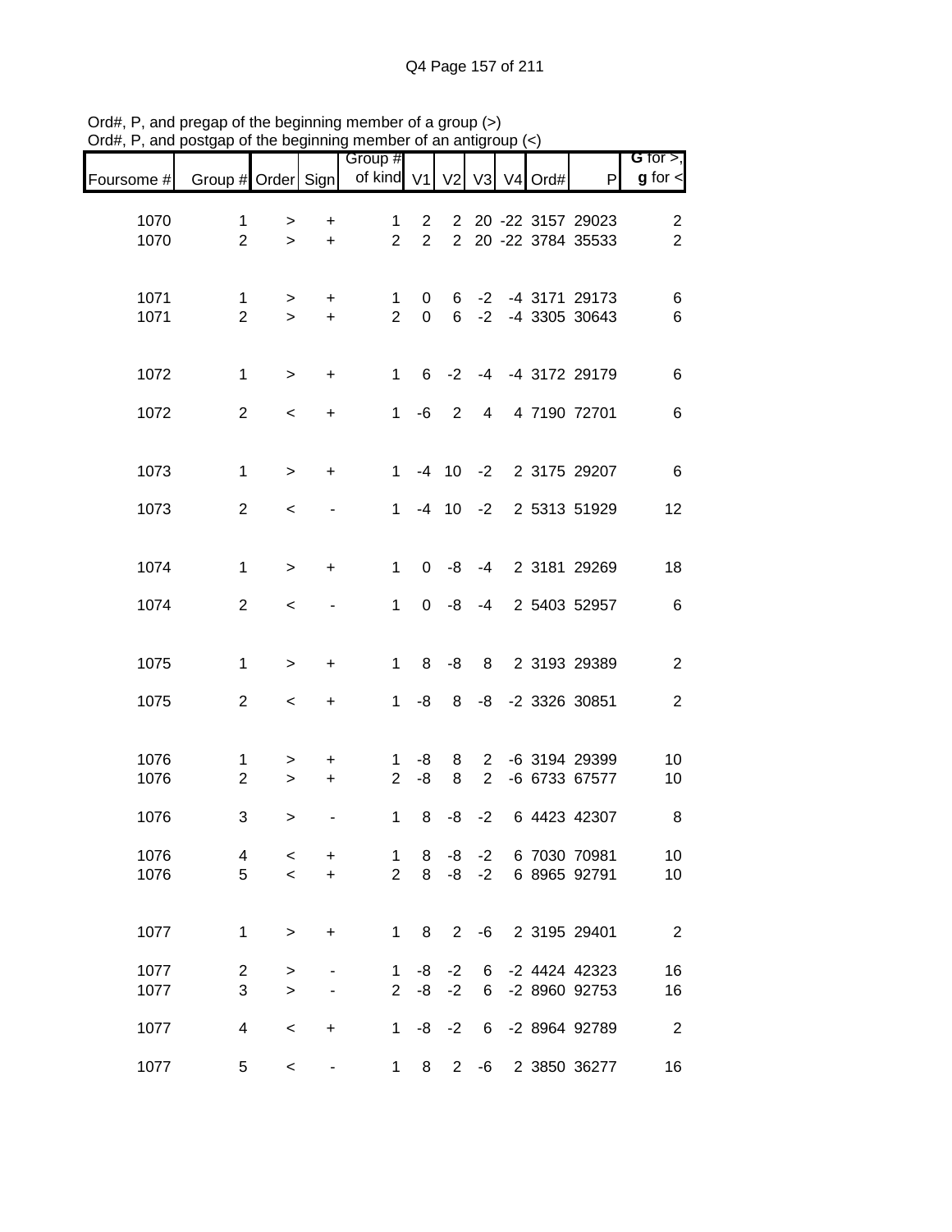Ord#, P, and pregap of the beginning member of a group (>)
Ord#, P, and postgap of the beginning member of an antigroup (<)

| Foursome # | Group # | Order | Sign | Group # of kind | V1 | V2 | V3 | V4 | Ord# | P | G for >, g for < |
|---|---|---|---|---|---|---|---|---|---|---|---|
| 1070 | 1 | > | + | 1 | 2 | 2 | 20 | -22 | 3157 | 29023 | 2 |
| 1070 | 2 | > | + | 2 | 2 | 2 | 20 | -22 | 3784 | 35533 | 2 |
| 1071 | 1 | > | + | 1 | 0 | 6 | -2 | -4 | 3171 | 29173 | 6 |
| 1071 | 2 | > | + | 2 | 0 | 6 | -2 | -4 | 3305 | 30643 | 6 |
| 1072 | 1 | > | + | 1 | 6 | -2 | -4 | -4 | 3172 | 29179 | 6 |
| 1072 | 2 | < | + | 1 | -6 | 2 | 4 | 4 | 7190 | 72701 | 6 |
| 1073 | 1 | > | + | 1 | -4 | 10 | -2 | 2 | 3175 | 29207 | 6 |
| 1073 | 2 | < | - | 1 | -4 | 10 | -2 | 2 | 5313 | 51929 | 12 |
| 1074 | 1 | > | + | 1 | 0 | -8 | -4 | 2 | 3181 | 29269 | 18 |
| 1074 | 2 | < | - | 1 | 0 | -8 | -4 | 2 | 5403 | 52957 | 6 |
| 1075 | 1 | > | + | 1 | 8 | -8 | 8 | 2 | 3193 | 29389 | 2 |
| 1075 | 2 | < | + | 1 | -8 | 8 | -8 | -2 | 3326 | 30851 | 2 |
| 1076 | 1 | > | + | 1 | -8 | 8 | 2 | -6 | 3194 | 29399 | 10 |
| 1076 | 2 | > | + | 2 | -8 | 8 | 2 | -6 | 6733 | 67577 | 10 |
| 1076 | 3 | > | - | 1 | 8 | -8 | -2 | 6 | 4423 | 42307 | 8 |
| 1076 | 4 | < | + | 1 | 8 | -8 | -2 | 6 | 7030 | 70981 | 10 |
| 1076 | 5 | < | + | 2 | 8 | -8 | -2 | 6 | 8965 | 92791 | 10 |
| 1077 | 1 | > | + | 1 | 8 | 2 | -6 | 2 | 3195 | 29401 | 2 |
| 1077 | 2 | > | - | 1 | -8 | -2 | 6 | -2 | 4424 | 42323 | 16 |
| 1077 | 3 | > | - | 2 | -8 | -2 | 6 | -2 | 8960 | 92753 | 16 |
| 1077 | 4 | < | + | 1 | -8 | -2 | 6 | -2 | 8964 | 92789 | 2 |
| 1077 | 5 | < | - | 1 | 8 | 2 | -6 | 2 | 3850 | 36277 | 16 |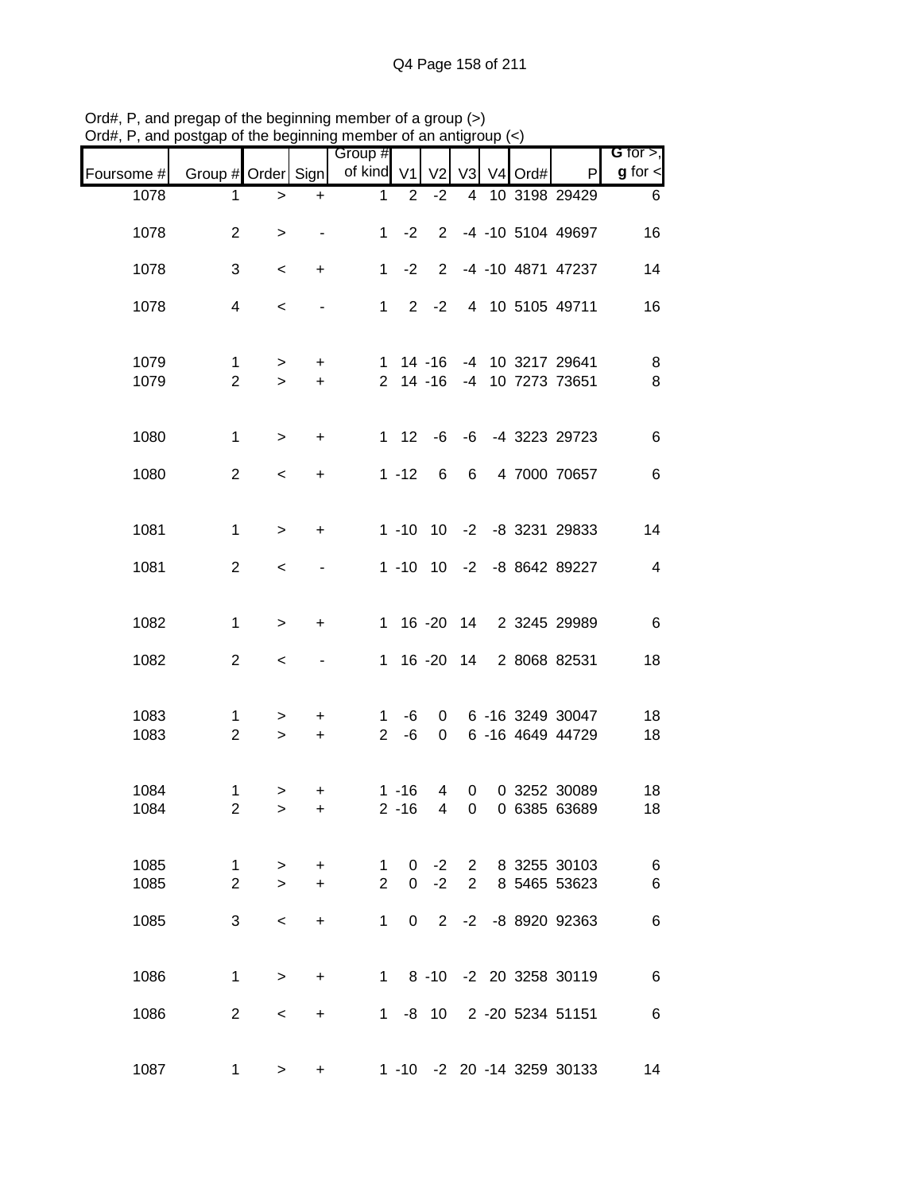Ord#, P, and pregap of the beginning member of a group (>)
Ord#, P, and postgap of the beginning member of an antigroup (<)

| Foursome # | Group # | Order | Sign | Group # of kind | V1 | V2 | V3 | V4 | Ord# | P | G for >, g for < |
|---|---|---|---|---|---|---|---|---|---|---|---|
| 1078 | 1 | > | + | 1 | 2 | -2 | 4 | 10 | 3198 | 29429 | 6 |
| 1078 | 2 | > | - | 1 | -2 | 2 | -4 | -10 | 5104 | 49697 | 16 |
| 1078 | 3 | < | + | 1 | -2 | 2 | -4 | -10 | 4871 | 47237 | 14 |
| 1078 | 4 | < | - | 1 | 2 | -2 | 4 | 10 | 5105 | 49711 | 16 |
| 1079 | 1 | > | + | 1 | 14 | -16 | -4 | 10 | 3217 | 29641 | 8 |
| 1079 | 2 | > | + | 2 | 14 | -16 | -4 | 10 | 7273 | 73651 | 8 |
| 1080 | 1 | > | + | 1 | 12 | -6 | -6 | -4 | 3223 | 29723 | 6 |
| 1080 | 2 | < | + | 1 | -12 | 6 | 6 | 4 | 7000 | 70657 | 6 |
| 1081 | 1 | > | + | 1 | -10 | 10 | -2 | -8 | 3231 | 29833 | 14 |
| 1081 | 2 | < | - | 1 | -10 | 10 | -2 | -8 | 8642 | 89227 | 4 |
| 1082 | 1 | > | + | 1 | 16 | -20 | 14 | 2 | 3245 | 29989 | 6 |
| 1082 | 2 | < | - | 1 | 16 | -20 | 14 | 2 | 8068 | 82531 | 18 |
| 1083 | 1 | > | + | 1 | -6 | 0 | 6 | -16 | 3249 | 30047 | 18 |
| 1083 | 2 | > | + | 2 | -6 | 0 | 6 | -16 | 4649 | 44729 | 18 |
| 1084 | 1 | > | + | 1 | -16 | 4 | 0 | 0 | 3252 | 30089 | 18 |
| 1084 | 2 | > | + | 2 | -16 | 4 | 0 | 0 | 6385 | 63689 | 18 |
| 1085 | 1 | > | + | 1 | 0 | -2 | 2 | 8 | 3255 | 30103 | 6 |
| 1085 | 2 | > | + | 2 | 0 | -2 | 2 | 8 | 5465 | 53623 | 6 |
| 1085 | 3 | < | + | 1 | 0 | 2 | -2 | -8 | 8920 | 92363 | 6 |
| 1086 | 1 | > | + | 1 | 8 | -10 | -2 | 20 | 3258 | 30119 | 6 |
| 1086 | 2 | < | + | 1 | -8 | 10 | 2 | -20 | 5234 | 51151 | 6 |
| 1087 | 1 | > | + | 1 | -10 | -2 | 20 | -14 | 3259 | 30133 | 14 |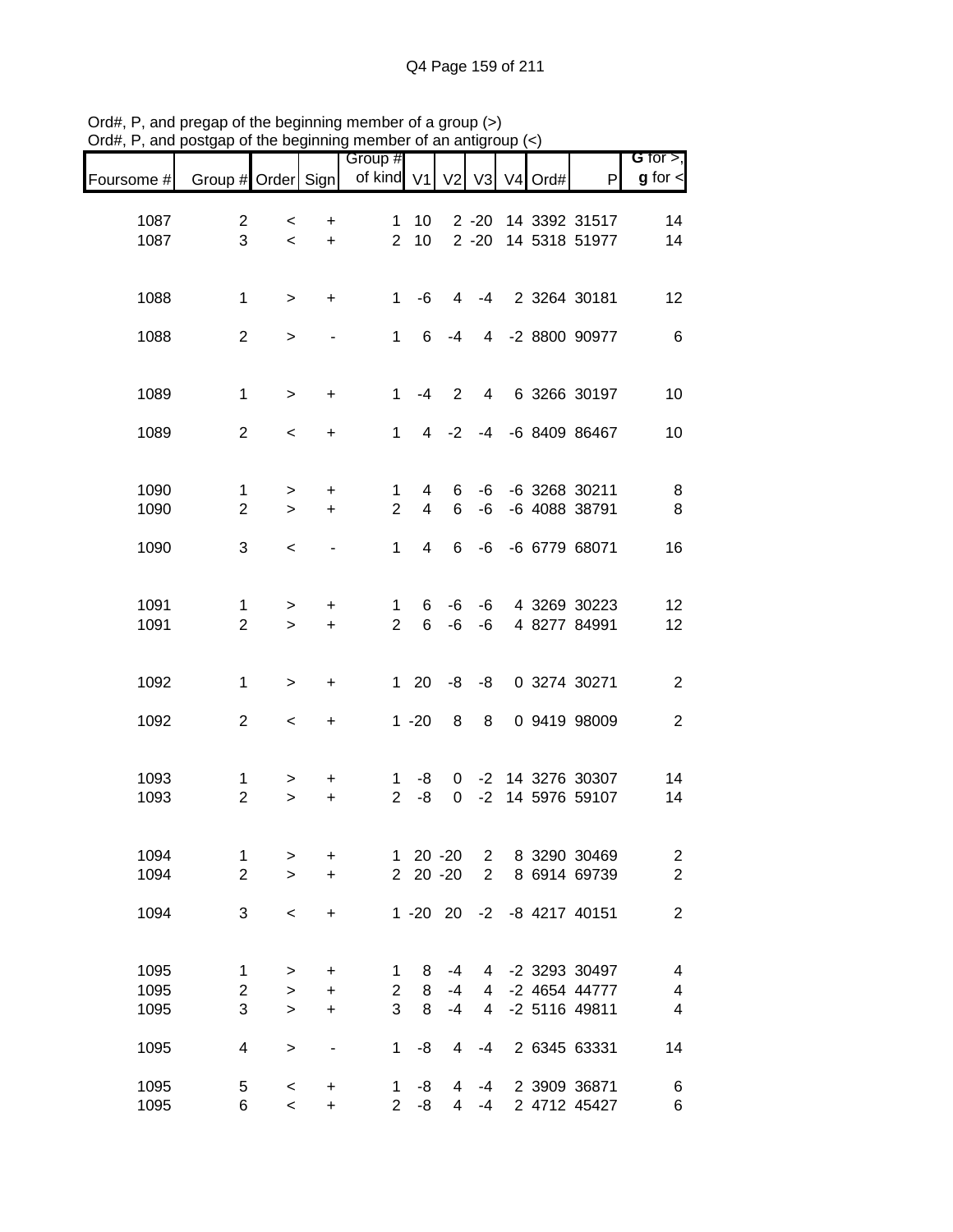Ord#, P, and pregap of the beginning member of a group (>)
Ord#, P, and postgap of the beginning member of an antigroup (<)

| Foursome # | Group # | Order | Sign | Group # of kind | V1 | V2 | V3 | V4 | Ord# | P | G for >, g for < |
|---|---|---|---|---|---|---|---|---|---|---|---|
| 1087 | 2 | < | + | 1 | 10 | 2 | -20 | 14 | 3392 | 31517 | 14 |
| 1087 | 3 | < | + | 2 | 10 | 2 | -20 | 14 | 5318 | 51977 | 14 |
| 1088 | 1 | > | + | 1 | -6 | 4 | -4 | 2 | 3264 | 30181 | 12 |
| 1088 | 2 | > | - | 1 | 6 | -4 | 4 | -2 | 8800 | 90977 | 6 |
| 1089 | 1 | > | + | 1 | -4 | 2 | 4 | 6 | 3266 | 30197 | 10 |
| 1089 | 2 | < | + | 1 | 4 | -2 | -4 | -6 | 8409 | 86467 | 10 |
| 1090 | 1 | > | + | 1 | 4 | 6 | -6 | -6 | 3268 | 30211 | 8 |
| 1090 | 2 | > | + | 2 | 4 | 6 | -6 | -6 | 4088 | 38791 | 8 |
| 1090 | 3 | < | - | 1 | 4 | 6 | -6 | -6 | 6779 | 68071 | 16 |
| 1091 | 1 | > | + | 1 | 6 | -6 | -6 | 4 | 3269 | 30223 | 12 |
| 1091 | 2 | > | + | 2 | 6 | -6 | -6 | 4 | 8277 | 84991 | 12 |
| 1092 | 1 | > | + | 1 | 20 | -8 | -8 | 0 | 3274 | 30271 | 2 |
| 1092 | 2 | < | + | 1 | -20 | 8 | 8 | 0 | 9419 | 98009 | 2 |
| 1093 | 1 | > | + | 1 | -8 | 0 | -2 | 14 | 3276 | 30307 | 14 |
| 1093 | 2 | > | + | 2 | -8 | 0 | -2 | 14 | 5976 | 59107 | 14 |
| 1094 | 1 | > | + | 1 | 20 | -20 | 2 | 8 | 3290 | 30469 | 2 |
| 1094 | 2 | > | + | 2 | 20 | -20 | 2 | 8 | 6914 | 69739 | 2 |
| 1094 | 3 | < | + | 1 | -20 | 20 | -2 | -8 | 4217 | 40151 | 2 |
| 1095 | 1 | > | + | 1 | 8 | -4 | 4 | -2 | 3293 | 30497 | 4 |
| 1095 | 2 | > | + | 2 | 8 | -4 | 4 | -2 | 4654 | 44777 | 4 |
| 1095 | 3 | > | + | 3 | 8 | -4 | 4 | -2 | 5116 | 49811 | 4 |
| 1095 | 4 | > | - | 1 | -8 | 4 | -4 | 2 | 6345 | 63331 | 14 |
| 1095 | 5 | < | + | 1 | -8 | 4 | -4 | 2 | 3909 | 36871 | 6 |
| 1095 | 6 | < | + | 2 | -8 | 4 | -4 | 2 | 4712 | 45427 | 6 |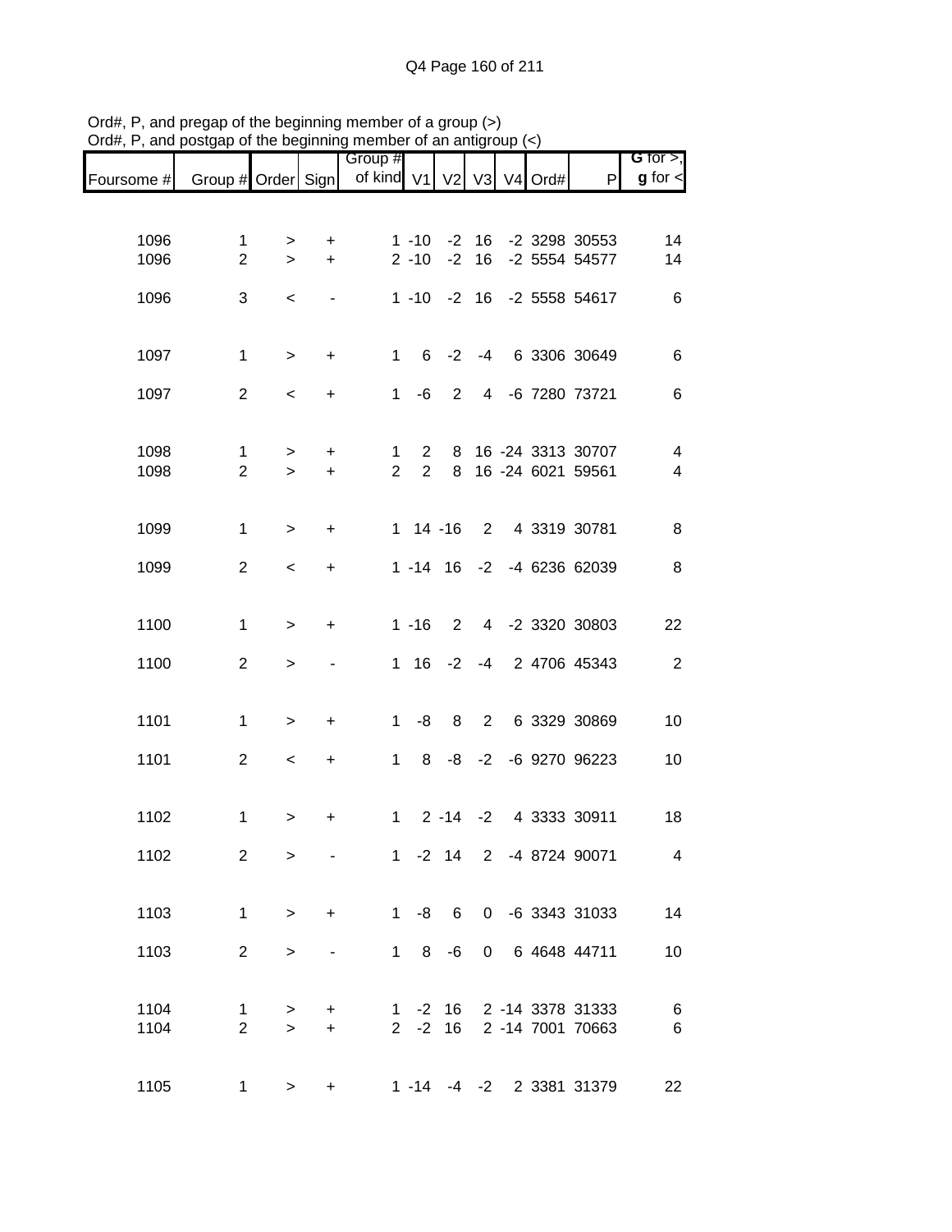Ord#, P, and pregap of the beginning member of a group (>)
Ord#, P, and postgap of the beginning member of an antigroup (<)

| Foursome # | Group # | Order | Sign | Group # of kind | V1 | V2 | V3 | V4 | Ord# | P | G for >, g for < |
|---|---|---|---|---|---|---|---|---|---|---|---|
| 1096 | 1 | > | + | 1 | -10 | -2 | 16 | -2 | 3298 | 30553 | 14 |
| 1096 | 2 | > | + | 2 | -10 | -2 | 16 | -2 | 5554 | 54577 | 14 |
| 1096 | 3 | < | - | 1 | -10 | -2 | 16 | -2 | 5558 | 54617 | 6 |
| 1097 | 1 | > | + | 1 | 6 | -2 | -4 | 6 | 3306 | 30649 | 6 |
| 1097 | 2 | < | + | 1 | -6 | 2 | 4 | -6 | 7280 | 73721 | 6 |
| 1098 | 1 | > | + | 1 | 2 | 8 | 16 | -24 | 3313 | 30707 | 4 |
| 1098 | 2 | > | + | 2 | 2 | 8 | 16 | -24 | 6021 | 59561 | 4 |
| 1099 | 1 | > | + | 1 | 14 | -16 | 2 | 4 | 3319 | 30781 | 8 |
| 1099 | 2 | < | + | 1 | -14 | 16 | -2 | -4 | 6236 | 62039 | 8 |
| 1100 | 1 | > | + | 1 | -16 | 2 | 4 | -2 | 3320 | 30803 | 22 |
| 1100 | 2 | > | - | 1 | 16 | -2 | -4 | 2 | 4706 | 45343 | 2 |
| 1101 | 1 | > | + | 1 | -8 | 8 | 2 | 6 | 3329 | 30869 | 10 |
| 1101 | 2 | < | + | 1 | 8 | -8 | -2 | -6 | 9270 | 96223 | 10 |
| 1102 | 1 | > | + | 1 | 2 | -14 | -2 | 4 | 3333 | 30911 | 18 |
| 1102 | 2 | > | - | 1 | -2 | 14 | 2 | -4 | 8724 | 90071 | 4 |
| 1103 | 1 | > | + | 1 | -8 | 6 | 0 | -6 | 3343 | 31033 | 14 |
| 1103 | 2 | > | - | 1 | 8 | -6 | 0 | 6 | 4648 | 44711 | 10 |
| 1104 | 1 | > | + | 1 | -2 | 16 | 2 | -14 | 3378 | 31333 | 6 |
| 1104 | 2 | > | + | 2 | -2 | 16 | 2 | -14 | 7001 | 70663 | 6 |
| 1105 | 1 | > | + | 1 | -14 | -4 | -2 | 2 | 3381 | 31379 | 22 |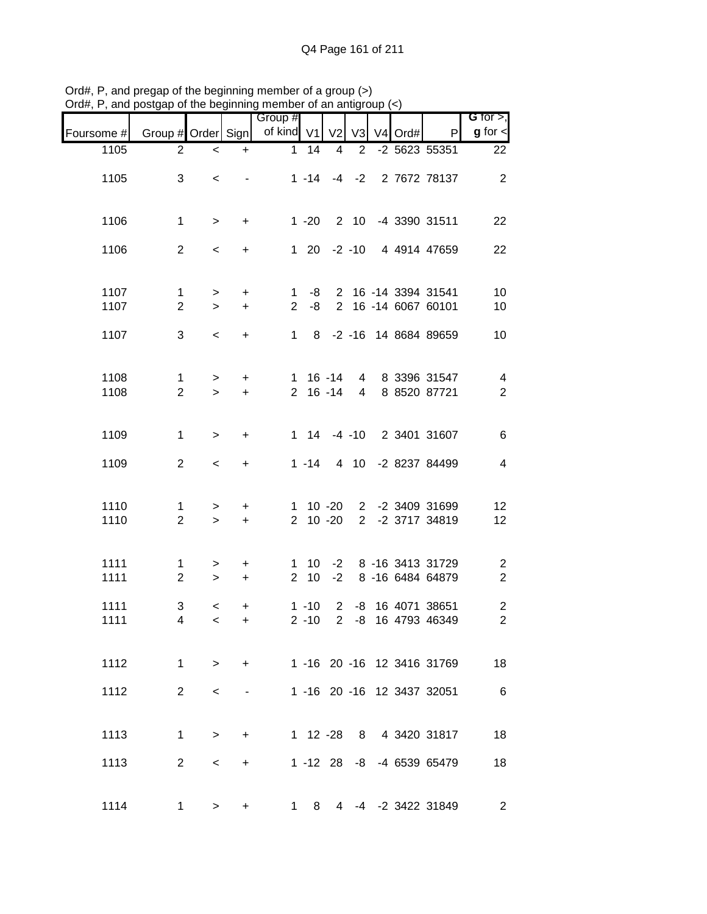Ord#, P, and pregap of the beginning member of a group (>)
Ord#, P, and postgap of the beginning member of an antigroup (<)

| Foursome # | Group # | Order | Sign | Group # of kind | V1 | V2 | V3 | V4 | Ord# | P | G for >, g for < |
|---|---|---|---|---|---|---|---|---|---|---|---|
| 1105 | 2 | < | + | 1 | 14 | 4 | 2 | -2 | 5623 | 55351 | 22 |
| 1105 | 3 | < | - | 1 | -14 | -4 | -2 | 2 | 7672 | 78137 | 2 |
| 1106 | 1 | > | + | 1 | -20 | 2 | 10 | -4 | 3390 | 31511 | 22 |
| 1106 | 2 | < | + | 1 | 20 | -2 | -10 | 4 | 4914 | 47659 | 22 |
| 1107 | 1 | > | + | 1 | -8 | 2 | 16 | -14 | 3394 | 31541 | 10 |
| 1107 | 2 | > | + | 2 | -8 | 2 | 16 | -14 | 6067 | 60101 | 10 |
| 1107 | 3 | < | + | 1 | 8 | -2 | -16 | 14 | 8684 | 89659 | 10 |
| 1108 | 1 | > | + | 1 | 16 | -14 | 4 | 8 | 3396 | 31547 | 4 |
| 1108 | 2 | > | + | 2 | 16 | -14 | 4 | 8 | 8520 | 87721 | 2 |
| 1109 | 1 | > | + | 1 | 14 | -4 | -10 | 2 | 3401 | 31607 | 6 |
| 1109 | 2 | < | + | 1 | -14 | 4 | 10 | -2 | 8237 | 84499 | 4 |
| 1110 | 1 | > | + | 1 | 10 | -20 | 2 | -2 | 3409 | 31699 | 12 |
| 1110 | 2 | > | + | 2 | 10 | -20 | 2 | -2 | 3717 | 34819 | 12 |
| 1111 | 1 | > | + | 1 | 10 | -2 | 8 | -16 | 3413 | 31729 | 2 |
| 1111 | 2 | > | + | 2 | 10 | -2 | 8 | -16 | 6484 | 64879 | 2 |
| 1111 | 3 | < | + | 1 | -10 | 2 | -8 | 16 | 4071 | 38651 | 2 |
| 1111 | 4 | < | + | 2 | -10 | 2 | -8 | 16 | 4793 | 46349 | 2 |
| 1112 | 1 | > | + | 1 | -16 | 20 | -16 | 12 | 3416 | 31769 | 18 |
| 1112 | 2 | < | - | 1 | -16 | 20 | -16 | 12 | 3437 | 32051 | 6 |
| 1113 | 1 | > | + | 1 | 12 | -28 | 8 | 4 | 3420 | 31817 | 18 |
| 1113 | 2 | < | + | 1 | -12 | 28 | -8 | -4 | 6539 | 65479 | 18 |
| 1114 | 1 | > | + | 1 | 8 | 4 | -4 | -2 | 3422 | 31849 | 2 |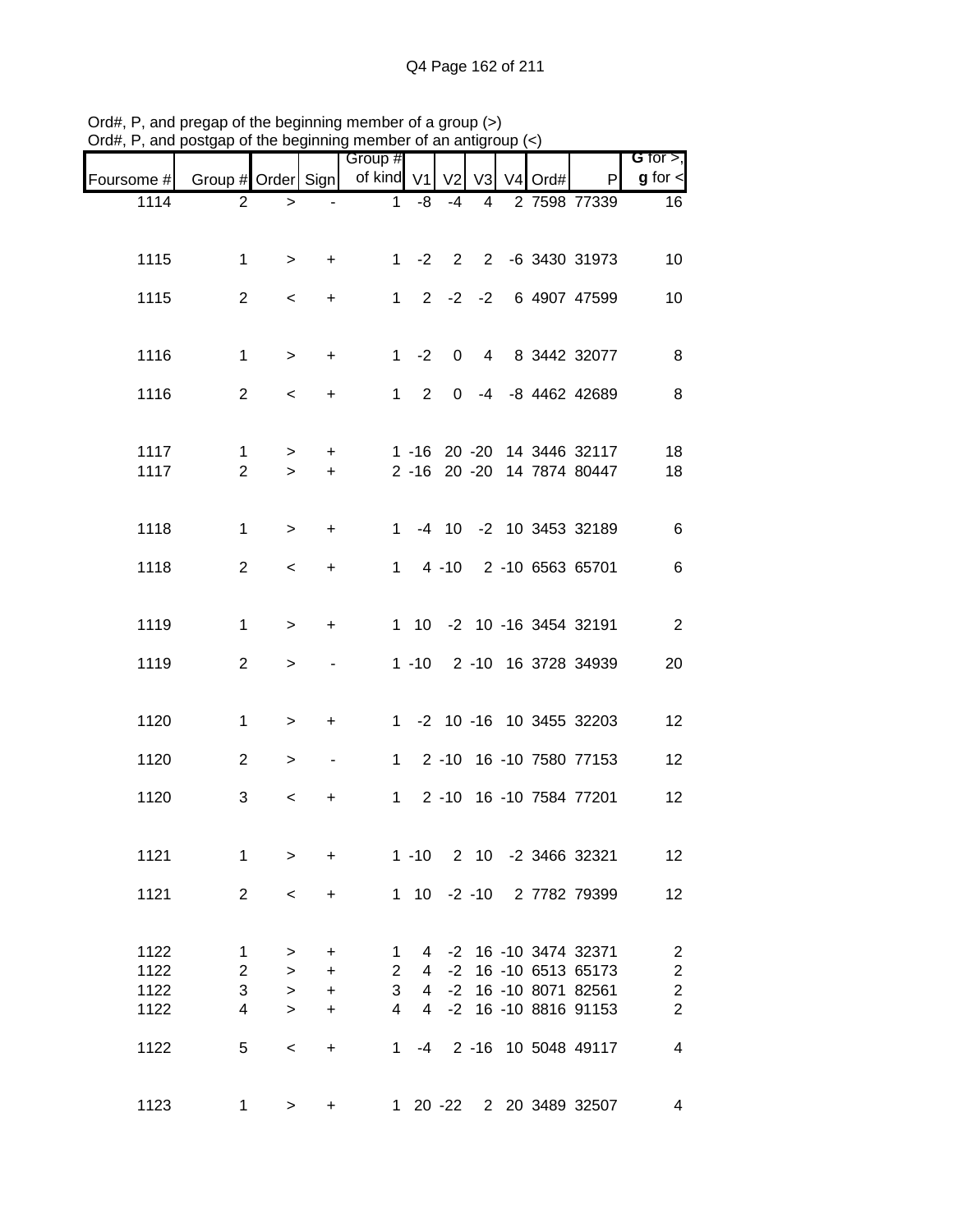Ord#, P, and pregap of the beginning member of a group (>)
Ord#, P, and postgap of the beginning member of an antigroup (<)

| Foursome # | Group # | Order | Sign | Group # of kind | V1 | V2 | V3 | V4 | Ord# | P | **G** for >, **g** for < |
|---|---|---|---|---|---|---|---|---|---|---|---|
| 1114 | 2 | > | - | 1 | -8 | -4 | 4 | 2 | 7598 | 77339 | 16 |
| 1115 | 1 | > | + | 1 | -2 | 2 | 2 | -6 | 3430 | 31973 | 10 |
| 1115 | 2 | < | + | 1 | 2 | -2 | -2 | 6 | 4907 | 47599 | 10 |
| 1116 | 1 | > | + | 1 | -2 | 0 | 4 | 8 | 3442 | 32077 | 8 |
| 1116 | 2 | < | + | 1 | 2 | 0 | -4 | -8 | 4462 | 42689 | 8 |
| 1117 | 1 | > | + | 1 | -16 | 20 | -20 | 14 | 3446 | 32117 | 18 |
| 1117 | 2 | > | + | 2 | -16 | 20 | -20 | 14 | 7874 | 80447 | 18 |
| 1118 | 1 | > | + | 1 | -4 | 10 | -2 | 10 | 3453 | 32189 | 6 |
| 1118 | 2 | < | + | 1 | 4 | -10 | 2 | -10 | 6563 | 65701 | 6 |
| 1119 | 1 | > | + | 1 | 10 | -2 | 10 | -16 | 3454 | 32191 | 2 |
| 1119 | 2 | > | - | 1 | -10 | 2 | -10 | 16 | 3728 | 34939 | 20 |
| 1120 | 1 | > | + | 1 | -2 | 10 | -16 | 10 | 3455 | 32203 | 12 |
| 1120 | 2 | > | - | 1 | 2 | -10 | 16 | -10 | 7580 | 77153 | 12 |
| 1120 | 3 | < | + | 1 | 2 | -10 | 16 | -10 | 7584 | 77201 | 12 |
| 1121 | 1 | > | + | 1 | -10 | 2 | 10 | -2 | 3466 | 32321 | 12 |
| 1121 | 2 | < | + | 1 | 10 | -2 | -10 | 2 | 7782 | 79399 | 12 |
| 1122 | 1 | > | + | 1 | 4 | -2 | 16 | -10 | 3474 | 32371 | 2 |
| 1122 | 2 | > | + | 2 | 4 | -2 | 16 | -10 | 6513 | 65173 | 2 |
| 1122 | 3 | > | + | 3 | 4 | -2 | 16 | -10 | 8071 | 82561 | 2 |
| 1122 | 4 | > | + | 4 | 4 | -2 | 16 | -10 | 8816 | 91153 | 2 |
| 1122 | 5 | < | + | 1 | -4 | 2 | -16 | 10 | 5048 | 49117 | 4 |
| 1123 | 1 | > | + | 1 | 20 | -22 | 2 | 20 | 3489 | 32507 | 4 |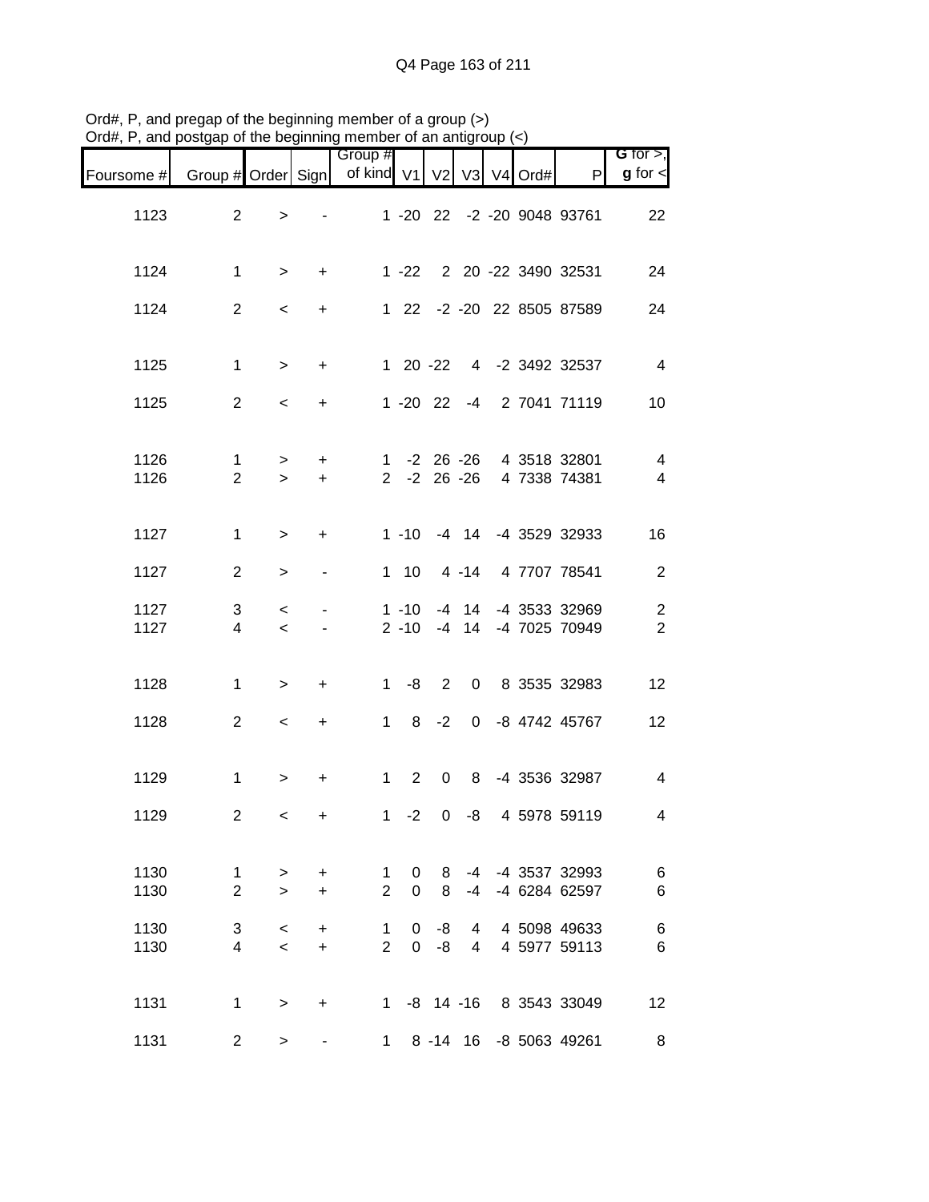Ord#, P, and pregap of the beginning member of a group (>)
Ord#, P, and postgap of the beginning member of an antigroup (<)

| Foursome # | Group # | Order | Sign | Group # of kind | V1 | V2 | V3 | V4 | Ord# | P | G for >, g for < |
|---|---|---|---|---|---|---|---|---|---|---|---|
| 1123 | 2 | > | - | 1 | -20 | 22 | -2 | -20 | 9048 | 93761 | 22 |
| 1124 | 1 | > | + | 1 | -22 | 2 | 20 | -22 | 3490 | 32531 | 24 |
| 1124 | 2 | < | + | 1 | 22 | -2 | -20 | 22 | 8505 | 87589 | 24 |
| 1125 | 1 | > | + | 1 | 20 | -22 | 4 | -2 | 3492 | 32537 | 4 |
| 1125 | 2 | < | + | 1 | -20 | 22 | -4 | 2 | 7041 | 71119 | 10 |
| 1126 | 1 | > | + | 1 | -2 | 26 | -26 | 4 | 3518 | 32801 | 4 |
| 1126 | 2 | > | + | 2 | -2 | 26 | -26 | 4 | 7338 | 74381 | 4 |
| 1127 | 1 | > | + | 1 | -10 | -4 | 14 | -4 | 3529 | 32933 | 16 |
| 1127 | 2 | > | - | 1 | 10 | 4 | -14 | 4 | 7707 | 78541 | 2 |
| 1127 | 3 | < | - | 1 | -10 | -4 | 14 | -4 | 3533 | 32969 | 2 |
| 1127 | 4 | < | - | 2 | -10 | -4 | 14 | -4 | 7025 | 70949 | 2 |
| 1128 | 1 | > | + | 1 | -8 | 2 | 0 | 8 | 3535 | 32983 | 12 |
| 1128 | 2 | < | + | 1 | 8 | -2 | 0 | -8 | 4742 | 45767 | 12 |
| 1129 | 1 | > | + | 1 | 2 | 0 | 8 | -4 | 3536 | 32987 | 4 |
| 1129 | 2 | < | + | 1 | -2 | 0 | -8 | 4 | 5978 | 59119 | 4 |
| 1130 | 1 | > | + | 1 | 0 | 8 | -4 | -4 | 3537 | 32993 | 6 |
| 1130 | 2 | > | + | 2 | 0 | 8 | -4 | -4 | 6284 | 62597 | 6 |
| 1130 | 3 | < | + | 1 | 0 | -8 | 4 | 4 | 5098 | 49633 | 6 |
| 1130 | 4 | < | + | 2 | 0 | -8 | 4 | 4 | 5977 | 59113 | 6 |
| 1131 | 1 | > | + | 1 | -8 | 14 | -16 | 8 | 3543 | 33049 | 12 |
| 1131 | 2 | > | - | 1 | 8 | -14 | 16 | -8 | 5063 | 49261 | 8 |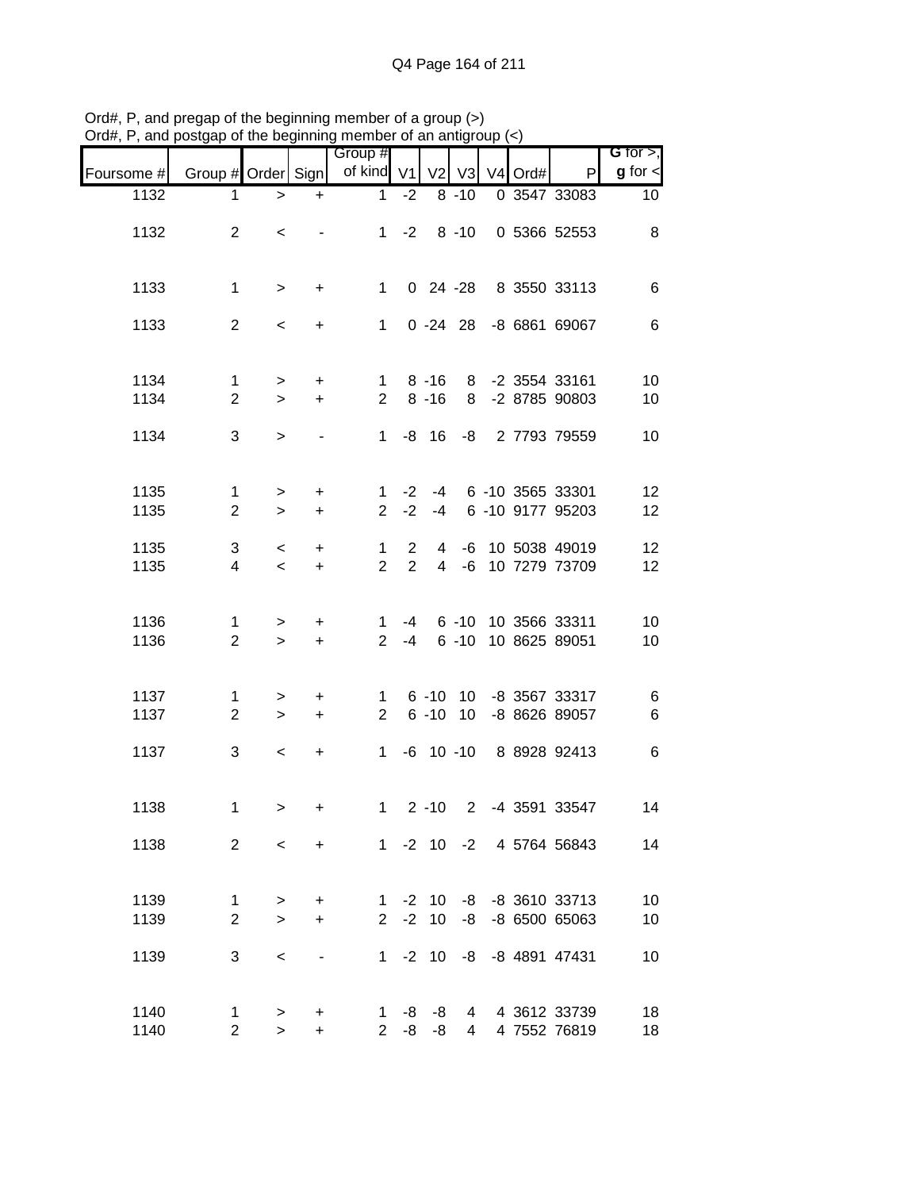Ord#, P, and pregap of the beginning member of a group (>)
Ord#, P, and postgap of the beginning member of an antigroup (<)

| Foursome # | Group # | Order | Sign | Group # of kind | V1 | V2 | V3 | V4 | Ord# | P | G for >, g for < |
|---|---|---|---|---|---|---|---|---|---|---|---|
| 1132 | 1 | > | + | 1 | -2 | 8 | -10 | 0 | 3547 | 33083 | 10 |
| 1132 | 2 | < | - | 1 | -2 | 8 | -10 | 0 | 5366 | 52553 | 8 |
| 1133 | 1 | > | + | 1 | 0 | 24 | -28 | 8 | 3550 | 33113 | 6 |
| 1133 | 2 | < | + | 1 | 0 | -24 | 28 | -8 | 6861 | 69067 | 6 |
| 1134 | 1 | > | + | 1 | 8 | -16 | 8 | -2 | 3554 | 33161 | 10 |
| 1134 | 2 | > | + | 2 | 8 | -16 | 8 | -2 | 8785 | 90803 | 10 |
| 1134 | 3 | > | - | 1 | -8 | 16 | -8 | 2 | 7793 | 79559 | 10 |
| 1135 | 1 | > | + | 1 | -2 | -4 | 6 | -10 | 3565 | 33301 | 12 |
| 1135 | 2 | > | + | 2 | -2 | -4 | 6 | -10 | 9177 | 95203 | 12 |
| 1135 | 3 | < | + | 1 | 2 | 4 | -6 | 10 | 5038 | 49019 | 12 |
| 1135 | 4 | < | + | 2 | 2 | 4 | -6 | 10 | 7279 | 73709 | 12 |
| 1136 | 1 | > | + | 1 | -4 | 6 | -10 | 10 | 3566 | 33311 | 10 |
| 1136 | 2 | > | + | 2 | -4 | 6 | -10 | 10 | 8625 | 89051 | 10 |
| 1137 | 1 | > | + | 1 | 6 | -10 | 10 | -8 | 3567 | 33317 | 6 |
| 1137 | 2 | > | + | 2 | 6 | -10 | 10 | -8 | 8626 | 89057 | 6 |
| 1137 | 3 | < | + | 1 | -6 | 10 | -10 | 8 | 8928 | 92413 | 6 |
| 1138 | 1 | > | + | 1 | 2 | -10 | 2 | -4 | 3591 | 33547 | 14 |
| 1138 | 2 | < | + | 1 | -2 | 10 | -2 | 4 | 5764 | 56843 | 14 |
| 1139 | 1 | > | + | 1 | -2 | 10 | -8 | -8 | 3610 | 33713 | 10 |
| 1139 | 2 | > | + | 2 | -2 | 10 | -8 | -8 | 6500 | 65063 | 10 |
| 1139 | 3 | < | - | 1 | -2 | 10 | -8 | -8 | 4891 | 47431 | 10 |
| 1140 | 1 | > | + | 1 | -8 | -8 | 4 | 4 | 3612 | 33739 | 18 |
| 1140 | 2 | > | + | 2 | -8 | -8 | 4 | 4 | 7552 | 76819 | 18 |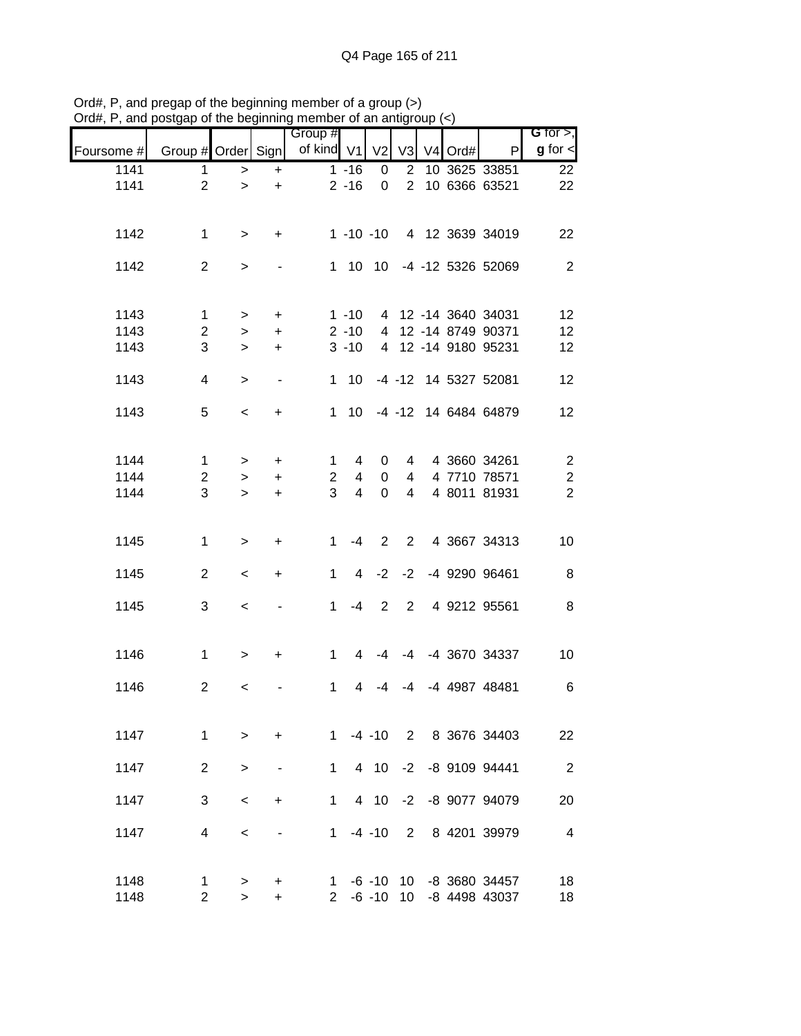Ord#, P, and pregap of the beginning member of a group (>)
Ord#, P, and postgap of the beginning member of an antigroup (<)

| Foursome # | Group # | Order | Sign | Group # of kind | V1 | V2 | V3 | V4 | Ord# | P | G for >, g for < |
|---|---|---|---|---|---|---|---|---|---|---|---|
| 1141 | 1 | > | + | 1 | -16 | 0 | 2 | 10 | 3625 | 33851 | 22 |
| 1141 | 2 | > | + | 2 | -16 | 0 | 2 | 10 | 6366 | 63521 | 22 |
| | | | | | | | | | | | |
| 1142 | 1 | > | + | 1 | -10 | -10 | 4 | 12 | 3639 | 34019 | 22 |
| | | | | | | | | | | | |
| 1142 | 2 | > | - | 1 | 10 | 10 | -4 | -12 | 5326 | 52069 | 2 |
| | | | | | | | | | | | |
| 1143 | 1 | > | + | 1 | -10 | 4 | 12 | -14 | 3640 | 34031 | 12 |
| 1143 | 2 | > | + | 2 | -10 | 4 | 12 | -14 | 8749 | 90371 | 12 |
| 1143 | 3 | > | + | 3 | -10 | 4 | 12 | -14 | 9180 | 95231 | 12 |
| | | | | | | | | | | | |
| 1143 | 4 | > | - | 1 | 10 | -4 | -12 | 14 | 5327 | 52081 | 12 |
| | | | | | | | | | | | |
| 1143 | 5 | < | + | 1 | 10 | -4 | -12 | 14 | 6484 | 64879 | 12 |
| | | | | | | | | | | | |
| 1144 | 1 | > | + | 1 | 4 | 0 | 4 | 4 | 3660 | 34261 | 2 |
| 1144 | 2 | > | + | 2 | 4 | 0 | 4 | 4 | 7710 | 78571 | 2 |
| 1144 | 3 | > | + | 3 | 4 | 0 | 4 | 4 | 8011 | 81931 | 2 |
| | | | | | | | | | | | |
| 1145 | 1 | > | + | 1 | -4 | 2 | 2 | 4 | 3667 | 34313 | 10 |
| | | | | | | | | | | | |
| 1145 | 2 | < | + | 1 | 4 | -2 | -2 | -4 | 9290 | 96461 | 8 |
| | | | | | | | | | | | |
| 1145 | 3 | < | - | 1 | -4 | 2 | 2 | 4 | 9212 | 95561 | 8 |
| | | | | | | | | | | | |
| 1146 | 1 | > | + | 1 | 4 | -4 | -4 | -4 | 3670 | 34337 | 10 |
| | | | | | | | | | | | |
| 1146 | 2 | < | - | 1 | 4 | -4 | -4 | -4 | 4987 | 48481 | 6 |
| | | | | | | | | | | | |
| 1147 | 1 | > | + | 1 | -4 | -10 | 2 | 8 | 3676 | 34403 | 22 |
| | | | | | | | | | | | |
| 1147 | 2 | > | - | 1 | 4 | 10 | -2 | -8 | 9109 | 94441 | 2 |
| | | | | | | | | | | | |
| 1147 | 3 | < | + | 1 | 4 | 10 | -2 | -8 | 9077 | 94079 | 20 |
| | | | | | | | | | | | |
| 1147 | 4 | < | - | 1 | -4 | -10 | 2 | 8 | 4201 | 39979 | 4 |
| | | | | | | | | | | | |
| 1148 | 1 | > | + | 1 | -6 | -10 | 10 | -8 | 3680 | 34457 | 18 |
| 1148 | 2 | > | + | 2 | -6 | -10 | 10 | -8 | 4498 | 43037 | 18 |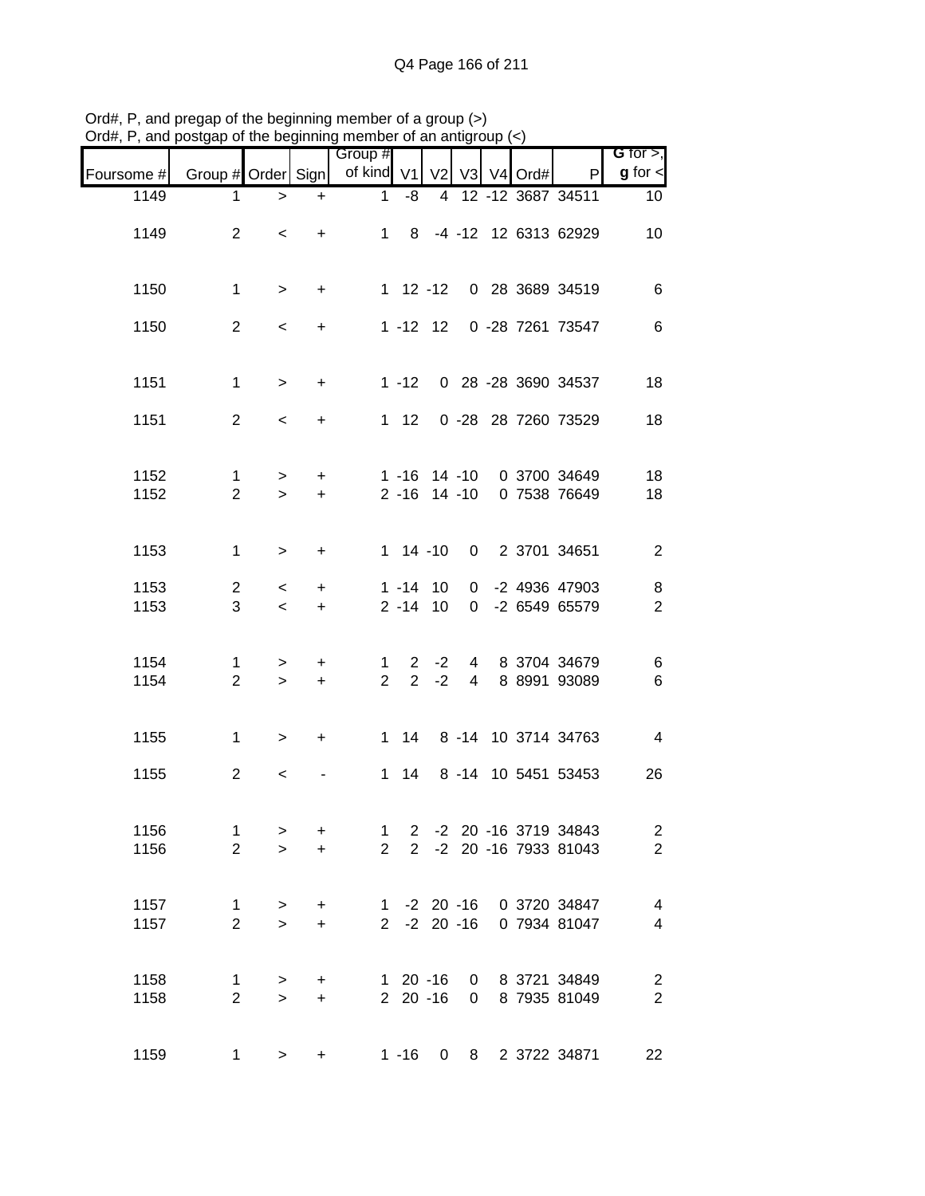Ord#, P, and pregap of the beginning member of a group (>)
Ord#, P, and postgap of the beginning member of an antigroup (<)

| Foursome # | Group # | Order | Sign | Group # of kind | V1 | V2 | V3 | V4 | Ord# | P | G for >, g for < |
|---|---|---|---|---|---|---|---|---|---|---|---|
| 1149 | 1 | > | + | 1 | -8 | 4 | 12 | -12 | 3687 | 34511 | 10 |
| 1149 | 2 | < | + | 1 | 8 | -4 | -12 | 12 | 6313 | 62929 | 10 |
| 1150 | 1 | > | + | 1 | 12 | -12 | 0 | 28 | 3689 | 34519 | 6 |
| 1150 | 2 | < | + | 1 | -12 | 12 | 0 | -28 | 7261 | 73547 | 6 |
| 1151 | 1 | > | + | 1 | -12 | 0 | 28 | -28 | 3690 | 34537 | 18 |
| 1151 | 2 | < | + | 1 | 12 | 0 | -28 | 28 | 7260 | 73529 | 18 |
| 1152 | 1 | > | + | 1 | -16 | 14 | -10 | 0 | 3700 | 34649 | 18 |
| 1152 | 2 | > | + | 2 | -16 | 14 | -10 | 0 | 7538 | 76649 | 18 |
| 1153 | 1 | > | + | 1 | 14 | -10 | 0 | 2 | 3701 | 34651 | 2 |
| 1153 | 2 | < | + | 1 | -14 | 10 | 0 | -2 | 4936 | 47903 | 8 |
| 1153 | 3 | < | + | 2 | -14 | 10 | 0 | -2 | 6549 | 65579 | 2 |
| 1154 | 1 | > | + | 1 | 2 | -2 | 4 | 8 | 3704 | 34679 | 6 |
| 1154 | 2 | > | + | 2 | 2 | -2 | 4 | 8 | 8991 | 93089 | 6 |
| 1155 | 1 | > | + | 1 | 14 | 8 | -14 | 10 | 3714 | 34763 | 4 |
| 1155 | 2 | < | - | 1 | 14 | 8 | -14 | 10 | 5451 | 53453 | 26 |
| 1156 | 1 | > | + | 1 | 2 | -2 | 20 | -16 | 3719 | 34843 | 2 |
| 1156 | 2 | > | + | 2 | 2 | -2 | 20 | -16 | 7933 | 81043 | 2 |
| 1157 | 1 | > | + | 1 | -2 | 20 | -16 | 0 | 3720 | 34847 | 4 |
| 1157 | 2 | > | + | 2 | -2 | 20 | -16 | 0 | 7934 | 81047 | 4 |
| 1158 | 1 | > | + | 1 | 20 | -16 | 0 | 8 | 3721 | 34849 | 2 |
| 1158 | 2 | > | + | 2 | 20 | -16 | 0 | 8 | 7935 | 81049 | 2 |
| 1159 | 1 | > | + | 1 | -16 | 0 | 8 | 2 | 3722 | 34871 | 22 |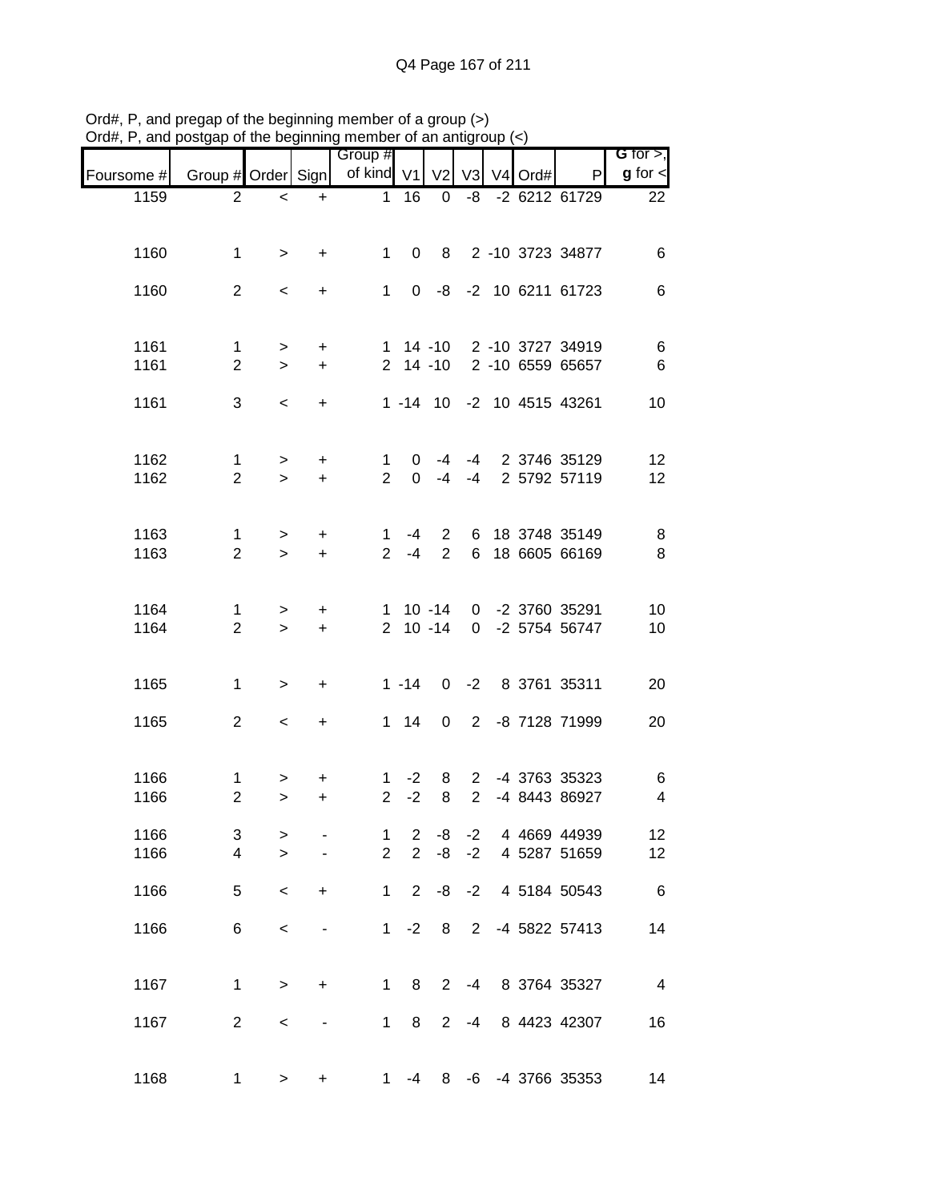Ord#, P, and pregap of the beginning member of a group (>)
Ord#, P, and postgap of the beginning member of an antigroup (<)

| Foursome # | Group # | Order | Sign | Group # of kind | V1 | V2 | V3 | V4 | Ord# | P | G for >, g for < |
|---|---|---|---|---|---|---|---|---|---|---|---|
| 1159 | 2 | < | + | 1 | 16 | 0 | -8 | -2 | 6212 | 61729 | 22 |
| 1160 | 1 | > | + | 1 | 0 | 8 | 2 | -10 | 3723 | 34877 | 6 |
| 1160 | 2 | < | + | 1 | 0 | -8 | -2 | 10 | 6211 | 61723 | 6 |
| 1161 | 1 | > | + | 1 | 14 | -10 | 2 | -10 | 3727 | 34919 | 6 |
| 1161 | 2 | > | + | 2 | 14 | -10 | 2 | -10 | 6559 | 65657 | 6 |
| 1161 | 3 | < | + | 1 | -14 | 10 | -2 | 10 | 4515 | 43261 | 10 |
| 1162 | 1 | > | + | 1 | 0 | -4 | -4 | 2 | 3746 | 35129 | 12 |
| 1162 | 2 | > | + | 2 | 0 | -4 | -4 | 2 | 5792 | 57119 | 12 |
| 1163 | 1 | > | + | 1 | -4 | 2 | 6 | 18 | 3748 | 35149 | 8 |
| 1163 | 2 | > | + | 2 | -4 | 2 | 6 | 18 | 6605 | 66169 | 8 |
| 1164 | 1 | > | + | 1 | 10 | -14 | 0 | -2 | 3760 | 35291 | 10 |
| 1164 | 2 | > | + | 2 | 10 | -14 | 0 | -2 | 5754 | 56747 | 10 |
| 1165 | 1 | > | + | 1 | -14 | 0 | -2 | 8 | 3761 | 35311 | 20 |
| 1165 | 2 | < | + | 1 | 14 | 0 | 2 | -8 | 7128 | 71999 | 20 |
| 1166 | 1 | > | + | 1 | -2 | 8 | 2 | -4 | 3763 | 35323 | 6 |
| 1166 | 2 | > | + | 2 | -2 | 8 | 2 | -4 | 8443 | 86927 | 4 |
| 1166 | 3 | > | - | 1 | 2 | -8 | -2 | 4 | 4669 | 44939 | 12 |
| 1166 | 4 | > | - | 2 | 2 | -8 | -2 | 4 | 5287 | 51659 | 12 |
| 1166 | 5 | < | + | 1 | 2 | -8 | -2 | 4 | 5184 | 50543 | 6 |
| 1166 | 6 | < | - | 1 | -2 | 8 | 2 | -4 | 5822 | 57413 | 14 |
| 1167 | 1 | > | + | 1 | 8 | 2 | -4 | 8 | 3764 | 35327 | 4 |
| 1167 | 2 | < | - | 1 | 8 | 2 | -4 | 8 | 4423 | 42307 | 16 |
| 1168 | 1 | > | + | 1 | -4 | 8 | -6 | -4 | 3766 | 35353 | 14 |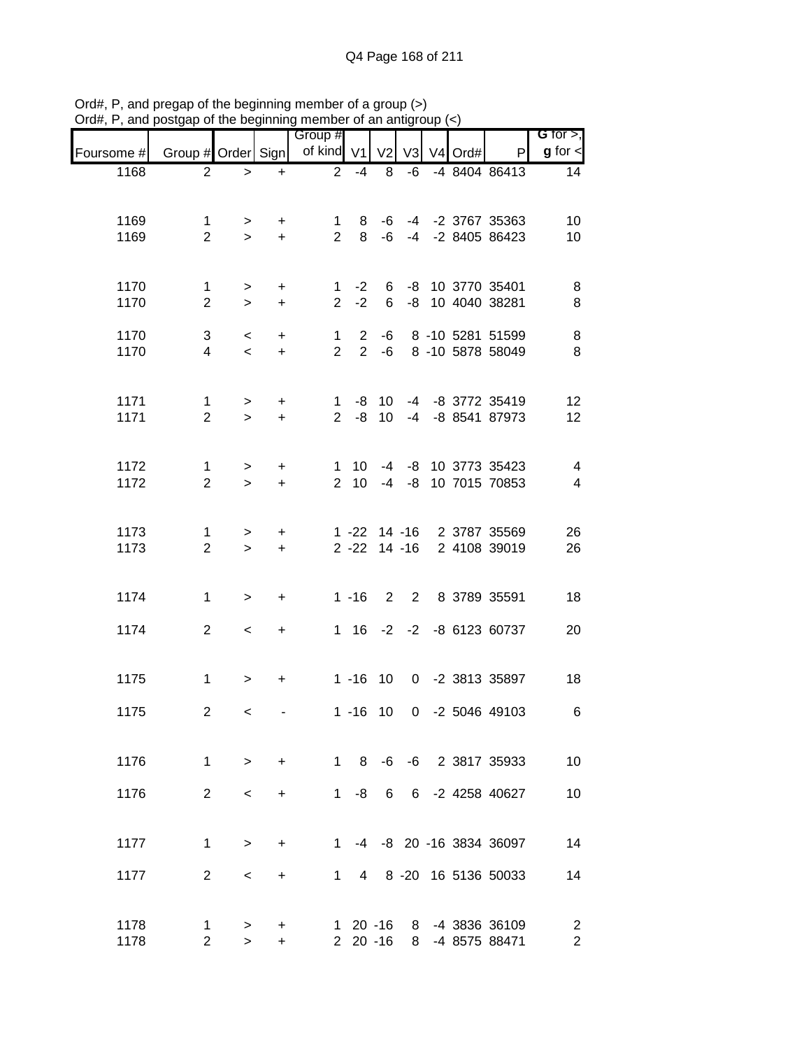Ord#, P, and pregap of the beginning member of a group (>)
Ord#, P, and postgap of the beginning member of an antigroup (<)

| Foursome # | Group # | Order | Sign | Group # of kind | V1 | V2 | V3 | V4 | Ord# | P | G for >, g for < |
|---|---|---|---|---|---|---|---|---|---|---|---|
| 1168 | 2 | > | + | 2 | -4 | 8 | -6 | -4 | 8404 | 86413 | 14 |
| | | | | | | | | | | | |
| 1169 | 1 | > | + | 1 | 8 | -6 | -4 | -2 | 3767 | 35363 | 10 |
| 1169 | 2 | > | + | 2 | 8 | -6 | -4 | -2 | 8405 | 86423 | 10 |
| | | | | | | | | | | | |
| 1170 | 1 | > | + | 1 | -2 | 6 | -8 | 10 | 3770 | 35401 | 8 |
| 1170 | 2 | > | + | 2 | -2 | 6 | -8 | 10 | 4040 | 38281 | 8 |
| | | | | | | | | | | | |
| 1170 | 3 | < | + | 1 | 2 | -6 | 8 | -10 | 5281 | 51599 | 8 |
| 1170 | 4 | < | + | 2 | 2 | -6 | 8 | -10 | 5878 | 58049 | 8 |
| | | | | | | | | | | | |
| 1171 | 1 | > | + | 1 | -8 | 10 | -4 | -8 | 3772 | 35419 | 12 |
| 1171 | 2 | > | + | 2 | -8 | 10 | -4 | -8 | 8541 | 87973 | 12 |
| | | | | | | | | | | | |
| 1172 | 1 | > | + | 1 | 10 | -4 | -8 | 10 | 3773 | 35423 | 4 |
| 1172 | 2 | > | + | 2 | 10 | -4 | -8 | 10 | 7015 | 70853 | 4 |
| | | | | | | | | | | | |
| 1173 | 1 | > | + | 1 | -22 | 14 | -16 | 2 | 3787 | 35569 | 26 |
| 1173 | 2 | > | + | 2 | -22 | 14 | -16 | 2 | 4108 | 39019 | 26 |
| | | | | | | | | | | | |
| 1174 | 1 | > | + | 1 | -16 | 2 | 2 | 8 | 3789 | 35591 | 18 |
| | | | | | | | | | | | |
| 1174 | 2 | < | + | 1 | 16 | -2 | -2 | -8 | 6123 | 60737 | 20 |
| | | | | | | | | | | | |
| 1175 | 1 | > | + | 1 | -16 | 10 | 0 | -2 | 3813 | 35897 | 18 |
| | | | | | | | | | | | |
| 1175 | 2 | < | - | 1 | -16 | 10 | 0 | -2 | 5046 | 49103 | 6 |
| | | | | | | | | | | | |
| 1176 | 1 | > | + | 1 | 8 | -6 | -6 | 2 | 3817 | 35933 | 10 |
| | | | | | | | | | | | |
| 1176 | 2 | < | + | 1 | -8 | 6 | 6 | -2 | 4258 | 40627 | 10 |
| | | | | | | | | | | | |
| 1177 | 1 | > | + | 1 | -4 | -8 | 20 | -16 | 3834 | 36097 | 14 |
| | | | | | | | | | | | |
| 1177 | 2 | < | + | 1 | 4 | 8 | -20 | 16 | 5136 | 50033 | 14 |
| | | | | | | | | | | | |
| 1178 | 1 | > | + | 1 | 20 | -16 | 8 | -4 | 3836 | 36109 | 2 |
| 1178 | 2 | > | + | 2 | 20 | -16 | 8 | -4 | 8575 | 88471 | 2 |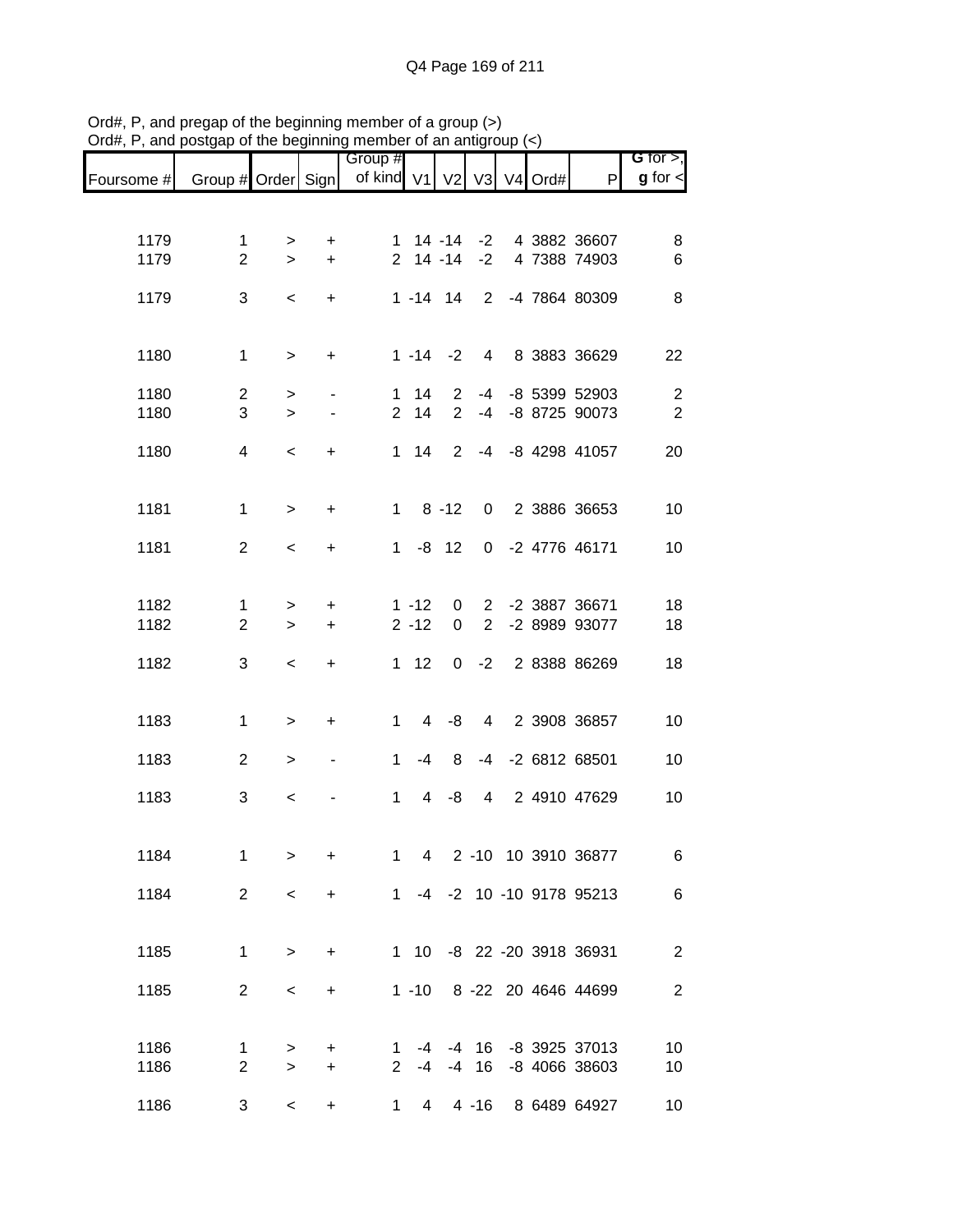Ord#, P, and pregap of the beginning member of a group (>)
Ord#, P, and postgap of the beginning member of an antigroup (<)

| Foursome # | Group # | Order | Sign | Group # of kind | V1 | V2 | V3 | V4 | Ord# | P | G for >, g for < |
|---|---|---|---|---|---|---|---|---|---|---|---|
| 1179 | 1 | > | + | 1 | 14 | -14 | -2 | 4 | 3882 | 36607 | 8 |
| 1179 | 2 | > | + | 2 | 14 | -14 | -2 | 4 | 7388 | 74903 | 6 |
| 1179 | 3 | < | + | 1 | -14 | 14 | 2 | -4 | 7864 | 80309 | 8 |
| 1180 | 1 | > | + | 1 | -14 | -2 | 4 | 8 | 3883 | 36629 | 22 |
| 1180 | 2 | > | - | 1 | 14 | 2 | -4 | -8 | 5399 | 52903 | 2 |
| 1180 | 3 | > | - | 2 | 14 | 2 | -4 | -8 | 8725 | 90073 | 2 |
| 1180 | 4 | < | + | 1 | 14 | 2 | -4 | -8 | 4298 | 41057 | 20 |
| 1181 | 1 | > | + | 1 | 8 | -12 | 0 | 2 | 3886 | 36653 | 10 |
| 1181 | 2 | < | + | 1 | -8 | 12 | 0 | -2 | 4776 | 46171 | 10 |
| 1182 | 1 | > | + | 1 | -12 | 0 | 2 | -2 | 3887 | 36671 | 18 |
| 1182 | 2 | > | + | 2 | -12 | 0 | 2 | -2 | 8989 | 93077 | 18 |
| 1182 | 3 | < | + | 1 | 12 | 0 | -2 | 2 | 8388 | 86269 | 18 |
| 1183 | 1 | > | + | 1 | 4 | -8 | 4 | 2 | 3908 | 36857 | 10 |
| 1183 | 2 | > | - | 1 | -4 | 8 | -4 | -2 | 6812 | 68501 | 10 |
| 1183 | 3 | < | - | 1 | 4 | -8 | 4 | 2 | 4910 | 47629 | 10 |
| 1184 | 1 | > | + | 1 | 4 | 2 | -10 | 10 | 3910 | 36877 | 6 |
| 1184 | 2 | < | + | 1 | -4 | -2 | 10 | -10 | 9178 | 95213 | 6 |
| 1185 | 1 | > | + | 1 | 10 | -8 | 22 | -20 | 3918 | 36931 | 2 |
| 1185 | 2 | < | + | 1 | -10 | 8 | -22 | 20 | 4646 | 44699 | 2 |
| 1186 | 1 | > | + | 1 | -4 | -4 | 16 | -8 | 3925 | 37013 | 10 |
| 1186 | 2 | > | + | 2 | -4 | -4 | 16 | -8 | 4066 | 38603 | 10 |
| 1186 | 3 | < | + | 1 | 4 | 4 | -16 | 8 | 6489 | 64927 | 10 |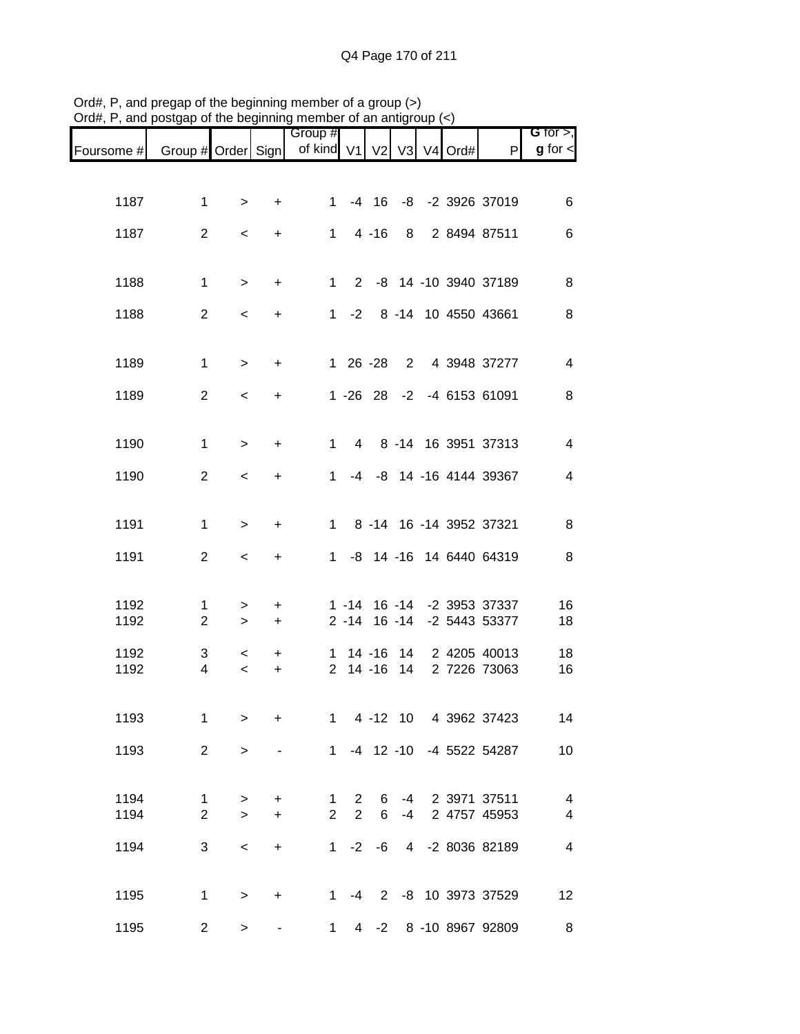Ord#, P, and pregap of the beginning member of a group (>)
Ord#, P, and postgap of the beginning member of an antigroup (<)

| Foursome # | Group # | Order | Sign | Group # of kind | V1 | V2 | V3 | V4 | Ord# | P | G for >, g for < |
|---|---|---|---|---|---|---|---|---|---|---|---|
| 1187 | 1 | > | + | 1 | -4 | 16 | -8 | -2 | 3926 | 37019 | 6 |
| 1187 | 2 | < | + | 1 | 4 | -16 | 8 | 2 | 8494 | 87511 | 6 |
| 1188 | 1 | > | + | 1 | 2 | -8 | 14 | -10 | 3940 | 37189 | 8 |
| 1188 | 2 | < | + | 1 | -2 | 8 | -14 | 10 | 4550 | 43661 | 8 |
| 1189 | 1 | > | + | 1 | 26 | -28 | 2 | 4 | 3948 | 37277 | 4 |
| 1189 | 2 | < | + | 1 | -26 | 28 | -2 | -4 | 6153 | 61091 | 8 |
| 1190 | 1 | > | + | 1 | 4 | 8 | -14 | 16 | 3951 | 37313 | 4 |
| 1190 | 2 | < | + | 1 | -4 | -8 | 14 | -16 | 4144 | 39367 | 4 |
| 1191 | 1 | > | + | 1 | 8 | -14 | 16 | -14 | 3952 | 37321 | 8 |
| 1191 | 2 | < | + | 1 | -8 | 14 | -16 | 14 | 6440 | 64319 | 8 |
| 1192 | 1 | > | + | 1 | -14 | 16 | -14 | -2 | 3953 | 37337 | 16 |
| 1192 | 2 | > | + | 2 | -14 | 16 | -14 | -2 | 5443 | 53377 | 18 |
| 1192 | 3 | < | + | 1 | 14 | -16 | 14 | 2 | 4205 | 40013 | 18 |
| 1192 | 4 | < | + | 2 | 14 | -16 | 14 | 2 | 7226 | 73063 | 16 |
| 1193 | 1 | > | + | 1 | 4 | -12 | 10 | 4 | 3962 | 37423 | 14 |
| 1193 | 2 | > | - | 1 | -4 | 12 | -10 | -4 | 5522 | 54287 | 10 |
| 1194 | 1 | > | + | 1 | 2 | 6 | -4 | 2 | 3971 | 37511 | 4 |
| 1194 | 2 | > | + | 2 | 2 | 6 | -4 | 2 | 4757 | 45953 | 4 |
| 1194 | 3 | < | + | 1 | -2 | -6 | 4 | -2 | 8036 | 82189 | 4 |
| 1195 | 1 | > | + | 1 | -4 | 2 | -8 | 10 | 3973 | 37529 | 12 |
| 1195 | 2 | > | - | 1 | 4 | -2 | 8 | -10 | 8967 | 92809 | 8 |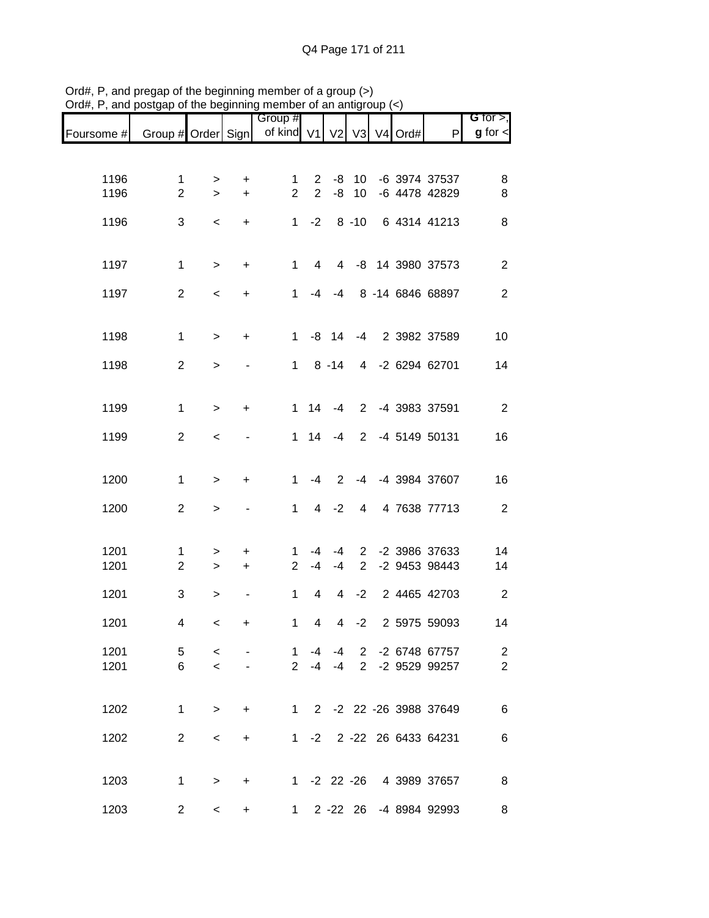Ord#, P, and pregap of the beginning member of a group (>)
Ord#, P, and postgap of the beginning member of an antigroup (<)

| Foursome # | Group # | Order | Sign | Group # of kind | V1 | V2 | V3 | V4 | Ord# | P | G for >, g for < |
|---|---|---|---|---|---|---|---|---|---|---|---|
| 1196 | 1 | > | + | 1 | 2 | -8 | 10 | -6 | 3974 | 37537 | 8 |
| 1196 | 2 | > | + | 2 | 2 | -8 | 10 | -6 | 4478 | 42829 | 8 |
| 1196 | 3 | < | + | 1 | -2 | 8 | -10 | 6 | 4314 | 41213 | 8 |
| 1197 | 1 | > | + | 1 | 4 | 4 | -8 | 14 | 3980 | 37573 | 2 |
| 1197 | 2 | < | + | 1 | -4 | -4 | 8 | -14 | 6846 | 68897 | 2 |
| 1198 | 1 | > | + | 1 | -8 | 14 | -4 | 2 | 3982 | 37589 | 10 |
| 1198 | 2 | > | - | 1 | 8 | -14 | 4 | -2 | 6294 | 62701 | 14 |
| 1199 | 1 | > | + | 1 | 14 | -4 | 2 | -4 | 3983 | 37591 | 2 |
| 1199 | 2 | < | - | 1 | 14 | -4 | 2 | -4 | 5149 | 50131 | 16 |
| 1200 | 1 | > | + | 1 | -4 | 2 | -4 | -4 | 3984 | 37607 | 16 |
| 1200 | 2 | > | - | 1 | 4 | -2 | 4 | 4 | 7638 | 77713 | 2 |
| 1201 | 1 | > | + | 1 | -4 | -4 | 2 | -2 | 3986 | 37633 | 14 |
| 1201 | 2 | > | + | 2 | -4 | -4 | 2 | -2 | 9453 | 98443 | 14 |
| 1201 | 3 | > | - | 1 | 4 | 4 | -2 | 2 | 4465 | 42703 | 2 |
| 1201 | 4 | < | + | 1 | 4 | 4 | -2 | 2 | 5975 | 59093 | 14 |
| 1201 | 5 | < | - | 1 | -4 | -4 | 2 | -2 | 6748 | 67757 | 2 |
| 1201 | 6 | < | - | 2 | -4 | -4 | 2 | -2 | 9529 | 99257 | 2 |
| 1202 | 1 | > | + | 1 | 2 | -2 | 22 | -26 | 3988 | 37649 | 6 |
| 1202 | 2 | < | + | 1 | -2 | 2 | -22 | 26 | 6433 | 64231 | 6 |
| 1203 | 1 | > | + | 1 | -2 | 22 | -26 | 4 | 3989 | 37657 | 8 |
| 1203 | 2 | < | + | 1 | 2 | -22 | 26 | -4 | 8984 | 92993 | 8 |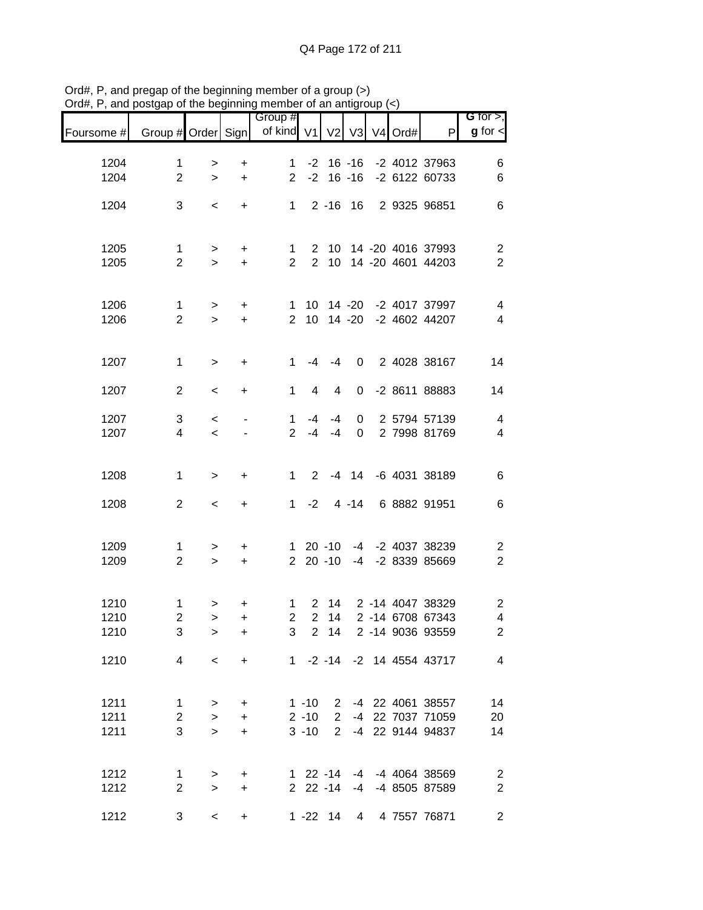Ord#, P, and pregap of the beginning member of a group (>)
Ord#, P, and postgap of the beginning member of an antigroup (<)

| Foursome # | Group # | Order | Sign | Group # of kind | V1 | V2 | V3 | V4 | Ord# | P | G for >, g for < |
|---|---|---|---|---|---|---|---|---|---|---|---|
| 1204 | 1 | > | + | 1 | -2 | 16 | -16 | -2 | 4012 | 37963 | 6 |
| 1204 | 2 | > | + | 2 | -2 | 16 | -16 | -2 | 6122 | 60733 | 6 |
| 1204 | 3 | < | + | 1 | 2 | -16 | 16 | 2 | 9325 | 96851 | 6 |
| 1205 | 1 | > | + | 1 | 2 | 10 | 14 | -20 | 4016 | 37993 | 2 |
| 1205 | 2 | > | + | 2 | 2 | 10 | 14 | -20 | 4601 | 44203 | 2 |
| 1206 | 1 | > | + | 1 | 10 | 14 | -20 | -2 | 4017 | 37997 | 4 |
| 1206 | 2 | > | + | 2 | 10 | 14 | -20 | -2 | 4602 | 44207 | 4 |
| 1207 | 1 | > | + | 1 | -4 | -4 | 0 | 2 | 4028 | 38167 | 14 |
| 1207 | 2 | < | + | 1 | 4 | 4 | 0 | -2 | 8611 | 88883 | 14 |
| 1207 | 3 | < | - | 1 | -4 | -4 | 0 | 2 | 5794 | 57139 | 4 |
| 1207 | 4 | < | - | 2 | -4 | -4 | 0 | 2 | 7998 | 81769 | 4 |
| 1208 | 1 | > | + | 1 | 2 | -4 | 14 | -6 | 4031 | 38189 | 6 |
| 1208 | 2 | < | + | 1 | -2 | 4 | -14 | 6 | 8882 | 91951 | 6 |
| 1209 | 1 | > | + | 1 | 20 | -10 | -4 | -2 | 4037 | 38239 | 2 |
| 1209 | 2 | > | + | 2 | 20 | -10 | -4 | -2 | 8339 | 85669 | 2 |
| 1210 | 1 | > | + | 1 | 2 | 14 | 2 | -14 | 4047 | 38329 | 2 |
| 1210 | 2 | > | + | 2 | 2 | 14 | 2 | -14 | 6708 | 67343 | 4 |
| 1210 | 3 | > | + | 3 | 2 | 14 | 2 | -14 | 9036 | 93559 | 2 |
| 1210 | 4 | < | + | 1 | -2 | -14 | -2 | 14 | 4554 | 43717 | 4 |
| 1211 | 1 | > | + | 1 | -10 | 2 | -4 | 22 | 4061 | 38557 | 14 |
| 1211 | 2 | > | + | 2 | -10 | 2 | -4 | 22 | 7037 | 71059 | 20 |
| 1211 | 3 | > | + | 3 | -10 | 2 | -4 | 22 | 9144 | 94837 | 14 |
| 1212 | 1 | > | + | 1 | 22 | -14 | -4 | -4 | 4064 | 38569 | 2 |
| 1212 | 2 | > | + | 2 | 22 | -14 | -4 | -4 | 8505 | 87589 | 2 |
| 1212 | 3 | < | + | 1 | -22 | 14 | 4 | 4 | 7557 | 76871 | 2 |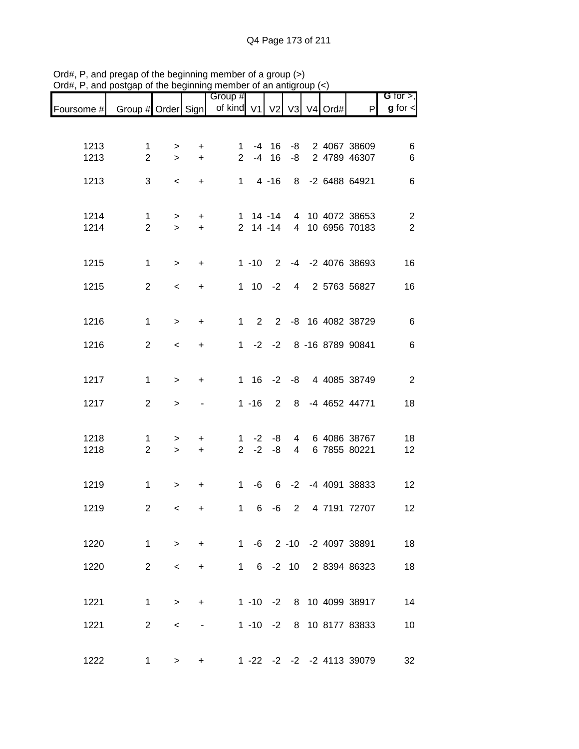Ord#, P, and pregap of the beginning member of a group (>)
Ord#, P, and postgap of the beginning member of an antigroup (<)

| Foursome # | Group # | Order | Sign | Group # of kind | V1 | V2 | V3 | V4 | Ord# | P | G for >, g for < |
|---|---|---|---|---|---|---|---|---|---|---|---|
| 1213 | 1 | > | + | 1 | -4 | 16 | -8 | 2 | 4067 | 38609 | 6 |
| 1213 | 2 | > | + | 2 | -4 | 16 | -8 | 2 | 4789 | 46307 | 6 |
| 1213 | 3 | < | + | 1 | 4 | -16 | 8 | -2 | 6488 | 64921 | 6 |
| 1214 | 1 | > | + | 1 | 14 | -14 | 4 | 10 | 4072 | 38653 | 2 |
| 1214 | 2 | > | + | 2 | 14 | -14 | 4 | 10 | 6956 | 70183 | 2 |
| 1215 | 1 | > | + | 1 | -10 | 2 | -4 | -2 | 4076 | 38693 | 16 |
| 1215 | 2 | < | + | 1 | 10 | -2 | 4 | 2 | 5763 | 56827 | 16 |
| 1216 | 1 | > | + | 1 | 2 | 2 | -8 | 16 | 4082 | 38729 | 6 |
| 1216 | 2 | < | + | 1 | -2 | -2 | 8 | -16 | 8789 | 90841 | 6 |
| 1217 | 1 | > | + | 1 | 16 | -2 | -8 | 4 | 4085 | 38749 | 2 |
| 1217 | 2 | > | - | 1 | -16 | 2 | 8 | -4 | 4652 | 44771 | 18 |
| 1218 | 1 | > | + | 1 | -2 | -8 | 4 | 6 | 4086 | 38767 | 18 |
| 1218 | 2 | > | + | 2 | -2 | -8 | 4 | 6 | 7855 | 80221 | 12 |
| 1219 | 1 | > | + | 1 | -6 | 6 | -2 | -4 | 4091 | 38833 | 12 |
| 1219 | 2 | < | + | 1 | 6 | -6 | 2 | 4 | 7191 | 72707 | 12 |
| 1220 | 1 | > | + | 1 | -6 | 2 | -10 | -2 | 4097 | 38891 | 18 |
| 1220 | 2 | < | + | 1 | 6 | -2 | 10 | 2 | 8394 | 86323 | 18 |
| 1221 | 1 | > | + | 1 | -10 | -2 | 8 | 10 | 4099 | 38917 | 14 |
| 1221 | 2 | < | - | 1 | -10 | -2 | 8 | 10 | 8177 | 83833 | 10 |
| 1222 | 1 | > | + | 1 | -22 | -2 | -2 | -2 | 4113 | 39079 | 32 |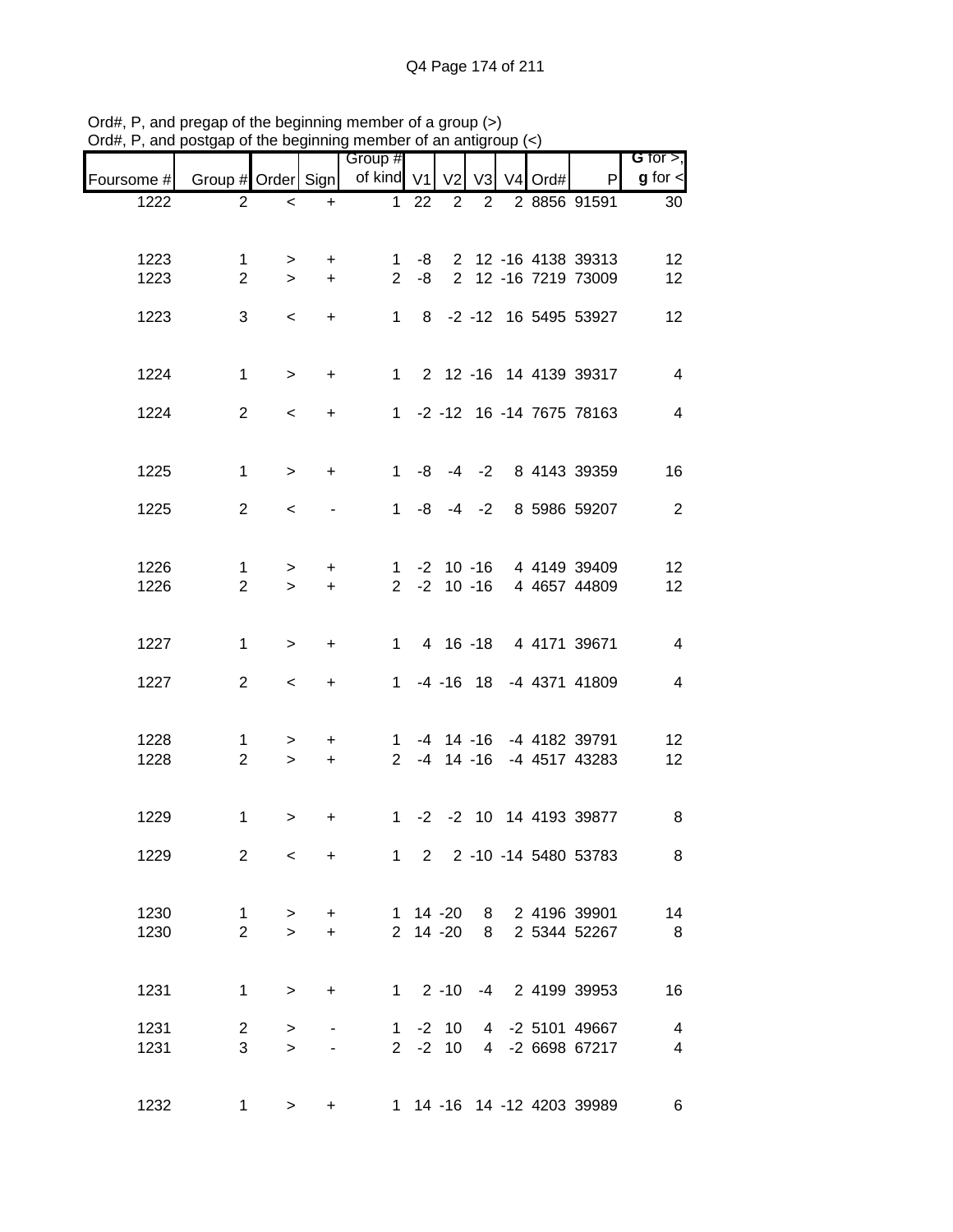Ord#, P, and pregap of the beginning member of a group (>)
Ord#, P, and postgap of the beginning member of an antigroup (<)

| Foursome # | Group # | Order | Sign | Group # of kind | V1 | V2 | V3 | V4 | Ord# | P | G for >, g for < |
|---|---|---|---|---|---|---|---|---|---|---|---|
| 1222 | 2 | < | + | 1 | 22 | 2 | 2 | 2 | 8856 | 91591 | 30 |
| 1223 | 1 | > | + | 1 | -8 | 2 | 12 | -16 | 4138 | 39313 | 12 |
| 1223 | 2 | > | + | 2 | -8 | 2 | 12 | -16 | 7219 | 73009 | 12 |
| 1223 | 3 | < | + | 1 | 8 | -2 | -12 | 16 | 5495 | 53927 | 12 |
| 1224 | 1 | > | + | 1 | 2 | 12 | -16 | 14 | 4139 | 39317 | 4 |
| 1224 | 2 | < | + | 1 | -2 | -12 | 16 | -14 | 7675 | 78163 | 4 |
| 1225 | 1 | > | + | 1 | -8 | -4 | -2 | 8 | 4143 | 39359 | 16 |
| 1225 | 2 | < | - | 1 | -8 | -4 | -2 | 8 | 5986 | 59207 | 2 |
| 1226 | 1 | > | + | 1 | -2 | 10 | -16 | 4 | 4149 | 39409 | 12 |
| 1226 | 2 | > | + | 2 | -2 | 10 | -16 | 4 | 4657 | 44809 | 12 |
| 1227 | 1 | > | + | 1 | 4 | 16 | -18 | 4 | 4171 | 39671 | 4 |
| 1227 | 2 | < | + | 1 | -4 | -16 | 18 | -4 | 4371 | 41809 | 4 |
| 1228 | 1 | > | + | 1 | -4 | 14 | -16 | -4 | 4182 | 39791 | 12 |
| 1228 | 2 | > | + | 2 | -4 | 14 | -16 | -4 | 4517 | 43283 | 12 |
| 1229 | 1 | > | + | 1 | -2 | -2 | 10 | 14 | 4193 | 39877 | 8 |
| 1229 | 2 | < | + | 1 | 2 | 2 | -10 | -14 | 5480 | 53783 | 8 |
| 1230 | 1 | > | + | 1 | 14 | -20 | 8 | 2 | 4196 | 39901 | 14 |
| 1230 | 2 | > | + | 2 | 14 | -20 | 8 | 2 | 5344 | 52267 | 8 |
| 1231 | 1 | > | + | 1 | 2 | -10 | -4 | 2 | 4199 | 39953 | 16 |
| 1231 | 2 | > | - | 1 | -2 | 10 | 4 | -2 | 5101 | 49667 | 4 |
| 1231 | 3 | > | - | 2 | -2 | 10 | 4 | -2 | 6698 | 67217 | 4 |
| 1232 | 1 | > | + | 1 | 14 | -16 | 14 | -12 | 4203 | 39989 | 6 |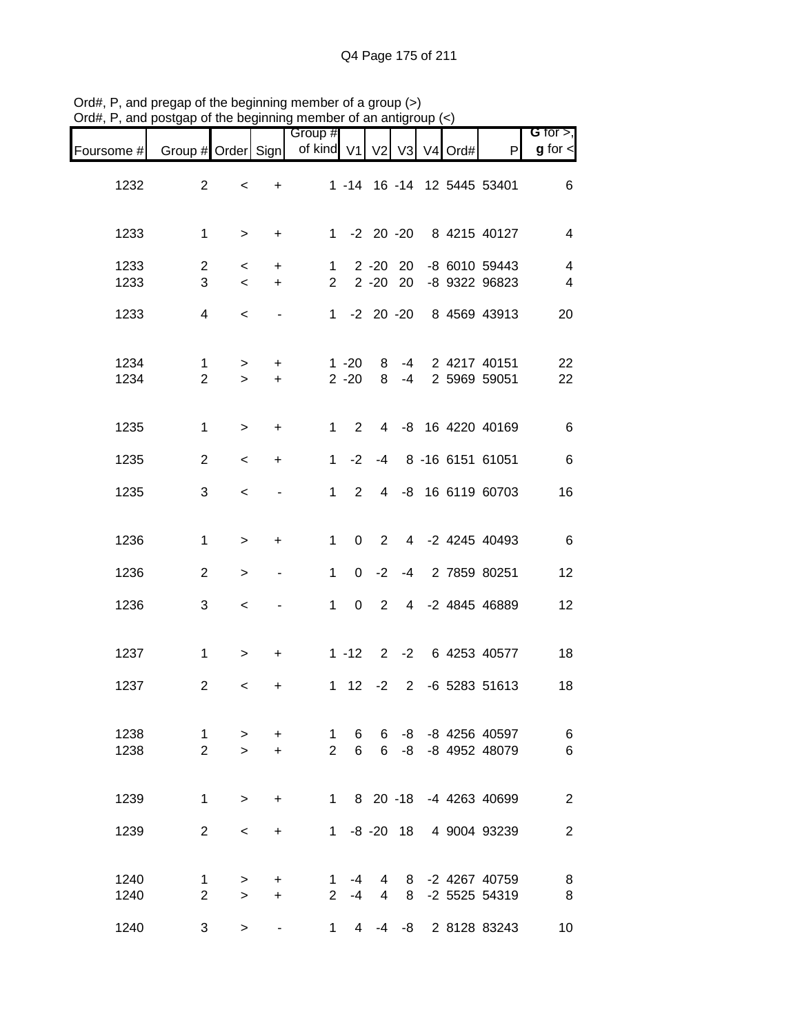Ord#, P, and pregap of the beginning member of a group (>)
Ord#, P, and postgap of the beginning member of an antigroup (<)

| Foursome # | Group # | Order | Sign | Group # of kind | V1 | V2 | V3 | V4 | Ord# | P | G for >, g for < |
|---|---|---|---|---|---|---|---|---|---|---|---|
| 1232 | 2 | < | + | 1 | -14 | 16 | -14 | 12 | 5445 | 53401 | 6 |
| 1233 | 1 | > | + | 1 | -2 | 20 | -20 | 8 | 4215 | 40127 | 4 |
| 1233 | 2 | < | + | 1 | 2 | -20 | 20 | -8 | 6010 | 59443 | 4 |
| 1233 | 3 | < | + | 2 | 2 | -20 | 20 | -8 | 9322 | 96823 | 4 |
| 1233 | 4 | < | - | 1 | -2 | 20 | -20 | 8 | 4569 | 43913 | 20 |
| 1234 | 1 | > | + | 1 | -20 | 8 | -4 | 2 | 4217 | 40151 | 22 |
| 1234 | 2 | > | + | 2 | -20 | 8 | -4 | 2 | 5969 | 59051 | 22 |
| 1235 | 1 | > | + | 1 | 2 | 4 | -8 | 16 | 4220 | 40169 | 6 |
| 1235 | 2 | < | + | 1 | -2 | -4 | 8 | -16 | 6151 | 61051 | 6 |
| 1235 | 3 | < | - | 1 | 2 | 4 | -8 | 16 | 6119 | 60703 | 16 |
| 1236 | 1 | > | + | 1 | 0 | 2 | 4 | -2 | 4245 | 40493 | 6 |
| 1236 | 2 | > | - | 1 | 0 | -2 | -4 | 2 | 7859 | 80251 | 12 |
| 1236 | 3 | < | - | 1 | 0 | 2 | 4 | -2 | 4845 | 46889 | 12 |
| 1237 | 1 | > | + | 1 | -12 | 2 | -2 | 6 | 4253 | 40577 | 18 |
| 1237 | 2 | < | + | 1 | 12 | -2 | 2 | -6 | 5283 | 51613 | 18 |
| 1238 | 1 | > | + | 1 | 6 | 6 | -8 | -8 | 4256 | 40597 | 6 |
| 1238 | 2 | > | + | 2 | 6 | 6 | -8 | -8 | 4952 | 48079 | 6 |
| 1239 | 1 | > | + | 1 | 8 | 20 | -18 | -4 | 4263 | 40699 | 2 |
| 1239 | 2 | < | + | 1 | -8 | -20 | 18 | 4 | 9004 | 93239 | 2 |
| 1240 | 1 | > | + | 1 | -4 | 4 | 8 | -2 | 4267 | 40759 | 8 |
| 1240 | 2 | > | + | 2 | -4 | 4 | 8 | -2 | 5525 | 54319 | 8 |
| 1240 | 3 | > | - | 1 | 4 | -4 | -8 | 2 | 8128 | 83243 | 10 |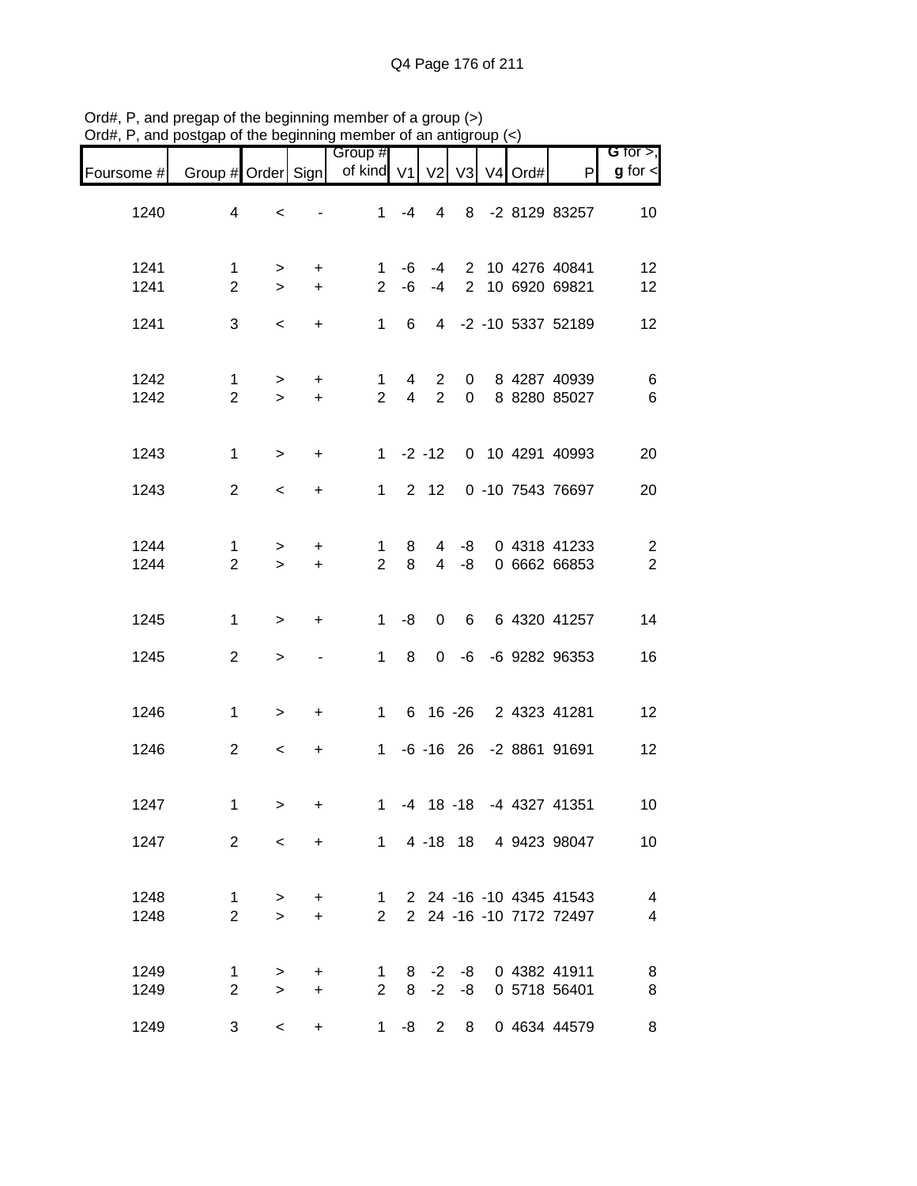Ord#, P, and pregap of the beginning member of a group (>)
Ord#, P, and postgap of the beginning member of an antigroup (<)

| Foursome # | Group # | Order | Sign | Group # of kind | V1 | V2 | V3 | V4 | Ord# | P | G for >, g for < |
|---|---|---|---|---|---|---|---|---|---|---|---|
| 1240 | 4 | < | - | 1 | -4 | 4 | 8 | -2 | 8129 | 83257 | 10 |
| 1241 | 1 | > | + | 1 | -6 | -4 | 2 | 10 | 4276 | 40841 | 12 |
| 1241 | 2 | > | + | 2 | -6 | -4 | 2 | 10 | 6920 | 69821 | 12 |
| 1241 | 3 | < | + | 1 | 6 | 4 | -2 | -10 | 5337 | 52189 | 12 |
| 1242 | 1 | > | + | 1 | 4 | 2 | 0 | 8 | 4287 | 40939 | 6 |
| 1242 | 2 | > | + | 2 | 4 | 2 | 0 | 8 | 8280 | 85027 | 6 |
| 1243 | 1 | > | + | 1 | -2 | -12 | 0 | 10 | 4291 | 40993 | 20 |
| 1243 | 2 | < | + | 1 | 2 | 12 | 0 | -10 | 7543 | 76697 | 20 |
| 1244 | 1 | > | + | 1 | 8 | 4 | -8 | 0 | 4318 | 41233 | 2 |
| 1244 | 2 | > | + | 2 | 8 | 4 | -8 | 0 | 6662 | 66853 | 2 |
| 1245 | 1 | > | + | 1 | -8 | 0 | 6 | 6 | 4320 | 41257 | 14 |
| 1245 | 2 | > | - | 1 | 8 | 0 | -6 | -6 | 9282 | 96353 | 16 |
| 1246 | 1 | > | + | 1 | 6 | 16 | -26 | 2 | 4323 | 41281 | 12 |
| 1246 | 2 | < | + | 1 | -6 | -16 | 26 | -2 | 8861 | 91691 | 12 |
| 1247 | 1 | > | + | 1 | -4 | 18 | -18 | -4 | 4327 | 41351 | 10 |
| 1247 | 2 | < | + | 1 | 4 | -18 | 18 | 4 | 9423 | 98047 | 10 |
| 1248 | 1 | > | + | 1 | 2 | 24 | -16 | -10 | 4345 | 41543 | 4 |
| 1248 | 2 | > | + | 2 | 2 | 24 | -16 | -10 | 7172 | 72497 | 4 |
| 1249 | 1 | > | + | 1 | 8 | -2 | -8 | 0 | 4382 | 41911 | 8 |
| 1249 | 2 | > | + | 2 | 8 | -2 | -8 | 0 | 5718 | 56401 | 8 |
| 1249 | 3 | < | + | 1 | -8 | 2 | 8 | 0 | 4634 | 44579 | 8 |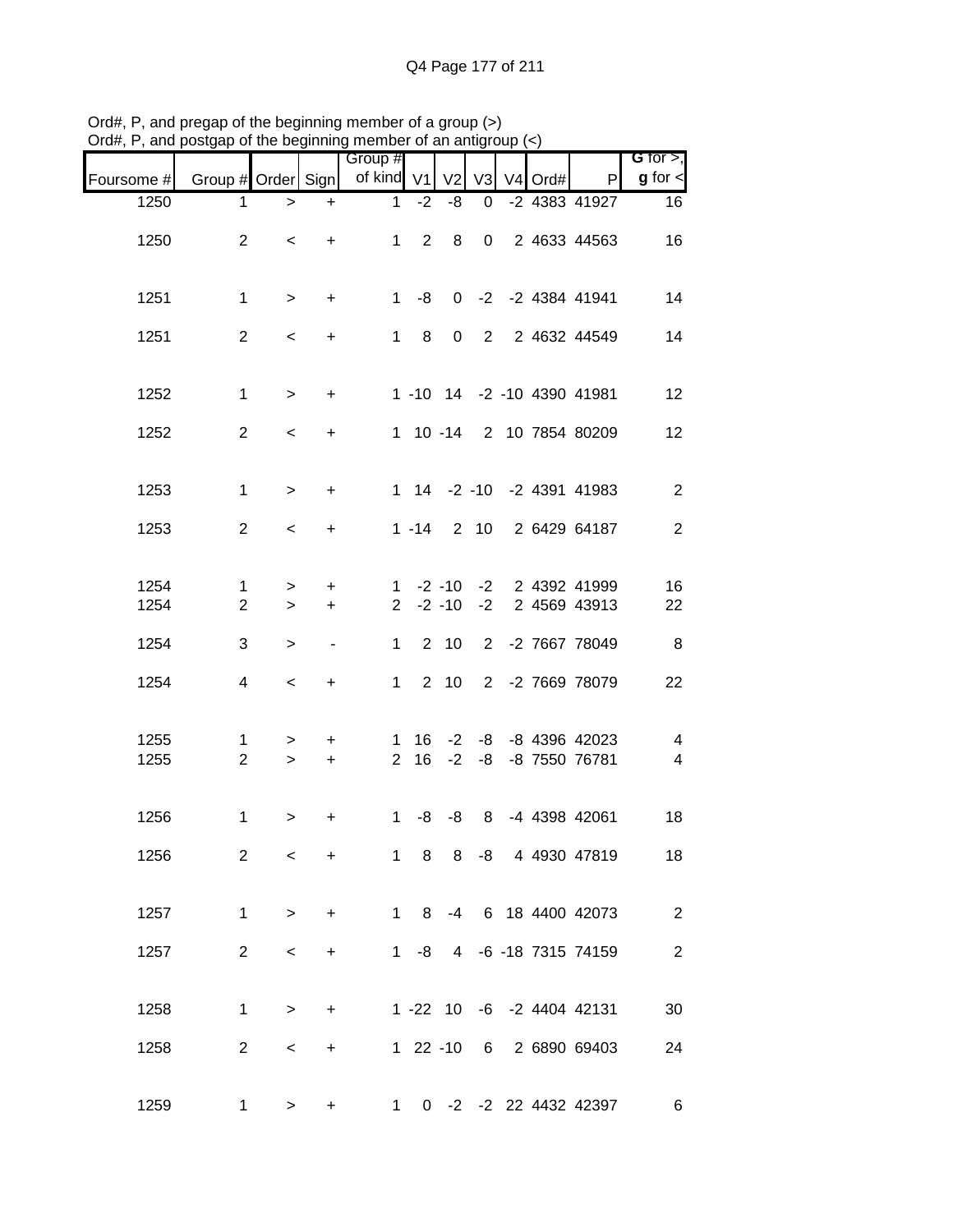Ord#, P, and pregap of the beginning member of a group (>)
Ord#, P, and postgap of the beginning member of an antigroup (<)

| Foursome # | Group # | Order | Sign | Group # of kind | V1 | V2 | V3 | V4 | Ord# | P | G for >, g for < |
|---|---|---|---|---|---|---|---|---|---|---|---|
| 1250 | 1 | > | + | 1 | -2 | -8 | 0 | -2 | 4383 | 41927 | 16 |
| 1250 | 2 | < | + | 1 | 2 | 8 | 0 | 2 | 4633 | 44563 | 16 |
| 1251 | 1 | > | + | 1 | -8 | 0 | -2 | -2 | 4384 | 41941 | 14 |
| 1251 | 2 | < | + | 1 | 8 | 0 | 2 | 2 | 4632 | 44549 | 14 |
| 1252 | 1 | > | + | 1 | -10 | 14 | -2 | -10 | 4390 | 41981 | 12 |
| 1252 | 2 | < | + | 1 | 10 | -14 | 2 | 10 | 7854 | 80209 | 12 |
| 1253 | 1 | > | + | 1 | 14 | -2 | -10 | -2 | 4391 | 41983 | 2 |
| 1253 | 2 | < | + | 1 | -14 | 2 | 10 | 2 | 6429 | 64187 | 2 |
| 1254 | 1 | > | + | 1 | -2 | -10 | -2 | 2 | 4392 | 41999 | 16 |
| 1254 | 2 | > | + | 2 | -2 | -10 | -2 | 2 | 4569 | 43913 | 22 |
| 1254 | 3 | > | - | 1 | 2 | 10 | 2 | -2 | 7667 | 78049 | 8 |
| 1254 | 4 | < | + | 1 | 2 | 10 | 2 | -2 | 7669 | 78079 | 22 |
| 1255 | 1 | > | + | 1 | 16 | -2 | -8 | -8 | 4396 | 42023 | 4 |
| 1255 | 2 | > | + | 2 | 16 | -2 | -8 | -8 | 7550 | 76781 | 4 |
| 1256 | 1 | > | + | 1 | -8 | -8 | 8 | -4 | 4398 | 42061 | 18 |
| 1256 | 2 | < | + | 1 | 8 | 8 | -8 | 4 | 4930 | 47819 | 18 |
| 1257 | 1 | > | + | 1 | 8 | -4 | 6 | 18 | 4400 | 42073 | 2 |
| 1257 | 2 | < | + | 1 | -8 | 4 | -6 | -18 | 7315 | 74159 | 2 |
| 1258 | 1 | > | + | 1 | -22 | 10 | -6 | -2 | 4404 | 42131 | 30 |
| 1258 | 2 | < | + | 1 | 22 | -10 | 6 | 2 | 6890 | 69403 | 24 |
| 1259 | 1 | > | + | 1 | 0 | -2 | -2 | 22 | 4432 | 42397 | 6 |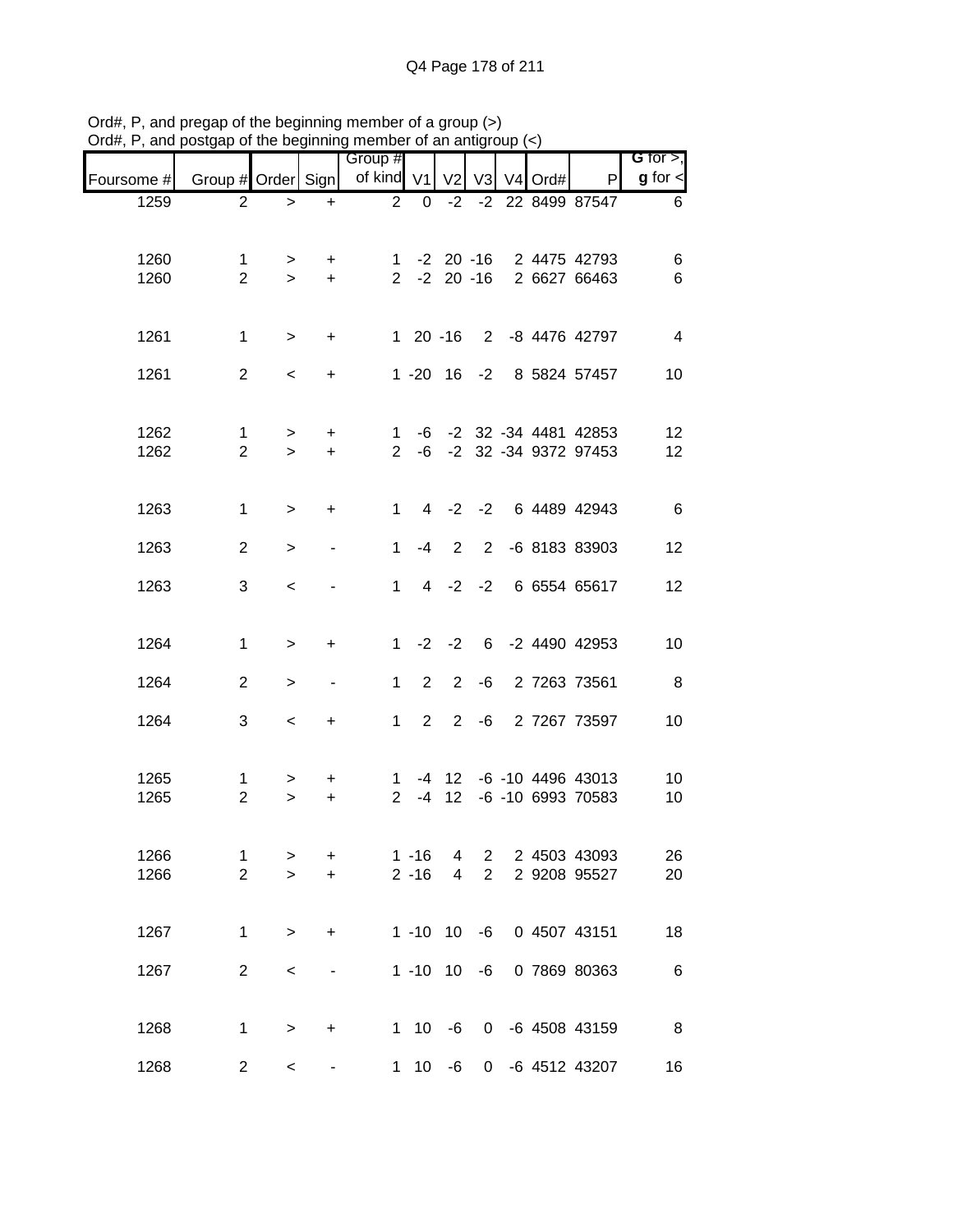Ord#, P, and pregap of the beginning member of a group (>)
Ord#, P, and postgap of the beginning member of an antigroup (<)

| Foursome # | Group # | Order | Sign | Group # of kind | V1 | V2 | V3 | V4 | Ord# | P | G for >, g for < |
|---|---|---|---|---|---|---|---|---|---|---|---|
| 1259 | 2 | > | + | 2 | 0 | -2 | -2 | 22 | 8499 | 87547 | 6 |
| 1260 | 1 | > | + | 1 | -2 | 20 | -16 | 2 | 4475 | 42793 | 6 |
| 1260 | 2 | > | + | 2 | -2 | 20 | -16 | 2 | 6627 | 66463 | 6 |
| 1261 | 1 | > | + | 1 | 20 | -16 | 2 | -8 | 4476 | 42797 | 4 |
| 1261 | 2 | < | + | 1 | -20 | 16 | -2 | 8 | 5824 | 57457 | 10 |
| 1262 | 1 | > | + | 1 | -6 | -2 | 32 | -34 | 4481 | 42853 | 12 |
| 1262 | 2 | > | + | 2 | -6 | -2 | 32 | -34 | 9372 | 97453 | 12 |
| 1263 | 1 | > | + | 1 | 4 | -2 | -2 | 6 | 4489 | 42943 | 6 |
| 1263 | 2 | > | - | 1 | -4 | 2 | 2 | -6 | 8183 | 83903 | 12 |
| 1263 | 3 | < | - | 1 | 4 | -2 | -2 | 6 | 6554 | 65617 | 12 |
| 1264 | 1 | > | + | 1 | -2 | -2 | 6 | -2 | 4490 | 42953 | 10 |
| 1264 | 2 | > | - | 1 | 2 | 2 | -6 | 2 | 7263 | 73561 | 8 |
| 1264 | 3 | < | + | 1 | 2 | 2 | -6 | 2 | 7267 | 73597 | 10 |
| 1265 | 1 | > | + | 1 | -4 | 12 | -6 | -10 | 4496 | 43013 | 10 |
| 1265 | 2 | > | + | 2 | -4 | 12 | -6 | -10 | 6993 | 70583 | 10 |
| 1266 | 1 | > | + | 1 | -16 | 4 | 2 | 2 | 4503 | 43093 | 26 |
| 1266 | 2 | > | + | 2 | -16 | 4 | 2 | 2 | 9208 | 95527 | 20 |
| 1267 | 1 | > | + | 1 | -10 | 10 | -6 | 0 | 4507 | 43151 | 18 |
| 1267 | 2 | < | - | 1 | -10 | 10 | -6 | 0 | 7869 | 80363 | 6 |
| 1268 | 1 | > | + | 1 | 10 | -6 | 0 | -6 | 4508 | 43159 | 8 |
| 1268 | 2 | < | - | 1 | 10 | -6 | 0 | -6 | 4512 | 43207 | 16 |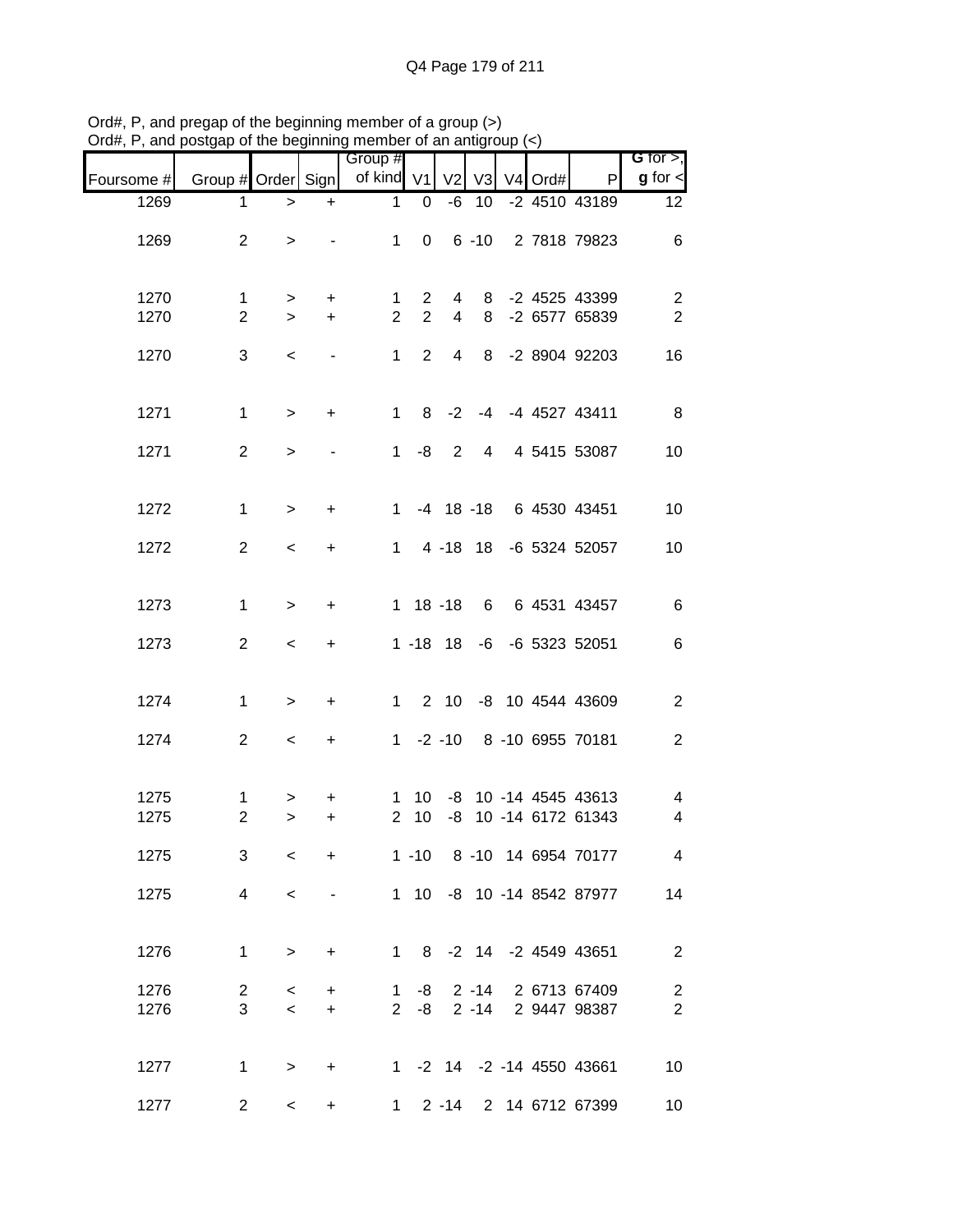Ord#, P, and pregap of the beginning member of a group (>)
Ord#, P, and postgap of the beginning member of an antigroup (<)

| Foursome # | Group # | Order | Sign | Group # of kind | V1 | V2 | V3 | V4 | Ord# | P | **G** for >, **g** for < |
|---|---|---|---|---|---|---|---|---|---|---|---|
| 1269 | 1 | > | + | 1 | 0 | -6 | 10 | -2 | 4510 | 43189 | 12 |
| 1269 | 2 | > | - | 1 | 0 | 6 | -10 | 2 | 7818 | 79823 | 6 |
| 1270 | 1 | > | + | 1 | 2 | 4 | 8 | -2 | 4525 | 43399 | 2 |
| 1270 | 2 | > | + | 2 | 2 | 4 | 8 | -2 | 6577 | 65839 | 2 |
| 1270 | 3 | < | - | 1 | 2 | 4 | 8 | -2 | 8904 | 92203 | 16 |
| 1271 | 1 | > | + | 1 | 8 | -2 | -4 | -4 | 4527 | 43411 | 8 |
| 1271 | 2 | > | - | 1 | -8 | 2 | 4 | 4 | 5415 | 53087 | 10 |
| 1272 | 1 | > | + | 1 | -4 | 18 | -18 | 6 | 4530 | 43451 | 10 |
| 1272 | 2 | < | + | 1 | 4 | -18 | 18 | -6 | 5324 | 52057 | 10 |
| 1273 | 1 | > | + | 1 | 18 | -18 | 6 | 6 | 4531 | 43457 | 6 |
| 1273 | 2 | < | + | 1 | -18 | 18 | -6 | -6 | 5323 | 52051 | 6 |
| 1274 | 1 | > | + | 1 | 2 | 10 | -8 | 10 | 4544 | 43609 | 2 |
| 1274 | 2 | < | + | 1 | -2 | -10 | 8 | -10 | 6955 | 70181 | 2 |
| 1275 | 1 | > | + | 1 | 10 | -8 | 10 | -14 | 4545 | 43613 | 4 |
| 1275 | 2 | > | + | 2 | 10 | -8 | 10 | -14 | 6172 | 61343 | 4 |
| 1275 | 3 | < | + | 1 | -10 | 8 | -10 | 14 | 6954 | 70177 | 4 |
| 1275 | 4 | < | - | 1 | 10 | -8 | 10 | -14 | 8542 | 87977 | 14 |
| 1276 | 1 | > | + | 1 | 8 | -2 | 14 | -2 | 4549 | 43651 | 2 |
| 1276 | 2 | < | + | 1 | -8 | 2 | -14 | 2 | 6713 | 67409 | 2 |
| 1276 | 3 | < | + | 2 | -8 | 2 | -14 | 2 | 9447 | 98387 | 2 |
| 1277 | 1 | > | + | 1 | -2 | 14 | -2 | -14 | 4550 | 43661 | 10 |
| 1277 | 2 | < | + | 1 | 2 | -14 | 2 | 14 | 6712 | 67399 | 10 |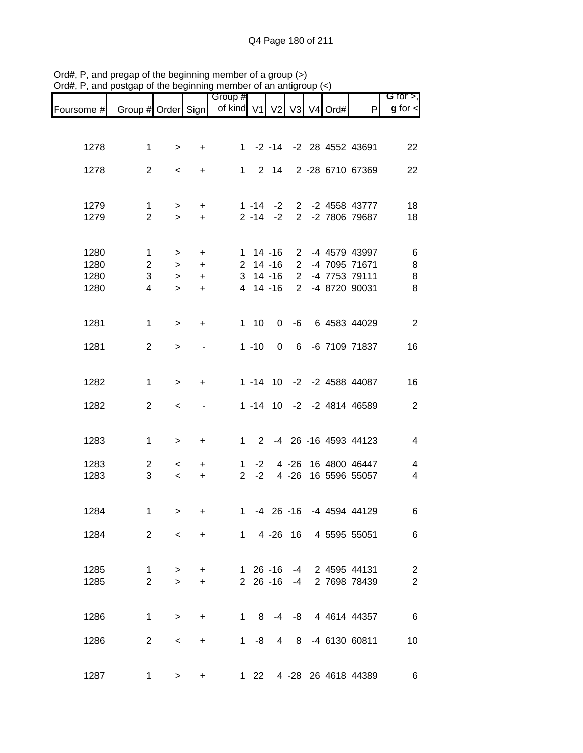Ord#, P, and pregap of the beginning member of a group (>)
Ord#, P, and postgap of the beginning member of an antigroup (<)

| Foursome # | Group # | Order | Sign | Group # of kind | V1 | V2 | V3 | V4 | Ord# | P | G for >, g for < |
|---|---|---|---|---|---|---|---|---|---|---|---|
| 1278 | 1 | > | + | 1 | -2 | -14 | -2 | 28 | 4552 | 43691 | 22 |
| 1278 | 2 | < | + | 1 | 2 | 14 | 2 | -28 | 6710 | 67369 | 22 |
| 1279 | 1 | > | + | 1 | -14 | -2 | 2 | -2 | 4558 | 43777 | 18 |
| 1279 | 2 | > | + | 2 | -14 | -2 | 2 | -2 | 7806 | 79687 | 18 |
| 1280 | 1 | > | + | 1 | 14 | -16 | 2 | -4 | 4579 | 43997 | 6 |
| 1280 | 2 | > | + | 2 | 14 | -16 | 2 | -4 | 7095 | 71671 | 8 |
| 1280 | 3 | > | + | 3 | 14 | -16 | 2 | -4 | 7753 | 79111 | 8 |
| 1280 | 4 | > | + | 4 | 14 | -16 | 2 | -4 | 8720 | 90031 | 8 |
| 1281 | 1 | > | + | 1 | 10 | 0 | -6 | 6 | 4583 | 44029 | 2 |
| 1281 | 2 | > | - | 1 | -10 | 0 | 6 | -6 | 7109 | 71837 | 16 |
| 1282 | 1 | > | + | 1 | -14 | 10 | -2 | -2 | 4588 | 44087 | 16 |
| 1282 | 2 | < | - | 1 | -14 | 10 | -2 | -2 | 4814 | 46589 | 2 |
| 1283 | 1 | > | + | 1 | 2 | -4 | 26 | -16 | 4593 | 44123 | 4 |
| 1283 | 2 | < | + | 1 | -2 | 4 | -26 | 16 | 4800 | 46447 | 4 |
| 1283 | 3 | < | + | 2 | -2 | 4 | -26 | 16 | 5596 | 55057 | 4 |
| 1284 | 1 | > | + | 1 | -4 | 26 | -16 | -4 | 4594 | 44129 | 6 |
| 1284 | 2 | < | + | 1 | 4 | -26 | 16 | 4 | 5595 | 55051 | 6 |
| 1285 | 1 | > | + | 1 | 26 | -16 | -4 | 2 | 4595 | 44131 | 2 |
| 1285 | 2 | > | + | 2 | 26 | -16 | -4 | 2 | 7698 | 78439 | 2 |
| 1286 | 1 | > | + | 1 | 8 | -4 | -8 | 4 | 4614 | 44357 | 6 |
| 1286 | 2 | < | + | 1 | -8 | 4 | 8 | -4 | 6130 | 60811 | 10 |
| 1287 | 1 | > | + | 1 | 22 | 4 | -28 | 26 | 4618 | 44389 | 6 |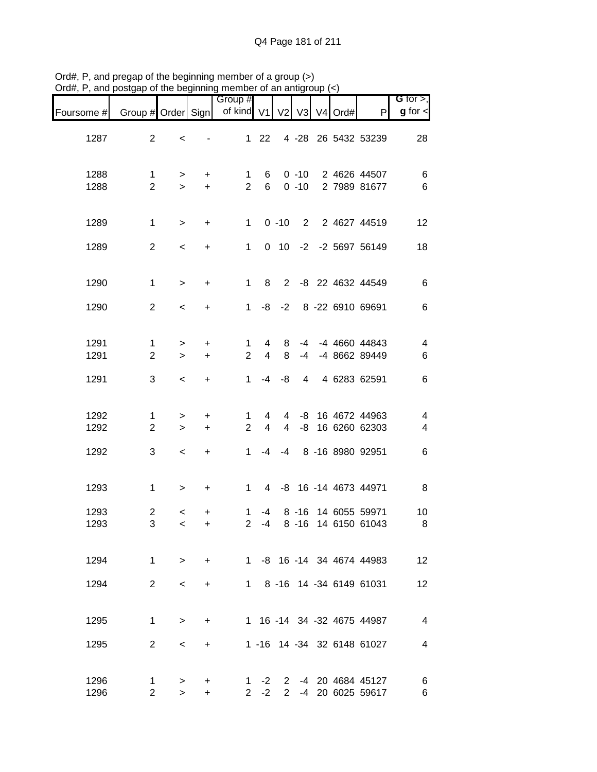Ord#, P, and pregap of the beginning member of a group (>)
Ord#, P, and postgap of the beginning member of an antigroup (<)

| Foursome # | Group # | Order | Sign | Group # of kind | V1 | V2 | V3 | V4 | Ord# | P | G for >, g for < |
|---|---|---|---|---|---|---|---|---|---|---|---|
| 1287 | 2 | < | - | 1 | 22 | 4 | -28 | 26 | 5432 | 53239 | 28 |
| 1288 | 1 | > | + | 1 | 6 | 0 | -10 | 2 | 4626 | 44507 | 6 |
| 1288 | 2 | > | + | 2 | 6 | 0 | -10 | 2 | 7989 | 81677 | 6 |
| 1289 | 1 | > | + | 1 | 0 | -10 | 2 | 2 | 4627 | 44519 | 12 |
| 1289 | 2 | < | + | 1 | 0 | 10 | -2 | -2 | 5697 | 56149 | 18 |
| 1290 | 1 | > | + | 1 | 8 | 2 | -8 | 22 | 4632 | 44549 | 6 |
| 1290 | 2 | < | + | 1 | -8 | -2 | 8 | -22 | 6910 | 69691 | 6 |
| 1291 | 1 | > | + | 1 | 4 | 8 | -4 | -4 | 4660 | 44843 | 4 |
| 1291 | 2 | > | + | 2 | 4 | 8 | -4 | -4 | 8662 | 89449 | 6 |
| 1291 | 3 | < | + | 1 | -4 | -8 | 4 | 4 | 6283 | 62591 | 6 |
| 1292 | 1 | > | + | 1 | 4 | 4 | -8 | 16 | 4672 | 44963 | 4 |
| 1292 | 2 | > | + | 2 | 4 | 4 | -8 | 16 | 6260 | 62303 | 4 |
| 1292 | 3 | < | + | 1 | -4 | -4 | 8 | -16 | 8980 | 92951 | 6 |
| 1293 | 1 | > | + | 1 | 4 | -8 | 16 | -14 | 4673 | 44971 | 8 |
| 1293 | 2 | < | + | 1 | -4 | 8 | -16 | 14 | 6055 | 59971 | 10 |
| 1293 | 3 | < | + | 2 | -4 | 8 | -16 | 14 | 6150 | 61043 | 8 |
| 1294 | 1 | > | + | 1 | -8 | 16 | -14 | 34 | 4674 | 44983 | 12 |
| 1294 | 2 | < | + | 1 | 8 | -16 | 14 | -34 | 6149 | 61031 | 12 |
| 1295 | 1 | > | + | 1 | 16 | -14 | 34 | -32 | 4675 | 44987 | 4 |
| 1295 | 2 | < | + | 1 | -16 | 14 | -34 | 32 | 6148 | 61027 | 4 |
| 1296 | 1 | > | + | 1 | -2 | 2 | -4 | 20 | 4684 | 45127 | 6 |
| 1296 | 2 | > | + | 2 | -2 | 2 | -4 | 20 | 6025 | 59617 | 6 |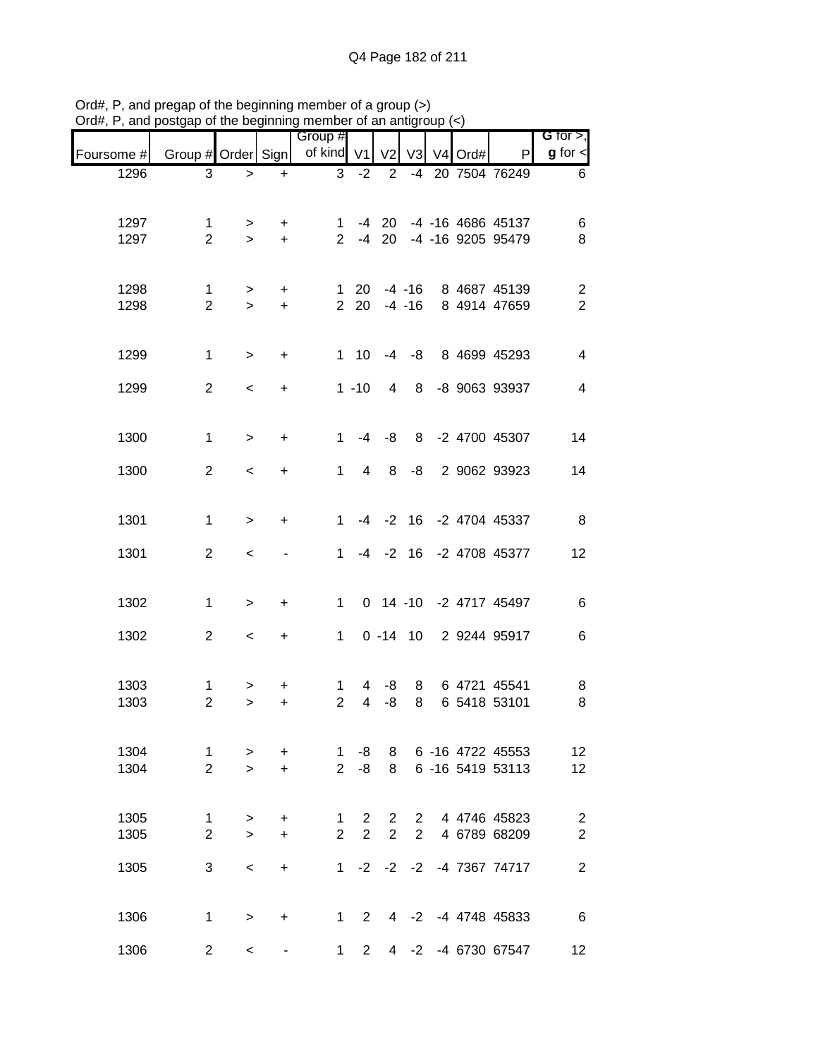Ord#, P, and pregap of the beginning member of a group (>)
Ord#, P, and postgap of the beginning member of an antigroup (<)

| Foursome # | Group # | Order | Sign | Group # of kind | V1 | V2 | V3 | V4 | Ord# | P | G for >, g for < |
|---|---|---|---|---|---|---|---|---|---|---|---|
| 1296 | 3 | > | + | 3 | -2 | 2 | -4 | 20 | 7504 | 76249 | 6 |
| 1297 | 1 | > | + | 1 | -4 | 20 | -4 | -16 | 4686 | 45137 | 6 |
| 1297 | 2 | > | + | 2 | -4 | 20 | -4 | -16 | 9205 | 95479 | 8 |
| 1298 | 1 | > | + | 1 | 20 | -4 | -16 | 8 | 4687 | 45139 | 2 |
| 1298 | 2 | > | + | 2 | 20 | -4 | -16 | 8 | 4914 | 47659 | 2 |
| 1299 | 1 | > | + | 1 | 10 | -4 | -8 | 8 | 4699 | 45293 | 4 |
| 1299 | 2 | < | + | 1 | -10 | 4 | 8 | -8 | 9063 | 93937 | 4 |
| 1300 | 1 | > | + | 1 | -4 | -8 | 8 | -2 | 4700 | 45307 | 14 |
| 1300 | 2 | < | + | 1 | 4 | 8 | -8 | 2 | 9062 | 93923 | 14 |
| 1301 | 1 | > | + | 1 | -4 | -2 | 16 | -2 | 4704 | 45337 | 8 |
| 1301 | 2 | < | - | 1 | -4 | -2 | 16 | -2 | 4708 | 45377 | 12 |
| 1302 | 1 | > | + | 1 | 0 | 14 | -10 | -2 | 4717 | 45497 | 6 |
| 1302 | 2 | < | + | 1 | 0 | -14 | 10 | 2 | 9244 | 95917 | 6 |
| 1303 | 1 | > | + | 1 | 4 | -8 | 8 | 6 | 4721 | 45541 | 8 |
| 1303 | 2 | > | + | 2 | 4 | -8 | 8 | 6 | 5418 | 53101 | 8 |
| 1304 | 1 | > | + | 1 | -8 | 8 | 6 | -16 | 4722 | 45553 | 12 |
| 1304 | 2 | > | + | 2 | -8 | 8 | 6 | -16 | 5419 | 53113 | 12 |
| 1305 | 1 | > | + | 1 | 2 | 2 | 2 | 4 | 4746 | 45823 | 2 |
| 1305 | 2 | > | + | 2 | 2 | 2 | 2 | 4 | 6789 | 68209 | 2 |
| 1305 | 3 | < | + | 1 | -2 | -2 | -2 | -4 | 7367 | 74717 | 2 |
| 1306 | 1 | > | + | 1 | 2 | 4 | -2 | -4 | 4748 | 45833 | 6 |
| 1306 | 2 | < | - | 1 | 2 | 4 | -2 | -4 | 6730 | 67547 | 12 |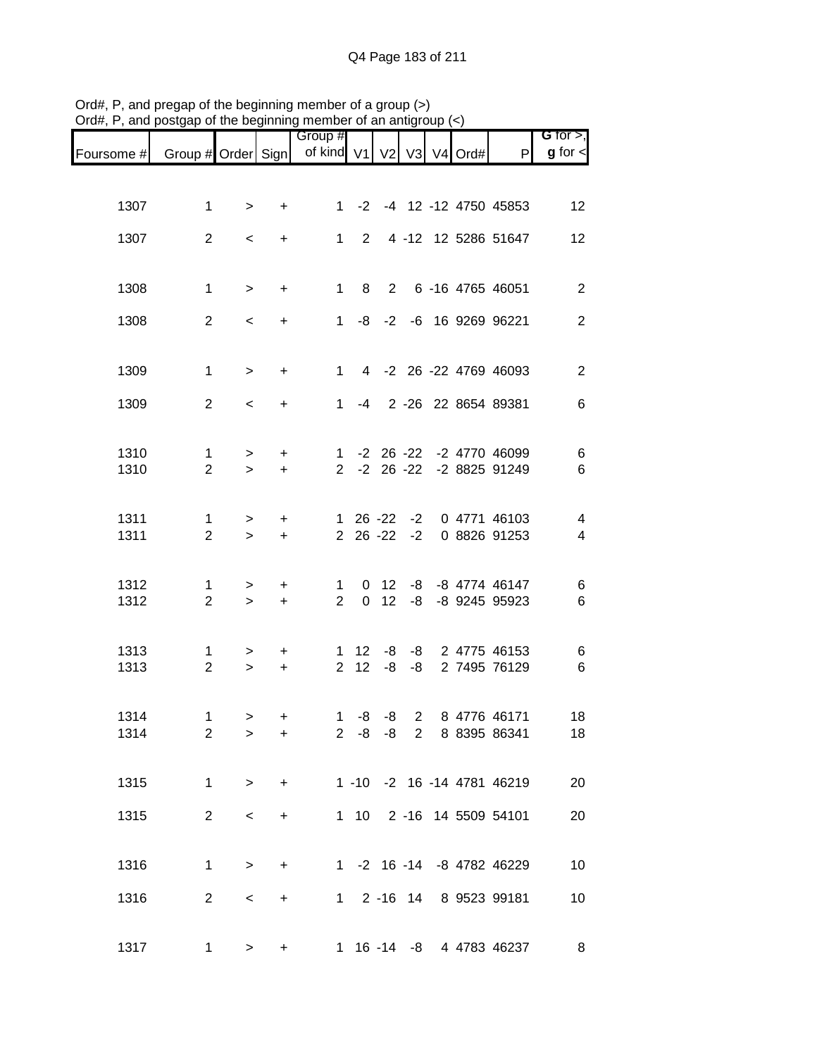Ord#, P, and pregap of the beginning member of a group (>)
Ord#, P, and postgap of the beginning member of an antigroup (<)

| Foursome # | Group # | Order | Sign | Group # of kind | V1 | V2 | V3 | V4 | Ord# | P | G for >, g for < |
|---|---|---|---|---|---|---|---|---|---|---|---|
| 1307 | 1 | > | + | 1 | -2 | -4 | 12 | -12 | 4750 | 45853 | 12 |
| 1307 | 2 | < | + | 1 | 2 | 4 | -12 | 12 | 5286 | 51647 | 12 |
| 1308 | 1 | > | + | 1 | 8 | 2 | 6 | -16 | 4765 | 46051 | 2 |
| 1308 | 2 | < | + | 1 | -8 | -2 | -6 | 16 | 9269 | 96221 | 2 |
| 1309 | 1 | > | + | 1 | 4 | -2 | 26 | -22 | 4769 | 46093 | 2 |
| 1309 | 2 | < | + | 1 | -4 | 2 | -26 | 22 | 8654 | 89381 | 6 |
| 1310 | 1 | > | + | 1 | -2 | 26 | -22 | -2 | 4770 | 46099 | 6 |
| 1310 | 2 | > | + | 2 | -2 | 26 | -22 | -2 | 8825 | 91249 | 6 |
| 1311 | 1 | > | + | 1 | 26 | -22 | -2 | 0 | 4771 | 46103 | 4 |
| 1311 | 2 | > | + | 2 | 26 | -22 | -2 | 0 | 8826 | 91253 | 4 |
| 1312 | 1 | > | + | 1 | 0 | 12 | -8 | -8 | 4774 | 46147 | 6 |
| 1312 | 2 | > | + | 2 | 0 | 12 | -8 | -8 | 9245 | 95923 | 6 |
| 1313 | 1 | > | + | 1 | 12 | -8 | -8 | 2 | 4775 | 46153 | 6 |
| 1313 | 2 | > | + | 2 | 12 | -8 | -8 | 2 | 7495 | 76129 | 6 |
| 1314 | 1 | > | + | 1 | -8 | -8 | 2 | 8 | 4776 | 46171 | 18 |
| 1314 | 2 | > | + | 2 | -8 | -8 | 2 | 8 | 8395 | 86341 | 18 |
| 1315 | 1 | > | + | 1 | -10 | -2 | 16 | -14 | 4781 | 46219 | 20 |
| 1315 | 2 | < | + | 1 | 10 | 2 | -16 | 14 | 5509 | 54101 | 20 |
| 1316 | 1 | > | + | 1 | -2 | 16 | -14 | -8 | 4782 | 46229 | 10 |
| 1316 | 2 | < | + | 1 | 2 | -16 | 14 | 8 | 9523 | 99181 | 10 |
| 1317 | 1 | > | + | 1 | 16 | -14 | -8 | 4 | 4783 | 46237 | 8 |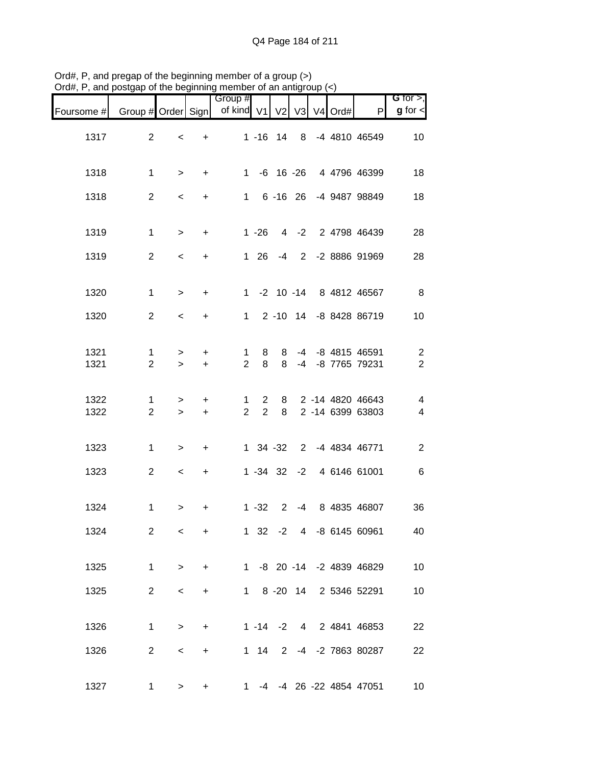Ord#, P, and pregap of the beginning member of a group (>)
Ord#, P, and postgap of the beginning member of an antigroup (<)

| Foursome # | Group # | Order | Sign | Group # of kind | V1 | V2 | V3 | V4 | Ord# | P | G for >, g for < |
|---|---|---|---|---|---|---|---|---|---|---|---|
| 1317 | 2 | < | + | 1 | -16 | 14 | 8 | -4 | 4810 | 46549 | 10 |
| 1318 | 1 | > | + | 1 | -6 | 16 | -26 | 4 | 4796 | 46399 | 18 |
| 1318 | 2 | < | + | 1 | 6 | -16 | 26 | -4 | 9487 | 98849 | 18 |
| 1319 | 1 | > | + | 1 | -26 | 4 | -2 | 2 | 4798 | 46439 | 28 |
| 1319 | 2 | < | + | 1 | 26 | -4 | 2 | -2 | 8886 | 91969 | 28 |
| 1320 | 1 | > | + | 1 | -2 | 10 | -14 | 8 | 4812 | 46567 | 8 |
| 1320 | 2 | < | + | 1 | 2 | -10 | 14 | -8 | 8428 | 86719 | 10 |
| 1321 | 1 | > | + | 1 | 8 | 8 | -4 | -8 | 4815 | 46591 | 2 |
| 1321 | 2 | > | + | 2 | 8 | 8 | -4 | -8 | 7765 | 79231 | 2 |
| 1322 | 1 | > | + | 1 | 2 | 8 | 2 | -14 | 4820 | 46643 | 4 |
| 1322 | 2 | > | + | 2 | 2 | 8 | 2 | -14 | 6399 | 63803 | 4 |
| 1323 | 1 | > | + | 1 | 34 | -32 | 2 | -4 | 4834 | 46771 | 2 |
| 1323 | 2 | < | + | 1 | -34 | 32 | -2 | 4 | 6146 | 61001 | 6 |
| 1324 | 1 | > | + | 1 | -32 | 2 | -4 | 8 | 4835 | 46807 | 36 |
| 1324 | 2 | < | + | 1 | 32 | -2 | 4 | -8 | 6145 | 60961 | 40 |
| 1325 | 1 | > | + | 1 | -8 | 20 | -14 | -2 | 4839 | 46829 | 10 |
| 1325 | 2 | < | + | 1 | 8 | -20 | 14 | 2 | 5346 | 52291 | 10 |
| 1326 | 1 | > | + | 1 | -14 | -2 | 4 | 2 | 4841 | 46853 | 22 |
| 1326 | 2 | < | + | 1 | 14 | 2 | -4 | -2 | 7863 | 80287 | 22 |
| 1327 | 1 | > | + | 1 | -4 | -4 | 26 | -22 | 4854 | 47051 | 10 |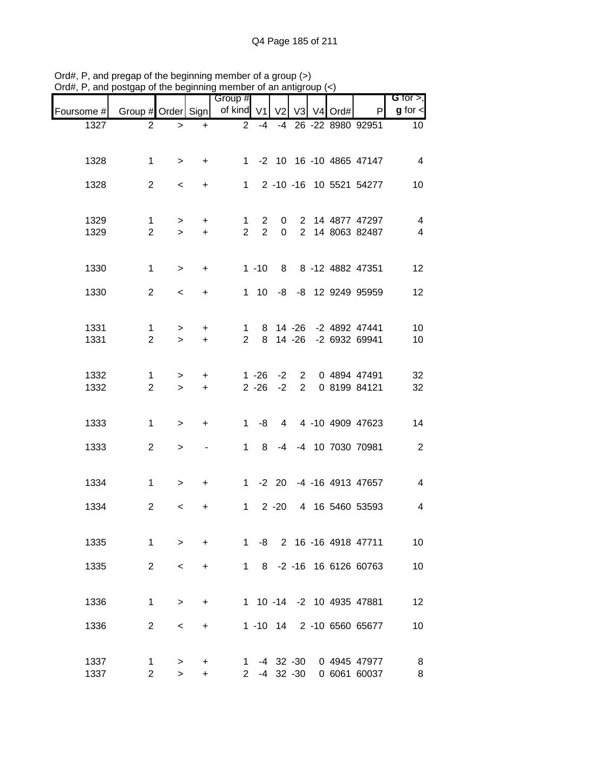Ord#, P, and pregap of the beginning member of a group (>)
Ord#, P, and postgap of the beginning member of an antigroup (<)

| Foursome # | Group # | Order | Sign | Group # of kind | V1 | V2 | V3 | V4 | Ord# | P | G for >, g for < |
|---|---|---|---|---|---|---|---|---|---|---|---|
| 1327 | 2 | > | + | 2 | -4 | -4 | 26 | -22 | 8980 | 92951 | 10 |
| 1328 | 1 | > | + | 1 | -2 | 10 | 16 | -10 | 4865 | 47147 | 4 |
| 1328 | 2 | < | + | 1 | 2 | -10 | -16 | 10 | 5521 | 54277 | 10 |
| 1329 | 1 | > | + | 1 | 2 | 0 | 2 | 14 | 4877 | 47297 | 4 |
| 1329 | 2 | > | + | 2 | 2 | 0 | 2 | 14 | 8063 | 82487 | 4 |
| 1330 | 1 | > | + | 1 | -10 | 8 | 8 | -12 | 4882 | 47351 | 12 |
| 1330 | 2 | < | + | 1 | 10 | -8 | -8 | 12 | 9249 | 95959 | 12 |
| 1331 | 1 | > | + | 1 | 8 | 14 | -26 | -2 | 4892 | 47441 | 10 |
| 1331 | 2 | > | + | 2 | 8 | 14 | -26 | -2 | 6932 | 69941 | 10 |
| 1332 | 1 | > | + | 1 | -26 | -2 | 2 | 0 | 4894 | 47491 | 32 |
| 1332 | 2 | > | + | 2 | -26 | -2 | 2 | 0 | 8199 | 84121 | 32 |
| 1333 | 1 | > | + | 1 | -8 | 4 | 4 | -10 | 4909 | 47623 | 14 |
| 1333 | 2 | > | - | 1 | 8 | -4 | -4 | 10 | 7030 | 70981 | 2 |
| 1334 | 1 | > | + | 1 | -2 | 20 | -4 | -16 | 4913 | 47657 | 4 |
| 1334 | 2 | < | + | 1 | 2 | -20 | 4 | 16 | 5460 | 53593 | 4 |
| 1335 | 1 | > | + | 1 | -8 | 2 | 16 | -16 | 4918 | 47711 | 10 |
| 1335 | 2 | < | + | 1 | 8 | -2 | -16 | 16 | 6126 | 60763 | 10 |
| 1336 | 1 | > | + | 1 | 10 | -14 | -2 | 10 | 4935 | 47881 | 12 |
| 1336 | 2 | < | + | 1 | -10 | 14 | 2 | -10 | 6560 | 65677 | 10 |
| 1337 | 1 | > | + | 1 | -4 | 32 | -30 | 0 | 4945 | 47977 | 8 |
| 1337 | 2 | > | + | 2 | -4 | 32 | -30 | 0 | 6061 | 60037 | 8 |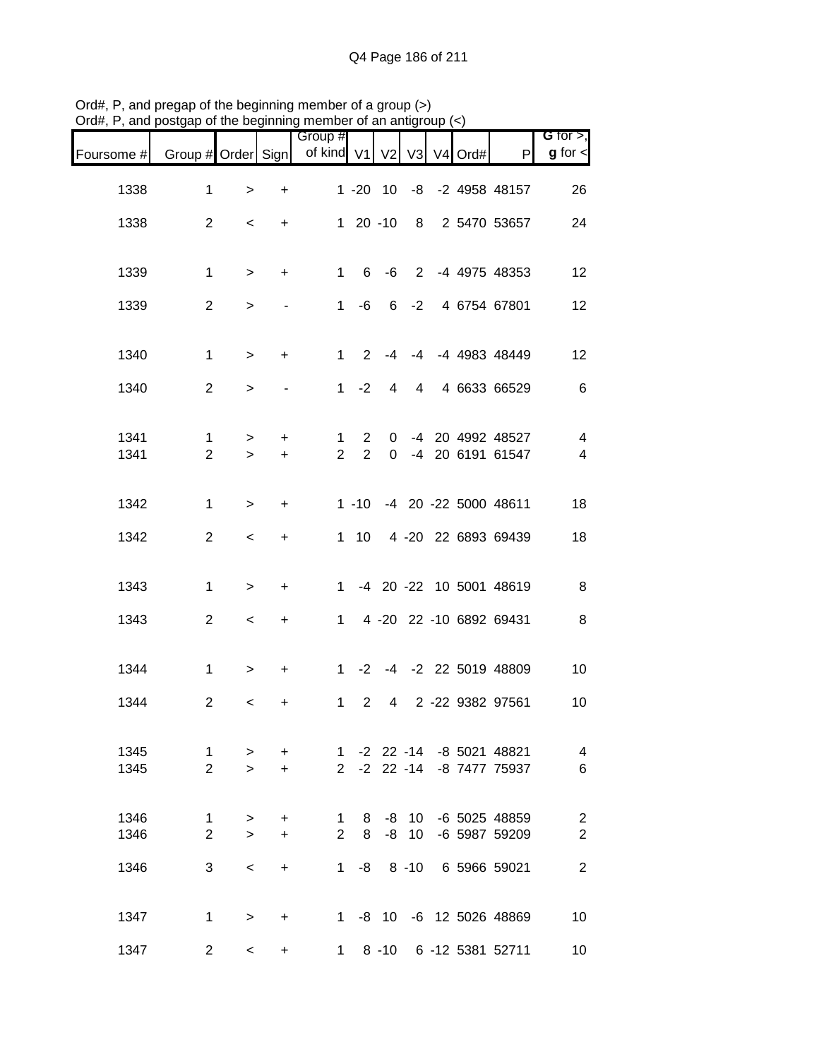Ord#, P, and pregap of the beginning member of a group (>)
Ord#, P, and postgap of the beginning member of an antigroup (<)

| Foursome # | Group # | Order | Sign | Group # of kind | V1 | V2 | V3 | V4 | Ord# | P | G for >, g for < |
|---|---|---|---|---|---|---|---|---|---|---|---|
| 1338 | 1 | > | + | 1 | -20 | 10 | -8 | -2 | 4958 | 48157 | 26 |
| 1338 | 2 | < | + | 1 | 20 | -10 | 8 | 2 | 5470 | 53657 | 24 |
| 1339 | 1 | > | + | 1 | 6 | -6 | 2 | -4 | 4975 | 48353 | 12 |
| 1339 | 2 | > | - | 1 | -6 | 6 | -2 | 4 | 6754 | 67801 | 12 |
| 1340 | 1 | > | + | 1 | 2 | -4 | -4 | -4 | 4983 | 48449 | 12 |
| 1340 | 2 | > | - | 1 | -2 | 4 | 4 | 4 | 6633 | 66529 | 6 |
| 1341 | 1 | > | + | 1 | 2 | 0 | -4 | 20 | 4992 | 48527 | 4 |
| 1341 | 2 | > | + | 2 | 2 | 0 | -4 | 20 | 6191 | 61547 | 4 |
| 1342 | 1 | > | + | 1 | -10 | -4 | 20 | -22 | 5000 | 48611 | 18 |
| 1342 | 2 | < | + | 1 | 10 | 4 | -20 | 22 | 6893 | 69439 | 18 |
| 1343 | 1 | > | + | 1 | -4 | 20 | -22 | 10 | 5001 | 48619 | 8 |
| 1343 | 2 | < | + | 1 | 4 | -20 | 22 | -10 | 6892 | 69431 | 8 |
| 1344 | 1 | > | + | 1 | -2 | -4 | -2 | 22 | 5019 | 48809 | 10 |
| 1344 | 2 | < | + | 1 | 2 | 4 | 2 | -22 | 9382 | 97561 | 10 |
| 1345 | 1 | > | + | 1 | -2 | 22 | -14 | -8 | 5021 | 48821 | 4 |
| 1345 | 2 | > | + | 2 | -2 | 22 | -14 | -8 | 7477 | 75937 | 6 |
| 1346 | 1 | > | + | 1 | 8 | -8 | 10 | -6 | 5025 | 48859 | 2 |
| 1346 | 2 | > | + | 2 | 8 | -8 | 10 | -6 | 5987 | 59209 | 2 |
| 1346 | 3 | < | + | 1 | -8 | 8 | -10 | 6 | 5966 | 59021 | 2 |
| 1347 | 1 | > | + | 1 | -8 | 10 | -6 | 12 | 5026 | 48869 | 10 |
| 1347 | 2 | < | + | 1 | 8 | -10 | 6 | -12 | 5381 | 52711 | 10 |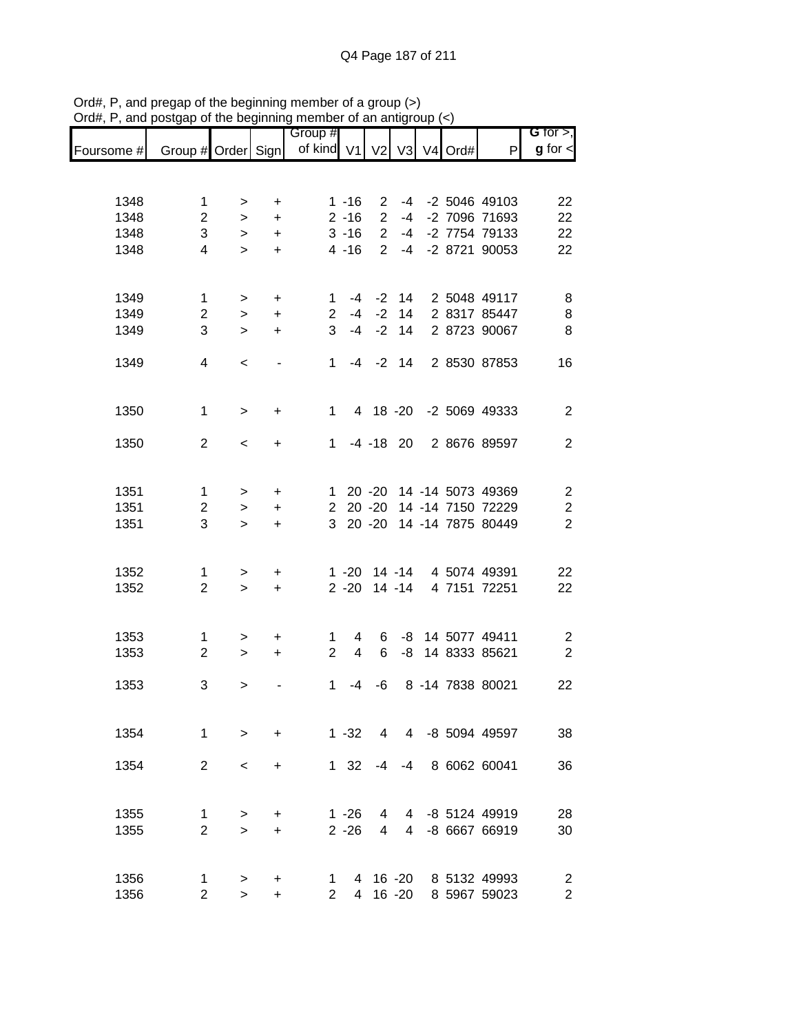Ord#, P, and pregap of the beginning member of a group (>)
Ord#, P, and postgap of the beginning member of an antigroup (<)

| Foursome # | Group # | Order | Sign | Group # of kind | V1 | V2 | V3 | V4 | Ord# | P | G for >, g for < |
|---|---|---|---|---|---|---|---|---|---|---|---|
| 1348 | 1 | > | + | 1 | -16 | 2 | -4 | -2 | 5046 | 49103 | 22 |
| 1348 | 2 | > | + | 2 | -16 | 2 | -4 | -2 | 7096 | 71693 | 22 |
| 1348 | 3 | > | + | 3 | -16 | 2 | -4 | -2 | 7754 | 79133 | 22 |
| 1348 | 4 | > | + | 4 | -16 | 2 | -4 | -2 | 8721 | 90053 | 22 |
| 1349 | 1 | > | + | 1 | -4 | -2 | 14 | 2 | 5048 | 49117 | 8 |
| 1349 | 2 | > | + | 2 | -4 | -2 | 14 | 2 | 8317 | 85447 | 8 |
| 1349 | 3 | > | + | 3 | -4 | -2 | 14 | 2 | 8723 | 90067 | 8 |
| 1349 | 4 | < | - | 1 | -4 | -2 | 14 | 2 | 8530 | 87853 | 16 |
| 1350 | 1 | > | + | 1 | 4 | 18 | -20 | -2 | 5069 | 49333 | 2 |
| 1350 | 2 | < | + | 1 | -4 | -18 | 20 | 2 | 8676 | 89597 | 2 |
| 1351 | 1 | > | + | 1 | 20 | -20 | 14 | -14 | 5073 | 49369 | 2 |
| 1351 | 2 | > | + | 2 | 20 | -20 | 14 | -14 | 7150 | 72229 | 2 |
| 1351 | 3 | > | + | 3 | 20 | -20 | 14 | -14 | 7875 | 80449 | 2 |
| 1352 | 1 | > | + | 1 | -20 | 14 | -14 | 4 | 5074 | 49391 | 22 |
| 1352 | 2 | > | + | 2 | -20 | 14 | -14 | 4 | 7151 | 72251 | 22 |
| 1353 | 1 | > | + | 1 | 4 | 6 | -8 | 14 | 5077 | 49411 | 2 |
| 1353 | 2 | > | + | 2 | 4 | 6 | -8 | 14 | 8333 | 85621 | 2 |
| 1353 | 3 | > | - | 1 | -4 | -6 | 8 | -14 | 7838 | 80021 | 22 |
| 1354 | 1 | > | + | 1 | -32 | 4 | 4 | -8 | 5094 | 49597 | 38 |
| 1354 | 2 | < | + | 1 | 32 | -4 | -4 | 8 | 6062 | 60041 | 36 |
| 1355 | 1 | > | + | 1 | -26 | 4 | 4 | -8 | 5124 | 49919 | 28 |
| 1355 | 2 | > | + | 2 | -26 | 4 | 4 | -8 | 6667 | 66919 | 30 |
| 1356 | 1 | > | + | 1 | 4 | 16 | -20 | 8 | 5132 | 49993 | 2 |
| 1356 | 2 | > | + | 2 | 4 | 16 | -20 | 8 | 5967 | 59023 | 2 |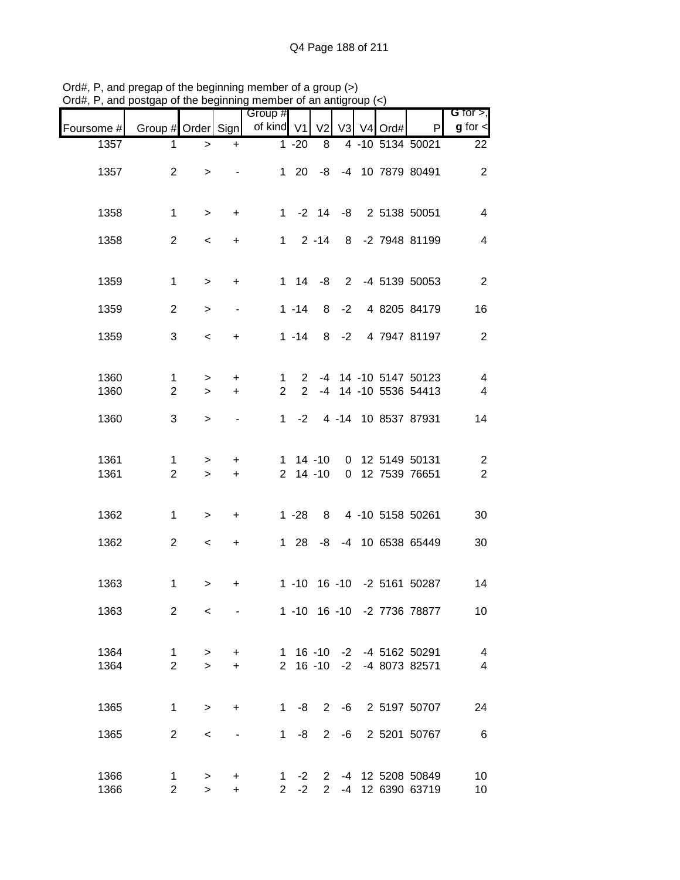Ord#, P, and pregap of the beginning member of a group (>)
Ord#, P, and postgap of the beginning member of an antigroup (<)

| Foursome # | Group # | Order | Sign | Group # of kind | V1 | V2 | V3 | V4 | Ord# | P | G for >, g for < |
|---|---|---|---|---|---|---|---|---|---|---|---|
| 1357 | 1 | > | + | 1 | -20 | 8 | 4 | -10 | 5134 | 50021 | 22 |
| 1357 | 2 | > | - | 1 | 20 | -8 | -4 | 10 | 7879 | 80491 | 2 |
| 1358 | 1 | > | + | 1 | -2 | 14 | -8 | 2 | 5138 | 50051 | 4 |
| 1358 | 2 | < | + | 1 | 2 | -14 | 8 | -2 | 7948 | 81199 | 4 |
| 1359 | 1 | > | + | 1 | 14 | -8 | 2 | -4 | 5139 | 50053 | 2 |
| 1359 | 2 | > | - | 1 | -14 | 8 | -2 | 4 | 8205 | 84179 | 16 |
| 1359 | 3 | < | + | 1 | -14 | 8 | -2 | 4 | 7947 | 81197 | 2 |
| 1360 | 1 | > | + | 1 | 2 | -4 | 14 | -10 | 5147 | 50123 | 4 |
| 1360 | 2 | > | + | 2 | 2 | -4 | 14 | -10 | 5536 | 54413 | 4 |
| 1360 | 3 | > | - | 1 | -2 | 4 | -14 | 10 | 8537 | 87931 | 14 |
| 1361 | 1 | > | + | 1 | 14 | -10 | 0 | 12 | 5149 | 50131 | 2 |
| 1361 | 2 | > | + | 2 | 14 | -10 | 0 | 12 | 7539 | 76651 | 2 |
| 1362 | 1 | > | + | 1 | -28 | 8 | 4 | -10 | 5158 | 50261 | 30 |
| 1362 | 2 | < | + | 1 | 28 | -8 | -4 | 10 | 6538 | 65449 | 30 |
| 1363 | 1 | > | + | 1 | -10 | 16 | -10 | -2 | 5161 | 50287 | 14 |
| 1363 | 2 | < | - | 1 | -10 | 16 | -10 | -2 | 7736 | 78877 | 10 |
| 1364 | 1 | > | + | 1 | 16 | -10 | -2 | -4 | 5162 | 50291 | 4 |
| 1364 | 2 | > | + | 2 | 16 | -10 | -2 | -4 | 8073 | 82571 | 4 |
| 1365 | 1 | > | + | 1 | -8 | 2 | -6 | 2 | 5197 | 50707 | 24 |
| 1365 | 2 | < | - | 1 | -8 | 2 | -6 | 2 | 5201 | 50767 | 6 |
| 1366 | 1 | > | + | 1 | -2 | 2 | -4 | 12 | 5208 | 50849 | 10 |
| 1366 | 2 | > | + | 2 | -2 | 2 | -4 | 12 | 6390 | 63719 | 10 |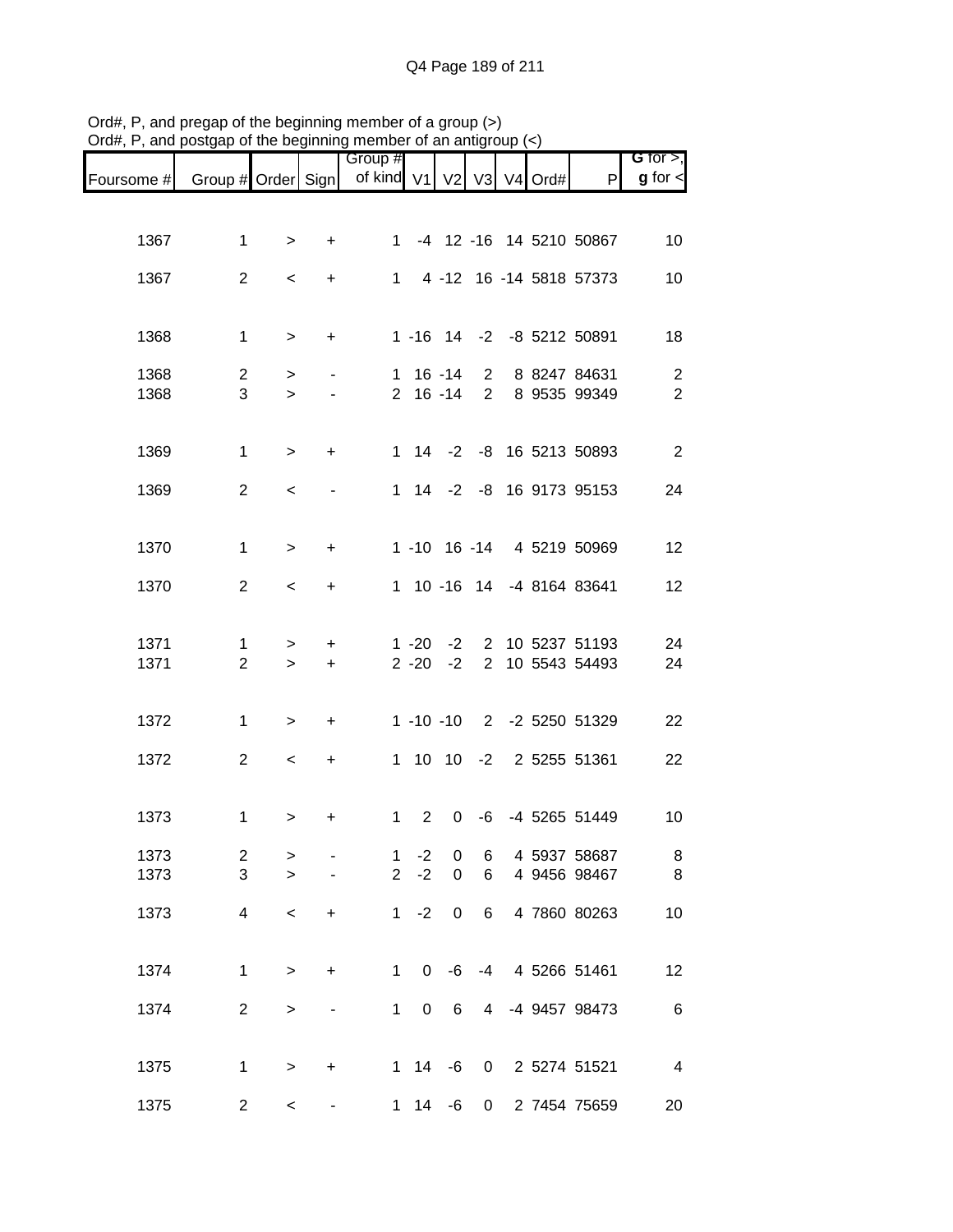Ord#, P, and pregap of the beginning member of a group (>)
Ord#, P, and postgap of the beginning member of an antigroup (<)

| Foursome # | Group # | Order | Sign | Group # of kind | V1 | V2 | V3 | V4 | Ord# | P | G for >, g for < |
|---|---|---|---|---|---|---|---|---|---|---|---|
| 1367 | 1 | > | + | 1 | -4 | 12 | -16 | 14 | 5210 | 50867 | 10 |
| 1367 | 2 | < | + | 1 | 4 | -12 | 16 | -14 | 5818 | 57373 | 10 |
| 1368 | 1 | > | + | 1 | -16 | 14 | -2 | -8 | 5212 | 50891 | 18 |
| 1368 | 2 | > | - | 1 | 16 | -14 | 2 | 8 | 8247 | 84631 | 2 |
| 1368 | 3 | > | - | 2 | 16 | -14 | 2 | 8 | 9535 | 99349 | 2 |
| 1369 | 1 | > | + | 1 | 14 | -2 | -8 | 16 | 5213 | 50893 | 2 |
| 1369 | 2 | < | - | 1 | 14 | -2 | -8 | 16 | 9173 | 95153 | 24 |
| 1370 | 1 | > | + | 1 | -10 | 16 | -14 | 4 | 5219 | 50969 | 12 |
| 1370 | 2 | < | + | 1 | 10 | -16 | 14 | -4 | 8164 | 83641 | 12 |
| 1371 | 1 | > | + | 1 | -20 | -2 | 2 | 10 | 5237 | 51193 | 24 |
| 1371 | 2 | > | + | 2 | -20 | -2 | 2 | 10 | 5543 | 54493 | 24 |
| 1372 | 1 | > | + | 1 | -10 | -10 | 2 | -2 | 5250 | 51329 | 22 |
| 1372 | 2 | < | + | 1 | 10 | 10 | -2 | 2 | 5255 | 51361 | 22 |
| 1373 | 1 | > | + | 1 | 2 | 0 | -6 | -4 | 5265 | 51449 | 10 |
| 1373 | 2 | > | - | 1 | -2 | 0 | 6 | 4 | 5937 | 58687 | 8 |
| 1373 | 3 | > | - | 2 | -2 | 0 | 6 | 4 | 9456 | 98467 | 8 |
| 1373 | 4 | < | + | 1 | -2 | 0 | 6 | 4 | 7860 | 80263 | 10 |
| 1374 | 1 | > | + | 1 | 0 | -6 | -4 | 4 | 5266 | 51461 | 12 |
| 1374 | 2 | > | - | 1 | 0 | 6 | 4 | -4 | 9457 | 98473 | 6 |
| 1375 | 1 | > | + | 1 | 14 | -6 | 0 | 2 | 5274 | 51521 | 4 |
| 1375 | 2 | < | - | 1 | 14 | -6 | 0 | 2 | 7454 | 75659 | 20 |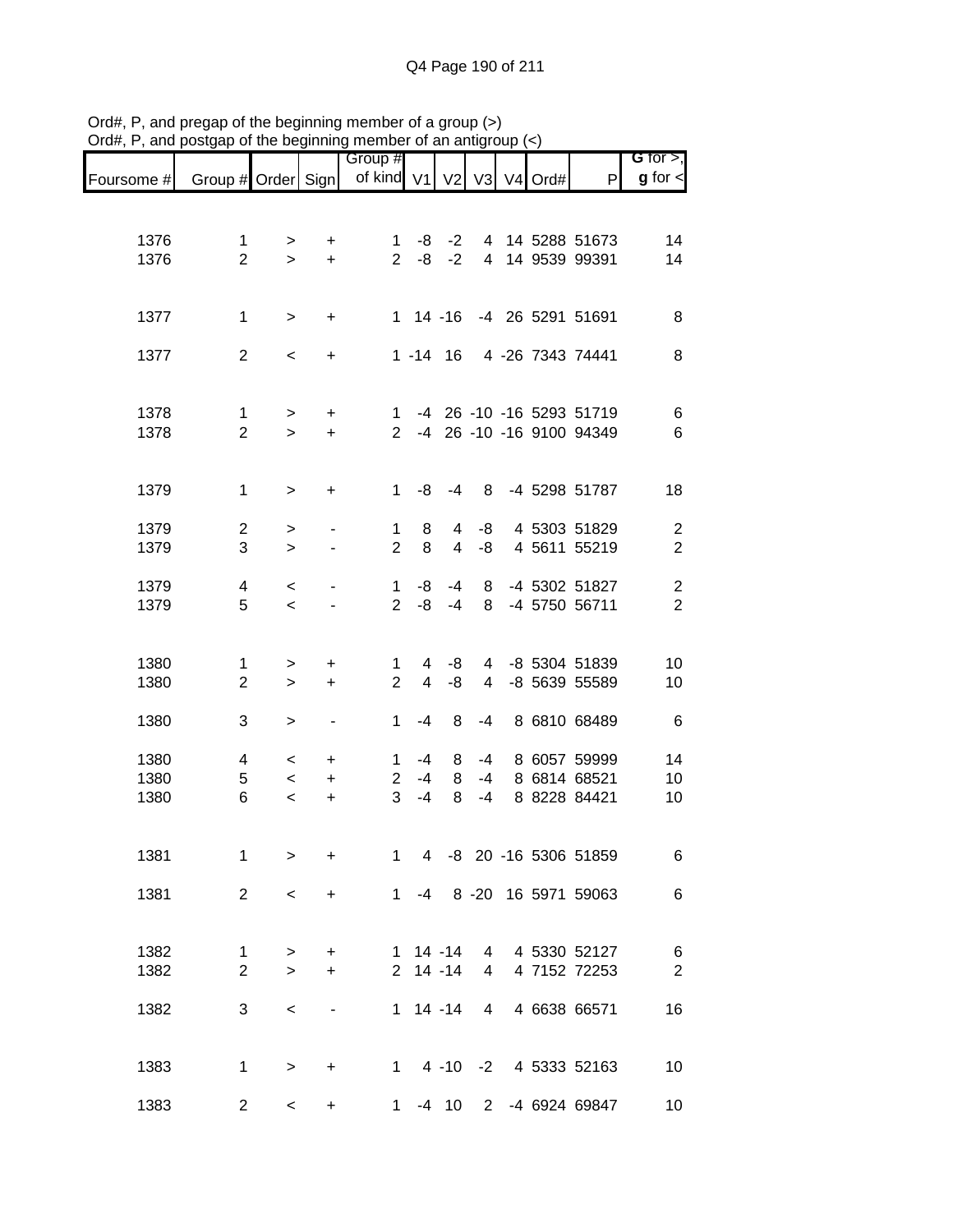Ord#, P, and pregap of the beginning member of a group (>)
Ord#, P, and postgap of the beginning member of an antigroup (<)

| Foursome # | Group # | Order | Sign | Group # of kind | V1 | V2 | V3 | V4 | Ord# | P | G for >, g for < |
|---|---|---|---|---|---|---|---|---|---|---|---|
| 1376 | 1 | > | + | 1 | -8 | -2 | 4 | 14 | 5288 | 51673 | 14 |
| 1376 | 2 | > | + | 2 | -8 | -2 | 4 | 14 | 9539 | 99391 | 14 |
| 1377 | 1 | > | + | 1 | 14 | -16 | -4 | 26 | 5291 | 51691 | 8 |
| 1377 | 2 | < | + | 1 | -14 | 16 | 4 | -26 | 7343 | 74441 | 8 |
| 1378 | 1 | > | + | 1 | -4 | 26 | -10 | -16 | 5293 | 51719 | 6 |
| 1378 | 2 | > | + | 2 | -4 | 26 | -10 | -16 | 9100 | 94349 | 6 |
| 1379 | 1 | > | + | 1 | -8 | -4 | 8 | -4 | 5298 | 51787 | 18 |
| 1379 | 2 | > | - | 1 | 8 | 4 | -8 | 4 | 5303 | 51829 | 2 |
| 1379 | 3 | > | - | 2 | 8 | 4 | -8 | 4 | 5611 | 55219 | 2 |
| 1379 | 4 | < | - | 1 | -8 | -4 | 8 | -4 | 5302 | 51827 | 2 |
| 1379 | 5 | < | - | 2 | -8 | -4 | 8 | -4 | 5750 | 56711 | 2 |
| 1380 | 1 | > | + | 1 | 4 | -8 | 4 | -8 | 5304 | 51839 | 10 |
| 1380 | 2 | > | + | 2 | 4 | -8 | 4 | -8 | 5639 | 55589 | 10 |
| 1380 | 3 | > | - | 1 | -4 | 8 | -4 | 8 | 6810 | 68489 | 6 |
| 1380 | 4 | < | + | 1 | -4 | 8 | -4 | 8 | 6057 | 59999 | 14 |
| 1380 | 5 | < | + | 2 | -4 | 8 | -4 | 8 | 6814 | 68521 | 10 |
| 1380 | 6 | < | + | 3 | -4 | 8 | -4 | 8 | 8228 | 84421 | 10 |
| 1381 | 1 | > | + | 1 | 4 | -8 | 20 | -16 | 5306 | 51859 | 6 |
| 1381 | 2 | < | + | 1 | -4 | 8 | -20 | 16 | 5971 | 59063 | 6 |
| 1382 | 1 | > | + | 1 | 14 | -14 | 4 | 4 | 5330 | 52127 | 6 |
| 1382 | 2 | > | + | 2 | 14 | -14 | 4 | 4 | 7152 | 72253 | 2 |
| 1382 | 3 | < | - | 1 | 14 | -14 | 4 | 4 | 6638 | 66571 | 16 |
| 1383 | 1 | > | + | 1 | 4 | -10 | -2 | 4 | 5333 | 52163 | 10 |
| 1383 | 2 | < | + | 1 | -4 | 10 | 2 | -4 | 6924 | 69847 | 10 |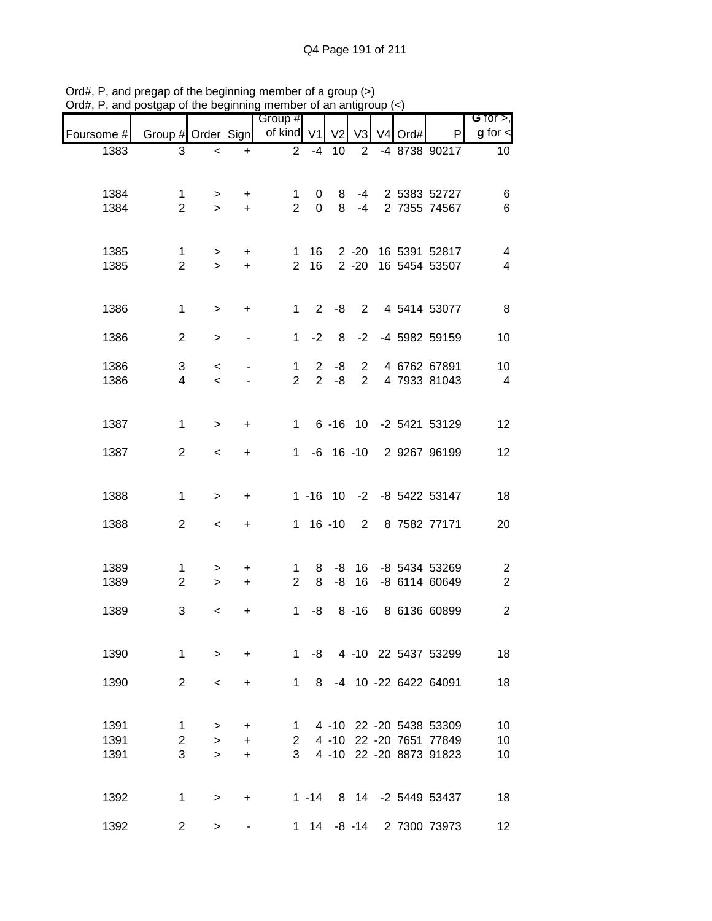Ord#, P, and pregap of the beginning member of a group (>)
Ord#, P, and postgap of the beginning member of an antigroup (<)

| Foursome # | Group # | Order | Sign | Group # of kind | V1 | V2 | V3 | V4 | Ord# | P | G for >, g for < |
|---|---|---|---|---|---|---|---|---|---|---|---|
| 1383 | 3 | < | + | 2 | -4 | 10 | 2 | -4 | 8738 | 90217 | 10 |
| 1384 | 1 | > | + | 1 | 0 | 8 | -4 | 2 | 5383 | 52727 | 6 |
| 1384 | 2 | > | + | 2 | 0 | 8 | -4 | 2 | 7355 | 74567 | 6 |
| 1385 | 1 | > | + | 1 | 16 | 2 | -20 | 16 | 5391 | 52817 | 4 |
| 1385 | 2 | > | + | 2 | 16 | 2 | -20 | 16 | 5454 | 53507 | 4 |
| 1386 | 1 | > | + | 1 | 2 | -8 | 2 | 4 | 5414 | 53077 | 8 |
| 1386 | 2 | > | - | 1 | -2 | 8 | -2 | -4 | 5982 | 59159 | 10 |
| 1386 | 3 | < | - | 1 | 2 | -8 | 2 | 4 | 6762 | 67891 | 10 |
| 1386 | 4 | < | - | 2 | 2 | -8 | 2 | 4 | 7933 | 81043 | 4 |
| 1387 | 1 | > | + | 1 | 6 | -16 | 10 | -2 | 5421 | 53129 | 12 |
| 1387 | 2 | < | + | 1 | -6 | 16 | -10 | 2 | 9267 | 96199 | 12 |
| 1388 | 1 | > | + | 1 | -16 | 10 | -2 | -8 | 5422 | 53147 | 18 |
| 1388 | 2 | < | + | 1 | 16 | -10 | 2 | 8 | 7582 | 77171 | 20 |
| 1389 | 1 | > | + | 1 | 8 | -8 | 16 | -8 | 5434 | 53269 | 2 |
| 1389 | 2 | > | + | 2 | 8 | -8 | 16 | -8 | 6114 | 60649 | 2 |
| 1389 | 3 | < | + | 1 | -8 | 8 | -16 | 8 | 6136 | 60899 | 2 |
| 1390 | 1 | > | + | 1 | -8 | 4 | -10 | 22 | 5437 | 53299 | 18 |
| 1390 | 2 | < | + | 1 | 8 | -4 | 10 | -22 | 6422 | 64091 | 18 |
| 1391 | 1 | > | + | 1 | 4 | -10 | 22 | -20 | 5438 | 53309 | 10 |
| 1391 | 2 | > | + | 2 | 4 | -10 | 22 | -20 | 7651 | 77849 | 10 |
| 1391 | 3 | > | + | 3 | 4 | -10 | 22 | -20 | 8873 | 91823 | 10 |
| 1392 | 1 | > | + | 1 | -14 | 8 | 14 | -2 | 5449 | 53437 | 18 |
| 1392 | 2 | > | - | 1 | 14 | -8 | -14 | 2 | 7300 | 73973 | 12 |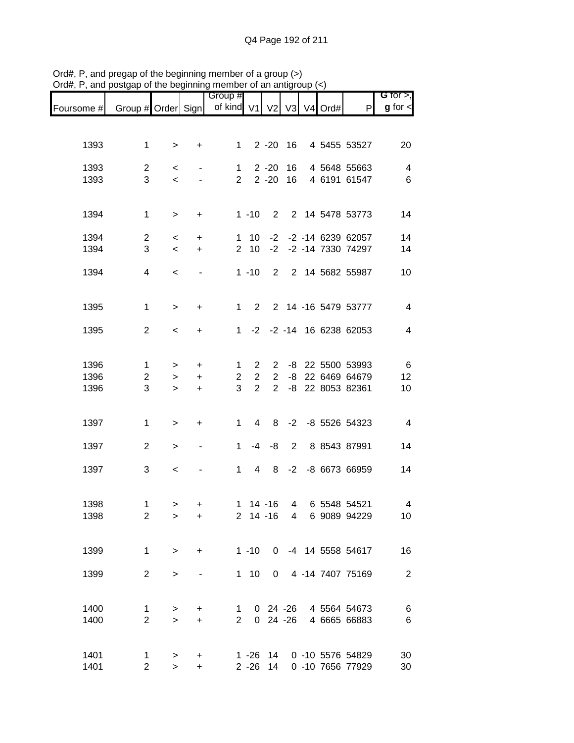Ord#, P, and pregap of the beginning member of a group (>)
Ord#, P, and postgap of the beginning member of an antigroup (<)

| Foursome # | Group # | Order | Sign | Group # of kind | V1 | V2 | V3 | V4 | Ord# | P | G for >, g for < |
|---|---|---|---|---|---|---|---|---|---|---|---|
| 1393 | 1 | > | + | 1 | 2 | -20 | 16 | 4 | 5455 | 53527 | 20 |
| 1393 | 2 | < | - | 1 | 2 | -20 | 16 | 4 | 5648 | 55663 | 4 |
| 1393 | 3 | < | - | 2 | 2 | -20 | 16 | 4 | 6191 | 61547 | 6 |
| 1394 | 1 | > | + | 1 | -10 | 2 | 2 | 14 | 5478 | 53773 | 14 |
| 1394 | 2 | < | + | 1 | 10 | -2 | -2 | -14 | 6239 | 62057 | 14 |
| 1394 | 3 | < | + | 2 | 10 | -2 | -2 | -14 | 7330 | 74297 | 14 |
| 1394 | 4 | < | - | 1 | -10 | 2 | 2 | 14 | 5682 | 55987 | 10 |
| 1395 | 1 | > | + | 1 | 2 | 2 | 14 | -16 | 5479 | 53777 | 4 |
| 1395 | 2 | < | + | 1 | -2 | -2 | -14 | 16 | 6238 | 62053 | 4 |
| 1396 | 1 | > | + | 1 | 2 | 2 | -8 | 22 | 5500 | 53993 | 6 |
| 1396 | 2 | > | + | 2 | 2 | 2 | -8 | 22 | 6469 | 64679 | 12 |
| 1396 | 3 | > | + | 3 | 2 | 2 | -8 | 22 | 8053 | 82361 | 10 |
| 1397 | 1 | > | + | 1 | 4 | 8 | -2 | -8 | 5526 | 54323 | 4 |
| 1397 | 2 | > | - | 1 | -4 | -8 | 2 | 8 | 8543 | 87991 | 14 |
| 1397 | 3 | < | - | 1 | 4 | 8 | -2 | -8 | 6673 | 66959 | 14 |
| 1398 | 1 | > | + | 1 | 14 | -16 | 4 | 6 | 5548 | 54521 | 4 |
| 1398 | 2 | > | + | 2 | 14 | -16 | 4 | 6 | 9089 | 94229 | 10 |
| 1399 | 1 | > | + | 1 | -10 | 0 | -4 | 14 | 5558 | 54617 | 16 |
| 1399 | 2 | > | - | 1 | 10 | 0 | 4 | -14 | 7407 | 75169 | 2 |
| 1400 | 1 | > | + | 1 | 0 | 24 | -26 | 4 | 5564 | 54673 | 6 |
| 1400 | 2 | > | + | 2 | 0 | 24 | -26 | 4 | 6665 | 66883 | 6 |
| 1401 | 1 | > | + | 1 | -26 | 14 | 0 | -10 | 5576 | 54829 | 30 |
| 1401 | 2 | > | + | 2 | -26 | 14 | 0 | -10 | 7656 | 77929 | 30 |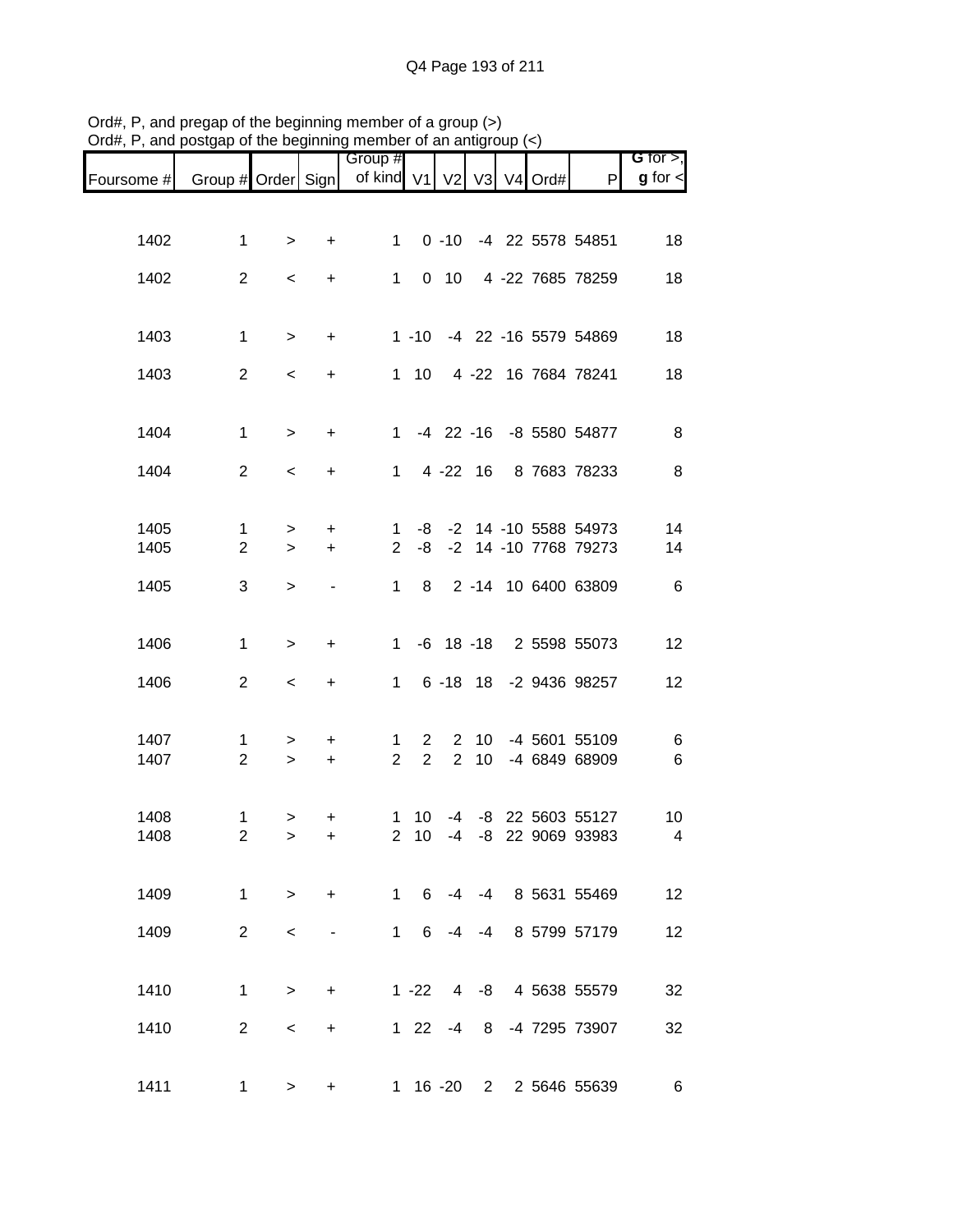Ord#, P, and pregap of the beginning member of a group (>)
Ord#, P, and postgap of the beginning member of an antigroup (<)

| Foursome # | Group # | Order | Sign | Group # of kind | V1 | V2 | V3 | V4 | Ord# | P | G for >, g for < |
|---|---|---|---|---|---|---|---|---|---|---|---|
| 1402 | 1 | > | + | 1 | 0 | -10 | -4 | 22 | 5578 | 54851 | 18 |
| 1402 | 2 | < | + | 1 | 0 | 10 | 4 | -22 | 7685 | 78259 | 18 |
| 1403 | 1 | > | + | 1 | -10 | -4 | 22 | -16 | 5579 | 54869 | 18 |
| 1403 | 2 | < | + | 1 | 10 | 4 | -22 | 16 | 7684 | 78241 | 18 |
| 1404 | 1 | > | + | 1 | -4 | 22 | -16 | -8 | 5580 | 54877 | 8 |
| 1404 | 2 | < | + | 1 | 4 | -22 | 16 | 8 | 7683 | 78233 | 8 |
| 1405 | 1 | > | + | 1 | -8 | -2 | 14 | -10 | 5588 | 54973 | 14 |
| 1405 | 2 | > | + | 2 | -8 | -2 | 14 | -10 | 7768 | 79273 | 14 |
| 1405 | 3 | > | - | 1 | 8 | 2 | -14 | 10 | 6400 | 63809 | 6 |
| 1406 | 1 | > | + | 1 | -6 | 18 | -18 | 2 | 5598 | 55073 | 12 |
| 1406 | 2 | < | + | 1 | 6 | -18 | 18 | -2 | 9436 | 98257 | 12 |
| 1407 | 1 | > | + | 1 | 2 | 2 | 10 | -4 | 5601 | 55109 | 6 |
| 1407 | 2 | > | + | 2 | 2 | 2 | 10 | -4 | 6849 | 68909 | 6 |
| 1408 | 1 | > | + | 1 | 10 | -4 | -8 | 22 | 5603 | 55127 | 10 |
| 1408 | 2 | > | + | 2 | 10 | -4 | -8 | 22 | 9069 | 93983 | 4 |
| 1409 | 1 | > | + | 1 | 6 | -4 | -4 | 8 | 5631 | 55469 | 12 |
| 1409 | 2 | < | - | 1 | 6 | -4 | -4 | 8 | 5799 | 57179 | 12 |
| 1410 | 1 | > | + | 1 | -22 | 4 | -8 | 4 | 5638 | 55579 | 32 |
| 1410 | 2 | < | + | 1 | 22 | -4 | 8 | -4 | 7295 | 73907 | 32 |
| 1411 | 1 | > | + | 1 | 16 | -20 | 2 | 2 | 5646 | 55639 | 6 |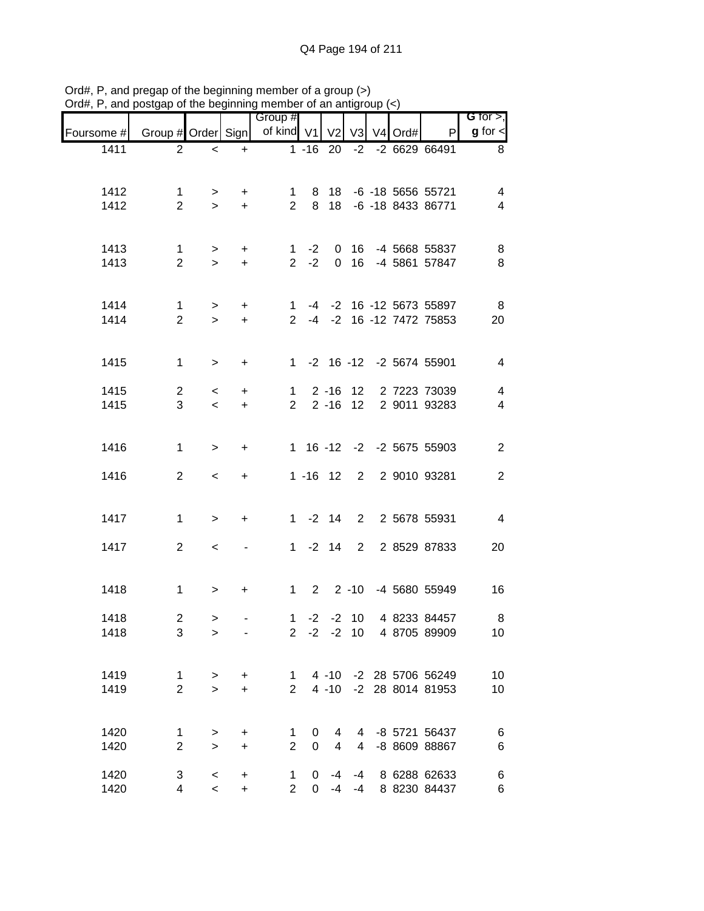Ord#, P, and pregap of the beginning member of a group (>)
Ord#, P, and postgap of the beginning member of an antigroup (<)

| Foursome # | Group # | Order | Sign | Group # of kind | V1 | V2 | V3 | V4 | Ord# | P | G for >, g for < |
|---|---|---|---|---|---|---|---|---|---|---|---|
| 1411 | 2 | < | + | 1 | -16 | 20 | -2 | -2 | 6629 | 66491 | 8 |
| | | | | | | | | | | | |
| 1412 | 1 | > | + | 1 | 8 | 18 | -6 | -18 | 5656 | 55721 | 4 |
| 1412 | 2 | > | + | 2 | 8 | 18 | -6 | -18 | 8433 | 86771 | 4 |
| | | | | | | | | | | | |
| 1413 | 1 | > | + | 1 | -2 | 0 | 16 | -4 | 5668 | 55837 | 8 |
| 1413 | 2 | > | + | 2 | -2 | 0 | 16 | -4 | 5861 | 57847 | 8 |
| | | | | | | | | | | | |
| 1414 | 1 | > | + | 1 | -4 | -2 | 16 | -12 | 5673 | 55897 | 8 |
| 1414 | 2 | > | + | 2 | -4 | -2 | 16 | -12 | 7472 | 75853 | 20 |
| | | | | | | | | | | | |
| 1415 | 1 | > | + | 1 | -2 | 16 | -12 | -2 | 5674 | 55901 | 4 |
| | | | | | | | | | | | |
| 1415 | 2 | < | + | 1 | 2 | -16 | 12 | 2 | 7223 | 73039 | 4 |
| 1415 | 3 | < | + | 2 | 2 | -16 | 12 | 2 | 9011 | 93283 | 4 |
| | | | | | | | | | | | |
| 1416 | 1 | > | + | 1 | 16 | -12 | -2 | -2 | 5675 | 55903 | 2 |
| | | | | | | | | | | | |
| 1416 | 2 | < | + | 1 | -16 | 12 | 2 | 2 | 9010 | 93281 | 2 |
| | | | | | | | | | | | |
| 1417 | 1 | > | + | 1 | -2 | 14 | 2 | 2 | 5678 | 55931 | 4 |
| | | | | | | | | | | | |
| 1417 | 2 | < | - | 1 | -2 | 14 | 2 | 2 | 8529 | 87833 | 20 |
| | | | | | | | | | | | |
| 1418 | 1 | > | + | 1 | 2 | 2 | -10 | -4 | 5680 | 55949 | 16 |
| | | | | | | | | | | | |
| 1418 | 2 | > | - | 1 | -2 | -2 | 10 | 4 | 8233 | 84457 | 8 |
| 1418 | 3 | > | - | 2 | -2 | -2 | 10 | 4 | 8705 | 89909 | 10 |
| | | | | | | | | | | | |
| 1419 | 1 | > | + | 1 | 4 | -10 | -2 | 28 | 5706 | 56249 | 10 |
| 1419 | 2 | > | + | 2 | 4 | -10 | -2 | 28 | 8014 | 81953 | 10 |
| | | | | | | | | | | | |
| 1420 | 1 | > | + | 1 | 0 | 4 | 4 | -8 | 5721 | 56437 | 6 |
| 1420 | 2 | > | + | 2 | 0 | 4 | 4 | -8 | 8609 | 88867 | 6 |
| | | | | | | | | | | | |
| 1420 | 3 | < | + | 1 | 0 | -4 | -4 | 8 | 6288 | 62633 | 6 |
| 1420 | 4 | < | + | 2 | 0 | -4 | -4 | 8 | 8230 | 84437 | 6 |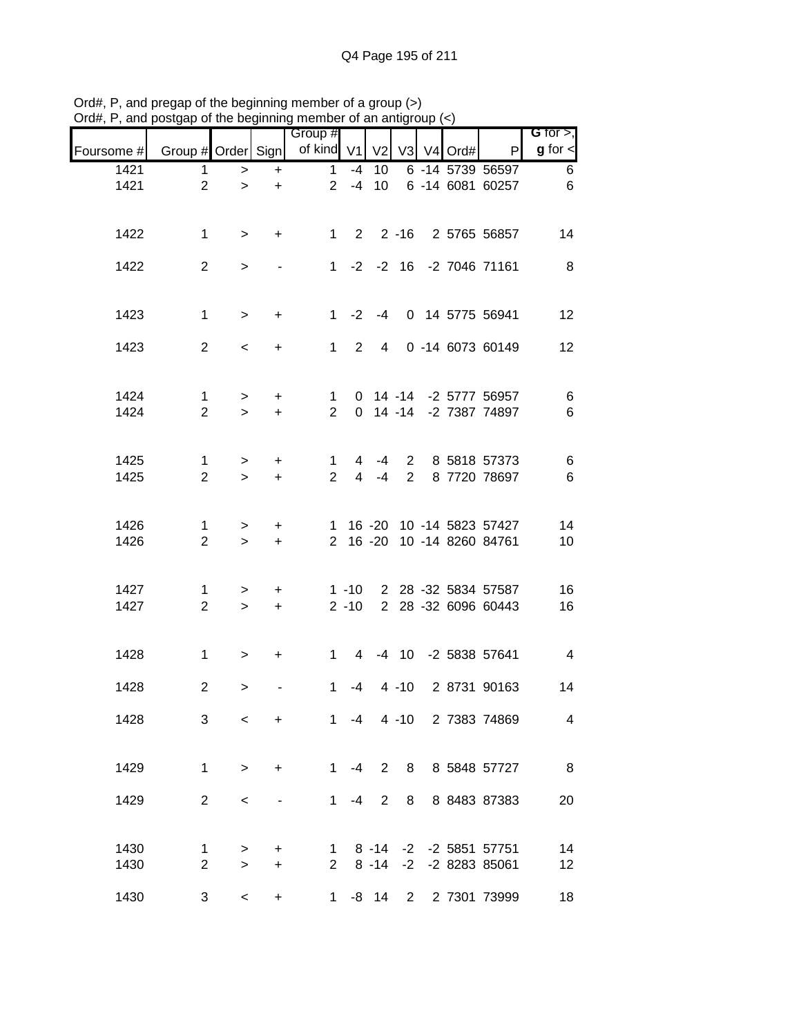Ord#, P, and pregap of the beginning member of a group (>)
Ord#, P, and postgap of the beginning member of an antigroup (<)

| Foursome # | Group # | Order | Sign | Group # of kind | V1 | V2 | V3 | V4 | Ord# | P | G for >, g for < |
|---|---|---|---|---|---|---|---|---|---|---|---|
| 1421 | 1 | > | + | 1 | -4 | 10 | 6 | -14 | 5739 | 56597 | 6 |
| 1421 | 2 | > | + | 2 | -4 | 10 | 6 | -14 | 6081 | 60257 | 6 |
| | | | | | | | | | | | |
| 1422 | 1 | > | + | 1 | 2 | 2 | -16 | 2 | 5765 | 56857 | 14 |
| 1422 | 2 | > | - | 1 | -2 | -2 | 16 | -2 | 7046 | 71161 | 8 |
| | | | | | | | | | | | |
| 1423 | 1 | > | + | 1 | -2 | -4 | 0 | 14 | 5775 | 56941 | 12 |
| 1423 | 2 | < | + | 1 | 2 | 4 | 0 | -14 | 6073 | 60149 | 12 |
| | | | | | | | | | | | |
| 1424 | 1 | > | + | 1 | 0 | 14 | -14 | -2 | 5777 | 56957 | 6 |
| 1424 | 2 | > | + | 2 | 0 | 14 | -14 | -2 | 7387 | 74897 | 6 |
| | | | | | | | | | | | |
| 1425 | 1 | > | + | 1 | 4 | -4 | 2 | 8 | 5818 | 57373 | 6 |
| 1425 | 2 | > | + | 2 | 4 | -4 | 2 | 8 | 7720 | 78697 | 6 |
| | | | | | | | | | | | |
| 1426 | 1 | > | + | 1 | 16 | -20 | 10 | -14 | 5823 | 57427 | 14 |
| 1426 | 2 | > | + | 2 | 16 | -20 | 10 | -14 | 8260 | 84761 | 10 |
| | | | | | | | | | | | |
| 1427 | 1 | > | + | 1 | -10 | 2 | 28 | -32 | 5834 | 57587 | 16 |
| 1427 | 2 | > | + | 2 | -10 | 2 | 28 | -32 | 6096 | 60443 | 16 |
| | | | | | | | | | | | |
| 1428 | 1 | > | + | 1 | 4 | -4 | 10 | -2 | 5838 | 57641 | 4 |
| 1428 | 2 | > | - | 1 | -4 | 4 | -10 | 2 | 8731 | 90163 | 14 |
| 1428 | 3 | < | + | 1 | -4 | 4 | -10 | 2 | 7383 | 74869 | 4 |
| | | | | | | | | | | | |
| 1429 | 1 | > | + | 1 | -4 | 2 | 8 | 8 | 5848 | 57727 | 8 |
| 1429 | 2 | < | - | 1 | -4 | 2 | 8 | 8 | 8483 | 87383 | 20 |
| | | | | | | | | | | | |
| 1430 | 1 | > | + | 1 | 8 | -14 | -2 | -2 | 5851 | 57751 | 14 |
| 1430 | 2 | > | + | 2 | 8 | -14 | -2 | -2 | 8283 | 85061 | 12 |
| 1430 | 3 | < | + | 1 | -8 | 14 | 2 | 2 | 7301 | 73999 | 18 |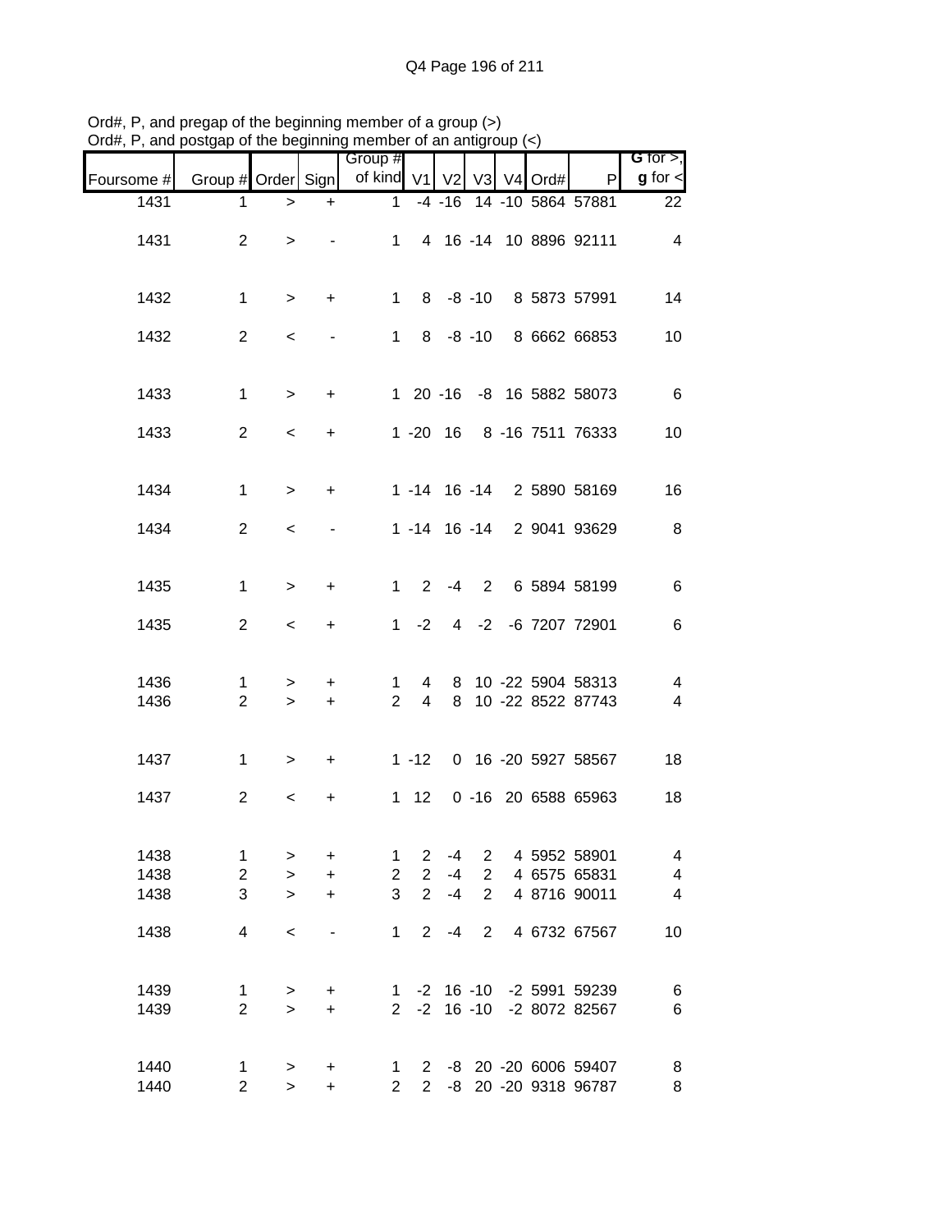Ord#, P, and pregap of the beginning member of a group (>)
Ord#, P, and postgap of the beginning member of an antigroup (<)

| Foursome # | Group # | Order | Sign | Group # of kind | V1 | V2 | V3 | V4 | Ord# | P | G for >, g for < |
|---|---|---|---|---|---|---|---|---|---|---|---|
| 1431 | 1 | > | + | 1 | -4 | -16 | 14 | -10 | 5864 | 57881 | 22 |
| 1431 | 2 | > | - | 1 | 4 | 16 | -14 | 10 | 8896 | 92111 | 4 |
| 1432 | 1 | > | + | 1 | 8 | -8 | -10 | 8 | 5873 | 57991 | 14 |
| 1432 | 2 | < | - | 1 | 8 | -8 | -10 | 8 | 6662 | 66853 | 10 |
| 1433 | 1 | > | + | 1 | 20 | -16 | -8 | 16 | 5882 | 58073 | 6 |
| 1433 | 2 | < | + | 1 | -20 | 16 | 8 | -16 | 7511 | 76333 | 10 |
| 1434 | 1 | > | + | 1 | -14 | 16 | -14 | 2 | 5890 | 58169 | 16 |
| 1434 | 2 | < | - | 1 | -14 | 16 | -14 | 2 | 9041 | 93629 | 8 |
| 1435 | 1 | > | + | 1 | 2 | -4 | 2 | 6 | 5894 | 58199 | 6 |
| 1435 | 2 | < | + | 1 | -2 | 4 | -2 | -6 | 7207 | 72901 | 6 |
| 1436 | 1 | > | + | 1 | 4 | 8 | 10 | -22 | 5904 | 58313 | 4 |
| 1436 | 2 | > | + | 2 | 4 | 8 | 10 | -22 | 8522 | 87743 | 4 |
| 1437 | 1 | > | + | 1 | -12 | 0 | 16 | -20 | 5927 | 58567 | 18 |
| 1437 | 2 | < | + | 1 | 12 | 0 | -16 | 20 | 6588 | 65963 | 18 |
| 1438 | 1 | > | + | 1 | 2 | -4 | 2 | 4 | 5952 | 58901 | 4 |
| 1438 | 2 | > | + | 2 | 2 | -4 | 2 | 4 | 6575 | 65831 | 4 |
| 1438 | 3 | > | + | 3 | 2 | -4 | 2 | 4 | 8716 | 90011 | 4 |
| 1438 | 4 | < | - | 1 | 2 | -4 | 2 | 4 | 6732 | 67567 | 10 |
| 1439 | 1 | > | + | 1 | -2 | 16 | -10 | -2 | 5991 | 59239 | 6 |
| 1439 | 2 | > | + | 2 | -2 | 16 | -10 | -2 | 8072 | 82567 | 6 |
| 1440 | 1 | > | + | 1 | 2 | -8 | 20 | -20 | 6006 | 59407 | 8 |
| 1440 | 2 | > | + | 2 | 2 | -8 | 20 | -20 | 9318 | 96787 | 8 |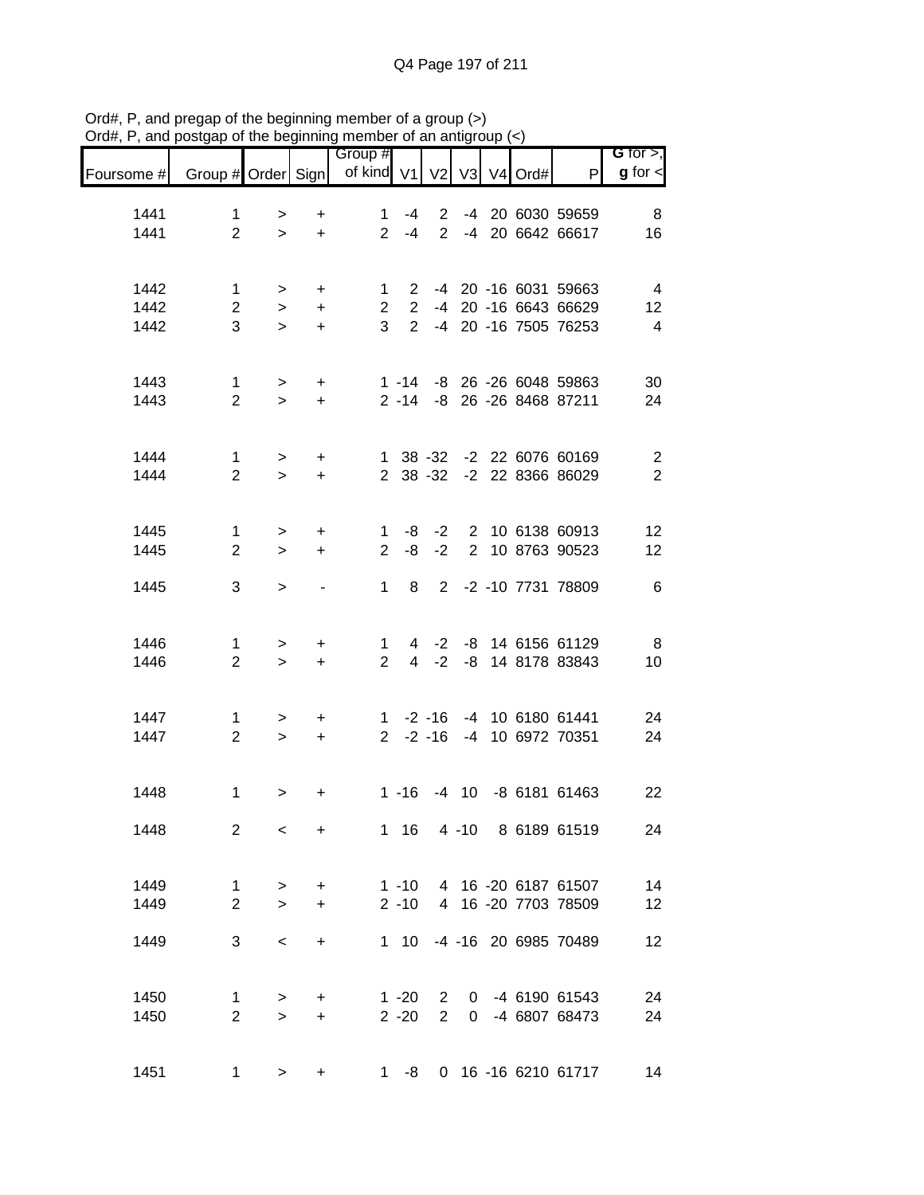Ord#, P, and pregap of the beginning member of a group (>)
Ord#, P, and postgap of the beginning member of an antigroup (<)

| Foursome # | Group # | Order | Sign | Group # of kind | V1 | V2 | V3 | V4 | Ord# | P | G for >, g for < |
|---|---|---|---|---|---|---|---|---|---|---|---|
| 1441 | 1 | > | + | 1 | -4 | 2 | -4 | 20 | 6030 | 59659 | 8 |
| 1441 | 2 | > | + | 2 | -4 | 2 | -4 | 20 | 6642 | 66617 | 16 |
| | | | | | | | | | | | |
| 1442 | 1 | > | + | 1 | 2 | -4 | 20 | -16 | 6031 | 59663 | 4 |
| 1442 | 2 | > | + | 2 | 2 | -4 | 20 | -16 | 6643 | 66629 | 12 |
| 1442 | 3 | > | + | 3 | 2 | -4 | 20 | -16 | 7505 | 76253 | 4 |
| | | | | | | | | | | | |
| 1443 | 1 | > | + | 1 | -14 | -8 | 26 | -26 | 6048 | 59863 | 30 |
| 1443 | 2 | > | + | 2 | -14 | -8 | 26 | -26 | 8468 | 87211 | 24 |
| | | | | | | | | | | | |
| 1444 | 1 | > | + | 1 | 38 | -32 | -2 | 22 | 6076 | 60169 | 2 |
| 1444 | 2 | > | + | 2 | 38 | -32 | -2 | 22 | 8366 | 86029 | 2 |
| | | | | | | | | | | | |
| 1445 | 1 | > | + | 1 | -8 | -2 | 2 | 10 | 6138 | 60913 | 12 |
| 1445 | 2 | > | + | 2 | -8 | -2 | 2 | 10 | 8763 | 90523 | 12 |
| 1445 | 3 | > | - | 1 | 8 | 2 | -2 | -10 | 7731 | 78809 | 6 |
| | | | | | | | | | | | |
| 1446 | 1 | > | + | 1 | 4 | -2 | -8 | 14 | 6156 | 61129 | 8 |
| 1446 | 2 | > | + | 2 | 4 | -2 | -8 | 14 | 8178 | 83843 | 10 |
| | | | | | | | | | | | |
| 1447 | 1 | > | + | 1 | -2 | -16 | -4 | 10 | 6180 | 61441 | 24 |
| 1447 | 2 | > | + | 2 | -2 | -16 | -4 | 10 | 6972 | 70351 | 24 |
| | | | | | | | | | | | |
| 1448 | 1 | > | + | 1 | -16 | -4 | 10 | -8 | 6181 | 61463 | 22 |
| 1448 | 2 | < | + | 1 | 16 | 4 | -10 | 8 | 6189 | 61519 | 24 |
| | | | | | | | | | | | |
| 1449 | 1 | > | + | 1 | -10 | 4 | 16 | -20 | 6187 | 61507 | 14 |
| 1449 | 2 | > | + | 2 | -10 | 4 | 16 | -20 | 7703 | 78509 | 12 |
| 1449 | 3 | < | + | 1 | 10 | -4 | -16 | 20 | 6985 | 70489 | 12 |
| | | | | | | | | | | | |
| 1450 | 1 | > | + | 1 | -20 | 2 | 0 | -4 | 6190 | 61543 | 24 |
| 1450 | 2 | > | + | 2 | -20 | 2 | 0 | -4 | 6807 | 68473 | 24 |
| | | | | | | | | | | | |
| 1451 | 1 | > | + | 1 | -8 | 0 | 16 | -16 | 6210 | 61717 | 14 |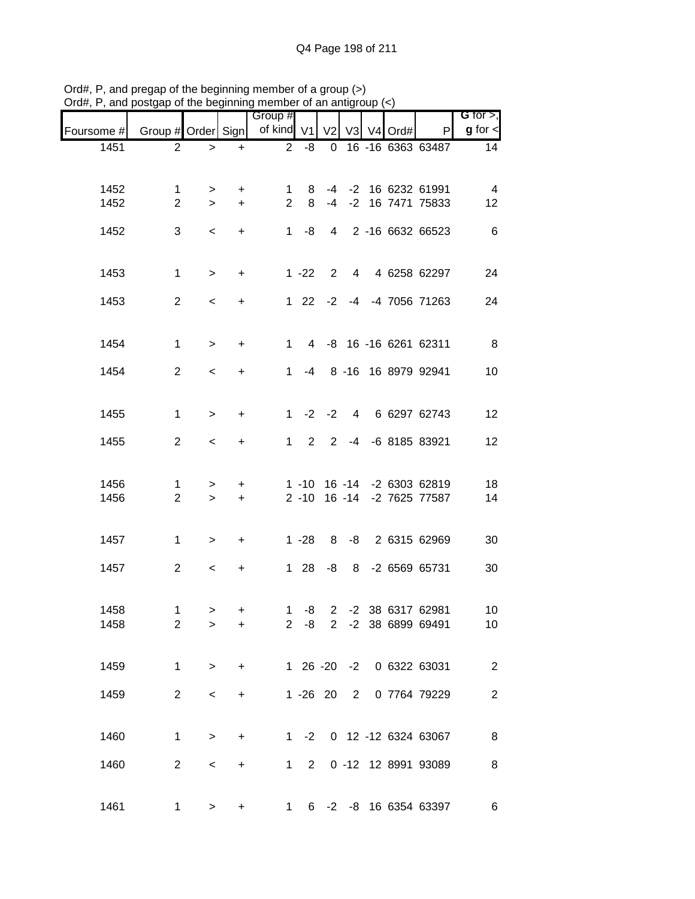Ord#, P, and pregap of the beginning member of a group (>)
Ord#, P, and postgap of the beginning member of an antigroup (<)

| Foursome # | Group # | Order | Sign | Group # of kind | V1 | V2 | V3 | V4 | Ord# | P | G for >, g for < |
|---|---|---|---|---|---|---|---|---|---|---|---|
| 1451 | 2 | > | + | 2 | -8 | 0 | 16 | -16 | 6363 | 63487 | 14 |
| 1452 | 1 | > | + | 1 | 8 | -4 | -2 | 16 | 6232 | 61991 | 4 |
| 1452 | 2 | > | + | 2 | 8 | -4 | -2 | 16 | 7471 | 75833 | 12 |
| 1452 | 3 | < | + | 1 | -8 | 4 | 2 | -16 | 6632 | 66523 | 6 |
| 1453 | 1 | > | + | 1 | -22 | 2 | 4 | 4 | 6258 | 62297 | 24 |
| 1453 | 2 | < | + | 1 | 22 | -2 | -4 | -4 | 7056 | 71263 | 24 |
| 1454 | 1 | > | + | 1 | 4 | -8 | 16 | -16 | 6261 | 62311 | 8 |
| 1454 | 2 | < | + | 1 | -4 | 8 | -16 | 16 | 8979 | 92941 | 10 |
| 1455 | 1 | > | + | 1 | -2 | -2 | 4 | 6 | 6297 | 62743 | 12 |
| 1455 | 2 | < | + | 1 | 2 | 2 | -4 | -6 | 8185 | 83921 | 12 |
| 1456 | 1 | > | + | 1 | -10 | 16 | -14 | -2 | 6303 | 62819 | 18 |
| 1456 | 2 | > | + | 2 | -10 | 16 | -14 | -2 | 7625 | 77587 | 14 |
| 1457 | 1 | > | + | 1 | -28 | 8 | -8 | 2 | 6315 | 62969 | 30 |
| 1457 | 2 | < | + | 1 | 28 | -8 | 8 | -2 | 6569 | 65731 | 30 |
| 1458 | 1 | > | + | 1 | -8 | 2 | -2 | 38 | 6317 | 62981 | 10 |
| 1458 | 2 | > | + | 2 | -8 | 2 | -2 | 38 | 6899 | 69491 | 10 |
| 1459 | 1 | > | + | 1 | 26 | -20 | -2 | 0 | 6322 | 63031 | 2 |
| 1459 | 2 | < | + | 1 | -26 | 20 | 2 | 0 | 7764 | 79229 | 2 |
| 1460 | 1 | > | + | 1 | -2 | 0 | 12 | -12 | 6324 | 63067 | 8 |
| 1460 | 2 | < | + | 1 | 2 | 0 | -12 | 12 | 8991 | 93089 | 8 |
| 1461 | 1 | > | + | 1 | 6 | -2 | -8 | 16 | 6354 | 63397 | 6 |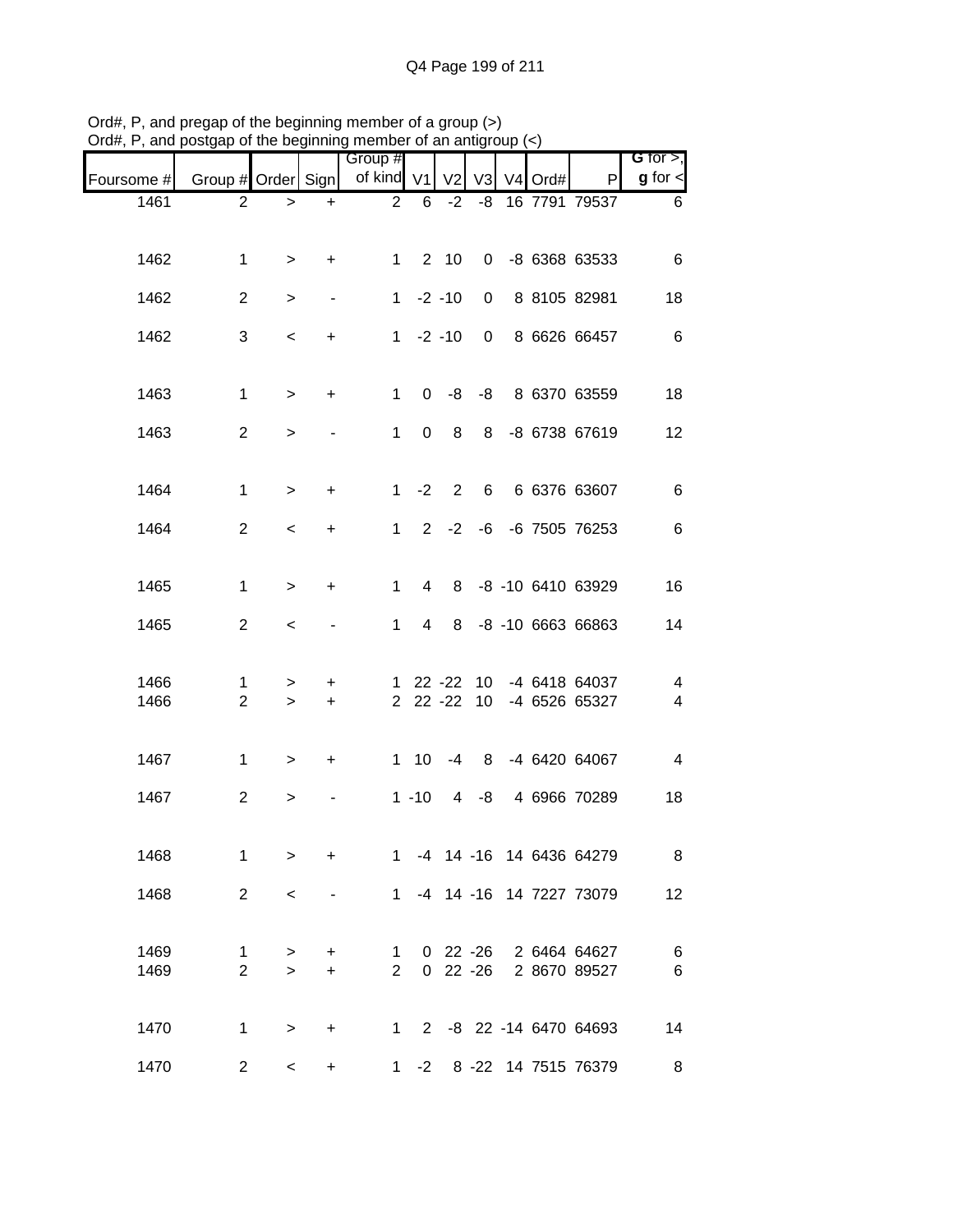Ord#, P, and pregap of the beginning member of a group (>)
Ord#, P, and postgap of the beginning member of an antigroup (<)

| Foursome # | Group # | Order | Sign | Group # of kind | V1 | V2 | V3 | V4 | Ord# | P | G for >, g for < |
|---|---|---|---|---|---|---|---|---|---|---|---|
| 1461 | 2 | > | + | 2 | 6 | -2 | -8 | 16 | 7791 | 79537 | 6 |
| 1462 | 1 | > | + | 1 | 2 | 10 | 0 | -8 | 6368 | 63533 | 6 |
| 1462 | 2 | > | - | 1 | -2 | -10 | 0 | 8 | 8105 | 82981 | 18 |
| 1462 | 3 | < | + | 1 | -2 | -10 | 0 | 8 | 6626 | 66457 | 6 |
| 1463 | 1 | > | + | 1 | 0 | -8 | -8 | 8 | 6370 | 63559 | 18 |
| 1463 | 2 | > | - | 1 | 0 | 8 | 8 | -8 | 6738 | 67619 | 12 |
| 1464 | 1 | > | + | 1 | -2 | 2 | 6 | 6 | 6376 | 63607 | 6 |
| 1464 | 2 | < | + | 1 | 2 | -2 | -6 | -6 | 7505 | 76253 | 6 |
| 1465 | 1 | > | + | 1 | 4 | 8 | -8 | -10 | 6410 | 63929 | 16 |
| 1465 | 2 | < | - | 1 | 4 | 8 | -8 | -10 | 6663 | 66863 | 14 |
| 1466 | 1 | > | + | 1 | 22 | -22 | 10 | -4 | 6418 | 64037 | 4 |
| 1466 | 2 | > | + | 2 | 22 | -22 | 10 | -4 | 6526 | 65327 | 4 |
| 1467 | 1 | > | + | 1 | 10 | -4 | 8 | -4 | 6420 | 64067 | 4 |
| 1467 | 2 | > | - | 1 | -10 | 4 | -8 | 4 | 6966 | 70289 | 18 |
| 1468 | 1 | > | + | 1 | -4 | 14 | -16 | 14 | 6436 | 64279 | 8 |
| 1468 | 2 | < | - | 1 | -4 | 14 | -16 | 14 | 7227 | 73079 | 12 |
| 1469 | 1 | > | + | 1 | 0 | 22 | -26 | 2 | 6464 | 64627 | 6 |
| 1469 | 2 | > | + | 2 | 0 | 22 | -26 | 2 | 8670 | 89527 | 6 |
| 1470 | 1 | > | + | 1 | 2 | -8 | 22 | -14 | 6470 | 64693 | 14 |
| 1470 | 2 | < | + | 1 | -2 | 8 | -22 | 14 | 7515 | 76379 | 8 |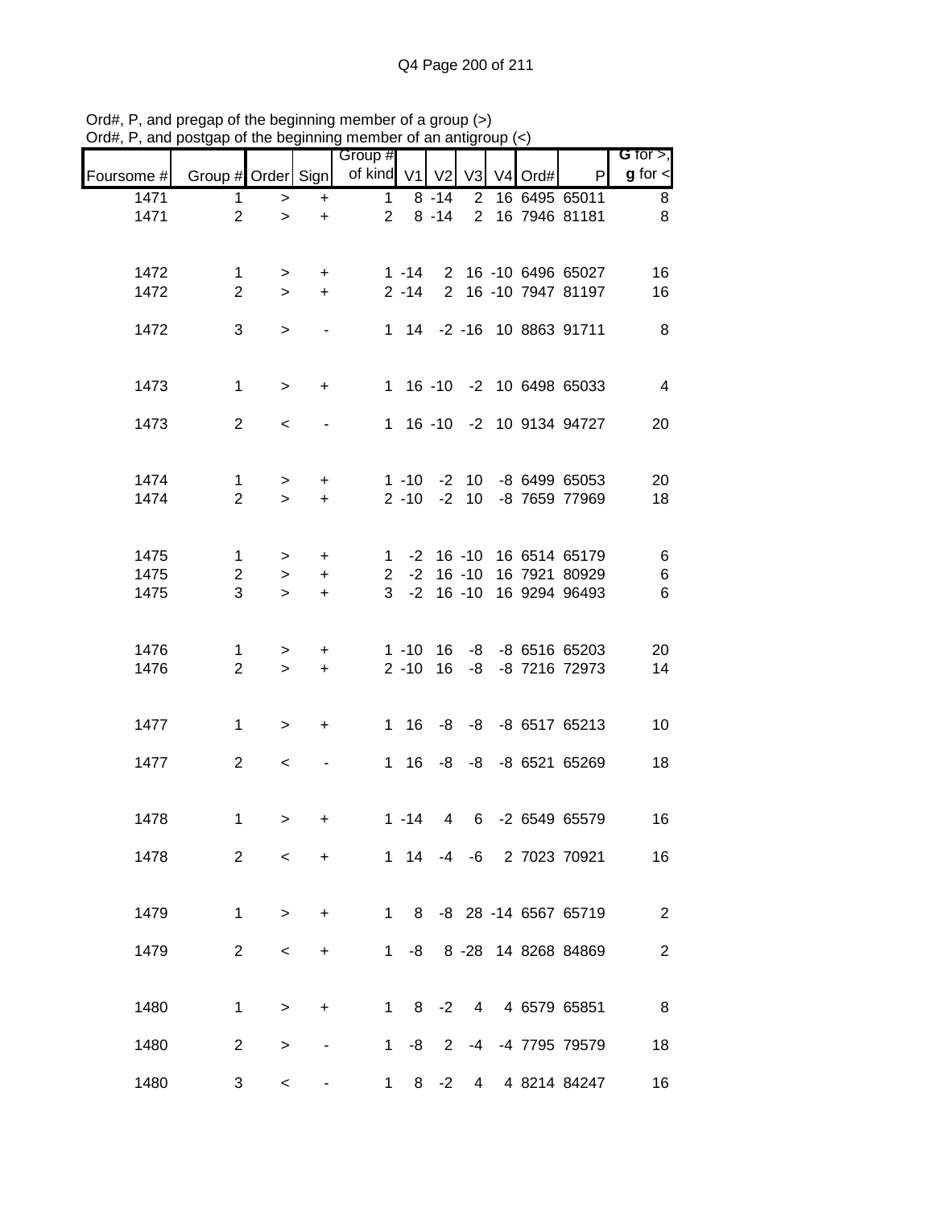Ord#, P, and pregap of the beginning member of a group (>)
Ord#, P, and postgap of the beginning member of an antigroup (<)

| Foursome # | Group # | Order | Sign | Group # of kind | V1 | V2 | V3 | V4 | Ord# | P | G for >, g for < |
|---|---|---|---|---|---|---|---|---|---|---|---|
| 1471 | 1 | > | + | 1 | 8 | -14 | 2 | 16 | 6495 | 65011 | 8 |
| 1471 | 2 | > | + | 2 | 8 | -14 | 2 | 16 | 7946 | 81181 | 8 |
| | | | | | | | | | | | |
| 1472 | 1 | > | + | 1 | -14 | 2 | 16 | -10 | 6496 | 65027 | 16 |
| 1472 | 2 | > | + | 2 | -14 | 2 | 16 | -10 | 7947 | 81197 | 16 |
| 1472 | 3 | > | - | 1 | 14 | -2 | -16 | 10 | 8863 | 91711 | 8 |
| | | | | | | | | | | | |
| 1473 | 1 | > | + | 1 | 16 | -10 | -2 | 10 | 6498 | 65033 | 4 |
| 1473 | 2 | < | - | 1 | 16 | -10 | -2 | 10 | 9134 | 94727 | 20 |
| | | | | | | | | | | | |
| 1474 | 1 | > | + | 1 | -10 | -2 | 10 | -8 | 6499 | 65053 | 20 |
| 1474 | 2 | > | + | 2 | -10 | -2 | 10 | -8 | 7659 | 77969 | 18 |
| | | | | | | | | | | | |
| 1475 | 1 | > | + | 1 | -2 | 16 | -10 | 16 | 6514 | 65179 | 6 |
| 1475 | 2 | > | + | 2 | -2 | 16 | -10 | 16 | 7921 | 80929 | 6 |
| 1475 | 3 | > | + | 3 | -2 | 16 | -10 | 16 | 9294 | 96493 | 6 |
| | | | | | | | | | | | |
| 1476 | 1 | > | + | 1 | -10 | 16 | -8 | -8 | 6516 | 65203 | 20 |
| 1476 | 2 | > | + | 2 | -10 | 16 | -8 | -8 | 7216 | 72973 | 14 |
| | | | | | | | | | | | |
| 1477 | 1 | > | + | 1 | 16 | -8 | -8 | -8 | 6517 | 65213 | 10 |
| 1477 | 2 | < | - | 1 | 16 | -8 | -8 | -8 | 6521 | 65269 | 18 |
| | | | | | | | | | | | |
| 1478 | 1 | > | + | 1 | -14 | 4 | 6 | -2 | 6549 | 65579 | 16 |
| 1478 | 2 | < | + | 1 | 14 | -4 | -6 | 2 | 7023 | 70921 | 16 |
| | | | | | | | | | | | |
| 1479 | 1 | > | + | 1 | 8 | -8 | 28 | -14 | 6567 | 65719 | 2 |
| 1479 | 2 | < | + | 1 | -8 | 8 | -28 | 14 | 8268 | 84869 | 2 |
| | | | | | | | | | | | |
| 1480 | 1 | > | + | 1 | 8 | -2 | 4 | 4 | 6579 | 65851 | 8 |
| 1480 | 2 | > | - | 1 | -8 | 2 | -4 | -4 | 7795 | 79579 | 18 |
| 1480 | 3 | < | - | 1 | 8 | -2 | 4 | 4 | 8214 | 84247 | 16 |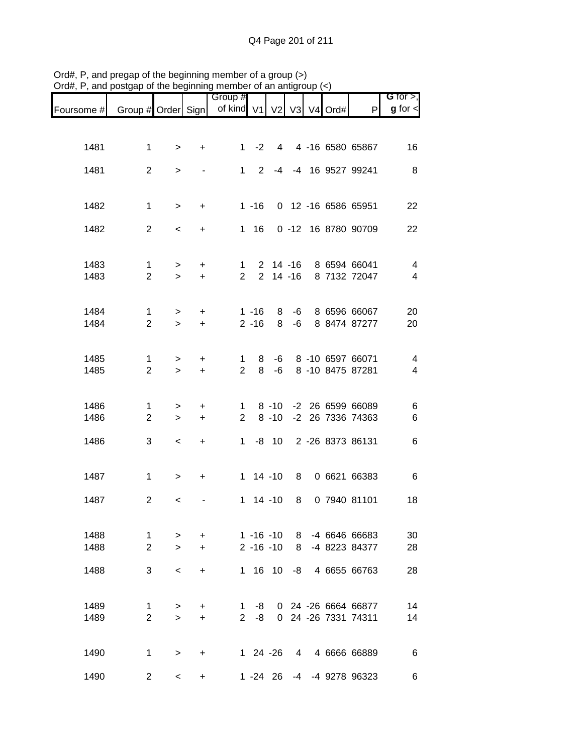Ord#, P, and pregap of the beginning member of a group (>)
Ord#, P, and postgap of the beginning member of an antigroup (<)

| Foursome # | Group # | Order | Sign | Group # of kind | V1 | V2 | V3 | V4 | Ord# | P | G for >, g for < |
|---|---|---|---|---|---|---|---|---|---|---|---|
| 1481 | 1 | > | + | 1 | -2 | 4 | 4 | -16 | 6580 | 65867 | 16 |
| 1481 | 2 | > | - | 1 | 2 | -4 | -4 | 16 | 9527 | 99241 | 8 |
| 1482 | 1 | > | + | 1 | -16 | 0 | 12 | -16 | 6586 | 65951 | 22 |
| 1482 | 2 | < | + | 1 | 16 | 0 | -12 | 16 | 8780 | 90709 | 22 |
| 1483 | 1 | > | + | 1 | 2 | 14 | -16 | 8 | 6594 | 66041 | 4 |
| 1483 | 2 | > | + | 2 | 2 | 14 | -16 | 8 | 7132 | 72047 | 4 |
| 1484 | 1 | > | + | 1 | -16 | 8 | -6 | 8 | 6596 | 66067 | 20 |
| 1484 | 2 | > | + | 2 | -16 | 8 | -6 | 8 | 8474 | 87277 | 20 |
| 1485 | 1 | > | + | 1 | 8 | -6 | 8 | -10 | 6597 | 66071 | 4 |
| 1485 | 2 | > | + | 2 | 8 | -6 | 8 | -10 | 8475 | 87281 | 4 |
| 1486 | 1 | > | + | 1 | 8 | -10 | -2 | 26 | 6599 | 66089 | 6 |
| 1486 | 2 | > | + | 2 | 8 | -10 | -2 | 26 | 7336 | 74363 | 6 |
| 1486 | 3 | < | + | 1 | -8 | 10 | 2 | -26 | 8373 | 86131 | 6 |
| 1487 | 1 | > | + | 1 | 14 | -10 | 8 | 0 | 6621 | 66383 | 6 |
| 1487 | 2 | < | - | 1 | 14 | -10 | 8 | 0 | 7940 | 81101 | 18 |
| 1488 | 1 | > | + | 1 | -16 | -10 | 8 | -4 | 6646 | 66683 | 30 |
| 1488 | 2 | > | + | 2 | -16 | -10 | 8 | -4 | 8223 | 84377 | 28 |
| 1488 | 3 | < | + | 1 | 16 | 10 | -8 | 4 | 6655 | 66763 | 28 |
| 1489 | 1 | > | + | 1 | -8 | 0 | 24 | -26 | 6664 | 66877 | 14 |
| 1489 | 2 | > | + | 2 | -8 | 0 | 24 | -26 | 7331 | 74311 | 14 |
| 1490 | 1 | > | + | 1 | 24 | -26 | 4 | 4 | 6666 | 66889 | 6 |
| 1490 | 2 | < | + | 1 | -24 | 26 | -4 | -4 | 9278 | 96323 | 6 |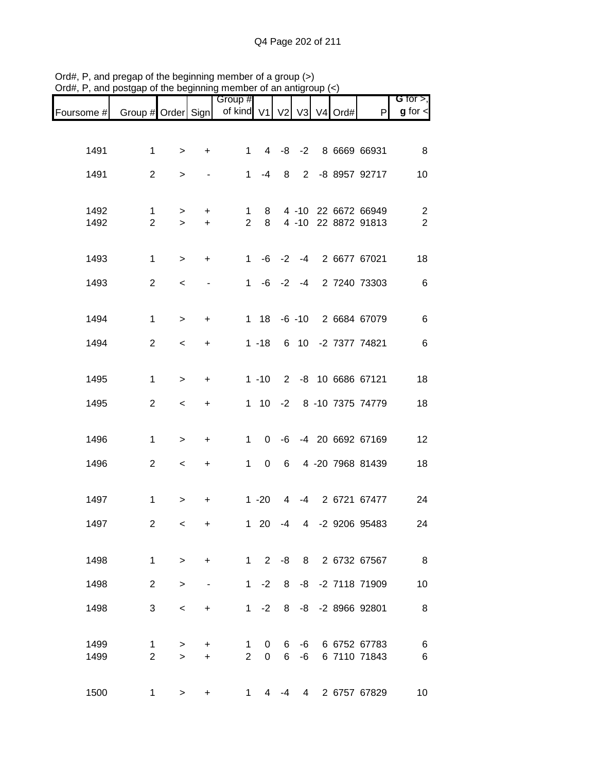Ord#, P, and pregap of the beginning member of a group (>)
Ord#, P, and postgap of the beginning member of an antigroup (<)

| Foursome # | Group # | Order | Sign | Group # of kind | V1 | V2 | V3 | V4 | Ord# | P | G for >, g for < |
|---|---|---|---|---|---|---|---|---|---|---|---|
| 1491 | 1 | > | + | 1 | 4 | -8 | -2 | 8 | 6669 | 66931 | 8 |
| 1491 | 2 | > | - | 1 | -4 | 8 | 2 | -8 | 8957 | 92717 | 10 |
| 1492 | 1 | > | + | 1 | 8 | 4 | -10 | 22 | 6672 | 66949 | 2 |
| 1492 | 2 | > | + | 2 | 8 | 4 | -10 | 22 | 8872 | 91813 | 2 |
| 1493 | 1 | > | + | 1 | -6 | -2 | -4 | 2 | 6677 | 67021 | 18 |
| 1493 | 2 | < | - | 1 | -6 | -2 | -4 | 2 | 7240 | 73303 | 6 |
| 1494 | 1 | > | + | 1 | 18 | -6 | -10 | 2 | 6684 | 67079 | 6 |
| 1494 | 2 | < | + | 1 | -18 | 6 | 10 | -2 | 7377 | 74821 | 6 |
| 1495 | 1 | > | + | 1 | -10 | 2 | -8 | 10 | 6686 | 67121 | 18 |
| 1495 | 2 | < | + | 1 | 10 | -2 | 8 | -10 | 7375 | 74779 | 18 |
| 1496 | 1 | > | + | 1 | 0 | -6 | -4 | 20 | 6692 | 67169 | 12 |
| 1496 | 2 | < | + | 1 | 0 | 6 | 4 | -20 | 7968 | 81439 | 18 |
| 1497 | 1 | > | + | 1 | -20 | 4 | -4 | 2 | 6721 | 67477 | 24 |
| 1497 | 2 | < | + | 1 | 20 | -4 | 4 | -2 | 9206 | 95483 | 24 |
| 1498 | 1 | > | + | 1 | 2 | -8 | 8 | 2 | 6732 | 67567 | 8 |
| 1498 | 2 | > | - | 1 | -2 | 8 | -8 | -2 | 7118 | 71909 | 10 |
| 1498 | 3 | < | + | 1 | -2 | 8 | -8 | -2 | 8966 | 92801 | 8 |
| 1499 | 1 | > | + | 1 | 0 | 6 | -6 | 6 | 6752 | 67783 | 6 |
| 1499 | 2 | > | + | 2 | 0 | 6 | -6 | 6 | 7110 | 71843 | 6 |
| 1500 | 1 | > | + | 1 | 4 | -4 | 4 | 2 | 6757 | 67829 | 10 |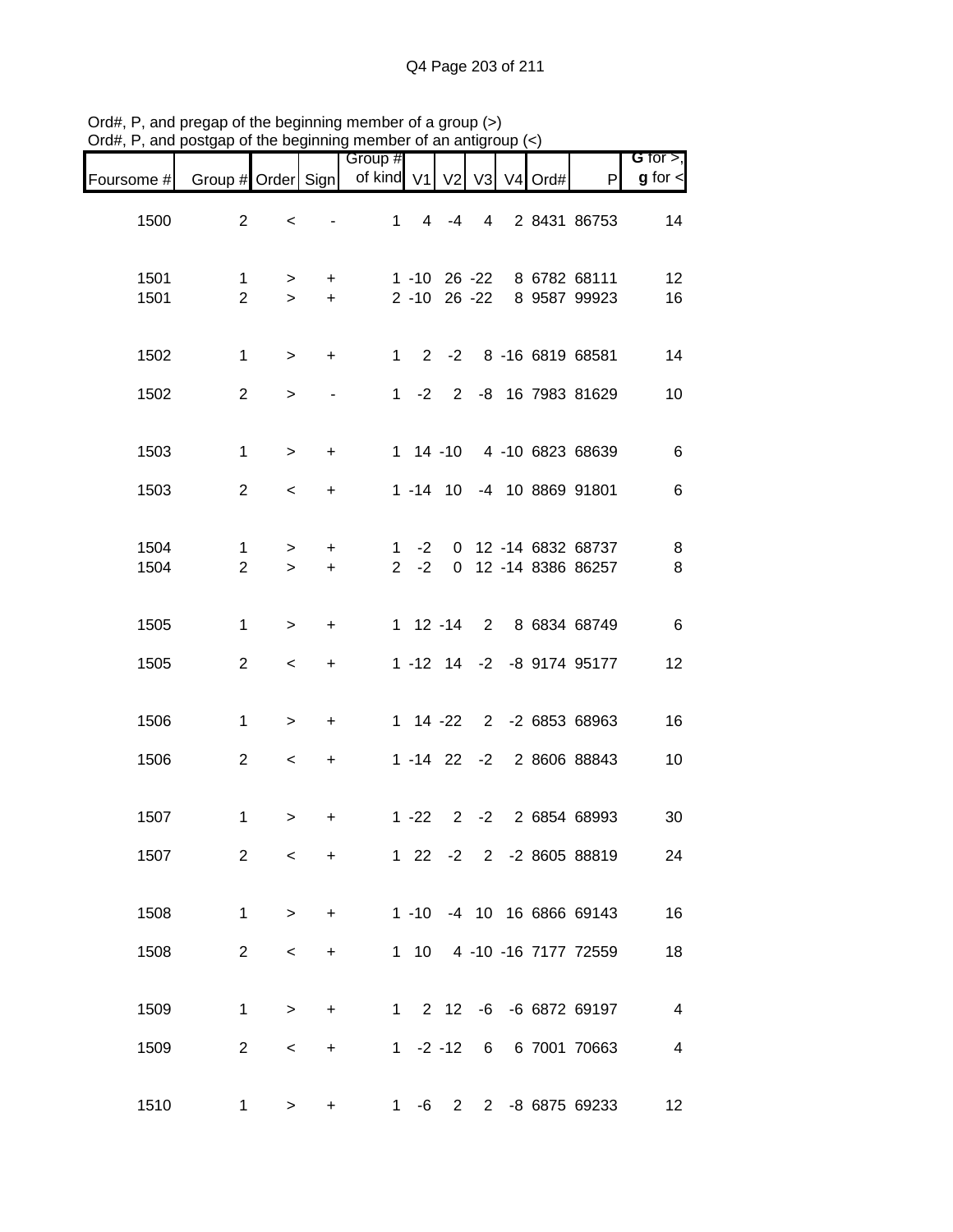Ord#, P, and pregap of the beginning member of a group (>)
Ord#, P, and postgap of the beginning member of an antigroup (<)

| Foursome # | Group # | Order | Sign | Group # of kind | V1 | V2 | V3 | V4 | Ord# | P | G for >, g for < |
|---|---|---|---|---|---|---|---|---|---|---|---|
| 1500 | 2 | < | - | 1 | 4 | -4 | 4 | 2 | 8431 | 86753 | 14 |
| 1501 | 1 | > | + | 1 | -10 | 26 | -22 | 8 | 6782 | 68111 | 12 |
| 1501 | 2 | > | + | 2 | -10 | 26 | -22 | 8 | 9587 | 99923 | 16 |
| 1502 | 1 | > | + | 1 | 2 | -2 | 8 | -16 | 6819 | 68581 | 14 |
| 1502 | 2 | > | - | 1 | -2 | 2 | -8 | 16 | 7983 | 81629 | 10 |
| 1503 | 1 | > | + | 1 | 14 | -10 | 4 | -10 | 6823 | 68639 | 6 |
| 1503 | 2 | < | + | 1 | -14 | 10 | -4 | 10 | 8869 | 91801 | 6 |
| 1504 | 1 | > | + | 1 | -2 | 0 | 12 | -14 | 6832 | 68737 | 8 |
| 1504 | 2 | > | + | 2 | -2 | 0 | 12 | -14 | 8386 | 86257 | 8 |
| 1505 | 1 | > | + | 1 | 12 | -14 | 2 | 8 | 6834 | 68749 | 6 |
| 1505 | 2 | < | + | 1 | -12 | 14 | -2 | -8 | 9174 | 95177 | 12 |
| 1506 | 1 | > | + | 1 | 14 | -22 | 2 | -2 | 6853 | 68963 | 16 |
| 1506 | 2 | < | + | 1 | -14 | 22 | -2 | 2 | 8606 | 88843 | 10 |
| 1507 | 1 | > | + | 1 | -22 | 2 | -2 | 2 | 6854 | 68993 | 30 |
| 1507 | 2 | < | + | 1 | 22 | -2 | 2 | -2 | 8605 | 88819 | 24 |
| 1508 | 1 | > | + | 1 | -10 | -4 | 10 | 16 | 6866 | 69143 | 16 |
| 1508 | 2 | < | + | 1 | 10 | 4 | -10 | -16 | 7177 | 72559 | 18 |
| 1509 | 1 | > | + | 1 | 2 | 12 | -6 | -6 | 6872 | 69197 | 4 |
| 1509 | 2 | < | + | 1 | -2 | -12 | 6 | 6 | 7001 | 70663 | 4 |
| 1510 | 1 | > | + | 1 | -6 | 2 | 2 | -8 | 6875 | 69233 | 12 |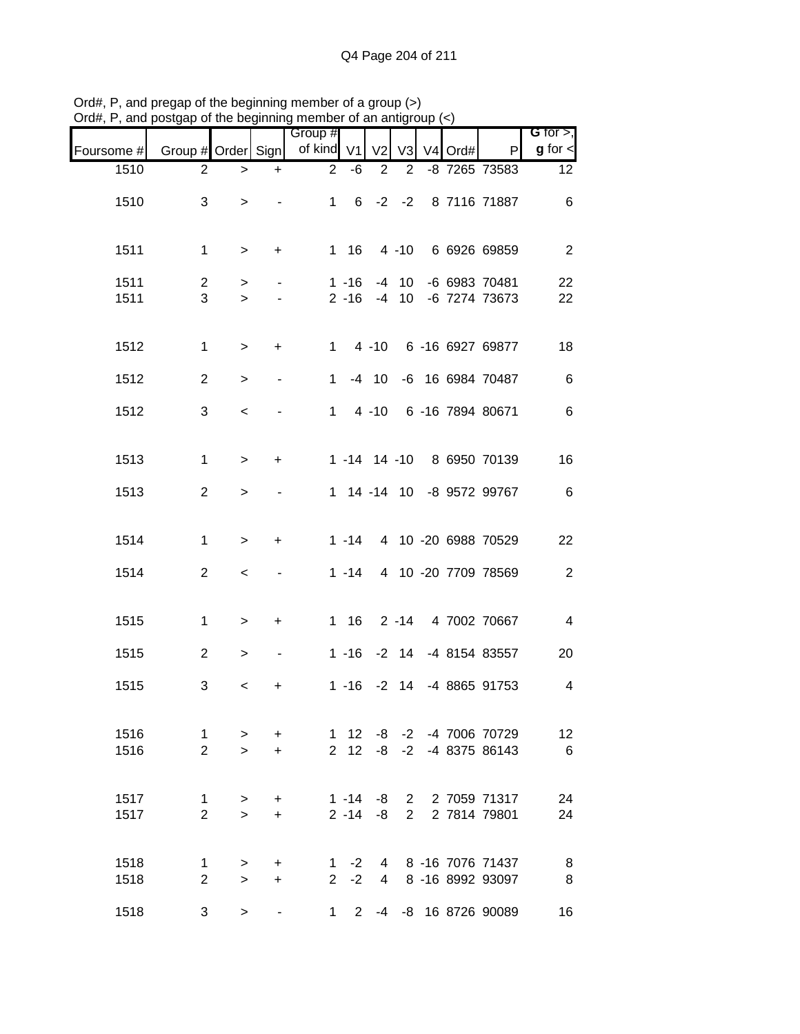Ord#, P, and pregap of the beginning member of a group (>)
Ord#, P, and postgap of the beginning member of an antigroup (<)

| Foursome # | Group # | Order | Sign | Group # of kind | V1 | V2 | V3 | V4 | Ord# | P | G for >, g for < |
|---|---|---|---|---|---|---|---|---|---|---|---|
| 1510 | 2 | > | + | 2 | -6 | 2 | 2 | -8 | 7265 | 73583 | 12 |
| 1510 | 3 | > | - | 1 | 6 | -2 | -2 | 8 | 7116 | 71887 | 6 |
| 1511 | 1 | > | + | 1 | 16 | 4 | -10 | 6 | 6926 | 69859 | 2 |
| 1511 | 2 | > | - | 1 | -16 | -4 | 10 | -6 | 6983 | 70481 | 22 |
| 1511 | 3 | > | - | 2 | -16 | -4 | 10 | -6 | 7274 | 73673 | 22 |
| 1512 | 1 | > | + | 1 | 4 | -10 | 6 | -16 | 6927 | 69877 | 18 |
| 1512 | 2 | > | - | 1 | -4 | 10 | -6 | 16 | 6984 | 70487 | 6 |
| 1512 | 3 | < | - | 1 | 4 | -10 | 6 | -16 | 7894 | 80671 | 6 |
| 1513 | 1 | > | + | 1 | -14 | 14 | -10 | 8 | 6950 | 70139 | 16 |
| 1513 | 2 | > | - | 1 | 14 | -14 | 10 | -8 | 9572 | 99767 | 6 |
| 1514 | 1 | > | + | 1 | -14 | 4 | 10 | -20 | 6988 | 70529 | 22 |
| 1514 | 2 | < | - | 1 | -14 | 4 | 10 | -20 | 7709 | 78569 | 2 |
| 1515 | 1 | > | + | 1 | 16 | 2 | -14 | 4 | 7002 | 70667 | 4 |
| 1515 | 2 | > | - | 1 | -16 | -2 | 14 | -4 | 8154 | 83557 | 20 |
| 1515 | 3 | < | + | 1 | -16 | -2 | 14 | -4 | 8865 | 91753 | 4 |
| 1516 | 1 | > | + | 1 | 12 | -8 | -2 | -4 | 7006 | 70729 | 12 |
| 1516 | 2 | > | + | 2 | 12 | -8 | -2 | -4 | 8375 | 86143 | 6 |
| 1517 | 1 | > | + | 1 | -14 | -8 | 2 | 2 | 7059 | 71317 | 24 |
| 1517 | 2 | > | + | 2 | -14 | -8 | 2 | 2 | 7814 | 79801 | 24 |
| 1518 | 1 | > | + | 1 | -2 | 4 | 8 | -16 | 7076 | 71437 | 8 |
| 1518 | 2 | > | + | 2 | -2 | 4 | 8 | -16 | 8992 | 93097 | 8 |
| 1518 | 3 | > | - | 1 | 2 | -4 | -8 | 16 | 8726 | 90089 | 16 |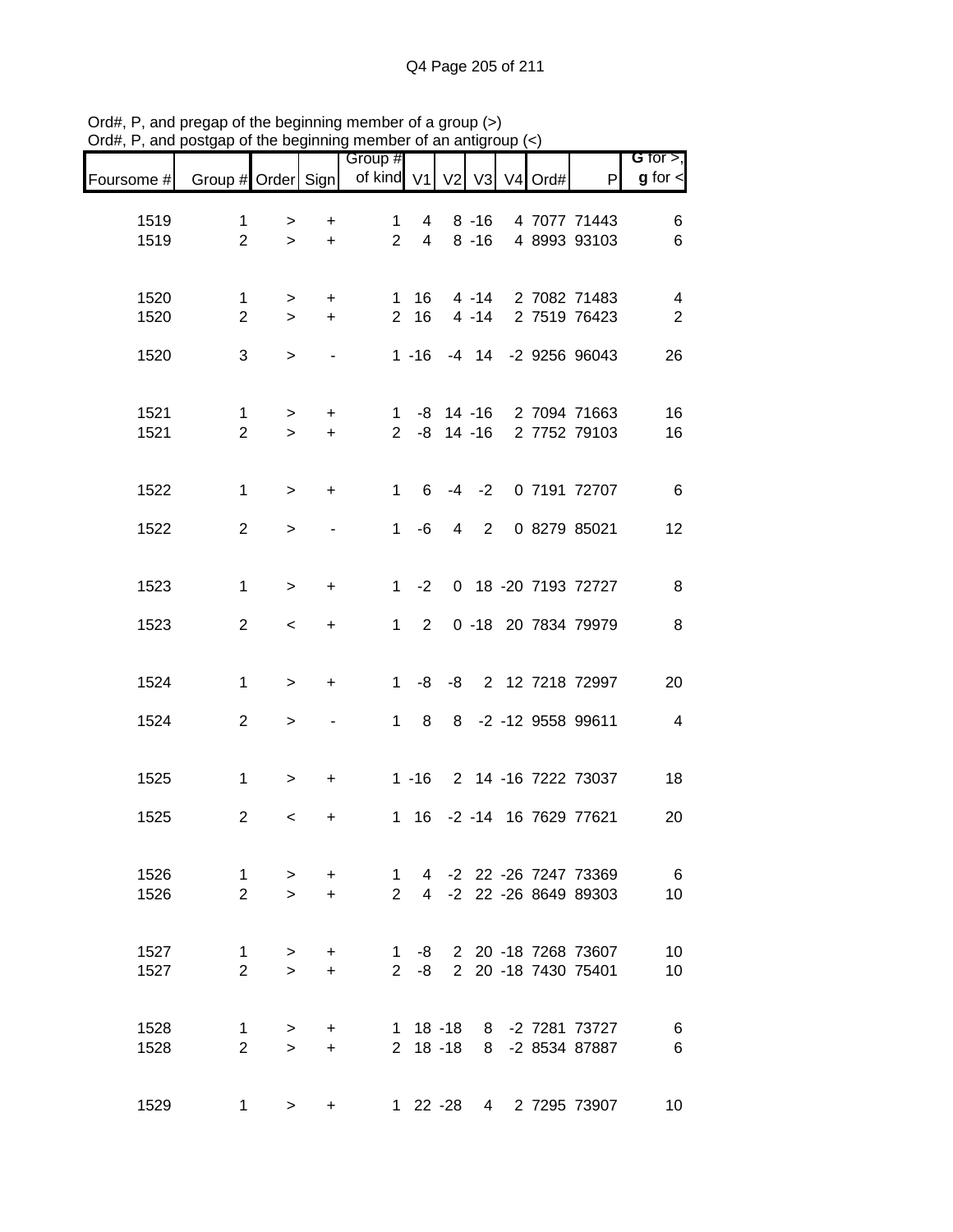Ord#, P, and pregap of the beginning member of a group (>)
Ord#, P, and postgap of the beginning member of an antigroup (<)

| Foursome # | Group # | Order | Sign | Group # of kind | V1 | V2 | V3 | V4 | Ord# | P | G for >, g for < |
|---|---|---|---|---|---|---|---|---|---|---|---|
| 1519 | 1 | > | + | 1 | 4 | 8 | -16 | 4 | 7077 | 71443 | 6 |
| 1519 | 2 | > | + | 2 | 4 | 8 | -16 | 4 | 8993 | 93103 | 6 |
| 1520 | 1 | > | + | 1 | 16 | 4 | -14 | 2 | 7082 | 71483 | 4 |
| 1520 | 2 | > | + | 2 | 16 | 4 | -14 | 2 | 7519 | 76423 | 2 |
| 1520 | 3 | > | - | 1 | -16 | -4 | 14 | -2 | 9256 | 96043 | 26 |
| 1521 | 1 | > | + | 1 | -8 | 14 | -16 | 2 | 7094 | 71663 | 16 |
| 1521 | 2 | > | + | 2 | -8 | 14 | -16 | 2 | 7752 | 79103 | 16 |
| 1522 | 1 | > | + | 1 | 6 | -4 | -2 | 0 | 7191 | 72707 | 6 |
| 1522 | 2 | > | - | 1 | -6 | 4 | 2 | 0 | 8279 | 85021 | 12 |
| 1523 | 1 | > | + | 1 | -2 | 0 | 18 | -20 | 7193 | 72727 | 8 |
| 1523 | 2 | < | + | 1 | 2 | 0 | -18 | 20 | 7834 | 79979 | 8 |
| 1524 | 1 | > | + | 1 | -8 | -8 | 2 | 12 | 7218 | 72997 | 20 |
| 1524 | 2 | > | - | 1 | 8 | 8 | -2 | -12 | 9558 | 99611 | 4 |
| 1525 | 1 | > | + | 1 | -16 | 2 | 14 | -16 | 7222 | 73037 | 18 |
| 1525 | 2 | < | + | 1 | 16 | -2 | -14 | 16 | 7629 | 77621 | 20 |
| 1526 | 1 | > | + | 1 | 4 | -2 | 22 | -26 | 7247 | 73369 | 6 |
| 1526 | 2 | > | + | 2 | 4 | -2 | 22 | -26 | 8649 | 89303 | 10 |
| 1527 | 1 | > | + | 1 | -8 | 2 | 20 | -18 | 7268 | 73607 | 10 |
| 1527 | 2 | > | + | 2 | -8 | 2 | 20 | -18 | 7430 | 75401 | 10 |
| 1528 | 1 | > | + | 1 | 18 | -18 | 8 | -2 | 7281 | 73727 | 6 |
| 1528 | 2 | > | + | 2 | 18 | -18 | 8 | -2 | 8534 | 87887 | 6 |
| 1529 | 1 | > | + | 1 | 22 | -28 | 4 | 2 | 7295 | 73907 | 10 |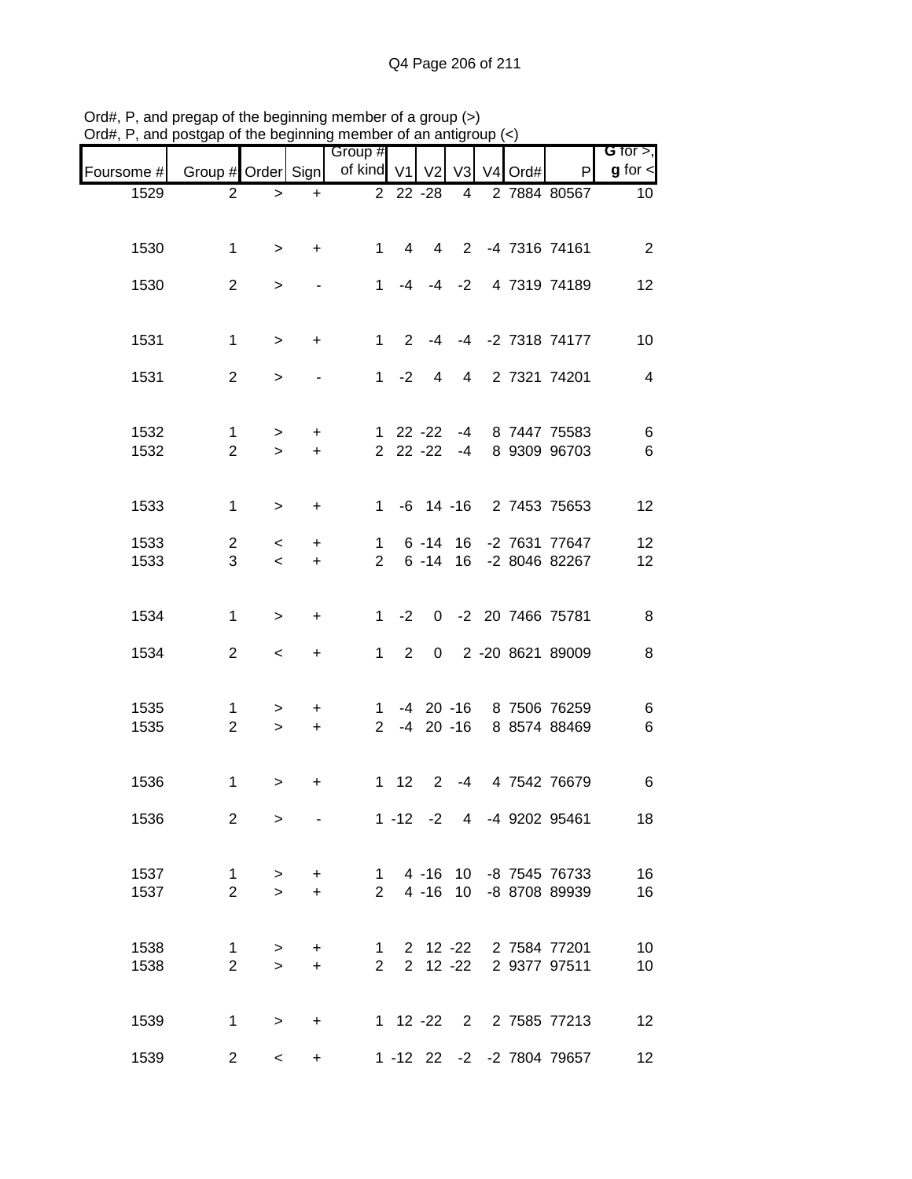Ord#, P, and pregap of the beginning member of a group (>)
Ord#, P, and postgap of the beginning member of an antigroup (<)

| Foursome # | Group # | Order | Sign | Group # of kind | V1 | V2 | V3 | V4 | Ord# | P | G for >, g for < |
|---|---|---|---|---|---|---|---|---|---|---|---|
| 1529 | 2 | > | + | 2 | 22 | -28 | 4 | 2 | 7884 | 80567 | 10 |
| 1530 | 1 | > | + | 1 | 4 | 4 | 2 | -4 | 7316 | 74161 | 2 |
| 1530 | 2 | > | - | 1 | -4 | -4 | -2 | 4 | 7319 | 74189 | 12 |
| 1531 | 1 | > | + | 1 | 2 | -4 | -4 | -2 | 7318 | 74177 | 10 |
| 1531 | 2 | > | - | 1 | -2 | 4 | 4 | 2 | 7321 | 74201 | 4 |
| 1532 | 1 | > | + | 1 | 22 | -22 | -4 | 8 | 7447 | 75583 | 6 |
| 1532 | 2 | > | + | 2 | 22 | -22 | -4 | 8 | 9309 | 96703 | 6 |
| 1533 | 1 | > | + | 1 | -6 | 14 | -16 | 2 | 7453 | 75653 | 12 |
| 1533 | 2 | < | + | 1 | 6 | -14 | 16 | -2 | 7631 | 77647 | 12 |
| 1533 | 3 | < | + | 2 | 6 | -14 | 16 | -2 | 8046 | 82267 | 12 |
| 1534 | 1 | > | + | 1 | -2 | 0 | -2 | 20 | 7466 | 75781 | 8 |
| 1534 | 2 | < | + | 1 | 2 | 0 | 2 | -20 | 8621 | 89009 | 8 |
| 1535 | 1 | > | + | 1 | -4 | 20 | -16 | 8 | 7506 | 76259 | 6 |
| 1535 | 2 | > | + | 2 | -4 | 20 | -16 | 8 | 8574 | 88469 | 6 |
| 1536 | 1 | > | + | 1 | 12 | 2 | -4 | 4 | 7542 | 76679 | 6 |
| 1536 | 2 | > | - | 1 | -12 | -2 | 4 | -4 | 9202 | 95461 | 18 |
| 1537 | 1 | > | + | 1 | 4 | -16 | 10 | -8 | 7545 | 76733 | 16 |
| 1537 | 2 | > | + | 2 | 4 | -16 | 10 | -8 | 8708 | 89939 | 16 |
| 1538 | 1 | > | + | 1 | 2 | 12 | -22 | 2 | 7584 | 77201 | 10 |
| 1538 | 2 | > | + | 2 | 2 | 12 | -22 | 2 | 9377 | 97511 | 10 |
| 1539 | 1 | > | + | 1 | 12 | -22 | 2 | 2 | 7585 | 77213 | 12 |
| 1539 | 2 | < | + | 1 | -12 | 22 | -2 | -2 | 7804 | 79657 | 12 |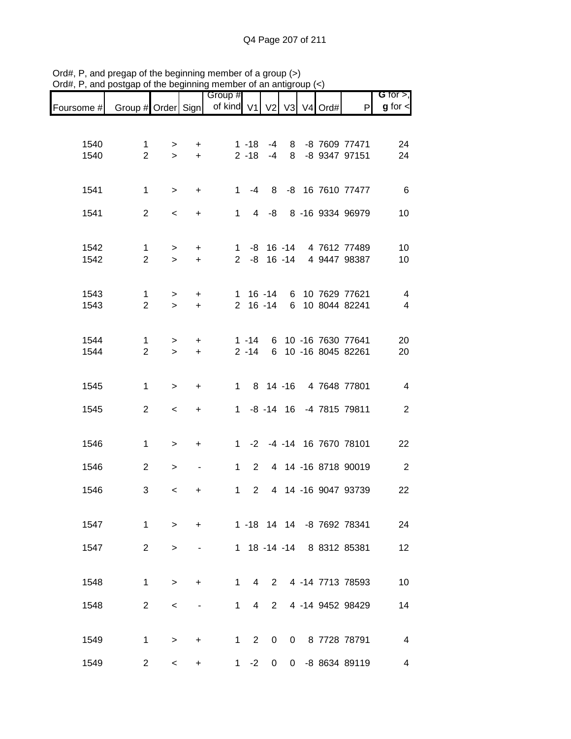Ord#, P, and pregap of the beginning member of a group (>)
Ord#, P, and postgap of the beginning member of an antigroup (<)

| Foursome # | Group # | Order | Sign | Group # of kind | V1 | V2 | V3 | V4 | Ord# | P | G for >, g for < |
|---|---|---|---|---|---|---|---|---|---|---|---|
| 1540 | 1 | > | + | 1 | -18 | -4 | 8 | -8 | 7609 | 77471 | 24 |
| 1540 | 2 | > | + | 2 | -18 | -4 | 8 | -8 | 9347 | 97151 | 24 |
| 1541 | 1 | > | + | 1 | -4 | 8 | -8 | 16 | 7610 | 77477 | 6 |
| 1541 | 2 | < | + | 1 | 4 | -8 | 8 | -16 | 9334 | 96979 | 10 |
| 1542 | 1 | > | + | 1 | -8 | 16 | -14 | 4 | 7612 | 77489 | 10 |
| 1542 | 2 | > | + | 2 | -8 | 16 | -14 | 4 | 9447 | 98387 | 10 |
| 1543 | 1 | > | + | 1 | 16 | -14 | 6 | 10 | 7629 | 77621 | 4 |
| 1543 | 2 | > | + | 2 | 16 | -14 | 6 | 10 | 8044 | 82241 | 4 |
| 1544 | 1 | > | + | 1 | -14 | 6 | 10 | -16 | 7630 | 77641 | 20 |
| 1544 | 2 | > | + | 2 | -14 | 6 | 10 | -16 | 8045 | 82261 | 20 |
| 1545 | 1 | > | + | 1 | 8 | 14 | -16 | 4 | 7648 | 77801 | 4 |
| 1545 | 2 | < | + | 1 | -8 | -14 | 16 | -4 | 7815 | 79811 | 2 |
| 1546 | 1 | > | + | 1 | -2 | -4 | -14 | 16 | 7670 | 78101 | 22 |
| 1546 | 2 | > | - | 1 | 2 | 4 | 14 | -16 | 8718 | 90019 | 2 |
| 1546 | 3 | < | + | 1 | 2 | 4 | 14 | -16 | 9047 | 93739 | 22 |
| 1547 | 1 | > | + | 1 | -18 | 14 | 14 | -8 | 7692 | 78341 | 24 |
| 1547 | 2 | > | - | 1 | 18 | -14 | -14 | 8 | 8312 | 85381 | 12 |
| 1548 | 1 | > | + | 1 | 4 | 2 | 4 | -14 | 7713 | 78593 | 10 |
| 1548 | 2 | < | - | 1 | 4 | 2 | 4 | -14 | 9452 | 98429 | 14 |
| 1549 | 1 | > | + | 1 | 2 | 0 | 0 | 8 | 7728 | 78791 | 4 |
| 1549 | 2 | < | + | 1 | -2 | 0 | 0 | -8 | 8634 | 89119 | 4 |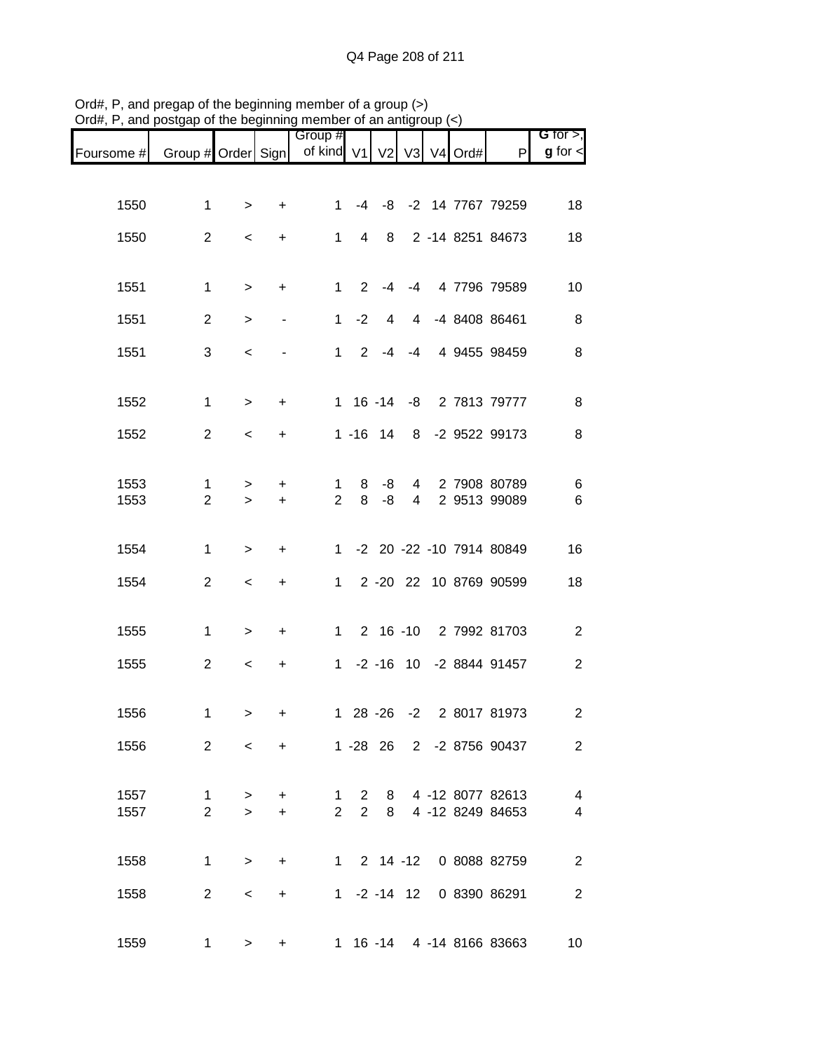Ord#, P, and pregap of the beginning member of a group (>)
Ord#, P, and postgap of the beginning member of an antigroup (<)

| Foursome # | Group # | Order | Sign | Group # of kind | V1 | V2 | V3 | V4 | Ord# | P | G for >, g for < |
|---|---|---|---|---|---|---|---|---|---|---|---|
| 1550 | 1 | > | + | 1 | -4 | -8 | -2 | 14 | 7767 | 79259 | 18 |
| 1550 | 2 | < | + | 1 | 4 | 8 | 2 | -14 | 8251 | 84673 | 18 |
| 1551 | 1 | > | + | 1 | 2 | -4 | -4 | 4 | 7796 | 79589 | 10 |
| 1551 | 2 | > | - | 1 | -2 | 4 | 4 | -4 | 8408 | 86461 | 8 |
| 1551 | 3 | < | - | 1 | 2 | -4 | -4 | 4 | 9455 | 98459 | 8 |
| 1552 | 1 | > | + | 1 | 16 | -14 | -8 | 2 | 7813 | 79777 | 8 |
| 1552 | 2 | < | + | 1 | -16 | 14 | 8 | -2 | 9522 | 99173 | 8 |
| 1553 | 1 | > | + | 1 | 8 | -8 | 4 | 2 | 7908 | 80789 | 6 |
| 1553 | 2 | > | + | 2 | 8 | -8 | 4 | 2 | 9513 | 99089 | 6 |
| 1554 | 1 | > | + | 1 | -2 | 20 | -22 | -10 | 7914 | 80849 | 16 |
| 1554 | 2 | < | + | 1 | 2 | -20 | 22 | 10 | 8769 | 90599 | 18 |
| 1555 | 1 | > | + | 1 | 2 | 16 | -10 | 2 | 7992 | 81703 | 2 |
| 1555 | 2 | < | + | 1 | -2 | -16 | 10 | -2 | 8844 | 91457 | 2 |
| 1556 | 1 | > | + | 1 | 28 | -26 | -2 | 2 | 8017 | 81973 | 2 |
| 1556 | 2 | < | + | 1 | -28 | 26 | 2 | -2 | 8756 | 90437 | 2 |
| 1557 | 1 | > | + | 1 | 2 | 8 | 4 | -12 | 8077 | 82613 | 4 |
| 1557 | 2 | > | + | 2 | 2 | 8 | 4 | -12 | 8249 | 84653 | 4 |
| 1558 | 1 | > | + | 1 | 2 | 14 | -12 | 0 | 8088 | 82759 | 2 |
| 1558 | 2 | < | + | 1 | -2 | -14 | 12 | 0 | 8390 | 86291 | 2 |
| 1559 | 1 | > | + | 1 | 16 | -14 | 4 | -14 | 8166 | 83663 | 10 |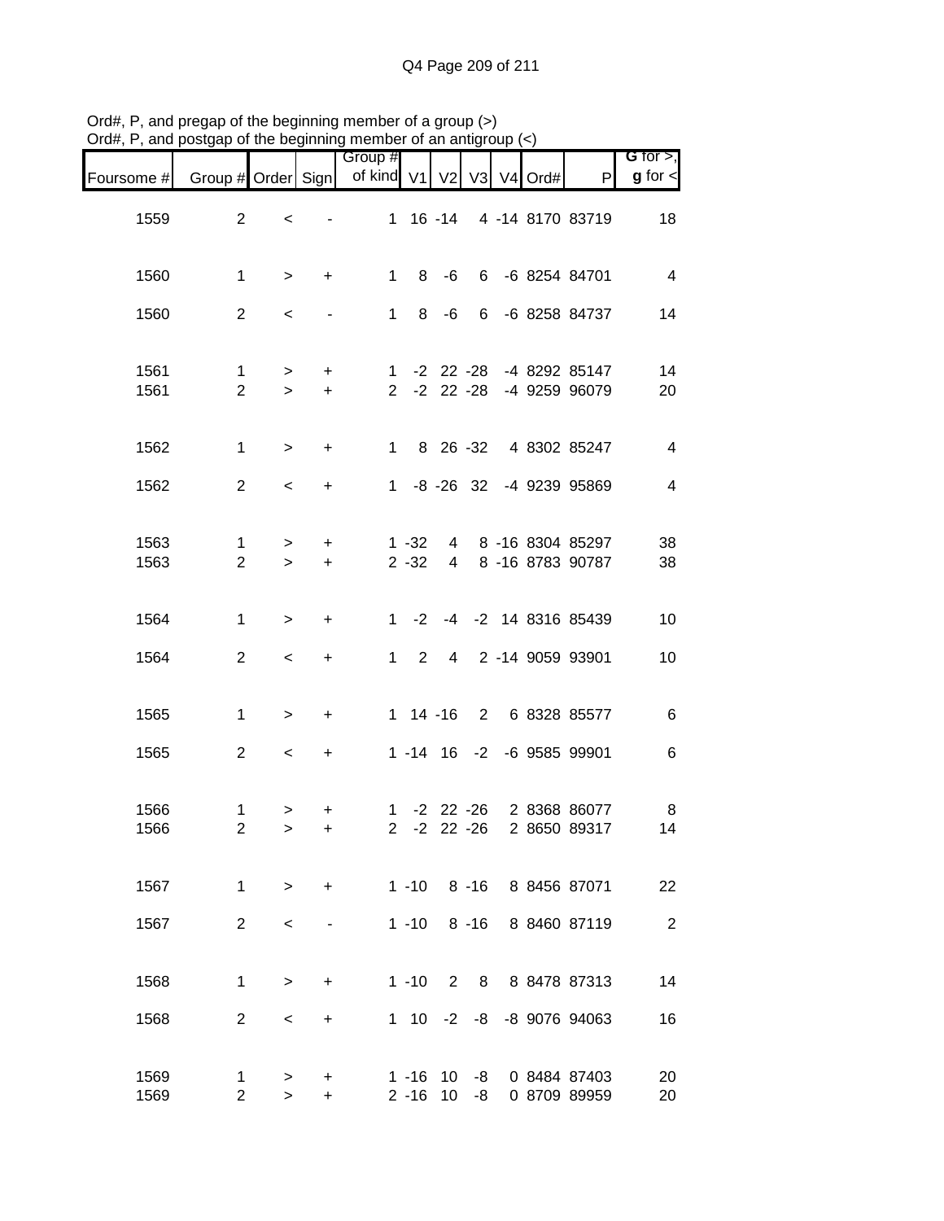Ord#, P, and pregap of the beginning member of a group (>)
Ord#, P, and postgap of the beginning member of an antigroup (<)

| Foursome # | Group # | Order | Sign | Group # of kind | V1 | V2 | V3 | V4 | Ord# | P | G for >, g for < |
|---|---|---|---|---|---|---|---|---|---|---|---|
| 1559 | 2 | < | - | 1 | 16 | -14 | 4 | -14 | 8170 | 83719 | 18 |
| 1560 | 1 | > | + | 1 | 8 | -6 | 6 | -6 | 8254 | 84701 | 4 |
| 1560 | 2 | < | - | 1 | 8 | -6 | 6 | -6 | 8258 | 84737 | 14 |
| 1561 | 1 | > | + | 1 | -2 | 22 | -28 | -4 | 8292 | 85147 | 14 |
| 1561 | 2 | > | + | 2 | -2 | 22 | -28 | -4 | 9259 | 96079 | 20 |
| 1562 | 1 | > | + | 1 | 8 | 26 | -32 | 4 | 8302 | 85247 | 4 |
| 1562 | 2 | < | + | 1 | -8 | -26 | 32 | -4 | 9239 | 95869 | 4 |
| 1563 | 1 | > | + | 1 | -32 | 4 | 8 | -16 | 8304 | 85297 | 38 |
| 1563 | 2 | > | + | 2 | -32 | 4 | 8 | -16 | 8783 | 90787 | 38 |
| 1564 | 1 | > | + | 1 | -2 | -4 | -2 | 14 | 8316 | 85439 | 10 |
| 1564 | 2 | < | + | 1 | 2 | 4 | 2 | -14 | 9059 | 93901 | 10 |
| 1565 | 1 | > | + | 1 | 14 | -16 | 2 | 6 | 8328 | 85577 | 6 |
| 1565 | 2 | < | + | 1 | -14 | 16 | -2 | -6 | 9585 | 99901 | 6 |
| 1566 | 1 | > | + | 1 | -2 | 22 | -26 | 2 | 8368 | 86077 | 8 |
| 1566 | 2 | > | + | 2 | -2 | 22 | -26 | 2 | 8650 | 89317 | 14 |
| 1567 | 1 | > | + | 1 | -10 | 8 | -16 | 8 | 8456 | 87071 | 22 |
| 1567 | 2 | < | - | 1 | -10 | 8 | -16 | 8 | 8460 | 87119 | 2 |
| 1568 | 1 | > | + | 1 | -10 | 2 | 8 | 8 | 8478 | 87313 | 14 |
| 1568 | 2 | < | + | 1 | 10 | -2 | -8 | -8 | 9076 | 94063 | 16 |
| 1569 | 1 | > | + | 1 | -16 | 10 | -8 | 0 | 8484 | 87403 | 20 |
| 1569 | 2 | > | + | 2 | -16 | 10 | -8 | 0 | 8709 | 89959 | 20 |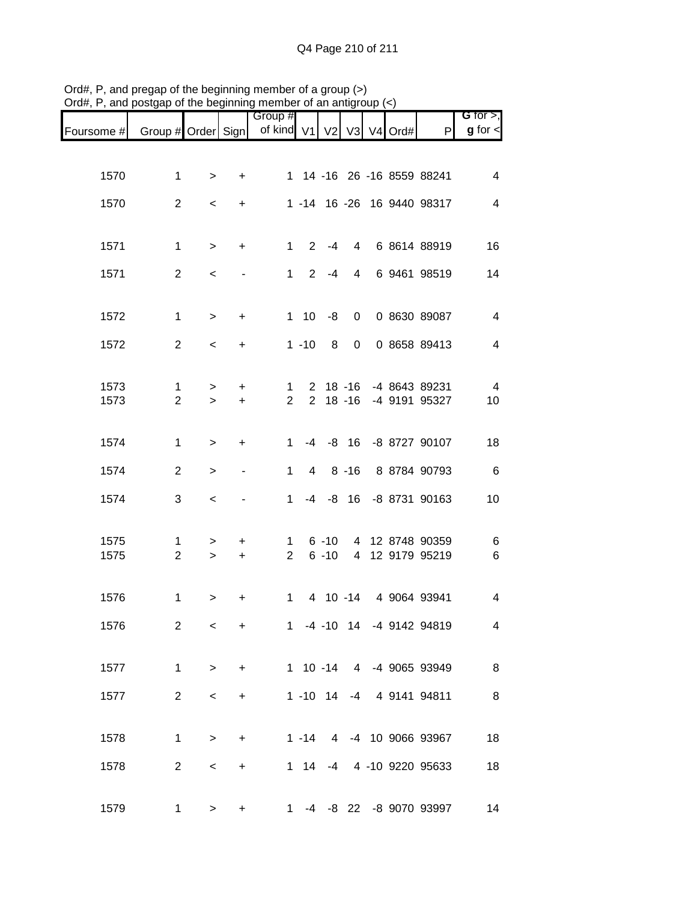Ord#, P, and pregap of the beginning member of a group (>)
Ord#, P, and postgap of the beginning member of an antigroup (<)

| Foursome # | Group # | Order | Sign | Group # of kind | V1 | V2 | V3 | V4 | Ord# | P | G for >, g for < |
|---|---|---|---|---|---|---|---|---|---|---|---|
| 1570 | 1 | > | + | 1 | 14 | -16 | 26 | -16 | 8559 | 88241 | 4 |
| 1570 | 2 | < | + | 1 | -14 | 16 | -26 | 16 | 9440 | 98317 | 4 |
| 1571 | 1 | > | + | 1 | 2 | -4 | 4 | 6 | 8614 | 88919 | 16 |
| 1571 | 2 | < | - | 1 | 2 | -4 | 4 | 6 | 9461 | 98519 | 14 |
| 1572 | 1 | > | + | 1 | 10 | -8 | 0 | 0 | 8630 | 89087 | 4 |
| 1572 | 2 | < | + | 1 | -10 | 8 | 0 | 0 | 8658 | 89413 | 4 |
| 1573 | 1 | > | + | 1 | 2 | 18 | -16 | -4 | 8643 | 89231 | 4 |
| 1573 | 2 | > | + | 2 | 2 | 18 | -16 | -4 | 9191 | 95327 | 10 |
| 1574 | 1 | > | + | 1 | -4 | -8 | 16 | -8 | 8727 | 90107 | 18 |
| 1574 | 2 | > | - | 1 | 4 | 8 | -16 | 8 | 8784 | 90793 | 6 |
| 1574 | 3 | < | - | 1 | -4 | -8 | 16 | -8 | 8731 | 90163 | 10 |
| 1575 | 1 | > | + | 1 | 6 | -10 | 4 | 12 | 8748 | 90359 | 6 |
| 1575 | 2 | > | + | 2 | 6 | -10 | 4 | 12 | 9179 | 95219 | 6 |
| 1576 | 1 | > | + | 1 | 4 | 10 | -14 | 4 | 9064 | 93941 | 4 |
| 1576 | 2 | < | + | 1 | -4 | -10 | 14 | -4 | 9142 | 94819 | 4 |
| 1577 | 1 | > | + | 1 | 10 | -14 | 4 | -4 | 9065 | 93949 | 8 |
| 1577 | 2 | < | + | 1 | -10 | 14 | -4 | 4 | 9141 | 94811 | 8 |
| 1578 | 1 | > | + | 1 | -14 | 4 | -4 | 10 | 9066 | 93967 | 18 |
| 1578 | 2 | < | + | 1 | 14 | -4 | 4 | -10 | 9220 | 95633 | 18 |
| 1579 | 1 | > | + | 1 | -4 | -8 | 22 | -8 | 9070 | 93997 | 14 |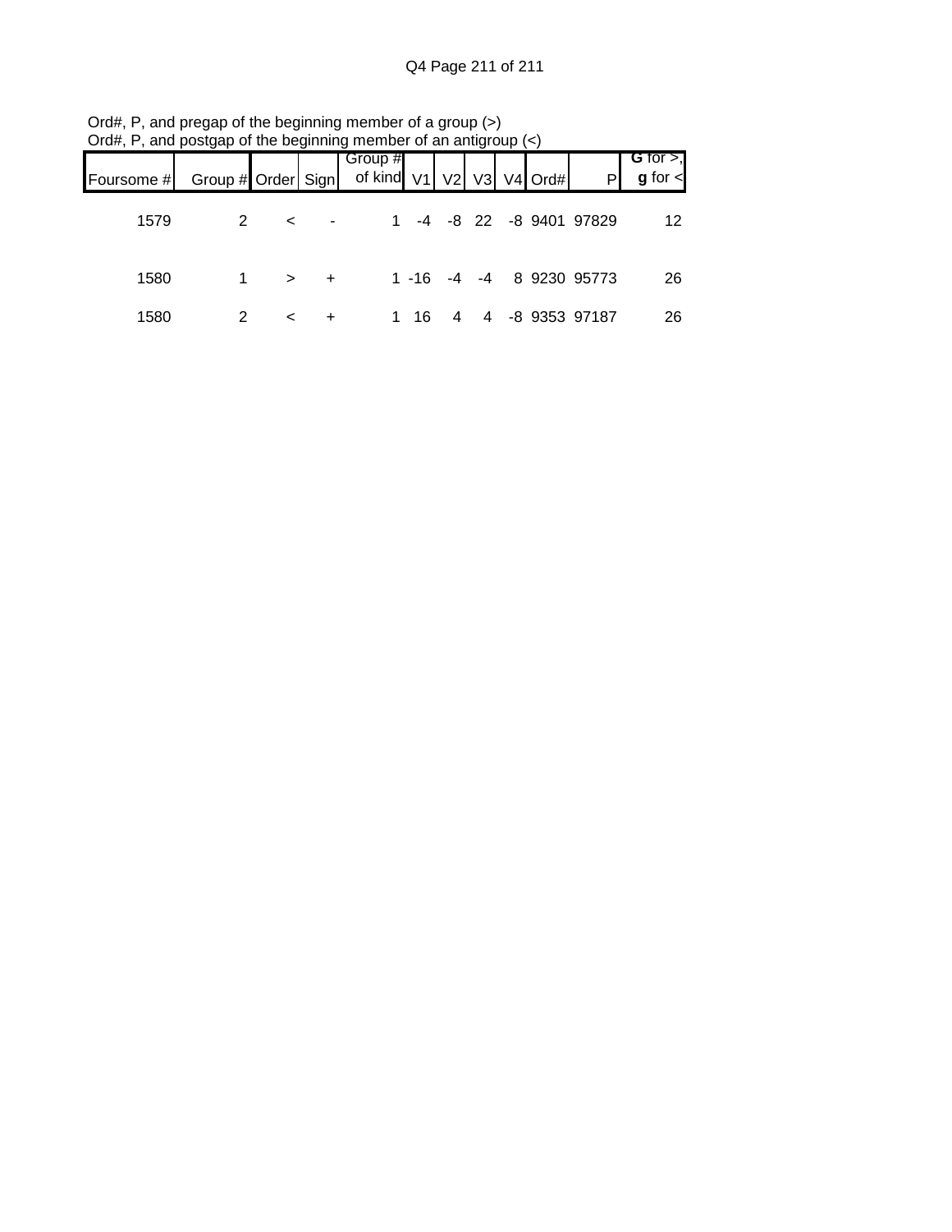Ord#, P, and pregap of the beginning member of a group (>)
Ord#, P, and postgap of the beginning member of an antigroup (<)

| Foursome # | Group # | Order | Sign | Group # of kind | V1 | V2 | V3 | V4 | Ord# | P | **G** for >, **g** for < |
|---|---|---|---|---|---|---|---|---|---|---|---|
| 1579 | 2 | < | - | 1 | -4 | -8 | 22 | -8 | 9401 | 97829 | 12 |
| 1580 | 1 | > | + | 1 | -16 | -4 | -4 | 8 | 9230 | 95773 | 26 |
| 1580 | 2 | < | + | 1 | 16 | 4 | 4 | -8 | 9353 | 97187 | 26 |